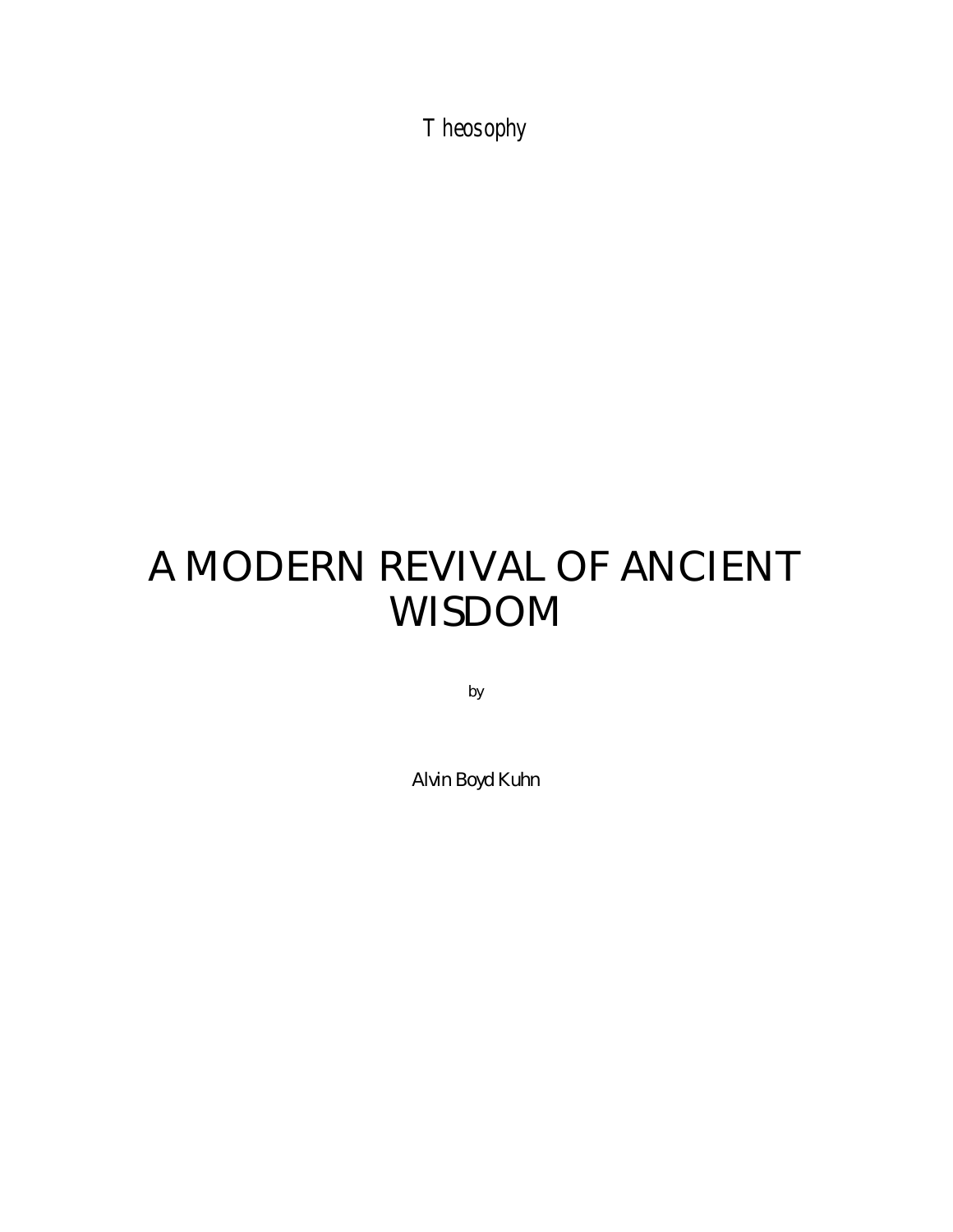Theosophy

# A MODERN REVIVAL OF ANCIENT WISDOM

by

Alvin Boyd Kuhn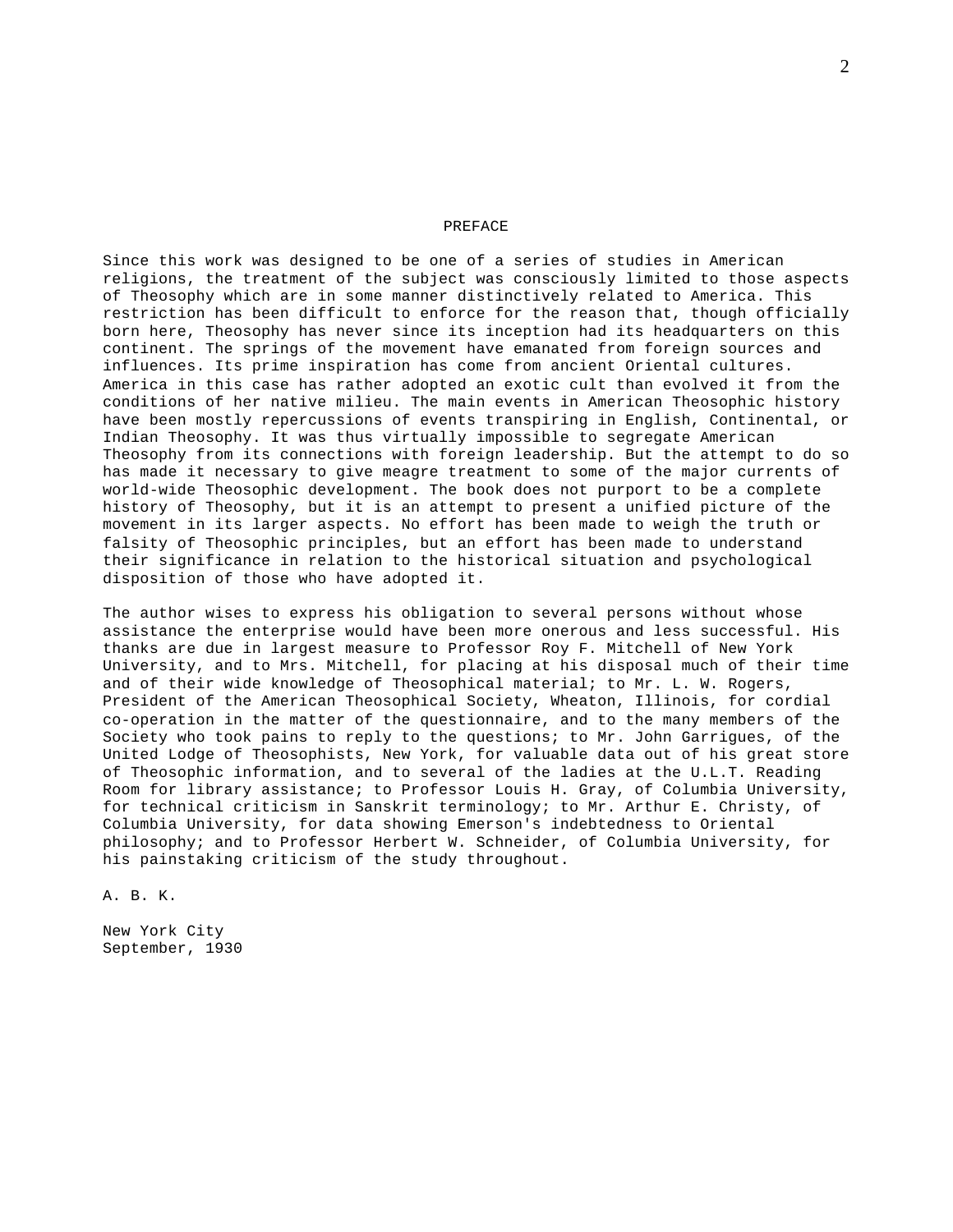# PREFACE

Since this work was designed to be one of a series of studies in American religions, the treatment of the subject was consciously limited to those aspects of Theosophy which are in some manner distinctively related to America. This restriction has been difficult to enforce for the reason that, though officially born here, Theosophy has never since its inception had its headquarters on this continent. The springs of the movement have emanated from foreign sources and influences. Its prime inspiration has come from ancient Oriental cultures. America in this case has rather adopted an exotic cult than evolved it from the conditions of her native milieu. The main events in American Theosophic history have been mostly repercussions of events transpiring in English, Continental, or Indian Theosophy. It was thus virtually impossible to segregate American Theosophy from its connections with foreign leadership. But the attempt to do so has made it necessary to give meagre treatment to some of the major currents of world-wide Theosophic development. The book does not purport to be a complete history of Theosophy, but it is an attempt to present a unified picture of the movement in its larger aspects. No effort has been made to weigh the truth or falsity of Theosophic principles, but an effort has been made to understand their significance in relation to the historical situation and psychological disposition of those who have adopted it.

The author wises to express his obligation to several persons without whose assistance the enterprise would have been more onerous and less successful. His thanks are due in largest measure to Professor Roy F. Mitchell of New York University, and to Mrs. Mitchell, for placing at his disposal much of their time and of their wide knowledge of Theosophical material; to Mr. L. W. Rogers, President of the American Theosophical Society, Wheaton, Illinois, for cordial co-operation in the matter of the questionnaire, and to the many members of the Society who took pains to reply to the questions; to Mr. John Garrigues, of the United Lodge of Theosophists, New York, for valuable data out of his great store of Theosophic information, and to several of the ladies at the U.L.T. Reading Room for library assistance; to Professor Louis H. Gray, of Columbia University, for technical criticism in Sanskrit terminology; to Mr. Arthur E. Christy, of Columbia University, for data showing Emerson's indebtedness to Oriental philosophy; and to Professor Herbert W. Schneider, of Columbia University, for his painstaking criticism of the study throughout.

A. B. K.

New York City
September, 1930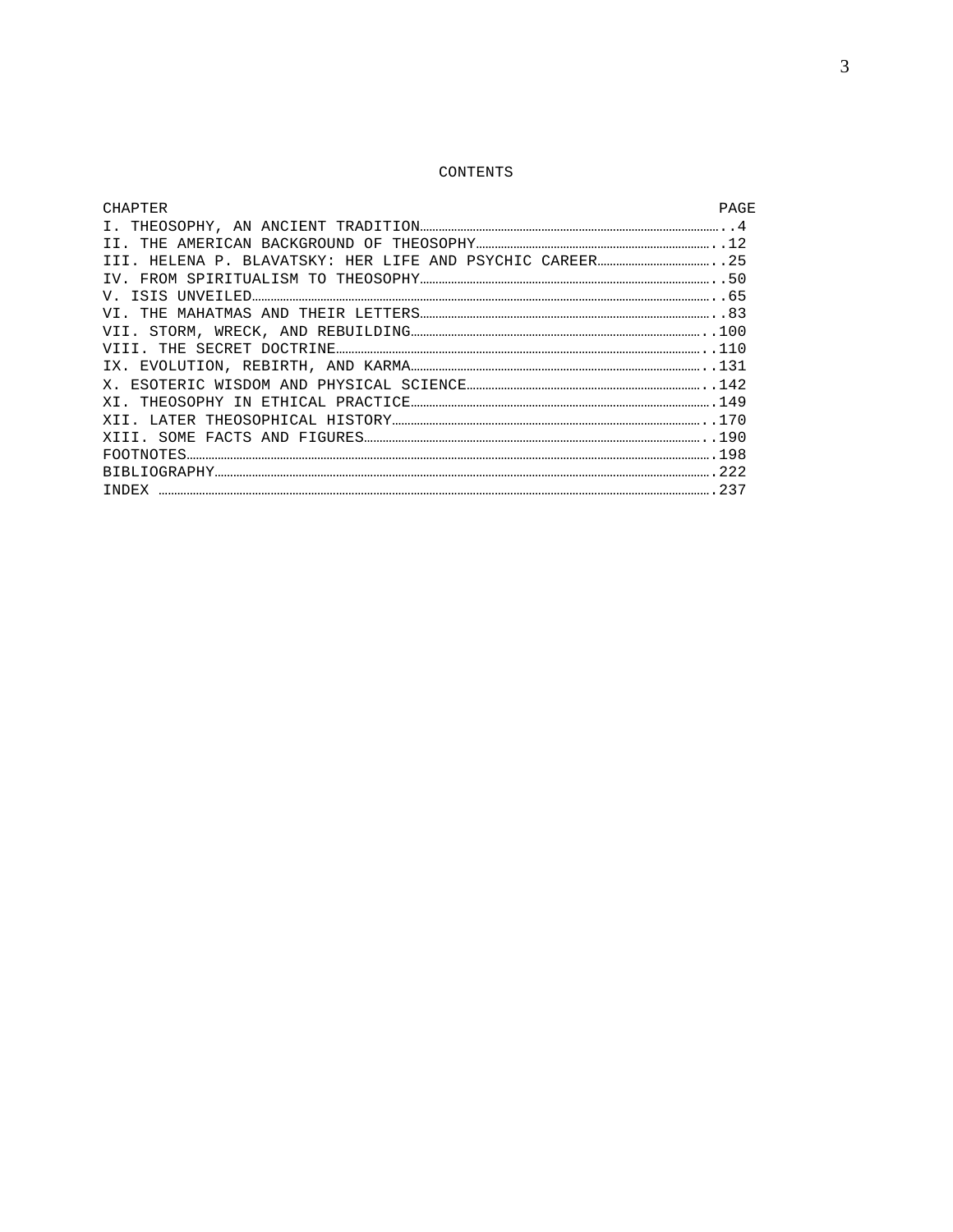# CONTENTS

| CHAPTER | PAGE |
| --- | --- |
| I. THEOSOPHY, AN ANCIENT TRADITION | 4 |
| II. THE AMERICAN BACKGROUND OF THEOSOPHY | 12 |
| III. HELENA P. BLAVATSKY: HER LIFE AND PSYCHIC CAREER | 25 |
| IV. FROM SPIRITUALISM TO THEOSOPHY | 50 |
| V. ISIS UNVEILED | 65 |
| VI. THE MAHATMAS AND THEIR LETTERS | 83 |
| VII. STORM, WRECK, AND REBUILDING | 100 |
| VIII. THE SECRET DOCTRINE | 110 |
| IX. EVOLUTION, REBIRTH, AND KARMA | 131 |
| X. ESOTERIC WISDOM AND PHYSICAL SCIENCE | 142 |
| XI. THEOSOPHY IN ETHICAL PRACTICE | 149 |
| XII. LATER THEOSOPHICAL HISTORY | 170 |
| XIII. SOME FACTS AND FIGURES | 190 |
| FOOTNOTES | 198 |
| BIBLIOGRAPHY | 222 |
| INDEX | 237 |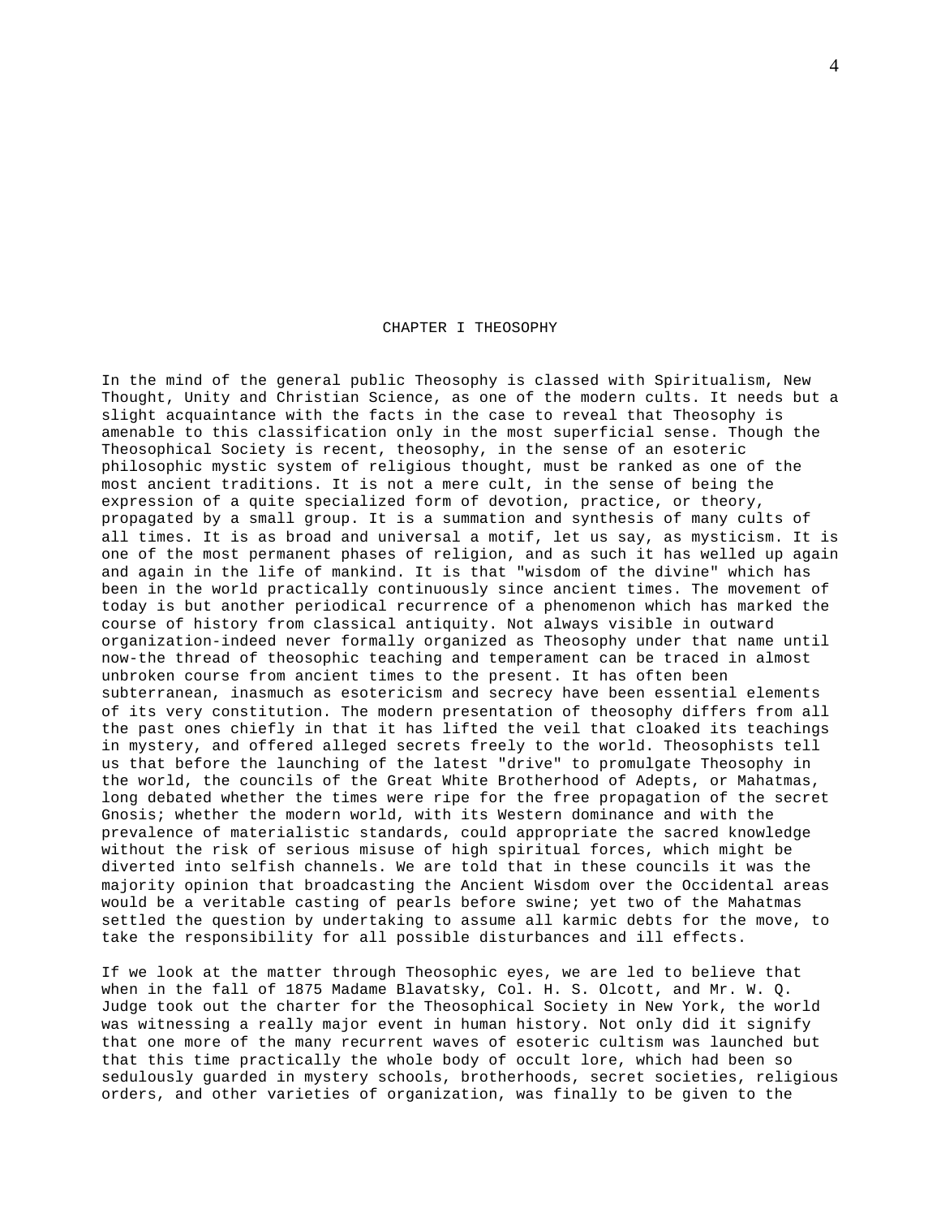# CHAPTER I THEOSOPHY

In the mind of the general public Theosophy is classed with Spiritualism, New Thought, Unity and Christian Science, as one of the modern cults. It needs but a slight acquaintance with the facts in the case to reveal that Theosophy is amenable to this classification only in the most superficial sense. Though the Theosophical Society is recent, theosophy, in the sense of an esoteric philosophic mystic system of religious thought, must be ranked as one of the most ancient traditions. It is not a mere cult, in the sense of being the expression of a quite specialized form of devotion, practice, or theory, propagated by a small group. It is a summation and synthesis of many cults of all times. It is as broad and universal a motif, let us say, as mysticism. It is one of the most permanent phases of religion, and as such it has welled up again and again in the life of mankind. It is that "wisdom of the divine" which has been in the world practically continuously since ancient times. The movement of today is but another periodical recurrence of a phenomenon which has marked the course of history from classical antiquity. Not always visible in outward organization-indeed never formally organized as Theosophy under that name until now-the thread of theosophic teaching and temperament can be traced in almost unbroken course from ancient times to the present. It has often been subterranean, inasmuch as esotericism and secrecy have been essential elements of its very constitution. The modern presentation of theosophy differs from all the past ones chiefly in that it has lifted the veil that cloaked its teachings in mystery, and offered alleged secrets freely to the world. Theosophists tell us that before the launching of the latest "drive" to promulgate Theosophy in the world, the councils of the Great White Brotherhood of Adepts, or Mahatmas, long debated whether the times were ripe for the free propagation of the secret Gnosis; whether the modern world, with its Western dominance and with the prevalence of materialistic standards, could appropriate the sacred knowledge without the risk of serious misuse of high spiritual forces, which might be diverted into selfish channels. We are told that in these councils it was the majority opinion that broadcasting the Ancient Wisdom over the Occidental areas would be a veritable casting of pearls before swine; yet two of the Mahatmas settled the question by undertaking to assume all karmic debts for the move, to take the responsibility for all possible disturbances and ill effects.

If we look at the matter through Theosophic eyes, we are led to believe that when in the fall of 1875 Madame Blavatsky, Col. H. S. Olcott, and Mr. W. Q. Judge took out the charter for the Theosophical Society in New York, the world was witnessing a really major event in human history. Not only did it signify that one more of the many recurrent waves of esoteric cultism was launched but that this time practically the whole body of occult lore, which had been so sedulously guarded in mystery schools, brotherhoods, secret societies, religious orders, and other varieties of organization, was finally to be given to the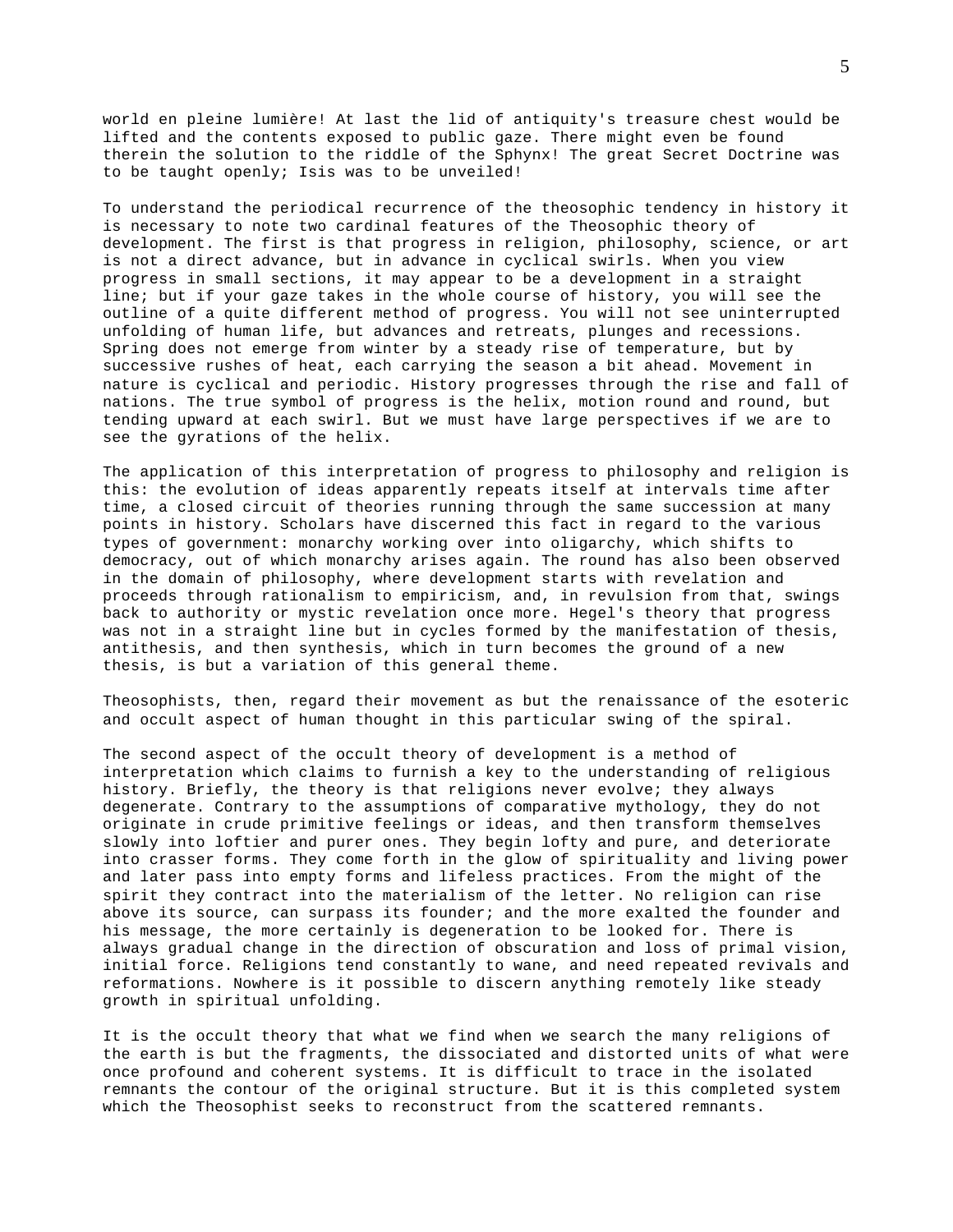world en pleine lumière! At last the lid of antiquity's treasure chest would be lifted and the contents exposed to public gaze. There might even be found therein the solution to the riddle of the Sphynx! The great Secret Doctrine was to be taught openly; Isis was to be unveiled!

To understand the periodical recurrence of the theosophic tendency in history it is necessary to note two cardinal features of the Theosophic theory of development. The first is that progress in religion, philosophy, science, or art is not a direct advance, but in advance in cyclical swirls. When you view progress in small sections, it may appear to be a development in a straight line; but if your gaze takes in the whole course of history, you will see the outline of a quite different method of progress. You will not see uninterrupted unfolding of human life, but advances and retreats, plunges and recessions. Spring does not emerge from winter by a steady rise of temperature, but by successive rushes of heat, each carrying the season a bit ahead. Movement in nature is cyclical and periodic. History progresses through the rise and fall of nations. The true symbol of progress is the helix, motion round and round, but tending upward at each swirl. But we must have large perspectives if we are to see the gyrations of the helix.

The application of this interpretation of progress to philosophy and religion is this: the evolution of ideas apparently repeats itself at intervals time after time, a closed circuit of theories running through the same succession at many points in history. Scholars have discerned this fact in regard to the various types of government: monarchy working over into oligarchy, which shifts to democracy, out of which monarchy arises again. The round has also been observed in the domain of philosophy, where development starts with revelation and proceeds through rationalism to empiricism, and, in revulsion from that, swings back to authority or mystic revelation once more. Hegel's theory that progress was not in a straight line but in cycles formed by the manifestation of thesis, antithesis, and then synthesis, which in turn becomes the ground of a new thesis, is but a variation of this general theme.

Theosophists, then, regard their movement as but the renaissance of the esoteric and occult aspect of human thought in this particular swing of the spiral.

The second aspect of the occult theory of development is a method of interpretation which claims to furnish a key to the understanding of religious history. Briefly, the theory is that religions never evolve; they always degenerate. Contrary to the assumptions of comparative mythology, they do not originate in crude primitive feelings or ideas, and then transform themselves slowly into loftier and purer ones. They begin lofty and pure, and deteriorate into crasser forms. They come forth in the glow of spirituality and living power and later pass into empty forms and lifeless practices. From the might of the spirit they contract into the materialism of the letter. No religion can rise above its source, can surpass its founder; and the more exalted the founder and his message, the more certainly is degeneration to be looked for. There is always gradual change in the direction of obscuration and loss of primal vision, initial force. Religions tend constantly to wane, and need repeated revivals and reformations. Nowhere is it possible to discern anything remotely like steady growth in spiritual unfolding.

It is the occult theory that what we find when we search the many religions of the earth is but the fragments, the dissociated and distorted units of what were once profound and coherent systems. It is difficult to trace in the isolated remnants the contour of the original structure. But it is this completed system which the Theosophist seeks to reconstruct from the scattered remnants.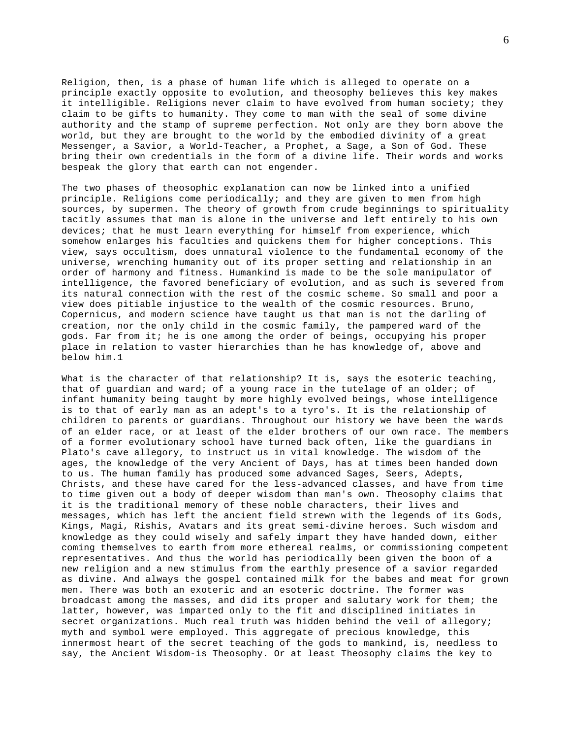Religion, then, is a phase of human life which is alleged to operate on a principle exactly opposite to evolution, and theosophy believes this key makes it intelligible. Religions never claim to have evolved from human society; they claim to be gifts to humanity. They come to man with the seal of some divine authority and the stamp of supreme perfection. Not only are they born above the world, but they are brought to the world by the embodied divinity of a great Messenger, a Savior, a World-Teacher, a Prophet, a Sage, a Son of God. These bring their own credentials in the form of a divine life. Their words and works bespeak the glory that earth can not engender.

The two phases of theosophic explanation can now be linked into a unified principle. Religions come periodically; and they are given to men from high sources, by supermen. The theory of growth from crude beginnings to spirituality tacitly assumes that man is alone in the universe and left entirely to his own devices; that he must learn everything for himself from experience, which somehow enlarges his faculties and quickens them for higher conceptions. This view, says occultism, does unnatural violence to the fundamental economy of the universe, wrenching humanity out of its proper setting and relationship in an order of harmony and fitness. Humankind is made to be the sole manipulator of intelligence, the favored beneficiary of evolution, and as such is severed from its natural connection with the rest of the cosmic scheme. So small and poor a view does pitiable injustice to the wealth of the cosmic resources. Bruno, Copernicus, and modern science have taught us that man is not the darling of creation, nor the only child in the cosmic family, the pampered ward of the gods. Far from it; he is one among the order of beings, occupying his proper place in relation to vaster hierarchies than he has knowledge of, above and below him.1

What is the character of that relationship? It is, says the esoteric teaching, that of guardian and ward; of a young race in the tutelage of an older; of infant humanity being taught by more highly evolved beings, whose intelligence is to that of early man as an adept's to a tyro's. It is the relationship of children to parents or guardians. Throughout our history we have been the wards of an elder race, or at least of the elder brothers of our own race. The members of a former evolutionary school have turned back often, like the guardians in Plato's cave allegory, to instruct us in vital knowledge. The wisdom of the ages, the knowledge of the very Ancient of Days, has at times been handed down to us. The human family has produced some advanced Sages, Seers, Adepts, Christs, and these have cared for the less-advanced classes, and have from time to time given out a body of deeper wisdom than man's own. Theosophy claims that it is the traditional memory of these noble characters, their lives and messages, which has left the ancient field strewn with the legends of its Gods, Kings, Magi, Rishis, Avatars and its great semi-divine heroes. Such wisdom and knowledge as they could wisely and safely impart they have handed down, either coming themselves to earth from more ethereal realms, or commissioning competent representatives. And thus the world has periodically been given the boon of a new religion and a new stimulus from the earthly presence of a savior regarded as divine. And always the gospel contained milk for the babes and meat for grown men. There was both an exoteric and an esoteric doctrine. The former was broadcast among the masses, and did its proper and salutary work for them; the latter, however, was imparted only to the fit and disciplined initiates in secret organizations. Much real truth was hidden behind the veil of allegory; myth and symbol were employed. This aggregate of precious knowledge, this innermost heart of the secret teaching of the gods to mankind, is, needless to say, the Ancient Wisdom-is Theosophy. Or at least Theosophy claims the key to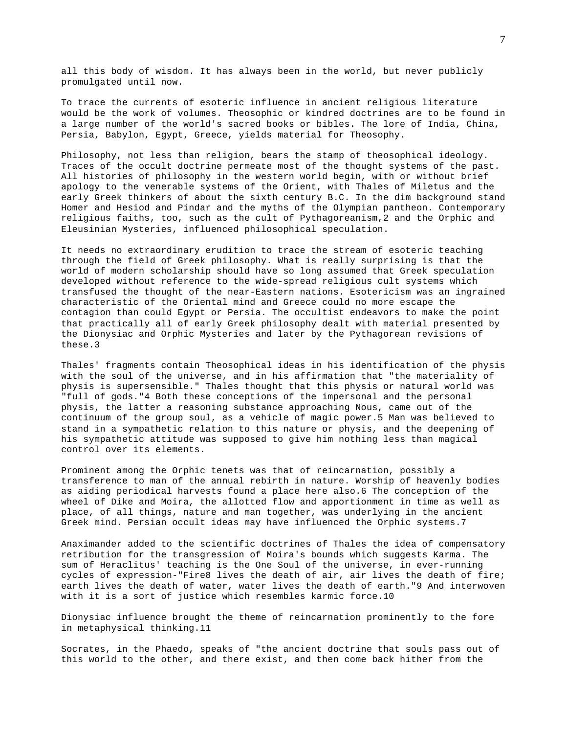all this body of wisdom. It has always been in the world, but never publicly promulgated until now.

To trace the currents of esoteric influence in ancient religious literature would be the work of volumes. Theosophic or kindred doctrines are to be found in a large number of the world's sacred books or bibles. The lore of India, China, Persia, Babylon, Egypt, Greece, yields material for Theosophy.

Philosophy, not less than religion, bears the stamp of theosophical ideology. Traces of the occult doctrine permeate most of the thought systems of the past. All histories of philosophy in the western world begin, with or without brief apology to the venerable systems of the Orient, with Thales of Miletus and the early Greek thinkers of about the sixth century B.C. In the dim background stand Homer and Hesiod and Pindar and the myths of the Olympian pantheon. Contemporary religious faiths, too, such as the cult of Pythagoreanism,[2] and the Orphic and Eleusinian Mysteries, influenced philosophical speculation.

It needs no extraordinary erudition to trace the stream of esoteric teaching through the field of Greek philosophy. What is really surprising is that the world of modern scholarship should have so long assumed that Greek speculation developed without reference to the wide-spread religious cult systems which transfused the thought of the near-Eastern nations. Esotericism was an ingrained characteristic of the Oriental mind and Greece could no more escape the contagion than could Egypt or Persia. The occultist endeavors to make the point that practically all of early Greek philosophy dealt with material presented by the Dionysiac and Orphic Mysteries and later by the Pythagorean revisions of these.[3]

Thales' fragments contain Theosophical ideas in his identification of the physis with the soul of the universe, and in his affirmation that "the materiality of physis is supersensible." Thales thought that this physis or natural world was "full of gods."[4] Both these conceptions of the impersonal and the personal physis, the latter a reasoning substance approaching Nous, came out of the continuum of the group soul, as a vehicle of magic power.[5] Man was believed to stand in a sympathetic relation to this nature or physis, and the deepening of his sympathetic attitude was supposed to give him nothing less than magical control over its elements.

Prominent among the Orphic tenets was that of reincarnation, possibly a transference to man of the annual rebirth in nature. Worship of heavenly bodies as aiding periodical harvests found a place here also.[6] The conception of the wheel of Dike and Moira, the allotted flow and apportionment in time as well as place, of all things, nature and man together, was underlying in the ancient Greek mind. Persian occult ideas may have influenced the Orphic systems.[7]

Anaximander added to the scientific doctrines of Thales the idea of compensatory retribution for the transgression of Moira's bounds which suggests Karma. The sum of Heraclitus' teaching is the One Soul of the universe, in ever-running cycles of expression-"Fire[8] lives the death of air, air lives the death of fire; earth lives the death of water, water lives the death of earth."[9] And interwoven with it is a sort of justice which resembles karmic force.[10]

Dionysiac influence brought the theme of reincarnation prominently to the fore in metaphysical thinking.[11]

Socrates, in the Phaedo, speaks of "the ancient doctrine that souls pass out of this world to the other, and there exist, and then come back hither from the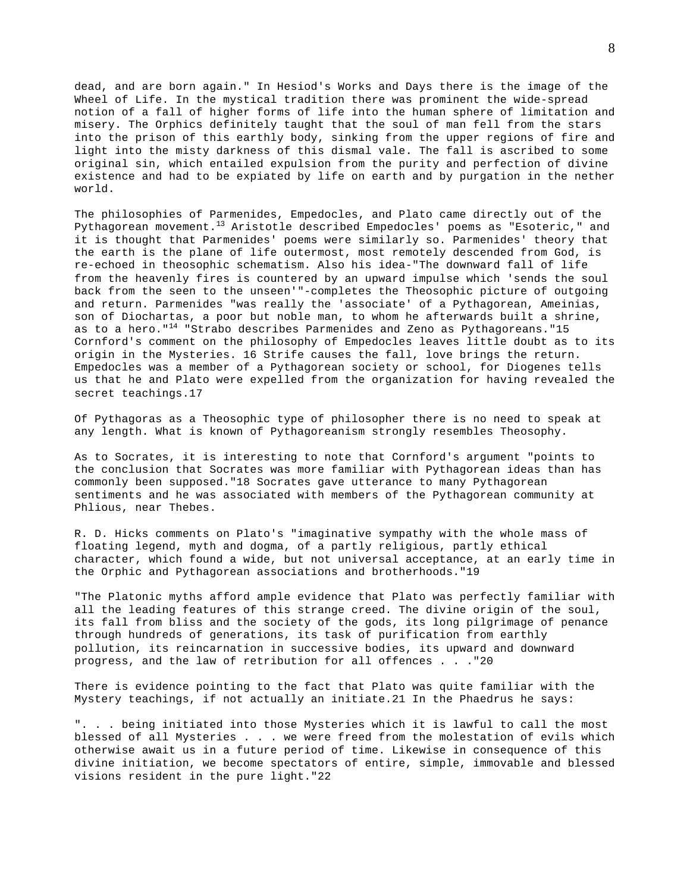dead, and are born again." In Hesiod's Works and Days there is the image of the Wheel of Life. In the mystical tradition there was prominent the wide-spread notion of a fall of higher forms of life into the human sphere of limitation and misery. The Orphics definitely taught that the soul of man fell from the stars into the prison of this earthly body, sinking from the upper regions of fire and light into the misty darkness of this dismal vale. The fall is ascribed to some original sin, which entailed expulsion from the purity and perfection of divine existence and had to be expiated by life on earth and by purgation in the nether world.

The philosophies of Parmenides, Empedocles, and Plato came directly out of the Pythagorean movement.[13] Aristotle described Empedocles' poems as "Esoteric," and it is thought that Parmenides' poems were similarly so. Parmenides' theory that the earth is the plane of life outermost, most remotely descended from God, is re-echoed in theosophic schematism. Also his idea-"The downward fall of life from the heavenly fires is countered by an upward impulse which 'sends the soul back from the seen to the unseen'"-completes the Theosophic picture of outgoing and return. Parmenides "was really the 'associate' of a Pythagorean, Ameinias, son of Diochartas, a poor but noble man, to whom he afterwards built a shrine, as to a hero."[14] "Strabo describes Parmenides and Zeno as Pythagoreans."15 Cornford's comment on the philosophy of Empedocles leaves little doubt as to its origin in the Mysteries. 16 Strife causes the fall, love brings the return. Empedocles was a member of a Pythagorean society or school, for Diogenes tells us that he and Plato were expelled from the organization for having revealed the secret teachings.17

Of Pythagoras as a Theosophic type of philosopher there is no need to speak at any length. What is known of Pythagoreanism strongly resembles Theosophy.

As to Socrates, it is interesting to note that Cornford's argument "points to the conclusion that Socrates was more familiar with Pythagorean ideas than has commonly been supposed."18 Socrates gave utterance to many Pythagorean sentiments and he was associated with members of the Pythagorean community at Phlious, near Thebes.

R. D. Hicks comments on Plato's "imaginative sympathy with the whole mass of floating legend, myth and dogma, of a partly religious, partly ethical character, which found a wide, but not universal acceptance, at an early time in the Orphic and Pythagorean associations and brotherhoods."19

"The Platonic myths afford ample evidence that Plato was perfectly familiar with all the leading features of this strange creed. The divine origin of the soul, its fall from bliss and the society of the gods, its long pilgrimage of penance through hundreds of generations, its task of purification from earthly pollution, its reincarnation in successive bodies, its upward and downward progress, and the law of retribution for all offences . . ."20

There is evidence pointing to the fact that Plato was quite familiar with the Mystery teachings, if not actually an initiate.21 In the Phaedrus he says:

". . . being initiated into those Mysteries which it is lawful to call the most blessed of all Mysteries . . . we were freed from the molestation of evils which otherwise await us in a future period of time. Likewise in consequence of this divine initiation, we become spectators of entire, simple, immovable and blessed visions resident in the pure light."22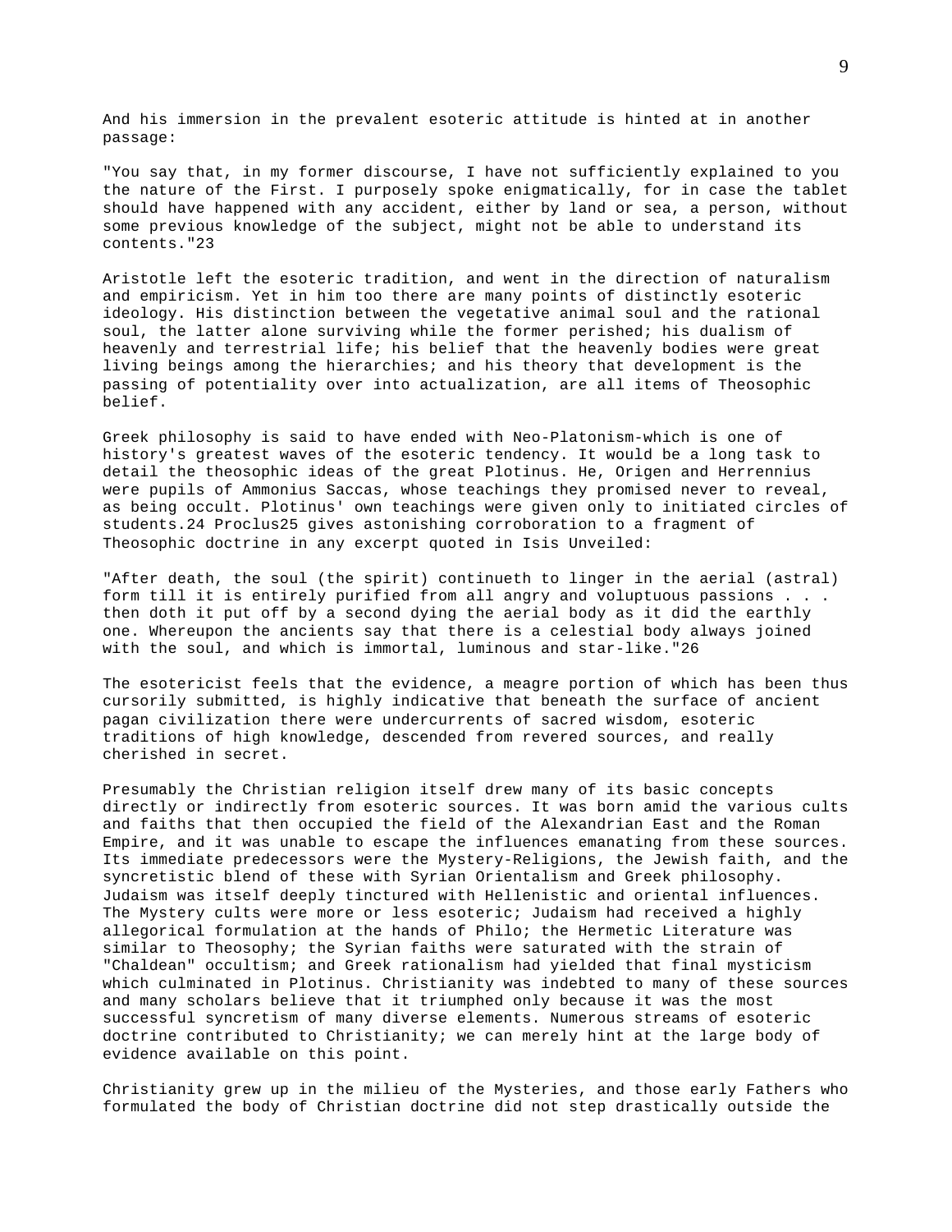And his immersion in the prevalent esoteric attitude is hinted at in another passage:

"You say that, in my former discourse, I have not sufficiently explained to you the nature of the First. I purposely spoke enigmatically, for in case the tablet should have happened with any accident, either by land or sea, a person, without some previous knowledge of the subject, might not be able to understand its contents."[23]

Aristotle left the esoteric tradition, and went in the direction of naturalism and empiricism. Yet in him too there are many points of distinctly esoteric ideology. His distinction between the vegetative animal soul and the rational soul, the latter alone surviving while the former perished; his dualism of heavenly and terrestrial life; his belief that the heavenly bodies were great living beings among the hierarchies; and his theory that development is the passing of potentiality over into actualization, are all items of Theosophic belief.

Greek philosophy is said to have ended with Neo-Platonism-which is one of history's greatest waves of the esoteric tendency. It would be a long task to detail the theosophic ideas of the great Plotinus. He, Origen and Herrennius were pupils of Ammonius Saccas, whose teachings they promised never to reveal, as being occult. Plotinus' own teachings were given only to initiated circles of students.[24] Proclus[25] gives astonishing corroboration to a fragment of Theosophic doctrine in any excerpt quoted in Isis Unveiled:

"After death, the soul (the spirit) continueth to linger in the aerial (astral) form till it is entirely purified from all angry and voluptuous passions . . . then doth it put off by a second dying the aerial body as it did the earthly one. Whereupon the ancients say that there is a celestial body always joined with the soul, and which is immortal, luminous and star-like."[26]

The esotericist feels that the evidence, a meagre portion of which has been thus cursorily submitted, is highly indicative that beneath the surface of ancient pagan civilization there were undercurrents of sacred wisdom, esoteric traditions of high knowledge, descended from revered sources, and really cherished in secret.

Presumably the Christian religion itself drew many of its basic concepts directly or indirectly from esoteric sources. It was born amid the various cults and faiths that then occupied the field of the Alexandrian East and the Roman Empire, and it was unable to escape the influences emanating from these sources. Its immediate predecessors were the Mystery-Religions, the Jewish faith, and the syncretistic blend of these with Syrian Orientalism and Greek philosophy. Judaism was itself deeply tinctured with Hellenistic and oriental influences. The Mystery cults were more or less esoteric; Judaism had received a highly allegorical formulation at the hands of Philo; the Hermetic Literature was similar to Theosophy; the Syrian faiths were saturated with the strain of "Chaldean" occultism; and Greek rationalism had yielded that final mysticism which culminated in Plotinus. Christianity was indebted to many of these sources and many scholars believe that it triumphed only because it was the most successful syncretism of many diverse elements. Numerous streams of esoteric doctrine contributed to Christianity; we can merely hint at the large body of evidence available on this point.

Christianity grew up in the milieu of the Mysteries, and those early Fathers who formulated the body of Christian doctrine did not step drastically outside the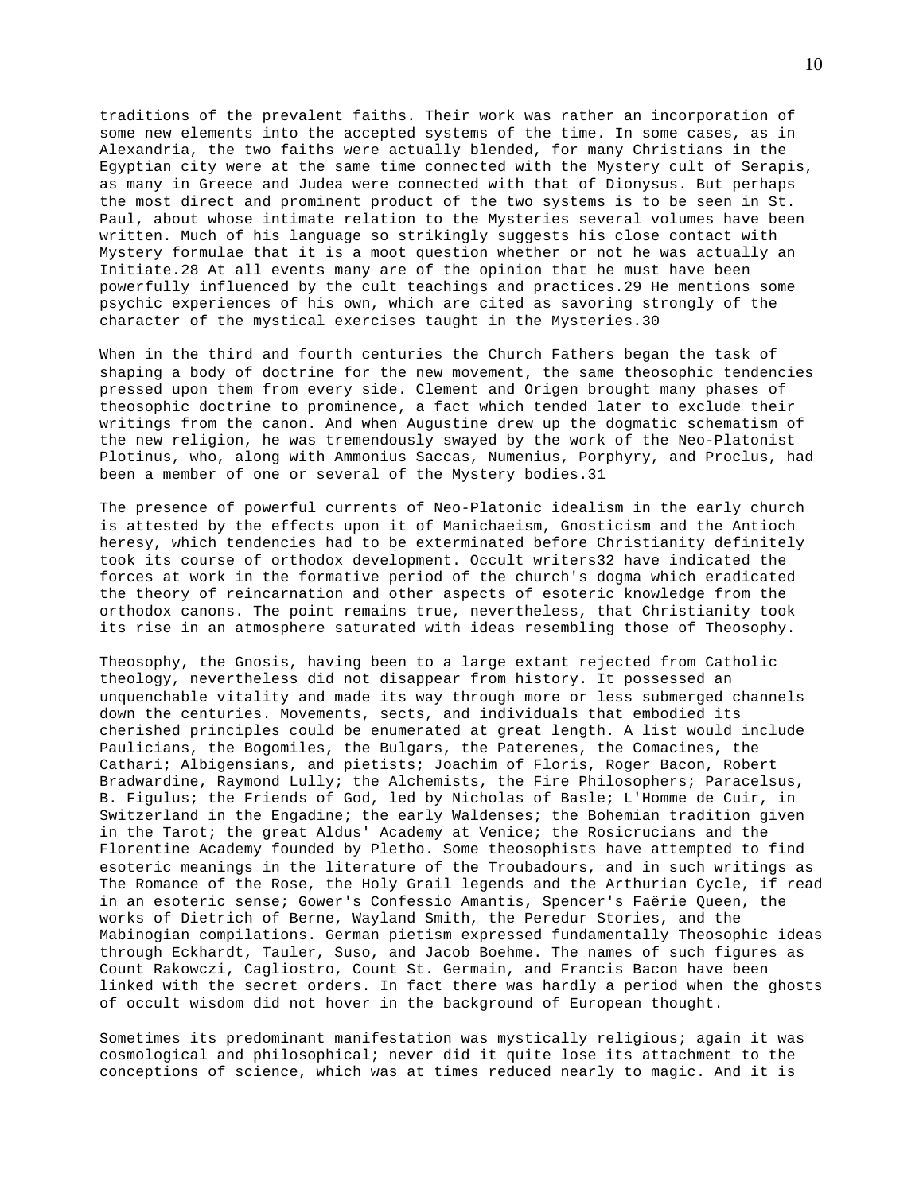traditions of the prevalent faiths. Their work was rather an incorporation of some new elements into the accepted systems of the time. In some cases, as in Alexandria, the two faiths were actually blended, for many Christians in the Egyptian city were at the same time connected with the Mystery cult of Serapis, as many in Greece and Judea were connected with that of Dionysus. But perhaps the most direct and prominent product of the two systems is to be seen in St. Paul, about whose intimate relation to the Mysteries several volumes have been written. Much of his language so strikingly suggests his close contact with Mystery formulae that it is a moot question whether or not he was actually an Initiate.[28] At all events many are of the opinion that he must have been powerfully influenced by the cult teachings and practices.[29] He mentions some psychic experiences of his own, which are cited as savoring strongly of the character of the mystical exercises taught in the Mysteries.[30]

When in the third and fourth centuries the Church Fathers began the task of shaping a body of doctrine for the new movement, the same theosophic tendencies pressed upon them from every side. Clement and Origen brought many phases of theosophic doctrine to prominence, a fact which tended later to exclude their writings from the canon. And when Augustine drew up the dogmatic schematism of the new religion, he was tremendously swayed by the work of the Neo-Platonist Plotinus, who, along with Ammonius Saccas, Numenius, Porphyry, and Proclus, had been a member of one or several of the Mystery bodies.[31]

The presence of powerful currents of Neo-Platonic idealism in the early church is attested by the effects upon it of Manichaeism, Gnosticism and the Antioch heresy, which tendencies had to be exterminated before Christianity definitely took its course of orthodox development. Occult writers[32] have indicated the forces at work in the formative period of the church's dogma which eradicated the theory of reincarnation and other aspects of esoteric knowledge from the orthodox canons. The point remains true, nevertheless, that Christianity took its rise in an atmosphere saturated with ideas resembling those of Theosophy.

Theosophy, the Gnosis, having been to a large extant rejected from Catholic theology, nevertheless did not disappear from history. It possessed an unquenchable vitality and made its way through more or less submerged channels down the centuries. Movements, sects, and individuals that embodied its cherished principles could be enumerated at great length. A list would include Paulicians, the Bogomiles, the Bulgars, the Paterenes, the Comacines, the Cathari; Albigensians, and pietists; Joachim of Floris, Roger Bacon, Robert Bradwardine, Raymond Lully; the Alchemists, the Fire Philosophers; Paracelsus, B. Figulus; the Friends of God, led by Nicholas of Basle; L'Homme de Cuir, in Switzerland in the Engadine; the early Waldenses; the Bohemian tradition given in the Tarot; the great Aldus' Academy at Venice; the Rosicrucians and the Florentine Academy founded by Pletho. Some theosophists have attempted to find esoteric meanings in the literature of the Troubadours, and in such writings as The Romance of the Rose, the Holy Grail legends and the Arthurian Cycle, if read in an esoteric sense; Gower's Confessio Amantis, Spencer's Faërie Queen, the works of Dietrich of Berne, Wayland Smith, the Peredur Stories, and the Mabinogian compilations. German pietism expressed fundamentally Theosophic ideas through Eckhardt, Tauler, Suso, and Jacob Boehme. The names of such figures as Count Rakowczi, Cagliostro, Count St. Germain, and Francis Bacon have been linked with the secret orders. In fact there was hardly a period when the ghosts of occult wisdom did not hover in the background of European thought.

Sometimes its predominant manifestation was mystically religious; again it was cosmological and philosophical; never did it quite lose its attachment to the conceptions of science, which was at times reduced nearly to magic. And it is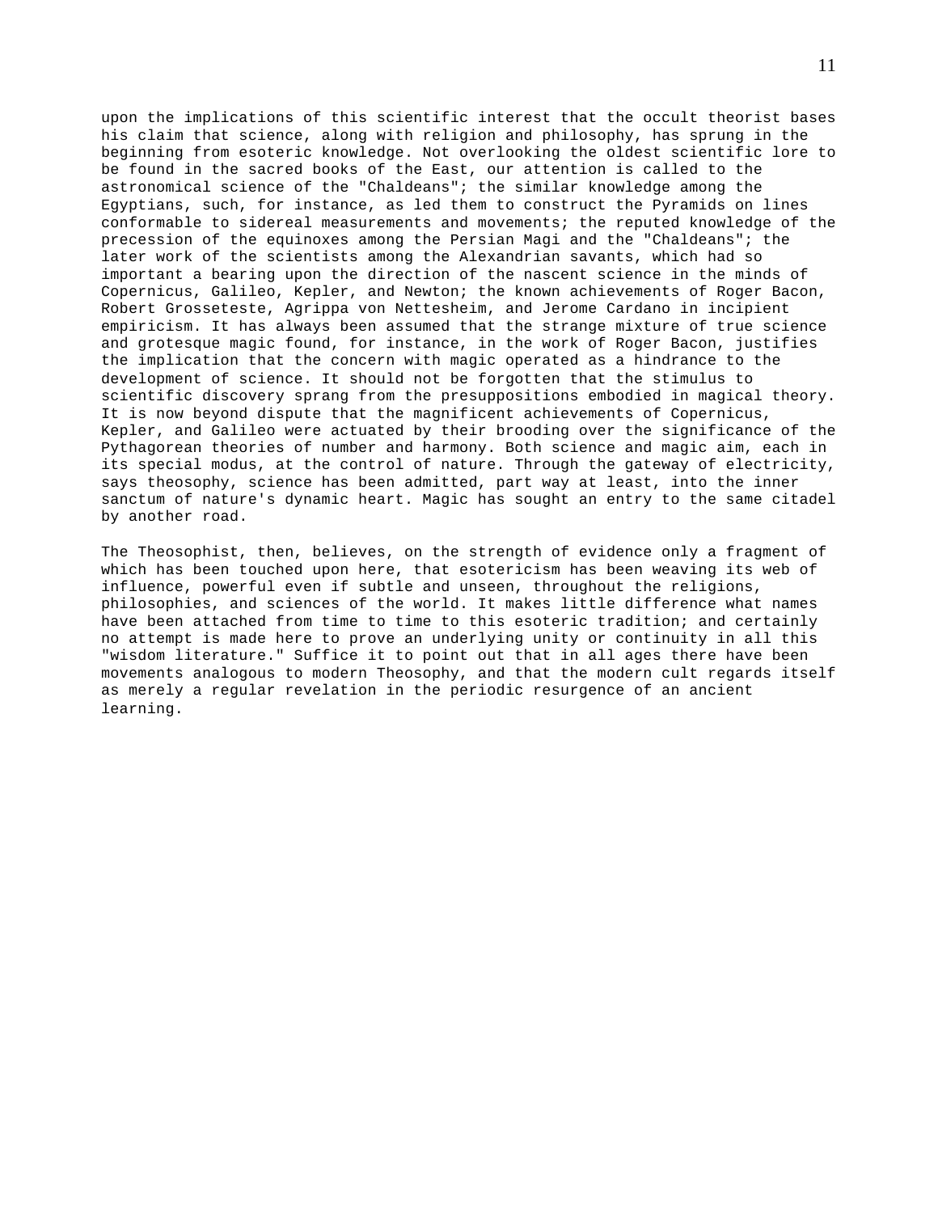upon the implications of this scientific interest that the occult theorist bases his claim that science, along with religion and philosophy, has sprung in the beginning from esoteric knowledge. Not overlooking the oldest scientific lore to be found in the sacred books of the East, our attention is called to the astronomical science of the "Chaldeans"; the similar knowledge among the Egyptians, such, for instance, as led them to construct the Pyramids on lines conformable to sidereal measurements and movements; the reputed knowledge of the precession of the equinoxes among the Persian Magi and the "Chaldeans"; the later work of the scientists among the Alexandrian savants, which had so important a bearing upon the direction of the nascent science in the minds of Copernicus, Galileo, Kepler, and Newton; the known achievements of Roger Bacon, Robert Grosseteste, Agrippa von Nettesheim, and Jerome Cardano in incipient empiricism. It has always been assumed that the strange mixture of true science and grotesque magic found, for instance, in the work of Roger Bacon, justifies the implication that the concern with magic operated as a hindrance to the development of science. It should not be forgotten that the stimulus to scientific discovery sprang from the presuppositions embodied in magical theory. It is now beyond dispute that the magnificent achievements of Copernicus, Kepler, and Galileo were actuated by their brooding over the significance of the Pythagorean theories of number and harmony. Both science and magic aim, each in its special modus, at the control of nature. Through the gateway of electricity, says theosophy, science has been admitted, part way at least, into the inner sanctum of nature's dynamic heart. Magic has sought an entry to the same citadel by another road.

The Theosophist, then, believes, on the strength of evidence only a fragment of which has been touched upon here, that esotericism has been weaving its web of influence, powerful even if subtle and unseen, throughout the religions, philosophies, and sciences of the world. It makes little difference what names have been attached from time to time to this esoteric tradition; and certainly no attempt is made here to prove an underlying unity or continuity in all this "wisdom literature." Suffice it to point out that in all ages there have been movements analogous to modern Theosophy, and that the modern cult regards itself as merely a regular revelation in the periodic resurgence of an ancient learning.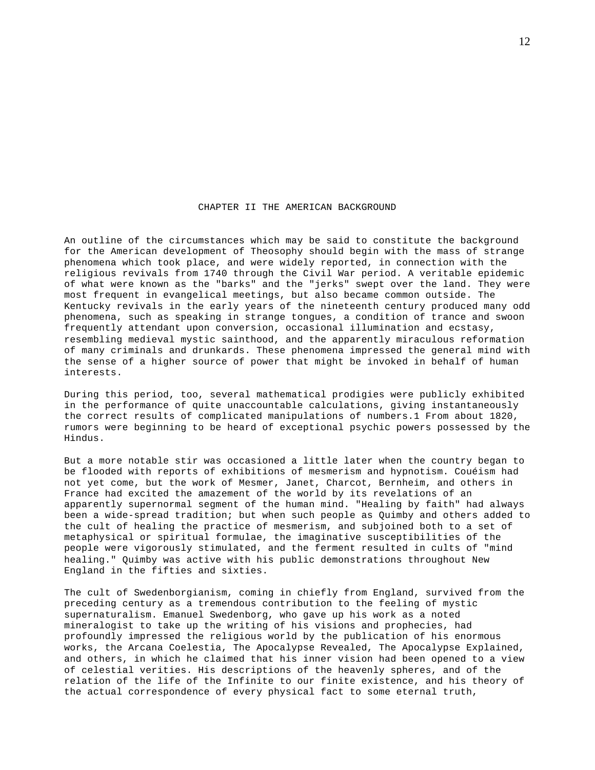# CHAPTER II THE AMERICAN BACKGROUND

An outline of the circumstances which may be said to constitute the background for the American development of Theosophy should begin with the mass of strange phenomena which took place, and were widely reported, in connection with the religious revivals from 1740 through the Civil War period. A veritable epidemic of what were known as the "barks" and the "jerks" swept over the land. They were most frequent in evangelical meetings, but also became common outside. The Kentucky revivals in the early years of the nineteenth century produced many odd phenomena, such as speaking in strange tongues, a condition of trance and swoon frequently attendant upon conversion, occasional illumination and ecstasy, resembling medieval mystic sainthood, and the apparently miraculous reformation of many criminals and drunkards. These phenomena impressed the general mind with the sense of a higher source of power that might be invoked in behalf of human interests.

During this period, too, several mathematical prodigies were publicly exhibited in the performance of quite unaccountable calculations, giving instantaneously the correct results of complicated manipulations of numbers.[1] From about 1820, rumors were beginning to be heard of exceptional psychic powers possessed by the Hindus.

But a more notable stir was occasioned a little later when the country began to be flooded with reports of exhibitions of mesmerism and hypnotism. Couéism had not yet come, but the work of Mesmer, Janet, Charcot, Bernheim, and others in France had excited the amazement of the world by its revelations of an apparently supernormal segment of the human mind. "Healing by faith" had always been a wide-spread tradition; but when such people as Quimby and others added to the cult of healing the practice of mesmerism, and subjoined both to a set of metaphysical or spiritual formulae, the imaginative susceptibilities of the people were vigorously stimulated, and the ferment resulted in cults of "mind healing." Quimby was active with his public demonstrations throughout New England in the fifties and sixties.

The cult of Swedenborgianism, coming in chiefly from England, survived from the preceding century as a tremendous contribution to the feeling of mystic supernaturalism. Emanuel Swedenborg, who gave up his work as a noted mineralogist to take up the writing of his visions and prophecies, had profoundly impressed the religious world by the publication of his enormous works, the Arcana Coelestia, The Apocalypse Revealed, The Apocalypse Explained, and others, in which he claimed that his inner vision had been opened to a view of celestial verities. His descriptions of the heavenly spheres, and of the relation of the life of the Infinite to our finite existence, and his theory of the actual correspondence of every physical fact to some eternal truth,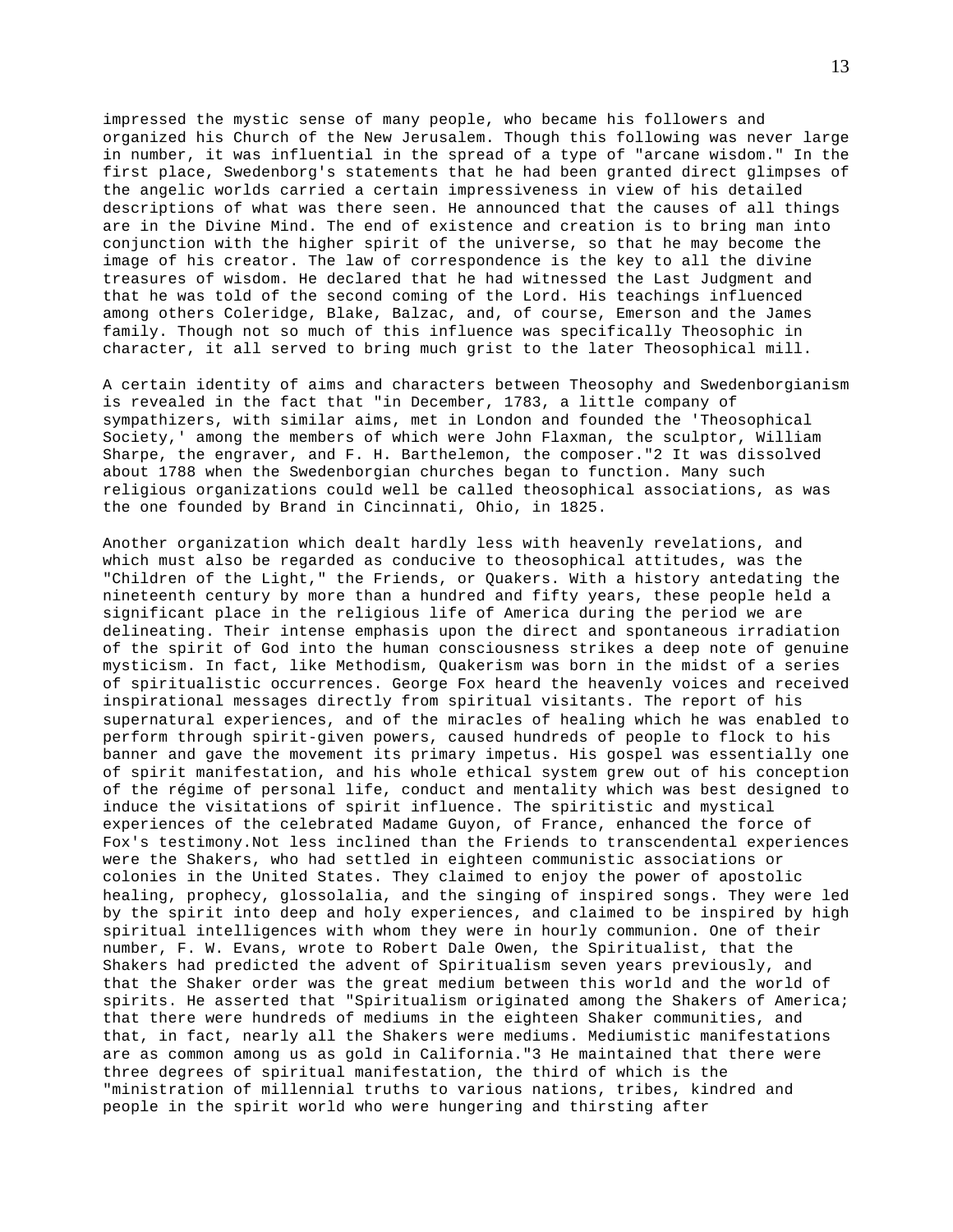impressed the mystic sense of many people, who became his followers and organized his Church of the New Jerusalem. Though this following was never large in number, it was influential in the spread of a type of "arcane wisdom." In the first place, Swedenborg's statements that he had been granted direct glimpses of the angelic worlds carried a certain impressiveness in view of his detailed descriptions of what was there seen. He announced that the causes of all things are in the Divine Mind. The end of existence and creation is to bring man into conjunction with the higher spirit of the universe, so that he may become the image of his creator. The law of correspondence is the key to all the divine treasures of wisdom. He declared that he had witnessed the Last Judgment and that he was told of the second coming of the Lord. His teachings influenced among others Coleridge, Blake, Balzac, and, of course, Emerson and the James family. Though not so much of this influence was specifically Theosophic in character, it all served to bring much grist to the later Theosophical mill.

A certain identity of aims and characters between Theosophy and Swedenborgianism is revealed in the fact that "in December, 1783, a little company of sympathizers, with similar aims, met in London and founded the 'Theosophical Society,' among the members of which were John Flaxman, the sculptor, William Sharpe, the engraver, and F. H. Barthelemon, the composer."[2] It was dissolved about 1788 when the Swedenborgian churches began to function. Many such religious organizations could well be called theosophical associations, as was the one founded by Brand in Cincinnati, Ohio, in 1825.

Another organization which dealt hardly less with heavenly revelations, and which must also be regarded as conducive to theosophical attitudes, was the "Children of the Light," the Friends, or Quakers. With a history antedating the nineteenth century by more than a hundred and fifty years, these people held a significant place in the religious life of America during the period we are delineating. Their intense emphasis upon the direct and spontaneous irradiation of the spirit of God into the human consciousness strikes a deep note of genuine mysticism. In fact, like Methodism, Quakerism was born in the midst of a series of spiritualistic occurrences. George Fox heard the heavenly voices and received inspirational messages directly from spiritual visitants. The report of his supernatural experiences, and of the miracles of healing which he was enabled to perform through spirit-given powers, caused hundreds of people to flock to his banner and gave the movement its primary impetus. His gospel was essentially one of spirit manifestation, and his whole ethical system grew out of his conception of the régime of personal life, conduct and mentality which was best designed to induce the visitations of spirit influence. The spiritistic and mystical experiences of the celebrated Madame Guyon, of France, enhanced the force of Fox's testimony.Not less inclined than the Friends to transcendental experiences were the Shakers, who had settled in eighteen communistic associations or colonies in the United States. They claimed to enjoy the power of apostolic healing, prophecy, glossolalia, and the singing of inspired songs. They were led by the spirit into deep and holy experiences, and claimed to be inspired by high spiritual intelligences with whom they were in hourly communion. One of their number, F. W. Evans, wrote to Robert Dale Owen, the Spiritualist, that the Shakers had predicted the advent of Spiritualism seven years previously, and that the Shaker order was the great medium between this world and the world of spirits. He asserted that "Spiritualism originated among the Shakers of America; that there were hundreds of mediums in the eighteen Shaker communities, and that, in fact, nearly all the Shakers were mediums. Mediumistic manifestations are as common among us as gold in California."[3] He maintained that there were three degrees of spiritual manifestation, the third of which is the "ministration of millennial truths to various nations, tribes, kindred and people in the spirit world who were hungering and thirsting after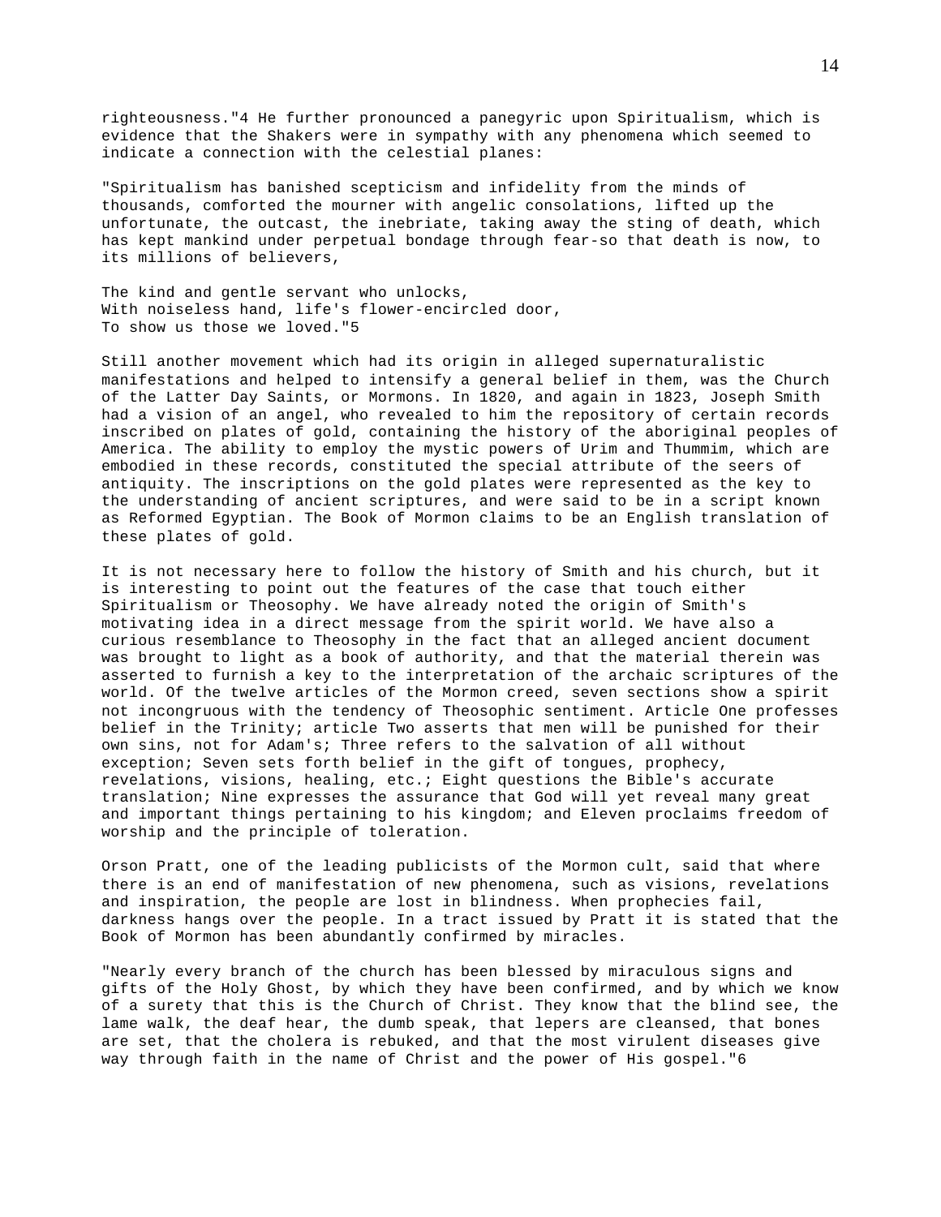righteousness."[4] He further pronounced a panegyric upon Spiritualism, which is evidence that the Shakers were in sympathy with any phenomena which seemed to indicate a connection with the celestial planes:

"Spiritualism has banished scepticism and infidelity from the minds of thousands, comforted the mourner with angelic consolations, lifted up the unfortunate, the outcast, the inebriate, taking away the sting of death, which has kept mankind under perpetual bondage through fear-so that death is now, to its millions of believers,

The kind and gentle servant who unlocks,
With noiseless hand, life's flower-encircled door,
To show us those we loved."[5]

Still another movement which had its origin in alleged supernaturalistic manifestations and helped to intensify a general belief in them, was the Church of the Latter Day Saints, or Mormons. In 1820, and again in 1823, Joseph Smith had a vision of an angel, who revealed to him the repository of certain records inscribed on plates of gold, containing the history of the aboriginal peoples of America. The ability to employ the mystic powers of Urim and Thummim, which are embodied in these records, constituted the special attribute of the seers of antiquity. The inscriptions on the gold plates were represented as the key to the understanding of ancient scriptures, and were said to be in a script known as Reformed Egyptian. The Book of Mormon claims to be an English translation of these plates of gold.

It is not necessary here to follow the history of Smith and his church, but it is interesting to point out the features of the case that touch either Spiritualism or Theosophy. We have already noted the origin of Smith's motivating idea in a direct message from the spirit world. We have also a curious resemblance to Theosophy in the fact that an alleged ancient document was brought to light as a book of authority, and that the material therein was asserted to furnish a key to the interpretation of the archaic scriptures of the world. Of the twelve articles of the Mormon creed, seven sections show a spirit not incongruous with the tendency of Theosophic sentiment. Article One professes belief in the Trinity; article Two asserts that men will be punished for their own sins, not for Adam's; Three refers to the salvation of all without exception; Seven sets forth belief in the gift of tongues, prophecy, revelations, visions, healing, etc.; Eight questions the Bible's accurate translation; Nine expresses the assurance that God will yet reveal many great and important things pertaining to his kingdom; and Eleven proclaims freedom of worship and the principle of toleration.

Orson Pratt, one of the leading publicists of the Mormon cult, said that where there is an end of manifestation of new phenomena, such as visions, revelations and inspiration, the people are lost in blindness. When prophecies fail, darkness hangs over the people. In a tract issued by Pratt it is stated that the Book of Mormon has been abundantly confirmed by miracles.

"Nearly every branch of the church has been blessed by miraculous signs and gifts of the Holy Ghost, by which they have been confirmed, and by which we know of a surety that this is the Church of Christ. They know that the blind see, the lame walk, the deaf hear, the dumb speak, that lepers are cleansed, that bones are set, that the cholera is rebuked, and that the most virulent diseases give way through faith in the name of Christ and the power of His gospel."[6]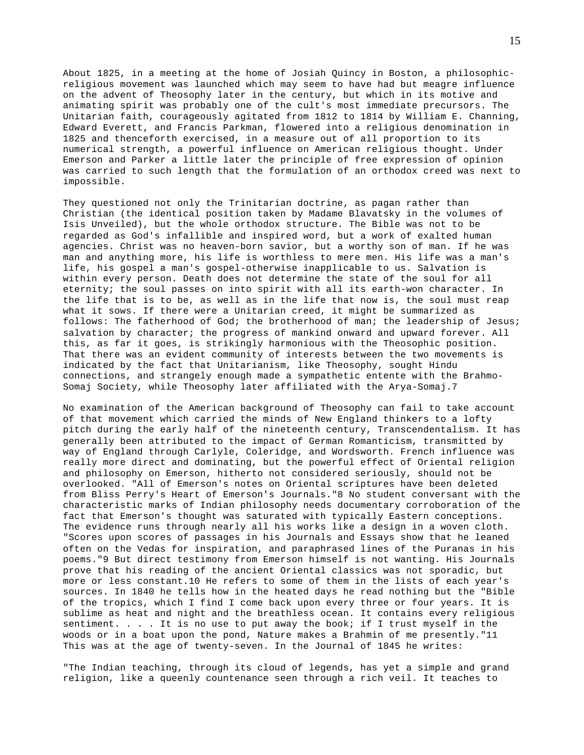About 1825, in a meeting at the home of Josiah Quincy in Boston, a philosophic-religious movement was launched which may seem to have had but meagre influence on the advent of Theosophy later in the century, but which in its motive and animating spirit was probably one of the cult's most immediate precursors. The Unitarian faith, courageously agitated from 1812 to 1814 by William E. Channing, Edward Everett, and Francis Parkman, flowered into a religious denomination in 1825 and thenceforth exercised, in a measure out of all proportion to its numerical strength, a powerful influence on American religious thought. Under Emerson and Parker a little later the principle of free expression of opinion was carried to such length that the formulation of an orthodox creed was next to impossible.

They questioned not only the Trinitarian doctrine, as pagan rather than Christian (the identical position taken by Madame Blavatsky in the volumes of Isis Unveiled), but the whole orthodox structure. The Bible was not to be regarded as God's infallible and inspired word, but a work of exalted human agencies. Christ was no heaven-born savior, but a worthy son of man. If he was man and anything more, his life is worthless to mere men. His life was a man's life, his gospel a man's gospel-otherwise inapplicable to us. Salvation is within every person. Death does not determine the state of the soul for all eternity; the soul passes on into spirit with all its earth-won character. In the life that is to be, as well as in the life that now is, the soul must reap what it sows. If there were a Unitarian creed, it might be summarized as follows: The fatherhood of God; the brotherhood of man; the leadership of Jesus; salvation by character; the progress of mankind onward and upward forever. All this, as far it goes, is strikingly harmonious with the Theosophic position. That there was an evident community of interests between the two movements is indicated by the fact that Unitarianism, like Theosophy, sought Hindu connections, and strangely enough made a sympathetic entente with the Brahmo-Somaj Society, while Theosophy later affiliated with the Arya-Somaj.[7]

No examination of the American background of Theosophy can fail to take account of that movement which carried the minds of New England thinkers to a lofty pitch during the early half of the nineteenth century, Transcendentalism. It has generally been attributed to the impact of German Romanticism, transmitted by way of England through Carlyle, Coleridge, and Wordsworth. French influence was really more direct and dominating, but the powerful effect of Oriental religion and philosophy on Emerson, hitherto not considered seriously, should not be overlooked. "All of Emerson's notes on Oriental scriptures have been deleted from Bliss Perry's Heart of Emerson's Journals."[8] No student conversant with the characteristic marks of Indian philosophy needs documentary corroboration of the fact that Emerson's thought was saturated with typically Eastern conceptions. The evidence runs through nearly all his works like a design in a woven cloth. "Scores upon scores of passages in his Journals and Essays show that he leaned often on the Vedas for inspiration, and paraphrased lines of the Puranas in his poems."[9] But direct testimony from Emerson himself is not wanting. His Journals prove that his reading of the ancient Oriental classics was not sporadic, but more or less constant.[10] He refers to some of them in the lists of each year's sources. In 1840 he tells how in the heated days he read nothing but the "Bible of the tropics, which I find I come back upon every three or four years. It is sublime as heat and night and the breathless ocean. It contains every religious sentiment. . . . It is no use to put away the book; if I trust myself in the woods or in a boat upon the pond, Nature makes a Brahmin of me presently."[11] This was at the age of twenty-seven. In the Journal of 1845 he writes:

"The Indian teaching, through its cloud of legends, has yet a simple and grand religion, like a queenly countenance seen through a rich veil. It teaches to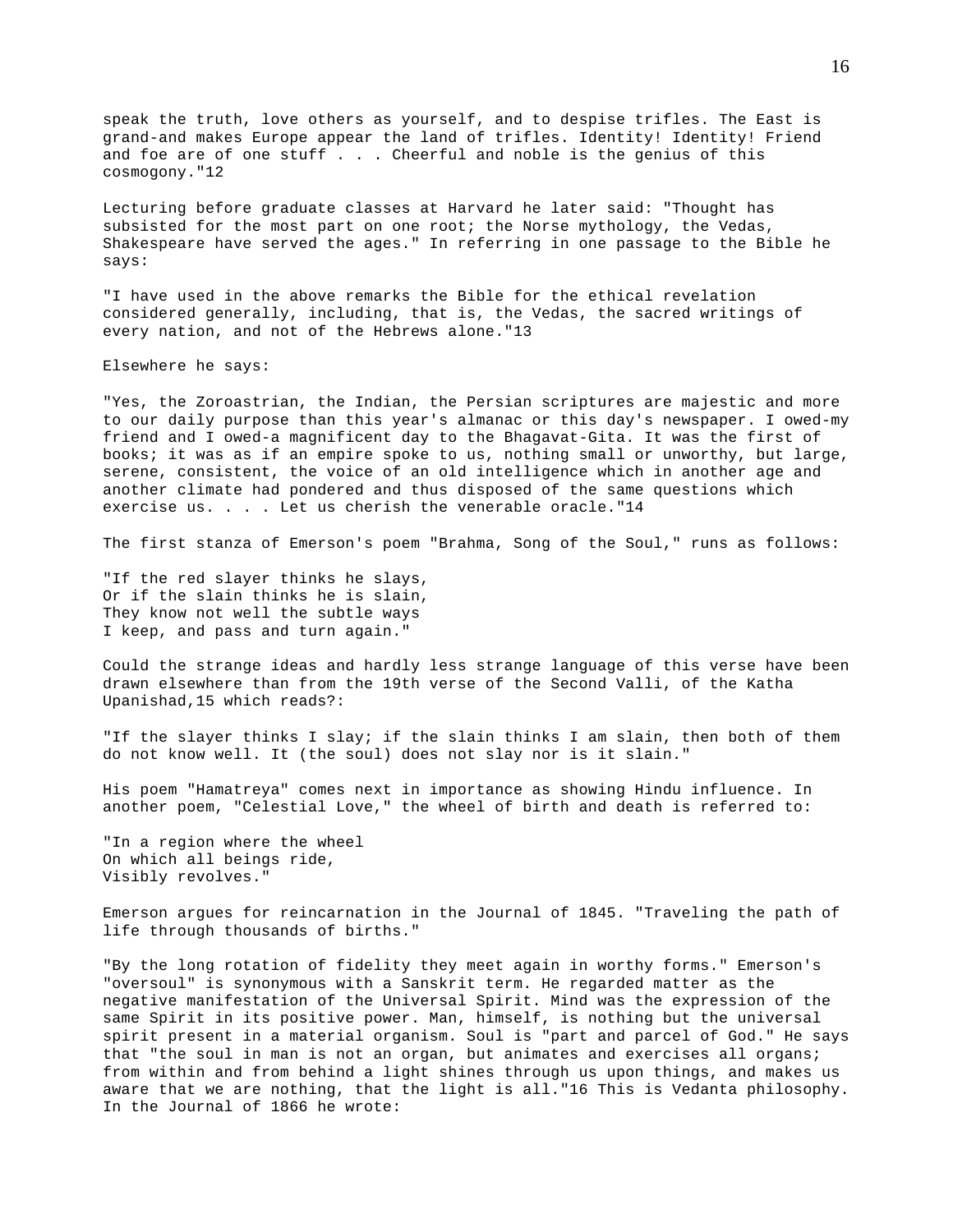speak the truth, love others as yourself, and to despise trifles. The East is grand-and makes Europe appear the land of trifles. Identity! Identity! Friend and foe are of one stuff . . . Cheerful and noble is the genius of this cosmogony."12

Lecturing before graduate classes at Harvard he later said: "Thought has subsisted for the most part on one root; the Norse mythology, the Vedas, Shakespeare have served the ages." In referring in one passage to the Bible he says:

"I have used in the above remarks the Bible for the ethical revelation considered generally, including, that is, the Vedas, the sacred writings of every nation, and not of the Hebrews alone."13

Elsewhere he says:

"Yes, the Zoroastrian, the Indian, the Persian scriptures are majestic and more to our daily purpose than this year's almanac or this day's newspaper. I owed-my friend and I owed-a magnificent day to the Bhagavat-Gita. It was the first of books; it was as if an empire spoke to us, nothing small or unworthy, but large, serene, consistent, the voice of an old intelligence which in another age and another climate had pondered and thus disposed of the same questions which exercise us. . . . Let us cherish the venerable oracle."14

The first stanza of Emerson's poem "Brahma, Song of the Soul," runs as follows:

"If the red slayer thinks he slays,
Or if the slain thinks he is slain,
They know not well the subtle ways
I keep, and pass and turn again."

Could the strange ideas and hardly less strange language of this verse have been drawn elsewhere than from the 19th verse of the Second Valli, of the Katha Upanishad,15 which reads?:

"If the slayer thinks I slay; if the slain thinks I am slain, then both of them do not know well. It (the soul) does not slay nor is it slain."

His poem "Hamatreya" comes next in importance as showing Hindu influence. In another poem, "Celestial Love," the wheel of birth and death is referred to:

"In a region where the wheel
On which all beings ride,
Visibly revolves."

Emerson argues for reincarnation in the Journal of 1845. "Traveling the path of life through thousands of births."

"By the long rotation of fidelity they meet again in worthy forms." Emerson's "oversoul" is synonymous with a Sanskrit term. He regarded matter as the negative manifestation of the Universal Spirit. Mind was the expression of the same Spirit in its positive power. Man, himself, is nothing but the universal spirit present in a material organism. Soul is "part and parcel of God." He says that "the soul in man is not an organ, but animates and exercises all organs; from within and from behind a light shines through us upon things, and makes us aware that we are nothing, that the light is all."16 This is Vedanta philosophy. In the Journal of 1866 he wrote: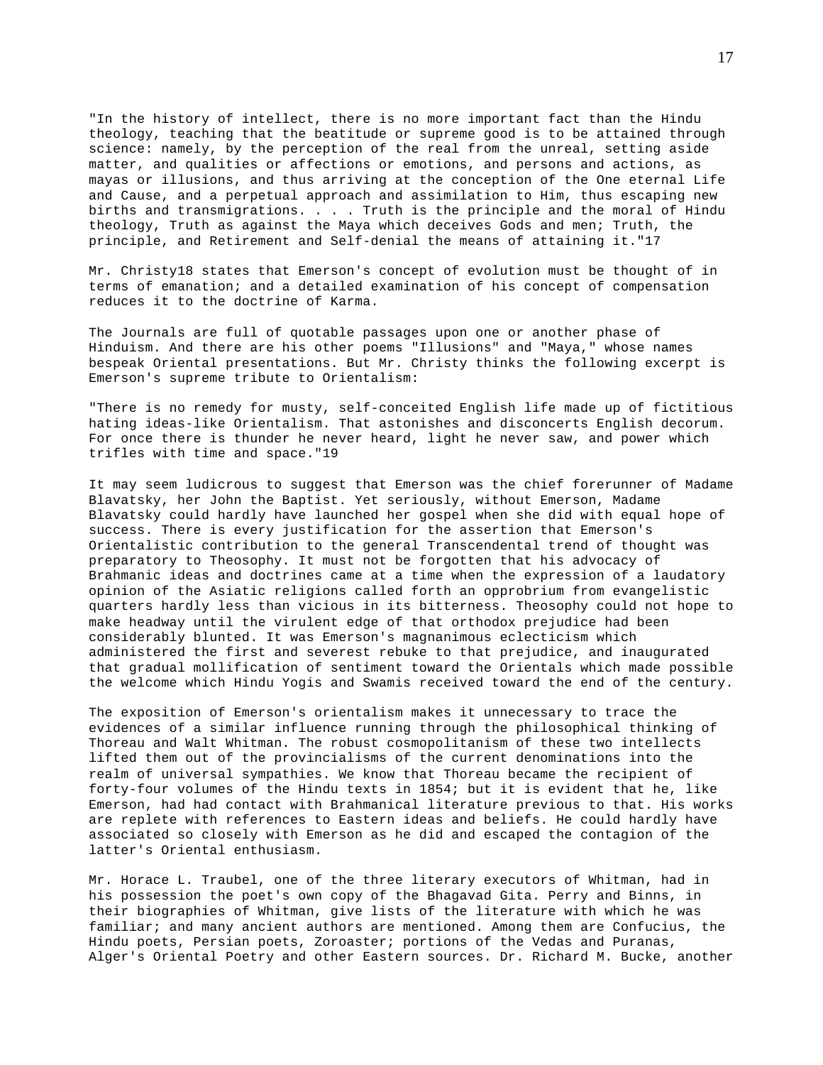"In the history of intellect, there is no more important fact than the Hindu theology, teaching that the beatitude or supreme good is to be attained through science: namely, by the perception of the real from the unreal, setting aside matter, and qualities or affections or emotions, and persons and actions, as mayas or illusions, and thus arriving at the conception of the One eternal Life and Cause, and a perpetual approach and assimilation to Him, thus escaping new births and transmigrations. . . . Truth is the principle and the moral of Hindu theology, Truth as against the Maya which deceives Gods and men; Truth, the principle, and Retirement and Self-denial the means of attaining it."17

Mr. Christy18 states that Emerson's concept of evolution must be thought of in terms of emanation; and a detailed examination of his concept of compensation reduces it to the doctrine of Karma.

The Journals are full of quotable passages upon one or another phase of Hinduism. And there are his other poems "Illusions" and "Maya," whose names bespeak Oriental presentations. But Mr. Christy thinks the following excerpt is Emerson's supreme tribute to Orientalism:

"There is no remedy for musty, self-conceited English life made up of fictitious hating ideas-like Orientalism. That astonishes and disconcerts English decorum. For once there is thunder he never heard, light he never saw, and power which trifles with time and space."19

It may seem ludicrous to suggest that Emerson was the chief forerunner of Madame Blavatsky, her John the Baptist. Yet seriously, without Emerson, Madame Blavatsky could hardly have launched her gospel when she did with equal hope of success. There is every justification for the assertion that Emerson's Orientalistic contribution to the general Transcendental trend of thought was preparatory to Theosophy. It must not be forgotten that his advocacy of Brahmanic ideas and doctrines came at a time when the expression of a laudatory opinion of the Asiatic religions called forth an opprobrium from evangelistic quarters hardly less than vicious in its bitterness. Theosophy could not hope to make headway until the virulent edge of that orthodox prejudice had been considerably blunted. It was Emerson's magnanimous eclecticism which administered the first and severest rebuke to that prejudice, and inaugurated that gradual mollification of sentiment toward the Orientals which made possible the welcome which Hindu Yogis and Swamis received toward the end of the century.

The exposition of Emerson's orientalism makes it unnecessary to trace the evidences of a similar influence running through the philosophical thinking of Thoreau and Walt Whitman. The robust cosmopolitanism of these two intellects lifted them out of the provincialisms of the current denominations into the realm of universal sympathies. We know that Thoreau became the recipient of forty-four volumes of the Hindu texts in 1854; but it is evident that he, like Emerson, had had contact with Brahmanical literature previous to that. His works are replete with references to Eastern ideas and beliefs. He could hardly have associated so closely with Emerson as he did and escaped the contagion of the latter's Oriental enthusiasm.

Mr. Horace L. Traubel, one of the three literary executors of Whitman, had in his possession the poet's own copy of the Bhagavad Gita. Perry and Binns, in their biographies of Whitman, give lists of the literature with which he was familiar; and many ancient authors are mentioned. Among them are Confucius, the Hindu poets, Persian poets, Zoroaster; portions of the Vedas and Puranas, Alger's Oriental Poetry and other Eastern sources. Dr. Richard M. Bucke, another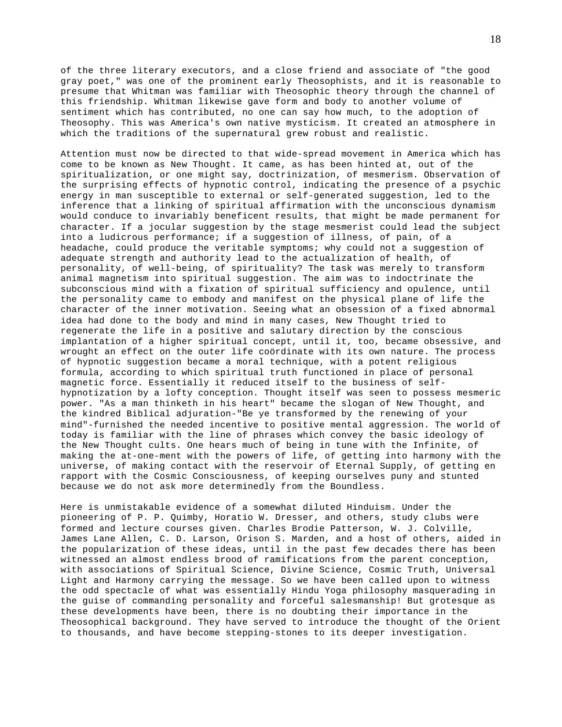of the three literary executors, and a close friend and associate of "the good gray poet," was one of the prominent early Theosophists, and it is reasonable to presume that Whitman was familiar with Theosophic theory through the channel of this friendship. Whitman likewise gave form and body to another volume of sentiment which has contributed, no one can say how much, to the adoption of Theosophy. This was America's own native mysticism. It created an atmosphere in which the traditions of the supernatural grew robust and realistic.

Attention must now be directed to that wide-spread movement in America which has come to be known as New Thought. It came, as has been hinted at, out of the spiritualization, or one might say, doctrinization, of mesmerism. Observation of the surprising effects of hypnotic control, indicating the presence of a psychic energy in man susceptible to external or self-generated suggestion, led to the inference that a linking of spiritual affirmation with the unconscious dynamism would conduce to invariably beneficent results, that might be made permanent for character. If a jocular suggestion by the stage mesmerist could lead the subject into a ludicrous performance; if a suggestion of illness, of pain, of a headache, could produce the veritable symptoms; why could not a suggestion of adequate strength and authority lead to the actualization of health, of personality, of well-being, of spirituality? The task was merely to transform animal magnetism into spiritual suggestion. The aim was to indoctrinate the subconscious mind with a fixation of spiritual sufficiency and opulence, until the personality came to embody and manifest on the physical plane of life the character of the inner motivation. Seeing what an obsession of a fixed abnormal idea had done to the body and mind in many cases, New Thought tried to regenerate the life in a positive and salutary direction by the conscious implantation of a higher spiritual concept, until it, too, became obsessive, and wrought an effect on the outer life coördinate with its own nature. The process of hypnotic suggestion became a moral technique, with a potent religious formula, according to which spiritual truth functioned in place of personal magnetic force. Essentially it reduced itself to the business of self-hypnotization by a lofty conception. Thought itself was seen to possess mesmeric power. "As a man thinketh in his heart" became the slogan of New Thought, and the kindred Biblical adjuration-"Be ye transformed by the renewing of your mind"-furnished the needed incentive to positive mental aggression. The world of today is familiar with the line of phrases which convey the basic ideology of the New Thought cults. One hears much of being in tune with the Infinite, of making the at-one-ment with the powers of life, of getting into harmony with the universe, of making contact with the reservoir of Eternal Supply, of getting en rapport with the Cosmic Consciousness, of keeping ourselves puny and stunted because we do not ask more determinedly from the Boundless.

Here is unmistakable evidence of a somewhat diluted Hinduism. Under the pioneering of P. P. Quimby, Horatio W. Dresser, and others, study clubs were formed and lecture courses given. Charles Brodie Patterson, W. J. Colville, James Lane Allen, C. D. Larson, Orison S. Marden, and a host of others, aided in the popularization of these ideas, until in the past few decades there has been witnessed an almost endless brood of ramifications from the parent conception, with associations of Spiritual Science, Divine Science, Cosmic Truth, Universal Light and Harmony carrying the message. So we have been called upon to witness the odd spectacle of what was essentially Hindu Yoga philosophy masquerading in the guise of commanding personality and forceful salesmanship! But grotesque as these developments have been, there is no doubting their importance in the Theosophical background. They have served to introduce the thought of the Orient to thousands, and have become stepping-stones to its deeper investigation.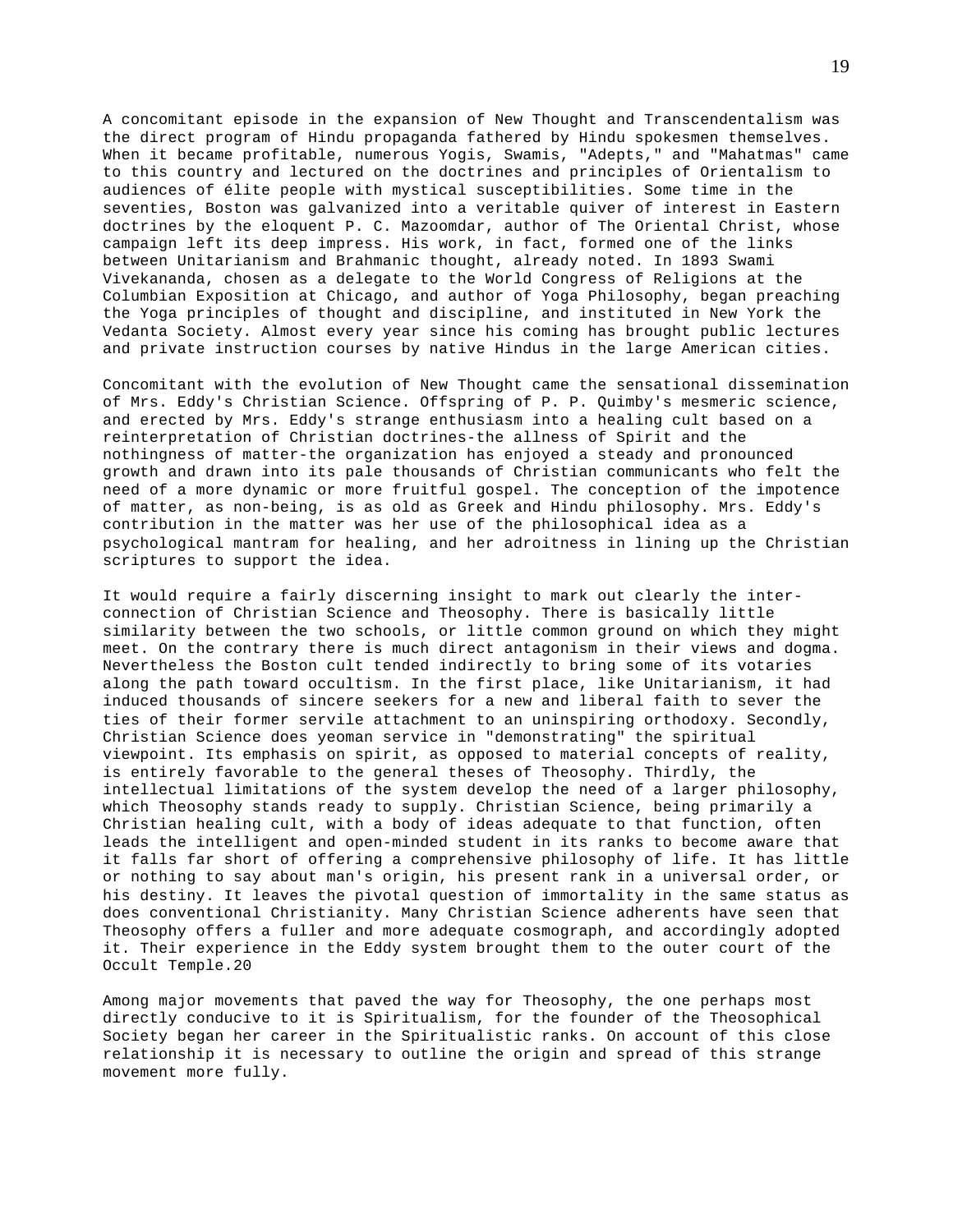A concomitant episode in the expansion of New Thought and Transcendentalism was the direct program of Hindu propaganda fathered by Hindu spokesmen themselves. When it became profitable, numerous Yogis, Swamis, "Adepts," and "Mahatmas" came to this country and lectured on the doctrines and principles of Orientalism to audiences of élite people with mystical susceptibilities. Some time in the seventies, Boston was galvanized into a veritable quiver of interest in Eastern doctrines by the eloquent P. C. Mazoomdar, author of The Oriental Christ, whose campaign left its deep impress. His work, in fact, formed one of the links between Unitarianism and Brahmanic thought, already noted. In 1893 Swami Vivekananda, chosen as a delegate to the World Congress of Religions at the Columbian Exposition at Chicago, and author of Yoga Philosophy, began preaching the Yoga principles of thought and discipline, and instituted in New York the Vedanta Society. Almost every year since his coming has brought public lectures and private instruction courses by native Hindus in the large American cities.

Concomitant with the evolution of New Thought came the sensational dissemination of Mrs. Eddy's Christian Science. Offspring of P. P. Quimby's mesmeric science, and erected by Mrs. Eddy's strange enthusiasm into a healing cult based on a reinterpretation of Christian doctrines-the allness of Spirit and the nothingness of matter-the organization has enjoyed a steady and pronounced growth and drawn into its pale thousands of Christian communicants who felt the need of a more dynamic or more fruitful gospel. The conception of the impotence of matter, as non-being, is as old as Greek and Hindu philosophy. Mrs. Eddy's contribution in the matter was her use of the philosophical idea as a psychological mantram for healing, and her adroitness in lining up the Christian scriptures to support the idea.

It would require a fairly discerning insight to mark out clearly the inter-connection of Christian Science and Theosophy. There is basically little similarity between the two schools, or little common ground on which they might meet. On the contrary there is much direct antagonism in their views and dogma. Nevertheless the Boston cult tended indirectly to bring some of its votaries along the path toward occultism. In the first place, like Unitarianism, it had induced thousands of sincere seekers for a new and liberal faith to sever the ties of their former servile attachment to an uninspiring orthodoxy. Secondly, Christian Science does yeoman service in "demonstrating" the spiritual viewpoint. Its emphasis on spirit, as opposed to material concepts of reality, is entirely favorable to the general theses of Theosophy. Thirdly, the intellectual limitations of the system develop the need of a larger philosophy, which Theosophy stands ready to supply. Christian Science, being primarily a Christian healing cult, with a body of ideas adequate to that function, often leads the intelligent and open-minded student in its ranks to become aware that it falls far short of offering a comprehensive philosophy of life. It has little or nothing to say about man's origin, his present rank in a universal order, or his destiny. It leaves the pivotal question of immortality in the same status as does conventional Christianity. Many Christian Science adherents have seen that Theosophy offers a fuller and more adequate cosmograph, and accordingly adopted it. Their experience in the Eddy system brought them to the outer court of the Occult Temple.[20]

Among major movements that paved the way for Theosophy, the one perhaps most directly conducive to it is Spiritualism, for the founder of the Theosophical Society began her career in the Spiritualistic ranks. On account of this close relationship it is necessary to outline the origin and spread of this strange movement more fully.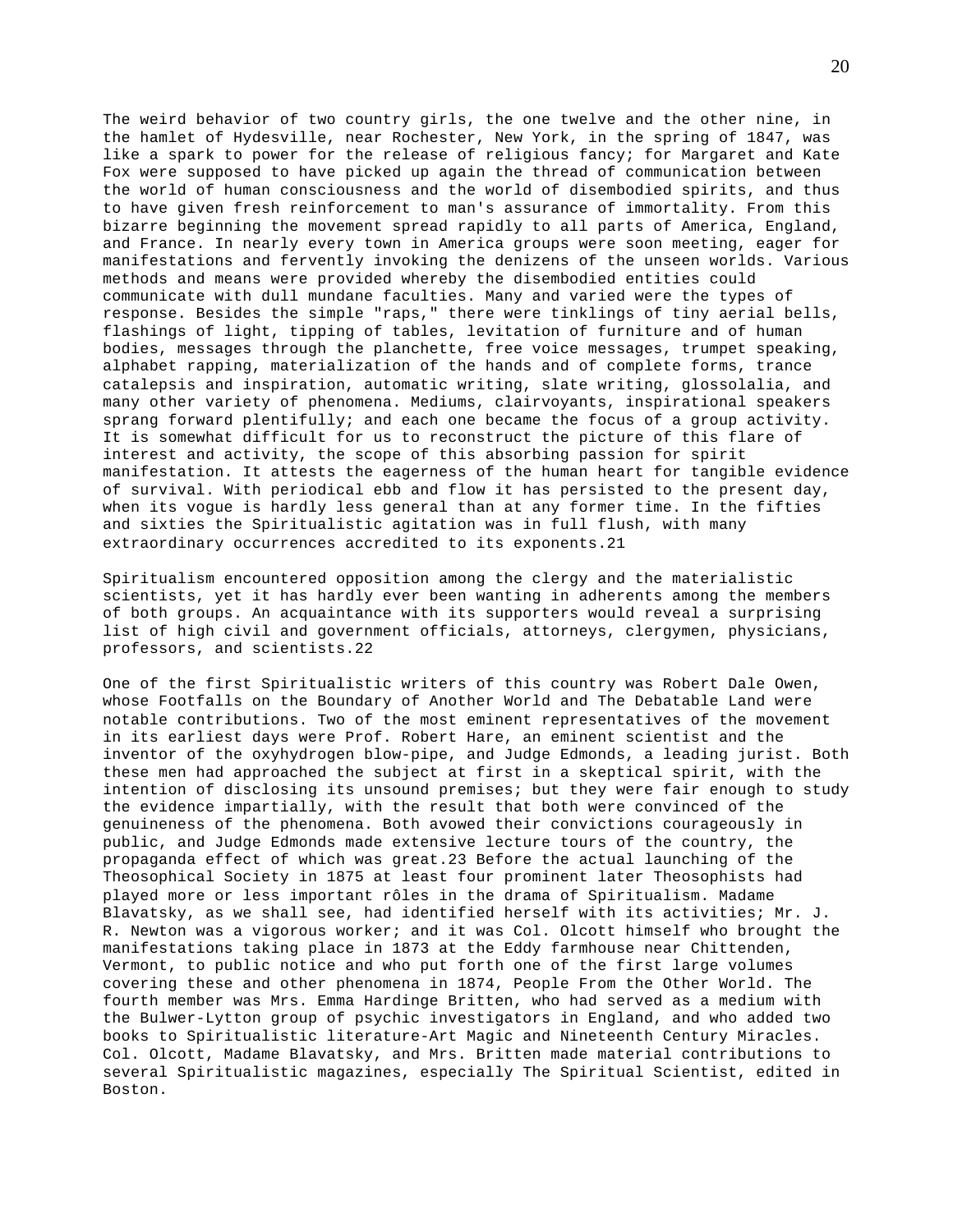The weird behavior of two country girls, the one twelve and the other nine, in the hamlet of Hydesville, near Rochester, New York, in the spring of 1847, was like a spark to power for the release of religious fancy; for Margaret and Kate Fox were supposed to have picked up again the thread of communication between the world of human consciousness and the world of disembodied spirits, and thus to have given fresh reinforcement to man's assurance of immortality. From this bizarre beginning the movement spread rapidly to all parts of America, England, and France. In nearly every town in America groups were soon meeting, eager for manifestations and fervently invoking the denizens of the unseen worlds. Various methods and means were provided whereby the disembodied entities could communicate with dull mundane faculties. Many and varied were the types of response. Besides the simple "raps," there were tinklings of tiny aerial bells, flashings of light, tipping of tables, levitation of furniture and of human bodies, messages through the planchette, free voice messages, trumpet speaking, alphabet rapping, materialization of the hands and of complete forms, trance catalepsis and inspiration, automatic writing, slate writing, glossolalia, and many other variety of phenomena. Mediums, clairvoyants, inspirational speakers sprang forward plentifully; and each one became the focus of a group activity. It is somewhat difficult for us to reconstruct the picture of this flare of interest and activity, the scope of this absorbing passion for spirit manifestation. It attests the eagerness of the human heart for tangible evidence of survival. With periodical ebb and flow it has persisted to the present day, when its vogue is hardly less general than at any former time. In the fifties and sixties the Spiritualistic agitation was in full flush, with many extraordinary occurrences accredited to its exponents.[21]

Spiritualism encountered opposition among the clergy and the materialistic scientists, yet it has hardly ever been wanting in adherents among the members of both groups. An acquaintance with its supporters would reveal a surprising list of high civil and government officials, attorneys, clergymen, physicians, professors, and scientists.[22]

One of the first Spiritualistic writers of this country was Robert Dale Owen, whose Footfalls on the Boundary of Another World and The Debatable Land were notable contributions. Two of the most eminent representatives of the movement in its earliest days were Prof. Robert Hare, an eminent scientist and the inventor of the oxyhydrogen blow-pipe, and Judge Edmonds, a leading jurist. Both these men had approached the subject at first in a skeptical spirit, with the intention of disclosing its unsound premises; but they were fair enough to study the evidence impartially, with the result that both were convinced of the genuineness of the phenomena. Both avowed their convictions courageously in public, and Judge Edmonds made extensive lecture tours of the country, the propaganda effect of which was great.[23] Before the actual launching of the Theosophical Society in 1875 at least four prominent later Theosophists had played more or less important rôles in the drama of Spiritualism. Madame Blavatsky, as we shall see, had identified herself with its activities; Mr. J. R. Newton was a vigorous worker; and it was Col. Olcott himself who brought the manifestations taking place in 1873 at the Eddy farmhouse near Chittenden, Vermont, to public notice and who put forth one of the first large volumes covering these and other phenomena in 1874, People From the Other World. The fourth member was Mrs. Emma Hardinge Britten, who had served as a medium with the Bulwer-Lytton group of psychic investigators in England, and who added two books to Spiritualistic literature-Art Magic and Nineteenth Century Miracles. Col. Olcott, Madame Blavatsky, and Mrs. Britten made material contributions to several Spiritualistic magazines, especially The Spiritual Scientist, edited in Boston.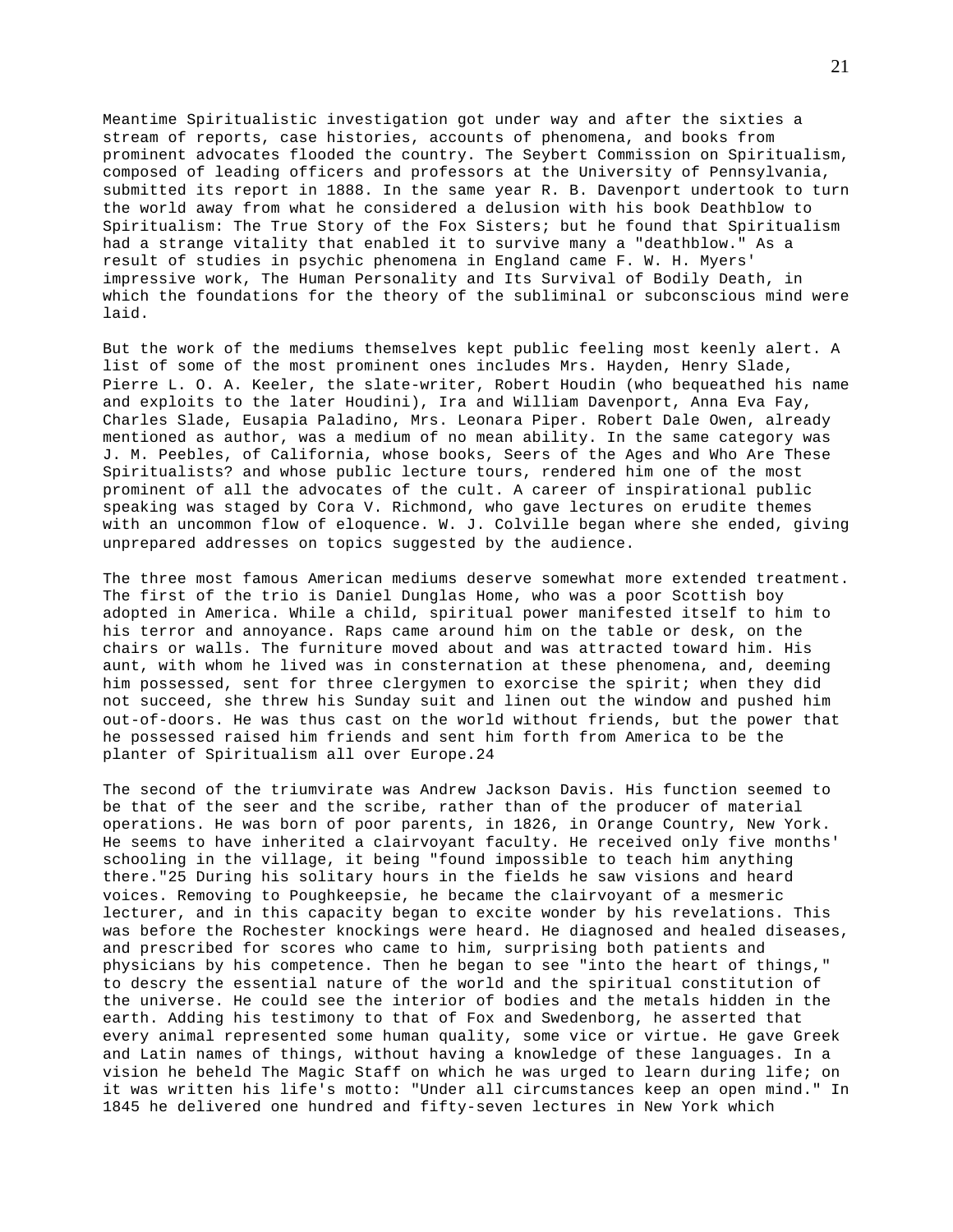Meantime Spiritualistic investigation got under way and after the sixties a stream of reports, case histories, accounts of phenomena, and books from prominent advocates flooded the country. The Seybert Commission on Spiritualism, composed of leading officers and professors at the University of Pennsylvania, submitted its report in 1888. In the same year R. B. Davenport undertook to turn the world away from what he considered a delusion with his book Deathblow to Spiritualism: The True Story of the Fox Sisters; but he found that Spiritualism had a strange vitality that enabled it to survive many a "deathblow." As a result of studies in psychic phenomena in England came F. W. H. Myers' impressive work, The Human Personality and Its Survival of Bodily Death, in which the foundations for the theory of the subliminal or subconscious mind were laid.

But the work of the mediums themselves kept public feeling most keenly alert. A list of some of the most prominent ones includes Mrs. Hayden, Henry Slade, Pierre L. O. A. Keeler, the slate-writer, Robert Houdin (who bequeathed his name and exploits to the later Houdini), Ira and William Davenport, Anna Eva Fay, Charles Slade, Eusapia Paladino, Mrs. Leonara Piper. Robert Dale Owen, already mentioned as author, was a medium of no mean ability. In the same category was J. M. Peebles, of California, whose books, Seers of the Ages and Who Are These Spiritualists? and whose public lecture tours, rendered him one of the most prominent of all the advocates of the cult. A career of inspirational public speaking was staged by Cora V. Richmond, who gave lectures on erudite themes with an uncommon flow of eloquence. W. J. Colville began where she ended, giving unprepared addresses on topics suggested by the audience.

The three most famous American mediums deserve somewhat more extended treatment. The first of the trio is Daniel Dunglas Home, who was a poor Scottish boy adopted in America. While a child, spiritual power manifested itself to him to his terror and annoyance. Raps came around him on the table or desk, on the chairs or walls. The furniture moved about and was attracted toward him. His aunt, with whom he lived was in consternation at these phenomena, and, deeming him possessed, sent for three clergymen to exorcise the spirit; when they did not succeed, she threw his Sunday suit and linen out the window and pushed him out-of-doors. He was thus cast on the world without friends, but the power that he possessed raised him friends and sent him forth from America to be the planter of Spiritualism all over Europe.[24]

The second of the triumvirate was Andrew Jackson Davis. His function seemed to be that of the seer and the scribe, rather than of the producer of material operations. He was born of poor parents, in 1826, in Orange Country, New York. He seems to have inherited a clairvoyant faculty. He received only five months' schooling in the village, it being "found impossible to teach him anything there."[25] During his solitary hours in the fields he saw visions and heard voices. Removing to Poughkeepsie, he became the clairvoyant of a mesmeric lecturer, and in this capacity began to excite wonder by his revelations. This was before the Rochester knockings were heard. He diagnosed and healed diseases, and prescribed for scores who came to him, surprising both patients and physicians by his competence. Then he began to see "into the heart of things," to descry the essential nature of the world and the spiritual constitution of the universe. He could see the interior of bodies and the metals hidden in the earth. Adding his testimony to that of Fox and Swedenborg, he asserted that every animal represented some human quality, some vice or virtue. He gave Greek and Latin names of things, without having a knowledge of these languages. In a vision he beheld The Magic Staff on which he was urged to learn during life; on it was written his life's motto: "Under all circumstances keep an open mind." In 1845 he delivered one hundred and fifty-seven lectures in New York which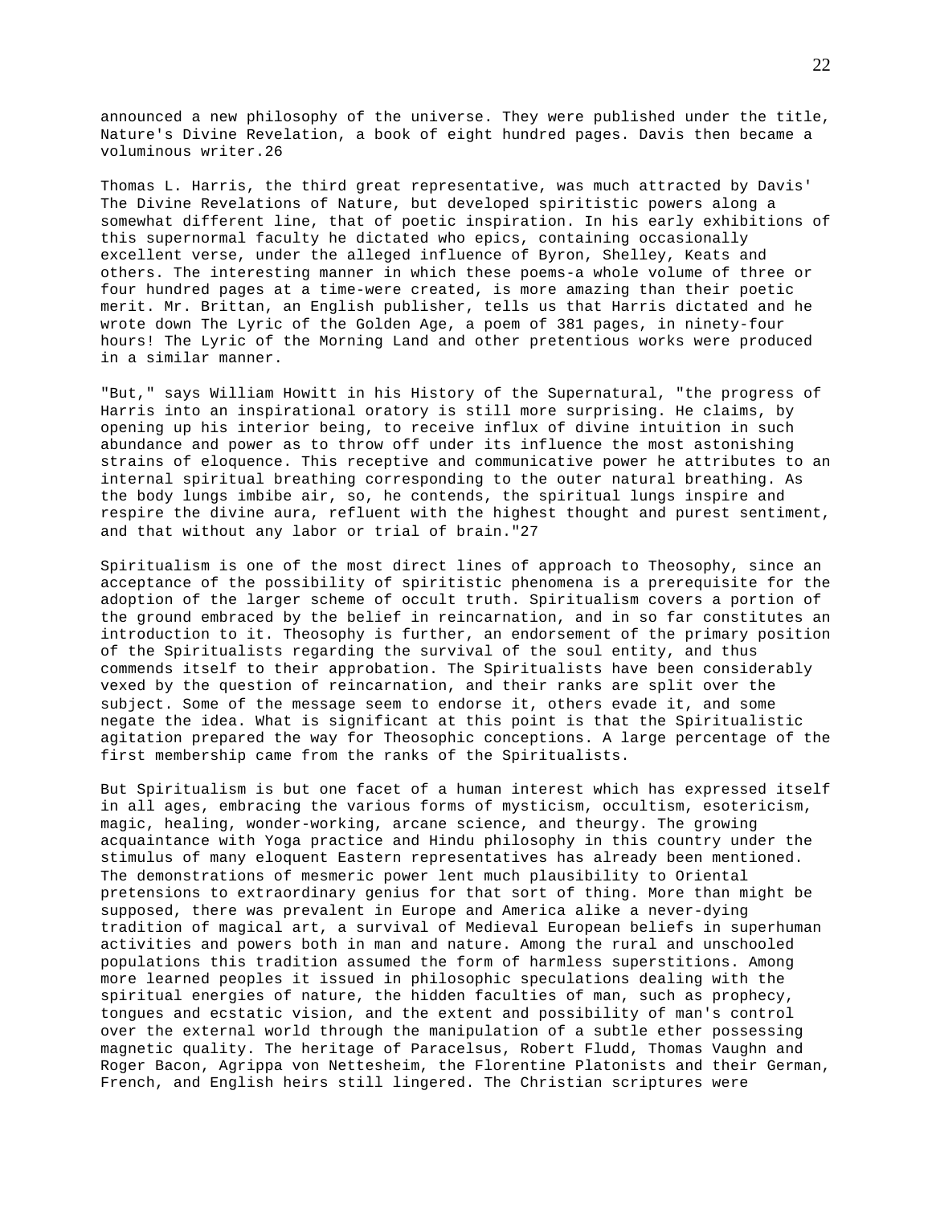announced a new philosophy of the universe. They were published under the title, Nature's Divine Revelation, a book of eight hundred pages. Davis then became a voluminous writer.[26]

Thomas L. Harris, the third great representative, was much attracted by Davis' The Divine Revelations of Nature, but developed spiritistic powers along a somewhat different line, that of poetic inspiration. In his early exhibitions of this supernormal faculty he dictated who epics, containing occasionally excellent verse, under the alleged influence of Byron, Shelley, Keats and others. The interesting manner in which these poems-a whole volume of three or four hundred pages at a time-were created, is more amazing than their poetic merit. Mr. Brittan, an English publisher, tells us that Harris dictated and he wrote down The Lyric of the Golden Age, a poem of 381 pages, in ninety-four hours! The Lyric of the Morning Land and other pretentious works were produced in a similar manner.

"But," says William Howitt in his History of the Supernatural, "the progress of Harris into an inspirational oratory is still more surprising. He claims, by opening up his interior being, to receive influx of divine intuition in such abundance and power as to throw off under its influence the most astonishing strains of eloquence. This receptive and communicative power he attributes to an internal spiritual breathing corresponding to the outer natural breathing. As the body lungs imbibe air, so, he contends, the spiritual lungs inspire and respire the divine aura, refluent with the highest thought and purest sentiment, and that without any labor or trial of brain."[27]

Spiritualism is one of the most direct lines of approach to Theosophy, since an acceptance of the possibility of spiritistic phenomena is a prerequisite for the adoption of the larger scheme of occult truth. Spiritualism covers a portion of the ground embraced by the belief in reincarnation, and in so far constitutes an introduction to it. Theosophy is further, an endorsement of the primary position of the Spiritualists regarding the survival of the soul entity, and thus commends itself to their approbation. The Spiritualists have been considerably vexed by the question of reincarnation, and their ranks are split over the subject. Some of the message seem to endorse it, others evade it, and some negate the idea. What is significant at this point is that the Spiritualistic agitation prepared the way for Theosophic conceptions. A large percentage of the first membership came from the ranks of the Spiritualists.

But Spiritualism is but one facet of a human interest which has expressed itself in all ages, embracing the various forms of mysticism, occultism, esotericism, magic, healing, wonder-working, arcane science, and theurgy. The growing acquaintance with Yoga practice and Hindu philosophy in this country under the stimulus of many eloquent Eastern representatives has already been mentioned. The demonstrations of mesmeric power lent much plausibility to Oriental pretensions to extraordinary genius for that sort of thing. More than might be supposed, there was prevalent in Europe and America alike a never-dying tradition of magical art, a survival of Medieval European beliefs in superhuman activities and powers both in man and nature. Among the rural and unschooled populations this tradition assumed the form of harmless superstitions. Among more learned peoples it issued in philosophic speculations dealing with the spiritual energies of nature, the hidden faculties of man, such as prophecy, tongues and ecstatic vision, and the extent and possibility of man's control over the external world through the manipulation of a subtle ether possessing magnetic quality. The heritage of Paracelsus, Robert Fludd, Thomas Vaughn and Roger Bacon, Agrippa von Nettesheim, the Florentine Platonists and their German, French, and English heirs still lingered. The Christian scriptures were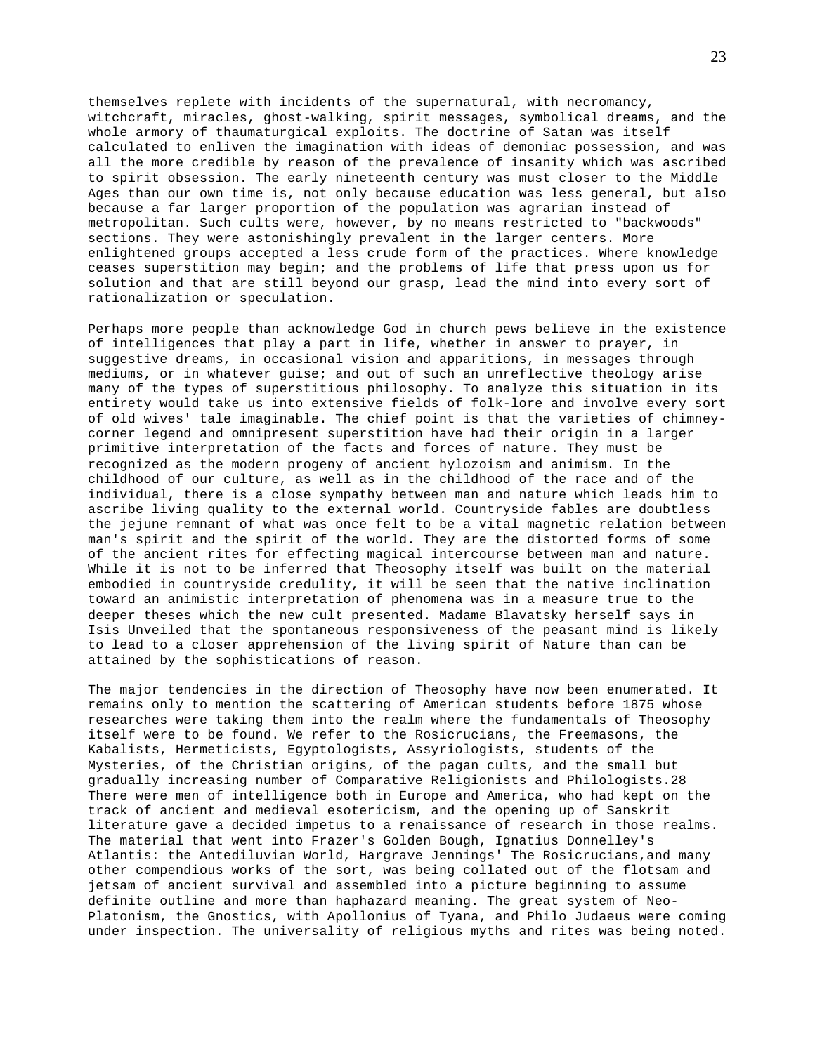themselves replete with incidents of the supernatural, with necromancy, witchcraft, miracles, ghost-walking, spirit messages, symbolical dreams, and the whole armory of thaumaturgical exploits. The doctrine of Satan was itself calculated to enliven the imagination with ideas of demoniac possession, and was all the more credible by reason of the prevalence of insanity which was ascribed to spirit obsession. The early nineteenth century was must closer to the Middle Ages than our own time is, not only because education was less general, but also because a far larger proportion of the population was agrarian instead of metropolitan. Such cults were, however, by no means restricted to "backwoods" sections. They were astonishingly prevalent in the larger centers. More enlightened groups accepted a less crude form of the practices. Where knowledge ceases superstition may begin; and the problems of life that press upon us for solution and that are still beyond our grasp, lead the mind into every sort of rationalization or speculation.

Perhaps more people than acknowledge God in church pews believe in the existence of intelligences that play a part in life, whether in answer to prayer, in suggestive dreams, in occasional vision and apparitions, in messages through mediums, or in whatever guise; and out of such an unreflective theology arise many of the types of superstitious philosophy. To analyze this situation in its entirety would take us into extensive fields of folk-lore and involve every sort of old wives' tale imaginable. The chief point is that the varieties of chimney-corner legend and omnipresent superstition have had their origin in a larger primitive interpretation of the facts and forces of nature. They must be recognized as the modern progeny of ancient hylozoism and animism. In the childhood of our culture, as well as in the childhood of the race and of the individual, there is a close sympathy between man and nature which leads him to ascribe living quality to the external world. Countryside fables are doubtless the jejune remnant of what was once felt to be a vital magnetic relation between man's spirit and the spirit of the world. They are the distorted forms of some of the ancient rites for effecting magical intercourse between man and nature. While it is not to be inferred that Theosophy itself was built on the material embodied in countryside credulity, it will be seen that the native inclination toward an animistic interpretation of phenomena was in a measure true to the deeper theses which the new cult presented. Madame Blavatsky herself says in Isis Unveiled that the spontaneous responsiveness of the peasant mind is likely to lead to a closer apprehension of the living spirit of Nature than can be attained by the sophistications of reason.

The major tendencies in the direction of Theosophy have now been enumerated. It remains only to mention the scattering of American students before 1875 whose researches were taking them into the realm where the fundamentals of Theosophy itself were to be found. We refer to the Rosicrucians, the Freemasons, the Kabalists, Hermeticists, Egyptologists, Assyriologists, students of the Mysteries, of the Christian origins, of the pagan cults, and the small but gradually increasing number of Comparative Religionists and Philologists.28 There were men of intelligence both in Europe and America, who had kept on the track of ancient and medieval esotericism, and the opening up of Sanskrit literature gave a decided impetus to a renaissance of research in those realms. The material that went into Frazer's Golden Bough, Ignatius Donnelley's Atlantis: the Antediluvian World, Hargrave Jennings' The Rosicrucians,and many other compendious works of the sort, was being collated out of the flotsam and jetsam of ancient survival and assembled into a picture beginning to assume definite outline and more than haphazard meaning. The great system of Neo-Platonism, the Gnostics, with Apollonius of Tyana, and Philo Judaeus were coming under inspection. The universality of religious myths and rites was being noted.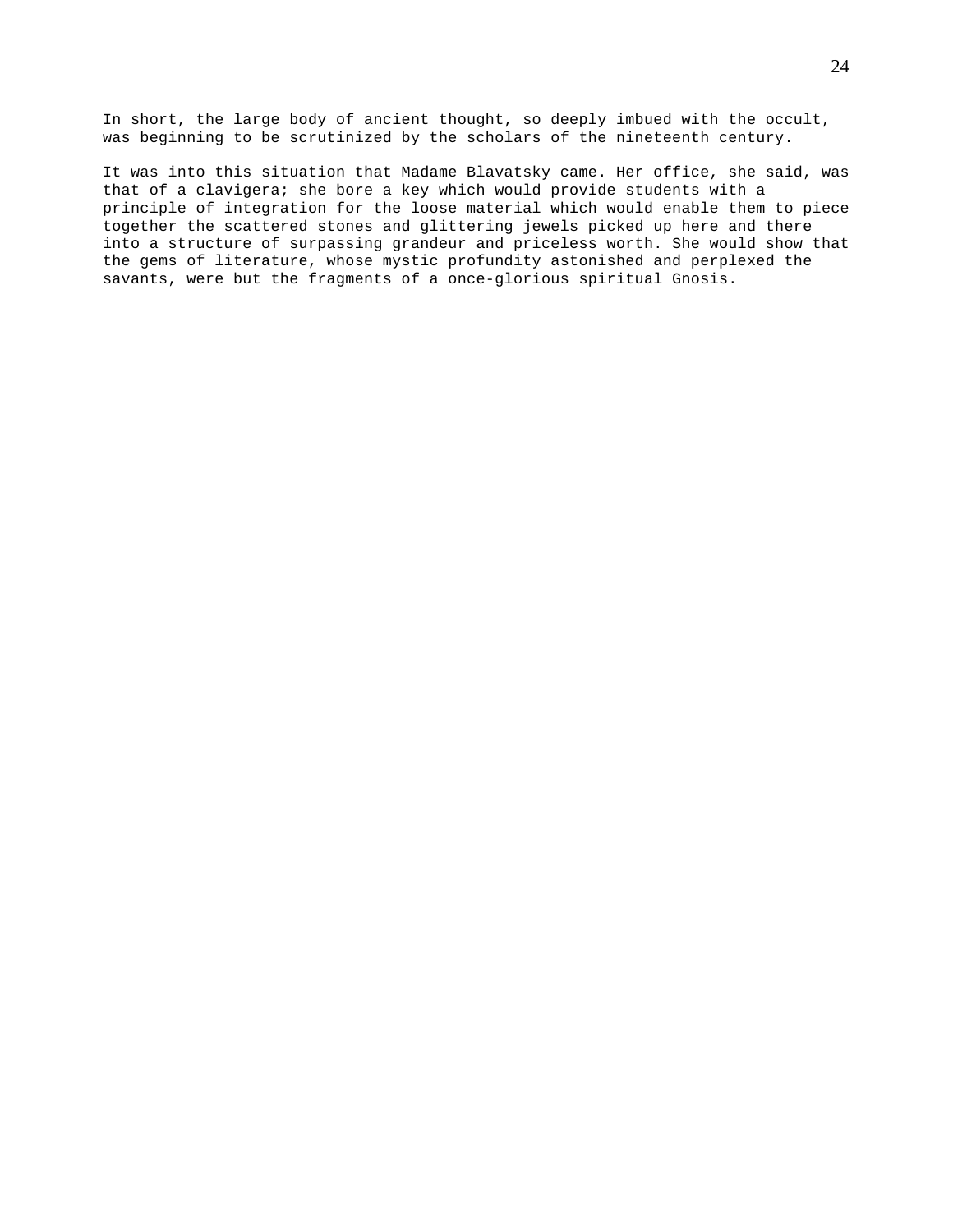In short, the large body of ancient thought, so deeply imbued with the occult, was beginning to be scrutinized by the scholars of the nineteenth century.

It was into this situation that Madame Blavatsky came. Her office, she said, was that of a clavigera; she bore a key which would provide students with a principle of integration for the loose material which would enable them to piece together the scattered stones and glittering jewels picked up here and there into a structure of surpassing grandeur and priceless worth. She would show that the gems of literature, whose mystic profundity astonished and perplexed the savants, were but the fragments of a once-glorious spiritual Gnosis.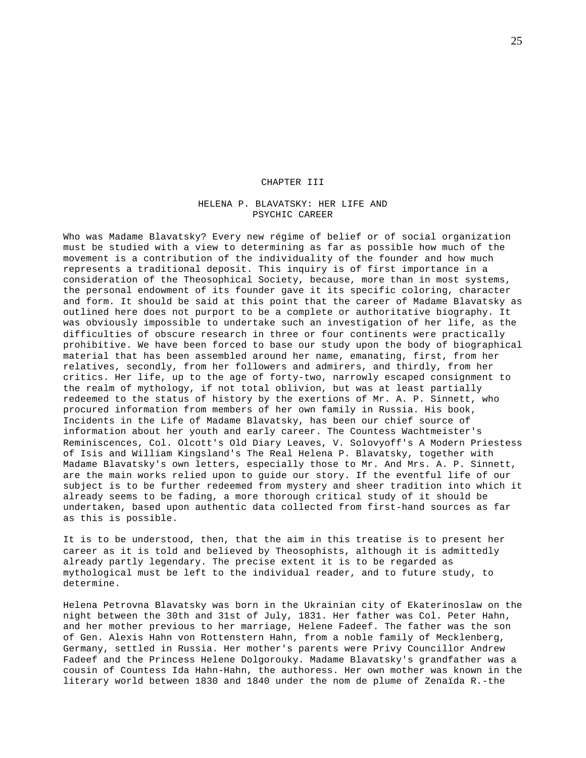# CHAPTER III

## HELENA P. BLAVATSKY: HER LIFE AND PSYCHIC CAREER

Who was Madame Blavatsky? Every new régime of belief or of social organization must be studied with a view to determining as far as possible how much of the movement is a contribution of the individuality of the founder and how much represents a traditional deposit. This inquiry is of first importance in a consideration of the Theosophical Society, because, more than in most systems, the personal endowment of its founder gave it its specific coloring, character and form. It should be said at this point that the career of Madame Blavatsky as outlined here does not purport to be a complete or authoritative biography. It was obviously impossible to undertake such an investigation of her life, as the difficulties of obscure research in three or four continents were practically prohibitive. We have been forced to base our study upon the body of biographical material that has been assembled around her name, emanating, first, from her relatives, secondly, from her followers and admirers, and thirdly, from her critics. Her life, up to the age of forty-two, narrowly escaped consignment to the realm of mythology, if not total oblivion, but was at least partially redeemed to the status of history by the exertions of Mr. A. P. Sinnett, who procured information from members of her own family in Russia. His book, Incidents in the Life of Madame Blavatsky, has been our chief source of information about her youth and early career. The Countess Wachtmeister's Reminiscences, Col. Olcott's Old Diary Leaves, V. Solovyoff's A Modern Priestess of Isis and William Kingsland's The Real Helena P. Blavatsky, together with Madame Blavatsky's own letters, especially those to Mr. And Mrs. A. P. Sinnett, are the main works relied upon to guide our story. If the eventful life of our subject is to be further redeemed from mystery and sheer tradition into which it already seems to be fading, a more thorough critical study of it should be undertaken, based upon authentic data collected from first-hand sources as far as this is possible.

It is to be understood, then, that the aim in this treatise is to present her career as it is told and believed by Theosophists, although it is admittedly already partly legendary. The precise extent it is to be regarded as mythological must be left to the individual reader, and to future study, to determine.

Helena Petrovna Blavatsky was born in the Ukrainian city of Ekaterinoslaw on the night between the 30th and 31st of July, 1831. Her father was Col. Peter Hahn, and her mother previous to her marriage, Helene Fadeef. The father was the son of Gen. Alexis Hahn von Rottenstern Hahn, from a noble family of Mecklenberg, Germany, settled in Russia. Her mother's parents were Privy Councillor Andrew Fadeef and the Princess Helene Dolgorouky. Madame Blavatsky's grandfather was a cousin of Countess Ida Hahn-Hahn, the authoress. Her own mother was known in the literary world between 1830 and 1840 under the nom de plume of Zenaïda R.-the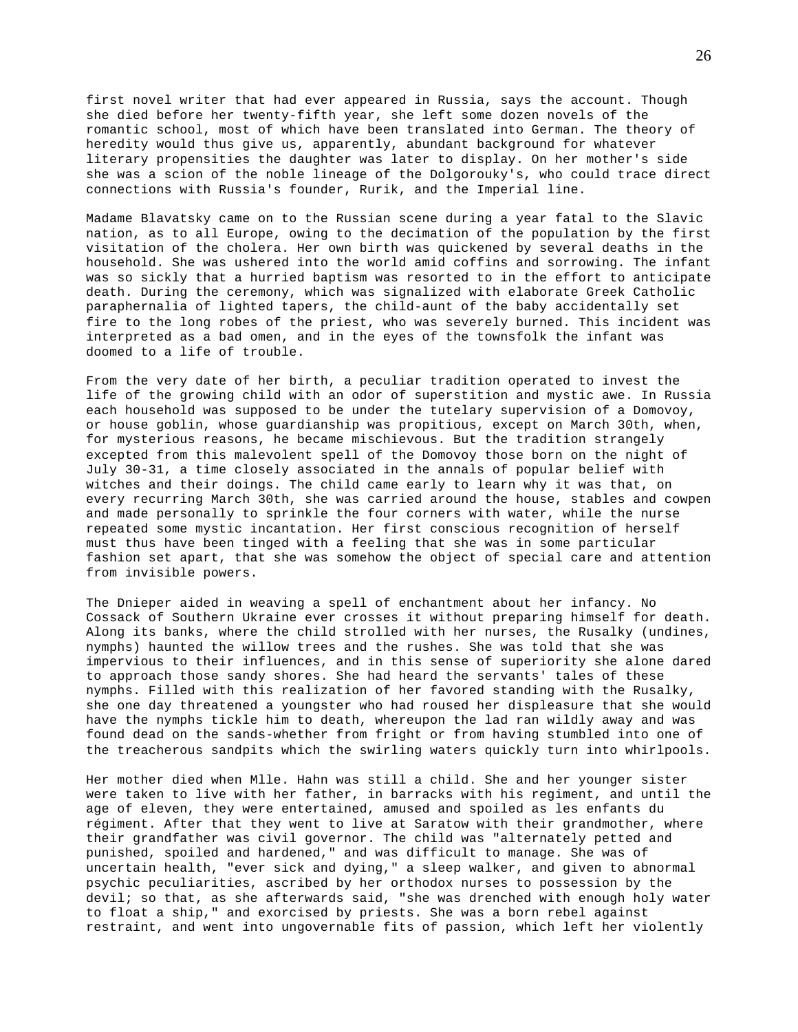first novel writer that had ever appeared in Russia, says the account. Though she died before her twenty-fifth year, she left some dozen novels of the romantic school, most of which have been translated into German. The theory of heredity would thus give us, apparently, abundant background for whatever literary propensities the daughter was later to display. On her mother's side she was a scion of the noble lineage of the Dolgorouky's, who could trace direct connections with Russia's founder, Rurik, and the Imperial line.

Madame Blavatsky came on to the Russian scene during a year fatal to the Slavic nation, as to all Europe, owing to the decimation of the population by the first visitation of the cholera. Her own birth was quickened by several deaths in the household. She was ushered into the world amid coffins and sorrowing. The infant was so sickly that a hurried baptism was resorted to in the effort to anticipate death. During the ceremony, which was signalized with elaborate Greek Catholic paraphernalia of lighted tapers, the child-aunt of the baby accidentally set fire to the long robes of the priest, who was severely burned. This incident was interpreted as a bad omen, and in the eyes of the townsfolk the infant was doomed to a life of trouble.

From the very date of her birth, a peculiar tradition operated to invest the life of the growing child with an odor of superstition and mystic awe. In Russia each household was supposed to be under the tutelary supervision of a Domovoy, or house goblin, whose guardianship was propitious, except on March 30th, when, for mysterious reasons, he became mischievous. But the tradition strangely excepted from this malevolent spell of the Domovoy those born on the night of July 30-31, a time closely associated in the annals of popular belief with witches and their doings. The child came early to learn why it was that, on every recurring March 30th, she was carried around the house, stables and cowpen and made personally to sprinkle the four corners with water, while the nurse repeated some mystic incantation. Her first conscious recognition of herself must thus have been tinged with a feeling that she was in some particular fashion set apart, that she was somehow the object of special care and attention from invisible powers.

The Dnieper aided in weaving a spell of enchantment about her infancy. No Cossack of Southern Ukraine ever crosses it without preparing himself for death. Along its banks, where the child strolled with her nurses, the Rusalky (undines, nymphs) haunted the willow trees and the rushes. She was told that she was impervious to their influences, and in this sense of superiority she alone dared to approach those sandy shores. She had heard the servants' tales of these nymphs. Filled with this realization of her favored standing with the Rusalky, she one day threatened a youngster who had roused her displeasure that she would have the nymphs tickle him to death, whereupon the lad ran wildly away and was found dead on the sands-whether from fright or from having stumbled into one of the treacherous sandpits which the swirling waters quickly turn into whirlpools.

Her mother died when Mlle. Hahn was still a child. She and her younger sister were taken to live with her father, in barracks with his regiment, and until the age of eleven, they were entertained, amused and spoiled as les enfants du régiment. After that they went to live at Saratow with their grandmother, where their grandfather was civil governor. The child was "alternately petted and punished, spoiled and hardened," and was difficult to manage. She was of uncertain health, "ever sick and dying," a sleep walker, and given to abnormal psychic peculiarities, ascribed by her orthodox nurses to possession by the devil; so that, as she afterwards said, "she was drenched with enough holy water to float a ship," and exorcised by priests. She was a born rebel against restraint, and went into ungovernable fits of passion, which left her violently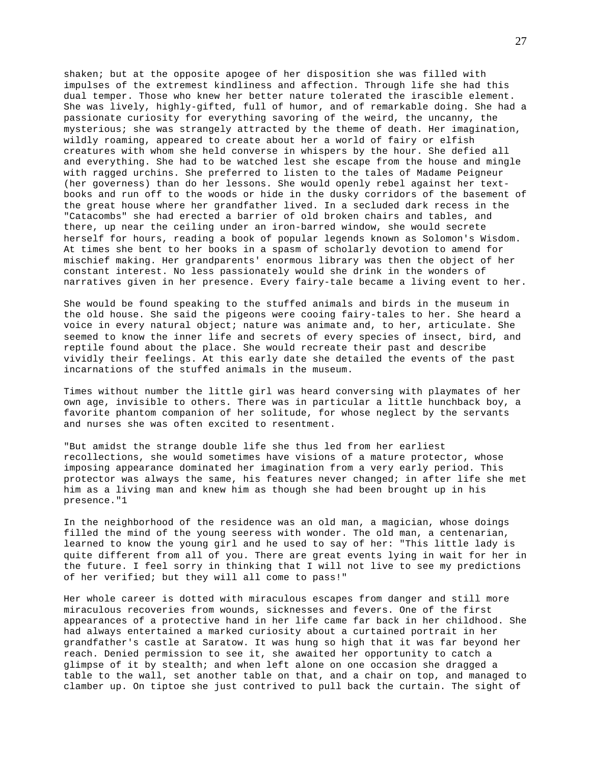shaken; but at the opposite apogee of her disposition she was filled with impulses of the extremest kindliness and affection. Through life she had this dual temper. Those who knew her better nature tolerated the irascible element. She was lively, highly-gifted, full of humor, and of remarkable doing. She had a passionate curiosity for everything savoring of the weird, the uncanny, the mysterious; she was strangely attracted by the theme of death. Her imagination, wildly roaming, appeared to create about her a world of fairy or elfish creatures with whom she held converse in whispers by the hour. She defied all and everything. She had to be watched lest she escape from the house and mingle with ragged urchins. She preferred to listen to the tales of Madame Peigneur (her governess) than do her lessons. She would openly rebel against her text-books and run off to the woods or hide in the dusky corridors of the basement of the great house where her grandfather lived. In a secluded dark recess in the "Catacombs" she had erected a barrier of old broken chairs and tables, and there, up near the ceiling under an iron-barred window, she would secrete herself for hours, reading a book of popular legends known as Solomon's Wisdom. At times she bent to her books in a spasm of scholarly devotion to amend for mischief making. Her grandparents' enormous library was then the object of her constant interest. No less passionately would she drink in the wonders of narratives given in her presence. Every fairy-tale became a living event to her.

She would be found speaking to the stuffed animals and birds in the museum in the old house. She said the pigeons were cooing fairy-tales to her. She heard a voice in every natural object; nature was animate and, to her, articulate. She seemed to know the inner life and secrets of every species of insect, bird, and reptile found about the place. She would recreate their past and describe vividly their feelings. At this early date she detailed the events of the past incarnations of the stuffed animals in the museum.

Times without number the little girl was heard conversing with playmates of her own age, invisible to others. There was in particular a little hunchback boy, a favorite phantom companion of her solitude, for whose neglect by the servants and nurses she was often excited to resentment.

"But amidst the strange double life she thus led from her earliest recollections, she would sometimes have visions of a mature protector, whose imposing appearance dominated her imagination from a very early period. This protector was always the same, his features never changed; in after life she met him as a living man and knew him as though she had been brought up in his presence."[1]

In the neighborhood of the residence was an old man, a magician, whose doings filled the mind of the young seeress with wonder. The old man, a centenarian, learned to know the young girl and he used to say of her: "This little lady is quite different from all of you. There are great events lying in wait for her in the future. I feel sorry in thinking that I will not live to see my predictions of her verified; but they will all come to pass!"

Her whole career is dotted with miraculous escapes from danger and still more miraculous recoveries from wounds, sicknesses and fevers. One of the first appearances of a protective hand in her life came far back in her childhood. She had always entertained a marked curiosity about a curtained portrait in her grandfather's castle at Saratow. It was hung so high that it was far beyond her reach. Denied permission to see it, she awaited her opportunity to catch a glimpse of it by stealth; and when left alone on one occasion she dragged a table to the wall, set another table on that, and a chair on top, and managed to clamber up. On tiptoe she just contrived to pull back the curtain. The sight of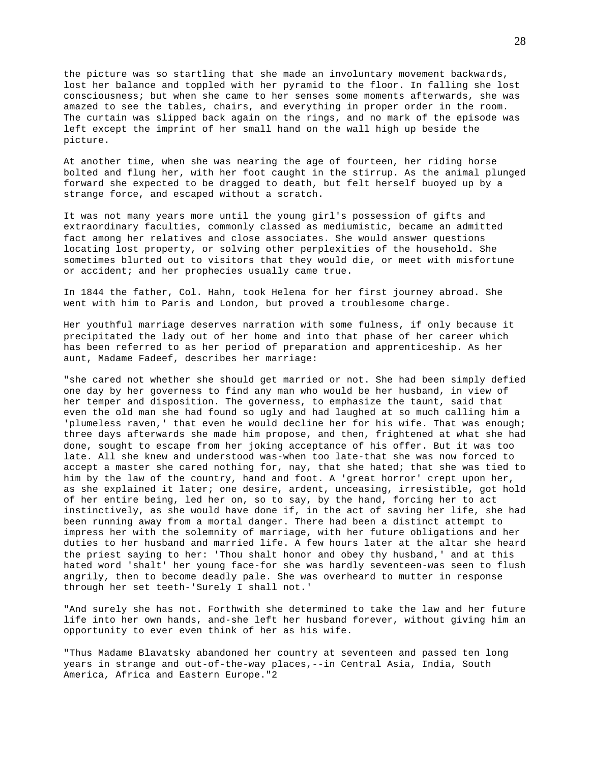the picture was so startling that she made an involuntary movement backwards, lost her balance and toppled with her pyramid to the floor. In falling she lost consciousness; but when she came to her senses some moments afterwards, she was amazed to see the tables, chairs, and everything in proper order in the room. The curtain was slipped back again on the rings, and no mark of the episode was left except the imprint of her small hand on the wall high up beside the picture.

At another time, when she was nearing the age of fourteen, her riding horse bolted and flung her, with her foot caught in the stirrup. As the animal plunged forward she expected to be dragged to death, but felt herself buoyed up by a strange force, and escaped without a scratch.

It was not many years more until the young girl's possession of gifts and extraordinary faculties, commonly classed as mediumistic, became an admitted fact among her relatives and close associates. She would answer questions locating lost property, or solving other perplexities of the household. She sometimes blurted out to visitors that they would die, or meet with misfortune or accident; and her prophecies usually came true.

In 1844 the father, Col. Hahn, took Helena for her first journey abroad. She went with him to Paris and London, but proved a troublesome charge.

Her youthful marriage deserves narration with some fulness, if only because it precipitated the lady out of her home and into that phase of her career which has been referred to as her period of preparation and apprenticeship. As her aunt, Madame Fadeef, describes her marriage:

"she cared not whether she should get married or not. She had been simply defied one day by her governess to find any man who would be her husband, in view of her temper and disposition. The governess, to emphasize the taunt, said that even the old man she had found so ugly and had laughed at so much calling him a 'plumeless raven,' that even he would decline her for his wife. That was enough; three days afterwards she made him propose, and then, frightened at what she had done, sought to escape from her joking acceptance of his offer. But it was too late. All she knew and understood was-when too late-that she was now forced to accept a master she cared nothing for, nay, that she hated; that she was tied to him by the law of the country, hand and foot. A 'great horror' crept upon her, as she explained it later; one desire, ardent, unceasing, irresistible, got hold of her entire being, led her on, so to say, by the hand, forcing her to act instinctively, as she would have done if, in the act of saving her life, she had been running away from a mortal danger. There had been a distinct attempt to impress her with the solemnity of marriage, with her future obligations and her duties to her husband and married life. A few hours later at the altar she heard the priest saying to her: 'Thou shalt honor and obey thy husband,' and at this hated word 'shalt' her young face-for she was hardly seventeen-was seen to flush angrily, then to become deadly pale. She was overheard to mutter in response through her set teeth-'Surely I shall not.'

"And surely she has not. Forthwith she determined to take the law and her future life into her own hands, and-she left her husband forever, without giving him an opportunity to ever even think of her as his wife.

"Thus Madame Blavatsky abandoned her country at seventeen and passed ten long years in strange and out-of-the-way places,--in Central Asia, India, South America, Africa and Eastern Europe."[2]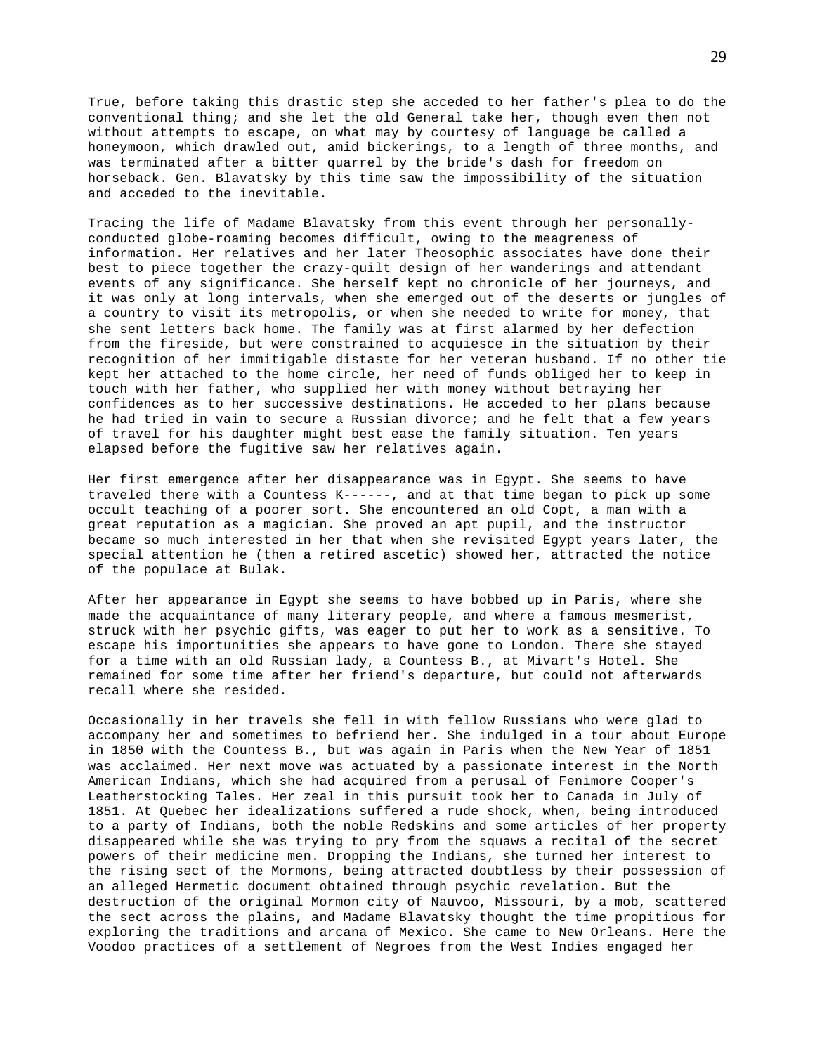True, before taking this drastic step she acceded to her father's plea to do the conventional thing; and she let the old General take her, though even then not without attempts to escape, on what may by courtesy of language be called a honeymoon, which drawled out, amid bickerings, to a length of three months, and was terminated after a bitter quarrel by the bride's dash for freedom on horseback. Gen. Blavatsky by this time saw the impossibility of the situation and acceded to the inevitable.

Tracing the life of Madame Blavatsky from this event through her personally-conducted globe-roaming becomes difficult, owing to the meagreness of information. Her relatives and her later Theosophic associates have done their best to piece together the crazy-quilt design of her wanderings and attendant events of any significance. She herself kept no chronicle of her journeys, and it was only at long intervals, when she emerged out of the deserts or jungles of a country to visit its metropolis, or when she needed to write for money, that she sent letters back home. The family was at first alarmed by her defection from the fireside, but were constrained to acquiesce in the situation by their recognition of her immitigable distaste for her veteran husband. If no other tie kept her attached to the home circle, her need of funds obliged her to keep in touch with her father, who supplied her with money without betraying her confidences as to her successive destinations. He acceded to her plans because he had tried in vain to secure a Russian divorce; and he felt that a few years of travel for his daughter might best ease the family situation. Ten years elapsed before the fugitive saw her relatives again.

Her first emergence after her disappearance was in Egypt. She seems to have traveled there with a Countess K------, and at that time began to pick up some occult teaching of a poorer sort. She encountered an old Copt, a man with a great reputation as a magician. She proved an apt pupil, and the instructor became so much interested in her that when she revisited Egypt years later, the special attention he (then a retired ascetic) showed her, attracted the notice of the populace at Bulak.

After her appearance in Egypt she seems to have bobbed up in Paris, where she made the acquaintance of many literary people, and where a famous mesmerist, struck with her psychic gifts, was eager to put her to work as a sensitive. To escape his importunities she appears to have gone to London. There she stayed for a time with an old Russian lady, a Countess B., at Mivart's Hotel. She remained for some time after her friend's departure, but could not afterwards recall where she resided.

Occasionally in her travels she fell in with fellow Russians who were glad to accompany her and sometimes to befriend her. She indulged in a tour about Europe in 1850 with the Countess B., but was again in Paris when the New Year of 1851 was acclaimed. Her next move was actuated by a passionate interest in the North American Indians, which she had acquired from a perusal of Fenimore Cooper's Leatherstocking Tales. Her zeal in this pursuit took her to Canada in July of 1851. At Quebec her idealizations suffered a rude shock, when, being introduced to a party of Indians, both the noble Redskins and some articles of her property disappeared while she was trying to pry from the squaws a recital of the secret powers of their medicine men. Dropping the Indians, she turned her interest to the rising sect of the Mormons, being attracted doubtless by their possession of an alleged Hermetic document obtained through psychic revelation. But the destruction of the original Mormon city of Nauvoo, Missouri, by a mob, scattered the sect across the plains, and Madame Blavatsky thought the time propitious for exploring the traditions and arcana of Mexico. She came to New Orleans. Here the Voodoo practices of a settlement of Negroes from the West Indies engaged her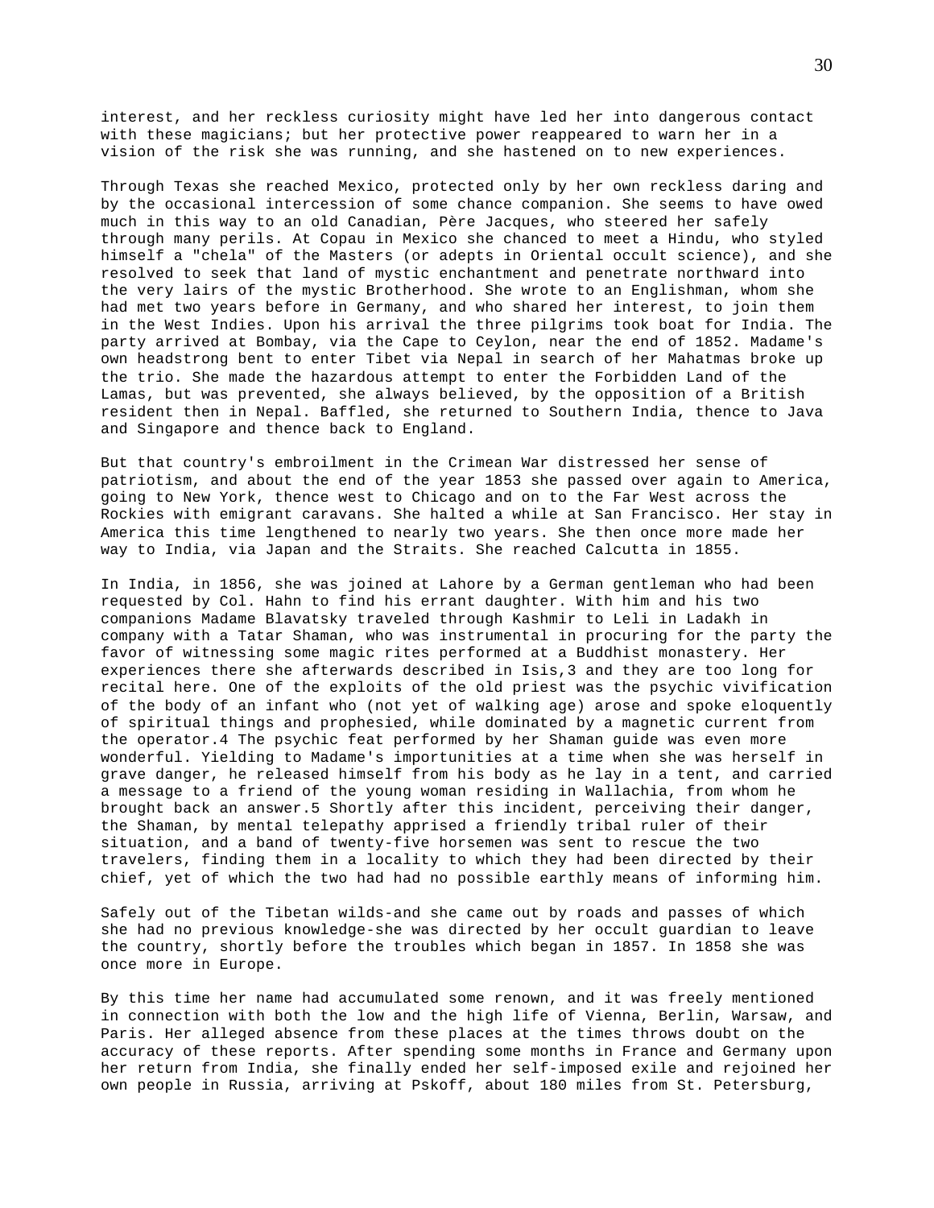interest, and her reckless curiosity might have led her into dangerous contact with these magicians; but her protective power reappeared to warn her in a vision of the risk she was running, and she hastened on to new experiences.

Through Texas she reached Mexico, protected only by her own reckless daring and by the occasional intercession of some chance companion. She seems to have owed much in this way to an old Canadian, Père Jacques, who steered her safely through many perils. At Copau in Mexico she chanced to meet a Hindu, who styled himself a "chela" of the Masters (or adepts in Oriental occult science), and she resolved to seek that land of mystic enchantment and penetrate northward into the very lairs of the mystic Brotherhood. She wrote to an Englishman, whom she had met two years before in Germany, and who shared her interest, to join them in the West Indies. Upon his arrival the three pilgrims took boat for India. The party arrived at Bombay, via the Cape to Ceylon, near the end of 1852. Madame's own headstrong bent to enter Tibet via Nepal in search of her Mahatmas broke up the trio. She made the hazardous attempt to enter the Forbidden Land of the Lamas, but was prevented, she always believed, by the opposition of a British resident then in Nepal. Baffled, she returned to Southern India, thence to Java and Singapore and thence back to England.

But that country's embroilment in the Crimean War distressed her sense of patriotism, and about the end of the year 1853 she passed over again to America, going to New York, thence west to Chicago and on to the Far West across the Rockies with emigrant caravans. She halted a while at San Francisco. Her stay in America this time lengthened to nearly two years. She then once more made her way to India, via Japan and the Straits. She reached Calcutta in 1855.

In India, in 1856, she was joined at Lahore by a German gentleman who had been requested by Col. Hahn to find his errant daughter. With him and his two companions Madame Blavatsky traveled through Kashmir to Leli in Ladakh in company with a Tatar Shaman, who was instrumental in procuring for the party the favor of witnessing some magic rites performed at a Buddhist monastery. Her experiences there she afterwards described in Isis,3 and they are too long for recital here. One of the exploits of the old priest was the psychic vivification of the body of an infant who (not yet of walking age) arose and spoke eloquently of spiritual things and prophesied, while dominated by a magnetic current from the operator.4 The psychic feat performed by her Shaman guide was even more wonderful. Yielding to Madame's importunities at a time when she was herself in grave danger, he released himself from his body as he lay in a tent, and carried a message to a friend of the young woman residing in Wallachia, from whom he brought back an answer.5 Shortly after this incident, perceiving their danger, the Shaman, by mental telepathy apprised a friendly tribal ruler of their situation, and a band of twenty-five horsemen was sent to rescue the two travelers, finding them in a locality to which they had been directed by their chief, yet of which the two had had no possible earthly means of informing him.

Safely out of the Tibetan wilds-and she came out by roads and passes of which she had no previous knowledge-she was directed by her occult guardian to leave the country, shortly before the troubles which began in 1857. In 1858 she was once more in Europe.

By this time her name had accumulated some renown, and it was freely mentioned in connection with both the low and the high life of Vienna, Berlin, Warsaw, and Paris. Her alleged absence from these places at the times throws doubt on the accuracy of these reports. After spending some months in France and Germany upon her return from India, she finally ended her self-imposed exile and rejoined her own people in Russia, arriving at Pskoff, about 180 miles from St. Petersburg,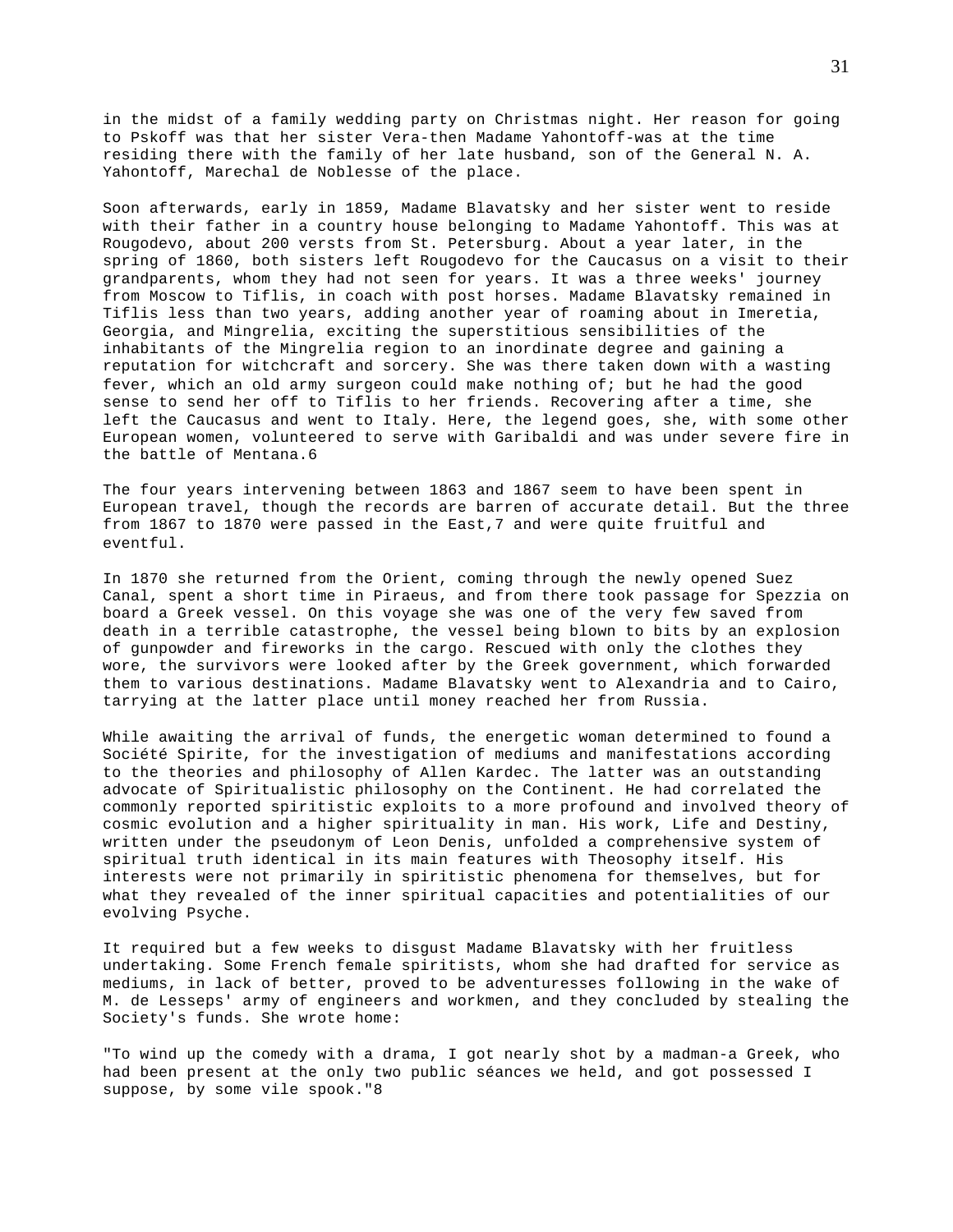in the midst of a family wedding party on Christmas night. Her reason for going to Pskoff was that her sister Vera-then Madame Yahontoff-was at the time residing there with the family of her late husband, son of the General N. A. Yahontoff, Marechal de Noblesse of the place.

Soon afterwards, early in 1859, Madame Blavatsky and her sister went to reside with their father in a country house belonging to Madame Yahontoff. This was at Rougodevo, about 200 versts from St. Petersburg. About a year later, in the spring of 1860, both sisters left Rougodevo for the Caucasus on a visit to their grandparents, whom they had not seen for years. It was a three weeks' journey from Moscow to Tiflis, in coach with post horses. Madame Blavatsky remained in Tiflis less than two years, adding another year of roaming about in Imeretia, Georgia, and Mingrelia, exciting the superstitious sensibilities of the inhabitants of the Mingrelia region to an inordinate degree and gaining a reputation for witchcraft and sorcery. She was there taken down with a wasting fever, which an old army surgeon could make nothing of; but he had the good sense to send her off to Tiflis to her friends. Recovering after a time, she left the Caucasus and went to Italy. Here, the legend goes, she, with some other European women, volunteered to serve with Garibaldi and was under severe fire in the battle of Mentana.6

The four years intervening between 1863 and 1867 seem to have been spent in European travel, though the records are barren of accurate detail. But the three from 1867 to 1870 were passed in the East,7 and were quite fruitful and eventful.

In 1870 she returned from the Orient, coming through the newly opened Suez Canal, spent a short time in Piraeus, and from there took passage for Spezzia on board a Greek vessel. On this voyage she was one of the very few saved from death in a terrible catastrophe, the vessel being blown to bits by an explosion of gunpowder and fireworks in the cargo. Rescued with only the clothes they wore, the survivors were looked after by the Greek government, which forwarded them to various destinations. Madame Blavatsky went to Alexandria and to Cairo, tarrying at the latter place until money reached her from Russia.

While awaiting the arrival of funds, the energetic woman determined to found a Société Spirite, for the investigation of mediums and manifestations according to the theories and philosophy of Allen Kardec. The latter was an outstanding advocate of Spiritualistic philosophy on the Continent. He had correlated the commonly reported spiritistic exploits to a more profound and involved theory of cosmic evolution and a higher spirituality in man. His work, Life and Destiny, written under the pseudonym of Leon Denis, unfolded a comprehensive system of spiritual truth identical in its main features with Theosophy itself. His interests were not primarily in spiritistic phenomena for themselves, but for what they revealed of the inner spiritual capacities and potentialities of our evolving Psyche.

It required but a few weeks to disgust Madame Blavatsky with her fruitless undertaking. Some French female spiritists, whom she had drafted for service as mediums, in lack of better, proved to be adventuresses following in the wake of M. de Lesseps' army of engineers and workmen, and they concluded by stealing the Society's funds. She wrote home:

"To wind up the comedy with a drama, I got nearly shot by a madman-a Greek, who had been present at the only two public séances we held, and got possessed I suppose, by some vile spook."8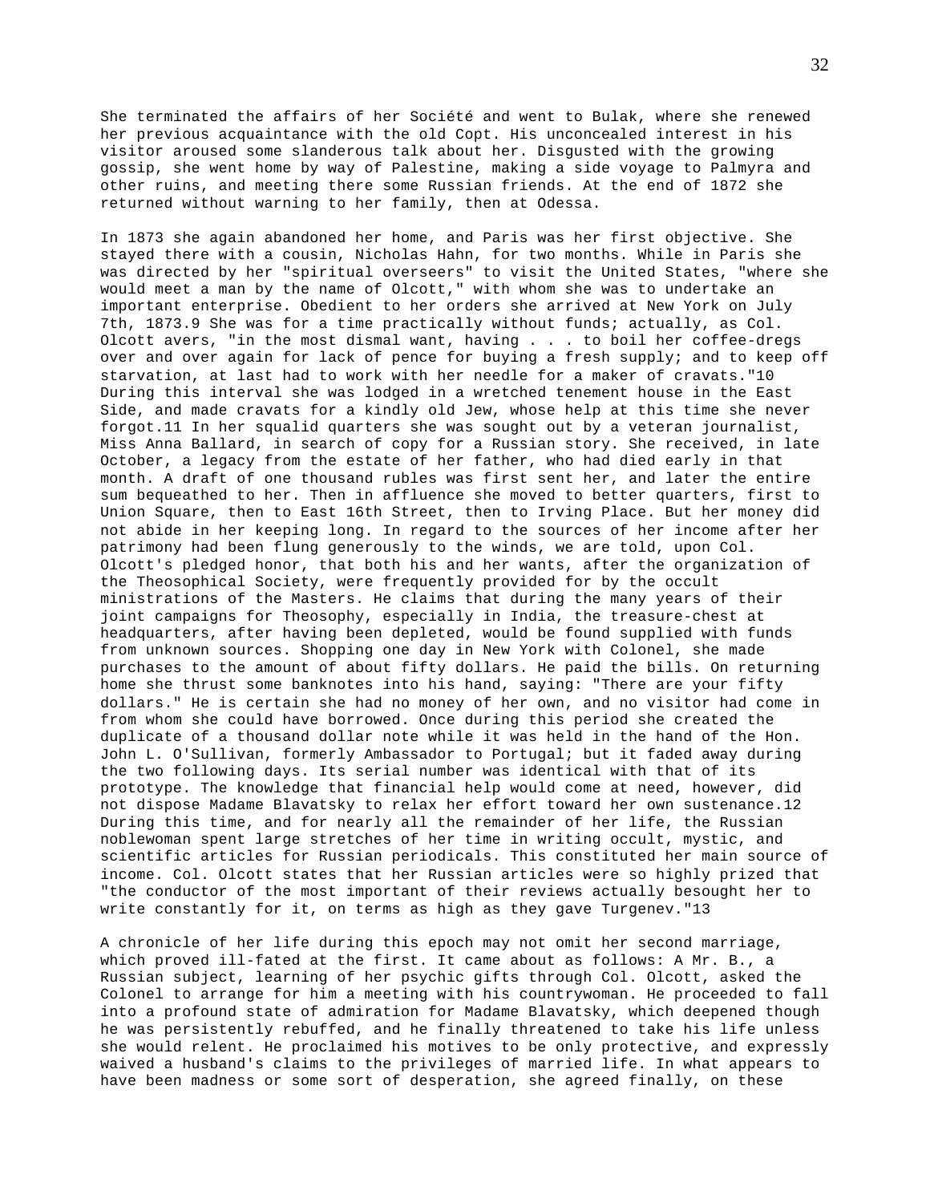She terminated the affairs of her Société and went to Bulak, where she renewed her previous acquaintance with the old Copt. His unconcealed interest in his visitor aroused some slanderous talk about her. Disgusted with the growing gossip, she went home by way of Palestine, making a side voyage to Palmyra and other ruins, and meeting there some Russian friends. At the end of 1872 she returned without warning to her family, then at Odessa.

In 1873 she again abandoned her home, and Paris was her first objective. She stayed there with a cousin, Nicholas Hahn, for two months. While in Paris she was directed by her "spiritual overseers" to visit the United States, "where she would meet a man by the name of Olcott," with whom she was to undertake an important enterprise. Obedient to her orders she arrived at New York on July 7th, 1873.9 She was for a time practically without funds; actually, as Col. Olcott avers, "in the most dismal want, having . . . to boil her coffee-dregs over and over again for lack of pence for buying a fresh supply; and to keep off starvation, at last had to work with her needle for a maker of cravats."10 During this interval she was lodged in a wretched tenement house in the East Side, and made cravats for a kindly old Jew, whose help at this time she never forgot.11 In her squalid quarters she was sought out by a veteran journalist, Miss Anna Ballard, in search of copy for a Russian story. She received, in late October, a legacy from the estate of her father, who had died early in that month. A draft of one thousand rubles was first sent her, and later the entire sum bequeathed to her. Then in affluence she moved to better quarters, first to Union Square, then to East 16th Street, then to Irving Place. But her money did not abide in her keeping long. In regard to the sources of her income after her patrimony had been flung generously to the winds, we are told, upon Col. Olcott's pledged honor, that both his and her wants, after the organization of the Theosophical Society, were frequently provided for by the occult ministrations of the Masters. He claims that during the many years of their joint campaigns for Theosophy, especially in India, the treasure-chest at headquarters, after having been depleted, would be found supplied with funds from unknown sources. Shopping one day in New York with Colonel, she made purchases to the amount of about fifty dollars. He paid the bills. On returning home she thrust some banknotes into his hand, saying: "There are your fifty dollars." He is certain she had no money of her own, and no visitor had come in from whom she could have borrowed. Once during this period she created the duplicate of a thousand dollar note while it was held in the hand of the Hon. John L. O'Sullivan, formerly Ambassador to Portugal; but it faded away during the two following days. Its serial number was identical with that of its prototype. The knowledge that financial help would come at need, however, did not dispose Madame Blavatsky to relax her effort toward her own sustenance.12 During this time, and for nearly all the remainder of her life, the Russian noblewoman spent large stretches of her time in writing occult, mystic, and scientific articles for Russian periodicals. This constituted her main source of income. Col. Olcott states that her Russian articles were so highly prized that "the conductor of the most important of their reviews actually besought her to write constantly for it, on terms as high as they gave Turgenev."13

A chronicle of her life during this epoch may not omit her second marriage, which proved ill-fated at the first. It came about as follows: A Mr. B., a Russian subject, learning of her psychic gifts through Col. Olcott, asked the Colonel to arrange for him a meeting with his countrywoman. He proceeded to fall into a profound state of admiration for Madame Blavatsky, which deepened though he was persistently rebuffed, and he finally threatened to take his life unless she would relent. He proclaimed his motives to be only protective, and expressly waived a husband's claims to the privileges of married life. In what appears to have been madness or some sort of desperation, she agreed finally, on these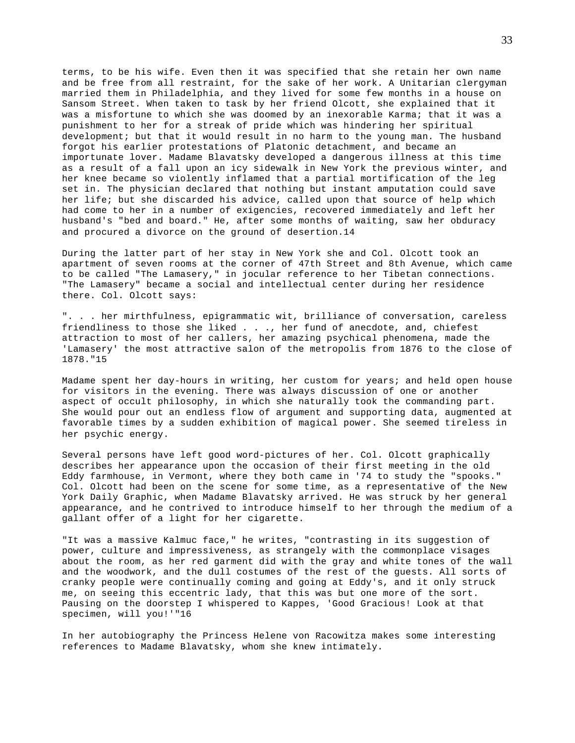terms, to be his wife. Even then it was specified that she retain her own name and be free from all restraint, for the sake of her work. A Unitarian clergyman married them in Philadelphia, and they lived for some few months in a house on Sansom Street. When taken to task by her friend Olcott, she explained that it was a misfortune to which she was doomed by an inexorable Karma; that it was a punishment to her for a streak of pride which was hindering her spiritual development; but that it would result in no harm to the young man. The husband forgot his earlier protestations of Platonic detachment, and became an importunate lover. Madame Blavatsky developed a dangerous illness at this time as a result of a fall upon an icy sidewalk in New York the previous winter, and her knee became so violently inflamed that a partial mortification of the leg set in. The physician declared that nothing but instant amputation could save her life; but she discarded his advice, called upon that source of help which had come to her in a number of exigencies, recovered immediately and left her husband's "bed and board." He, after some months of waiting, saw her obduracy and procured a divorce on the ground of desertion.14

During the latter part of her stay in New York she and Col. Olcott took an apartment of seven rooms at the corner of 47th Street and 8th Avenue, which came to be called "The Lamasery," in jocular reference to her Tibetan connections. "The Lamasery" became a social and intellectual center during her residence there. Col. Olcott says:

". . . her mirthfulness, epigrammatic wit, brilliance of conversation, careless friendliness to those she liked . . ., her fund of anecdote, and, chiefest attraction to most of her callers, her amazing psychical phenomena, made the 'Lamasery' the most attractive salon of the metropolis from 1876 to the close of 1878."15

Madame spent her day-hours in writing, her custom for years; and held open house for visitors in the evening. There was always discussion of one or another aspect of occult philosophy, in which she naturally took the commanding part. She would pour out an endless flow of argument and supporting data, augmented at favorable times by a sudden exhibition of magical power. She seemed tireless in her psychic energy.

Several persons have left good word-pictures of her. Col. Olcott graphically describes her appearance upon the occasion of their first meeting in the old Eddy farmhouse, in Vermont, where they both came in '74 to study the "spooks." Col. Olcott had been on the scene for some time, as a representative of the New York Daily Graphic, when Madame Blavatsky arrived. He was struck by her general appearance, and he contrived to introduce himself to her through the medium of a gallant offer of a light for her cigarette.

"It was a massive Kalmuc face," he writes, "contrasting in its suggestion of power, culture and impressiveness, as strangely with the commonplace visages about the room, as her red garment did with the gray and white tones of the wall and the woodwork, and the dull costumes of the rest of the guests. All sorts of cranky people were continually coming and going at Eddy's, and it only struck me, on seeing this eccentric lady, that this was but one more of the sort. Pausing on the doorstep I whispered to Kappes, 'Good Gracious! Look at that specimen, will you!'"16

In her autobiography the Princess Helene von Racowitza makes some interesting references to Madame Blavatsky, whom she knew intimately.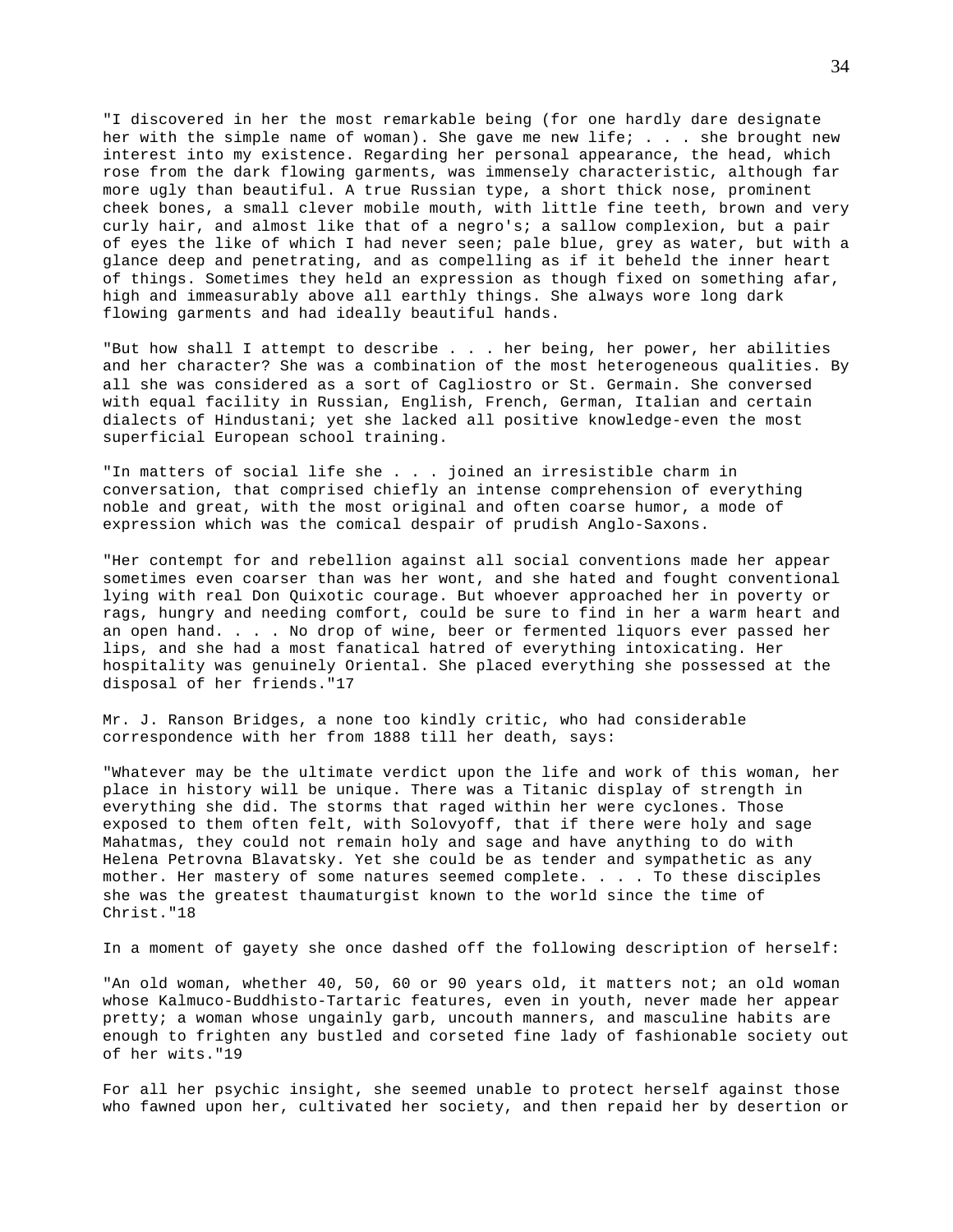"I discovered in her the most remarkable being (for one hardly dare designate her with the simple name of woman). She gave me new life; . . . she brought new interest into my existence. Regarding her personal appearance, the head, which rose from the dark flowing garments, was immensely characteristic, although far more ugly than beautiful. A true Russian type, a short thick nose, prominent cheek bones, a small clever mobile mouth, with little fine teeth, brown and very curly hair, and almost like that of a negro's; a sallow complexion, but a pair of eyes the like of which I had never seen; pale blue, grey as water, but with a glance deep and penetrating, and as compelling as if it beheld the inner heart of things. Sometimes they held an expression as though fixed on something afar, high and immeasurably above all earthly things. She always wore long dark flowing garments and had ideally beautiful hands.

"But how shall I attempt to describe . . . her being, her power, her abilities and her character? She was a combination of the most heterogeneous qualities. By all she was considered as a sort of Cagliostro or St. Germain. She conversed with equal facility in Russian, English, French, German, Italian and certain dialects of Hindustani; yet she lacked all positive knowledge-even the most superficial European school training.

"In matters of social life she . . . joined an irresistible charm in conversation, that comprised chiefly an intense comprehension of everything noble and great, with the most original and often coarse humor, a mode of expression which was the comical despair of prudish Anglo-Saxons.

"Her contempt for and rebellion against all social conventions made her appear sometimes even coarser than was her wont, and she hated and fought conventional lying with real Don Quixotic courage. But whoever approached her in poverty or rags, hungry and needing comfort, could be sure to find in her a warm heart and an open hand. . . . No drop of wine, beer or fermented liquors ever passed her lips, and she had a most fanatical hatred of everything intoxicating. Her hospitality was genuinely Oriental. She placed everything she possessed at the disposal of her friends."[17]

Mr. J. Ranson Bridges, a none too kindly critic, who had considerable correspondence with her from 1888 till her death, says:

"Whatever may be the ultimate verdict upon the life and work of this woman, her place in history will be unique. There was a Titanic display of strength in everything she did. The storms that raged within her were cyclones. Those exposed to them often felt, with Solovyoff, that if there were holy and sage Mahatmas, they could not remain holy and sage and have anything to do with Helena Petrovna Blavatsky. Yet she could be as tender and sympathetic as any mother. Her mastery of some natures seemed complete. . . . To these disciples she was the greatest thaumaturgist known to the world since the time of Christ."[18]

In a moment of gayety she once dashed off the following description of herself:

"An old woman, whether 40, 50, 60 or 90 years old, it matters not; an old woman whose Kalmuco-Buddhisto-Tartaric features, even in youth, never made her appear pretty; a woman whose ungainly garb, uncouth manners, and masculine habits are enough to frighten any bustled and corseted fine lady of fashionable society out of her wits."[19]

For all her psychic insight, she seemed unable to protect herself against those who fawned upon her, cultivated her society, and then repaid her by desertion or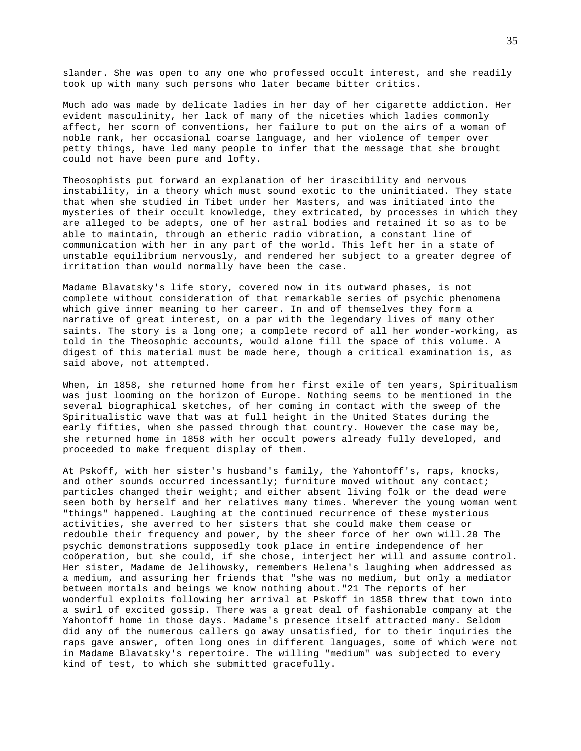slander. She was open to any one who professed occult interest, and she readily took up with many such persons who later became bitter critics.

Much ado was made by delicate ladies in her day of her cigarette addiction. Her evident masculinity, her lack of many of the niceties which ladies commonly affect, her scorn of conventions, her failure to put on the airs of a woman of noble rank, her occasional coarse language, and her violence of temper over petty things, have led many people to infer that the message that she brought could not have been pure and lofty.

Theosophists put forward an explanation of her irascibility and nervous instability, in a theory which must sound exotic to the uninitiated. They state that when she studied in Tibet under her Masters, and was initiated into the mysteries of their occult knowledge, they extricated, by processes in which they are alleged to be adepts, one of her astral bodies and retained it so as to be able to maintain, through an etheric radio vibration, a constant line of communication with her in any part of the world. This left her in a state of unstable equilibrium nervously, and rendered her subject to a greater degree of irritation than would normally have been the case.

Madame Blavatsky's life story, covered now in its outward phases, is not complete without consideration of that remarkable series of psychic phenomena which give inner meaning to her career. In and of themselves they form a narrative of great interest, on a par with the legendary lives of many other saints. The story is a long one; a complete record of all her wonder-working, as told in the Theosophic accounts, would alone fill the space of this volume. A digest of this material must be made here, though a critical examination is, as said above, not attempted.

When, in 1858, she returned home from her first exile of ten years, Spiritualism was just looming on the horizon of Europe. Nothing seems to be mentioned in the several biographical sketches, of her coming in contact with the sweep of the Spiritualistic wave that was at full height in the United States during the early fifties, when she passed through that country. However the case may be, she returned home in 1858 with her occult powers already fully developed, and proceeded to make frequent display of them.

At Pskoff, with her sister's husband's family, the Yahontoff's, raps, knocks, and other sounds occurred incessantly; furniture moved without any contact; particles changed their weight; and either absent living folk or the dead were seen both by herself and her relatives many times. Wherever the young woman went "things" happened. Laughing at the continued recurrence of these mysterious activities, she averred to her sisters that she could make them cease or redouble their frequency and power, by the sheer force of her own will.[20] The psychic demonstrations supposedly took place in entire independence of her coöperation, but she could, if she chose, interject her will and assume control. Her sister, Madame de Jelihowsky, remembers Helena's laughing when addressed as a medium, and assuring her friends that "she was no medium, but only a mediator between mortals and beings we know nothing about."[21] The reports of her wonderful exploits following her arrival at Pskoff in 1858 threw that town into a swirl of excited gossip. There was a great deal of fashionable company at the Yahontoff home in those days. Madame's presence itself attracted many. Seldom did any of the numerous callers go away unsatisfied, for to their inquiries the raps gave answer, often long ones in different languages, some of which were not in Madame Blavatsky's repertoire. The willing "medium" was subjected to every kind of test, to which she submitted gracefully.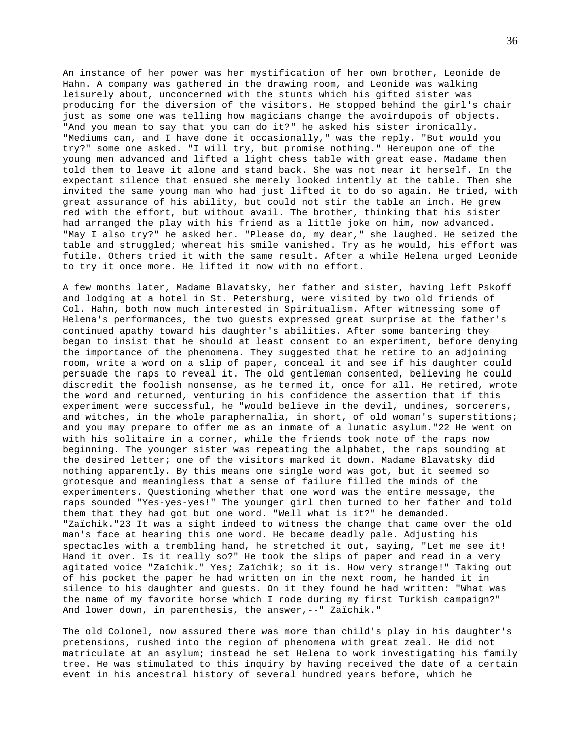An instance of her power was her mystification of her own brother, Leonide de Hahn. A company was gathered in the drawing room, and Leonide was walking leisurely about, unconcerned with the stunts which his gifted sister was producing for the diversion of the visitors. He stopped behind the girl's chair just as some one was telling how magicians change the avoirdupois of objects. "And you mean to say that you can do it?" he asked his sister ironically. "Mediums can, and I have done it occasionally," was the reply. "But would you try?" some one asked. "I will try, but promise nothing." Hereupon one of the young men advanced and lifted a light chess table with great ease. Madame then told them to leave it alone and stand back. She was not near it herself. In the expectant silence that ensued she merely looked intently at the table. Then she invited the same young man who had just lifted it to do so again. He tried, with great assurance of his ability, but could not stir the table an inch. He grew red with the effort, but without avail. The brother, thinking that his sister had arranged the play with his friend as a little joke on him, now advanced. "May I also try?" he asked her. "Please do, my dear," she laughed. He seized the table and struggled; whereat his smile vanished. Try as he would, his effort was futile. Others tried it with the same result. After a while Helena urged Leonide to try it once more. He lifted it now with no effort.

A few months later, Madame Blavatsky, her father and sister, having left Pskoff and lodging at a hotel in St. Petersburg, were visited by two old friends of Col. Hahn, both now much interested in Spiritualism. After witnessing some of Helena's performances, the two guests expressed great surprise at the father's continued apathy toward his daughter's abilities. After some bantering they began to insist that he should at least consent to an experiment, before denying the importance of the phenomena. They suggested that he retire to an adjoining room, write a word on a slip of paper, conceal it and see if his daughter could persuade the raps to reveal it. The old gentleman consented, believing he could discredit the foolish nonsense, as he termed it, once for all. He retired, wrote the word and returned, venturing in his confidence the assertion that if this experiment were successful, he "would believe in the devil, undines, sorcerers, and witches, in the whole paraphernalia, in short, of old woman's superstitions; and you may prepare to offer me as an inmate of a lunatic asylum."[22] He went on with his solitaire in a corner, while the friends took note of the raps now beginning. The younger sister was repeating the alphabet, the raps sounding at the desired letter; one of the visitors marked it down. Madame Blavatsky did nothing apparently. By this means one single word was got, but it seemed so grotesque and meaningless that a sense of failure filled the minds of the experimenters. Questioning whether that one word was the entire message, the raps sounded "Yes-yes-yes!" The younger girl then turned to her father and told them that they had got but one word. "Well what is it?" he demanded. "Zaïchik."[23] It was a sight indeed to witness the change that came over the old man's face at hearing this one word. He became deadly pale. Adjusting his spectacles with a trembling hand, he stretched it out, saying, "Let me see it! Hand it over. Is it really so?" He took the slips of paper and read in a very agitated voice "Zaïchik." Yes; Zaïchik; so it is. How very strange!" Taking out of his pocket the paper he had written on in the next room, he handed it in silence to his daughter and guests. On it they found he had written: "What was the name of my favorite horse which I rode during my first Turkish campaign?" And lower down, in parenthesis, the answer,--" Zaïchik."

The old Colonel, now assured there was more than child's play in his daughter's pretensions, rushed into the region of phenomena with great zeal. He did not matriculate at an asylum; instead he set Helena to work investigating his family tree. He was stimulated to this inquiry by having received the date of a certain event in his ancestral history of several hundred years before, which he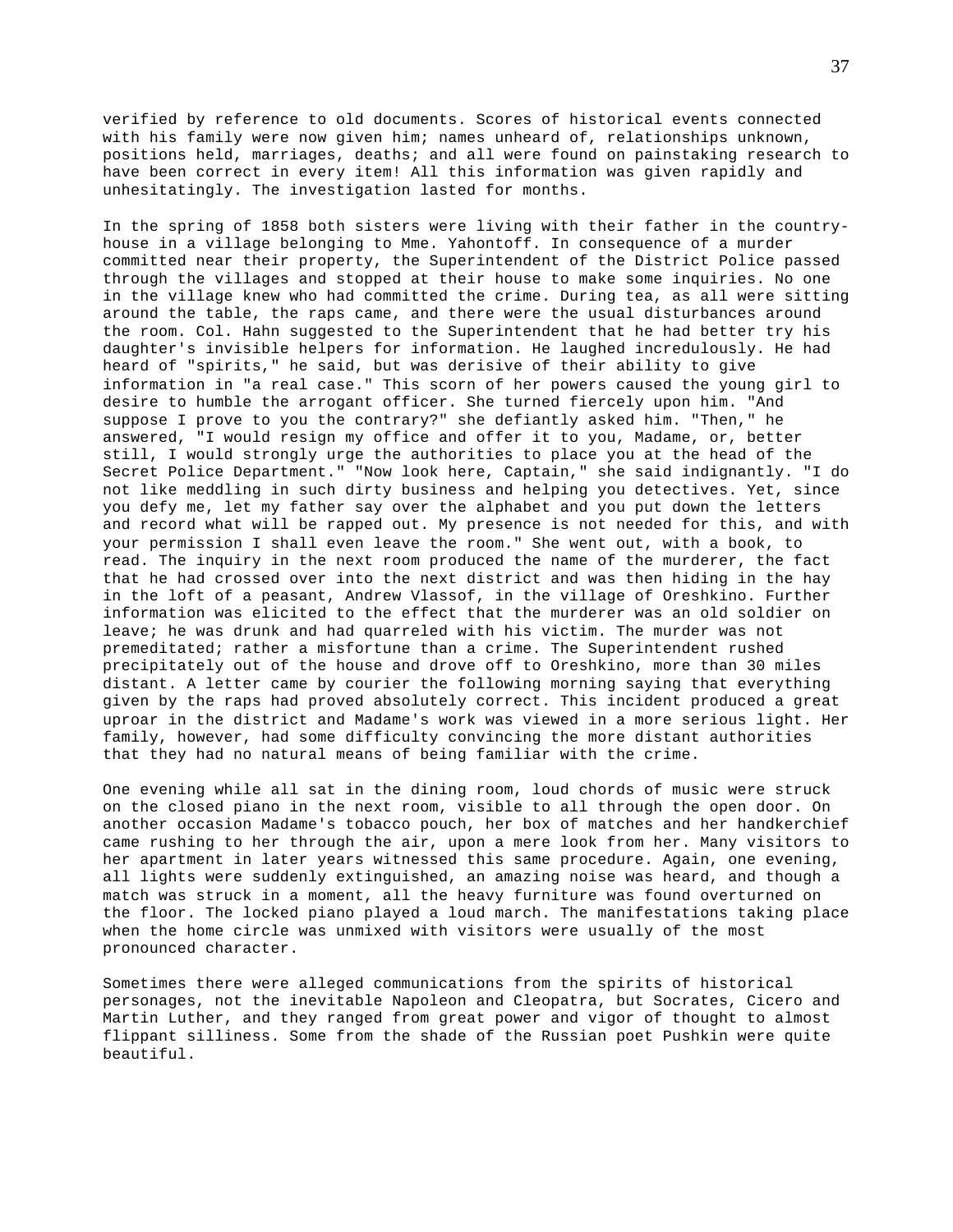verified by reference to old documents. Scores of historical events connected with his family were now given him; names unheard of, relationships unknown, positions held, marriages, deaths; and all were found on painstaking research to have been correct in every item! All this information was given rapidly and unhesitatingly. The investigation lasted for months.

In the spring of 1858 both sisters were living with their father in the country-house in a village belonging to Mme. Yahontoff. In consequence of a murder committed near their property, the Superintendent of the District Police passed through the villages and stopped at their house to make some inquiries. No one in the village knew who had committed the crime. During tea, as all were sitting around the table, the raps came, and there were the usual disturbances around the room. Col. Hahn suggested to the Superintendent that he had better try his daughter's invisible helpers for information. He laughed incredulously. He had heard of "spirits," he said, but was derisive of their ability to give information in "a real case." This scorn of her powers caused the young girl to desire to humble the arrogant officer. She turned fiercely upon him. "And suppose I prove to you the contrary?" she defiantly asked him. "Then," he answered, "I would resign my office and offer it to you, Madame, or, better still, I would strongly urge the authorities to place you at the head of the Secret Police Department." "Now look here, Captain," she said indignantly. "I do not like meddling in such dirty business and helping you detectives. Yet, since you defy me, let my father say over the alphabet and you put down the letters and record what will be rapped out. My presence is not needed for this, and with your permission I shall even leave the room." She went out, with a book, to read. The inquiry in the next room produced the name of the murderer, the fact that he had crossed over into the next district and was then hiding in the hay in the loft of a peasant, Andrew Vlassof, in the village of Oreshkino. Further information was elicited to the effect that the murderer was an old soldier on leave; he was drunk and had quarreled with his victim. The murder was not premeditated; rather a misfortune than a crime. The Superintendent rushed precipitately out of the house and drove off to Oreshkino, more than 30 miles distant. A letter came by courier the following morning saying that everything given by the raps had proved absolutely correct. This incident produced a great uproar in the district and Madame's work was viewed in a more serious light. Her family, however, had some difficulty convincing the more distant authorities that they had no natural means of being familiar with the crime.

One evening while all sat in the dining room, loud chords of music were struck on the closed piano in the next room, visible to all through the open door. On another occasion Madame's tobacco pouch, her box of matches and her handkerchief came rushing to her through the air, upon a mere look from her. Many visitors to her apartment in later years witnessed this same procedure. Again, one evening, all lights were suddenly extinguished, an amazing noise was heard, and though a match was struck in a moment, all the heavy furniture was found overturned on the floor. The locked piano played a loud march. The manifestations taking place when the home circle was unmixed with visitors were usually of the most pronounced character.

Sometimes there were alleged communications from the spirits of historical personages, not the inevitable Napoleon and Cleopatra, but Socrates, Cicero and Martin Luther, and they ranged from great power and vigor of thought to almost flippant silliness. Some from the shade of the Russian poet Pushkin were quite beautiful.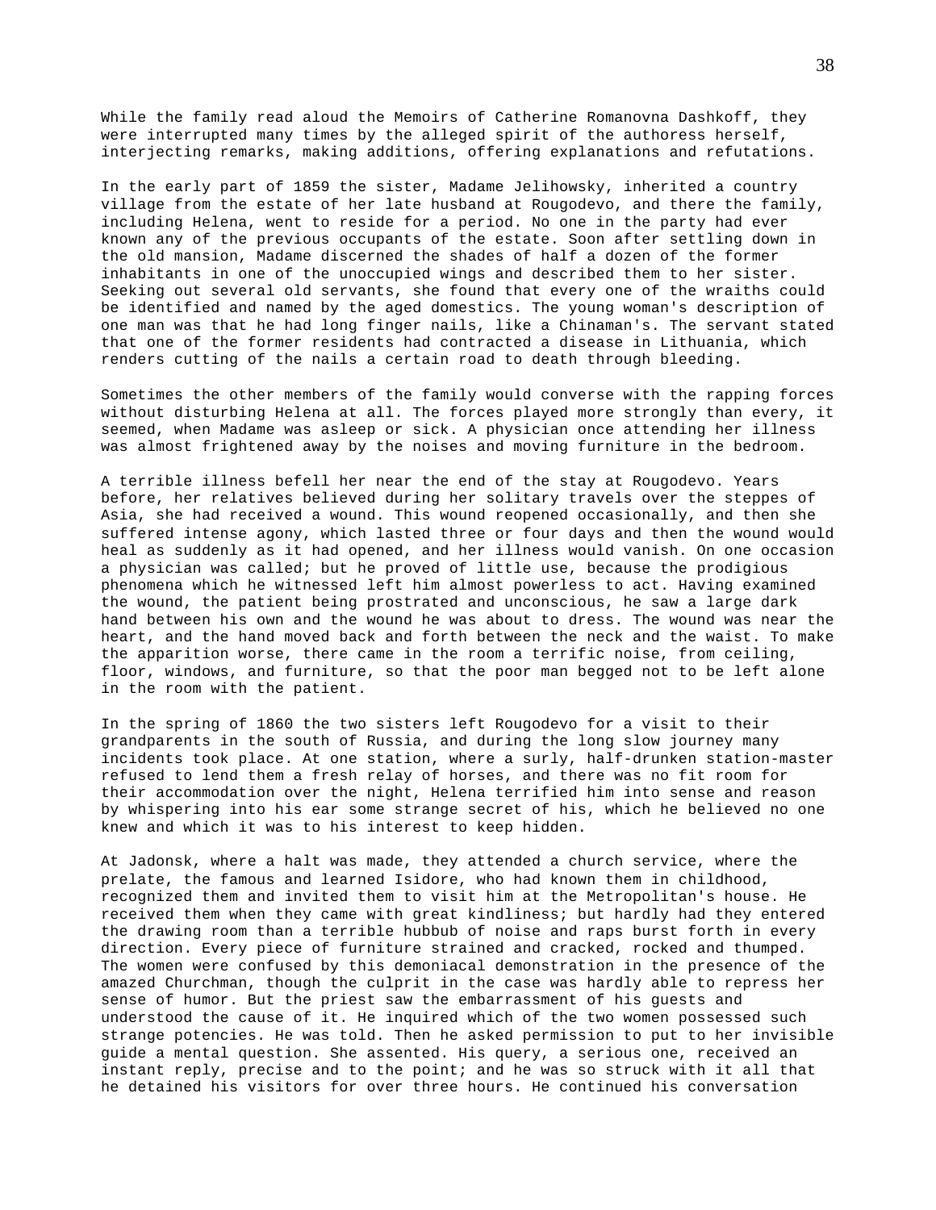While the family read aloud the Memoirs of Catherine Romanovna Dashkoff, they were interrupted many times by the alleged spirit of the authoress herself, interjecting remarks, making additions, offering explanations and refutations.

In the early part of 1859 the sister, Madame Jelihowsky, inherited a country village from the estate of her late husband at Rougodevo, and there the family, including Helena, went to reside for a period. No one in the party had ever known any of the previous occupants of the estate. Soon after settling down in the old mansion, Madame discerned the shades of half a dozen of the former inhabitants in one of the unoccupied wings and described them to her sister. Seeking out several old servants, she found that every one of the wraiths could be identified and named by the aged domestics. The young woman's description of one man was that he had long finger nails, like a Chinaman's. The servant stated that one of the former residents had contracted a disease in Lithuania, which renders cutting of the nails a certain road to death through bleeding.

Sometimes the other members of the family would converse with the rapping forces without disturbing Helena at all. The forces played more strongly than every, it seemed, when Madame was asleep or sick. A physician once attending her illness was almost frightened away by the noises and moving furniture in the bedroom.

A terrible illness befell her near the end of the stay at Rougodevo. Years before, her relatives believed during her solitary travels over the steppes of Asia, she had received a wound. This wound reopened occasionally, and then she suffered intense agony, which lasted three or four days and then the wound would heal as suddenly as it had opened, and her illness would vanish. On one occasion a physician was called; but he proved of little use, because the prodigious phenomena which he witnessed left him almost powerless to act. Having examined the wound, the patient being prostrated and unconscious, he saw a large dark hand between his own and the wound he was about to dress. The wound was near the heart, and the hand moved back and forth between the neck and the waist. To make the apparition worse, there came in the room a terrific noise, from ceiling, floor, windows, and furniture, so that the poor man begged not to be left alone in the room with the patient.

In the spring of 1860 the two sisters left Rougodevo for a visit to their grandparents in the south of Russia, and during the long slow journey many incidents took place. At one station, where a surly, half-drunken station-master refused to lend them a fresh relay of horses, and there was no fit room for their accommodation over the night, Helena terrified him into sense and reason by whispering into his ear some strange secret of his, which he believed no one knew and which it was to his interest to keep hidden.

At Jadonsk, where a halt was made, they attended a church service, where the prelate, the famous and learned Isidore, who had known them in childhood, recognized them and invited them to visit him at the Metropolitan's house. He received them when they came with great kindliness; but hardly had they entered the drawing room than a terrible hubbub of noise and raps burst forth in every direction. Every piece of furniture strained and cracked, rocked and thumped. The women were confused by this demoniacal demonstration in the presence of the amazed Churchman, though the culprit in the case was hardly able to repress her sense of humor. But the priest saw the embarrassment of his guests and understood the cause of it. He inquired which of the two women possessed such strange potencies. He was told. Then he asked permission to put to her invisible guide a mental question. She assented. His query, a serious one, received an instant reply, precise and to the point; and he was so struck with it all that he detained his visitors for over three hours. He continued his conversation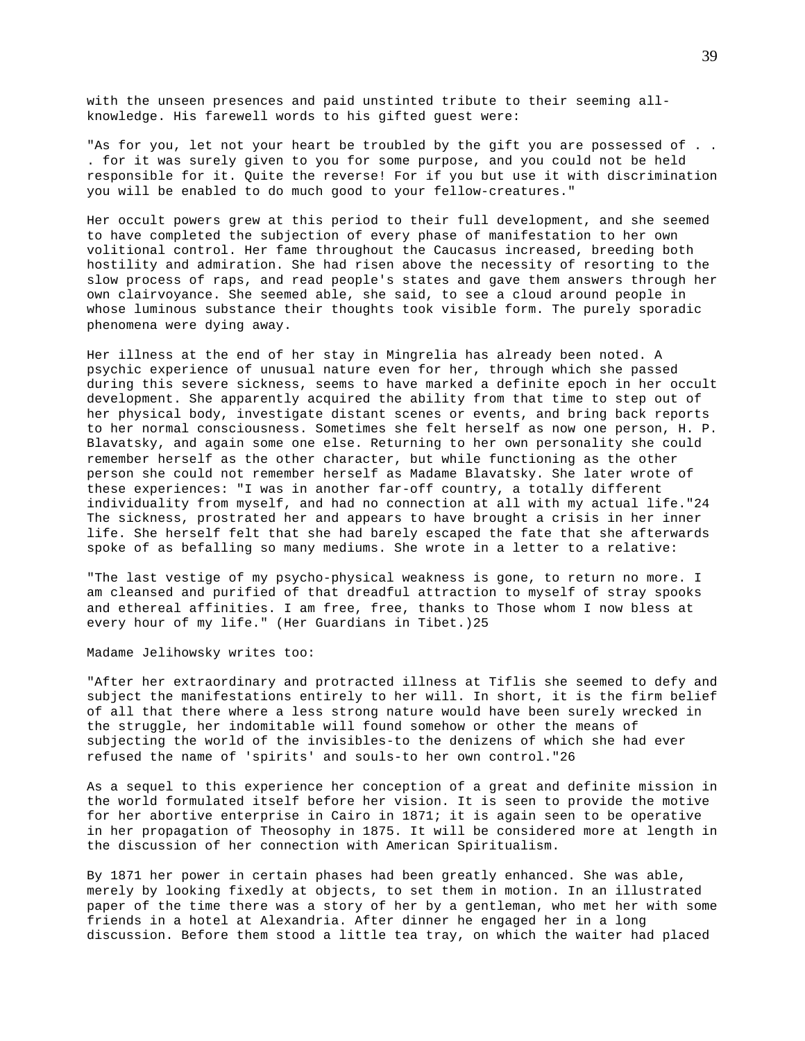with the unseen presences and paid unstinted tribute to their seeming all-knowledge. His farewell words to his gifted guest were:

"As for you, let not your heart be troubled by the gift you are possessed of . . . for it was surely given to you for some purpose, and you could not be held responsible for it. Quite the reverse! For if you but use it with discrimination you will be enabled to do much good to your fellow-creatures."

Her occult powers grew at this period to their full development, and she seemed to have completed the subjection of every phase of manifestation to her own volitional control. Her fame throughout the Caucasus increased, breeding both hostility and admiration. She had risen above the necessity of resorting to the slow process of raps, and read people's states and gave them answers through her own clairvoyance. She seemed able, she said, to see a cloud around people in whose luminous substance their thoughts took visible form. The purely sporadic phenomena were dying away.

Her illness at the end of her stay in Mingrelia has already been noted. A psychic experience of unusual nature even for her, through which she passed during this severe sickness, seems to have marked a definite epoch in her occult development. She apparently acquired the ability from that time to step out of her physical body, investigate distant scenes or events, and bring back reports to her normal consciousness. Sometimes she felt herself as now one person, H. P. Blavatsky, and again some one else. Returning to her own personality she could remember herself as the other character, but while functioning as the other person she could not remember herself as Madame Blavatsky. She later wrote of these experiences: "I was in another far-off country, a totally different individuality from myself, and had no connection at all with my actual life."[24] The sickness, prostrated her and appears to have brought a crisis in her inner life. She herself felt that she had barely escaped the fate that she afterwards spoke of as befalling so many mediums. She wrote in a letter to a relative:

"The last vestige of my psycho-physical weakness is gone, to return no more. I am cleansed and purified of that dreadful attraction to myself of stray spooks and ethereal affinities. I am free, free, thanks to Those whom I now bless at every hour of my life." (Her Guardians in Tibet.)[25]

Madame Jelihowsky writes too:

"After her extraordinary and protracted illness at Tiflis she seemed to defy and subject the manifestations entirely to her will. In short, it is the firm belief of all that there where a less strong nature would have been surely wrecked in the struggle, her indomitable will found somehow or other the means of subjecting the world of the invisibles-to the denizens of which she had ever refused the name of 'spirits' and souls-to her own control."[26]

As a sequel to this experience her conception of a great and definite mission in the world formulated itself before her vision. It is seen to provide the motive for her abortive enterprise in Cairo in 1871; it is again seen to be operative in her propagation of Theosophy in 1875. It will be considered more at length in the discussion of her connection with American Spiritualism.

By 1871 her power in certain phases had been greatly enhanced. She was able, merely by looking fixedly at objects, to set them in motion. In an illustrated paper of the time there was a story of her by a gentleman, who met her with some friends in a hotel at Alexandria. After dinner he engaged her in a long discussion. Before them stood a little tea tray, on which the waiter had placed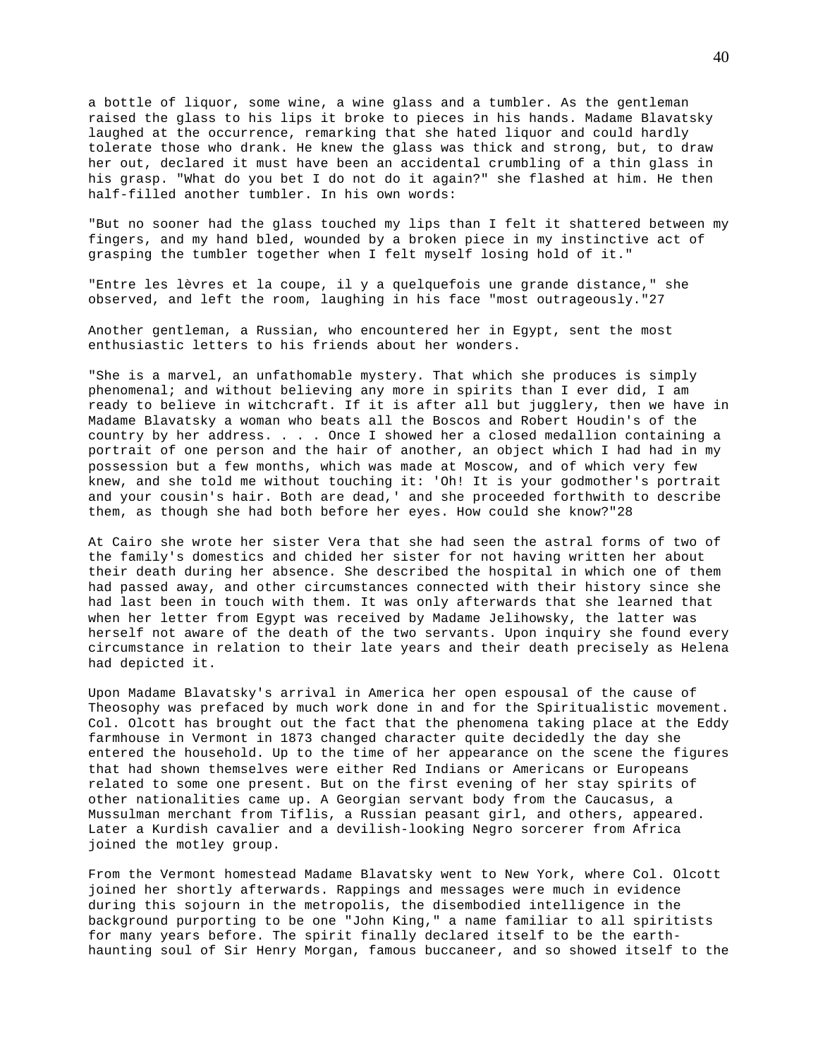a bottle of liquor, some wine, a wine glass and a tumbler. As the gentleman raised the glass to his lips it broke to pieces in his hands. Madame Blavatsky laughed at the occurrence, remarking that she hated liquor and could hardly tolerate those who drank. He knew the glass was thick and strong, but, to draw her out, declared it must have been an accidental crumbling of a thin glass in his grasp. "What do you bet I do not do it again?" she flashed at him. He then half-filled another tumbler. In his own words:

"But no sooner had the glass touched my lips than I felt it shattered between my fingers, and my hand bled, wounded by a broken piece in my instinctive act of grasping the tumbler together when I felt myself losing hold of it."

"Entre les lèvres et la coupe, il y a quelquefois une grande distance," she observed, and left the room, laughing in his face "most outrageously."[27]

Another gentleman, a Russian, who encountered her in Egypt, sent the most enthusiastic letters to his friends about her wonders.

"She is a marvel, an unfathomable mystery. That which she produces is simply phenomenal; and without believing any more in spirits than I ever did, I am ready to believe in witchcraft. If it is after all but jugglery, then we have in Madame Blavatsky a woman who beats all the Boscos and Robert Houdin's of the country by her address. . . . Once I showed her a closed medallion containing a portrait of one person and the hair of another, an object which I had had in my possession but a few months, which was made at Moscow, and of which very few knew, and she told me without touching it: 'Oh! It is your godmother's portrait and your cousin's hair. Both are dead,' and she proceeded forthwith to describe them, as though she had both before her eyes. How could she know?"[28]

At Cairo she wrote her sister Vera that she had seen the astral forms of two of the family's domestics and chided her sister for not having written her about their death during her absence. She described the hospital in which one of them had passed away, and other circumstances connected with their history since she had last been in touch with them. It was only afterwards that she learned that when her letter from Egypt was received by Madame Jelihowsky, the latter was herself not aware of the death of the two servants. Upon inquiry she found every circumstance in relation to their late years and their death precisely as Helena had depicted it.

Upon Madame Blavatsky's arrival in America her open espousal of the cause of Theosophy was prefaced by much work done in and for the Spiritualistic movement. Col. Olcott has brought out the fact that the phenomena taking place at the Eddy farmhouse in Vermont in 1873 changed character quite decidedly the day she entered the household. Up to the time of her appearance on the scene the figures that had shown themselves were either Red Indians or Americans or Europeans related to some one present. But on the first evening of her stay spirits of other nationalities came up. A Georgian servant body from the Caucasus, a Mussulman merchant from Tiflis, a Russian peasant girl, and others, appeared. Later a Kurdish cavalier and a devilish-looking Negro sorcerer from Africa joined the motley group.

From the Vermont homestead Madame Blavatsky went to New York, where Col. Olcott joined her shortly afterwards. Rappings and messages were much in evidence during this sojourn in the metropolis, the disembodied intelligence in the background purporting to be one "John King," a name familiar to all spiritists for many years before. The spirit finally declared itself to be the earth-haunting soul of Sir Henry Morgan, famous buccaneer, and so showed itself to the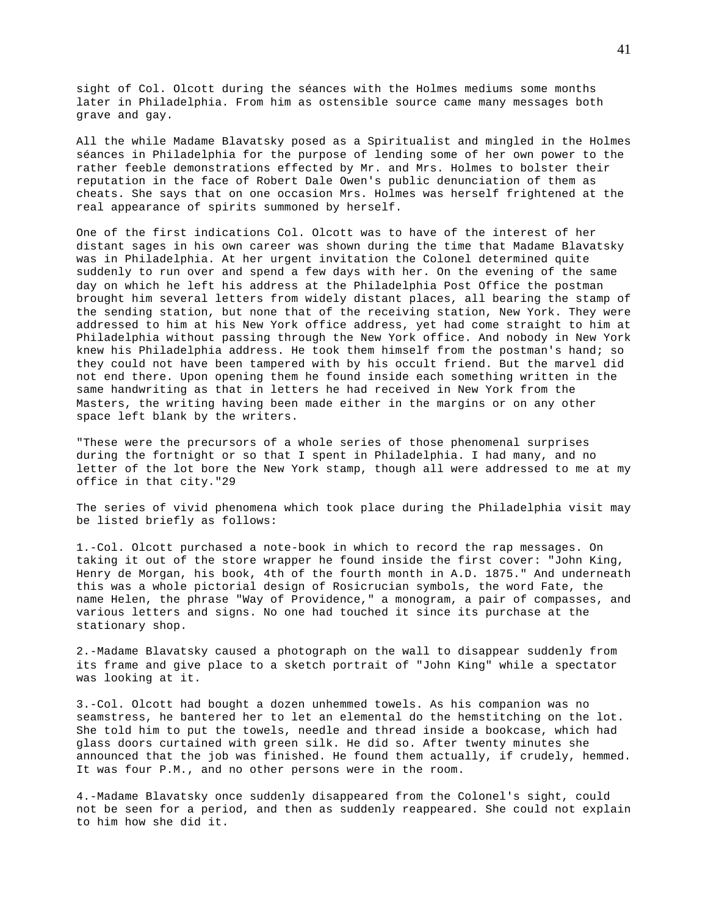sight of Col. Olcott during the séances with the Holmes mediums some months later in Philadelphia. From him as ostensible source came many messages both grave and gay.

All the while Madame Blavatsky posed as a Spiritualist and mingled in the Holmes séances in Philadelphia for the purpose of lending some of her own power to the rather feeble demonstrations effected by Mr. and Mrs. Holmes to bolster their reputation in the face of Robert Dale Owen's public denunciation of them as cheats. She says that on one occasion Mrs. Holmes was herself frightened at the real appearance of spirits summoned by herself.

One of the first indications Col. Olcott was to have of the interest of her distant sages in his own career was shown during the time that Madame Blavatsky was in Philadelphia. At her urgent invitation the Colonel determined quite suddenly to run over and spend a few days with her. On the evening of the same day on which he left his address at the Philadelphia Post Office the postman brought him several letters from widely distant places, all bearing the stamp of the sending station, but none that of the receiving station, New York. They were addressed to him at his New York office address, yet had come straight to him at Philadelphia without passing through the New York office. And nobody in New York knew his Philadelphia address. He took them himself from the postman's hand; so they could not have been tampered with by his occult friend. But the marvel did not end there. Upon opening them he found inside each something written in the same handwriting as that in letters he had received in New York from the Masters, the writing having been made either in the margins or on any other space left blank by the writers.

"These were the precursors of a whole series of those phenomenal surprises during the fortnight or so that I spent in Philadelphia. I had many, and no letter of the lot bore the New York stamp, though all were addressed to me at my office in that city."29

The series of vivid phenomena which took place during the Philadelphia visit may be listed briefly as follows:

1.-Col. Olcott purchased a note-book in which to record the rap messages. On taking it out of the store wrapper he found inside the first cover: "John King, Henry de Morgan, his book, 4th of the fourth month in A.D. 1875." And underneath this was a whole pictorial design of Rosicrucian symbols, the word Fate, the name Helen, the phrase "Way of Providence," a monogram, a pair of compasses, and various letters and signs. No one had touched it since its purchase at the stationary shop.

2.-Madame Blavatsky caused a photograph on the wall to disappear suddenly from its frame and give place to a sketch portrait of "John King" while a spectator was looking at it.

3.-Col. Olcott had bought a dozen unhemmed towels. As his companion was no seamstress, he bantered her to let an elemental do the hemstitching on the lot. She told him to put the towels, needle and thread inside a bookcase, which had glass doors curtained with green silk. He did so. After twenty minutes she announced that the job was finished. He found them actually, if crudely, hemmed. It was four P.M., and no other persons were in the room.

4.-Madame Blavatsky once suddenly disappeared from the Colonel's sight, could not be seen for a period, and then as suddenly reappeared. She could not explain to him how she did it.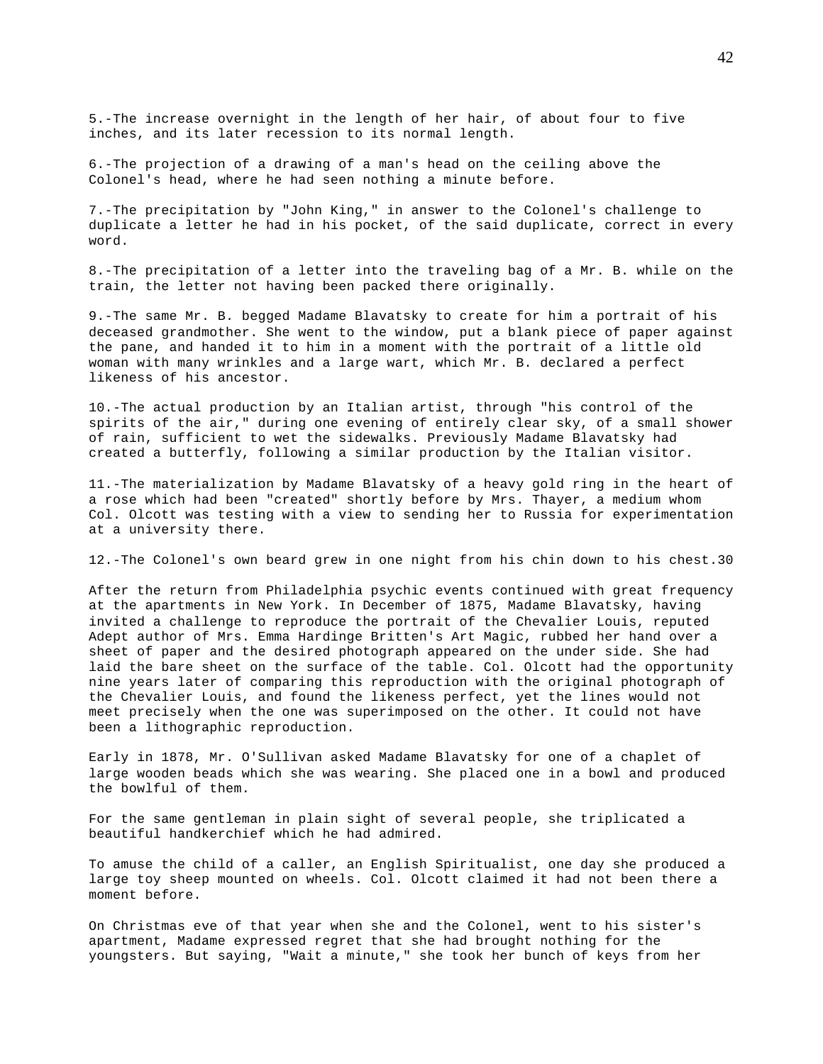5.-The increase overnight in the length of her hair, of about four to five inches, and its later recession to its normal length.

6.-The projection of a drawing of a man's head on the ceiling above the Colonel's head, where he had seen nothing a minute before.

7.-The precipitation by "John King," in answer to the Colonel's challenge to duplicate a letter he had in his pocket, of the said duplicate, correct in every word.

8.-The precipitation of a letter into the traveling bag of a Mr. B. while on the train, the letter not having been packed there originally.

9.-The same Mr. B. begged Madame Blavatsky to create for him a portrait of his deceased grandmother. She went to the window, put a blank piece of paper against the pane, and handed it to him in a moment with the portrait of a little old woman with many wrinkles and a large wart, which Mr. B. declared a perfect likeness of his ancestor.

10.-The actual production by an Italian artist, through "his control of the spirits of the air," during one evening of entirely clear sky, of a small shower of rain, sufficient to wet the sidewalks. Previously Madame Blavatsky had created a butterfly, following a similar production by the Italian visitor.

11.-The materialization by Madame Blavatsky of a heavy gold ring in the heart of a rose which had been "created" shortly before by Mrs. Thayer, a medium whom Col. Olcott was testing with a view to sending her to Russia for experimentation at a university there.

12.-The Colonel's own beard grew in one night from his chin down to his chest.30

After the return from Philadelphia psychic events continued with great frequency at the apartments in New York. In December of 1875, Madame Blavatsky, having invited a challenge to reproduce the portrait of the Chevalier Louis, reputed Adept author of Mrs. Emma Hardinge Britten's Art Magic, rubbed her hand over a sheet of paper and the desired photograph appeared on the under side. She had laid the bare sheet on the surface of the table. Col. Olcott had the opportunity nine years later of comparing this reproduction with the original photograph of the Chevalier Louis, and found the likeness perfect, yet the lines would not meet precisely when the one was superimposed on the other. It could not have been a lithographic reproduction.

Early in 1878, Mr. O'Sullivan asked Madame Blavatsky for one of a chaplet of large wooden beads which she was wearing. She placed one in a bowl and produced the bowlful of them.

For the same gentleman in plain sight of several people, she triplicated a beautiful handkerchief which he had admired.

To amuse the child of a caller, an English Spiritualist, one day she produced a large toy sheep mounted on wheels. Col. Olcott claimed it had not been there a moment before.

On Christmas eve of that year when she and the Colonel, went to his sister's apartment, Madame expressed regret that she had brought nothing for the youngsters. But saying, "Wait a minute," she took her bunch of keys from her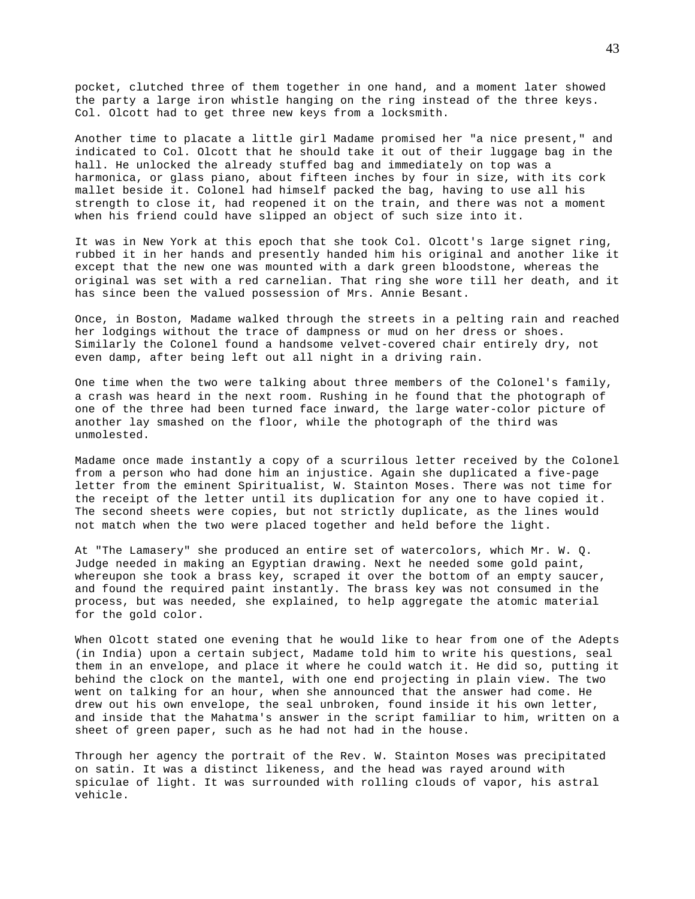pocket, clutched three of them together in one hand, and a moment later showed the party a large iron whistle hanging on the ring instead of the three keys. Col. Olcott had to get three new keys from a locksmith.

Another time to placate a little girl Madame promised her "a nice present," and indicated to Col. Olcott that he should take it out of their luggage bag in the hall. He unlocked the already stuffed bag and immediately on top was a harmonica, or glass piano, about fifteen inches by four in size, with its cork mallet beside it. Colonel had himself packed the bag, having to use all his strength to close it, had reopened it on the train, and there was not a moment when his friend could have slipped an object of such size into it.

It was in New York at this epoch that she took Col. Olcott's large signet ring, rubbed it in her hands and presently handed him his original and another like it except that the new one was mounted with a dark green bloodstone, whereas the original was set with a red carnelian. That ring she wore till her death, and it has since been the valued possession of Mrs. Annie Besant.

Once, in Boston, Madame walked through the streets in a pelting rain and reached her lodgings without the trace of dampness or mud on her dress or shoes. Similarly the Colonel found a handsome velvet-covered chair entirely dry, not even damp, after being left out all night in a driving rain.

One time when the two were talking about three members of the Colonel's family, a crash was heard in the next room. Rushing in he found that the photograph of one of the three had been turned face inward, the large water-color picture of another lay smashed on the floor, while the photograph of the third was unmolested.

Madame once made instantly a copy of a scurrilous letter received by the Colonel from a person who had done him an injustice. Again she duplicated a five-page letter from the eminent Spiritualist, W. Stainton Moses. There was not time for the receipt of the letter until its duplication for any one to have copied it. The second sheets were copies, but not strictly duplicate, as the lines would not match when the two were placed together and held before the light.

At "The Lamasery" she produced an entire set of watercolors, which Mr. W. Q. Judge needed in making an Egyptian drawing. Next he needed some gold paint, whereupon she took a brass key, scraped it over the bottom of an empty saucer, and found the required paint instantly. The brass key was not consumed in the process, but was needed, she explained, to help aggregate the atomic material for the gold color.

When Olcott stated one evening that he would like to hear from one of the Adepts (in India) upon a certain subject, Madame told him to write his questions, seal them in an envelope, and place it where he could watch it. He did so, putting it behind the clock on the mantel, with one end projecting in plain view. The two went on talking for an hour, when she announced that the answer had come. He drew out his own envelope, the seal unbroken, found inside it his own letter, and inside that the Mahatma's answer in the script familiar to him, written on a sheet of green paper, such as he had not had in the house.

Through her agency the portrait of the Rev. W. Stainton Moses was precipitated on satin. It was a distinct likeness, and the head was rayed around with spiculae of light. It was surrounded with rolling clouds of vapor, his astral vehicle.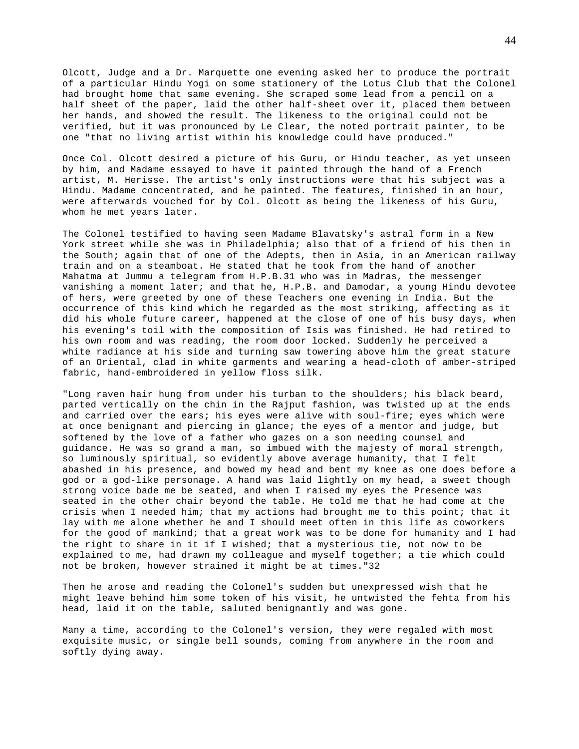Olcott, Judge and a Dr. Marquette one evening asked her to produce the portrait of a particular Hindu Yogi on some stationery of the Lotus Club that the Colonel had brought home that same evening. She scraped some lead from a pencil on a half sheet of the paper, laid the other half-sheet over it, placed them between her hands, and showed the result. The likeness to the original could not be verified, but it was pronounced by Le Clear, the noted portrait painter, to be one "that no living artist within his knowledge could have produced."

Once Col. Olcott desired a picture of his Guru, or Hindu teacher, as yet unseen by him, and Madame essayed to have it painted through the hand of a French artist, M. Herisse. The artist's only instructions were that his subject was a Hindu. Madame concentrated, and he painted. The features, finished in an hour, were afterwards vouched for by Col. Olcott as being the likeness of his Guru, whom he met years later.

The Colonel testified to having seen Madame Blavatsky's astral form in a New York street while she was in Philadelphia; also that of a friend of his then in the South; again that of one of the Adepts, then in Asia, in an American railway train and on a steamboat. He stated that he took from the hand of another Mahatma at Jummu a telegram from H.P.B.[31] who was in Madras, the messenger vanishing a moment later; and that he, H.P.B. and Damodar, a young Hindu devotee of hers, were greeted by one of these Teachers one evening in India. But the occurrence of this kind which he regarded as the most striking, affecting as it did his whole future career, happened at the close of one of his busy days, when his evening's toil with the composition of Isis was finished. He had retired to his own room and was reading, the room door locked. Suddenly he perceived a white radiance at his side and turning saw towering above him the great stature of an Oriental, clad in white garments and wearing a head-cloth of amber-striped fabric, hand-embroidered in yellow floss silk.

"Long raven hair hung from under his turban to the shoulders; his black beard, parted vertically on the chin in the Rajput fashion, was twisted up at the ends and carried over the ears; his eyes were alive with soul-fire; eyes which were at once benignant and piercing in glance; the eyes of a mentor and judge, but softened by the love of a father who gazes on a son needing counsel and guidance. He was so grand a man, so imbued with the majesty of moral strength, so luminously spiritual, so evidently above average humanity, that I felt abashed in his presence, and bowed my head and bent my knee as one does before a god or a god-like personage. A hand was laid lightly on my head, a sweet though strong voice bade me be seated, and when I raised my eyes the Presence was seated in the other chair beyond the table. He told me that he had come at the crisis when I needed him; that my actions had brought me to this point; that it lay with me alone whether he and I should meet often in this life as coworkers for the good of mankind; that a great work was to be done for humanity and I had the right to share in it if I wished; that a mysterious tie, not now to be explained to me, had drawn my colleague and myself together; a tie which could not be broken, however strained it might be at times."[32]

Then he arose and reading the Colonel's sudden but unexpressed wish that he might leave behind him some token of his visit, he untwisted the fehta from his head, laid it on the table, saluted benignantly and was gone.

Many a time, according to the Colonel's version, they were regaled with most exquisite music, or single bell sounds, coming from anywhere in the room and softly dying away.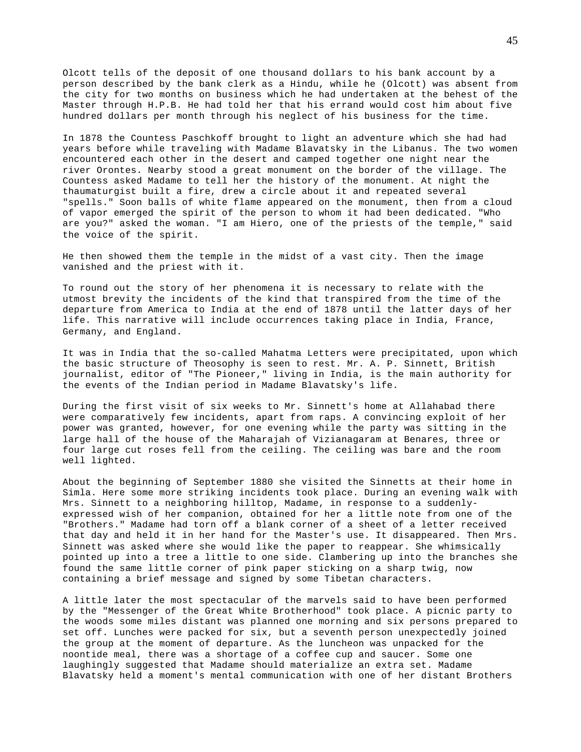Olcott tells of the deposit of one thousand dollars to his bank account by a person described by the bank clerk as a Hindu, while he (Olcott) was absent from the city for two months on business which he had undertaken at the behest of the Master through H.P.B. He had told her that his errand would cost him about five hundred dollars per month through his neglect of his business for the time.

In 1878 the Countess Paschkoff brought to light an adventure which she had had years before while traveling with Madame Blavatsky in the Libanus. The two women encountered each other in the desert and camped together one night near the river Orontes. Nearby stood a great monument on the border of the village. The Countess asked Madame to tell her the history of the monument. At night the thaumaturgist built a fire, drew a circle about it and repeated several "spells." Soon balls of white flame appeared on the monument, then from a cloud of vapor emerged the spirit of the person to whom it had been dedicated. "Who are you?" asked the woman. "I am Hiero, one of the priests of the temple," said the voice of the spirit.

He then showed them the temple in the midst of a vast city. Then the image vanished and the priest with it.

To round out the story of her phenomena it is necessary to relate with the utmost brevity the incidents of the kind that transpired from the time of the departure from America to India at the end of 1878 until the latter days of her life. This narrative will include occurrences taking place in India, France, Germany, and England.

It was in India that the so-called Mahatma Letters were precipitated, upon which the basic structure of Theosophy is seen to rest. Mr. A. P. Sinnett, British journalist, editor of "The Pioneer," living in India, is the main authority for the events of the Indian period in Madame Blavatsky's life.

During the first visit of six weeks to Mr. Sinnett's home at Allahabad there were comparatively few incidents, apart from raps. A convincing exploit of her power was granted, however, for one evening while the party was sitting in the large hall of the house of the Maharajah of Vizianagaram at Benares, three or four large cut roses fell from the ceiling. The ceiling was bare and the room well lighted.

About the beginning of September 1880 she visited the Sinnetts at their home in Simla. Here some more striking incidents took place. During an evening walk with Mrs. Sinnett to a neighboring hilltop, Madame, in response to a suddenly-expressed wish of her companion, obtained for her a little note from one of the "Brothers." Madame had torn off a blank corner of a sheet of a letter received that day and held it in her hand for the Master's use. It disappeared. Then Mrs. Sinnett was asked where she would like the paper to reappear. She whimsically pointed up into a tree a little to one side. Clambering up into the branches she found the same little corner of pink paper sticking on a sharp twig, now containing a brief message and signed by some Tibetan characters.

A little later the most spectacular of the marvels said to have been performed by the "Messenger of the Great White Brotherhood" took place. A picnic party to the woods some miles distant was planned one morning and six persons prepared to set off. Lunches were packed for six, but a seventh person unexpectedly joined the group at the moment of departure. As the luncheon was unpacked for the noontide meal, there was a shortage of a coffee cup and saucer. Some one laughingly suggested that Madame should materialize an extra set. Madame Blavatsky held a moment's mental communication with one of her distant Brothers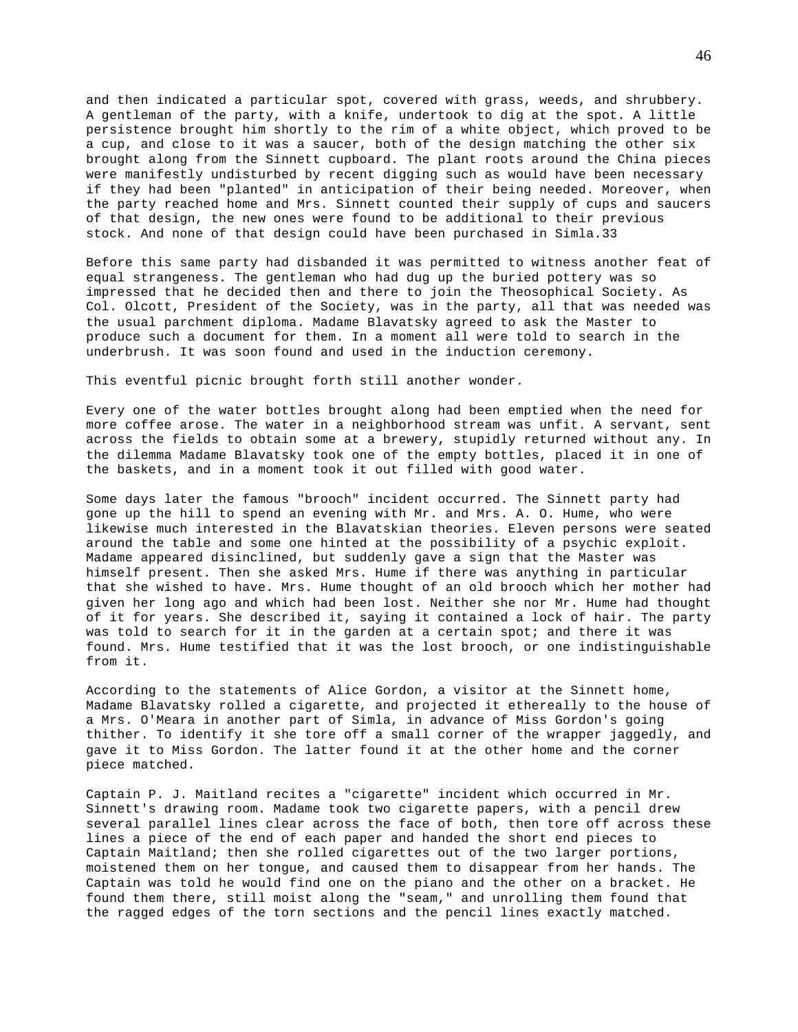and then indicated a particular spot, covered with grass, weeds, and shrubbery. A gentleman of the party, with a knife, undertook to dig at the spot. A little persistence brought him shortly to the rim of a white object, which proved to be a cup, and close to it was a saucer, both of the design matching the other six brought along from the Sinnett cupboard. The plant roots around the China pieces were manifestly undisturbed by recent digging such as would have been necessary if they had been "planted" in anticipation of their being needed. Moreover, when the party reached home and Mrs. Sinnett counted their supply of cups and saucers of that design, the new ones were found to be additional to their previous stock. And none of that design could have been purchased in Simla.33

Before this same party had disbanded it was permitted to witness another feat of equal strangeness. The gentleman who had dug up the buried pottery was so impressed that he decided then and there to join the Theosophical Society. As Col. Olcott, President of the Society, was in the party, all that was needed was the usual parchment diploma. Madame Blavatsky agreed to ask the Master to produce such a document for them. In a moment all were told to search in the underbrush. It was soon found and used in the induction ceremony.

This eventful picnic brought forth still another wonder.

Every one of the water bottles brought along had been emptied when the need for more coffee arose. The water in a neighborhood stream was unfit. A servant, sent across the fields to obtain some at a brewery, stupidly returned without any. In the dilemma Madame Blavatsky took one of the empty bottles, placed it in one of the baskets, and in a moment took it out filled with good water.

Some days later the famous "brooch" incident occurred. The Sinnett party had gone up the hill to spend an evening with Mr. and Mrs. A. O. Hume, who were likewise much interested in the Blavatskian theories. Eleven persons were seated around the table and some one hinted at the possibility of a psychic exploit. Madame appeared disinclined, but suddenly gave a sign that the Master was himself present. Then she asked Mrs. Hume if there was anything in particular that she wished to have. Mrs. Hume thought of an old brooch which her mother had given her long ago and which had been lost. Neither she nor Mr. Hume had thought of it for years. She described it, saying it contained a lock of hair. The party was told to search for it in the garden at a certain spot; and there it was found. Mrs. Hume testified that it was the lost brooch, or one indistinguishable from it.

According to the statements of Alice Gordon, a visitor at the Sinnett home, Madame Blavatsky rolled a cigarette, and projected it ethereally to the house of a Mrs. O'Meara in another part of Simla, in advance of Miss Gordon's going thither. To identify it she tore off a small corner of the wrapper jaggedly, and gave it to Miss Gordon. The latter found it at the other home and the corner piece matched.

Captain P. J. Maitland recites a "cigarette" incident which occurred in Mr. Sinnett's drawing room. Madame took two cigarette papers, with a pencil drew several parallel lines clear across the face of both, then tore off across these lines a piece of the end of each paper and handed the short end pieces to Captain Maitland; then she rolled cigarettes out of the two larger portions, moistened them on her tongue, and caused them to disappear from her hands. The Captain was told he would find one on the piano and the other on a bracket. He found them there, still moist along the "seam," and unrolling them found that the ragged edges of the torn sections and the pencil lines exactly matched.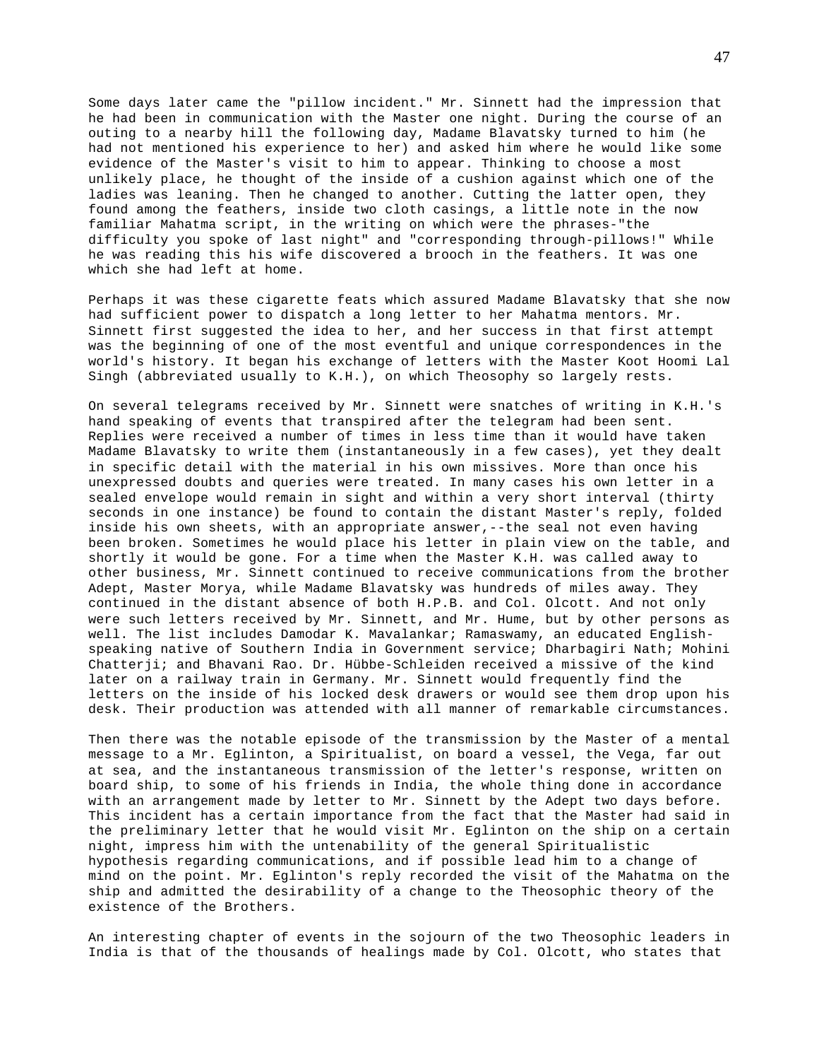Some days later came the "pillow incident." Mr. Sinnett had the impression that he had been in communication with the Master one night. During the course of an outing to a nearby hill the following day, Madame Blavatsky turned to him (he had not mentioned his experience to her) and asked him where he would like some evidence of the Master's visit to him to appear. Thinking to choose a most unlikely place, he thought of the inside of a cushion against which one of the ladies was leaning. Then he changed to another. Cutting the latter open, they found among the feathers, inside two cloth casings, a little note in the now familiar Mahatma script, in the writing on which were the phrases-"the difficulty you spoke of last night" and "corresponding through-pillows!" While he was reading this his wife discovered a brooch in the feathers. It was one which she had left at home.

Perhaps it was these cigarette feats which assured Madame Blavatsky that she now had sufficient power to dispatch a long letter to her Mahatma mentors. Mr. Sinnett first suggested the idea to her, and her success in that first attempt was the beginning of one of the most eventful and unique correspondences in the world's history. It began his exchange of letters with the Master Koot Hoomi Lal Singh (abbreviated usually to K.H.), on which Theosophy so largely rests.

On several telegrams received by Mr. Sinnett were snatches of writing in K.H.'s hand speaking of events that transpired after the telegram had been sent. Replies were received a number of times in less time than it would have taken Madame Blavatsky to write them (instantaneously in a few cases), yet they dealt in specific detail with the material in his own missives. More than once his unexpressed doubts and queries were treated. In many cases his own letter in a sealed envelope would remain in sight and within a very short interval (thirty seconds in one instance) be found to contain the distant Master's reply, folded inside his own sheets, with an appropriate answer,--the seal not even having been broken. Sometimes he would place his letter in plain view on the table, and shortly it would be gone. For a time when the Master K.H. was called away to other business, Mr. Sinnett continued to receive communications from the brother Adept, Master Morya, while Madame Blavatsky was hundreds of miles away. They continued in the distant absence of both H.P.B. and Col. Olcott. And not only were such letters received by Mr. Sinnett, and Mr. Hume, but by other persons as well. The list includes Damodar K. Mavalankar; Ramaswamy, an educated English-speaking native of Southern India in Government service; Dharbagiri Nath; Mohini Chatterji; and Bhavani Rao. Dr. Hübbe-Schleiden received a missive of the kind later on a railway train in Germany. Mr. Sinnett would frequently find the letters on the inside of his locked desk drawers or would see them drop upon his desk. Their production was attended with all manner of remarkable circumstances.

Then there was the notable episode of the transmission by the Master of a mental message to a Mr. Eglinton, a Spiritualist, on board a vessel, the Vega, far out at sea, and the instantaneous transmission of the letter's response, written on board ship, to some of his friends in India, the whole thing done in accordance with an arrangement made by letter to Mr. Sinnett by the Adept two days before. This incident has a certain importance from the fact that the Master had said in the preliminary letter that he would visit Mr. Eglinton on the ship on a certain night, impress him with the untenability of the general Spiritualistic hypothesis regarding communications, and if possible lead him to a change of mind on the point. Mr. Eglinton's reply recorded the visit of the Mahatma on the ship and admitted the desirability of a change to the Theosophic theory of the existence of the Brothers.

An interesting chapter of events in the sojourn of the two Theosophic leaders in India is that of the thousands of healings made by Col. Olcott, who states that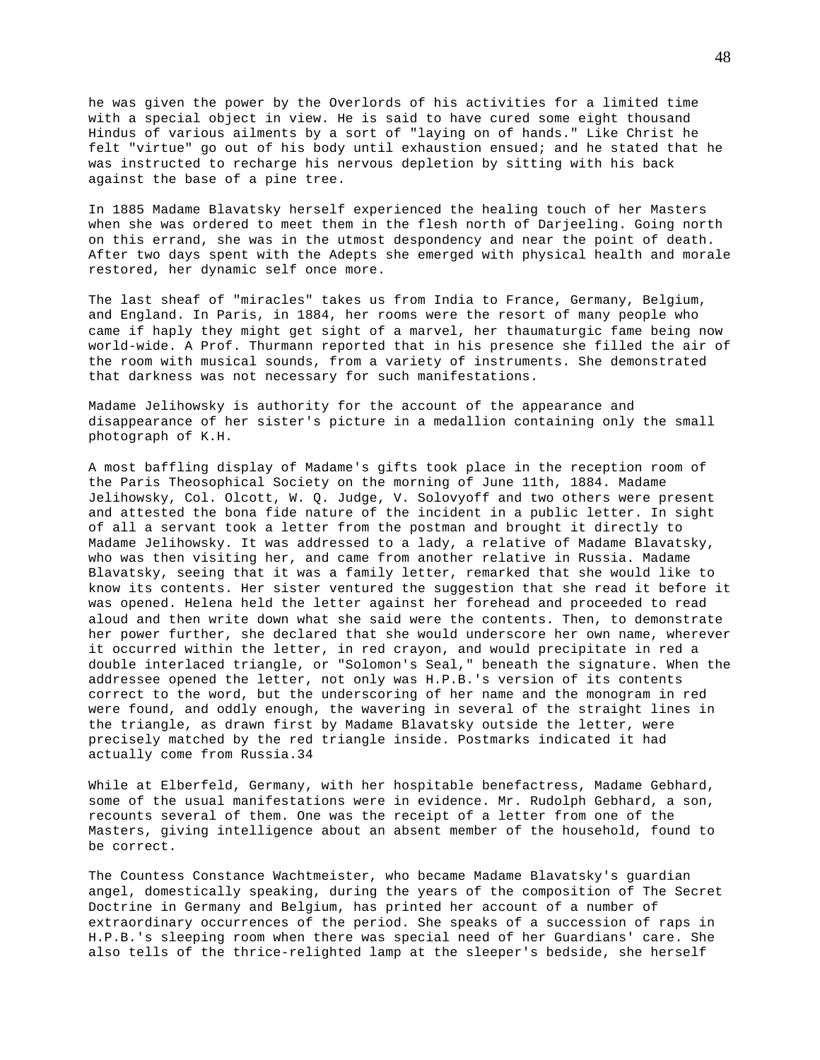he was given the power by the Overlords of his activities for a limited time with a special object in view. He is said to have cured some eight thousand Hindus of various ailments by a sort of "laying on of hands." Like Christ he felt "virtue" go out of his body until exhaustion ensued; and he stated that he was instructed to recharge his nervous depletion by sitting with his back against the base of a pine tree.

In 1885 Madame Blavatsky herself experienced the healing touch of her Masters when she was ordered to meet them in the flesh north of Darjeeling. Going north on this errand, she was in the utmost despondency and near the point of death. After two days spent with the Adepts she emerged with physical health and morale restored, her dynamic self once more.

The last sheaf of "miracles" takes us from India to France, Germany, Belgium, and England. In Paris, in 1884, her rooms were the resort of many people who came if haply they might get sight of a marvel, her thaumaturgic fame being now world-wide. A Prof. Thurmann reported that in his presence she filled the air of the room with musical sounds, from a variety of instruments. She demonstrated that darkness was not necessary for such manifestations.

Madame Jelihowsky is authority for the account of the appearance and disappearance of her sister's picture in a medallion containing only the small photograph of K.H.

A most baffling display of Madame's gifts took place in the reception room of the Paris Theosophical Society on the morning of June 11th, 1884. Madame Jelihowsky, Col. Olcott, W. Q. Judge, V. Solovyoff and two others were present and attested the bona fide nature of the incident in a public letter. In sight of all a servant took a letter from the postman and brought it directly to Madame Jelihowsky. It was addressed to a lady, a relative of Madame Blavatsky, who was then visiting her, and came from another relative in Russia. Madame Blavatsky, seeing that it was a family letter, remarked that she would like to know its contents. Her sister ventured the suggestion that she read it before it was opened. Helena held the letter against her forehead and proceeded to read aloud and then write down what she said were the contents. Then, to demonstrate her power further, she declared that she would underscore her own name, wherever it occurred within the letter, in red crayon, and would precipitate in red a double interlaced triangle, or "Solomon's Seal," beneath the signature. When the addressee opened the letter, not only was H.P.B.'s version of its contents correct to the word, but the underscoring of her name and the monogram in red were found, and oddly enough, the wavering in several of the straight lines in the triangle, as drawn first by Madame Blavatsky outside the letter, were precisely matched by the red triangle inside. Postmarks indicated it had actually come from Russia.[34]

While at Elberfeld, Germany, with her hospitable benefactress, Madame Gebhard, some of the usual manifestations were in evidence. Mr. Rudolph Gebhard, a son, recounts several of them. One was the receipt of a letter from one of the Masters, giving intelligence about an absent member of the household, found to be correct.

The Countess Constance Wachtmeister, who became Madame Blavatsky's guardian angel, domestically speaking, during the years of the composition of The Secret Doctrine in Germany and Belgium, has printed her account of a number of extraordinary occurrences of the period. She speaks of a succession of raps in H.P.B.'s sleeping room when there was special need of her Guardians' care. She also tells of the thrice-relighted lamp at the sleeper's bedside, she herself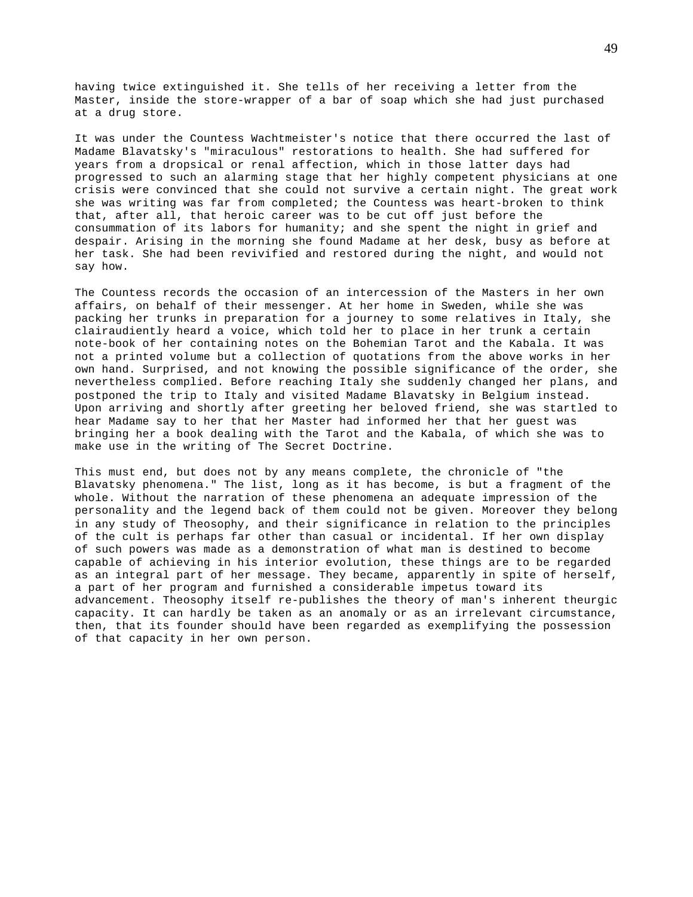having twice extinguished it. She tells of her receiving a letter from the Master, inside the store-wrapper of a bar of soap which she had just purchased at a drug store.

It was under the Countess Wachtmeister's notice that there occurred the last of Madame Blavatsky's "miraculous" restorations to health. She had suffered for years from a dropsical or renal affection, which in those latter days had progressed to such an alarming stage that her highly competent physicians at one crisis were convinced that she could not survive a certain night. The great work she was writing was far from completed; the Countess was heart-broken to think that, after all, that heroic career was to be cut off just before the consummation of its labors for humanity; and she spent the night in grief and despair. Arising in the morning she found Madame at her desk, busy as before at her task. She had been revivified and restored during the night, and would not say how.

The Countess records the occasion of an intercession of the Masters in her own affairs, on behalf of their messenger. At her home in Sweden, while she was packing her trunks in preparation for a journey to some relatives in Italy, she clairaudiently heard a voice, which told her to place in her trunk a certain note-book of her containing notes on the Bohemian Tarot and the Kabala. It was not a printed volume but a collection of quotations from the above works in her own hand. Surprised, and not knowing the possible significance of the order, she nevertheless complied. Before reaching Italy she suddenly changed her plans, and postponed the trip to Italy and visited Madame Blavatsky in Belgium instead. Upon arriving and shortly after greeting her beloved friend, she was startled to hear Madame say to her that her Master had informed her that her guest was bringing her a book dealing with the Tarot and the Kabala, of which she was to make use in the writing of The Secret Doctrine.

This must end, but does not by any means complete, the chronicle of "the Blavatsky phenomena." The list, long as it has become, is but a fragment of the whole. Without the narration of these phenomena an adequate impression of the personality and the legend back of them could not be given. Moreover they belong in any study of Theosophy, and their significance in relation to the principles of the cult is perhaps far other than casual or incidental. If her own display of such powers was made as a demonstration of what man is destined to become capable of achieving in his interior evolution, these things are to be regarded as an integral part of her message. They became, apparently in spite of herself, a part of her program and furnished a considerable impetus toward its advancement. Theosophy itself re-publishes the theory of man's inherent theurgic capacity. It can hardly be taken as an anomaly or as an irrelevant circumstance, then, that its founder should have been regarded as exemplifying the possession of that capacity in her own person.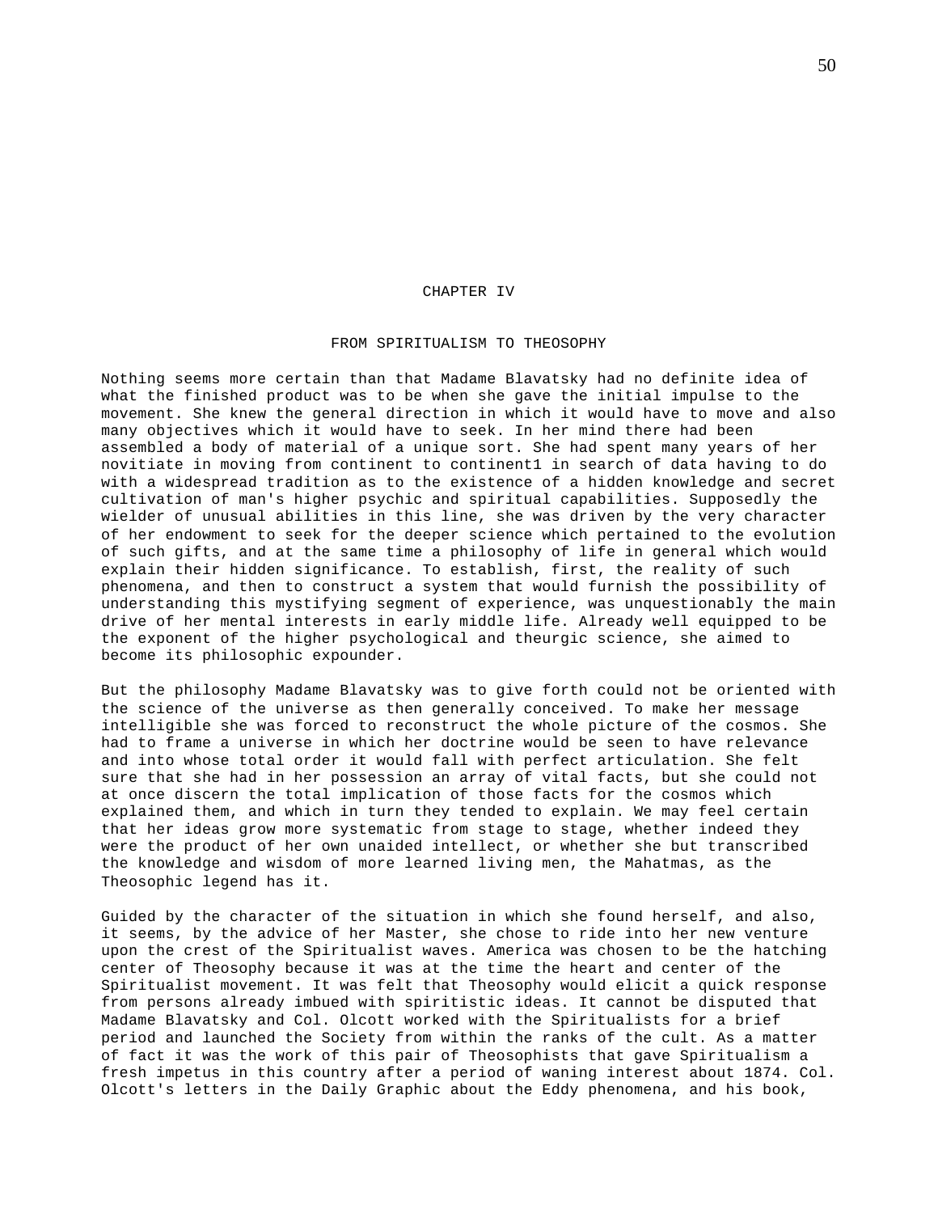# CHAPTER IV

## FROM SPIRITUALISM TO THEOSOPHY

Nothing seems more certain than that Madame Blavatsky had no definite idea of what the finished product was to be when she gave the initial impulse to the movement. She knew the general direction in which it would have to move and also many objectives which it would have to seek. In her mind there had been assembled a body of material of a unique sort. She had spent many years of her novitiate in moving from continent to continent[1] in search of data having to do with a widespread tradition as to the existence of a hidden knowledge and secret cultivation of man's higher psychic and spiritual capabilities. Supposedly the wielder of unusual abilities in this line, she was driven by the very character of her endowment to seek for the deeper science which pertained to the evolution of such gifts, and at the same time a philosophy of life in general which would explain their hidden significance. To establish, first, the reality of such phenomena, and then to construct a system that would furnish the possibility of understanding this mystifying segment of experience, was unquestionably the main drive of her mental interests in early middle life. Already well equipped to be the exponent of the higher psychological and theurgic science, she aimed to become its philosophic expounder.

But the philosophy Madame Blavatsky was to give forth could not be oriented with the science of the universe as then generally conceived. To make her message intelligible she was forced to reconstruct the whole picture of the cosmos. She had to frame a universe in which her doctrine would be seen to have relevance and into whose total order it would fall with perfect articulation. She felt sure that she had in her possession an array of vital facts, but she could not at once discern the total implication of those facts for the cosmos which explained them, and which in turn they tended to explain. We may feel certain that her ideas grow more systematic from stage to stage, whether indeed they were the product of her own unaided intellect, or whether she but transcribed the knowledge and wisdom of more learned living men, the Mahatmas, as the Theosophic legend has it.

Guided by the character of the situation in which she found herself, and also, it seems, by the advice of her Master, she chose to ride into her new venture upon the crest of the Spiritualist waves. America was chosen to be the hatching center of Theosophy because it was at the time the heart and center of the Spiritualist movement. It was felt that Theosophy would elicit a quick response from persons already imbued with spiritistic ideas. It cannot be disputed that Madame Blavatsky and Col. Olcott worked with the Spiritualists for a brief period and launched the Society from within the ranks of the cult. As a matter of fact it was the work of this pair of Theosophists that gave Spiritualism a fresh impetus in this country after a period of waning interest about 1874. Col. Olcott's letters in the Daily Graphic about the Eddy phenomena, and his book,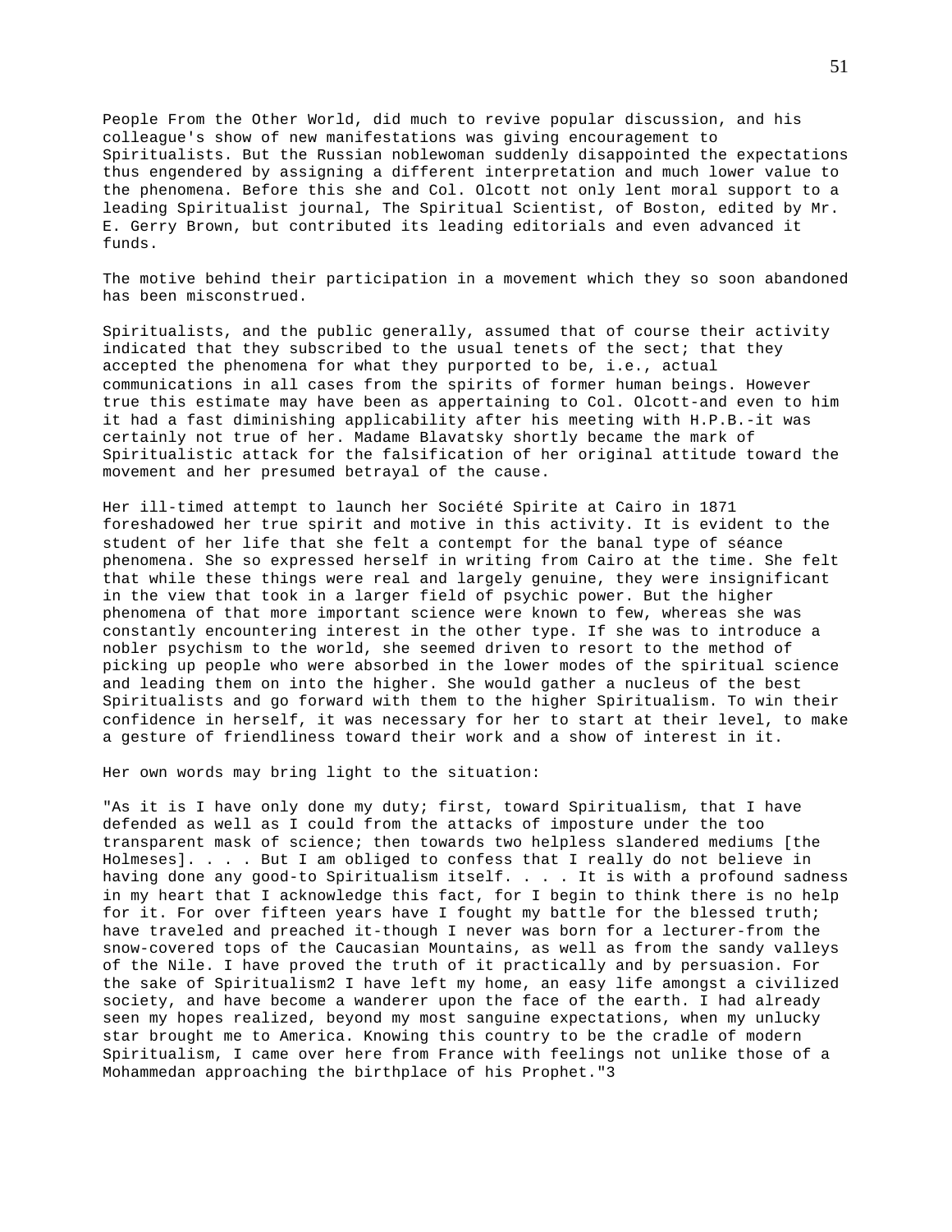People From the Other World, did much to revive popular discussion, and his colleague's show of new manifestations was giving encouragement to Spiritualists. But the Russian noblewoman suddenly disappointed the expectations thus engendered by assigning a different interpretation and much lower value to the phenomena. Before this she and Col. Olcott not only lent moral support to a leading Spiritualist journal, The Spiritual Scientist, of Boston, edited by Mr. E. Gerry Brown, but contributed its leading editorials and even advanced it funds.

The motive behind their participation in a movement which they so soon abandoned has been misconstrued.

Spiritualists, and the public generally, assumed that of course their activity indicated that they subscribed to the usual tenets of the sect; that they accepted the phenomena for what they purported to be, i.e., actual communications in all cases from the spirits of former human beings. However true this estimate may have been as appertaining to Col. Olcott-and even to him it had a fast diminishing applicability after his meeting with H.P.B.-it was certainly not true of her. Madame Blavatsky shortly became the mark of Spiritualistic attack for the falsification of her original attitude toward the movement and her presumed betrayal of the cause.

Her ill-timed attempt to launch her Société Spirite at Cairo in 1871 foreshadowed her true spirit and motive in this activity. It is evident to the student of her life that she felt a contempt for the banal type of séance phenomena. She so expressed herself in writing from Cairo at the time. She felt that while these things were real and largely genuine, they were insignificant in the view that took in a larger field of psychic power. But the higher phenomena of that more important science were known to few, whereas she was constantly encountering interest in the other type. If she was to introduce a nobler psychism to the world, she seemed driven to resort to the method of picking up people who were absorbed in the lower modes of the spiritual science and leading them on into the higher. She would gather a nucleus of the best Spiritualists and go forward with them to the higher Spiritualism. To win their confidence in herself, it was necessary for her to start at their level, to make a gesture of friendliness toward their work and a show of interest in it.

Her own words may bring light to the situation:

"As it is I have only done my duty; first, toward Spiritualism, that I have defended as well as I could from the attacks of imposture under the too transparent mask of science; then towards two helpless slandered mediums [the Holmeses]. . . . But I am obliged to confess that I really do not believe in having done any good-to Spiritualism itself. . . . It is with a profound sadness in my heart that I acknowledge this fact, for I begin to think there is no help for it. For over fifteen years have I fought my battle for the blessed truth; have traveled and preached it-though I never was born for a lecturer-from the snow-covered tops of the Caucasian Mountains, as well as from the sandy valleys of the Nile. I have proved the truth of it practically and by persuasion. For the sake of Spiritualism[2] I have left my home, an easy life amongst a civilized society, and have become a wanderer upon the face of the earth. I had already seen my hopes realized, beyond my most sanguine expectations, when my unlucky star brought me to America. Knowing this country to be the cradle of modern Spiritualism, I came over here from France with feelings not unlike those of a Mohammedan approaching the birthplace of his Prophet."[3]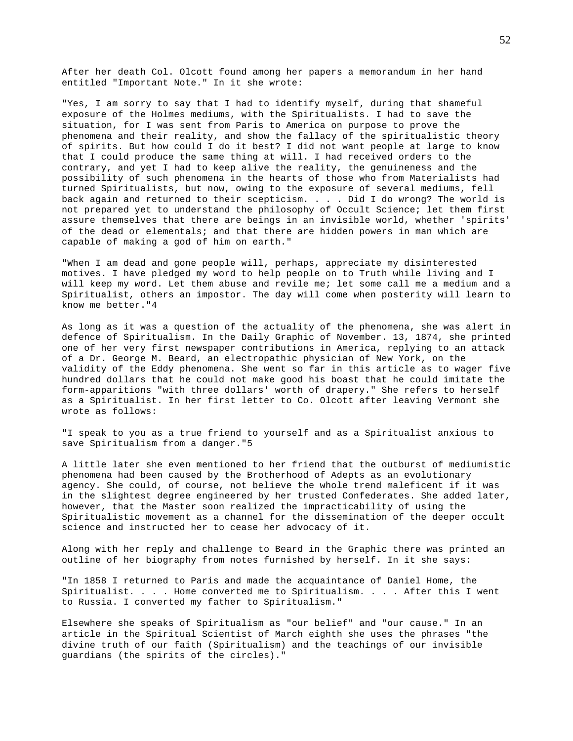After her death Col. Olcott found among her papers a memorandum in her hand entitled "Important Note." In it she wrote:

"Yes, I am sorry to say that I had to identify myself, during that shameful exposure of the Holmes mediums, with the Spiritualists. I had to save the situation, for I was sent from Paris to America on purpose to prove the phenomena and their reality, and show the fallacy of the spiritualistic theory of spirits. But how could I do it best? I did not want people at large to know that I could produce the same thing at will. I had received orders to the contrary, and yet I had to keep alive the reality, the genuineness and the possibility of such phenomena in the hearts of those who from Materialists had turned Spiritualists, but now, owing to the exposure of several mediums, fell back again and returned to their scepticism. . . . Did I do wrong? The world is not prepared yet to understand the philosophy of Occult Science; let them first assure themselves that there are beings in an invisible world, whether 'spirits' of the dead or elementals; and that there are hidden powers in man which are capable of making a god of him on earth."

"When I am dead and gone people will, perhaps, appreciate my disinterested motives. I have pledged my word to help people on to Truth while living and I will keep my word. Let them abuse and revile me; let some call me a medium and a Spiritualist, others an impostor. The day will come when posterity will learn to know me better."4

As long as it was a question of the actuality of the phenomena, she was alert in defence of Spiritualism. In the Daily Graphic of November. 13, 1874, she printed one of her very first newspaper contributions in America, replying to an attack of a Dr. George M. Beard, an electropathic physician of New York, on the validity of the Eddy phenomena. She went so far in this article as to wager five hundred dollars that he could not make good his boast that he could imitate the form-apparitions "with three dollars' worth of drapery." She refers to herself as a Spiritualist. In her first letter to Co. Olcott after leaving Vermont she wrote as follows:

"I speak to you as a true friend to yourself and as a Spiritualist anxious to save Spiritualism from a danger."5

A little later she even mentioned to her friend that the outburst of mediumistic phenomena had been caused by the Brotherhood of Adepts as an evolutionary agency. She could, of course, not believe the whole trend maleficent if it was in the slightest degree engineered by her trusted Confederates. She added later, however, that the Master soon realized the impracticability of using the Spiritualistic movement as a channel for the dissemination of the deeper occult science and instructed her to cease her advocacy of it.

Along with her reply and challenge to Beard in the Graphic there was printed an outline of her biography from notes furnished by herself. In it she says:

"In 1858 I returned to Paris and made the acquaintance of Daniel Home, the Spiritualist. . . . Home converted me to Spiritualism. . . . After this I went to Russia. I converted my father to Spiritualism."

Elsewhere she speaks of Spiritualism as "our belief" and "our cause." In an article in the Spiritual Scientist of March eighth she uses the phrases "the divine truth of our faith (Spiritualism) and the teachings of our invisible guardians (the spirits of the circles)."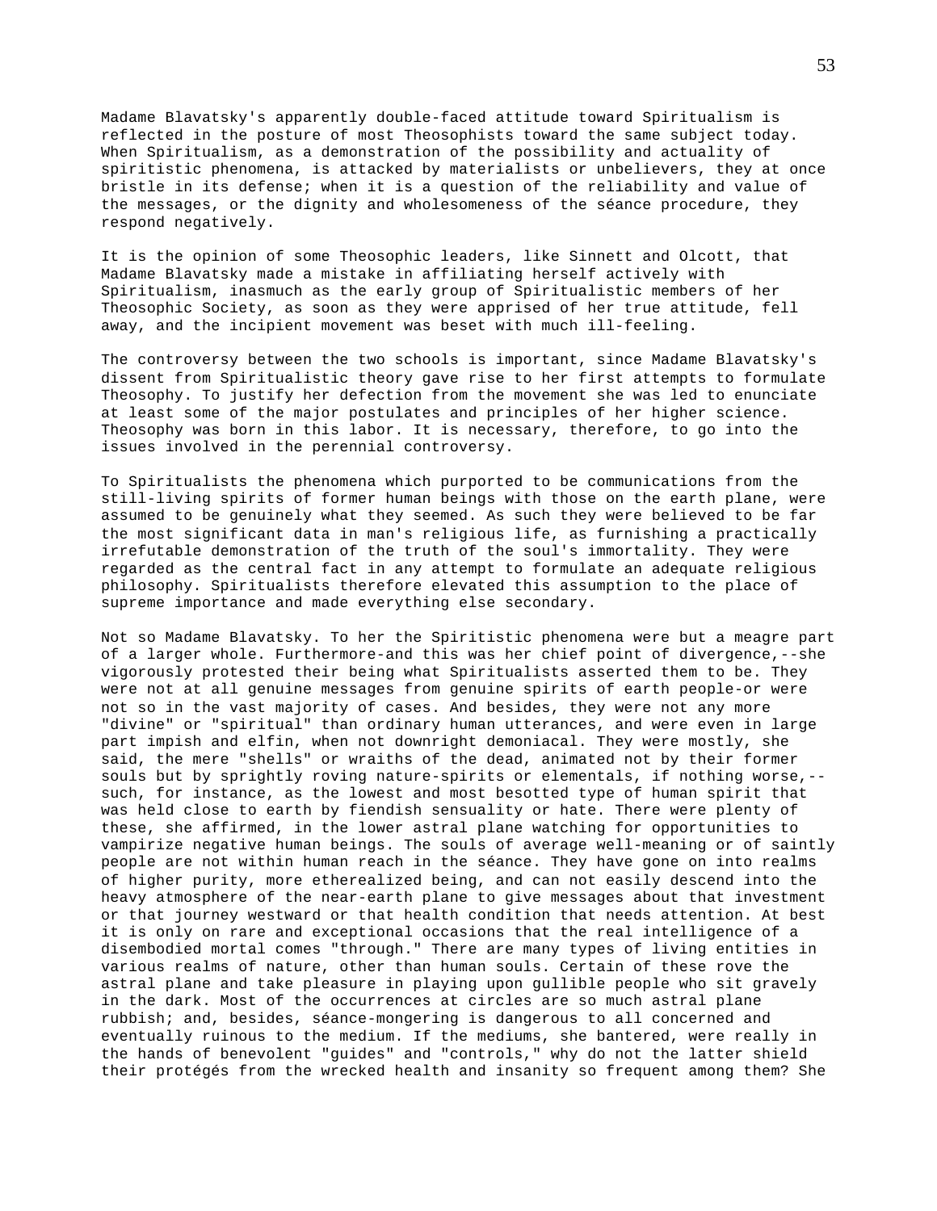Madame Blavatsky's apparently double-faced attitude toward Spiritualism is reflected in the posture of most Theosophists toward the same subject today. When Spiritualism, as a demonstration of the possibility and actuality of spiritistic phenomena, is attacked by materialists or unbelievers, they at once bristle in its defense; when it is a question of the reliability and value of the messages, or the dignity and wholesomeness of the séance procedure, they respond negatively.

It is the opinion of some Theosophic leaders, like Sinnett and Olcott, that Madame Blavatsky made a mistake in affiliating herself actively with Spiritualism, inasmuch as the early group of Spiritualistic members of her Theosophic Society, as soon as they were apprised of her true attitude, fell away, and the incipient movement was beset with much ill-feeling.

The controversy between the two schools is important, since Madame Blavatsky's dissent from Spiritualistic theory gave rise to her first attempts to formulate Theosophy. To justify her defection from the movement she was led to enunciate at least some of the major postulates and principles of her higher science. Theosophy was born in this labor. It is necessary, therefore, to go into the issues involved in the perennial controversy.

To Spiritualists the phenomena which purported to be communications from the still-living spirits of former human beings with those on the earth plane, were assumed to be genuinely what they seemed. As such they were believed to be far the most significant data in man's religious life, as furnishing a practically irrefutable demonstration of the truth of the soul's immortality. They were regarded as the central fact in any attempt to formulate an adequate religious philosophy. Spiritualists therefore elevated this assumption to the place of supreme importance and made everything else secondary.

Not so Madame Blavatsky. To her the Spiritistic phenomena were but a meagre part of a larger whole. Furthermore-and this was her chief point of divergence,--she vigorously protested their being what Spiritualists asserted them to be. They were not at all genuine messages from genuine spirits of earth people-or were not so in the vast majority of cases. And besides, they were not any more "divine" or "spiritual" than ordinary human utterances, and were even in large part impish and elfin, when not downright demoniacal. They were mostly, she said, the mere "shells" or wraiths of the dead, animated not by their former souls but by sprightly roving nature-spirits or elementals, if nothing worse,--such, for instance, as the lowest and most besotted type of human spirit that was held close to earth by fiendish sensuality or hate. There were plenty of these, she affirmed, in the lower astral plane watching for opportunities to vampirize negative human beings. The souls of average well-meaning or of saintly people are not within human reach in the séance. They have gone on into realms of higher purity, more etherealized being, and can not easily descend into the heavy atmosphere of the near-earth plane to give messages about that investment or that journey westward or that health condition that needs attention. At best it is only on rare and exceptional occasions that the real intelligence of a disembodied mortal comes "through." There are many types of living entities in various realms of nature, other than human souls. Certain of these rove the astral plane and take pleasure in playing upon gullible people who sit gravely in the dark. Most of the occurrences at circles are so much astral plane rubbish; and, besides, séance-mongering is dangerous to all concerned and eventually ruinous to the medium. If the mediums, she bantered, were really in the hands of benevolent "guides" and "controls," why do not the latter shield their protégés from the wrecked health and insanity so frequent among them? She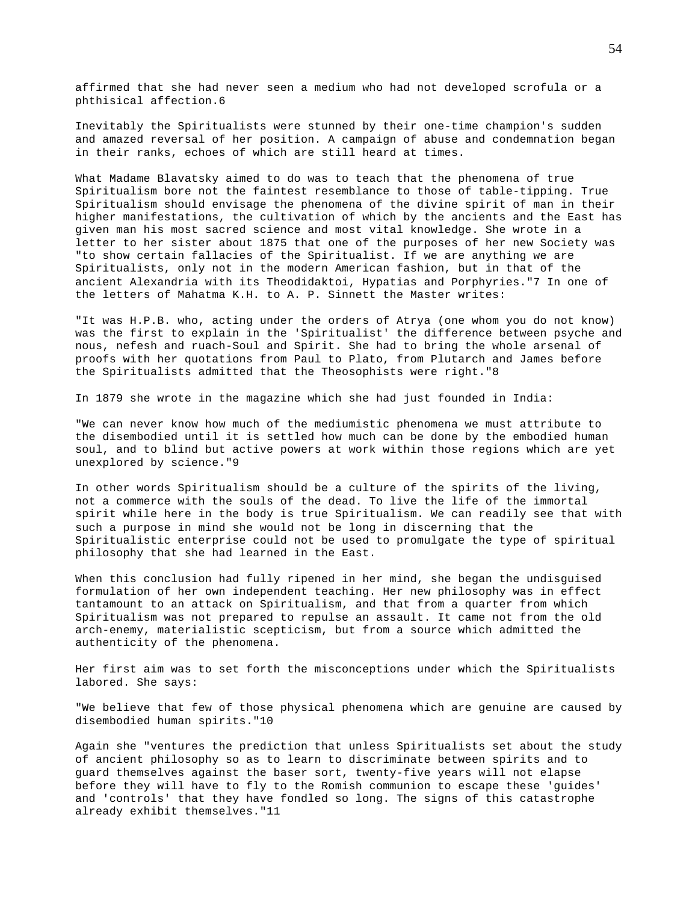affirmed that she had never seen a medium who had not developed scrofula or a phthisical affection.6

Inevitably the Spiritualists were stunned by their one-time champion's sudden and amazed reversal of her position. A campaign of abuse and condemnation began in their ranks, echoes of which are still heard at times.

What Madame Blavatsky aimed to do was to teach that the phenomena of true Spiritualism bore not the faintest resemblance to those of table-tipping. True Spiritualism should envisage the phenomena of the divine spirit of man in their higher manifestations, the cultivation of which by the ancients and the East has given man his most sacred science and most vital knowledge. She wrote in a letter to her sister about 1875 that one of the purposes of her new Society was "to show certain fallacies of the Spiritualist. If we are anything we are Spiritualists, only not in the modern American fashion, but in that of the ancient Alexandria with its Theodidaktoi, Hypatias and Porphyries."7 In one of the letters of Mahatma K.H. to A. P. Sinnett the Master writes:

"It was H.P.B. who, acting under the orders of Atrya (one whom you do not know) was the first to explain in the 'Spiritualist' the difference between psyche and nous, nefesh and ruach-Soul and Spirit. She had to bring the whole arsenal of proofs with her quotations from Paul to Plato, from Plutarch and James before the Spiritualists admitted that the Theosophists were right."8

In 1879 she wrote in the magazine which she had just founded in India:

"We can never know how much of the mediumistic phenomena we must attribute to the disembodied until it is settled how much can be done by the embodied human soul, and to blind but active powers at work within those regions which are yet unexplored by science."9

In other words Spiritualism should be a culture of the spirits of the living, not a commerce with the souls of the dead. To live the life of the immortal spirit while here in the body is true Spiritualism. We can readily see that with such a purpose in mind she would not be long in discerning that the Spiritualistic enterprise could not be used to promulgate the type of spiritual philosophy that she had learned in the East.

When this conclusion had fully ripened in her mind, she began the undisguised formulation of her own independent teaching. Her new philosophy was in effect tantamount to an attack on Spiritualism, and that from a quarter from which Spiritualism was not prepared to repulse an assault. It came not from the old arch-enemy, materialistic scepticism, but from a source which admitted the authenticity of the phenomena.

Her first aim was to set forth the misconceptions under which the Spiritualists labored. She says:

"We believe that few of those physical phenomena which are genuine are caused by disembodied human spirits."10

Again she "ventures the prediction that unless Spiritualists set about the study of ancient philosophy so as to learn to discriminate between spirits and to guard themselves against the baser sort, twenty-five years will not elapse before they will have to fly to the Romish communion to escape these 'guides' and 'controls' that they have fondled so long. The signs of this catastrophe already exhibit themselves."11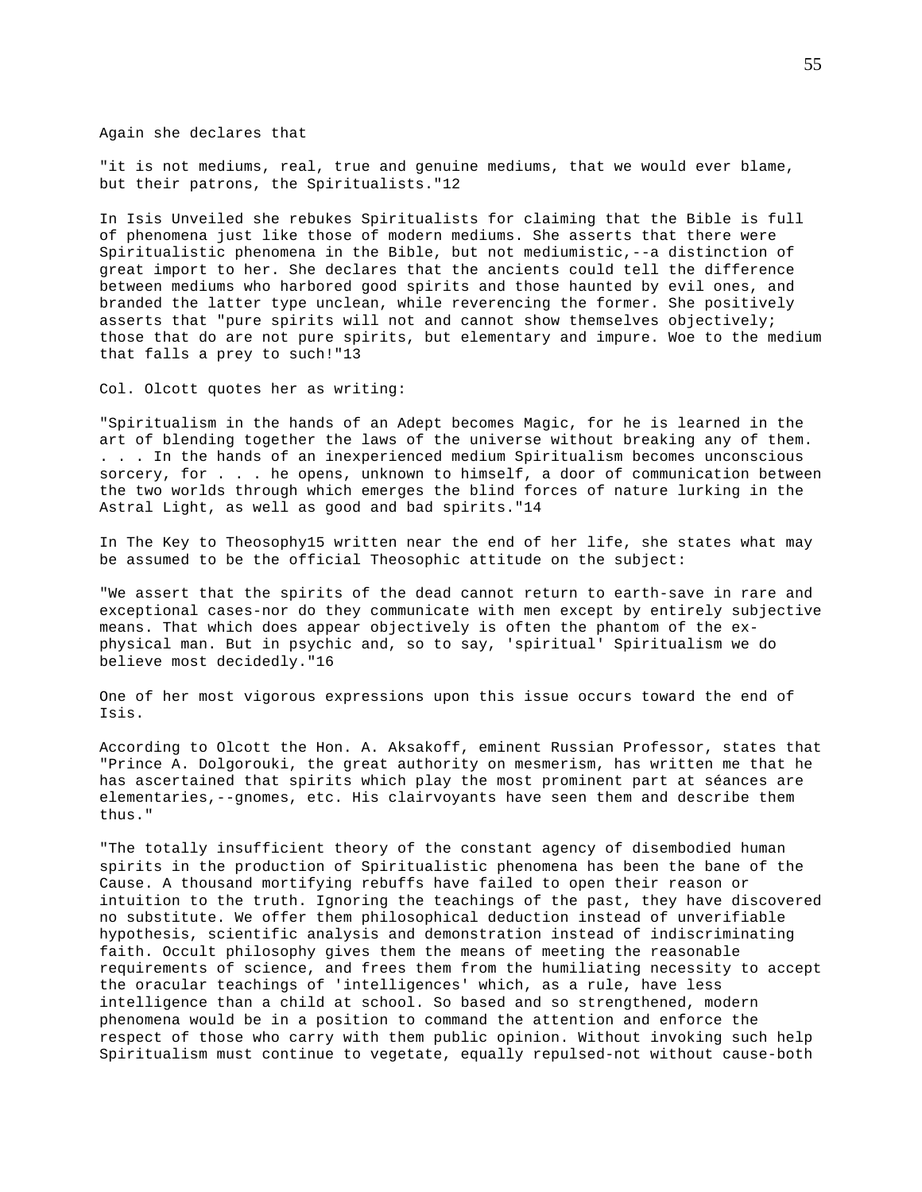Again she declares that

"it is not mediums, real, true and genuine mediums, that we would ever blame, but their patrons, the Spiritualists."[12]

In Isis Unveiled she rebukes Spiritualists for claiming that the Bible is full of phenomena just like those of modern mediums. She asserts that there were Spiritualistic phenomena in the Bible, but not mediumistic,--a distinction of great import to her. She declares that the ancients could tell the difference between mediums who harbored good spirits and those haunted by evil ones, and branded the latter type unclean, while reverencing the former. She positively asserts that "pure spirits will not and cannot show themselves objectively; those that do are not pure spirits, but elementary and impure. Woe to the medium that falls a prey to such!"[13]

Col. Olcott quotes her as writing:

"Spiritualism in the hands of an Adept becomes Magic, for he is learned in the art of blending together the laws of the universe without breaking any of them. . . . In the hands of an inexperienced medium Spiritualism becomes unconscious sorcery, for . . . he opens, unknown to himself, a door of communication between the two worlds through which emerges the blind forces of nature lurking in the Astral Light, as well as good and bad spirits."[14]

In The Key to Theosophy[15] written near the end of her life, she states what may be assumed to be the official Theosophic attitude on the subject:

"We assert that the spirits of the dead cannot return to earth-save in rare and exceptional cases-nor do they communicate with men except by entirely subjective means. That which does appear objectively is often the phantom of the ex-physical man. But in psychic and, so to say, 'spiritual' Spiritualism we do believe most decidedly."[16]

One of her most vigorous expressions upon this issue occurs toward the end of Isis.

According to Olcott the Hon. A. Aksakoff, eminent Russian Professor, states that "Prince A. Dolgorouki, the great authority on mesmerism, has written me that he has ascertained that spirits which play the most prominent part at séances are elementaries,--gnomes, etc. His clairvoyants have seen them and describe them thus."

"The totally insufficient theory of the constant agency of disembodied human spirits in the production of Spiritualistic phenomena has been the bane of the Cause. A thousand mortifying rebuffs have failed to open their reason or intuition to the truth. Ignoring the teachings of the past, they have discovered no substitute. We offer them philosophical deduction instead of unverifiable hypothesis, scientific analysis and demonstration instead of indiscriminating faith. Occult philosophy gives them the means of meeting the reasonable requirements of science, and frees them from the humiliating necessity to accept the oracular teachings of 'intelligences' which, as a rule, have less intelligence than a child at school. So based and so strengthened, modern phenomena would be in a position to command the attention and enforce the respect of those who carry with them public opinion. Without invoking such help Spiritualism must continue to vegetate, equally repulsed-not without cause-both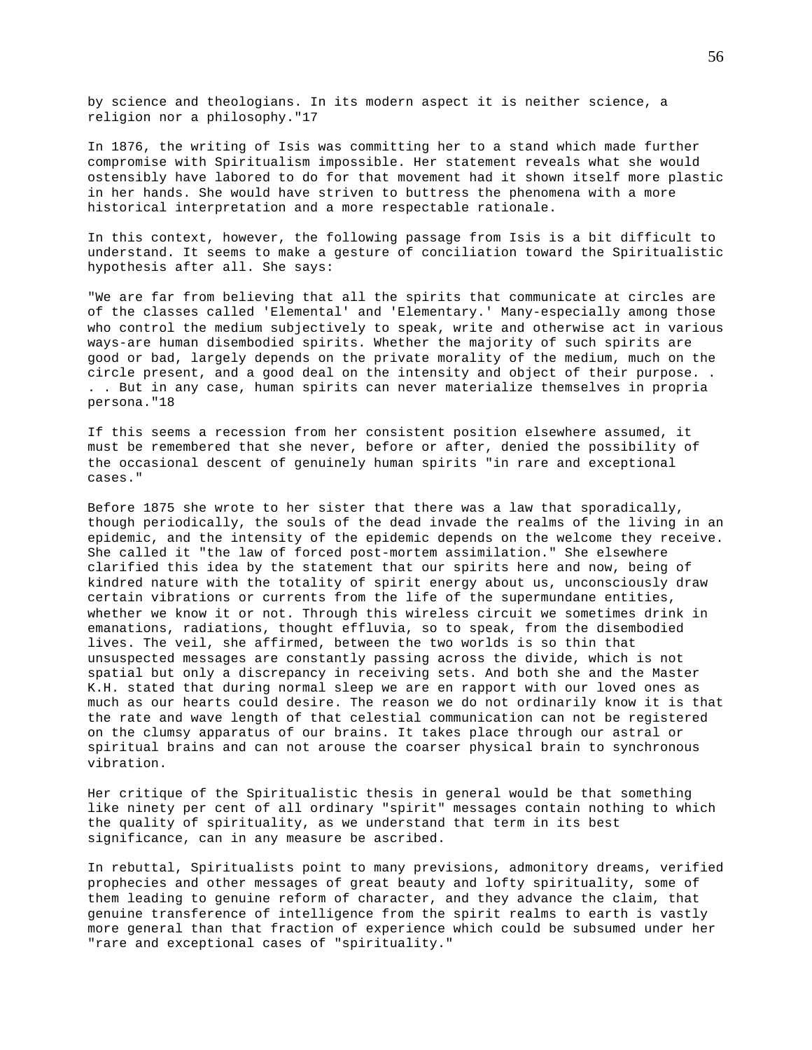by science and theologians. In its modern aspect it is neither science, a religion nor a philosophy."17

In 1876, the writing of Isis was committing her to a stand which made further compromise with Spiritualism impossible. Her statement reveals what she would ostensibly have labored to do for that movement had it shown itself more plastic in her hands. She would have striven to buttress the phenomena with a more historical interpretation and a more respectable rationale.

In this context, however, the following passage from Isis is a bit difficult to understand. It seems to make a gesture of conciliation toward the Spiritualistic hypothesis after all. She says:

"We are far from believing that all the spirits that communicate at circles are of the classes called 'Elemental' and 'Elementary.' Many-especially among those who control the medium subjectively to speak, write and otherwise act in various ways-are human disembodied spirits. Whether the majority of such spirits are good or bad, largely depends on the private morality of the medium, much on the circle present, and a good deal on the intensity and object of their purpose. . . . But in any case, human spirits can never materialize themselves in propria persona."18

If this seems a recession from her consistent position elsewhere assumed, it must be remembered that she never, before or after, denied the possibility of the occasional descent of genuinely human spirits "in rare and exceptional cases."

Before 1875 she wrote to her sister that there was a law that sporadically, though periodically, the souls of the dead invade the realms of the living in an epidemic, and the intensity of the epidemic depends on the welcome they receive. She called it "the law of forced post-mortem assimilation." She elsewhere clarified this idea by the statement that our spirits here and now, being of kindred nature with the totality of spirit energy about us, unconsciously draw certain vibrations or currents from the life of the supermundane entities, whether we know it or not. Through this wireless circuit we sometimes drink in emanations, radiations, thought effluvia, so to speak, from the disembodied lives. The veil, she affirmed, between the two worlds is so thin that unsuspected messages are constantly passing across the divide, which is not spatial but only a discrepancy in receiving sets. And both she and the Master K.H. stated that during normal sleep we are en rapport with our loved ones as much as our hearts could desire. The reason we do not ordinarily know it is that the rate and wave length of that celestial communication can not be registered on the clumsy apparatus of our brains. It takes place through our astral or spiritual brains and can not arouse the coarser physical brain to synchronous vibration.

Her critique of the Spiritualistic thesis in general would be that something like ninety per cent of all ordinary "spirit" messages contain nothing to which the quality of spirituality, as we understand that term in its best significance, can in any measure be ascribed.

In rebuttal, Spiritualists point to many previsions, admonitory dreams, verified prophecies and other messages of great beauty and lofty spirituality, some of them leading to genuine reform of character, and they advance the claim, that genuine transference of intelligence from the spirit realms to earth is vastly more general than that fraction of experience which could be subsumed under her "rare and exceptional cases of "spirituality."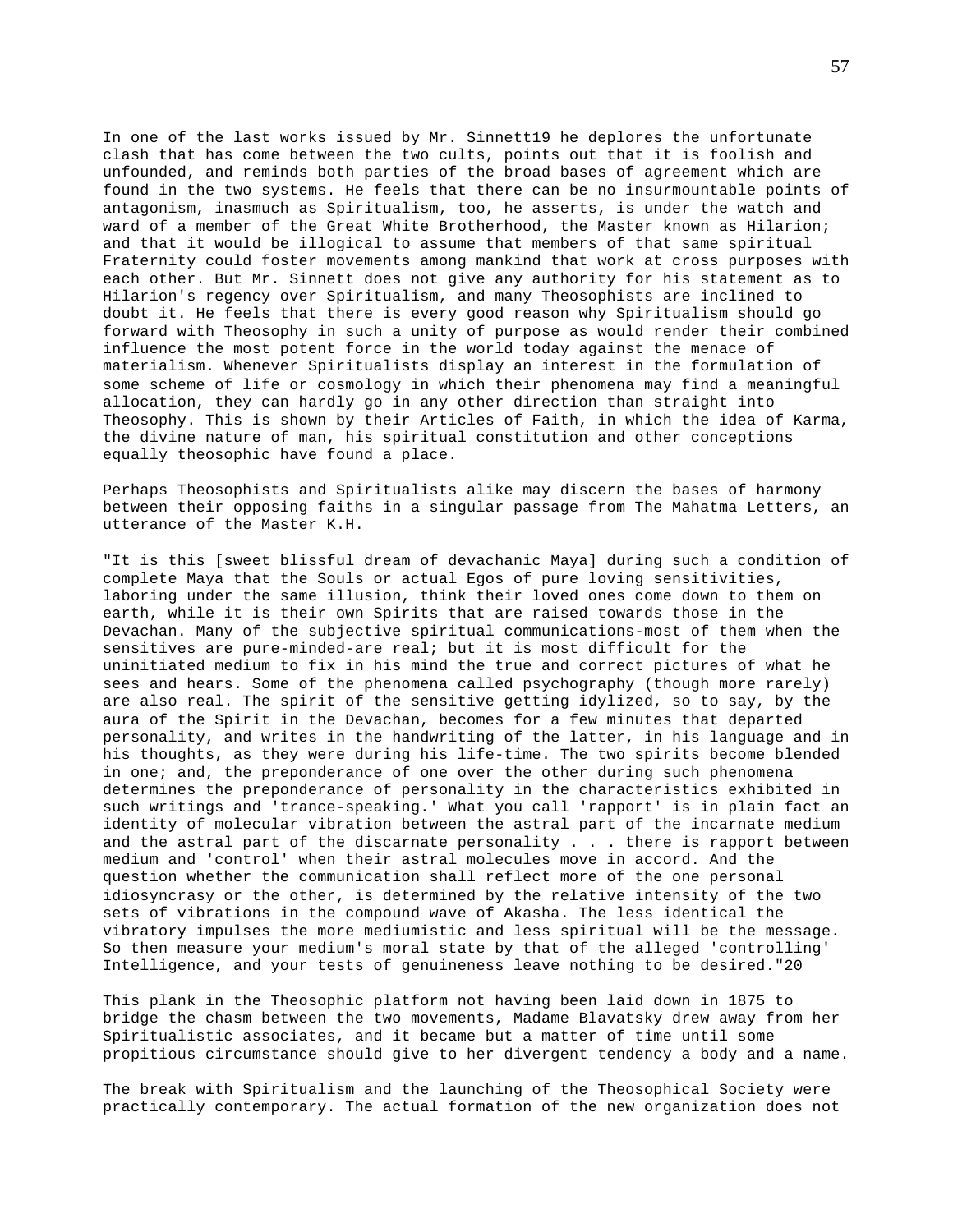In one of the last works issued by Mr. Sinnett[19] he deplores the unfortunate clash that has come between the two cults, points out that it is foolish and unfounded, and reminds both parties of the broad bases of agreement which are found in the two systems. He feels that there can be no insurmountable points of antagonism, inasmuch as Spiritualism, too, he asserts, is under the watch and ward of a member of the Great White Brotherhood, the Master known as Hilarion; and that it would be illogical to assume that members of that same spiritual Fraternity could foster movements among mankind that work at cross purposes with each other. But Mr. Sinnett does not give any authority for his statement as to Hilarion's regency over Spiritualism, and many Theosophists are inclined to doubt it. He feels that there is every good reason why Spiritualism should go forward with Theosophy in such a unity of purpose as would render their combined influence the most potent force in the world today against the menace of materialism. Whenever Spiritualists display an interest in the formulation of some scheme of life or cosmology in which their phenomena may find a meaningful allocation, they can hardly go in any other direction than straight into Theosophy. This is shown by their Articles of Faith, in which the idea of Karma, the divine nature of man, his spiritual constitution and other conceptions equally theosophic have found a place.

Perhaps Theosophists and Spiritualists alike may discern the bases of harmony between their opposing faiths in a singular passage from The Mahatma Letters, an utterance of the Master K.H.

"It is this [sweet blissful dream of devachanic Maya] during such a condition of complete Maya that the Souls or actual Egos of pure loving sensitivities, laboring under the same illusion, think their loved ones come down to them on earth, while it is their own Spirits that are raised towards those in the Devachan. Many of the subjective spiritual communications-most of them when the sensitives are pure-minded-are real; but it is most difficult for the uninitiated medium to fix in his mind the true and correct pictures of what he sees and hears. Some of the phenomena called psychography (though more rarely) are also real. The spirit of the sensitive getting idylized, so to say, by the aura of the Spirit in the Devachan, becomes for a few minutes that departed personality, and writes in the handwriting of the latter, in his language and in his thoughts, as they were during his life-time. The two spirits become blended in one; and, the preponderance of one over the other during such phenomena determines the preponderance of personality in the characteristics exhibited in such writings and 'trance-speaking.' What you call 'rapport' is in plain fact an identity of molecular vibration between the astral part of the incarnate medium and the astral part of the discarnate personality . . . there is rapport between medium and 'control' when their astral molecules move in accord. And the question whether the communication shall reflect more of the one personal idiosyncrasy or the other, is determined by the relative intensity of the two sets of vibrations in the compound wave of Akasha. The less identical the vibratory impulses the more mediumistic and less spiritual will be the message. So then measure your medium's moral state by that of the alleged 'controlling' Intelligence, and your tests of genuineness leave nothing to be desired."[20]

This plank in the Theosophic platform not having been laid down in 1875 to bridge the chasm between the two movements, Madame Blavatsky drew away from her Spiritualistic associates, and it became but a matter of time until some propitious circumstance should give to her divergent tendency a body and a name.

The break with Spiritualism and the launching of the Theosophical Society were practically contemporary. The actual formation of the new organization does not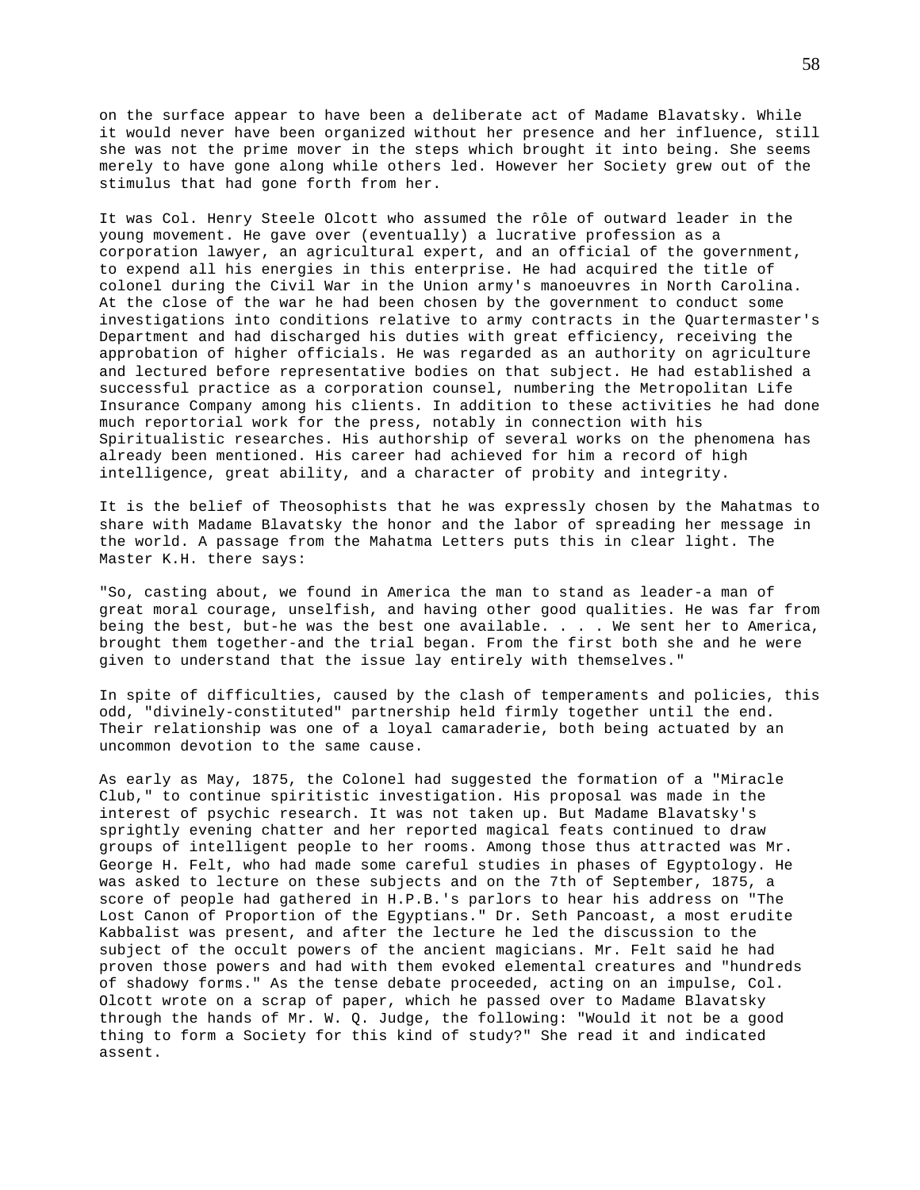on the surface appear to have been a deliberate act of Madame Blavatsky. While it would never have been organized without her presence and her influence, still she was not the prime mover in the steps which brought it into being. She seems merely to have gone along while others led. However her Society grew out of the stimulus that had gone forth from her.

It was Col. Henry Steele Olcott who assumed the rôle of outward leader in the young movement. He gave over (eventually) a lucrative profession as a corporation lawyer, an agricultural expert, and an official of the government, to expend all his energies in this enterprise. He had acquired the title of colonel during the Civil War in the Union army's manoeuvres in North Carolina. At the close of the war he had been chosen by the government to conduct some investigations into conditions relative to army contracts in the Quartermaster's Department and had discharged his duties with great efficiency, receiving the approbation of higher officials. He was regarded as an authority on agriculture and lectured before representative bodies on that subject. He had established a successful practice as a corporation counsel, numbering the Metropolitan Life Insurance Company among his clients. In addition to these activities he had done much reportorial work for the press, notably in connection with his Spiritualistic researches. His authorship of several works on the phenomena has already been mentioned. His career had achieved for him a record of high intelligence, great ability, and a character of probity and integrity.

It is the belief of Theosophists that he was expressly chosen by the Mahatmas to share with Madame Blavatsky the honor and the labor of spreading her message in the world. A passage from the Mahatma Letters puts this in clear light. The Master K.H. there says:

"So, casting about, we found in America the man to stand as leader-a man of great moral courage, unselfish, and having other good qualities. He was far from being the best, but-he was the best one available. . . . We sent her to America, brought them together-and the trial began. From the first both she and he were given to understand that the issue lay entirely with themselves."

In spite of difficulties, caused by the clash of temperaments and policies, this odd, "divinely-constituted" partnership held firmly together until the end. Their relationship was one of a loyal camaraderie, both being actuated by an uncommon devotion to the same cause.

As early as May, 1875, the Colonel had suggested the formation of a "Miracle Club," to continue spiritistic investigation. His proposal was made in the interest of psychic research. It was not taken up. But Madame Blavatsky's sprightly evening chatter and her reported magical feats continued to draw groups of intelligent people to her rooms. Among those thus attracted was Mr. George H. Felt, who had made some careful studies in phases of Egyptology. He was asked to lecture on these subjects and on the 7th of September, 1875, a score of people had gathered in H.P.B.'s parlors to hear his address on "The Lost Canon of Proportion of the Egyptians." Dr. Seth Pancoast, a most erudite Kabbalist was present, and after the lecture he led the discussion to the subject of the occult powers of the ancient magicians. Mr. Felt said he had proven those powers and had with them evoked elemental creatures and "hundreds of shadowy forms." As the tense debate proceeded, acting on an impulse, Col. Olcott wrote on a scrap of paper, which he passed over to Madame Blavatsky through the hands of Mr. W. Q. Judge, the following: "Would it not be a good thing to form a Society for this kind of study?" She read it and indicated assent.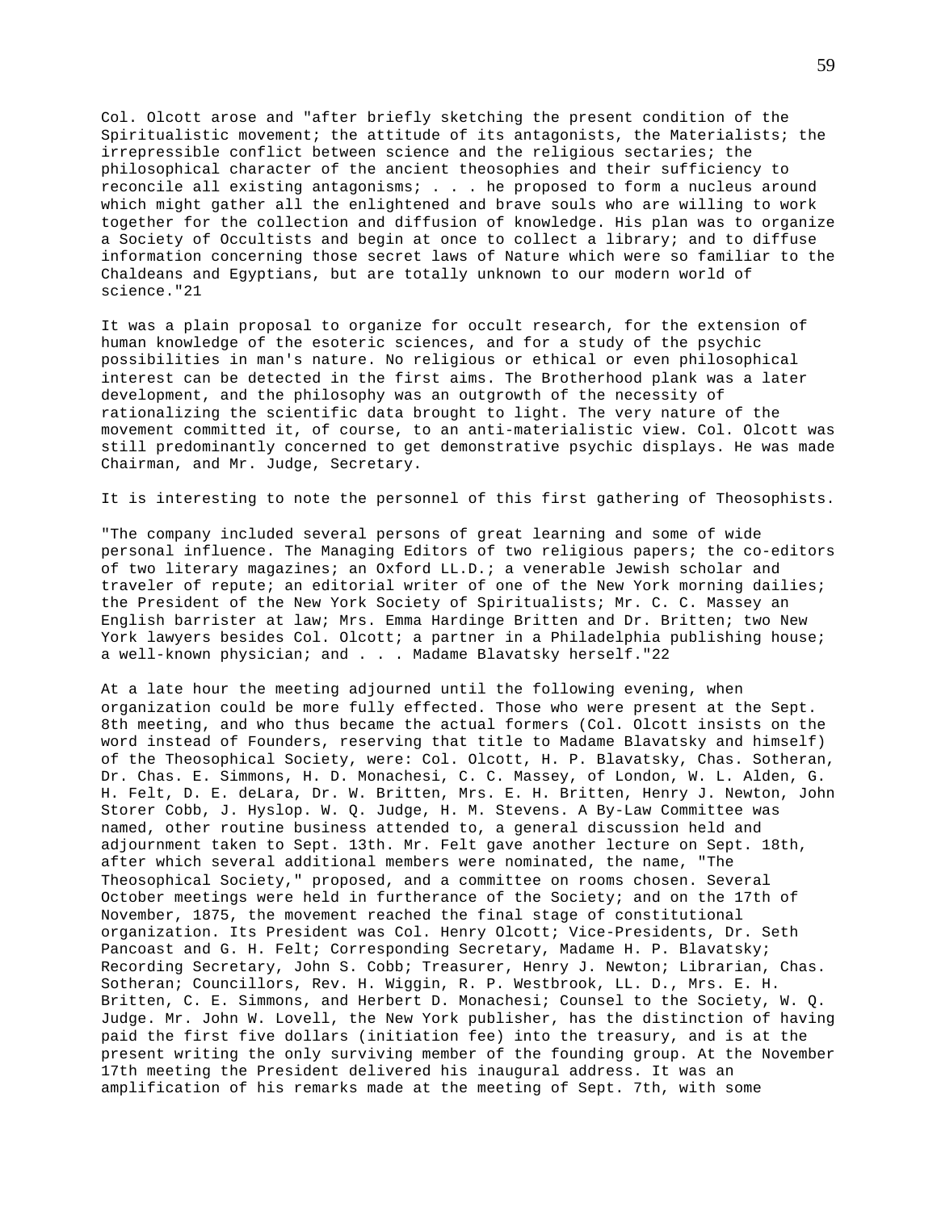Col. Olcott arose and "after briefly sketching the present condition of the Spiritualistic movement; the attitude of its antagonists, the Materialists; the irrepressible conflict between science and the religious sectaries; the philosophical character of the ancient theosophies and their sufficiency to reconcile all existing antagonisms; . . . he proposed to form a nucleus around which might gather all the enlightened and brave souls who are willing to work together for the collection and diffusion of knowledge. His plan was to organize a Society of Occultists and begin at once to collect a library; and to diffuse information concerning those secret laws of Nature which were so familiar to the Chaldeans and Egyptians, but are totally unknown to our modern world of science."21

It was a plain proposal to organize for occult research, for the extension of human knowledge of the esoteric sciences, and for a study of the psychic possibilities in man's nature. No religious or ethical or even philosophical interest can be detected in the first aims. The Brotherhood plank was a later development, and the philosophy was an outgrowth of the necessity of rationalizing the scientific data brought to light. The very nature of the movement committed it, of course, to an anti-materialistic view. Col. Olcott was still predominantly concerned to get demonstrative psychic displays. He was made Chairman, and Mr. Judge, Secretary.

It is interesting to note the personnel of this first gathering of Theosophists.

"The company included several persons of great learning and some of wide personal influence. The Managing Editors of two religious papers; the co-editors of two literary magazines; an Oxford LL.D.; a venerable Jewish scholar and traveler of repute; an editorial writer of one of the New York morning dailies; the President of the New York Society of Spiritualists; Mr. C. C. Massey an English barrister at law; Mrs. Emma Hardinge Britten and Dr. Britten; two New York lawyers besides Col. Olcott; a partner in a Philadelphia publishing house; a well-known physician; and . . . Madame Blavatsky herself."22

At a late hour the meeting adjourned until the following evening, when organization could be more fully effected. Those who were present at the Sept. 8th meeting, and who thus became the actual formers (Col. Olcott insists on the word instead of Founders, reserving that title to Madame Blavatsky and himself) of the Theosophical Society, were: Col. Olcott, H. P. Blavatsky, Chas. Sotheran, Dr. Chas. E. Simmons, H. D. Monachesi, C. C. Massey, of London, W. L. Alden, G. H. Felt, D. E. deLara, Dr. W. Britten, Mrs. E. H. Britten, Henry J. Newton, John Storer Cobb, J. Hyslop. W. Q. Judge, H. M. Stevens. A By-Law Committee was named, other routine business attended to, a general discussion held and adjournment taken to Sept. 13th. Mr. Felt gave another lecture on Sept. 18th, after which several additional members were nominated, the name, "The Theosophical Society," proposed, and a committee on rooms chosen. Several October meetings were held in furtherance of the Society; and on the 17th of November, 1875, the movement reached the final stage of constitutional organization. Its President was Col. Henry Olcott; Vice-Presidents, Dr. Seth Pancoast and G. H. Felt; Corresponding Secretary, Madame H. P. Blavatsky; Recording Secretary, John S. Cobb; Treasurer, Henry J. Newton; Librarian, Chas. Sotheran; Councillors, Rev. H. Wiggin, R. P. Westbrook, LL. D., Mrs. E. H. Britten, C. E. Simmons, and Herbert D. Monachesi; Counsel to the Society, W. Q. Judge. Mr. John W. Lovell, the New York publisher, has the distinction of having paid the first five dollars (initiation fee) into the treasury, and is at the present writing the only surviving member of the founding group. At the November 17th meeting the President delivered his inaugural address. It was an amplification of his remarks made at the meeting of Sept. 7th, with some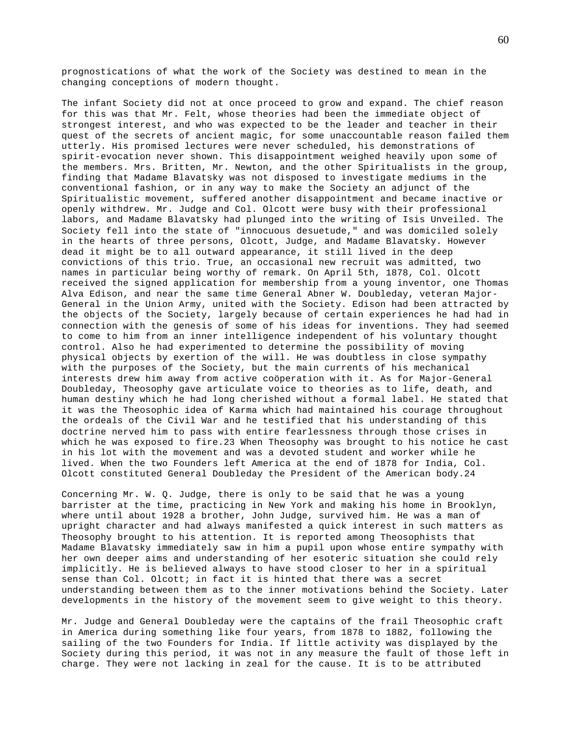prognostications of what the work of the Society was destined to mean in the changing conceptions of modern thought.

The infant Society did not at once proceed to grow and expand. The chief reason for this was that Mr. Felt, whose theories had been the immediate object of strongest interest, and who was expected to be the leader and teacher in their quest of the secrets of ancient magic, for some unaccountable reason failed them utterly. His promised lectures were never scheduled, his demonstrations of spirit-evocation never shown. This disappointment weighed heavily upon some of the members. Mrs. Britten, Mr. Newton, and the other Spiritualists in the group, finding that Madame Blavatsky was not disposed to investigate mediums in the conventional fashion, or in any way to make the Society an adjunct of the Spiritualistic movement, suffered another disappointment and became inactive or openly withdrew. Mr. Judge and Col. Olcott were busy with their professional labors, and Madame Blavatsky had plunged into the writing of Isis Unveiled. The Society fell into the state of "innocuous desuetude," and was domiciled solely in the hearts of three persons, Olcott, Judge, and Madame Blavatsky. However dead it might be to all outward appearance, it still lived in the deep convictions of this trio. True, an occasional new recruit was admitted, two names in particular being worthy of remark. On April 5th, 1878, Col. Olcott received the signed application for membership from a young inventor, one Thomas Alva Edison, and near the same time General Abner W. Doubleday, veteran Major-General in the Union Army, united with the Society. Edison had been attracted by the objects of the Society, largely because of certain experiences he had had in connection with the genesis of some of his ideas for inventions. They had seemed to come to him from an inner intelligence independent of his voluntary thought control. Also he had experimented to determine the possibility of moving physical objects by exertion of the will. He was doubtless in close sympathy with the purposes of the Society, but the main currents of his mechanical interests drew him away from active coöperation with it. As for Major-General Doubleday, Theosophy gave articulate voice to theories as to life, death, and human destiny which he had long cherished without a formal label. He stated that it was the Theosophic idea of Karma which had maintained his courage throughout the ordeals of the Civil War and he testified that his understanding of this doctrine nerved him to pass with entire fearlessness through those crises in which he was exposed to fire.23 When Theosophy was brought to his notice he cast in his lot with the movement and was a devoted student and worker while he lived. When the two Founders left America at the end of 1878 for India, Col. Olcott constituted General Doubleday the President of the American body.24

Concerning Mr. W. Q. Judge, there is only to be said that he was a young barrister at the time, practicing in New York and making his home in Brooklyn, where until about 1928 a brother, John Judge, survived him. He was a man of upright character and had always manifested a quick interest in such matters as Theosophy brought to his attention. It is reported among Theosophists that Madame Blavatsky immediately saw in him a pupil upon whose entire sympathy with her own deeper aims and understanding of her esoteric situation she could rely implicitly. He is believed always to have stood closer to her in a spiritual sense than Col. Olcott; in fact it is hinted that there was a secret understanding between them as to the inner motivations behind the Society. Later developments in the history of the movement seem to give weight to this theory.

Mr. Judge and General Doubleday were the captains of the frail Theosophic craft in America during something like four years, from 1878 to 1882, following the sailing of the two Founders for India. If little activity was displayed by the Society during this period, it was not in any measure the fault of those left in charge. They were not lacking in zeal for the cause. It is to be attributed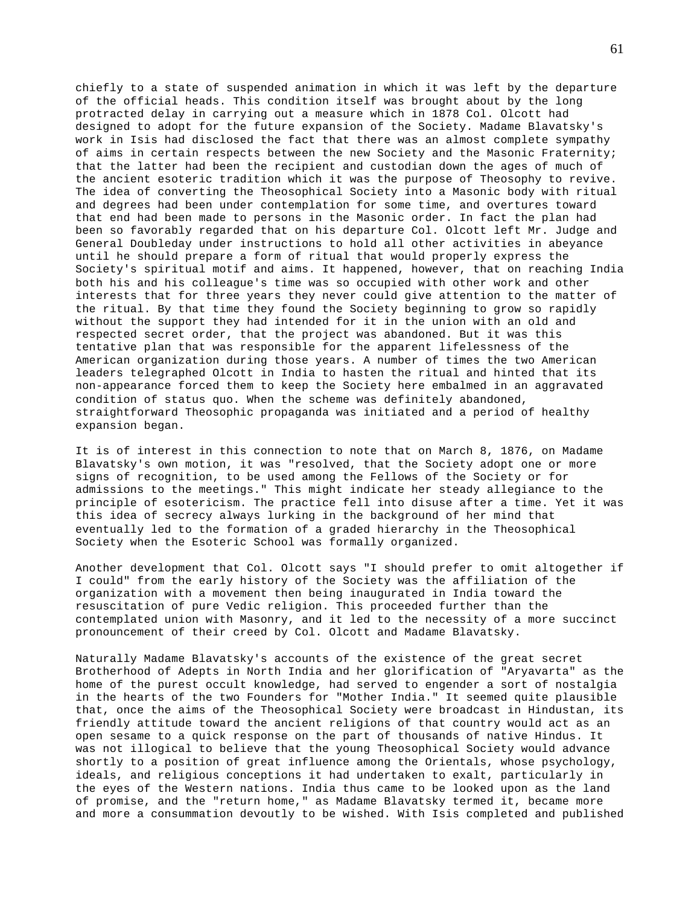chiefly to a state of suspended animation in which it was left by the departure of the official heads. This condition itself was brought about by the long protracted delay in carrying out a measure which in 1878 Col. Olcott had designed to adopt for the future expansion of the Society. Madame Blavatsky's work in Isis had disclosed the fact that there was an almost complete sympathy of aims in certain respects between the new Society and the Masonic Fraternity; that the latter had been the recipient and custodian down the ages of much of the ancient esoteric tradition which it was the purpose of Theosophy to revive. The idea of converting the Theosophical Society into a Masonic body with ritual and degrees had been under contemplation for some time, and overtures toward that end had been made to persons in the Masonic order. In fact the plan had been so favorably regarded that on his departure Col. Olcott left Mr. Judge and General Doubleday under instructions to hold all other activities in abeyance until he should prepare a form of ritual that would properly express the Society's spiritual motif and aims. It happened, however, that on reaching India both his and his colleague's time was so occupied with other work and other interests that for three years they never could give attention to the matter of the ritual. By that time they found the Society beginning to grow so rapidly without the support they had intended for it in the union with an old and respected secret order, that the project was abandoned. But it was this tentative plan that was responsible for the apparent lifelessness of the American organization during those years. A number of times the two American leaders telegraphed Olcott in India to hasten the ritual and hinted that its non-appearance forced them to keep the Society here embalmed in an aggravated condition of status quo. When the scheme was definitely abandoned, straightforward Theosophic propaganda was initiated and a period of healthy expansion began.

It is of interest in this connection to note that on March 8, 1876, on Madame Blavatsky's own motion, it was "resolved, that the Society adopt one or more signs of recognition, to be used among the Fellows of the Society or for admissions to the meetings." This might indicate her steady allegiance to the principle of esotericism. The practice fell into disuse after a time. Yet it was this idea of secrecy always lurking in the background of her mind that eventually led to the formation of a graded hierarchy in the Theosophical Society when the Esoteric School was formally organized.

Another development that Col. Olcott says "I should prefer to omit altogether if I could" from the early history of the Society was the affiliation of the organization with a movement then being inaugurated in India toward the resuscitation of pure Vedic religion. This proceeded further than the contemplated union with Masonry, and it led to the necessity of a more succinct pronouncement of their creed by Col. Olcott and Madame Blavatsky.

Naturally Madame Blavatsky's accounts of the existence of the great secret Brotherhood of Adepts in North India and her glorification of "Aryavarta" as the home of the purest occult knowledge, had served to engender a sort of nostalgia in the hearts of the two Founders for "Mother India." It seemed quite plausible that, once the aims of the Theosophical Society were broadcast in Hindustan, its friendly attitude toward the ancient religions of that country would act as an open sesame to a quick response on the part of thousands of native Hindus. It was not illogical to believe that the young Theosophical Society would advance shortly to a position of great influence among the Orientals, whose psychology, ideals, and religious conceptions it had undertaken to exalt, particularly in the eyes of the Western nations. India thus came to be looked upon as the land of promise, and the "return home," as Madame Blavatsky termed it, became more and more a consummation devoutly to be wished. With Isis completed and published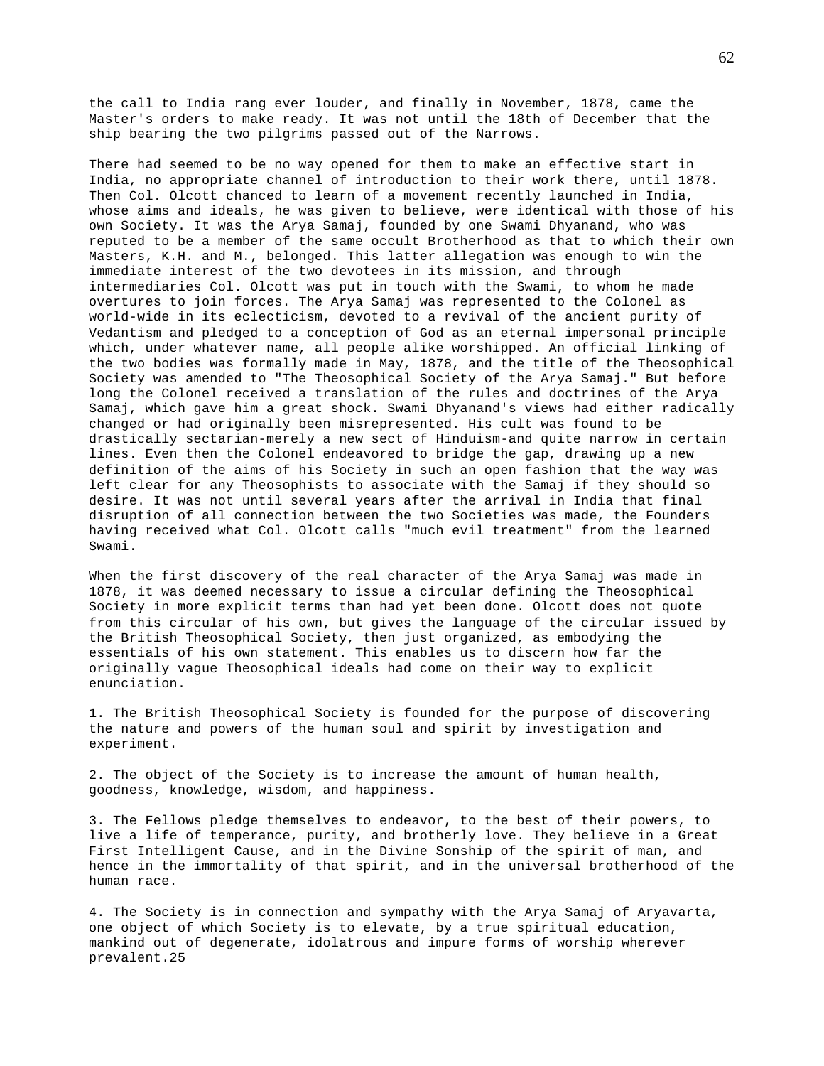the call to India rang ever louder, and finally in November, 1878, came the Master's orders to make ready. It was not until the 18th of December that the ship bearing the two pilgrims passed out of the Narrows.

There had seemed to be no way opened for them to make an effective start in India, no appropriate channel of introduction to their work there, until 1878. Then Col. Olcott chanced to learn of a movement recently launched in India, whose aims and ideals, he was given to believe, were identical with those of his own Society. It was the Arya Samaj, founded by one Swami Dhyanand, who was reputed to be a member of the same occult Brotherhood as that to which their own Masters, K.H. and M., belonged. This latter allegation was enough to win the immediate interest of the two devotees in its mission, and through intermediaries Col. Olcott was put in touch with the Swami, to whom he made overtures to join forces. The Arya Samaj was represented to the Colonel as world-wide in its eclecticism, devoted to a revival of the ancient purity of Vedantism and pledged to a conception of God as an eternal impersonal principle which, under whatever name, all people alike worshipped. An official linking of the two bodies was formally made in May, 1878, and the title of the Theosophical Society was amended to "The Theosophical Society of the Arya Samaj." But before long the Colonel received a translation of the rules and doctrines of the Arya Samaj, which gave him a great shock. Swami Dhyanand's views had either radically changed or had originally been misrepresented. His cult was found to be drastically sectarian-merely a new sect of Hinduism-and quite narrow in certain lines. Even then the Colonel endeavored to bridge the gap, drawing up a new definition of the aims of his Society in such an open fashion that the way was left clear for any Theosophists to associate with the Samaj if they should so desire. It was not until several years after the arrival in India that final disruption of all connection between the two Societies was made, the Founders having received what Col. Olcott calls "much evil treatment" from the learned Swami.

When the first discovery of the real character of the Arya Samaj was made in 1878, it was deemed necessary to issue a circular defining the Theosophical Society in more explicit terms than had yet been done. Olcott does not quote from this circular of his own, but gives the language of the circular issued by the British Theosophical Society, then just organized, as embodying the essentials of his own statement. This enables us to discern how far the originally vague Theosophical ideals had come on their way to explicit enunciation.

1. The British Theosophical Society is founded for the purpose of discovering the nature and powers of the human soul and spirit by investigation and experiment.

2. The object of the Society is to increase the amount of human health, goodness, knowledge, wisdom, and happiness.

3. The Fellows pledge themselves to endeavor, to the best of their powers, to live a life of temperance, purity, and brotherly love. They believe in a Great First Intelligent Cause, and in the Divine Sonship of the spirit of man, and hence in the immortality of that spirit, and in the universal brotherhood of the human race.

4. The Society is in connection and sympathy with the Arya Samaj of Aryavarta, one object of which Society is to elevate, by a true spiritual education, mankind out of degenerate, idolatrous and impure forms of worship wherever prevalent.[25]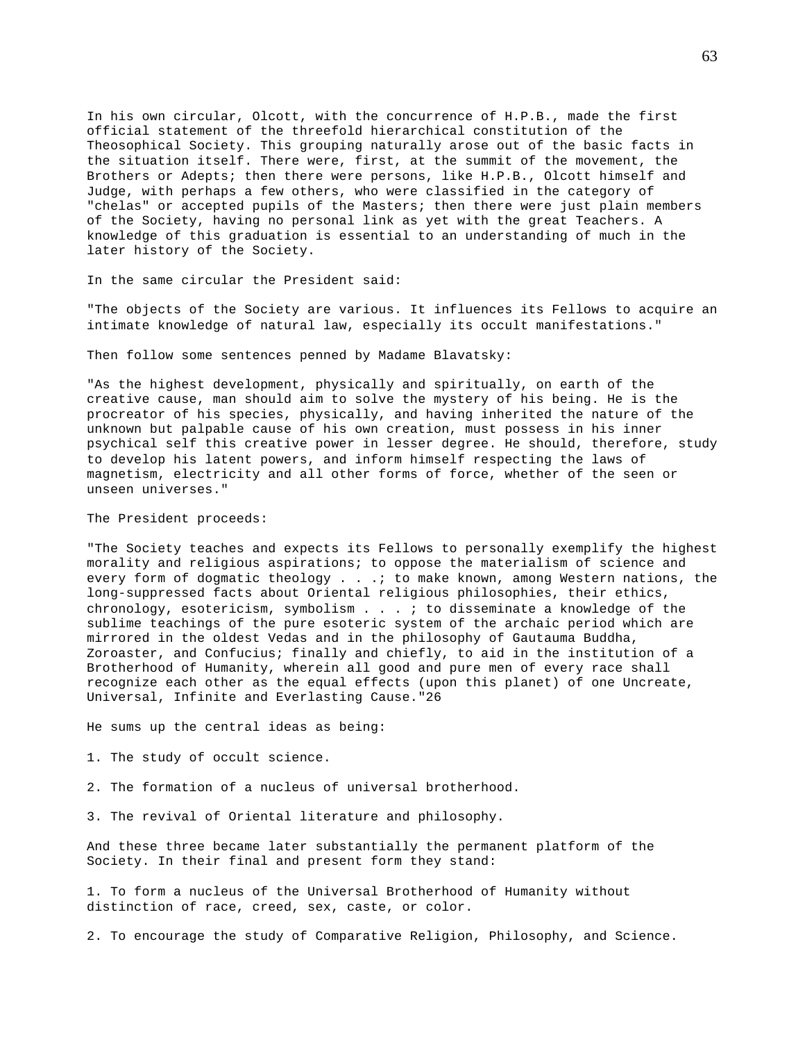In his own circular, Olcott, with the concurrence of H.P.B., made the first official statement of the threefold hierarchical constitution of the Theosophical Society. This grouping naturally arose out of the basic facts in the situation itself. There were, first, at the summit of the movement, the Brothers or Adepts; then there were persons, like H.P.B., Olcott himself and Judge, with perhaps a few others, who were classified in the category of "chelas" or accepted pupils of the Masters; then there were just plain members of the Society, having no personal link as yet with the great Teachers. A knowledge of this graduation is essential to an understanding of much in the later history of the Society.

In the same circular the President said:

"The objects of the Society are various. It influences its Fellows to acquire an intimate knowledge of natural law, especially its occult manifestations."

Then follow some sentences penned by Madame Blavatsky:

"As the highest development, physically and spiritually, on earth of the creative cause, man should aim to solve the mystery of his being. He is the procreator of his species, physically, and having inherited the nature of the unknown but palpable cause of his own creation, must possess in his inner psychical self this creative power in lesser degree. He should, therefore, study to develop his latent powers, and inform himself respecting the laws of magnetism, electricity and all other forms of force, whether of the seen or unseen universes."

The President proceeds:

"The Society teaches and expects its Fellows to personally exemplify the highest morality and religious aspirations; to oppose the materialism of science and every form of dogmatic theology . . .; to make known, among Western nations, the long-suppressed facts about Oriental religious philosophies, their ethics, chronology, esotericism, symbolism . . . ; to disseminate a knowledge of the sublime teachings of the pure esoteric system of the archaic period which are mirrored in the oldest Vedas and in the philosophy of Gautauma Buddha, Zoroaster, and Confucius; finally and chiefly, to aid in the institution of a Brotherhood of Humanity, wherein all good and pure men of every race shall recognize each other as the equal effects (upon this planet) of one Uncreate, Universal, Infinite and Everlasting Cause."[26]

He sums up the central ideas as being:

1. The study of occult science.

2. The formation of a nucleus of universal brotherhood.

3. The revival of Oriental literature and philosophy.

And these three became later substantially the permanent platform of the Society. In their final and present form they stand:

1. To form a nucleus of the Universal Brotherhood of Humanity without distinction of race, creed, sex, caste, or color.

2. To encourage the study of Comparative Religion, Philosophy, and Science.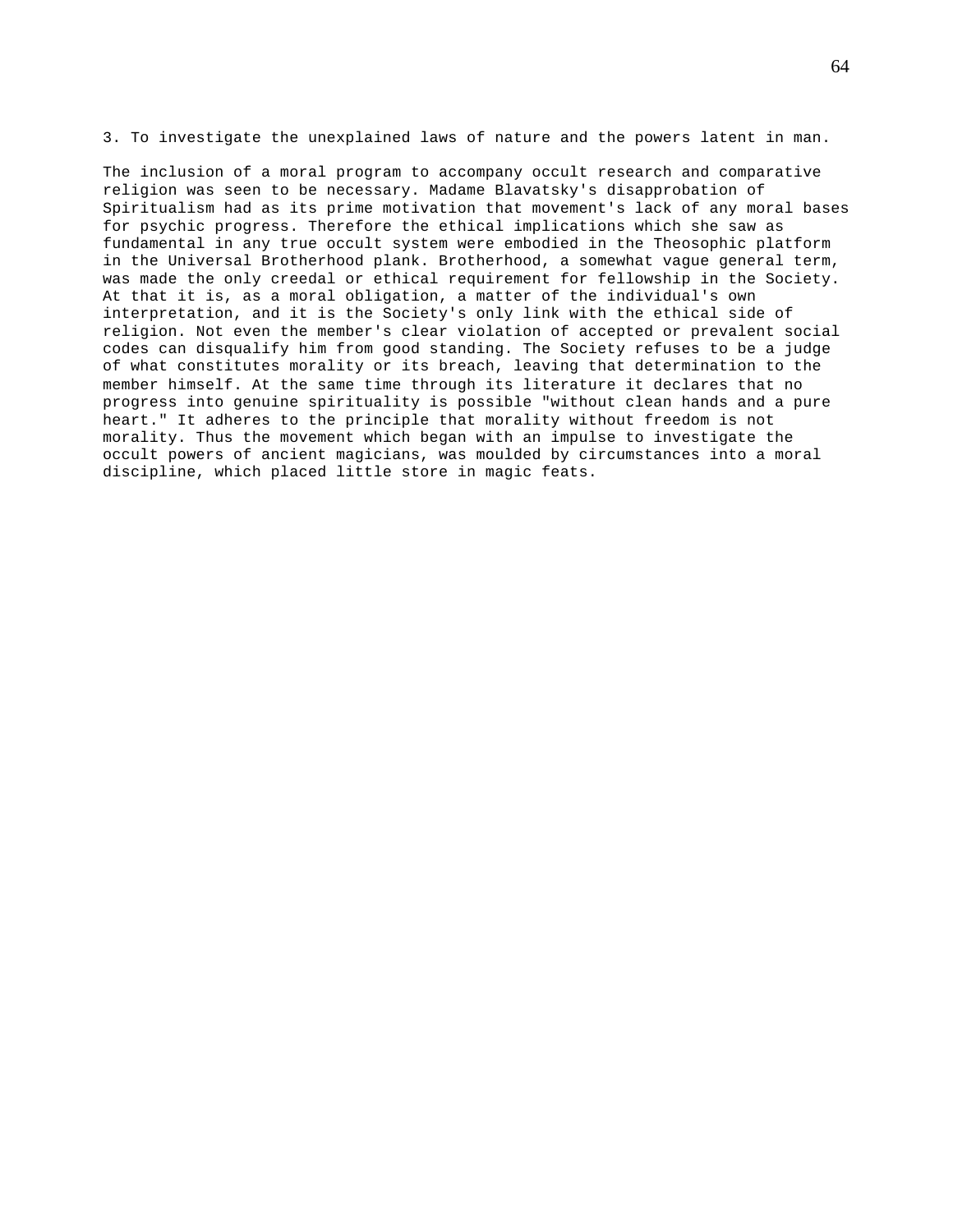3. To investigate the unexplained laws of nature and the powers latent in man.

The inclusion of a moral program to accompany occult research and comparative religion was seen to be necessary. Madame Blavatsky's disapprobation of Spiritualism had as its prime motivation that movement's lack of any moral bases for psychic progress. Therefore the ethical implications which she saw as fundamental in any true occult system were embodied in the Theosophic platform in the Universal Brotherhood plank. Brotherhood, a somewhat vague general term, was made the only creedal or ethical requirement for fellowship in the Society. At that it is, as a moral obligation, a matter of the individual's own interpretation, and it is the Society's only link with the ethical side of religion. Not even the member's clear violation of accepted or prevalent social codes can disqualify him from good standing. The Society refuses to be a judge of what constitutes morality or its breach, leaving that determination to the member himself. At the same time through its literature it declares that no progress into genuine spirituality is possible "without clean hands and a pure heart." It adheres to the principle that morality without freedom is not morality. Thus the movement which began with an impulse to investigate the occult powers of ancient magicians, was moulded by circumstances into a moral discipline, which placed little store in magic feats.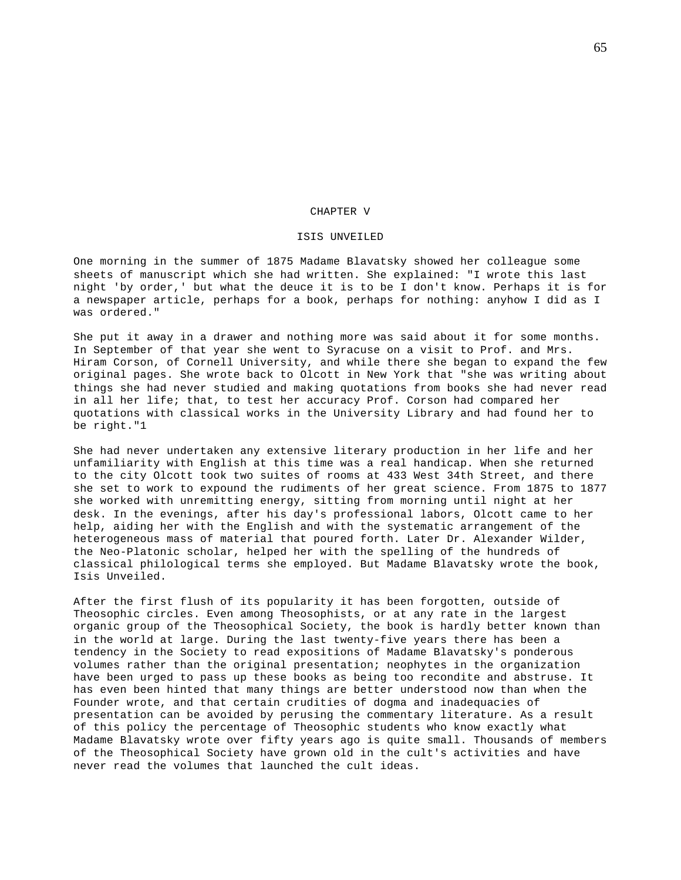# CHAPTER V

## ISIS UNVEILED

One morning in the summer of 1875 Madame Blavatsky showed her colleague some sheets of manuscript which she had written. She explained: "I wrote this last night 'by order,' but what the deuce it is to be I don't know. Perhaps it is for a newspaper article, perhaps for a book, perhaps for nothing: anyhow I did as I was ordered."

She put it away in a drawer and nothing more was said about it for some months. In September of that year she went to Syracuse on a visit to Prof. and Mrs. Hiram Corson, of Cornell University, and while there she began to expand the few original pages. She wrote back to Olcott in New York that "she was writing about things she had never studied and making quotations from books she had never read in all her life; that, to test her accuracy Prof. Corson had compared her quotations with classical works in the University Library and had found her to be right."[1]

She had never undertaken any extensive literary production in her life and her unfamiliarity with English at this time was a real handicap. When she returned to the city Olcott took two suites of rooms at 433 West 34th Street, and there she set to work to expound the rudiments of her great science. From 1875 to 1877 she worked with unremitting energy, sitting from morning until night at her desk. In the evenings, after his day's professional labors, Olcott came to her help, aiding her with the English and with the systematic arrangement of the heterogeneous mass of material that poured forth. Later Dr. Alexander Wilder, the Neo-Platonic scholar, helped her with the spelling of the hundreds of classical philological terms she employed. But Madame Blavatsky wrote the book, Isis Unveiled.

After the first flush of its popularity it has been forgotten, outside of Theosophic circles. Even among Theosophists, or at any rate in the largest organic group of the Theosophical Society, the book is hardly better known than in the world at large. During the last twenty-five years there has been a tendency in the Society to read expositions of Madame Blavatsky's ponderous volumes rather than the original presentation; neophytes in the organization have been urged to pass up these books as being too recondite and abstruse. It has even been hinted that many things are better understood now than when the Founder wrote, and that certain crudities of dogma and inadequacies of presentation can be avoided by perusing the commentary literature. As a result of this policy the percentage of Theosophic students who know exactly what Madame Blavatsky wrote over fifty years ago is quite small. Thousands of members of the Theosophical Society have grown old in the cult's activities and have never read the volumes that launched the cult ideas.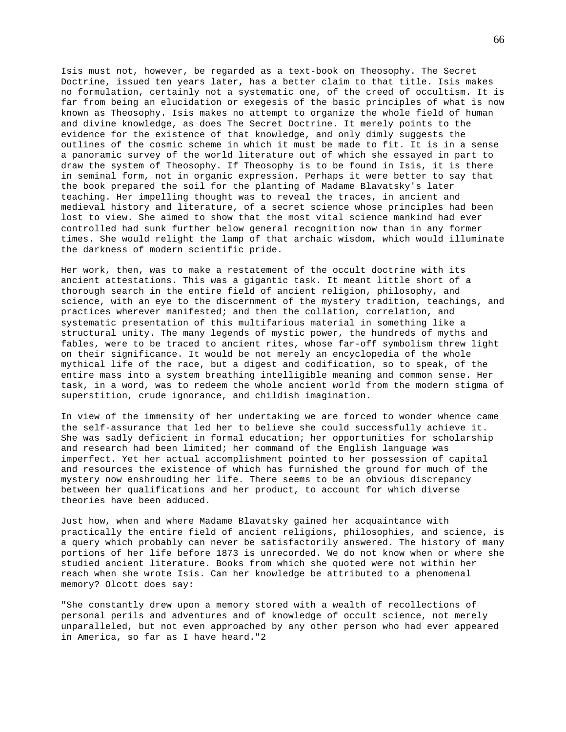Isis must not, however, be regarded as a text-book on Theosophy. The Secret Doctrine, issued ten years later, has a better claim to that title. Isis makes no formulation, certainly not a systematic one, of the creed of occultism. It is far from being an elucidation or exegesis of the basic principles of what is now known as Theosophy. Isis makes no attempt to organize the whole field of human and divine knowledge, as does The Secret Doctrine. It merely points to the evidence for the existence of that knowledge, and only dimly suggests the outlines of the cosmic scheme in which it must be made to fit. It is in a sense a panoramic survey of the world literature out of which she essayed in part to draw the system of Theosophy. If Theosophy is to be found in Isis, it is there in seminal form, not in organic expression. Perhaps it were better to say that the book prepared the soil for the planting of Madame Blavatsky's later teaching. Her impelling thought was to reveal the traces, in ancient and medieval history and literature, of a secret science whose principles had been lost to view. She aimed to show that the most vital science mankind had ever controlled had sunk further below general recognition now than in any former times. She would relight the lamp of that archaic wisdom, which would illuminate the darkness of modern scientific pride.

Her work, then, was to make a restatement of the occult doctrine with its ancient attestations. This was a gigantic task. It meant little short of a thorough search in the entire field of ancient religion, philosophy, and science, with an eye to the discernment of the mystery tradition, teachings, and practices wherever manifested; and then the collation, correlation, and systematic presentation of this multifarious material in something like a structural unity. The many legends of mystic power, the hundreds of myths and fables, were to be traced to ancient rites, whose far-off symbolism threw light on their significance. It would be not merely an encyclopedia of the whole mythical life of the race, but a digest and codification, so to speak, of the entire mass into a system breathing intelligible meaning and common sense. Her task, in a word, was to redeem the whole ancient world from the modern stigma of superstition, crude ignorance, and childish imagination.

In view of the immensity of her undertaking we are forced to wonder whence came the self-assurance that led her to believe she could successfully achieve it. She was sadly deficient in formal education; her opportunities for scholarship and research had been limited; her command of the English language was imperfect. Yet her actual accomplishment pointed to her possession of capital and resources the existence of which has furnished the ground for much of the mystery now enshrouding her life. There seems to be an obvious discrepancy between her qualifications and her product, to account for which diverse theories have been adduced.

Just how, when and where Madame Blavatsky gained her acquaintance with practically the entire field of ancient religions, philosophies, and science, is a query which probably can never be satisfactorily answered. The history of many portions of her life before 1873 is unrecorded. We do not know when or where she studied ancient literature. Books from which she quoted were not within her reach when she wrote Isis. Can her knowledge be attributed to a phenomenal memory? Olcott does say:

"She constantly drew upon a memory stored with a wealth of recollections of personal perils and adventures and of knowledge of occult science, not merely unparalleled, but not even approached by any other person who had ever appeared in America, so far as I have heard."[2]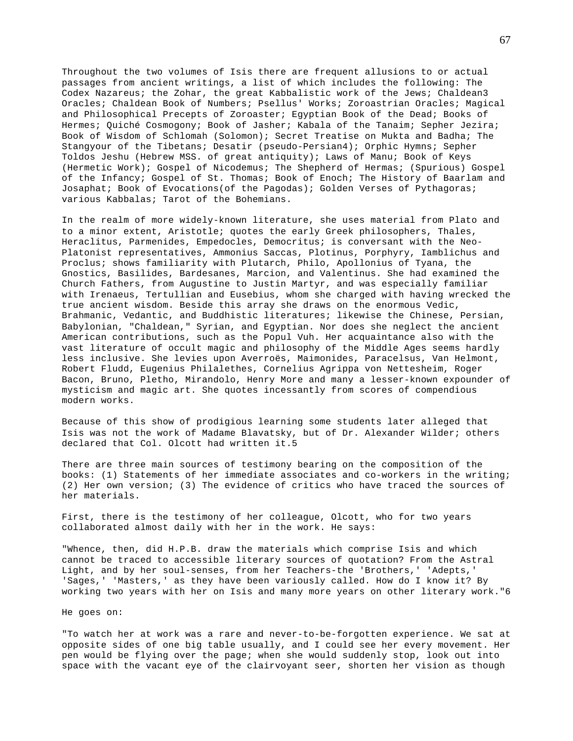Throughout the two volumes of Isis there are frequent allusions to or actual passages from ancient writings, a list of which includes the following: The Codex Nazareus; the Zohar, the great Kabbalistic work of the Jews; Chaldean[3] Oracles; Chaldean Book of Numbers; Psellus' Works; Zoroastrian Oracles; Magical and Philosophical Precepts of Zoroaster; Egyptian Book of the Dead; Books of Hermes; Quiché Cosmogony; Book of Jasher; Kabala of the Tanaim; Sepher Jezira; Book of Wisdom of Schlomah (Solomon); Secret Treatise on Mukta and Badha; The Stangyour of the Tibetans; Desatir (pseudo-Persian[4]); Orphic Hymns; Sepher Toldos Jeshu (Hebrew MSS. of great antiquity); Laws of Manu; Book of Keys (Hermetic Work); Gospel of Nicodemus; The Shepherd of Hermas; (Spurious) Gospel of the Infancy; Gospel of St. Thomas; Book of Enoch; The History of Baarlam and Josaphat; Book of Evocations(of the Pagodas); Golden Verses of Pythagoras; various Kabbalas; Tarot of the Bohemians.

In the realm of more widely-known literature, she uses material from Plato and to a minor extent, Aristotle; quotes the early Greek philosophers, Thales, Heraclitus, Parmenides, Empedocles, Democritus; is conversant with the Neo-Platonist representatives, Ammonius Saccas, Plotinus, Porphyry, Iamblichus and Proclus; shows familiarity with Plutarch, Philo, Apollonius of Tyana, the Gnostics, Basilides, Bardesanes, Marcion, and Valentinus. She had examined the Church Fathers, from Augustine to Justin Martyr, and was especially familiar with Irenaeus, Tertullian and Eusebius, whom she charged with having wrecked the true ancient wisdom. Beside this array she draws on the enormous Vedic, Brahmanic, Vedantic, and Buddhistic literatures; likewise the Chinese, Persian, Babylonian, "Chaldean," Syrian, and Egyptian. Nor does she neglect the ancient American contributions, such as the Popul Vuh. Her acquaintance also with the vast literature of occult magic and philosophy of the Middle Ages seems hardly less inclusive. She levies upon Averroës, Maimonides, Paracelsus, Van Helmont, Robert Fludd, Eugenius Philalethes, Cornelius Agrippa von Nettesheim, Roger Bacon, Bruno, Pletho, Mirandolo, Henry More and many a lesser-known expounder of mysticism and magic art. She quotes incessantly from scores of compendious modern works.

Because of this show of prodigious learning some students later alleged that Isis was not the work of Madame Blavatsky, but of Dr. Alexander Wilder; others declared that Col. Olcott had written it.[5]

There are three main sources of testimony bearing on the composition of the books: (1) Statements of her immediate associates and co-workers in the writing; (2) Her own version; (3) The evidence of critics who have traced the sources of her materials.

First, there is the testimony of her colleague, Olcott, who for two years collaborated almost daily with her in the work. He says:

"Whence, then, did H.P.B. draw the materials which comprise Isis and which cannot be traced to accessible literary sources of quotation? From the Astral Light, and by her soul-senses, from her Teachers-the 'Brothers,' 'Adepts,' 'Sages,' 'Masters,' as they have been variously called. How do I know it? By working two years with her on Isis and many more years on other literary work."[6]

He goes on:

"To watch her at work was a rare and never-to-be-forgotten experience. We sat at opposite sides of one big table usually, and I could see her every movement. Her pen would be flying over the page; when she would suddenly stop, look out into space with the vacant eye of the clairvoyant seer, shorten her vision as though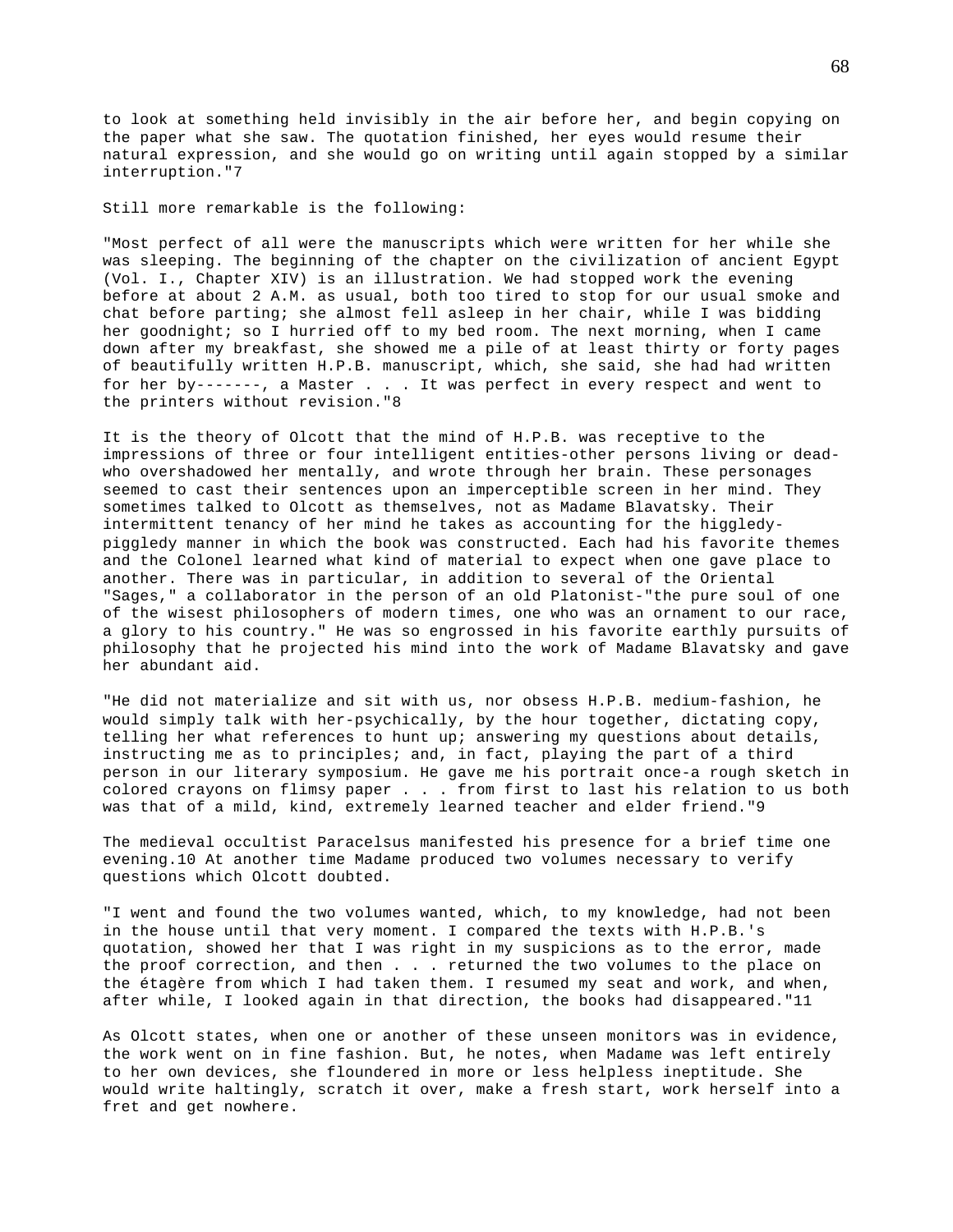to look at something held invisibly in the air before her, and begin copying on the paper what she saw. The quotation finished, her eyes would resume their natural expression, and she would go on writing until again stopped by a similar interruption."7

Still more remarkable is the following:

"Most perfect of all were the manuscripts which were written for her while she was sleeping. The beginning of the chapter on the civilization of ancient Egypt (Vol. I., Chapter XIV) is an illustration. We had stopped work the evening before at about 2 A.M. as usual, both too tired to stop for our usual smoke and chat before parting; she almost fell asleep in her chair, while I was bidding her goodnight; so I hurried off to my bed room. The next morning, when I came down after my breakfast, she showed me a pile of at least thirty or forty pages of beautifully written H.P.B. manuscript, which, she said, she had had written for her by-------, a Master . . . It was perfect in every respect and went to the printers without revision."8

It is the theory of Olcott that the mind of H.P.B. was receptive to the impressions of three or four intelligent entities-other persons living or dead-who overshadowed her mentally, and wrote through her brain. These personages seemed to cast their sentences upon an imperceptible screen in her mind. They sometimes talked to Olcott as themselves, not as Madame Blavatsky. Their intermittent tenancy of her mind he takes as accounting for the higgledy-piggledy manner in which the book was constructed. Each had his favorite themes and the Colonel learned what kind of material to expect when one gave place to another. There was in particular, in addition to several of the Oriental "Sages," a collaborator in the person of an old Platonist-"the pure soul of one of the wisest philosophers of modern times, one who was an ornament to our race, a glory to his country." He was so engrossed in his favorite earthly pursuits of philosophy that he projected his mind into the work of Madame Blavatsky and gave her abundant aid.

"He did not materialize and sit with us, nor obsess H.P.B. medium-fashion, he would simply talk with her-psychically, by the hour together, dictating copy, telling her what references to hunt up; answering my questions about details, instructing me as to principles; and, in fact, playing the part of a third person in our literary symposium. He gave me his portrait once-a rough sketch in colored crayons on flimsy paper . . . from first to last his relation to us both was that of a mild, kind, extremely learned teacher and elder friend."9

The medieval occultist Paracelsus manifested his presence for a brief time one evening.10 At another time Madame produced two volumes necessary to verify questions which Olcott doubted.

"I went and found the two volumes wanted, which, to my knowledge, had not been in the house until that very moment. I compared the texts with H.P.B.'s quotation, showed her that I was right in my suspicions as to the error, made the proof correction, and then . . . returned the two volumes to the place on the étagère from which I had taken them. I resumed my seat and work, and when, after while, I looked again in that direction, the books had disappeared."11

As Olcott states, when one or another of these unseen monitors was in evidence, the work went on in fine fashion. But, he notes, when Madame was left entirely to her own devices, she floundered in more or less helpless ineptitude. She would write haltingly, scratch it over, make a fresh start, work herself into a fret and get nowhere.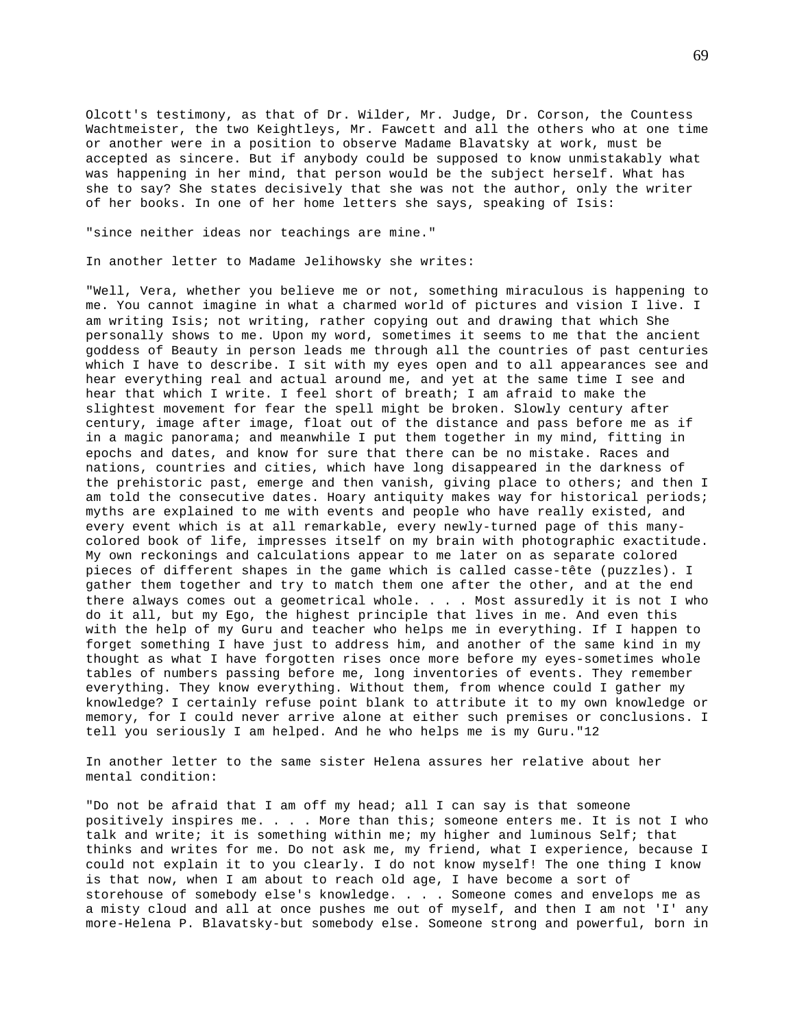Olcott's testimony, as that of Dr. Wilder, Mr. Judge, Dr. Corson, the Countess Wachtmeister, the two Keightleys, Mr. Fawcett and all the others who at one time or another were in a position to observe Madame Blavatsky at work, must be accepted as sincere. But if anybody could be supposed to know unmistakably what was happening in her mind, that person would be the subject herself. What has she to say? She states decisively that she was not the author, only the writer of her books. In one of her home letters she says, speaking of Isis:

"since neither ideas nor teachings are mine."

In another letter to Madame Jelihowsky she writes:

"Well, Vera, whether you believe me or not, something miraculous is happening to me. You cannot imagine in what a charmed world of pictures and vision I live. I am writing Isis; not writing, rather copying out and drawing that which She personally shows to me. Upon my word, sometimes it seems to me that the ancient goddess of Beauty in person leads me through all the countries of past centuries which I have to describe. I sit with my eyes open and to all appearances see and hear everything real and actual around me, and yet at the same time I see and hear that which I write. I feel short of breath; I am afraid to make the slightest movement for fear the spell might be broken. Slowly century after century, image after image, float out of the distance and pass before me as if in a magic panorama; and meanwhile I put them together in my mind, fitting in epochs and dates, and know for sure that there can be no mistake. Races and nations, countries and cities, which have long disappeared in the darkness of the prehistoric past, emerge and then vanish, giving place to others; and then I am told the consecutive dates. Hoary antiquity makes way for historical periods; myths are explained to me with events and people who have really existed, and every event which is at all remarkable, every newly-turned page of this many-colored book of life, impresses itself on my brain with photographic exactitude. My own reckonings and calculations appear to me later on as separate colored pieces of different shapes in the game which is called casse-tête (puzzles). I gather them together and try to match them one after the other, and at the end there always comes out a geometrical whole. . . . Most assuredly it is not I who do it all, but my Ego, the highest principle that lives in me. And even this with the help of my Guru and teacher who helps me in everything. If I happen to forget something I have just to address him, and another of the same kind in my thought as what I have forgotten rises once more before my eyes-sometimes whole tables of numbers passing before me, long inventories of events. They remember everything. They know everything. Without them, from whence could I gather my knowledge? I certainly refuse point blank to attribute it to my own knowledge or memory, for I could never arrive alone at either such premises or conclusions. I tell you seriously I am helped. And he who helps me is my Guru."12

In another letter to the same sister Helena assures her relative about her mental condition:

"Do not be afraid that I am off my head; all I can say is that someone positively inspires me. . . . More than this; someone enters me. It is not I who talk and write; it is something within me; my higher and luminous Self; that thinks and writes for me. Do not ask me, my friend, what I experience, because I could not explain it to you clearly. I do not know myself! The one thing I know is that now, when I am about to reach old age, I have become a sort of storehouse of somebody else's knowledge. . . . Someone comes and envelops me as a misty cloud and all at once pushes me out of myself, and then I am not 'I' any more-Helena P. Blavatsky-but somebody else. Someone strong and powerful, born in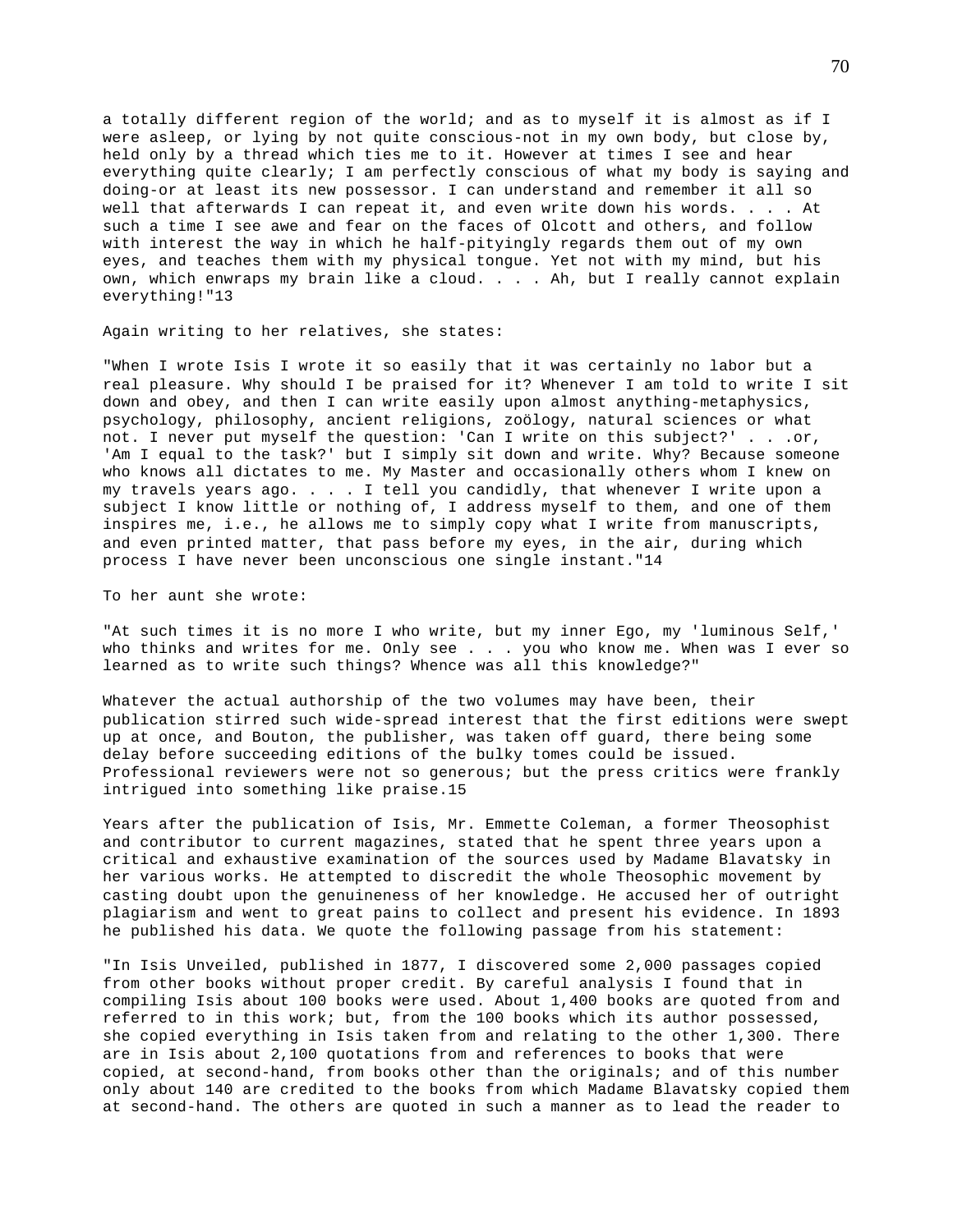a totally different region of the world; and as to myself it is almost as if I were asleep, or lying by not quite conscious-not in my own body, but close by, held only by a thread which ties me to it. However at times I see and hear everything quite clearly; I am perfectly conscious of what my body is saying and doing-or at least its new possessor. I can understand and remember it all so well that afterwards I can repeat it, and even write down his words. . . . At such a time I see awe and fear on the faces of Olcott and others, and follow with interest the way in which he half-pityingly regards them out of my own eyes, and teaches them with my physical tongue. Yet not with my mind, but his own, which enwraps my brain like a cloud. . . . Ah, but I really cannot explain everything!"13

Again writing to her relatives, she states:

"When I wrote Isis I wrote it so easily that it was certainly no labor but a real pleasure. Why should I be praised for it? Whenever I am told to write I sit down and obey, and then I can write easily upon almost anything-metaphysics, psychology, philosophy, ancient religions, zoölogy, natural sciences or what not. I never put myself the question: 'Can I write on this subject?' . . .or, 'Am I equal to the task?' but I simply sit down and write. Why? Because someone who knows all dictates to me. My Master and occasionally others whom I knew on my travels years ago. . . . I tell you candidly, that whenever I write upon a subject I know little or nothing of, I address myself to them, and one of them inspires me, i.e., he allows me to simply copy what I write from manuscripts, and even printed matter, that pass before my eyes, in the air, during which process I have never been unconscious one single instant."14

To her aunt she wrote:

"At such times it is no more I who write, but my inner Ego, my 'luminous Self,' who thinks and writes for me. Only see . . . you who know me. When was I ever so learned as to write such things? Whence was all this knowledge?"

Whatever the actual authorship of the two volumes may have been, their publication stirred such wide-spread interest that the first editions were swept up at once, and Bouton, the publisher, was taken off guard, there being some delay before succeeding editions of the bulky tomes could be issued. Professional reviewers were not so generous; but the press critics were frankly intrigued into something like praise.15

Years after the publication of Isis, Mr. Emmette Coleman, a former Theosophist and contributor to current magazines, stated that he spent three years upon a critical and exhaustive examination of the sources used by Madame Blavatsky in her various works. He attempted to discredit the whole Theosophic movement by casting doubt upon the genuineness of her knowledge. He accused her of outright plagiarism and went to great pains to collect and present his evidence. In 1893 he published his data. We quote the following passage from his statement:

"In Isis Unveiled, published in 1877, I discovered some 2,000 passages copied from other books without proper credit. By careful analysis I found that in compiling Isis about 100 books were used. About 1,400 books are quoted from and referred to in this work; but, from the 100 books which its author possessed, she copied everything in Isis taken from and relating to the other 1,300. There are in Isis about 2,100 quotations from and references to books that were copied, at second-hand, from books other than the originals; and of this number only about 140 are credited to the books from which Madame Blavatsky copied them at second-hand. The others are quoted in such a manner as to lead the reader to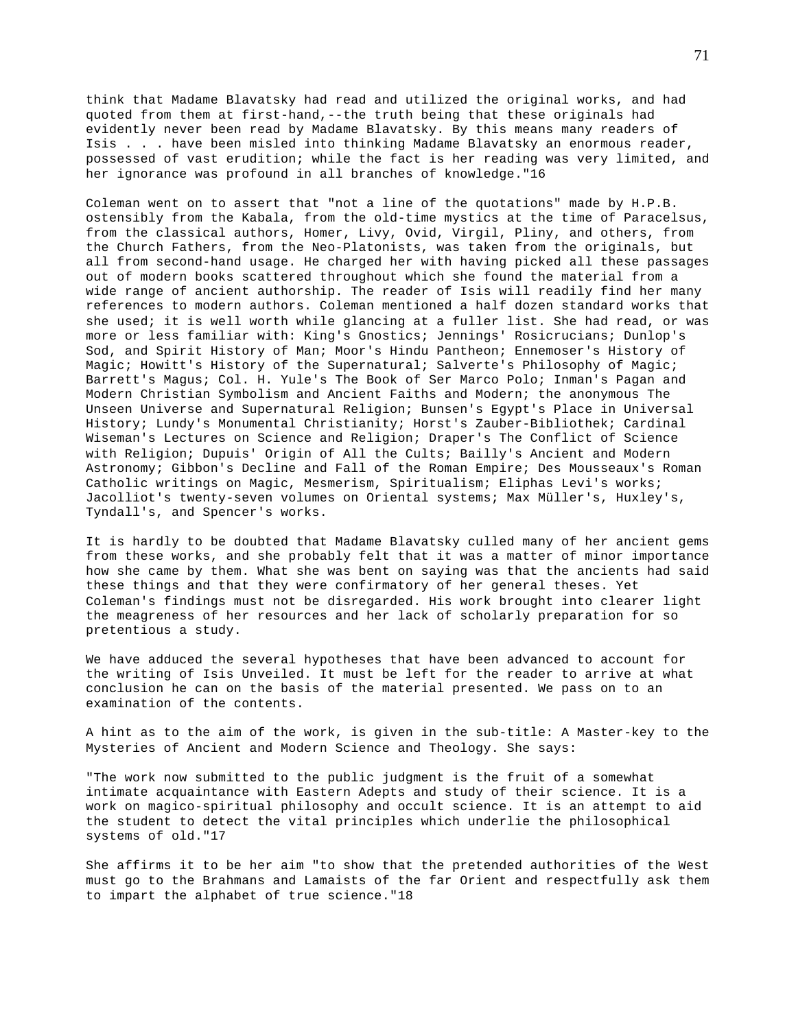think that Madame Blavatsky had read and utilized the original works, and had quoted from them at first-hand,--the truth being that these originals had evidently never been read by Madame Blavatsky. By this means many readers of Isis . . . have been misled into thinking Madame Blavatsky an enormous reader, possessed of vast erudition; while the fact is her reading was very limited, and her ignorance was profound in all branches of knowledge."16

Coleman went on to assert that "not a line of the quotations" made by H.P.B. ostensibly from the Kabala, from the old-time mystics at the time of Paracelsus, from the classical authors, Homer, Livy, Ovid, Virgil, Pliny, and others, from the Church Fathers, from the Neo-Platonists, was taken from the originals, but all from second-hand usage. He charged her with having picked all these passages out of modern books scattered throughout which she found the material from a wide range of ancient authorship. The reader of Isis will readily find her many references to modern authors. Coleman mentioned a half dozen standard works that she used; it is well worth while glancing at a fuller list. She had read, or was more or less familiar with: King's Gnostics; Jennings' Rosicrucians; Dunlop's Sod, and Spirit History of Man; Moor's Hindu Pantheon; Ennemoser's History of Magic; Howitt's History of the Supernatural; Salverte's Philosophy of Magic; Barrett's Magus; Col. H. Yule's The Book of Ser Marco Polo; Inman's Pagan and Modern Christian Symbolism and Ancient Faiths and Modern; the anonymous The Unseen Universe and Supernatural Religion; Bunsen's Egypt's Place in Universal History; Lundy's Monumental Christianity; Horst's Zauber-Bibliothek; Cardinal Wiseman's Lectures on Science and Religion; Draper's The Conflict of Science with Religion; Dupuis' Origin of All the Cults; Bailly's Ancient and Modern Astronomy; Gibbon's Decline and Fall of the Roman Empire; Des Mousseaux's Roman Catholic writings on Magic, Mesmerism, Spiritualism; Eliphas Levi's works; Jacolliot's twenty-seven volumes on Oriental systems; Max Müller's, Huxley's, Tyndall's, and Spencer's works.

It is hardly to be doubted that Madame Blavatsky culled many of her ancient gems from these works, and she probably felt that it was a matter of minor importance how she came by them. What she was bent on saying was that the ancients had said these things and that they were confirmatory of her general theses. Yet Coleman's findings must not be disregarded. His work brought into clearer light the meagreness of her resources and her lack of scholarly preparation for so pretentious a study.

We have adduced the several hypotheses that have been advanced to account for the writing of Isis Unveiled. It must be left for the reader to arrive at what conclusion he can on the basis of the material presented. We pass on to an examination of the contents.

A hint as to the aim of the work, is given in the sub-title: A Master-key to the Mysteries of Ancient and Modern Science and Theology. She says:

"The work now submitted to the public judgment is the fruit of a somewhat intimate acquaintance with Eastern Adepts and study of their science. It is a work on magico-spiritual philosophy and occult science. It is an attempt to aid the student to detect the vital principles which underlie the philosophical systems of old."17

She affirms it to be her aim "to show that the pretended authorities of the West must go to the Brahmans and Lamaists of the far Orient and respectfully ask them to impart the alphabet of true science."18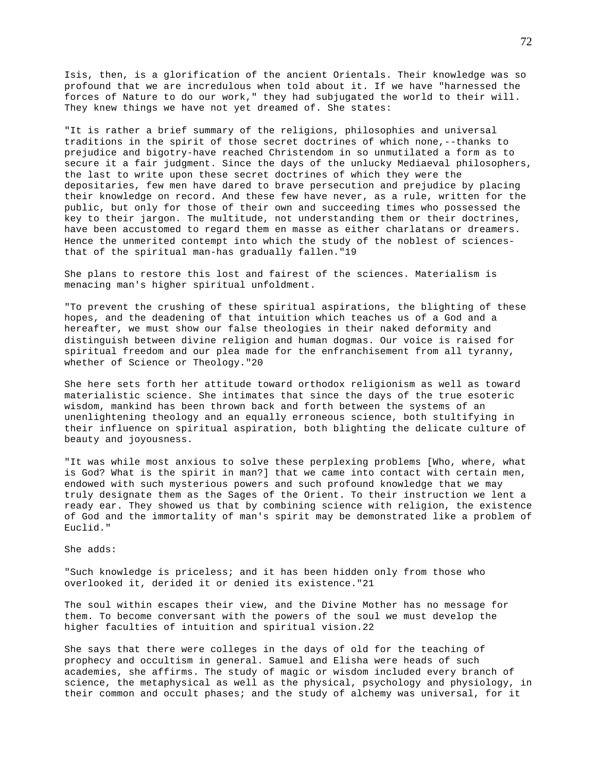Isis, then, is a glorification of the ancient Orientals. Their knowledge was so profound that we are incredulous when told about it. If we have "harnessed the forces of Nature to do our work," they had subjugated the world to their will. They knew things we have not yet dreamed of. She states:

"It is rather a brief summary of the religions, philosophies and universal traditions in the spirit of those secret doctrines of which none,--thanks to prejudice and bigotry-have reached Christendom in so unmutilated a form as to secure it a fair judgment. Since the days of the unlucky Mediaeval philosophers, the last to write upon these secret doctrines of which they were the depositaries, few men have dared to brave persecution and prejudice by placing their knowledge on record. And these few have never, as a rule, written for the public, but only for those of their own and succeeding times who possessed the key to their jargon. The multitude, not understanding them or their doctrines, have been accustomed to regard them en masse as either charlatans or dreamers. Hence the unmerited contempt into which the study of the noblest of sciences-that of the spiritual man-has gradually fallen."19

She plans to restore this lost and fairest of the sciences. Materialism is menacing man's higher spiritual unfoldment.

"To prevent the crushing of these spiritual aspirations, the blighting of these hopes, and the deadening of that intuition which teaches us of a God and a hereafter, we must show our false theologies in their naked deformity and distinguish between divine religion and human dogmas. Our voice is raised for spiritual freedom and our plea made for the enfranchisement from all tyranny, whether of Science or Theology."20

She here sets forth her attitude toward orthodox religionism as well as toward materialistic science. She intimates that since the days of the true esoteric wisdom, mankind has been thrown back and forth between the systems of an unenlightening theology and an equally erroneous science, both stultifying in their influence on spiritual aspiration, both blighting the delicate culture of beauty and joyousness.

"It was while most anxious to solve these perplexing problems [Who, where, what is God? What is the spirit in man?] that we came into contact with certain men, endowed with such mysterious powers and such profound knowledge that we may truly designate them as the Sages of the Orient. To their instruction we lent a ready ear. They showed us that by combining science with religion, the existence of God and the immortality of man's spirit may be demonstrated like a problem of Euclid."

She adds:

"Such knowledge is priceless; and it has been hidden only from those who overlooked it, derided it or denied its existence."21

The soul within escapes their view, and the Divine Mother has no message for them. To become conversant with the powers of the soul we must develop the higher faculties of intuition and spiritual vision.22

She says that there were colleges in the days of old for the teaching of prophecy and occultism in general. Samuel and Elisha were heads of such academies, she affirms. The study of magic or wisdom included every branch of science, the metaphysical as well as the physical, psychology and physiology, in their common and occult phases; and the study of alchemy was universal, for it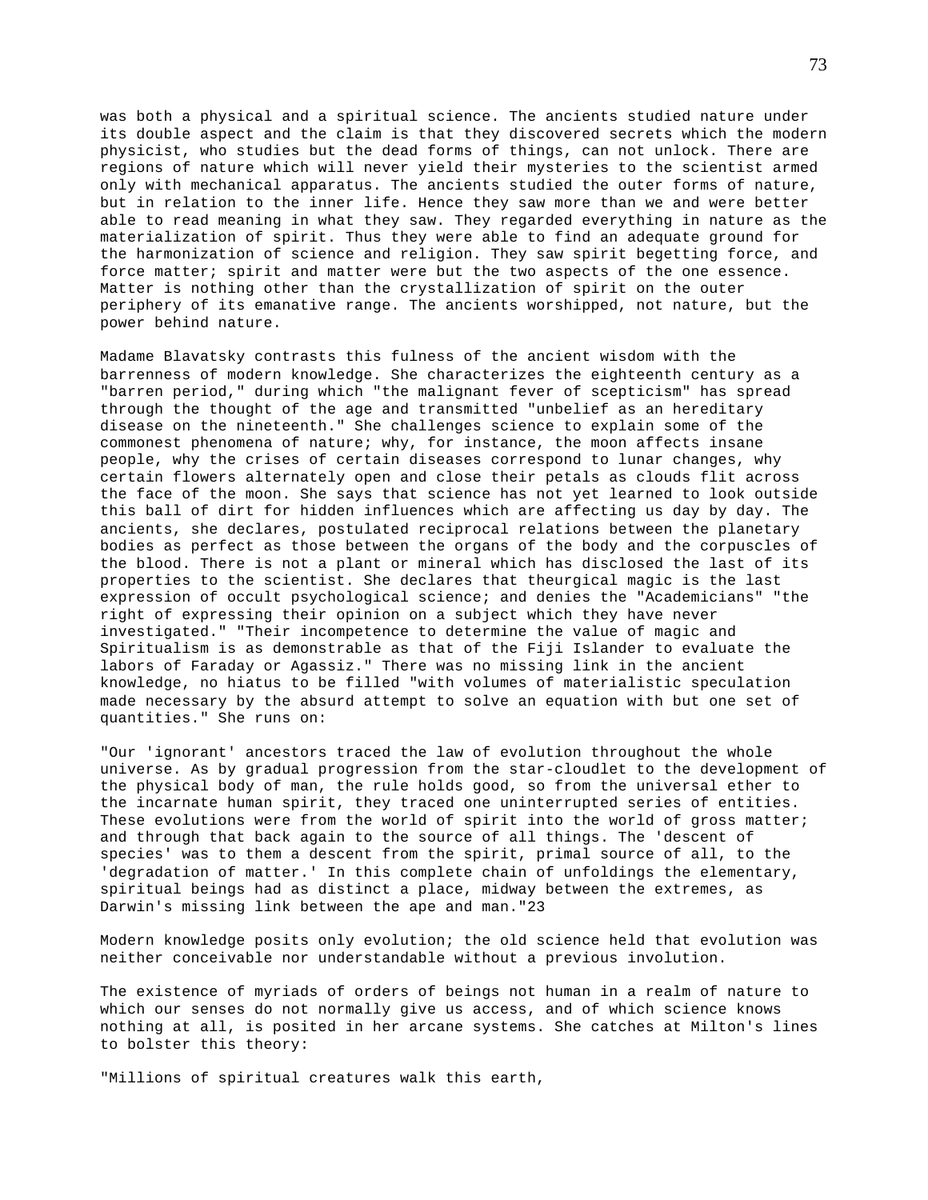was both a physical and a spiritual science. The ancients studied nature under its double aspect and the claim is that they discovered secrets which the modern physicist, who studies but the dead forms of things, can not unlock. There are regions of nature which will never yield their mysteries to the scientist armed only with mechanical apparatus. The ancients studied the outer forms of nature, but in relation to the inner life. Hence they saw more than we and were better able to read meaning in what they saw. They regarded everything in nature as the materialization of spirit. Thus they were able to find an adequate ground for the harmonization of science and religion. They saw spirit begetting force, and force matter; spirit and matter were but the two aspects of the one essence. Matter is nothing other than the crystallization of spirit on the outer periphery of its emanative range. The ancients worshipped, not nature, but the power behind nature.

Madame Blavatsky contrasts this fulness of the ancient wisdom with the barrenness of modern knowledge. She characterizes the eighteenth century as a "barren period," during which "the malignant fever of scepticism" has spread through the thought of the age and transmitted "unbelief as an hereditary disease on the nineteenth." She challenges science to explain some of the commonest phenomena of nature; why, for instance, the moon affects insane people, why the crises of certain diseases correspond to lunar changes, why certain flowers alternately open and close their petals as clouds flit across the face of the moon. She says that science has not yet learned to look outside this ball of dirt for hidden influences which are affecting us day by day. The ancients, she declares, postulated reciprocal relations between the planetary bodies as perfect as those between the organs of the body and the corpuscles of the blood. There is not a plant or mineral which has disclosed the last of its properties to the scientist. She declares that theurgical magic is the last expression of occult psychological science; and denies the "Academicians" "the right of expressing their opinion on a subject which they have never investigated." "Their incompetence to determine the value of magic and Spiritualism is as demonstrable as that of the Fiji Islander to evaluate the labors of Faraday or Agassiz." There was no missing link in the ancient knowledge, no hiatus to be filled "with volumes of materialistic speculation made necessary by the absurd attempt to solve an equation with but one set of quantities." She runs on:

"Our 'ignorant' ancestors traced the law of evolution throughout the whole universe. As by gradual progression from the star-cloudlet to the development of the physical body of man, the rule holds good, so from the universal ether to the incarnate human spirit, they traced one uninterrupted series of entities. These evolutions were from the world of spirit into the world of gross matter; and through that back again to the source of all things. The 'descent of species' was to them a descent from the spirit, primal source of all, to the 'degradation of matter.' In this complete chain of unfoldings the elementary, spiritual beings had as distinct a place, midway between the extremes, as Darwin's missing link between the ape and man."[23]

Modern knowledge posits only evolution; the old science held that evolution was neither conceivable nor understandable without a previous involution.

The existence of myriads of orders of beings not human in a realm of nature to which our senses do not normally give us access, and of which science knows nothing at all, is posited in her arcane systems. She catches at Milton's lines to bolster this theory:

"Millions of spiritual creatures walk this earth,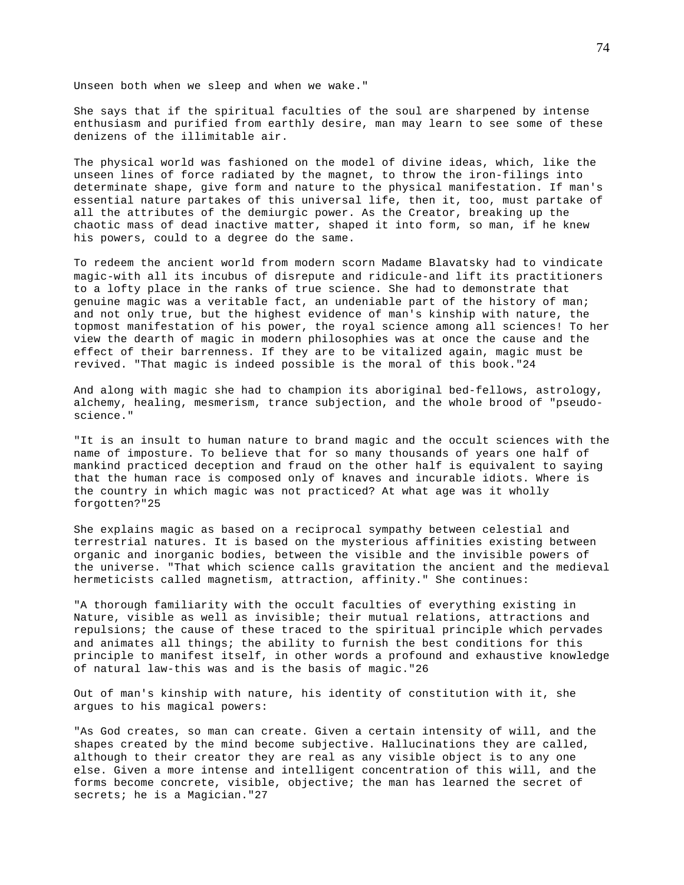Unseen both when we sleep and when we wake."

She says that if the spiritual faculties of the soul are sharpened by intense enthusiasm and purified from earthly desire, man may learn to see some of these denizens of the illimitable air.

The physical world was fashioned on the model of divine ideas, which, like the unseen lines of force radiated by the magnet, to throw the iron-filings into determinate shape, give form and nature to the physical manifestation. If man's essential nature partakes of this universal life, then it, too, must partake of all the attributes of the demiurgic power. As the Creator, breaking up the chaotic mass of dead inactive matter, shaped it into form, so man, if he knew his powers, could to a degree do the same.

To redeem the ancient world from modern scorn Madame Blavatsky had to vindicate magic-with all its incubus of disrepute and ridicule-and lift its practitioners to a lofty place in the ranks of true science. She had to demonstrate that genuine magic was a veritable fact, an undeniable part of the history of man; and not only true, but the highest evidence of man's kinship with nature, the topmost manifestation of his power, the royal science among all sciences! To her view the dearth of magic in modern philosophies was at once the cause and the effect of their barrenness. If they are to be vitalized again, magic must be revived. "That magic is indeed possible is the moral of this book."24

And along with magic she had to champion its aboriginal bed-fellows, astrology, alchemy, healing, mesmerism, trance subjection, and the whole brood of "pseudo-science."

"It is an insult to human nature to brand magic and the occult sciences with the name of imposture. To believe that for so many thousands of years one half of mankind practiced deception and fraud on the other half is equivalent to saying that the human race is composed only of knaves and incurable idiots. Where is the country in which magic was not practiced? At what age was it wholly forgotten?"25

She explains magic as based on a reciprocal sympathy between celestial and terrestrial natures. It is based on the mysterious affinities existing between organic and inorganic bodies, between the visible and the invisible powers of the universe. "That which science calls gravitation the ancient and the medieval hermeticists called magnetism, attraction, affinity." She continues:

"A thorough familiarity with the occult faculties of everything existing in Nature, visible as well as invisible; their mutual relations, attractions and repulsions; the cause of these traced to the spiritual principle which pervades and animates all things; the ability to furnish the best conditions for this principle to manifest itself, in other words a profound and exhaustive knowledge of natural law-this was and is the basis of magic."26

Out of man's kinship with nature, his identity of constitution with it, she argues to his magical powers:

"As God creates, so man can create. Given a certain intensity of will, and the shapes created by the mind become subjective. Hallucinations they are called, although to their creator they are real as any visible object is to any one else. Given a more intense and intelligent concentration of this will, and the forms become concrete, visible, objective; the man has learned the secret of secrets; he is a Magician."27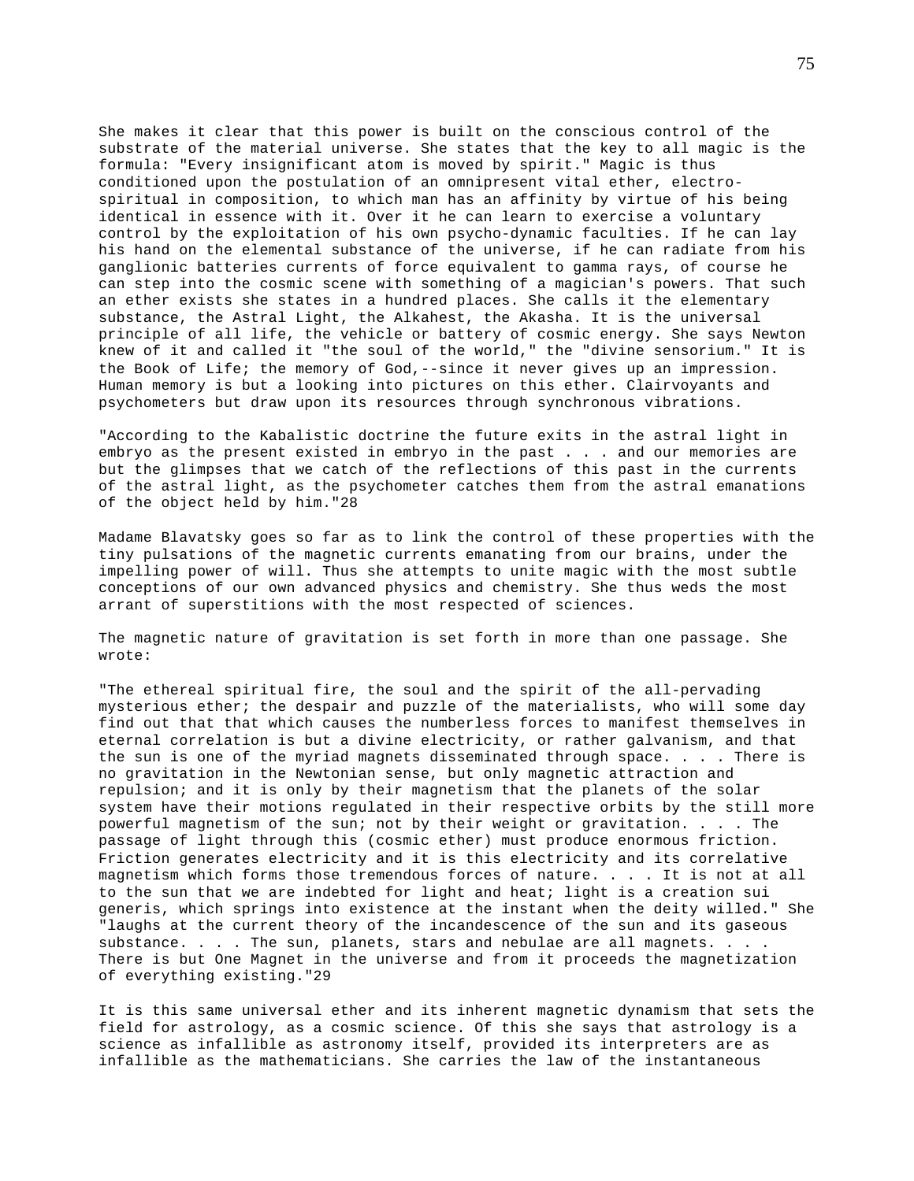She makes it clear that this power is built on the conscious control of the substrate of the material universe. She states that the key to all magic is the formula: "Every insignificant atom is moved by spirit." Magic is thus conditioned upon the postulation of an omnipresent vital ether, electro-spiritual in composition, to which man has an affinity by virtue of his being identical in essence with it. Over it he can learn to exercise a voluntary control by the exploitation of his own psycho-dynamic faculties. If he can lay his hand on the elemental substance of the universe, if he can radiate from his ganglionic batteries currents of force equivalent to gamma rays, of course he can step into the cosmic scene with something of a magician's powers. That such an ether exists she states in a hundred places. She calls it the elementary substance, the Astral Light, the Alkahest, the Akasha. It is the universal principle of all life, the vehicle or battery of cosmic energy. She says Newton knew of it and called it "the soul of the world," the "divine sensorium." It is the Book of Life; the memory of God,--since it never gives up an impression. Human memory is but a looking into pictures on this ether. Clairvoyants and psychometers but draw upon its resources through synchronous vibrations.

"According to the Kabalistic doctrine the future exits in the astral light in embryo as the present existed in embryo in the past . . . and our memories are but the glimpses that we catch of the reflections of this past in the currents of the astral light, as the psychometer catches them from the astral emanations of the object held by him."28

Madame Blavatsky goes so far as to link the control of these properties with the tiny pulsations of the magnetic currents emanating from our brains, under the impelling power of will. Thus she attempts to unite magic with the most subtle conceptions of our own advanced physics and chemistry. She thus weds the most arrant of superstitions with the most respected of sciences.

The magnetic nature of gravitation is set forth in more than one passage. She wrote:

"The ethereal spiritual fire, the soul and the spirit of the all-pervading mysterious ether; the despair and puzzle of the materialists, who will some day find out that that which causes the numberless forces to manifest themselves in eternal correlation is but a divine electricity, or rather galvanism, and that the sun is one of the myriad magnets disseminated through space. . . . There is no gravitation in the Newtonian sense, but only magnetic attraction and repulsion; and it is only by their magnetism that the planets of the solar system have their motions regulated in their respective orbits by the still more powerful magnetism of the sun; not by their weight or gravitation. . . . The passage of light through this (cosmic ether) must produce enormous friction. Friction generates electricity and it is this electricity and its correlative magnetism which forms those tremendous forces of nature. . . . It is not at all to the sun that we are indebted for light and heat; light is a creation sui generis, which springs into existence at the instant when the deity willed." She "laughs at the current theory of the incandescence of the sun and its gaseous substance. . . . The sun, planets, stars and nebulae are all magnets. . . . There is but One Magnet in the universe and from it proceeds the magnetization of everything existing."29

It is this same universal ether and its inherent magnetic dynamism that sets the field for astrology, as a cosmic science. Of this she says that astrology is a science as infallible as astronomy itself, provided its interpreters are as infallible as the mathematicians. She carries the law of the instantaneous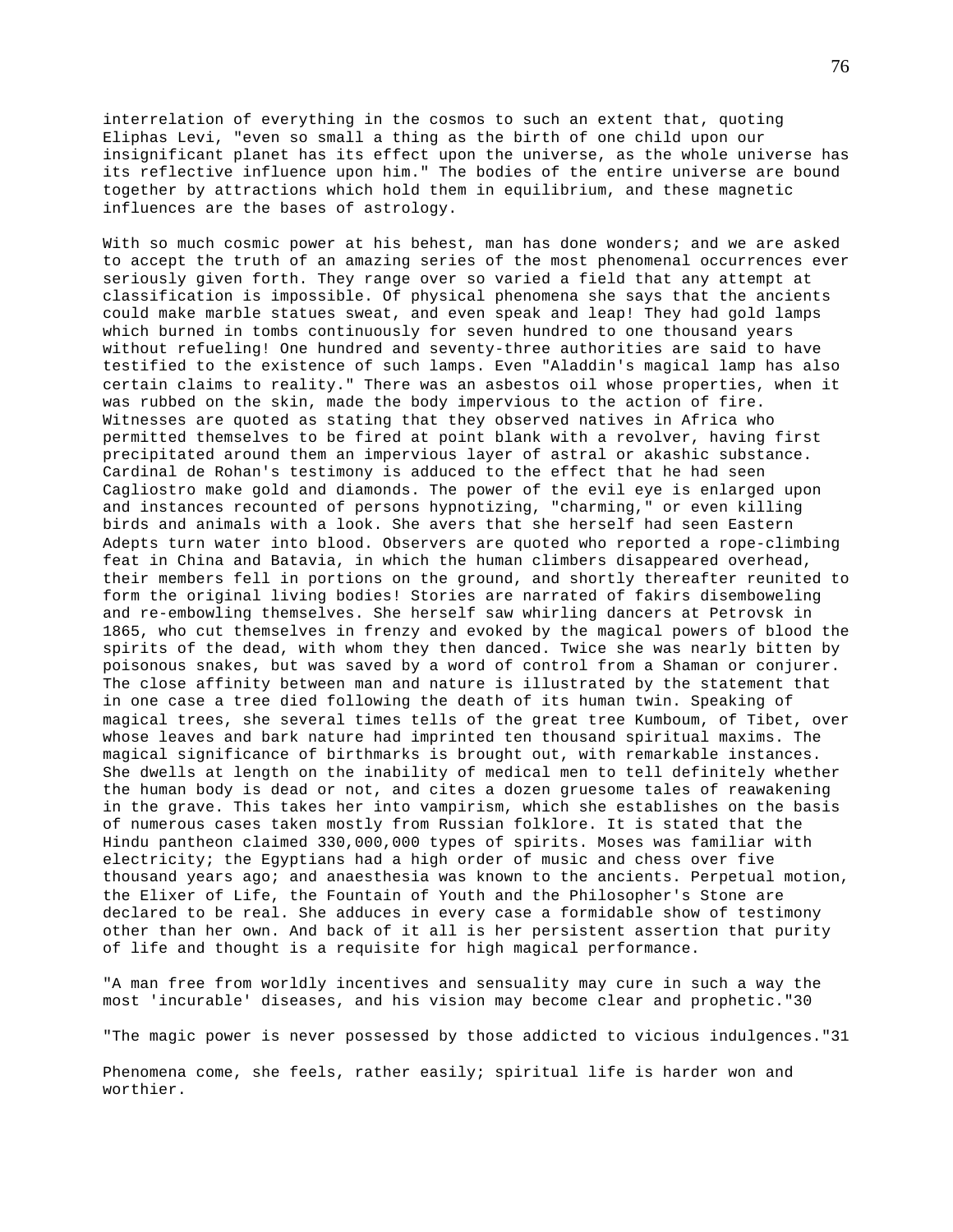interrelation of everything in the cosmos to such an extent that, quoting Eliphas Levi, "even so small a thing as the birth of one child upon our insignificant planet has its effect upon the universe, as the whole universe has its reflective influence upon him." The bodies of the entire universe are bound together by attractions which hold them in equilibrium, and these magnetic influences are the bases of astrology.

With so much cosmic power at his behest, man has done wonders; and we are asked to accept the truth of an amazing series of the most phenomenal occurrences ever seriously given forth. They range over so varied a field that any attempt at classification is impossible. Of physical phenomena she says that the ancients could make marble statues sweat, and even speak and leap! They had gold lamps which burned in tombs continuously for seven hundred to one thousand years without refueling! One hundred and seventy-three authorities are said to have testified to the existence of such lamps. Even "Aladdin's magical lamp has also certain claims to reality." There was an asbestos oil whose properties, when it was rubbed on the skin, made the body impervious to the action of fire. Witnesses are quoted as stating that they observed natives in Africa who permitted themselves to be fired at point blank with a revolver, having first precipitated around them an impervious layer of astral or akashic substance. Cardinal de Rohan's testimony is adduced to the effect that he had seen Cagliostro make gold and diamonds. The power of the evil eye is enlarged upon and instances recounted of persons hypnotizing, "charming," or even killing birds and animals with a look. She avers that she herself had seen Eastern Adepts turn water into blood. Observers are quoted who reported a rope-climbing feat in China and Batavia, in which the human climbers disappeared overhead, their members fell in portions on the ground, and shortly thereafter reunited to form the original living bodies! Stories are narrated of fakirs disemboweling and re-embowling themselves. She herself saw whirling dancers at Petrovsk in 1865, who cut themselves in frenzy and evoked by the magical powers of blood the spirits of the dead, with whom they then danced. Twice she was nearly bitten by poisonous snakes, but was saved by a word of control from a Shaman or conjurer. The close affinity between man and nature is illustrated by the statement that in one case a tree died following the death of its human twin. Speaking of magical trees, she several times tells of the great tree Kumboum, of Tibet, over whose leaves and bark nature had imprinted ten thousand spiritual maxims. The magical significance of birthmarks is brought out, with remarkable instances. She dwells at length on the inability of medical men to tell definitely whether the human body is dead or not, and cites a dozen gruesome tales of reawakening in the grave. This takes her into vampirism, which she establishes on the basis of numerous cases taken mostly from Russian folklore. It is stated that the Hindu pantheon claimed 330,000,000 types of spirits. Moses was familiar with electricity; the Egyptians had a high order of music and chess over five thousand years ago; and anaesthesia was known to the ancients. Perpetual motion, the Elixer of Life, the Fountain of Youth and the Philosopher's Stone are declared to be real. She adduces in every case a formidable show of testimony other than her own. And back of it all is her persistent assertion that purity of life and thought is a requisite for high magical performance.

"A man free from worldly incentives and sensuality may cure in such a way the most 'incurable' diseases, and his vision may become clear and prophetic."30

"The magic power is never possessed by those addicted to vicious indulgences."31

Phenomena come, she feels, rather easily; spiritual life is harder won and worthier.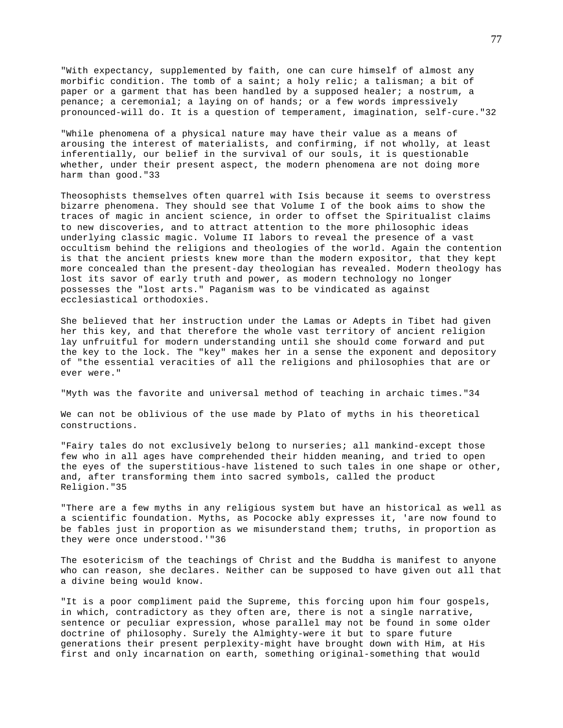"With expectancy, supplemented by faith, one can cure himself of almost any morbific condition. The tomb of a saint; a holy relic; a talisman; a bit of paper or a garment that has been handled by a supposed healer; a nostrum, a penance; a ceremonial; a laying on of hands; or a few words impressively pronounced-will do. It is a question of temperament, imagination, self-cure."32

"While phenomena of a physical nature may have their value as a means of arousing the interest of materialists, and confirming, if not wholly, at least inferentially, our belief in the survival of our souls, it is questionable whether, under their present aspect, the modern phenomena are not doing more harm than good."33

Theosophists themselves often quarrel with Isis because it seems to overstress bizarre phenomena. They should see that Volume I of the book aims to show the traces of magic in ancient science, in order to offset the Spiritualist claims to new discoveries, and to attract attention to the more philosophic ideas underlying classic magic. Volume II labors to reveal the presence of a vast occultism behind the religions and theologies of the world. Again the contention is that the ancient priests knew more than the modern expositor, that they kept more concealed than the present-day theologian has revealed. Modern theology has lost its savor of early truth and power, as modern technology no longer possesses the "lost arts." Paganism was to be vindicated as against ecclesiastical orthodoxies.

She believed that her instruction under the Lamas or Adepts in Tibet had given her this key, and that therefore the whole vast territory of ancient religion lay unfruitful for modern understanding until she should come forward and put the key to the lock. The "key" makes her in a sense the exponent and depository of "the essential veracities of all the religions and philosophies that are or ever were."

"Myth was the favorite and universal method of teaching in archaic times."34

We can not be oblivious of the use made by Plato of myths in his theoretical constructions.

"Fairy tales do not exclusively belong to nurseries; all mankind-except those few who in all ages have comprehended their hidden meaning, and tried to open the eyes of the superstitious-have listened to such tales in one shape or other, and, after transforming them into sacred symbols, called the product Religion."35

"There are a few myths in any religious system but have an historical as well as a scientific foundation. Myths, as Pococke ably expresses it, 'are now found to be fables just in proportion as we misunderstand them; truths, in proportion as they were once understood.'"36

The esotericism of the teachings of Christ and the Buddha is manifest to anyone who can reason, she declares. Neither can be supposed to have given out all that a divine being would know.

"It is a poor compliment paid the Supreme, this forcing upon him four gospels, in which, contradictory as they often are, there is not a single narrative, sentence or peculiar expression, whose parallel may not be found in some older doctrine of philosophy. Surely the Almighty-were it but to spare future generations their present perplexity-might have brought down with Him, at His first and only incarnation on earth, something original-something that would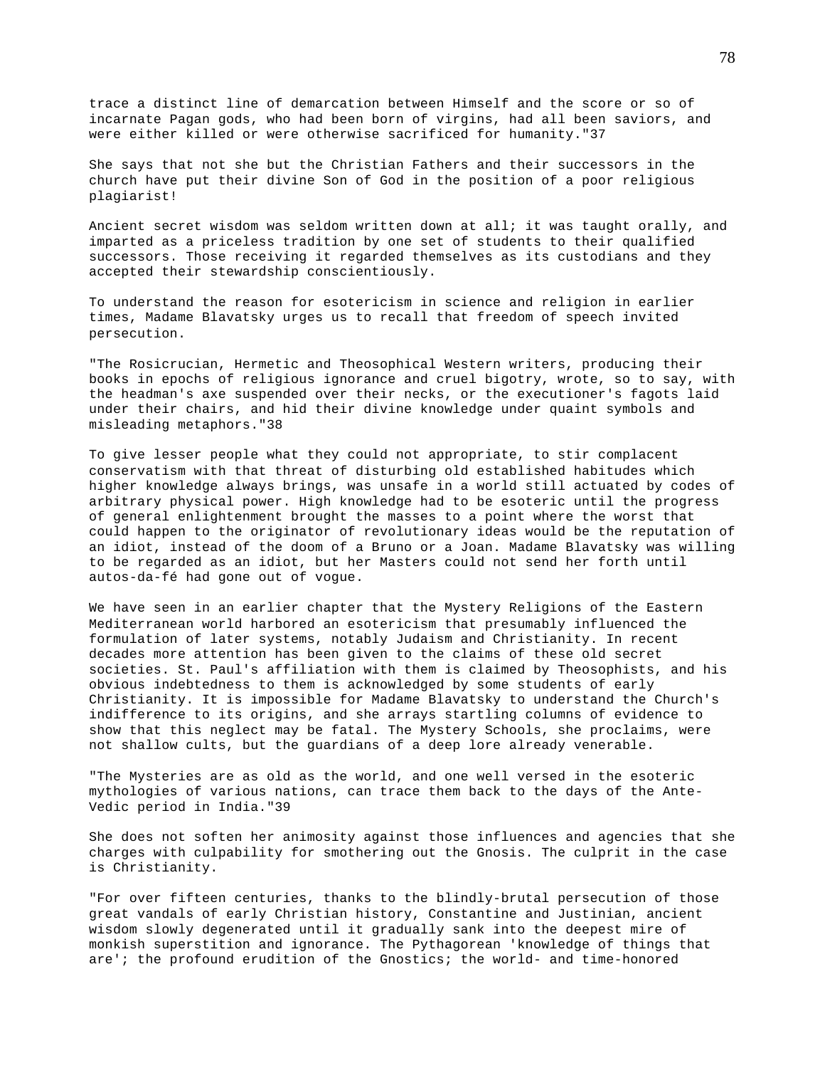trace a distinct line of demarcation between Himself and the score or so of incarnate Pagan gods, who had been born of virgins, had all been saviors, and were either killed or were otherwise sacrificed for humanity."37

She says that not she but the Christian Fathers and their successors in the church have put their divine Son of God in the position of a poor religious plagiarist!

Ancient secret wisdom was seldom written down at all; it was taught orally, and imparted as a priceless tradition by one set of students to their qualified successors. Those receiving it regarded themselves as its custodians and they accepted their stewardship conscientiously.

To understand the reason for esotericism in science and religion in earlier times, Madame Blavatsky urges us to recall that freedom of speech invited persecution.

"The Rosicrucian, Hermetic and Theosophical Western writers, producing their books in epochs of religious ignorance and cruel bigotry, wrote, so to say, with the headman's axe suspended over their necks, or the executioner's fagots laid under their chairs, and hid their divine knowledge under quaint symbols and misleading metaphors."38

To give lesser people what they could not appropriate, to stir complacent conservatism with that threat of disturbing old established habitudes which higher knowledge always brings, was unsafe in a world still actuated by codes of arbitrary physical power. High knowledge had to be esoteric until the progress of general enlightenment brought the masses to a point where the worst that could happen to the originator of revolutionary ideas would be the reputation of an idiot, instead of the doom of a Bruno or a Joan. Madame Blavatsky was willing to be regarded as an idiot, but her Masters could not send her forth until autos-da-fé had gone out of vogue.

We have seen in an earlier chapter that the Mystery Religions of the Eastern Mediterranean world harbored an esotericism that presumably influenced the formulation of later systems, notably Judaism and Christianity. In recent decades more attention has been given to the claims of these old secret societies. St. Paul's affiliation with them is claimed by Theosophists, and his obvious indebtedness to them is acknowledged by some students of early Christianity. It is impossible for Madame Blavatsky to understand the Church's indifference to its origins, and she arrays startling columns of evidence to show that this neglect may be fatal. The Mystery Schools, she proclaims, were not shallow cults, but the guardians of a deep lore already venerable.

"The Mysteries are as old as the world, and one well versed in the esoteric mythologies of various nations, can trace them back to the days of the Ante-Vedic period in India."39

She does not soften her animosity against those influences and agencies that she charges with culpability for smothering out the Gnosis. The culprit in the case is Christianity.

"For over fifteen centuries, thanks to the blindly-brutal persecution of those great vandals of early Christian history, Constantine and Justinian, ancient wisdom slowly degenerated until it gradually sank into the deepest mire of monkish superstition and ignorance. The Pythagorean 'knowledge of things that are'; the profound erudition of the Gnostics; the world- and time-honored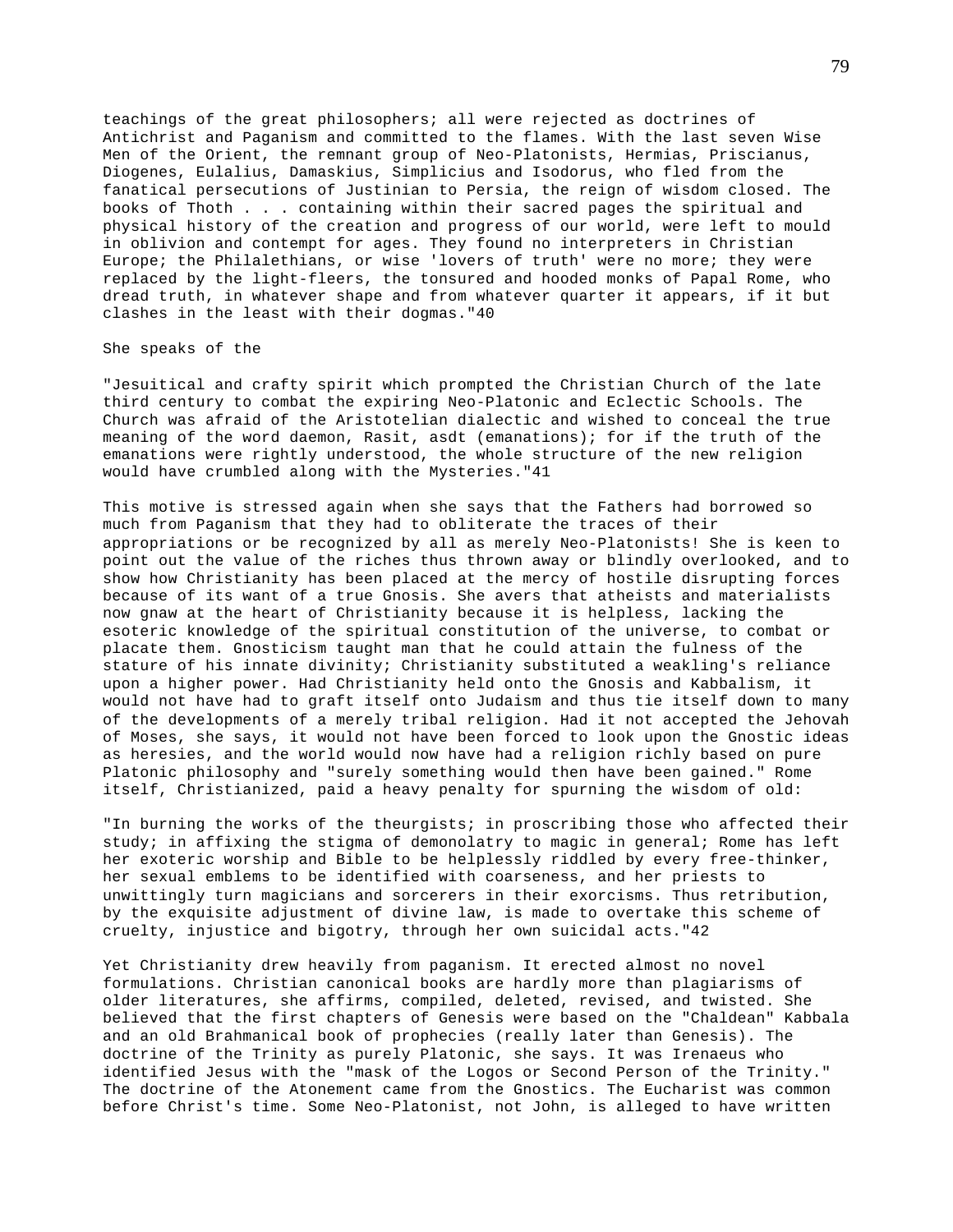teachings of the great philosophers; all were rejected as doctrines of Antichrist and Paganism and committed to the flames. With the last seven Wise Men of the Orient, the remnant group of Neo-Platonists, Hermias, Priscianus, Diogenes, Eulalius, Damaskius, Simplicius and Isodorus, who fled from the fanatical persecutions of Justinian to Persia, the reign of wisdom closed. The books of Thoth . . . containing within their sacred pages the spiritual and physical history of the creation and progress of our world, were left to mould in oblivion and contempt for ages. They found no interpreters in Christian Europe; the Philalethians, or wise 'lovers of truth' were no more; they were replaced by the light-fleers, the tonsured and hooded monks of Papal Rome, who dread truth, in whatever shape and from whatever quarter it appears, if it but clashes in the least with their dogmas."40

She speaks of the

"Jesuitical and crafty spirit which prompted the Christian Church of the late third century to combat the expiring Neo-Platonic and Eclectic Schools. The Church was afraid of the Aristotelian dialectic and wished to conceal the true meaning of the word daemon, Rasit, asdt (emanations); for if the truth of the emanations were rightly understood, the whole structure of the new religion would have crumbled along with the Mysteries."41

This motive is stressed again when she says that the Fathers had borrowed so much from Paganism that they had to obliterate the traces of their appropriations or be recognized by all as merely Neo-Platonists! She is keen to point out the value of the riches thus thrown away or blindly overlooked, and to show how Christianity has been placed at the mercy of hostile disrupting forces because of its want of a true Gnosis. She avers that atheists and materialists now gnaw at the heart of Christianity because it is helpless, lacking the esoteric knowledge of the spiritual constitution of the universe, to combat or placate them. Gnosticism taught man that he could attain the fulness of the stature of his innate divinity; Christianity substituted a weakling's reliance upon a higher power. Had Christianity held onto the Gnosis and Kabbalism, it would not have had to graft itself onto Judaism and thus tie itself down to many of the developments of a merely tribal religion. Had it not accepted the Jehovah of Moses, she says, it would not have been forced to look upon the Gnostic ideas as heresies, and the world would now have had a religion richly based on pure Platonic philosophy and "surely something would then have been gained." Rome itself, Christianized, paid a heavy penalty for spurning the wisdom of old:

"In burning the works of the theurgists; in proscribing those who affected their study; in affixing the stigma of demonolatry to magic in general; Rome has left her exoteric worship and Bible to be helplessly riddled by every free-thinker, her sexual emblems to be identified with coarseness, and her priests to unwittingly turn magicians and sorcerers in their exorcisms. Thus retribution, by the exquisite adjustment of divine law, is made to overtake this scheme of cruelty, injustice and bigotry, through her own suicidal acts."42

Yet Christianity drew heavily from paganism. It erected almost no novel formulations. Christian canonical books are hardly more than plagiarisms of older literatures, she affirms, compiled, deleted, revised, and twisted. She believed that the first chapters of Genesis were based on the "Chaldean" Kabbala and an old Brahmanical book of prophecies (really later than Genesis). The doctrine of the Trinity as purely Platonic, she says. It was Irenaeus who identified Jesus with the "mask of the Logos or Second Person of the Trinity." The doctrine of the Atonement came from the Gnostics. The Eucharist was common before Christ's time. Some Neo-Platonist, not John, is alleged to have written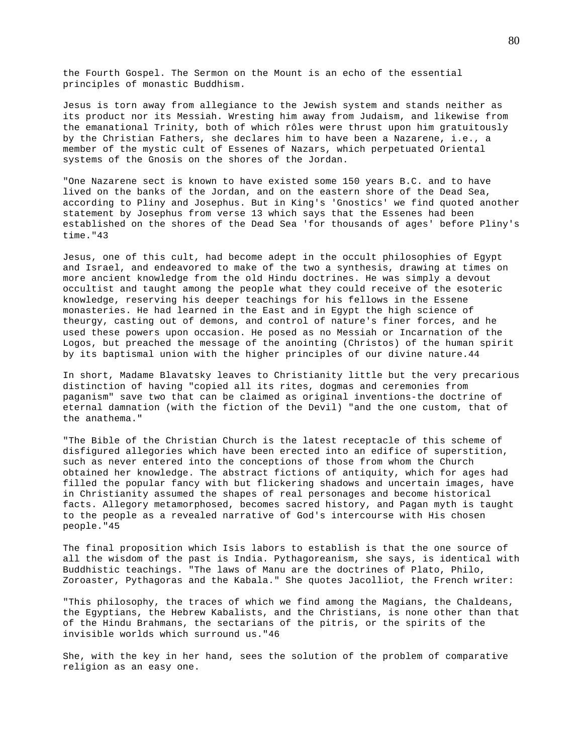the Fourth Gospel. The Sermon on the Mount is an echo of the essential principles of monastic Buddhism.

Jesus is torn away from allegiance to the Jewish system and stands neither as its product nor its Messiah. Wresting him away from Judaism, and likewise from the emanational Trinity, both of which rôles were thrust upon him gratuitously by the Christian Fathers, she declares him to have been a Nazarene, i.e., a member of the mystic cult of Essenes of Nazars, which perpetuated Oriental systems of the Gnosis on the shores of the Jordan.

"One Nazarene sect is known to have existed some 150 years B.C. and to have lived on the banks of the Jordan, and on the eastern shore of the Dead Sea, according to Pliny and Josephus. But in King's 'Gnostics' we find quoted another statement by Josephus from verse 13 which says that the Essenes had been established on the shores of the Dead Sea 'for thousands of ages' before Pliny's time."43

Jesus, one of this cult, had become adept in the occult philosophies of Egypt and Israel, and endeavored to make of the two a synthesis, drawing at times on more ancient knowledge from the old Hindu doctrines. He was simply a devout occultist and taught among the people what they could receive of the esoteric knowledge, reserving his deeper teachings for his fellows in the Essene monasteries. He had learned in the East and in Egypt the high science of theurgy, casting out of demons, and control of nature's finer forces, and he used these powers upon occasion. He posed as no Messiah or Incarnation of the Logos, but preached the message of the anointing (Christos) of the human spirit by its baptismal union with the higher principles of our divine nature.44

In short, Madame Blavatsky leaves to Christianity little but the very precarious distinction of having "copied all its rites, dogmas and ceremonies from paganism" save two that can be claimed as original inventions-the doctrine of eternal damnation (with the fiction of the Devil) "and the one custom, that of the anathema."

"The Bible of the Christian Church is the latest receptacle of this scheme of disfigured allegories which have been erected into an edifice of superstition, such as never entered into the conceptions of those from whom the Church obtained her knowledge. The abstract fictions of antiquity, which for ages had filled the popular fancy with but flickering shadows and uncertain images, have in Christianity assumed the shapes of real personages and become historical facts. Allegory metamorphosed, becomes sacred history, and Pagan myth is taught to the people as a revealed narrative of God's intercourse with His chosen people."45

The final proposition which Isis labors to establish is that the one source of all the wisdom of the past is India. Pythagoreanism, she says, is identical with Buddhistic teachings. "The laws of Manu are the doctrines of Plato, Philo, Zoroaster, Pythagoras and the Kabala." She quotes Jacolliot, the French writer:

"This philosophy, the traces of which we find among the Magians, the Chaldeans, the Egyptians, the Hebrew Kabalists, and the Christians, is none other than that of the Hindu Brahmans, the sectarians of the pitris, or the spirits of the invisible worlds which surround us."46

She, with the key in her hand, sees the solution of the problem of comparative religion as an easy one.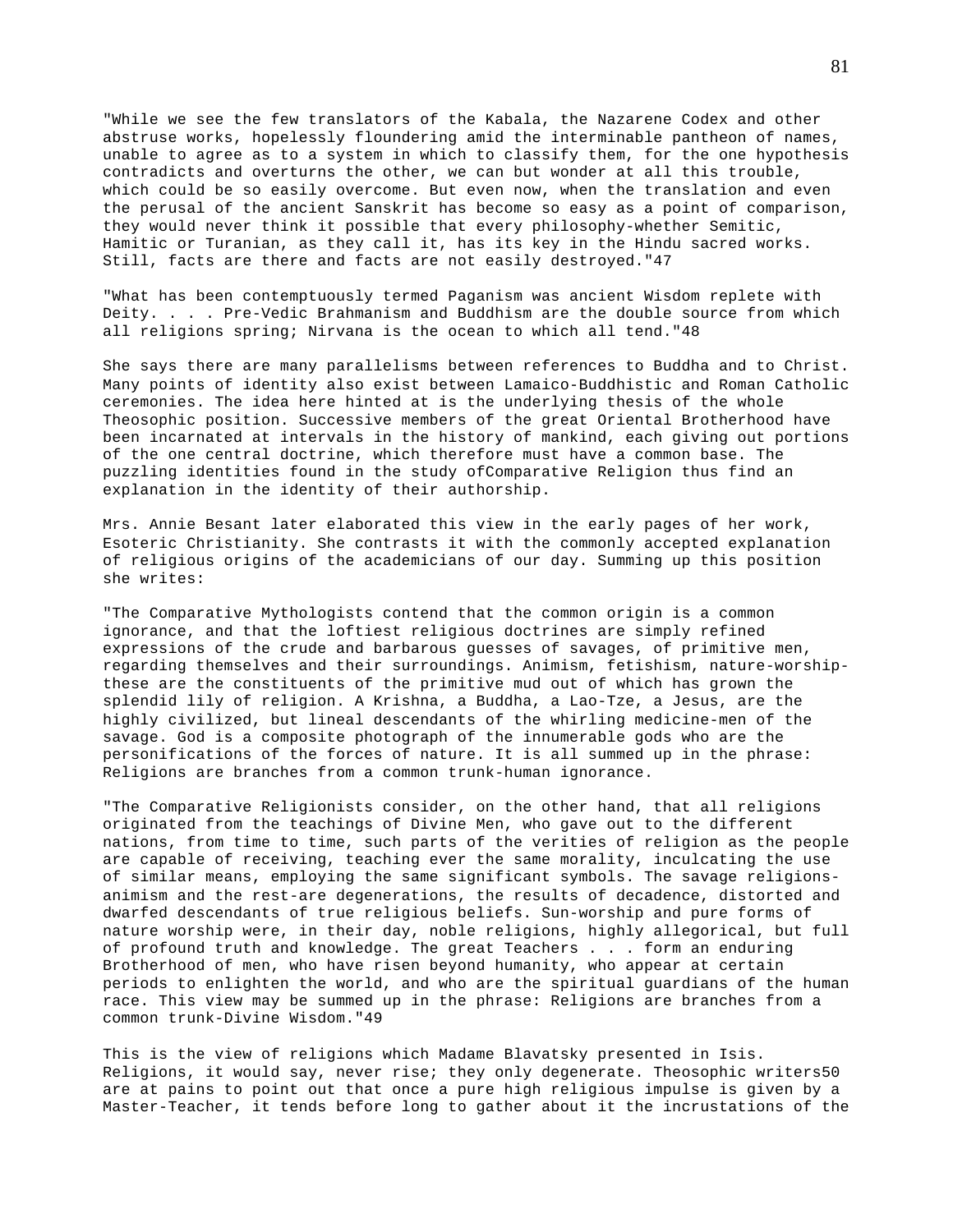"While we see the few translators of the Kabala, the Nazarene Codex and other abstruse works, hopelessly floundering amid the interminable pantheon of names, unable to agree as to a system in which to classify them, for the one hypothesis contradicts and overturns the other, we can but wonder at all this trouble, which could be so easily overcome. But even now, when the translation and even the perusal of the ancient Sanskrit has become so easy as a point of comparison, they would never think it possible that every philosophy-whether Semitic, Hamitic or Turanian, as they call it, has its key in the Hindu sacred works. Still, facts are there and facts are not easily destroyed."47

"What has been contemptuously termed Paganism was ancient Wisdom replete with Deity. . . . Pre-Vedic Brahmanism and Buddhism are the double source from which all religions spring; Nirvana is the ocean to which all tend."48

She says there are many parallelisms between references to Buddha and to Christ. Many points of identity also exist between Lamaico-Buddhistic and Roman Catholic ceremonies. The idea here hinted at is the underlying thesis of the whole Theosophic position. Successive members of the great Oriental Brotherhood have been incarnated at intervals in the history of mankind, each giving out portions of the one central doctrine, which therefore must have a common base. The puzzling identities found in the study ofComparative Religion thus find an explanation in the identity of their authorship.

Mrs. Annie Besant later elaborated this view in the early pages of her work, Esoteric Christianity. She contrasts it with the commonly accepted explanation of religious origins of the academicians of our day. Summing up this position she writes:

"The Comparative Mythologists contend that the common origin is a common ignorance, and that the loftiest religious doctrines are simply refined expressions of the crude and barbarous guesses of savages, of primitive men, regarding themselves and their surroundings. Animism, fetishism, nature-worship-these are the constituents of the primitive mud out of which has grown the splendid lily of religion. A Krishna, a Buddha, a Lao-Tze, a Jesus, are the highly civilized, but lineal descendants of the whirling medicine-men of the savage. God is a composite photograph of the innumerable gods who are the personifications of the forces of nature. It is all summed up in the phrase: Religions are branches from a common trunk-human ignorance.

"The Comparative Religionists consider, on the other hand, that all religions originated from the teachings of Divine Men, who gave out to the different nations, from time to time, such parts of the verities of religion as the people are capable of receiving, teaching ever the same morality, inculcating the use of similar means, employing the same significant symbols. The savage religions-animism and the rest-are degenerations, the results of decadence, distorted and dwarfed descendants of true religious beliefs. Sun-worship and pure forms of nature worship were, in their day, noble religions, highly allegorical, but full of profound truth and knowledge. The great Teachers . . . form an enduring Brotherhood of men, who have risen beyond humanity, who appear at certain periods to enlighten the world, and who are the spiritual guardians of the human race. This view may be summed up in the phrase: Religions are branches from a common trunk-Divine Wisdom."49

This is the view of religions which Madame Blavatsky presented in Isis. Religions, it would say, never rise; they only degenerate. Theosophic writers50 are at pains to point out that once a pure high religious impulse is given by a Master-Teacher, it tends before long to gather about it the incrustations of the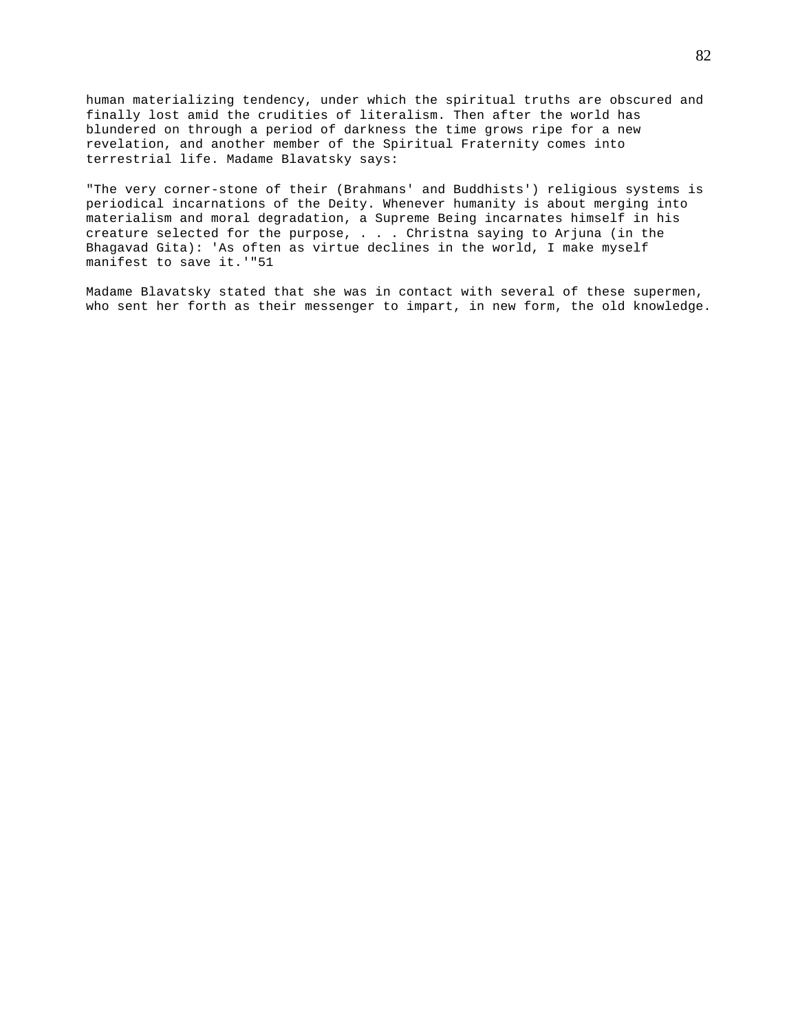human materializing tendency, under which the spiritual truths are obscured and finally lost amid the crudities of literalism. Then after the world has blundered on through a period of darkness the time grows ripe for a new revelation, and another member of the Spiritual Fraternity comes into terrestrial life. Madame Blavatsky says:

"The very corner-stone of their (Brahmans' and Buddhists') religious systems is periodical incarnations of the Deity. Whenever humanity is about merging into materialism and moral degradation, a Supreme Being incarnates himself in his creature selected for the purpose, . . . Christna saying to Arjuna (in the Bhagavad Gita): 'As often as virtue declines in the world, I make myself manifest to save it.'"51

Madame Blavatsky stated that she was in contact with several of these supermen, who sent her forth as their messenger to impart, in new form, the old knowledge.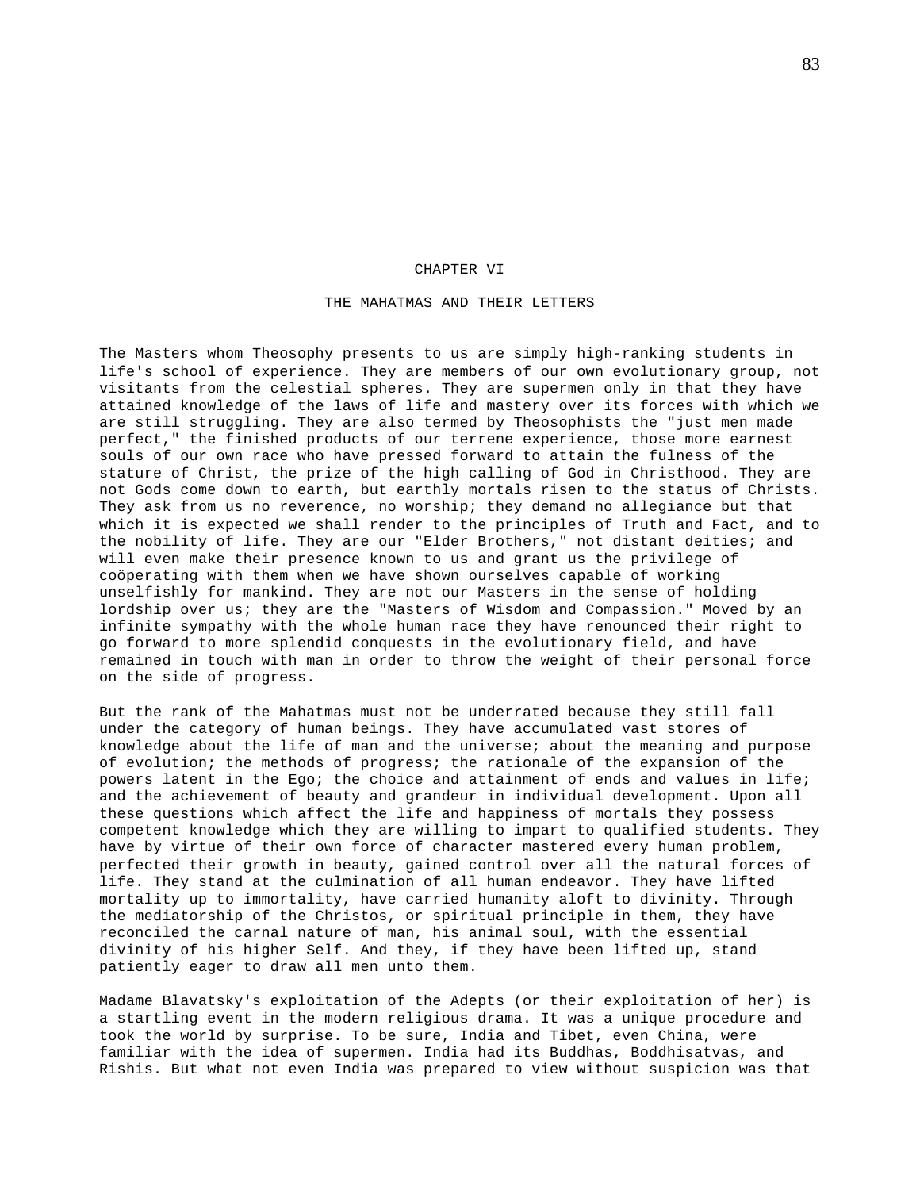# CHAPTER VI

## THE MAHATMAS AND THEIR LETTERS

The Masters whom Theosophy presents to us are simply high-ranking students in life's school of experience. They are members of our own evolutionary group, not visitants from the celestial spheres. They are supermen only in that they have attained knowledge of the laws of life and mastery over its forces with which we are still struggling. They are also termed by Theosophists the "just men made perfect," the finished products of our terrene experience, those more earnest souls of our own race who have pressed forward to attain the fulness of the stature of Christ, the prize of the high calling of God in Christhood. They are not Gods come down to earth, but earthly mortals risen to the status of Christs. They ask from us no reverence, no worship; they demand no allegiance but that which it is expected we shall render to the principles of Truth and Fact, and to the nobility of life. They are our "Elder Brothers," not distant deities; and will even make their presence known to us and grant us the privilege of coöperating with them when we have shown ourselves capable of working unselfishly for mankind. They are not our Masters in the sense of holding lordship over us; they are the "Masters of Wisdom and Compassion." Moved by an infinite sympathy with the whole human race they have renounced their right to go forward to more splendid conquests in the evolutionary field, and have remained in touch with man in order to throw the weight of their personal force on the side of progress.

But the rank of the Mahatmas must not be underrated because they still fall under the category of human beings. They have accumulated vast stores of knowledge about the life of man and the universe; about the meaning and purpose of evolution; the methods of progress; the rationale of the expansion of the powers latent in the Ego; the choice and attainment of ends and values in life; and the achievement of beauty and grandeur in individual development. Upon all these questions which affect the life and happiness of mortals they possess competent knowledge which they are willing to impart to qualified students. They have by virtue of their own force of character mastered every human problem, perfected their growth in beauty, gained control over all the natural forces of life. They stand at the culmination of all human endeavor. They have lifted mortality up to immortality, have carried humanity aloft to divinity. Through the mediatorship of the Christos, or spiritual principle in them, they have reconciled the carnal nature of man, his animal soul, with the essential divinity of his higher Self. And they, if they have been lifted up, stand patiently eager to draw all men unto them.

Madame Blavatsky's exploitation of the Adepts (or their exploitation of her) is a startling event in the modern religious drama. It was a unique procedure and took the world by surprise. To be sure, India and Tibet, even China, were familiar with the idea of supermen. India had its Buddhas, Boddhisatvas, and Rishis. But what not even India was prepared to view without suspicion was that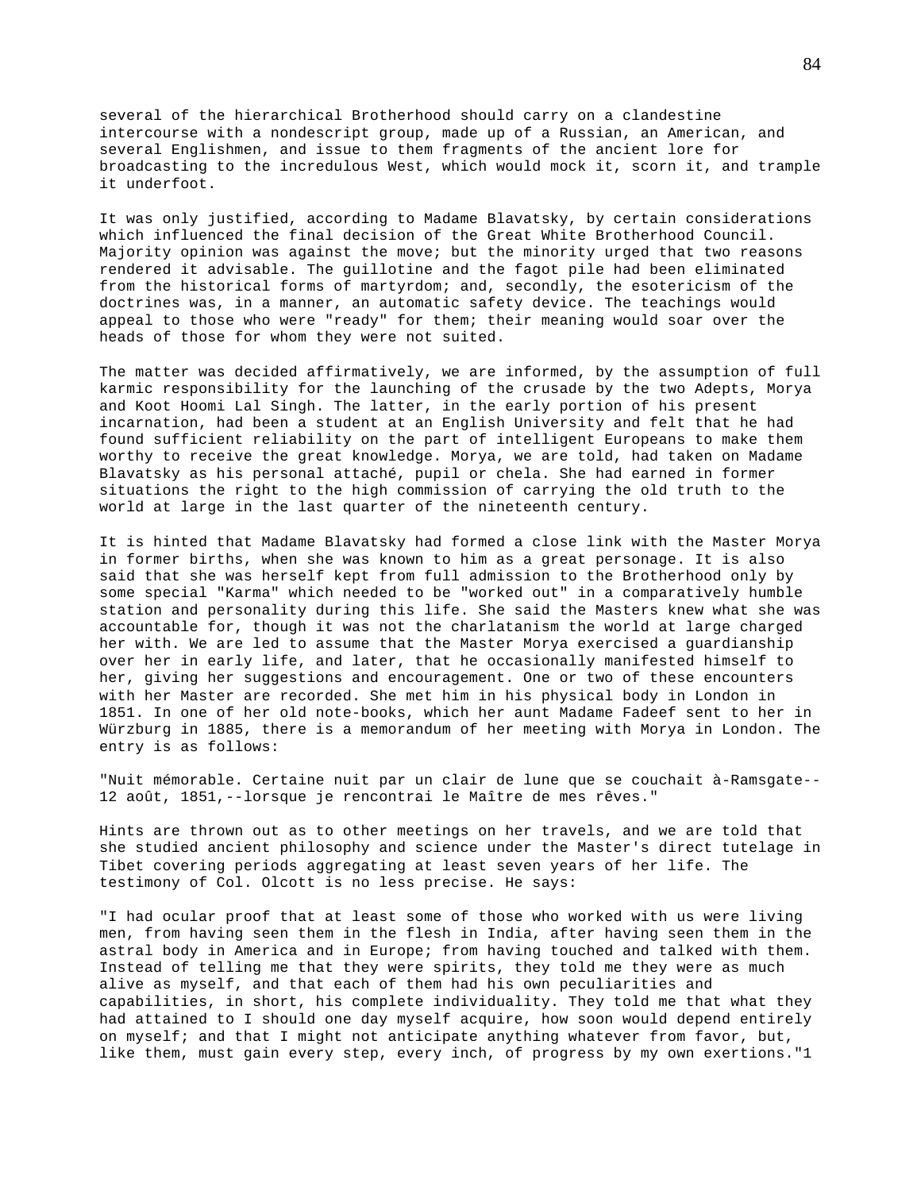several of the hierarchical Brotherhood should carry on a clandestine intercourse with a nondescript group, made up of a Russian, an American, and several Englishmen, and issue to them fragments of the ancient lore for broadcasting to the incredulous West, which would mock it, scorn it, and trample it underfoot.

It was only justified, according to Madame Blavatsky, by certain considerations which influenced the final decision of the Great White Brotherhood Council. Majority opinion was against the move; but the minority urged that two reasons rendered it advisable. The guillotine and the fagot pile had been eliminated from the historical forms of martyrdom; and, secondly, the esotericism of the doctrines was, in a manner, an automatic safety device. The teachings would appeal to those who were "ready" for them; their meaning would soar over the heads of those for whom they were not suited.

The matter was decided affirmatively, we are informed, by the assumption of full karmic responsibility for the launching of the crusade by the two Adepts, Morya and Koot Hoomi Lal Singh. The latter, in the early portion of his present incarnation, had been a student at an English University and felt that he had found sufficient reliability on the part of intelligent Europeans to make them worthy to receive the great knowledge. Morya, we are told, had taken on Madame Blavatsky as his personal attaché, pupil or chela. She had earned in former situations the right to the high commission of carrying the old truth to the world at large in the last quarter of the nineteenth century.

It is hinted that Madame Blavatsky had formed a close link with the Master Morya in former births, when she was known to him as a great personage. It is also said that she was herself kept from full admission to the Brotherhood only by some special "Karma" which needed to be "worked out" in a comparatively humble station and personality during this life. She said the Masters knew what she was accountable for, though it was not the charlatanism the world at large charged her with. We are led to assume that the Master Morya exercised a guardianship over her in early life, and later, that he occasionally manifested himself to her, giving her suggestions and encouragement. One or two of these encounters with her Master are recorded. She met him in his physical body in London in 1851. In one of her old note-books, which her aunt Madame Fadeef sent to her in Würzburg in 1885, there is a memorandum of her meeting with Morya in London. The entry is as follows:

"Nuit mémorable. Certaine nuit par un clair de lune que se couchait à-Ramsgate--12 août, 1851,--lorsque je rencontrai le Maître de mes rêves."

Hints are thrown out as to other meetings on her travels, and we are told that she studied ancient philosophy and science under the Master's direct tutelage in Tibet covering periods aggregating at least seven years of her life. The testimony of Col. Olcott is no less precise. He says:

"I had ocular proof that at least some of those who worked with us were living men, from having seen them in the flesh in India, after having seen them in the astral body in America and in Europe; from having touched and talked with them. Instead of telling me that they were spirits, they told me they were as much alive as myself, and that each of them had his own peculiarities and capabilities, in short, his complete individuality. They told me that what they had attained to I should one day myself acquire, how soon would depend entirely on myself; and that I might not anticipate anything whatever from favor, but, like them, must gain every step, every inch, of progress by my own exertions."[1]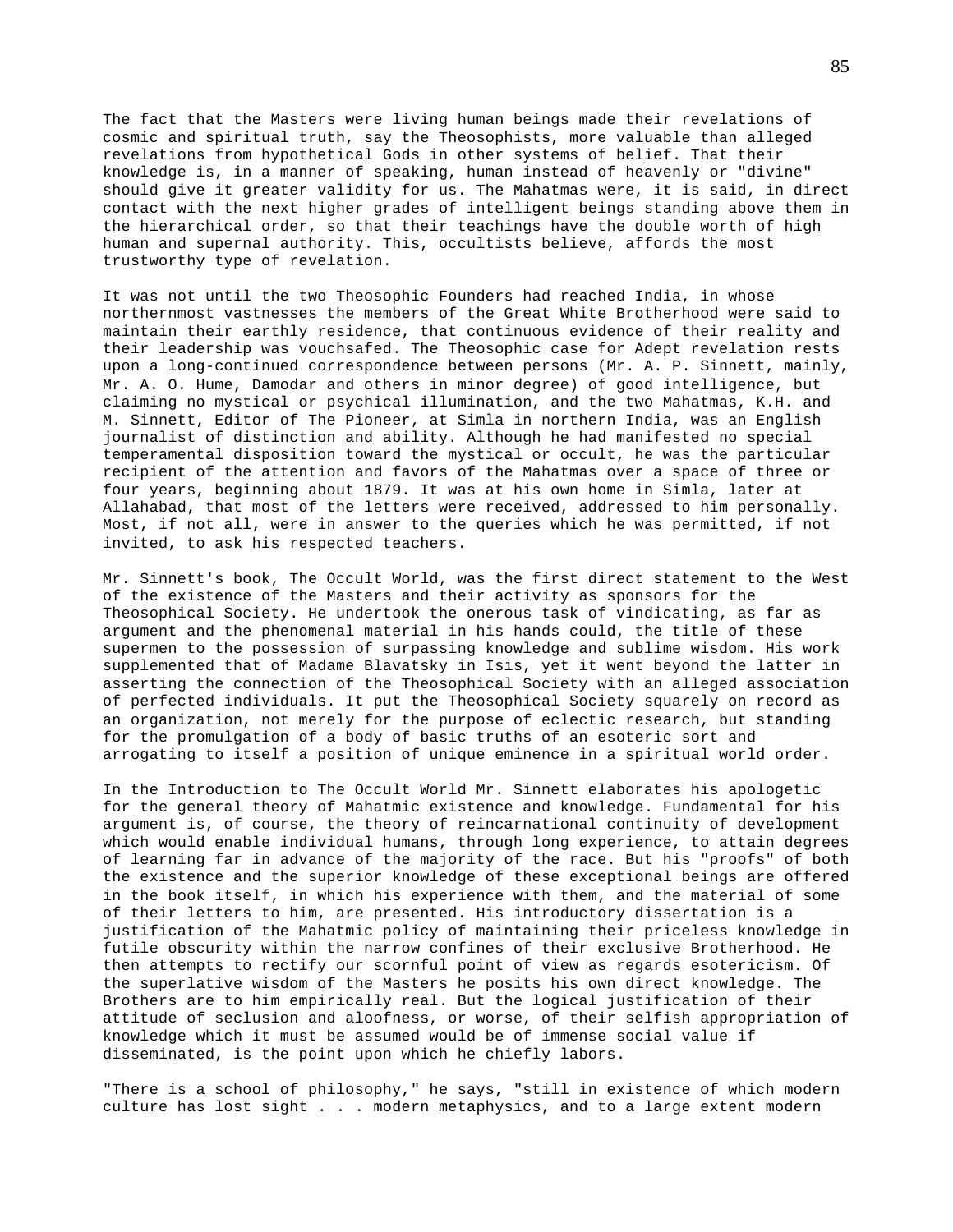The fact that the Masters were living human beings made their revelations of cosmic and spiritual truth, say the Theosophists, more valuable than alleged revelations from hypothetical Gods in other systems of belief. That their knowledge is, in a manner of speaking, human instead of heavenly or "divine" should give it greater validity for us. The Mahatmas were, it is said, in direct contact with the next higher grades of intelligent beings standing above them in the hierarchical order, so that their teachings have the double worth of high human and supernal authority. This, occultists believe, affords the most trustworthy type of revelation.

It was not until the two Theosophic Founders had reached India, in whose northernmost vastnesses the members of the Great White Brotherhood were said to maintain their earthly residence, that continuous evidence of their reality and their leadership was vouchsafed. The Theosophic case for Adept revelation rests upon a long-continued correspondence between persons (Mr. A. P. Sinnett, mainly, Mr. A. O. Hume, Damodar and others in minor degree) of good intelligence, but claiming no mystical or psychical illumination, and the two Mahatmas, K.H. and M. Sinnett, Editor of The Pioneer, at Simla in northern India, was an English journalist of distinction and ability. Although he had manifested no special temperamental disposition toward the mystical or occult, he was the particular recipient of the attention and favors of the Mahatmas over a space of three or four years, beginning about 1879. It was at his own home in Simla, later at Allahabad, that most of the letters were received, addressed to him personally. Most, if not all, were in answer to the queries which he was permitted, if not invited, to ask his respected teachers.

Mr. Sinnett's book, The Occult World, was the first direct statement to the West of the existence of the Masters and their activity as sponsors for the Theosophical Society. He undertook the onerous task of vindicating, as far as argument and the phenomenal material in his hands could, the title of these supermen to the possession of surpassing knowledge and sublime wisdom. His work supplemented that of Madame Blavatsky in Isis, yet it went beyond the latter in asserting the connection of the Theosophical Society with an alleged association of perfected individuals. It put the Theosophical Society squarely on record as an organization, not merely for the purpose of eclectic research, but standing for the promulgation of a body of basic truths of an esoteric sort and arrogating to itself a position of unique eminence in a spiritual world order.

In the Introduction to The Occult World Mr. Sinnett elaborates his apologetic for the general theory of Mahatmic existence and knowledge. Fundamental for his argument is, of course, the theory of reincarnational continuity of development which would enable individual humans, through long experience, to attain degrees of learning far in advance of the majority of the race. But his "proofs" of both the existence and the superior knowledge of these exceptional beings are offered in the book itself, in which his experience with them, and the material of some of their letters to him, are presented. His introductory dissertation is a justification of the Mahatmic policy of maintaining their priceless knowledge in futile obscurity within the narrow confines of their exclusive Brotherhood. He then attempts to rectify our scornful point of view as regards esotericism. Of the superlative wisdom of the Masters he posits his own direct knowledge. The Brothers are to him empirically real. But the logical justification of their attitude of seclusion and aloofness, or worse, of their selfish appropriation of knowledge which it must be assumed would be of immense social value if disseminated, is the point upon which he chiefly labors.

"There is a school of philosophy," he says, "still in existence of which modern culture has lost sight . . . modern metaphysics, and to a large extent modern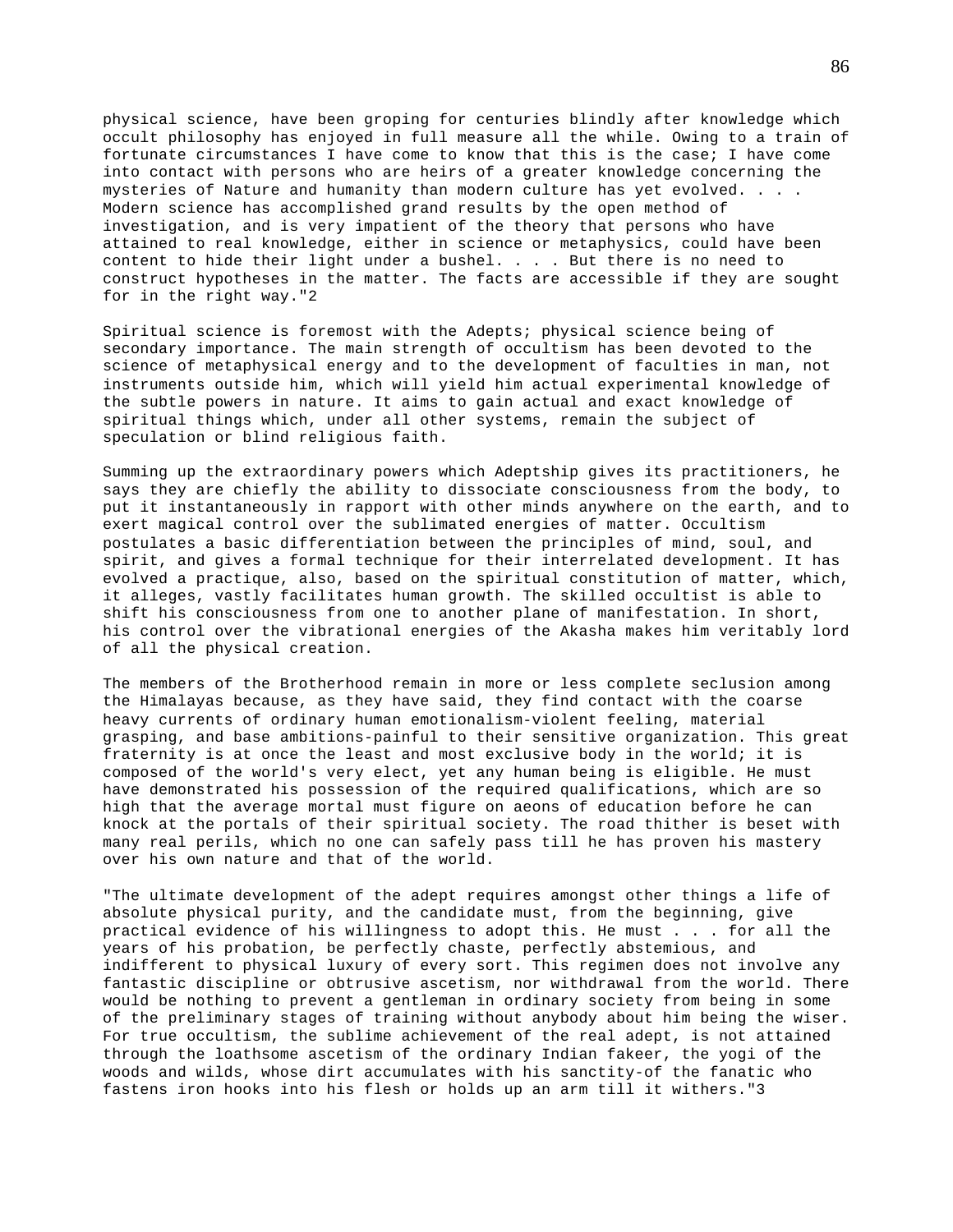physical science, have been groping for centuries blindly after knowledge which occult philosophy has enjoyed in full measure all the while. Owing to a train of fortunate circumstances I have come to know that this is the case; I have come into contact with persons who are heirs of a greater knowledge concerning the mysteries of Nature and humanity than modern culture has yet evolved. . . . Modern science has accomplished grand results by the open method of investigation, and is very impatient of the theory that persons who have attained to real knowledge, either in science or metaphysics, could have been content to hide their light under a bushel. . . . But there is no need to construct hypotheses in the matter. The facts are accessible if they are sought for in the right way."2

Spiritual science is foremost with the Adepts; physical science being of secondary importance. The main strength of occultism has been devoted to the science of metaphysical energy and to the development of faculties in man, not instruments outside him, which will yield him actual experimental knowledge of the subtle powers in nature. It aims to gain actual and exact knowledge of spiritual things which, under all other systems, remain the subject of speculation or blind religious faith.

Summing up the extraordinary powers which Adeptship gives its practitioners, he says they are chiefly the ability to dissociate consciousness from the body, to put it instantaneously in rapport with other minds anywhere on the earth, and to exert magical control over the sublimated energies of matter. Occultism postulates a basic differentiation between the principles of mind, soul, and spirit, and gives a formal technique for their interrelated development. It has evolved a practique, also, based on the spiritual constitution of matter, which, it alleges, vastly facilitates human growth. The skilled occultist is able to shift his consciousness from one to another plane of manifestation. In short, his control over the vibrational energies of the Akasha makes him veritably lord of all the physical creation.

The members of the Brotherhood remain in more or less complete seclusion among the Himalayas because, as they have said, they find contact with the coarse heavy currents of ordinary human emotionalism-violent feeling, material grasping, and base ambitions-painful to their sensitive organization. This great fraternity is at once the least and most exclusive body in the world; it is composed of the world's very elect, yet any human being is eligible. He must have demonstrated his possession of the required qualifications, which are so high that the average mortal must figure on aeons of education before he can knock at the portals of their spiritual society. The road thither is beset with many real perils, which no one can safely pass till he has proven his mastery over his own nature and that of the world.

"The ultimate development of the adept requires amongst other things a life of absolute physical purity, and the candidate must, from the beginning, give practical evidence of his willingness to adopt this. He must . . . for all the years of his probation, be perfectly chaste, perfectly abstemious, and indifferent to physical luxury of every sort. This regimen does not involve any fantastic discipline or obtrusive ascetism, nor withdrawal from the world. There would be nothing to prevent a gentleman in ordinary society from being in some of the preliminary stages of training without anybody about him being the wiser. For true occultism, the sublime achievement of the real adept, is not attained through the loathsome ascetism of the ordinary Indian fakeer, the yogi of the woods and wilds, whose dirt accumulates with his sanctity-of the fanatic who fastens iron hooks into his flesh or holds up an arm till it withers."3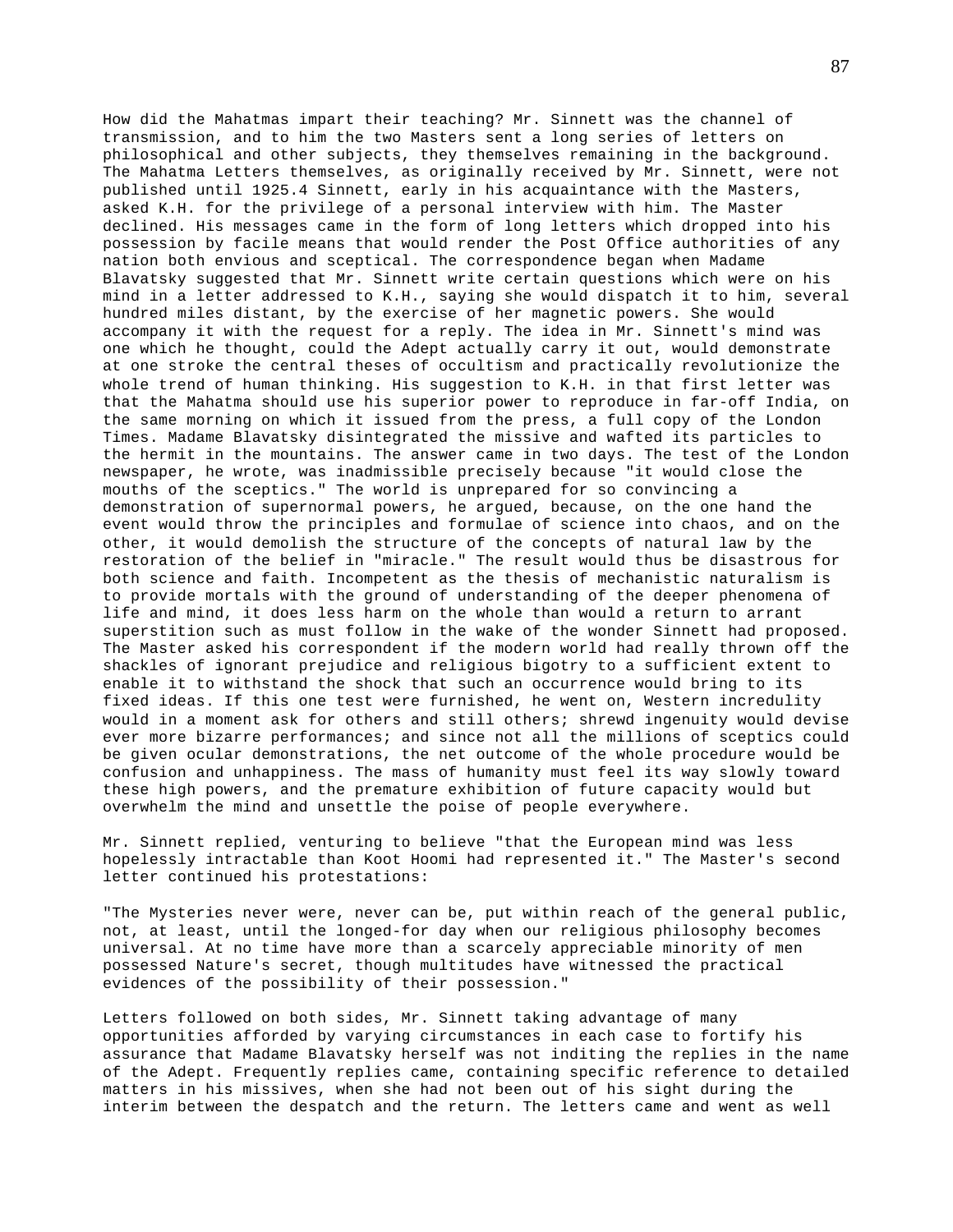How did the Mahatmas impart their teaching? Mr. Sinnett was the channel of transmission, and to him the two Masters sent a long series of letters on philosophical and other subjects, they themselves remaining in the background. The Mahatma Letters themselves, as originally received by Mr. Sinnett, were not published until 1925.4 Sinnett, early in his acquaintance with the Masters, asked K.H. for the privilege of a personal interview with him. The Master declined. His messages came in the form of long letters which dropped into his possession by facile means that would render the Post Office authorities of any nation both envious and sceptical. The correspondence began when Madame Blavatsky suggested that Mr. Sinnett write certain questions which were on his mind in a letter addressed to K.H., saying she would dispatch it to him, several hundred miles distant, by the exercise of her magnetic powers. She would accompany it with the request for a reply. The idea in Mr. Sinnett's mind was one which he thought, could the Adept actually carry it out, would demonstrate at one stroke the central theses of occultism and practically revolutionize the whole trend of human thinking. His suggestion to K.H. in that first letter was that the Mahatma should use his superior power to reproduce in far-off India, on the same morning on which it issued from the press, a full copy of the London Times. Madame Blavatsky disintegrated the missive and wafted its particles to the hermit in the mountains. The answer came in two days. The test of the London newspaper, he wrote, was inadmissible precisely because "it would close the mouths of the sceptics." The world is unprepared for so convincing a demonstration of supernormal powers, he argued, because, on the one hand the event would throw the principles and formulae of science into chaos, and on the other, it would demolish the structure of the concepts of natural law by the restoration of the belief in "miracle." The result would thus be disastrous for both science and faith. Incompetent as the thesis of mechanistic naturalism is to provide mortals with the ground of understanding of the deeper phenomena of life and mind, it does less harm on the whole than would a return to arrant superstition such as must follow in the wake of the wonder Sinnett had proposed. The Master asked his correspondent if the modern world had really thrown off the shackles of ignorant prejudice and religious bigotry to a sufficient extent to enable it to withstand the shock that such an occurrence would bring to its fixed ideas. If this one test were furnished, he went on, Western incredulity would in a moment ask for others and still others; shrewd ingenuity would devise ever more bizarre performances; and since not all the millions of sceptics could be given ocular demonstrations, the net outcome of the whole procedure would be confusion and unhappiness. The mass of humanity must feel its way slowly toward these high powers, and the premature exhibition of future capacity would but overwhelm the mind and unsettle the poise of people everywhere.

Mr. Sinnett replied, venturing to believe "that the European mind was less hopelessly intractable than Koot Hoomi had represented it." The Master's second letter continued his protestations:

"The Mysteries never were, never can be, put within reach of the general public, not, at least, until the longed-for day when our religious philosophy becomes universal. At no time have more than a scarcely appreciable minority of men possessed Nature's secret, though multitudes have witnessed the practical evidences of the possibility of their possession."

Letters followed on both sides, Mr. Sinnett taking advantage of many opportunities afforded by varying circumstances in each case to fortify his assurance that Madame Blavatsky herself was not inditing the replies in the name of the Adept. Frequently replies came, containing specific reference to detailed matters in his missives, when she had not been out of his sight during the interim between the despatch and the return. The letters came and went as well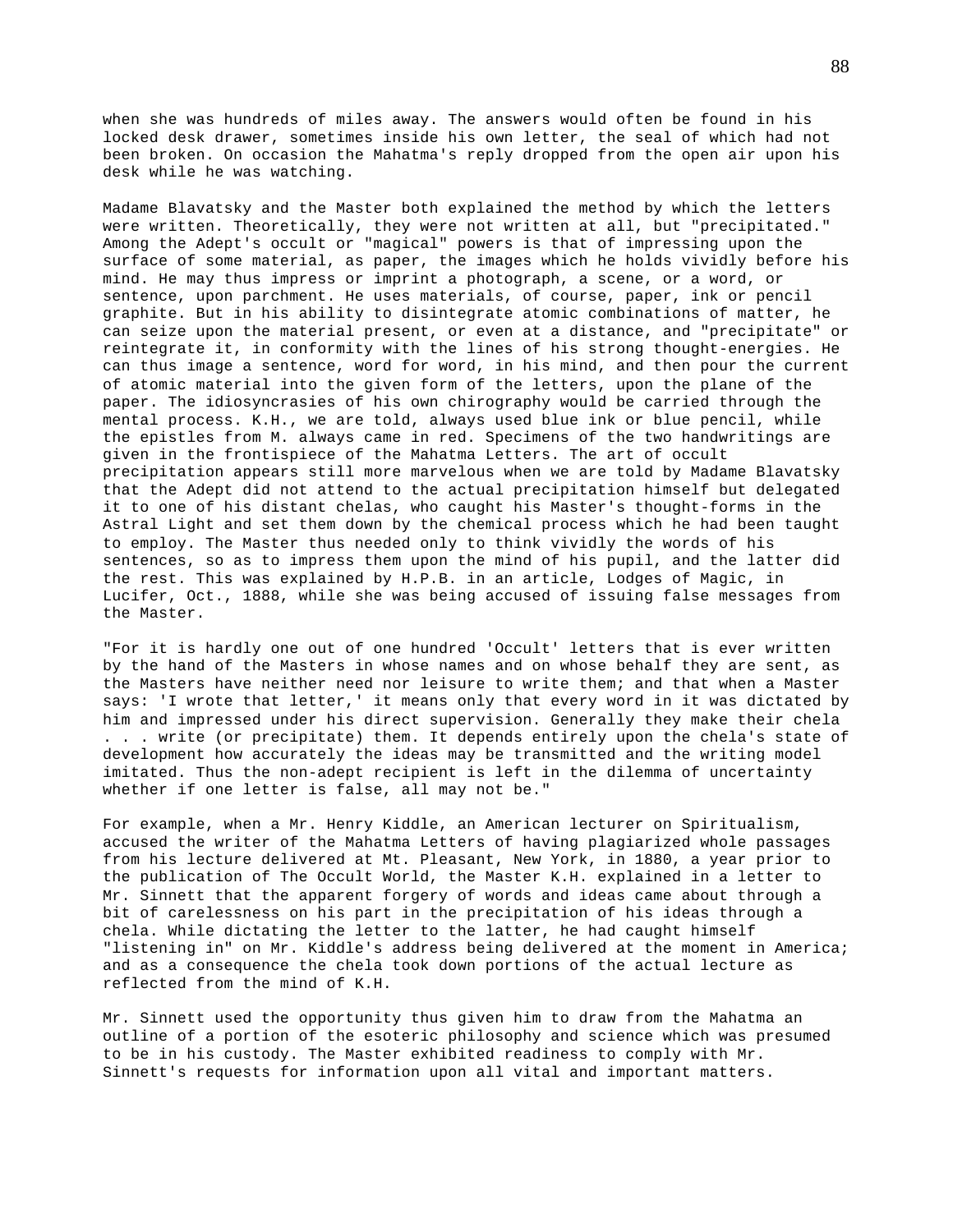when she was hundreds of miles away. The answers would often be found in his locked desk drawer, sometimes inside his own letter, the seal of which had not been broken. On occasion the Mahatma's reply dropped from the open air upon his desk while he was watching.

Madame Blavatsky and the Master both explained the method by which the letters were written. Theoretically, they were not written at all, but "precipitated." Among the Adept's occult or "magical" powers is that of impressing upon the surface of some material, as paper, the images which he holds vividly before his mind. He may thus impress or imprint a photograph, a scene, or a word, or sentence, upon parchment. He uses materials, of course, paper, ink or pencil graphite. But in his ability to disintegrate atomic combinations of matter, he can seize upon the material present, or even at a distance, and "precipitate" or reintegrate it, in conformity with the lines of his strong thought-energies. He can thus image a sentence, word for word, in his mind, and then pour the current of atomic material into the given form of the letters, upon the plane of the paper. The idiosyncrasies of his own chirography would be carried through the mental process. K.H., we are told, always used blue ink or blue pencil, while the epistles from M. always came in red. Specimens of the two handwritings are given in the frontispiece of the Mahatma Letters. The art of occult precipitation appears still more marvelous when we are told by Madame Blavatsky that the Adept did not attend to the actual precipitation himself but delegated it to one of his distant chelas, who caught his Master's thought-forms in the Astral Light and set them down by the chemical process which he had been taught to employ. The Master thus needed only to think vividly the words of his sentences, so as to impress them upon the mind of his pupil, and the latter did the rest. This was explained by H.P.B. in an article, Lodges of Magic, in Lucifer, Oct., 1888, while she was being accused of issuing false messages from the Master.

"For it is hardly one out of one hundred 'Occult' letters that is ever written by the hand of the Masters in whose names and on whose behalf they are sent, as the Masters have neither need nor leisure to write them; and that when a Master says: 'I wrote that letter,' it means only that every word in it was dictated by him and impressed under his direct supervision. Generally they make their chela . . . write (or precipitate) them. It depends entirely upon the chela's state of development how accurately the ideas may be transmitted and the writing model imitated. Thus the non-adept recipient is left in the dilemma of uncertainty whether if one letter is false, all may not be."

For example, when a Mr. Henry Kiddle, an American lecturer on Spiritualism, accused the writer of the Mahatma Letters of having plagiarized whole passages from his lecture delivered at Mt. Pleasant, New York, in 1880, a year prior to the publication of The Occult World, the Master K.H. explained in a letter to Mr. Sinnett that the apparent forgery of words and ideas came about through a bit of carelessness on his part in the precipitation of his ideas through a chela. While dictating the letter to the latter, he had caught himself "listening in" on Mr. Kiddle's address being delivered at the moment in America; and as a consequence the chela took down portions of the actual lecture as reflected from the mind of K.H.

Mr. Sinnett used the opportunity thus given him to draw from the Mahatma an outline of a portion of the esoteric philosophy and science which was presumed to be in his custody. The Master exhibited readiness to comply with Mr. Sinnett's requests for information upon all vital and important matters.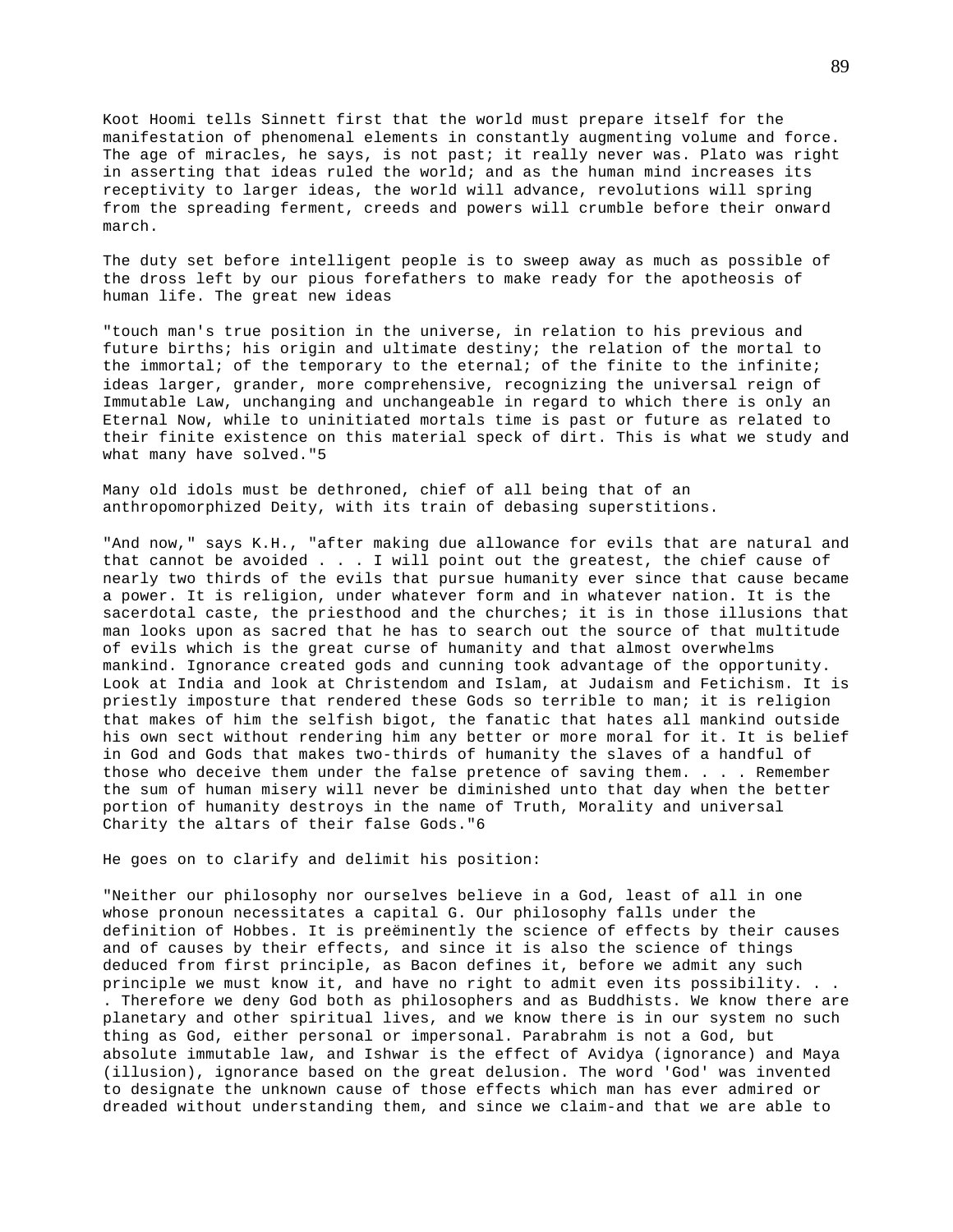Koot Hoomi tells Sinnett first that the world must prepare itself for the manifestation of phenomenal elements in constantly augmenting volume and force. The age of miracles, he says, is not past; it really never was. Plato was right in asserting that ideas ruled the world; and as the human mind increases its receptivity to larger ideas, the world will advance, revolutions will spring from the spreading ferment, creeds and powers will crumble before their onward march.

The duty set before intelligent people is to sweep away as much as possible of the dross left by our pious forefathers to make ready for the apotheosis of human life. The great new ideas

"touch man's true position in the universe, in relation to his previous and future births; his origin and ultimate destiny; the relation of the mortal to the immortal; of the temporary to the eternal; of the finite to the infinite; ideas larger, grander, more comprehensive, recognizing the universal reign of Immutable Law, unchanging and unchangeable in regard to which there is only an Eternal Now, while to uninitiated mortals time is past or future as related to their finite existence on this material speck of dirt. This is what we study and what many have solved."5

Many old idols must be dethroned, chief of all being that of an anthropomorphized Deity, with its train of debasing superstitions.

"And now," says K.H., "after making due allowance for evils that are natural and that cannot be avoided . . . I will point out the greatest, the chief cause of nearly two thirds of the evils that pursue humanity ever since that cause became a power. It is religion, under whatever form and in whatever nation. It is the sacerdotal caste, the priesthood and the churches; it is in those illusions that man looks upon as sacred that he has to search out the source of that multitude of evils which is the great curse of humanity and that almost overwhelms mankind. Ignorance created gods and cunning took advantage of the opportunity. Look at India and look at Christendom and Islam, at Judaism and Fetichism. It is priestly imposture that rendered these Gods so terrible to man; it is religion that makes of him the selfish bigot, the fanatic that hates all mankind outside his own sect without rendering him any better or more moral for it. It is belief in God and Gods that makes two-thirds of humanity the slaves of a handful of those who deceive them under the false pretence of saving them. . . . Remember the sum of human misery will never be diminished unto that day when the better portion of humanity destroys in the name of Truth, Morality and universal Charity the altars of their false Gods."6

He goes on to clarify and delimit his position:

"Neither our philosophy nor ourselves believe in a God, least of all in one whose pronoun necessitates a capital G. Our philosophy falls under the definition of Hobbes. It is preëminently the science of effects by their causes and of causes by their effects, and since it is also the science of things deduced from first principle, as Bacon defines it, before we admit any such principle we must know it, and have no right to admit even its possibility. . . . Therefore we deny God both as philosophers and as Buddhists. We know there are planetary and other spiritual lives, and we know there is in our system no such thing as God, either personal or impersonal. Parabrahm is not a God, but absolute immutable law, and Ishwar is the effect of Avidya (ignorance) and Maya (illusion), ignorance based on the great delusion. The word 'God' was invented to designate the unknown cause of those effects which man has ever admired or dreaded without understanding them, and since we claim-and that we are able to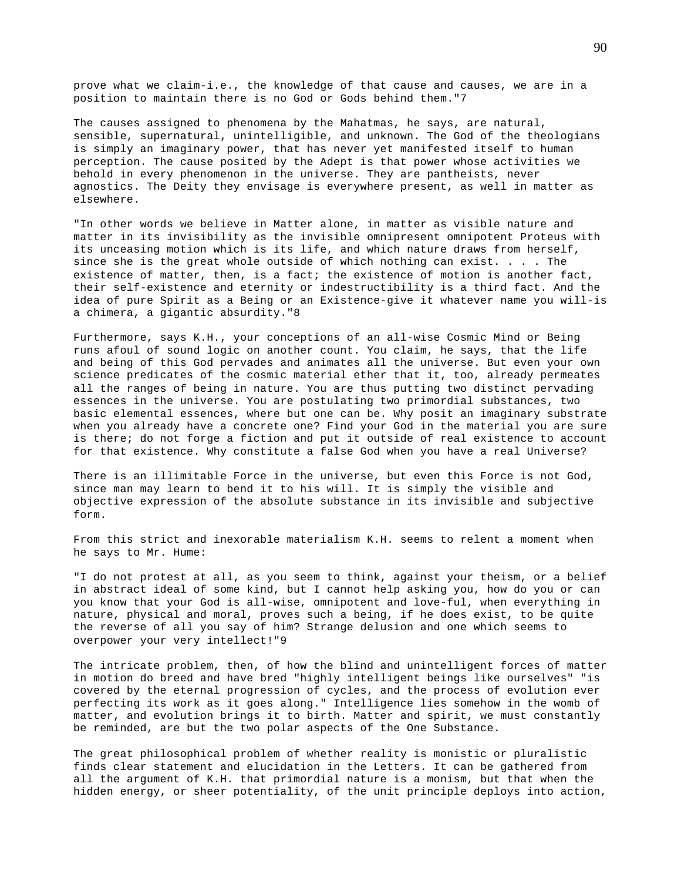prove what we claim-i.e., the knowledge of that cause and causes, we are in a position to maintain there is no God or Gods behind them."7

The causes assigned to phenomena by the Mahatmas, he says, are natural, sensible, supernatural, unintelligible, and unknown. The God of the theologians is simply an imaginary power, that has never yet manifested itself to human perception. The cause posited by the Adept is that power whose activities we behold in every phenomenon in the universe. They are pantheists, never agnostics. The Deity they envisage is everywhere present, as well in matter as elsewhere.

"In other words we believe in Matter alone, in matter as visible nature and matter in its invisibility as the invisible omnipresent omnipotent Proteus with its unceasing motion which is its life, and which nature draws from herself, since she is the great whole outside of which nothing can exist. . . . The existence of matter, then, is a fact; the existence of motion is another fact, their self-existence and eternity or indestructibility is a third fact. And the idea of pure Spirit as a Being or an Existence-give it whatever name you will-is a chimera, a gigantic absurdity."8

Furthermore, says K.H., your conceptions of an all-wise Cosmic Mind or Being runs afoul of sound logic on another count. You claim, he says, that the life and being of this God pervades and animates all the universe. But even your own science predicates of the cosmic material ether that it, too, already permeates all the ranges of being in nature. You are thus putting two distinct pervading essences in the universe. You are postulating two primordial substances, two basic elemental essences, where but one can be. Why posit an imaginary substrate when you already have a concrete one? Find your God in the material you are sure is there; do not forge a fiction and put it outside of real existence to account for that existence. Why constitute a false God when you have a real Universe?

There is an illimitable Force in the universe, but even this Force is not God, since man may learn to bend it to his will. It is simply the visible and objective expression of the absolute substance in its invisible and subjective form.

From this strict and inexorable materialism K.H. seems to relent a moment when he says to Mr. Hume:

"I do not protest at all, as you seem to think, against your theism, or a belief in abstract ideal of some kind, but I cannot help asking you, how do you or can you know that your God is all-wise, omnipotent and love-ful, when everything in nature, physical and moral, proves such a being, if he does exist, to be quite the reverse of all you say of him? Strange delusion and one which seems to overpower your very intellect!"9

The intricate problem, then, of how the blind and unintelligent forces of matter in motion do breed and have bred "highly intelligent beings like ourselves" "is covered by the eternal progression of cycles, and the process of evolution ever perfecting its work as it goes along." Intelligence lies somehow in the womb of matter, and evolution brings it to birth. Matter and spirit, we must constantly be reminded, are but the two polar aspects of the One Substance.

The great philosophical problem of whether reality is monistic or pluralistic finds clear statement and elucidation in the Letters. It can be gathered from all the argument of K.H. that primordial nature is a monism, but that when the hidden energy, or sheer potentiality, of the unit principle deploys into action,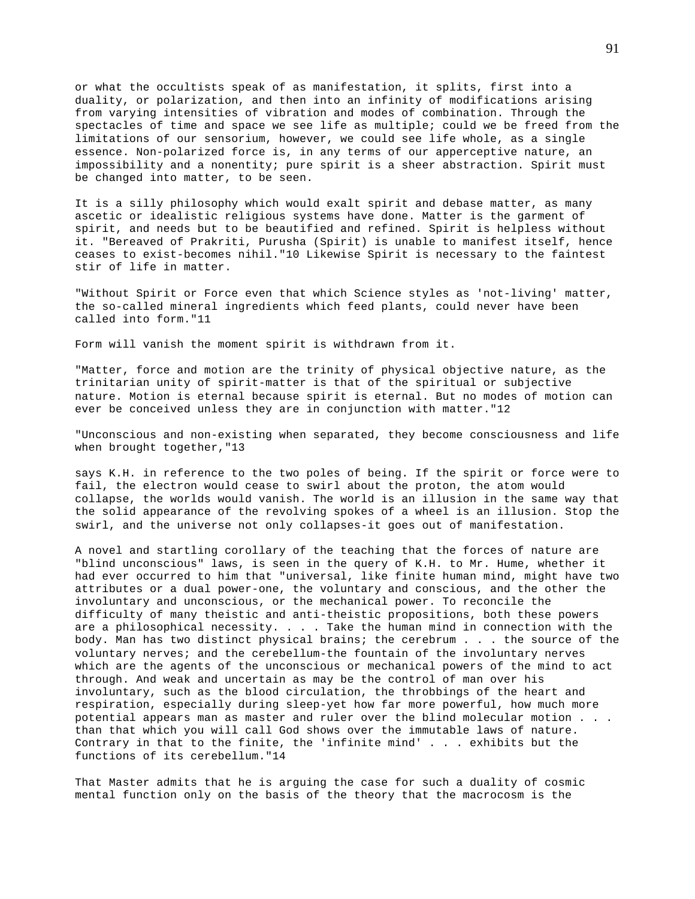or what the occultists speak of as manifestation, it splits, first into a duality, or polarization, and then into an infinity of modifications arising from varying intensities of vibration and modes of combination. Through the spectacles of time and space we see life as multiple; could we be freed from the limitations of our sensorium, however, we could see life whole, as a single essence. Non-polarized force is, in any terms of our apperceptive nature, an impossibility and a nonentity; pure spirit is a sheer abstraction. Spirit must be changed into matter, to be seen.

It is a silly philosophy which would exalt spirit and debase matter, as many ascetic or idealistic religious systems have done. Matter is the garment of spirit, and needs but to be beautified and refined. Spirit is helpless without it. "Bereaved of Prakriti, Purusha (Spirit) is unable to manifest itself, hence ceases to exist-becomes nihil."10 Likewise Spirit is necessary to the faintest stir of life in matter.

"Without Spirit or Force even that which Science styles as 'not-living' matter, the so-called mineral ingredients which feed plants, could never have been called into form."11

Form will vanish the moment spirit is withdrawn from it.

"Matter, force and motion are the trinity of physical objective nature, as the trinitarian unity of spirit-matter is that of the spiritual or subjective nature. Motion is eternal because spirit is eternal. But no modes of motion can ever be conceived unless they are in conjunction with matter."12

"Unconscious and non-existing when separated, they become consciousness and life when brought together,"13

says K.H. in reference to the two poles of being. If the spirit or force were to fail, the electron would cease to swirl about the proton, the atom would collapse, the worlds would vanish. The world is an illusion in the same way that the solid appearance of the revolving spokes of a wheel is an illusion. Stop the swirl, and the universe not only collapses-it goes out of manifestation.

A novel and startling corollary of the teaching that the forces of nature are "blind unconscious" laws, is seen in the query of K.H. to Mr. Hume, whether it had ever occurred to him that "universal, like finite human mind, might have two attributes or a dual power-one, the voluntary and conscious, and the other the involuntary and unconscious, or the mechanical power. To reconcile the difficulty of many theistic and anti-theistic propositions, both these powers are a philosophical necessity. . . . Take the human mind in connection with the body. Man has two distinct physical brains; the cerebrum . . . the source of the voluntary nerves; and the cerebellum-the fountain of the involuntary nerves which are the agents of the unconscious or mechanical powers of the mind to act through. And weak and uncertain as may be the control of man over his involuntary, such as the blood circulation, the throbbings of the heart and respiration, especially during sleep-yet how far more powerful, how much more potential appears man as master and ruler over the blind molecular motion . . . than that which you will call God shows over the immutable laws of nature. Contrary in that to the finite, the 'infinite mind' . . . exhibits but the functions of its cerebellum."14

That Master admits that he is arguing the case for such a duality of cosmic mental function only on the basis of the theory that the macrocosm is the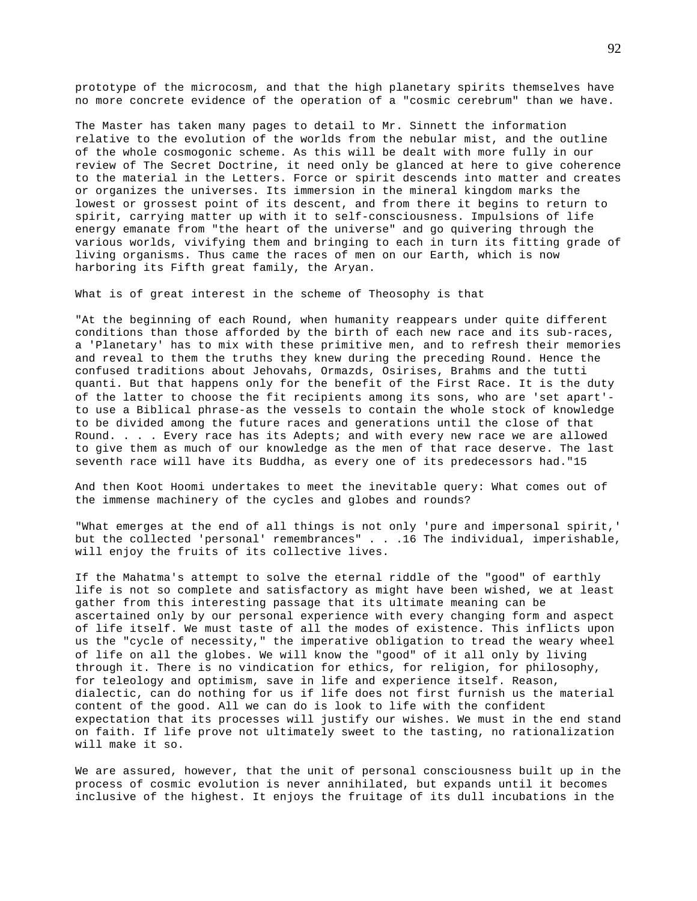prototype of the microcosm, and that the high planetary spirits themselves have no more concrete evidence of the operation of a "cosmic cerebrum" than we have.

The Master has taken many pages to detail to Mr. Sinnett the information relative to the evolution of the worlds from the nebular mist, and the outline of the whole cosmogonic scheme. As this will be dealt with more fully in our review of The Secret Doctrine, it need only be glanced at here to give coherence to the material in the Letters. Force or spirit descends into matter and creates or organizes the universes. Its immersion in the mineral kingdom marks the lowest or grossest point of its descent, and from there it begins to return to spirit, carrying matter up with it to self-consciousness. Impulsions of life energy emanate from "the heart of the universe" and go quivering through the various worlds, vivifying them and bringing to each in turn its fitting grade of living organisms. Thus came the races of men on our Earth, which is now harboring its Fifth great family, the Aryan.

What is of great interest in the scheme of Theosophy is that

"At the beginning of each Round, when humanity reappears under quite different conditions than those afforded by the birth of each new race and its sub-races, a 'Planetary' has to mix with these primitive men, and to refresh their memories and reveal to them the truths they knew during the preceding Round. Hence the confused traditions about Jehovahs, Ormazds, Osirises, Brahms and the tutti quanti. But that happens only for the benefit of the First Race. It is the duty of the latter to choose the fit recipients among its sons, who are 'set apart'-to use a Biblical phrase-as the vessels to contain the whole stock of knowledge to be divided among the future races and generations until the close of that Round. . . . Every race has its Adepts; and with every new race we are allowed to give them as much of our knowledge as the men of that race deserve. The last seventh race will have its Buddha, as every one of its predecessors had."15

And then Koot Hoomi undertakes to meet the inevitable query: What comes out of the immense machinery of the cycles and globes and rounds?

"What emerges at the end of all things is not only 'pure and impersonal spirit,' but the collected 'personal' remembrances" . . .16 The individual, imperishable, will enjoy the fruits of its collective lives.

If the Mahatma's attempt to solve the eternal riddle of the "good" of earthly life is not so complete and satisfactory as might have been wished, we at least gather from this interesting passage that its ultimate meaning can be ascertained only by our personal experience with every changing form and aspect of life itself. We must taste of all the modes of existence. This inflicts upon us the "cycle of necessity," the imperative obligation to tread the weary wheel of life on all the globes. We will know the "good" of it all only by living through it. There is no vindication for ethics, for religion, for philosophy, for teleology and optimism, save in life and experience itself. Reason, dialectic, can do nothing for us if life does not first furnish us the material content of the good. All we can do is look to life with the confident expectation that its processes will justify our wishes. We must in the end stand on faith. If life prove not ultimately sweet to the tasting, no rationalization will make it so.

We are assured, however, that the unit of personal consciousness built up in the process of cosmic evolution is never annihilated, but expands until it becomes inclusive of the highest. It enjoys the fruitage of its dull incubations in the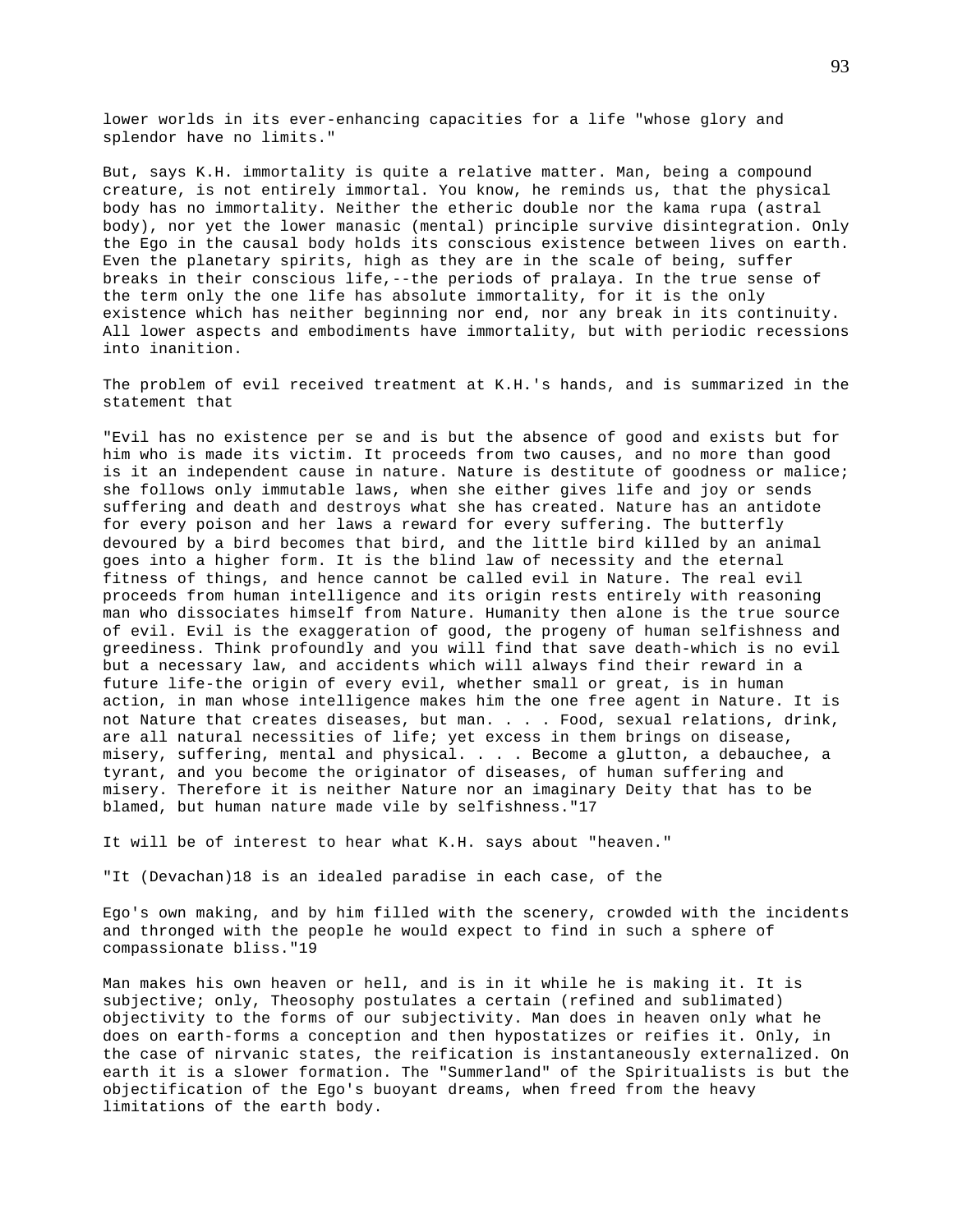lower worlds in its ever-enhancing capacities for a life "whose glory and splendor have no limits."

But, says K.H. immortality is quite a relative matter. Man, being a compound creature, is not entirely immortal. You know, he reminds us, that the physical body has no immortality. Neither the etheric double nor the kama rupa (astral body), nor yet the lower manasic (mental) principle survive disintegration. Only the Ego in the causal body holds its conscious existence between lives on earth. Even the planetary spirits, high as they are in the scale of being, suffer breaks in their conscious life,--the periods of pralaya. In the true sense of the term only the one life has absolute immortality, for it is the only existence which has neither beginning nor end, nor any break in its continuity. All lower aspects and embodiments have immortality, but with periodic recessions into inanition.

The problem of evil received treatment at K.H.'s hands, and is summarized in the statement that

"Evil has no existence per se and is but the absence of good and exists but for him who is made its victim. It proceeds from two causes, and no more than good is it an independent cause in nature. Nature is destitute of goodness or malice; she follows only immutable laws, when she either gives life and joy or sends suffering and death and destroys what she has created. Nature has an antidote for every poison and her laws a reward for every suffering. The butterfly devoured by a bird becomes that bird, and the little bird killed by an animal goes into a higher form. It is the blind law of necessity and the eternal fitness of things, and hence cannot be called evil in Nature. The real evil proceeds from human intelligence and its origin rests entirely with reasoning man who dissociates himself from Nature. Humanity then alone is the true source of evil. Evil is the exaggeration of good, the progeny of human selfishness and greediness. Think profoundly and you will find that save death-which is no evil but a necessary law, and accidents which will always find their reward in a future life-the origin of every evil, whether small or great, is in human action, in man whose intelligence makes him the one free agent in Nature. It is not Nature that creates diseases, but man. . . . Food, sexual relations, drink, are all natural necessities of life; yet excess in them brings on disease, misery, suffering, mental and physical. . . . Become a glutton, a debauchee, a tyrant, and you become the originator of diseases, of human suffering and misery. Therefore it is neither Nature nor an imaginary Deity that has to be blamed, but human nature made vile by selfishness."[17]

It will be of interest to hear what K.H. says about "heaven."

"It (Devachan)[18] is an idealed paradise in each case, of the

Ego's own making, and by him filled with the scenery, crowded with the incidents and thronged with the people he would expect to find in such a sphere of compassionate bliss."[19]

Man makes his own heaven or hell, and is in it while he is making it. It is subjective; only, Theosophy postulates a certain (refined and sublimated) objectivity to the forms of our subjectivity. Man does in heaven only what he does on earth-forms a conception and then hypostatizes or reifies it. Only, in the case of nirvanic states, the reification is instantaneously externalized. On earth it is a slower formation. The "Summerland" of the Spiritualists is but the objectification of the Ego's buoyant dreams, when freed from the heavy limitations of the earth body.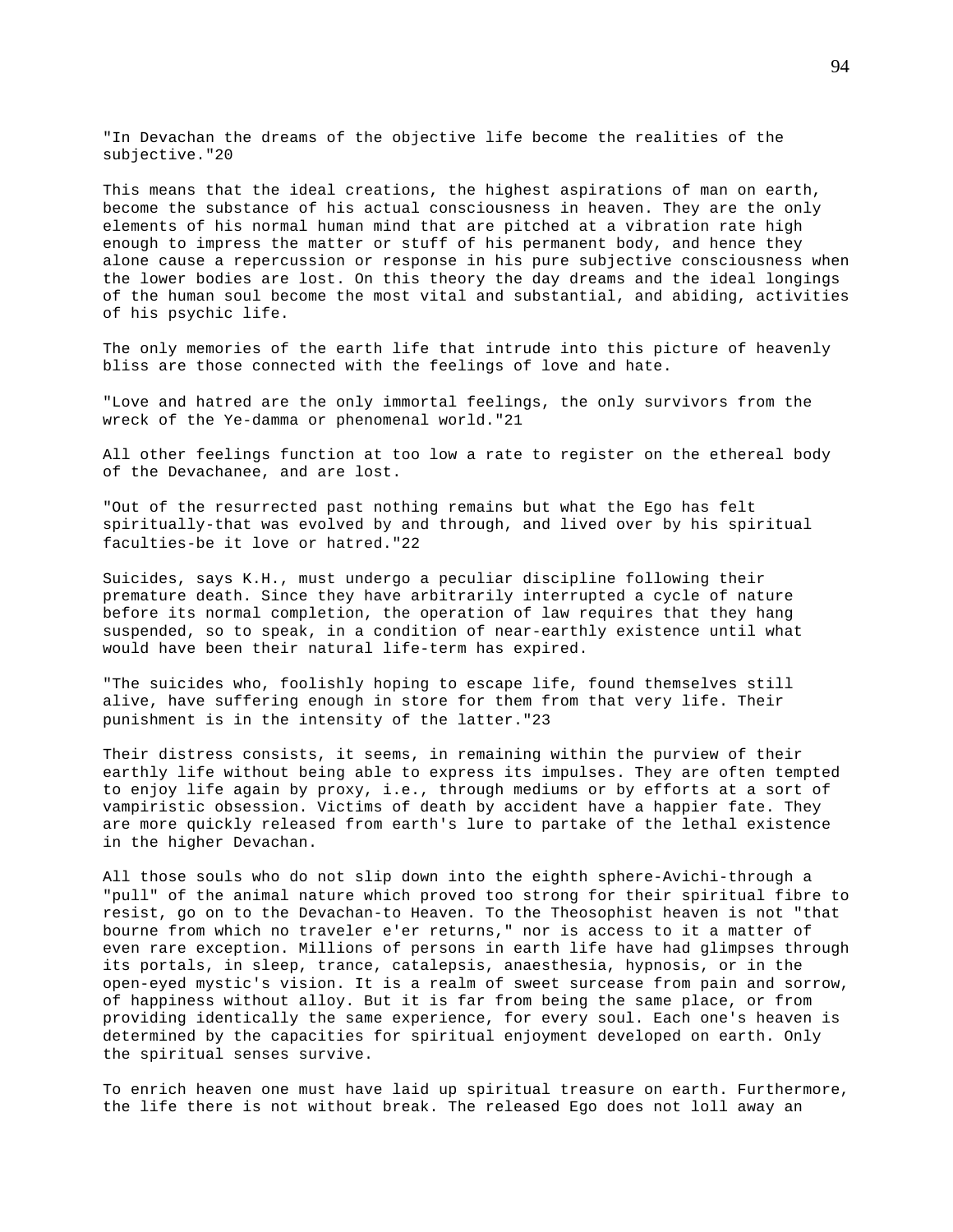"In Devachan the dreams of the objective life become the realities of the subjective."[20]

This means that the ideal creations, the highest aspirations of man on earth, become the substance of his actual consciousness in heaven. They are the only elements of his normal human mind that are pitched at a vibration rate high enough to impress the matter or stuff of his permanent body, and hence they alone cause a repercussion or response in his pure subjective consciousness when the lower bodies are lost. On this theory the day dreams and the ideal longings of the human soul become the most vital and substantial, and abiding, activities of his psychic life.

The only memories of the earth life that intrude into this picture of heavenly bliss are those connected with the feelings of love and hate.

"Love and hatred are the only immortal feelings, the only survivors from the wreck of the Ye-damma or phenomenal world."[21]

All other feelings function at too low a rate to register on the ethereal body of the Devachanee, and are lost.

"Out of the resurrected past nothing remains but what the Ego has felt spiritually-that was evolved by and through, and lived over by his spiritual faculties-be it love or hatred."[22]

Suicides, says K.H., must undergo a peculiar discipline following their premature death. Since they have arbitrarily interrupted a cycle of nature before its normal completion, the operation of law requires that they hang suspended, so to speak, in a condition of near-earthly existence until what would have been their natural life-term has expired.

"The suicides who, foolishly hoping to escape life, found themselves still alive, have suffering enough in store for them from that very life. Their punishment is in the intensity of the latter."[23]

Their distress consists, it seems, in remaining within the purview of their earthly life without being able to express its impulses. They are often tempted to enjoy life again by proxy, i.e., through mediums or by efforts at a sort of vampiristic obsession. Victims of death by accident have a happier fate. They are more quickly released from earth's lure to partake of the lethal existence in the higher Devachan.

All those souls who do not slip down into the eighth sphere-Avichi-through a "pull" of the animal nature which proved too strong for their spiritual fibre to resist, go on to the Devachan-to Heaven. To the Theosophist heaven is not "that bourne from which no traveler e'er returns," nor is access to it a matter of even rare exception. Millions of persons in earth life have had glimpses through its portals, in sleep, trance, catalepsis, anaesthesia, hypnosis, or in the open-eyed mystic's vision. It is a realm of sweet surcease from pain and sorrow, of happiness without alloy. But it is far from being the same place, or from providing identically the same experience, for every soul. Each one's heaven is determined by the capacities for spiritual enjoyment developed on earth. Only the spiritual senses survive.

To enrich heaven one must have laid up spiritual treasure on earth. Furthermore, the life there is not without break. The released Ego does not loll away an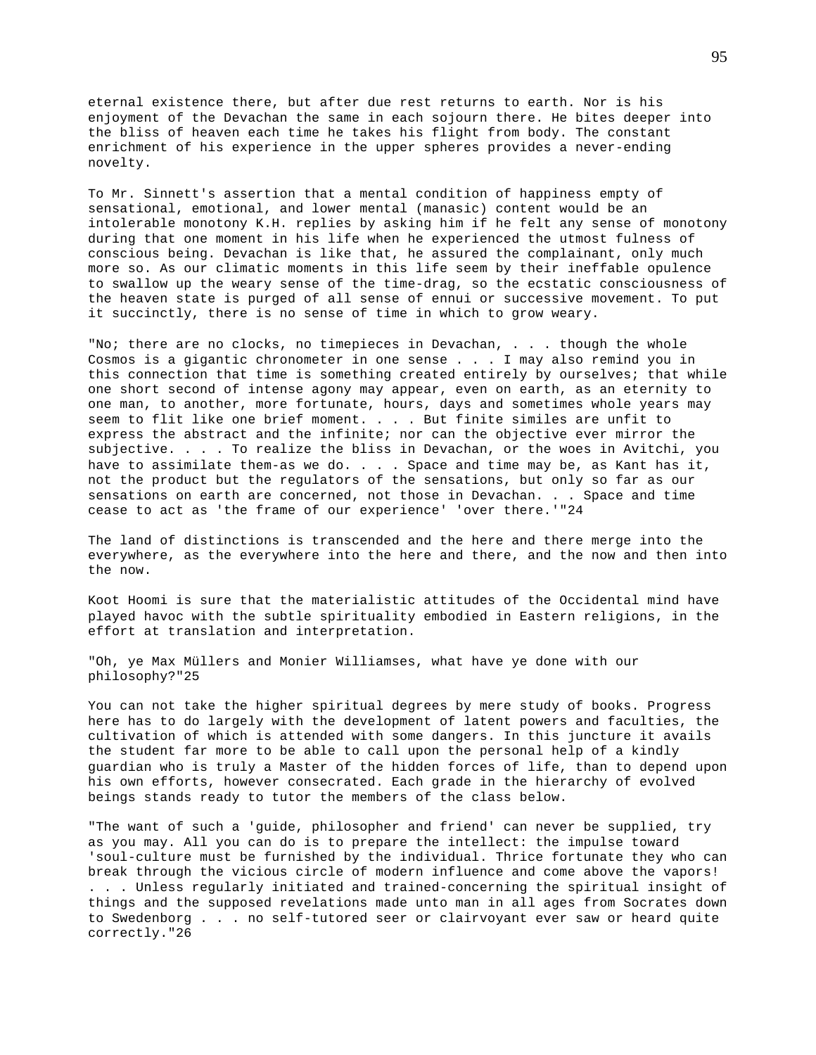eternal existence there, but after due rest returns to earth. Nor is his enjoyment of the Devachan the same in each sojourn there. He bites deeper into the bliss of heaven each time he takes his flight from body. The constant enrichment of his experience in the upper spheres provides a never-ending novelty.

To Mr. Sinnett's assertion that a mental condition of happiness empty of sensational, emotional, and lower mental (manasic) content would be an intolerable monotony K.H. replies by asking him if he felt any sense of monotony during that one moment in his life when he experienced the utmost fulness of conscious being. Devachan is like that, he assured the complainant, only much more so. As our climatic moments in this life seem by their ineffable opulence to swallow up the weary sense of the time-drag, so the ecstatic consciousness of the heaven state is purged of all sense of ennui or successive movement. To put it succinctly, there is no sense of time in which to grow weary.

"No; there are no clocks, no timepieces in Devachan, . . . though the whole Cosmos is a gigantic chronometer in one sense . . . I may also remind you in this connection that time is something created entirely by ourselves; that while one short second of intense agony may appear, even on earth, as an eternity to one man, to another, more fortunate, hours, days and sometimes whole years may seem to flit like one brief moment. . . . But finite similes are unfit to express the abstract and the infinite; nor can the objective ever mirror the subjective. . . . To realize the bliss in Devachan, or the woes in Avitchi, you have to assimilate them-as we do. . . . Space and time may be, as Kant has it, not the product but the regulators of the sensations, but only so far as our sensations on earth are concerned, not those in Devachan. . . Space and time cease to act as 'the frame of our experience' 'over there.'"24

The land of distinctions is transcended and the here and there merge into the everywhere, as the everywhere into the here and there, and the now and then into the now.

Koot Hoomi is sure that the materialistic attitudes of the Occidental mind have played havoc with the subtle spirituality embodied in Eastern religions, in the effort at translation and interpretation.

"Oh, ye Max Müllers and Monier Williamses, what have ye done with our philosophy?"25

You can not take the higher spiritual degrees by mere study of books. Progress here has to do largely with the development of latent powers and faculties, the cultivation of which is attended with some dangers. In this juncture it avails the student far more to be able to call upon the personal help of a kindly guardian who is truly a Master of the hidden forces of life, than to depend upon his own efforts, however consecrated. Each grade in the hierarchy of evolved beings stands ready to tutor the members of the class below.

"The want of such a 'guide, philosopher and friend' can never be supplied, try as you may. All you can do is to prepare the intellect: the impulse toward 'soul-culture must be furnished by the individual. Thrice fortunate they who can break through the vicious circle of modern influence and come above the vapors! . . . Unless regularly initiated and trained-concerning the spiritual insight of things and the supposed revelations made unto man in all ages from Socrates down to Swedenborg . . . no self-tutored seer or clairvoyant ever saw or heard quite correctly."26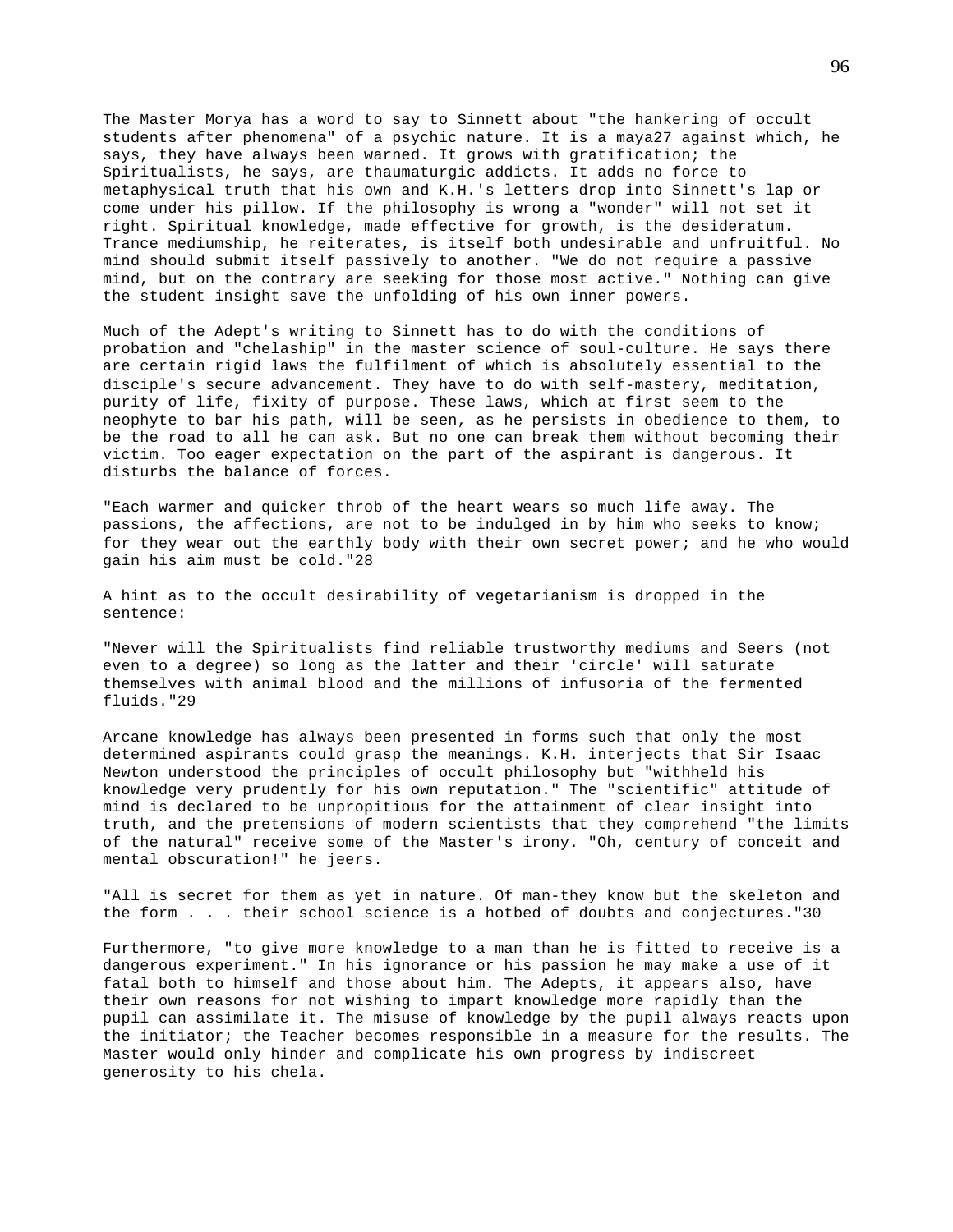The Master Morya has a word to say to Sinnett about "the hankering of occult students after phenomena" of a psychic nature. It is a maya[27] against which, he says, they have always been warned. It grows with gratification; the Spiritualists, he says, are thaumaturgic addicts. It adds no force to metaphysical truth that his own and K.H.'s letters drop into Sinnett's lap or come under his pillow. If the philosophy is wrong a "wonder" will not set it right. Spiritual knowledge, made effective for growth, is the desideratum. Trance mediumship, he reiterates, is itself both undesirable and unfruitful. No mind should submit itself passively to another. "We do not require a passive mind, but on the contrary are seeking for those most active." Nothing can give the student insight save the unfolding of his own inner powers.

Much of the Adept's writing to Sinnett has to do with the conditions of probation and "chelaship" in the master science of soul-culture. He says there are certain rigid laws the fulfilment of which is absolutely essential to the disciple's secure advancement. They have to do with self-mastery, meditation, purity of life, fixity of purpose. These laws, which at first seem to the neophyte to bar his path, will be seen, as he persists in obedience to them, to be the road to all he can ask. But no one can break them without becoming their victim. Too eager expectation on the part of the aspirant is dangerous. It disturbs the balance of forces.

"Each warmer and quicker throb of the heart wears so much life away. The passions, the affections, are not to be indulged in by him who seeks to know; for they wear out the earthly body with their own secret power; and he who would gain his aim must be cold."[28]

A hint as to the occult desirability of vegetarianism is dropped in the sentence:

"Never will the Spiritualists find reliable trustworthy mediums and Seers (not even to a degree) so long as the latter and their 'circle' will saturate themselves with animal blood and the millions of infusoria of the fermented fluids."[29]

Arcane knowledge has always been presented in forms such that only the most determined aspirants could grasp the meanings. K.H. interjects that Sir Isaac Newton understood the principles of occult philosophy but "withheld his knowledge very prudently for his own reputation." The "scientific" attitude of mind is declared to be unpropitious for the attainment of clear insight into truth, and the pretensions of modern scientists that they comprehend "the limits of the natural" receive some of the Master's irony. "Oh, century of conceit and mental obscuration!" he jeers.

"All is secret for them as yet in nature. Of man-they know but the skeleton and the form . . . their school science is a hotbed of doubts and conjectures."[30]

Furthermore, "to give more knowledge to a man than he is fitted to receive is a dangerous experiment." In his ignorance or his passion he may make a use of it fatal both to himself and those about him. The Adepts, it appears also, have their own reasons for not wishing to impart knowledge more rapidly than the pupil can assimilate it. The misuse of knowledge by the pupil always reacts upon the initiator; the Teacher becomes responsible in a measure for the results. The Master would only hinder and complicate his own progress by indiscreet generosity to his chela.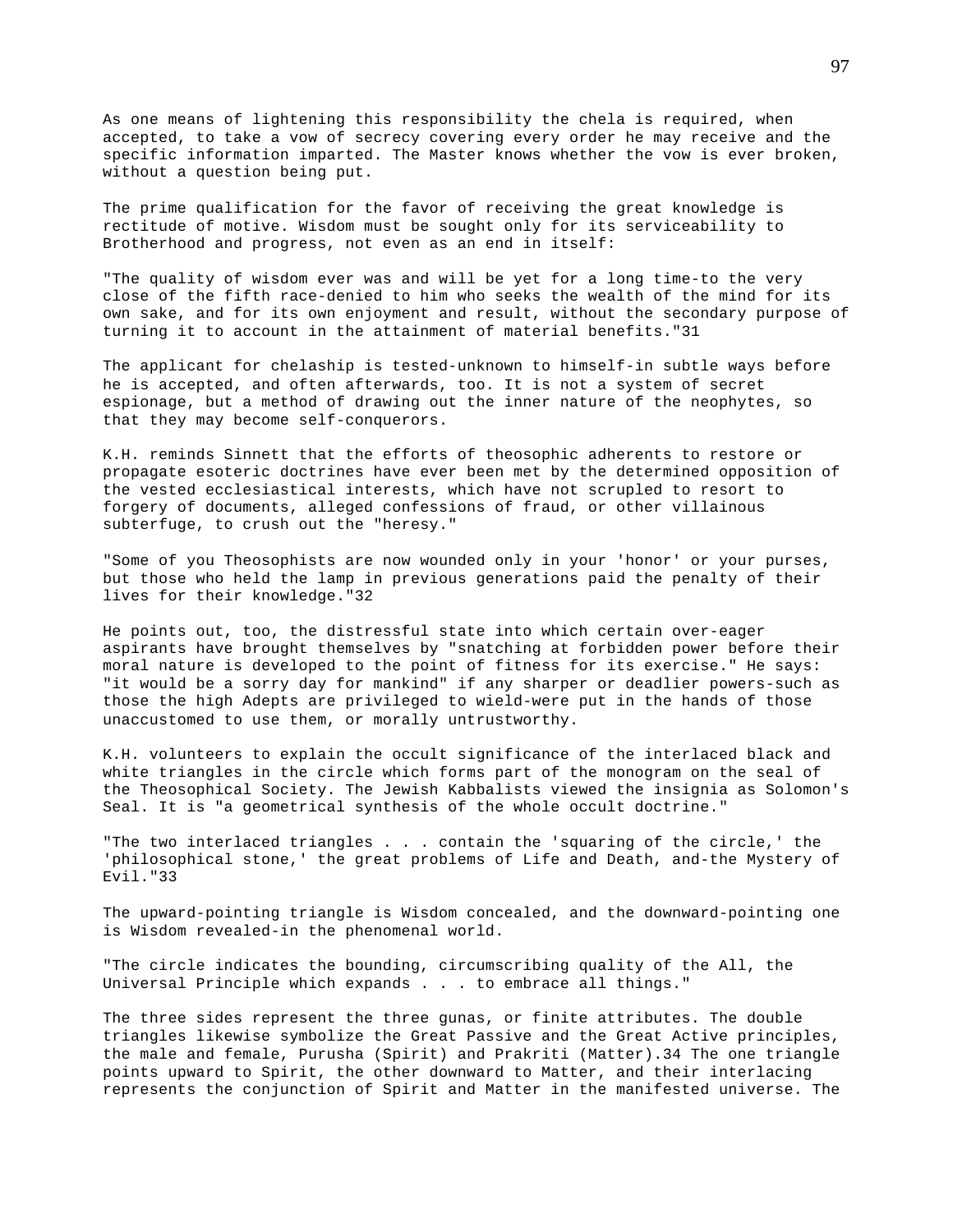As one means of lightening this responsibility the chela is required, when accepted, to take a vow of secrecy covering every order he may receive and the specific information imparted. The Master knows whether the vow is ever broken, without a question being put.

The prime qualification for the favor of receiving the great knowledge is rectitude of motive. Wisdom must be sought only for its serviceability to Brotherhood and progress, not even as an end in itself:

"The quality of wisdom ever was and will be yet for a long time-to the very close of the fifth race-denied to him who seeks the wealth of the mind for its own sake, and for its own enjoyment and result, without the secondary purpose of turning it to account in the attainment of material benefits."31

The applicant for chelaship is tested-unknown to himself-in subtle ways before he is accepted, and often afterwards, too. It is not a system of secret espionage, but a method of drawing out the inner nature of the neophytes, so that they may become self-conquerors.

K.H. reminds Sinnett that the efforts of theosophic adherents to restore or propagate esoteric doctrines have ever been met by the determined opposition of the vested ecclesiastical interests, which have not scrupled to resort to forgery of documents, alleged confessions of fraud, or other villainous subterfuge, to crush out the "heresy."

"Some of you Theosophists are now wounded only in your 'honor' or your purses, but those who held the lamp in previous generations paid the penalty of their lives for their knowledge."32

He points out, too, the distressful state into which certain over-eager aspirants have brought themselves by "snatching at forbidden power before their moral nature is developed to the point of fitness for its exercise." He says: "it would be a sorry day for mankind" if any sharper or deadlier powers-such as those the high Adepts are privileged to wield-were put in the hands of those unaccustomed to use them, or morally untrustworthy.

K.H. volunteers to explain the occult significance of the interlaced black and white triangles in the circle which forms part of the monogram on the seal of the Theosophical Society. The Jewish Kabbalists viewed the insignia as Solomon's Seal. It is "a geometrical synthesis of the whole occult doctrine."

"The two interlaced triangles . . . contain the 'squaring of the circle,' the 'philosophical stone,' the great problems of Life and Death, and-the Mystery of Evil."33

The upward-pointing triangle is Wisdom concealed, and the downward-pointing one is Wisdom revealed-in the phenomenal world.

"The circle indicates the bounding, circumscribing quality of the All, the Universal Principle which expands . . . to embrace all things."

The three sides represent the three gunas, or finite attributes. The double triangles likewise symbolize the Great Passive and the Great Active principles, the male and female, Purusha (Spirit) and Prakriti (Matter).34 The one triangle points upward to Spirit, the other downward to Matter, and their interlacing represents the conjunction of Spirit and Matter in the manifested universe. The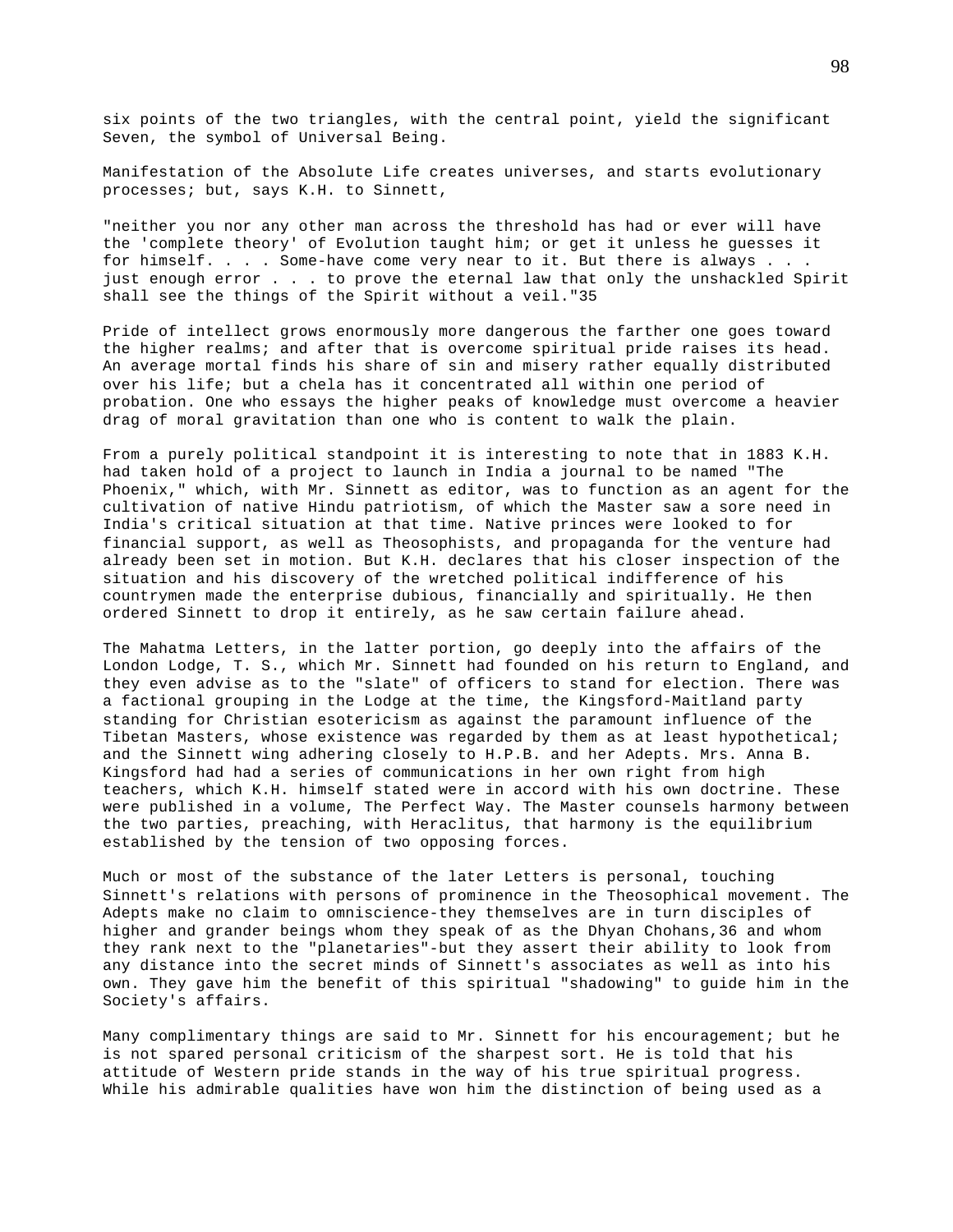six points of the two triangles, with the central point, yield the significant Seven, the symbol of Universal Being.

Manifestation of the Absolute Life creates universes, and starts evolutionary processes; but, says K.H. to Sinnett,

"neither you nor any other man across the threshold has had or ever will have the 'complete theory' of Evolution taught him; or get it unless he guesses it for himself. . . . Some-have come very near to it. But there is always . . . just enough error . . . to prove the eternal law that only the unshackled Spirit shall see the things of the Spirit without a veil."35

Pride of intellect grows enormously more dangerous the farther one goes toward the higher realms; and after that is overcome spiritual pride raises its head. An average mortal finds his share of sin and misery rather equally distributed over his life; but a chela has it concentrated all within one period of probation. One who essays the higher peaks of knowledge must overcome a heavier drag of moral gravitation than one who is content to walk the plain.

From a purely political standpoint it is interesting to note that in 1883 K.H. had taken hold of a project to launch in India a journal to be named "The Phoenix," which, with Mr. Sinnett as editor, was to function as an agent for the cultivation of native Hindu patriotism, of which the Master saw a sore need in India's critical situation at that time. Native princes were looked to for financial support, as well as Theosophists, and propaganda for the venture had already been set in motion. But K.H. declares that his closer inspection of the situation and his discovery of the wretched political indifference of his countrymen made the enterprise dubious, financially and spiritually. He then ordered Sinnett to drop it entirely, as he saw certain failure ahead.

The Mahatma Letters, in the latter portion, go deeply into the affairs of the London Lodge, T. S., which Mr. Sinnett had founded on his return to England, and they even advise as to the "slate" of officers to stand for election. There was a factional grouping in the Lodge at the time, the Kingsford-Maitland party standing for Christian esotericism as against the paramount influence of the Tibetan Masters, whose existence was regarded by them as at least hypothetical; and the Sinnett wing adhering closely to H.P.B. and her Adepts. Mrs. Anna B. Kingsford had had a series of communications in her own right from high teachers, which K.H. himself stated were in accord with his own doctrine. These were published in a volume, The Perfect Way. The Master counsels harmony between the two parties, preaching, with Heraclitus, that harmony is the equilibrium established by the tension of two opposing forces.

Much or most of the substance of the later Letters is personal, touching Sinnett's relations with persons of prominence in the Theosophical movement. The Adepts make no claim to omniscience-they themselves are in turn disciples of higher and grander beings whom they speak of as the Dhyan Chohans,36 and whom they rank next to the "planetaries"-but they assert their ability to look from any distance into the secret minds of Sinnett's associates as well as into his own. They gave him the benefit of this spiritual "shadowing" to guide him in the Society's affairs.

Many complimentary things are said to Mr. Sinnett for his encouragement; but he is not spared personal criticism of the sharpest sort. He is told that his attitude of Western pride stands in the way of his true spiritual progress. While his admirable qualities have won him the distinction of being used as a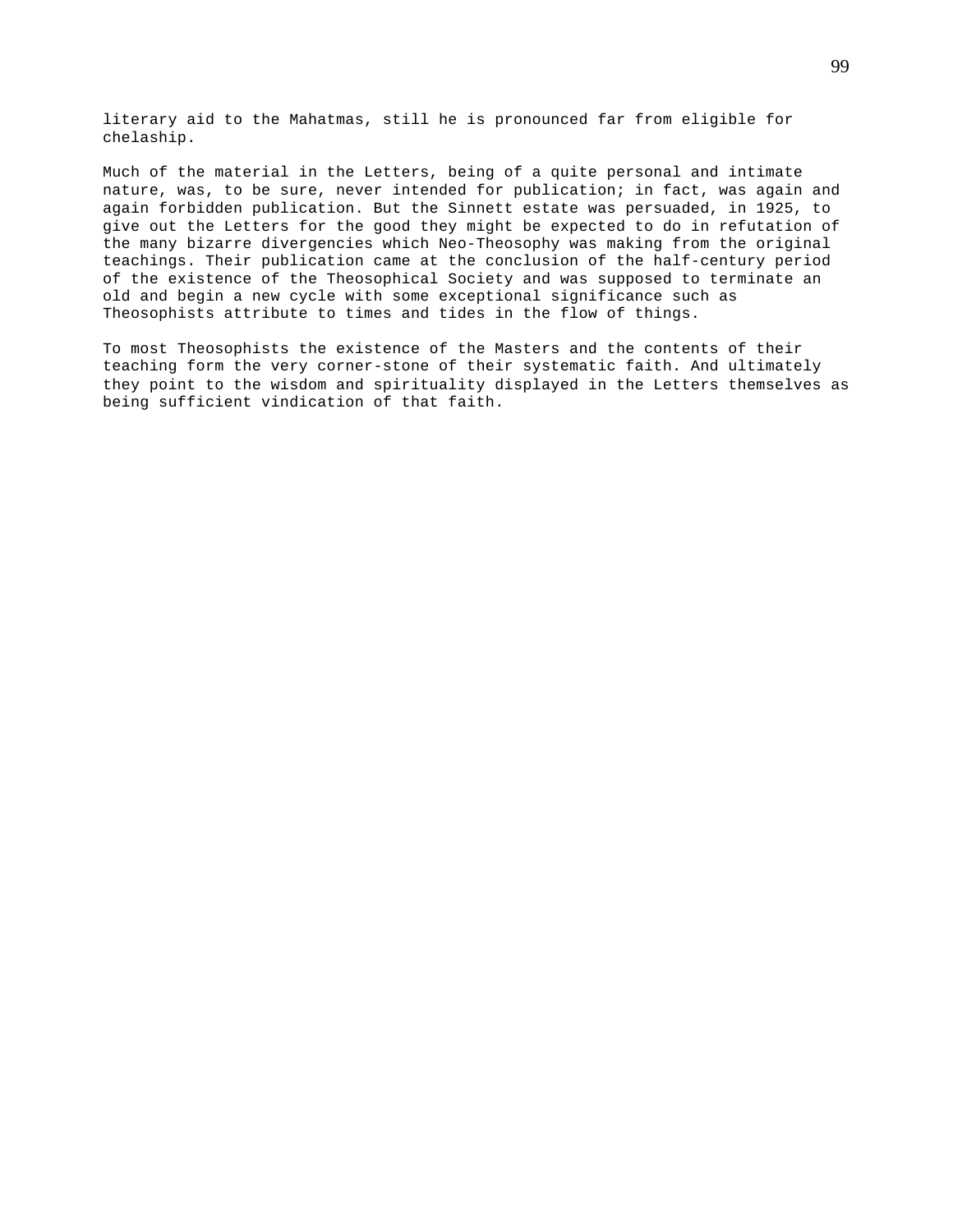literary aid to the Mahatmas, still he is pronounced far from eligible for chelaship.

Much of the material in the Letters, being of a quite personal and intimate nature, was, to be sure, never intended for publication; in fact, was again and again forbidden publication. But the Sinnett estate was persuaded, in 1925, to give out the Letters for the good they might be expected to do in refutation of the many bizarre divergencies which Neo-Theosophy was making from the original teachings. Their publication came at the conclusion of the half-century period of the existence of the Theosophical Society and was supposed to terminate an old and begin a new cycle with some exceptional significance such as Theosophists attribute to times and tides in the flow of things.

To most Theosophists the existence of the Masters and the contents of their teaching form the very corner-stone of their systematic faith. And ultimately they point to the wisdom and spirituality displayed in the Letters themselves as being sufficient vindication of that faith.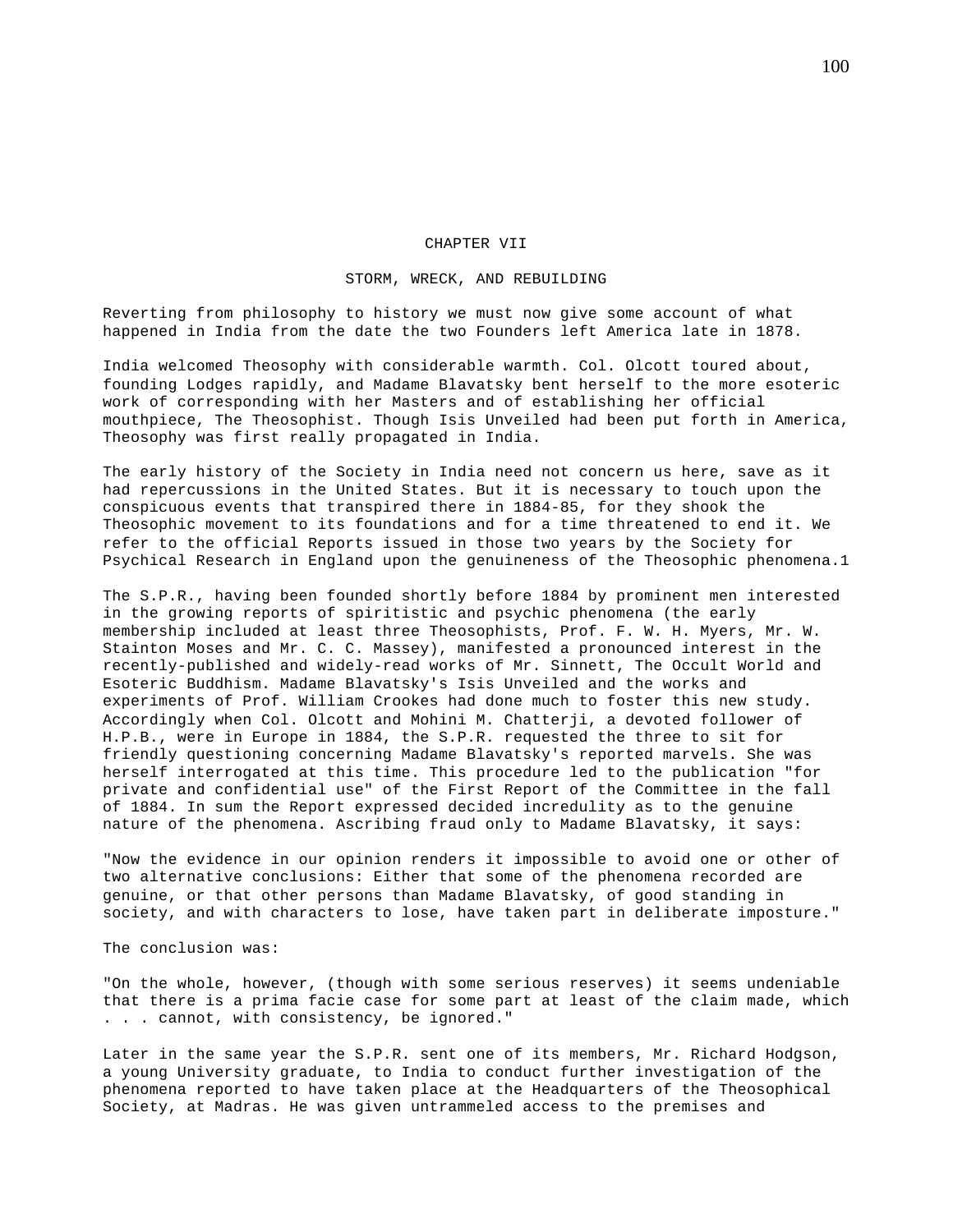# CHAPTER VII

## STORM, WRECK, AND REBUILDING

Reverting from philosophy to history we must now give some account of what happened in India from the date the two Founders left America late in 1878.

India welcomed Theosophy with considerable warmth. Col. Olcott toured about, founding Lodges rapidly, and Madame Blavatsky bent herself to the more esoteric work of corresponding with her Masters and of establishing her official mouthpiece, The Theosophist. Though Isis Unveiled had been put forth in America, Theosophy was first really propagated in India.

The early history of the Society in India need not concern us here, save as it had repercussions in the United States. But it is necessary to touch upon the conspicuous events that transpired there in 1884-85, for they shook the Theosophic movement to its foundations and for a time threatened to end it. We refer to the official Reports issued in those two years by the Society for Psychical Research in England upon the genuineness of the Theosophic phenomena.[1]

The S.P.R., having been founded shortly before 1884 by prominent men interested in the growing reports of spiritistic and psychic phenomena (the early membership included at least three Theosophists, Prof. F. W. H. Myers, Mr. W. Stainton Moses and Mr. C. C. Massey), manifested a pronounced interest in the recently-published and widely-read works of Mr. Sinnett, The Occult World and Esoteric Buddhism. Madame Blavatsky's Isis Unveiled and the works and experiments of Prof. William Crookes had done much to foster this new study. Accordingly when Col. Olcott and Mohini M. Chatterji, a devoted follower of H.P.B., were in Europe in 1884, the S.P.R. requested the three to sit for friendly questioning concerning Madame Blavatsky's reported marvels. She was herself interrogated at this time. This procedure led to the publication "for private and confidential use" of the First Report of the Committee in the fall of 1884. In sum the Report expressed decided incredulity as to the genuine nature of the phenomena. Ascribing fraud only to Madame Blavatsky, it says:

"Now the evidence in our opinion renders it impossible to avoid one or other of two alternative conclusions: Either that some of the phenomena recorded are genuine, or that other persons than Madame Blavatsky, of good standing in society, and with characters to lose, have taken part in deliberate imposture."

The conclusion was:

"On the whole, however, (though with some serious reserves) it seems undeniable that there is a prima facie case for some part at least of the claim made, which . . . cannot, with consistency, be ignored."

Later in the same year the S.P.R. sent one of its members, Mr. Richard Hodgson, a young University graduate, to India to conduct further investigation of the phenomena reported to have taken place at the Headquarters of the Theosophical Society, at Madras. He was given untrammeled access to the premises and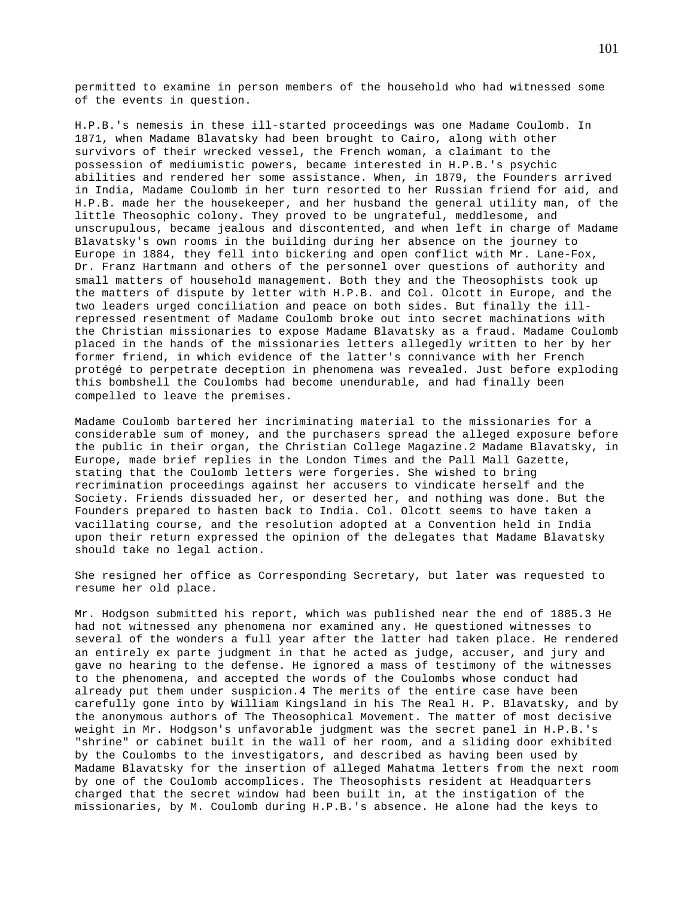permitted to examine in person members of the household who had witnessed some of the events in question.

H.P.B.'s nemesis in these ill-started proceedings was one Madame Coulomb. In 1871, when Madame Blavatsky had been brought to Cairo, along with other survivors of their wrecked vessel, the French woman, a claimant to the possession of mediumistic powers, became interested in H.P.B.'s psychic abilities and rendered her some assistance. When, in 1879, the Founders arrived in India, Madame Coulomb in her turn resorted to her Russian friend for aid, and H.P.B. made her the housekeeper, and her husband the general utility man, of the little Theosophic colony. They proved to be ungrateful, meddlesome, and unscrupulous, became jealous and discontented, and when left in charge of Madame Blavatsky's own rooms in the building during her absence on the journey to Europe in 1884, they fell into bickering and open conflict with Mr. Lane-Fox, Dr. Franz Hartmann and others of the personnel over questions of authority and small matters of household management. Both they and the Theosophists took up the matters of dispute by letter with H.P.B. and Col. Olcott in Europe, and the two leaders urged conciliation and peace on both sides. But finally the ill-repressed resentment of Madame Coulomb broke out into secret machinations with the Christian missionaries to expose Madame Blavatsky as a fraud. Madame Coulomb placed in the hands of the missionaries letters allegedly written to her by her former friend, in which evidence of the latter's connivance with her French protégé to perpetrate deception in phenomena was revealed. Just before exploding this bombshell the Coulombs had become unendurable, and had finally been compelled to leave the premises.

Madame Coulomb bartered her incriminating material to the missionaries for a considerable sum of money, and the purchasers spread the alleged exposure before the public in their organ, the Christian College Magazine.[2] Madame Blavatsky, in Europe, made brief replies in the London Times and the Pall Mall Gazette, stating that the Coulomb letters were forgeries. She wished to bring recrimination proceedings against her accusers to vindicate herself and the Society. Friends dissuaded her, or deserted her, and nothing was done. But the Founders prepared to hasten back to India. Col. Olcott seems to have taken a vacillating course, and the resolution adopted at a Convention held in India upon their return expressed the opinion of the delegates that Madame Blavatsky should take no legal action.

She resigned her office as Corresponding Secretary, but later was requested to resume her old place.

Mr. Hodgson submitted his report, which was published near the end of 1885.[3] He had not witnessed any phenomena nor examined any. He questioned witnesses to several of the wonders a full year after the latter had taken place. He rendered an entirely ex parte judgment in that he acted as judge, accuser, and jury and gave no hearing to the defense. He ignored a mass of testimony of the witnesses to the phenomena, and accepted the words of the Coulombs whose conduct had already put them under suspicion.[4] The merits of the entire case have been carefully gone into by William Kingsland in his The Real H. P. Blavatsky, and by the anonymous authors of The Theosophical Movement. The matter of most decisive weight in Mr. Hodgson's unfavorable judgment was the secret panel in H.P.B.'s "shrine" or cabinet built in the wall of her room, and a sliding door exhibited by the Coulombs to the investigators, and described as having been used by Madame Blavatsky for the insertion of alleged Mahatma letters from the next room by one of the Coulomb accomplices. The Theosophists resident at Headquarters charged that the secret window had been built in, at the instigation of the missionaries, by M. Coulomb during H.P.B.'s absence. He alone had the keys to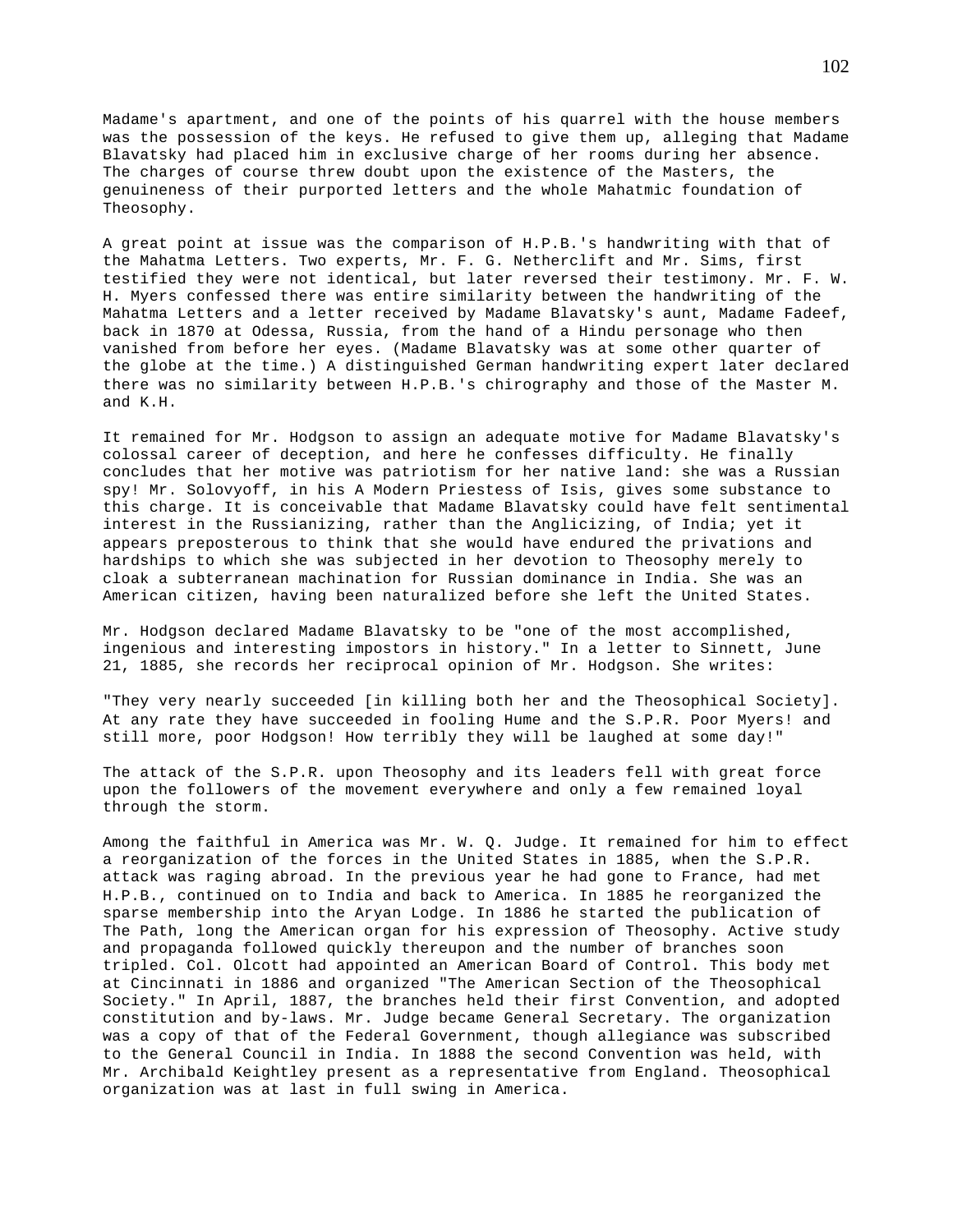Madame's apartment, and one of the points of his quarrel with the house members was the possession of the keys. He refused to give them up, alleging that Madame Blavatsky had placed him in exclusive charge of her rooms during her absence. The charges of course threw doubt upon the existence of the Masters, the genuineness of their purported letters and the whole Mahatmic foundation of Theosophy.

A great point at issue was the comparison of H.P.B.'s handwriting with that of the Mahatma Letters. Two experts, Mr. F. G. Netherclift and Mr. Sims, first testified they were not identical, but later reversed their testimony. Mr. F. W. H. Myers confessed there was entire similarity between the handwriting of the Mahatma Letters and a letter received by Madame Blavatsky's aunt, Madame Fadeef, back in 1870 at Odessa, Russia, from the hand of a Hindu personage who then vanished from before her eyes. (Madame Blavatsky was at some other quarter of the globe at the time.) A distinguished German handwriting expert later declared there was no similarity between H.P.B.'s chirography and those of the Master M. and K.H.

It remained for Mr. Hodgson to assign an adequate motive for Madame Blavatsky's colossal career of deception, and here he confesses difficulty. He finally concludes that her motive was patriotism for her native land: she was a Russian spy! Mr. Solovyoff, in his A Modern Priestess of Isis, gives some substance to this charge. It is conceivable that Madame Blavatsky could have felt sentimental interest in the Russianizing, rather than the Anglicizing, of India; yet it appears preposterous to think that she would have endured the privations and hardships to which she was subjected in her devotion to Theosophy merely to cloak a subterranean machination for Russian dominance in India. She was an American citizen, having been naturalized before she left the United States.

Mr. Hodgson declared Madame Blavatsky to be "one of the most accomplished, ingenious and interesting impostors in history." In a letter to Sinnett, June 21, 1885, she records her reciprocal opinion of Mr. Hodgson. She writes:

"They very nearly succeeded [in killing both her and the Theosophical Society]. At any rate they have succeeded in fooling Hume and the S.P.R. Poor Myers! and still more, poor Hodgson! How terribly they will be laughed at some day!"

The attack of the S.P.R. upon Theosophy and its leaders fell with great force upon the followers of the movement everywhere and only a few remained loyal through the storm.

Among the faithful in America was Mr. W. Q. Judge. It remained for him to effect a reorganization of the forces in the United States in 1885, when the S.P.R. attack was raging abroad. In the previous year he had gone to France, had met H.P.B., continued on to India and back to America. In 1885 he reorganized the sparse membership into the Aryan Lodge. In 1886 he started the publication of The Path, long the American organ for his expression of Theosophy. Active study and propaganda followed quickly thereupon and the number of branches soon tripled. Col. Olcott had appointed an American Board of Control. This body met at Cincinnati in 1886 and organized "The American Section of the Theosophical Society." In April, 1887, the branches held their first Convention, and adopted constitution and by-laws. Mr. Judge became General Secretary. The organization was a copy of that of the Federal Government, though allegiance was subscribed to the General Council in India. In 1888 the second Convention was held, with Mr. Archibald Keightley present as a representative from England. Theosophical organization was at last in full swing in America.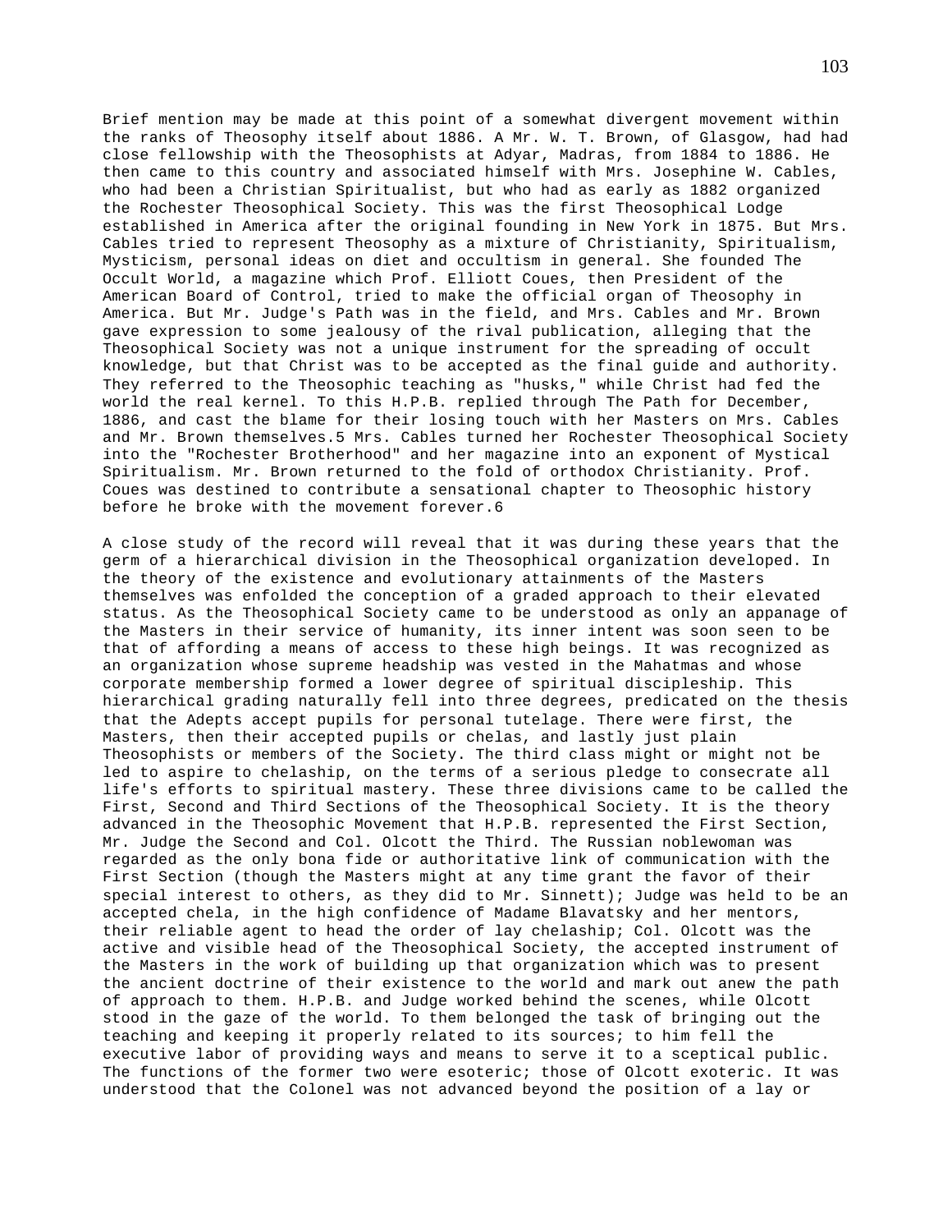Brief mention may be made at this point of a somewhat divergent movement within the ranks of Theosophy itself about 1886. A Mr. W. T. Brown, of Glasgow, had had close fellowship with the Theosophists at Adyar, Madras, from 1884 to 1886. He then came to this country and associated himself with Mrs. Josephine W. Cables, who had been a Christian Spiritualist, but who had as early as 1882 organized the Rochester Theosophical Society. This was the first Theosophical Lodge established in America after the original founding in New York in 1875. But Mrs. Cables tried to represent Theosophy as a mixture of Christianity, Spiritualism, Mysticism, personal ideas on diet and occultism in general. She founded The Occult World, a magazine which Prof. Elliott Coues, then President of the American Board of Control, tried to make the official organ of Theosophy in America. But Mr. Judge's Path was in the field, and Mrs. Cables and Mr. Brown gave expression to some jealousy of the rival publication, alleging that the Theosophical Society was not a unique instrument for the spreading of occult knowledge, but that Christ was to be accepted as the final guide and authority. They referred to the Theosophic teaching as "husks," while Christ had fed the world the real kernel. To this H.P.B. replied through The Path for December, 1886, and cast the blame for their losing touch with her Masters on Mrs. Cables and Mr. Brown themselves.[5] Mrs. Cables turned her Rochester Theosophical Society into the "Rochester Brotherhood" and her magazine into an exponent of Mystical Spiritualism. Mr. Brown returned to the fold of orthodox Christianity. Prof. Coues was destined to contribute a sensational chapter to Theosophic history before he broke with the movement forever.[6]

A close study of the record will reveal that it was during these years that the germ of a hierarchical division in the Theosophical organization developed. In the theory of the existence and evolutionary attainments of the Masters themselves was enfolded the conception of a graded approach to their elevated status. As the Theosophical Society came to be understood as only an appanage of the Masters in their service of humanity, its inner intent was soon seen to be that of affording a means of access to these high beings. It was recognized as an organization whose supreme headship was vested in the Mahatmas and whose corporate membership formed a lower degree of spiritual discipleship. This hierarchical grading naturally fell into three degrees, predicated on the thesis that the Adepts accept pupils for personal tutelage. There were first, the Masters, then their accepted pupils or chelas, and lastly just plain Theosophists or members of the Society. The third class might or might not be led to aspire to chelaship, on the terms of a serious pledge to consecrate all life's efforts to spiritual mastery. These three divisions came to be called the First, Second and Third Sections of the Theosophical Society. It is the theory advanced in the Theosophic Movement that H.P.B. represented the First Section, Mr. Judge the Second and Col. Olcott the Third. The Russian noblewoman was regarded as the only bona fide or authoritative link of communication with the First Section (though the Masters might at any time grant the favor of their special interest to others, as they did to Mr. Sinnett); Judge was held to be an accepted chela, in the high confidence of Madame Blavatsky and her mentors, their reliable agent to head the order of lay chelaship; Col. Olcott was the active and visible head of the Theosophical Society, the accepted instrument of the Masters in the work of building up that organization which was to present the ancient doctrine of their existence to the world and mark out anew the path of approach to them. H.P.B. and Judge worked behind the scenes, while Olcott stood in the gaze of the world. To them belonged the task of bringing out the teaching and keeping it properly related to its sources; to him fell the executive labor of providing ways and means to serve it to a sceptical public. The functions of the former two were esoteric; those of Olcott exoteric. It was understood that the Colonel was not advanced beyond the position of a lay or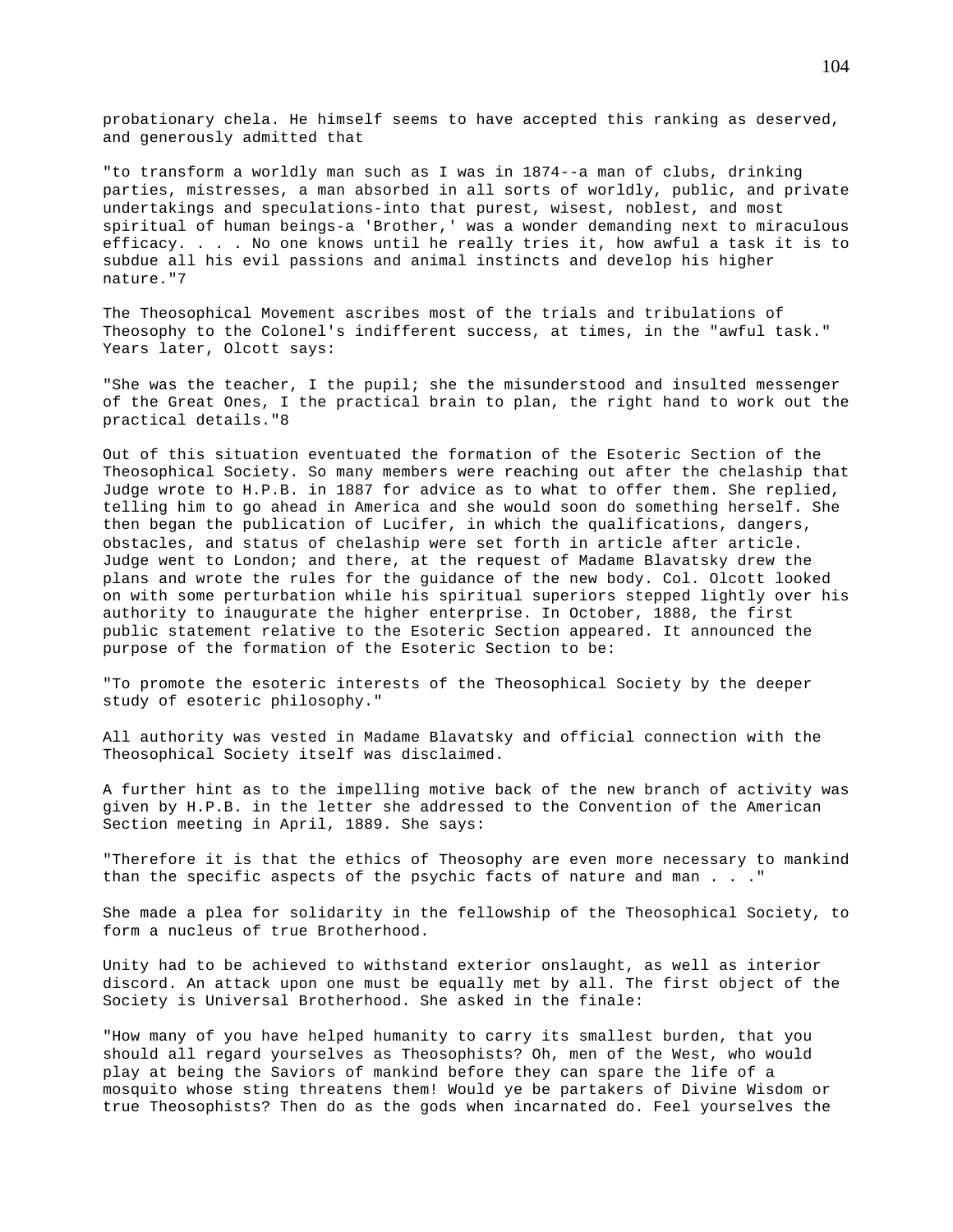probationary chela. He himself seems to have accepted this ranking as deserved, and generously admitted that

"to transform a worldly man such as I was in 1874--a man of clubs, drinking parties, mistresses, a man absorbed in all sorts of worldly, public, and private undertakings and speculations-into that purest, wisest, noblest, and most spiritual of human beings-a 'Brother,' was a wonder demanding next to miraculous efficacy. . . . No one knows until he really tries it, how awful a task it is to subdue all his evil passions and animal instincts and develop his higher nature."7

The Theosophical Movement ascribes most of the trials and tribulations of Theosophy to the Colonel's indifferent success, at times, in the "awful task." Years later, Olcott says:

"She was the teacher, I the pupil; she the misunderstood and insulted messenger of the Great Ones, I the practical brain to plan, the right hand to work out the practical details."8

Out of this situation eventuated the formation of the Esoteric Section of the Theosophical Society. So many members were reaching out after the chelaship that Judge wrote to H.P.B. in 1887 for advice as to what to offer them. She replied, telling him to go ahead in America and she would soon do something herself. She then began the publication of Lucifer, in which the qualifications, dangers, obstacles, and status of chelaship were set forth in article after article. Judge went to London; and there, at the request of Madame Blavatsky drew the plans and wrote the rules for the guidance of the new body. Col. Olcott looked on with some perturbation while his spiritual superiors stepped lightly over his authority to inaugurate the higher enterprise. In October, 1888, the first public statement relative to the Esoteric Section appeared. It announced the purpose of the formation of the Esoteric Section to be:

"To promote the esoteric interests of the Theosophical Society by the deeper study of esoteric philosophy."

All authority was vested in Madame Blavatsky and official connection with the Theosophical Society itself was disclaimed.

A further hint as to the impelling motive back of the new branch of activity was given by H.P.B. in the letter she addressed to the Convention of the American Section meeting in April, 1889. She says:

"Therefore it is that the ethics of Theosophy are even more necessary to mankind than the specific aspects of the psychic facts of nature and man . . ."

She made a plea for solidarity in the fellowship of the Theosophical Society, to form a nucleus of true Brotherhood.

Unity had to be achieved to withstand exterior onslaught, as well as interior discord. An attack upon one must be equally met by all. The first object of the Society is Universal Brotherhood. She asked in the finale:

"How many of you have helped humanity to carry its smallest burden, that you should all regard yourselves as Theosophists? Oh, men of the West, who would play at being the Saviors of mankind before they can spare the life of a mosquito whose sting threatens them! Would ye be partakers of Divine Wisdom or true Theosophists? Then do as the gods when incarnated do. Feel yourselves the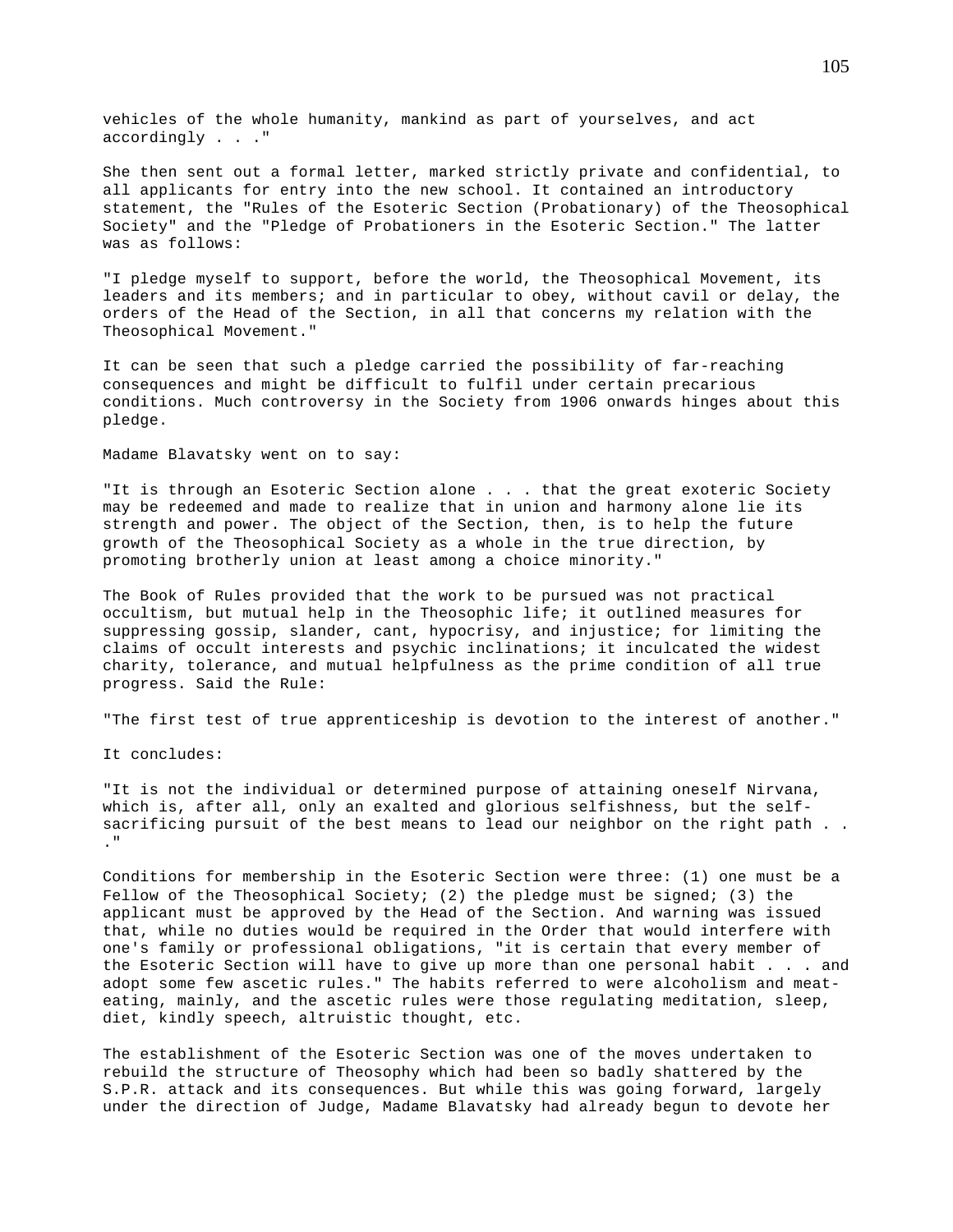vehicles of the whole humanity, mankind as part of yourselves, and act accordingly . . ."

She then sent out a formal letter, marked strictly private and confidential, to all applicants for entry into the new school. It contained an introductory statement, the "Rules of the Esoteric Section (Probationary) of the Theosophical Society" and the "Pledge of Probationers in the Esoteric Section." The latter was as follows:

"I pledge myself to support, before the world, the Theosophical Movement, its leaders and its members; and in particular to obey, without cavil or delay, the orders of the Head of the Section, in all that concerns my relation with the Theosophical Movement."

It can be seen that such a pledge carried the possibility of far-reaching consequences and might be difficult to fulfil under certain precarious conditions. Much controversy in the Society from 1906 onwards hinges about this pledge.

Madame Blavatsky went on to say:

"It is through an Esoteric Section alone . . . that the great exoteric Society may be redeemed and made to realize that in union and harmony alone lie its strength and power. The object of the Section, then, is to help the future growth of the Theosophical Society as a whole in the true direction, by promoting brotherly union at least among a choice minority."

The Book of Rules provided that the work to be pursued was not practical occultism, but mutual help in the Theosophic life; it outlined measures for suppressing gossip, slander, cant, hypocrisy, and injustice; for limiting the claims of occult interests and psychic inclinations; it inculcated the widest charity, tolerance, and mutual helpfulness as the prime condition of all true progress. Said the Rule:

"The first test of true apprenticeship is devotion to the interest of another."

It concludes:

"It is not the individual or determined purpose of attaining oneself Nirvana, which is, after all, only an exalted and glorious selfishness, but the self-sacrificing pursuit of the best means to lead our neighbor on the right path . . ."

Conditions for membership in the Esoteric Section were three: (1) one must be a Fellow of the Theosophical Society; (2) the pledge must be signed; (3) the applicant must be approved by the Head of the Section. And warning was issued that, while no duties would be required in the Order that would interfere with one's family or professional obligations, "it is certain that every member of the Esoteric Section will have to give up more than one personal habit . . . and adopt some few ascetic rules." The habits referred to were alcoholism and meat-eating, mainly, and the ascetic rules were those regulating meditation, sleep, diet, kindly speech, altruistic thought, etc.

The establishment of the Esoteric Section was one of the moves undertaken to rebuild the structure of Theosophy which had been so badly shattered by the S.P.R. attack and its consequences. But while this was going forward, largely under the direction of Judge, Madame Blavatsky had already begun to devote her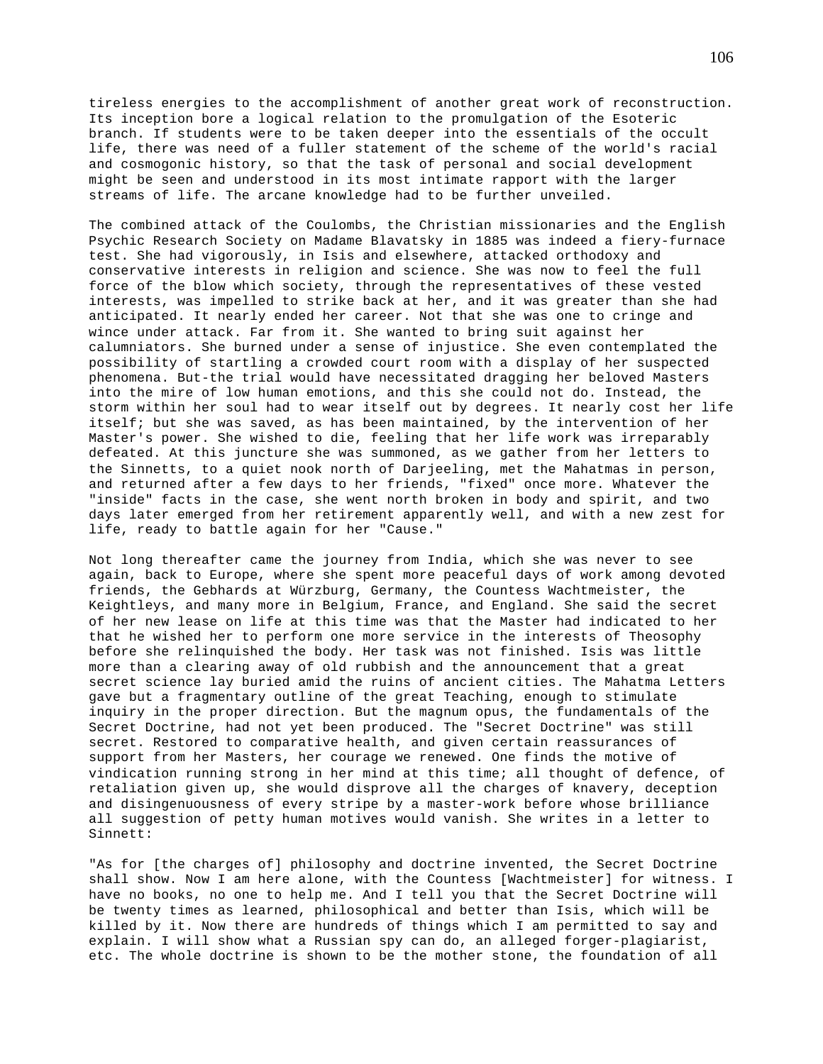tireless energies to the accomplishment of another great work of reconstruction. Its inception bore a logical relation to the promulgation of the Esoteric branch. If students were to be taken deeper into the essentials of the occult life, there was need of a fuller statement of the scheme of the world's racial and cosmogonic history, so that the task of personal and social development might be seen and understood in its most intimate rapport with the larger streams of life. The arcane knowledge had to be further unveiled.

The combined attack of the Coulombs, the Christian missionaries and the English Psychic Research Society on Madame Blavatsky in 1885 was indeed a fiery-furnace test. She had vigorously, in Isis and elsewhere, attacked orthodoxy and conservative interests in religion and science. She was now to feel the full force of the blow which society, through the representatives of these vested interests, was impelled to strike back at her, and it was greater than she had anticipated. It nearly ended her career. Not that she was one to cringe and wince under attack. Far from it. She wanted to bring suit against her calumniators. She burned under a sense of injustice. She even contemplated the possibility of startling a crowded court room with a display of her suspected phenomena. But-the trial would have necessitated dragging her beloved Masters into the mire of low human emotions, and this she could not do. Instead, the storm within her soul had to wear itself out by degrees. It nearly cost her life itself; but she was saved, as has been maintained, by the intervention of her Master's power. She wished to die, feeling that her life work was irreparably defeated. At this juncture she was summoned, as we gather from her letters to the Sinnetts, to a quiet nook north of Darjeeling, met the Mahatmas in person, and returned after a few days to her friends, "fixed" once more. Whatever the "inside" facts in the case, she went north broken in body and spirit, and two days later emerged from her retirement apparently well, and with a new zest for life, ready to battle again for her "Cause."

Not long thereafter came the journey from India, which she was never to see again, back to Europe, where she spent more peaceful days of work among devoted friends, the Gebhards at Würzburg, Germany, the Countess Wachtmeister, the Keightleys, and many more in Belgium, France, and England. She said the secret of her new lease on life at this time was that the Master had indicated to her that he wished her to perform one more service in the interests of Theosophy before she relinquished the body. Her task was not finished. Isis was little more than a clearing away of old rubbish and the announcement that a great secret science lay buried amid the ruins of ancient cities. The Mahatma Letters gave but a fragmentary outline of the great Teaching, enough to stimulate inquiry in the proper direction. But the magnum opus, the fundamentals of the Secret Doctrine, had not yet been produced. The "Secret Doctrine" was still secret. Restored to comparative health, and given certain reassurances of support from her Masters, her courage we renewed. One finds the motive of vindication running strong in her mind at this time; all thought of defence, of retaliation given up, she would disprove all the charges of knavery, deception and disingenuousness of every stripe by a master-work before whose brilliance all suggestion of petty human motives would vanish. She writes in a letter to Sinnett:

"As for [the charges of] philosophy and doctrine invented, the Secret Doctrine shall show. Now I am here alone, with the Countess [Wachtmeister] for witness. I have no books, no one to help me. And I tell you that the Secret Doctrine will be twenty times as learned, philosophical and better than Isis, which will be killed by it. Now there are hundreds of things which I am permitted to say and explain. I will show what a Russian spy can do, an alleged forger-plagiarist, etc. The whole doctrine is shown to be the mother stone, the foundation of all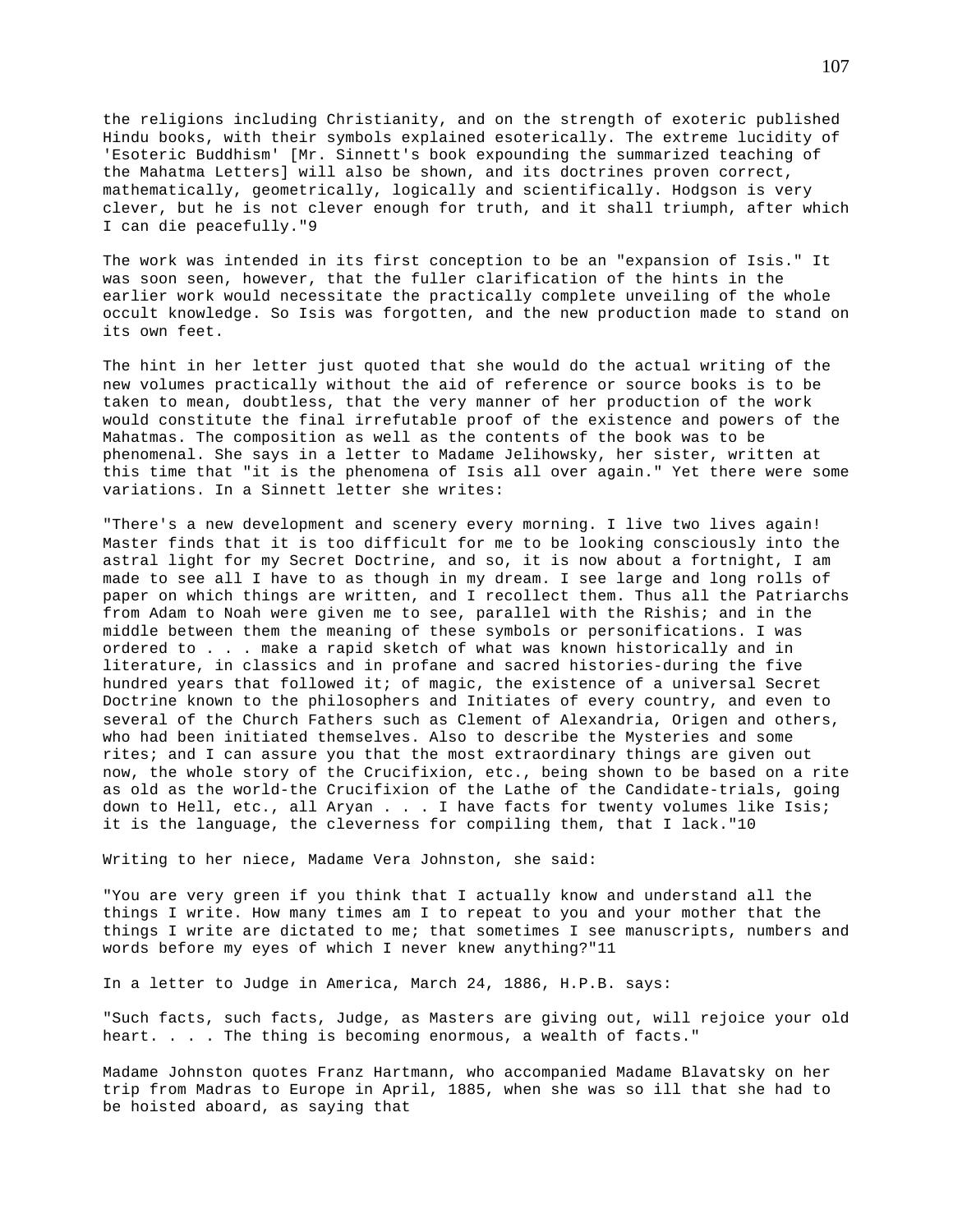the religions including Christianity, and on the strength of exoteric published Hindu books, with their symbols explained esoterically. The extreme lucidity of 'Esoteric Buddhism' [Mr. Sinnett's book expounding the summarized teaching of the Mahatma Letters] will also be shown, and its doctrines proven correct, mathematically, geometrically, logically and scientifically. Hodgson is very clever, but he is not clever enough for truth, and it shall triumph, after which I can die peacefully."9

The work was intended in its first conception to be an "expansion of Isis." It was soon seen, however, that the fuller clarification of the hints in the earlier work would necessitate the practically complete unveiling of the whole occult knowledge. So Isis was forgotten, and the new production made to stand on its own feet.

The hint in her letter just quoted that she would do the actual writing of the new volumes practically without the aid of reference or source books is to be taken to mean, doubtless, that the very manner of her production of the work would constitute the final irrefutable proof of the existence and powers of the Mahatmas. The composition as well as the contents of the book was to be phenomenal. She says in a letter to Madame Jelihowsky, her sister, written at this time that "it is the phenomena of Isis all over again." Yet there were some variations. In a Sinnett letter she writes:

"There's a new development and scenery every morning. I live two lives again! Master finds that it is too difficult for me to be looking consciously into the astral light for my Secret Doctrine, and so, it is now about a fortnight, I am made to see all I have to as though in my dream. I see large and long rolls of paper on which things are written, and I recollect them. Thus all the Patriarchs from Adam to Noah were given me to see, parallel with the Rishis; and in the middle between them the meaning of these symbols or personifications. I was ordered to . . . make a rapid sketch of what was known historically and in literature, in classics and in profane and sacred histories-during the five hundred years that followed it; of magic, the existence of a universal Secret Doctrine known to the philosophers and Initiates of every country, and even to several of the Church Fathers such as Clement of Alexandria, Origen and others, who had been initiated themselves. Also to describe the Mysteries and some rites; and I can assure you that the most extraordinary things are given out now, the whole story of the Crucifixion, etc., being shown to be based on a rite as old as the world-the Crucifixion of the Lathe of the Candidate-trials, going down to Hell, etc., all Aryan . . . I have facts for twenty volumes like Isis; it is the language, the cleverness for compiling them, that I lack."10

Writing to her niece, Madame Vera Johnston, she said:

"You are very green if you think that I actually know and understand all the things I write. How many times am I to repeat to you and your mother that the things I write are dictated to me; that sometimes I see manuscripts, numbers and words before my eyes of which I never knew anything?"11

In a letter to Judge in America, March 24, 1886, H.P.B. says:

"Such facts, such facts, Judge, as Masters are giving out, will rejoice your old heart. . . . The thing is becoming enormous, a wealth of facts."

Madame Johnston quotes Franz Hartmann, who accompanied Madame Blavatsky on her trip from Madras to Europe in April, 1885, when she was so ill that she had to be hoisted aboard, as saying that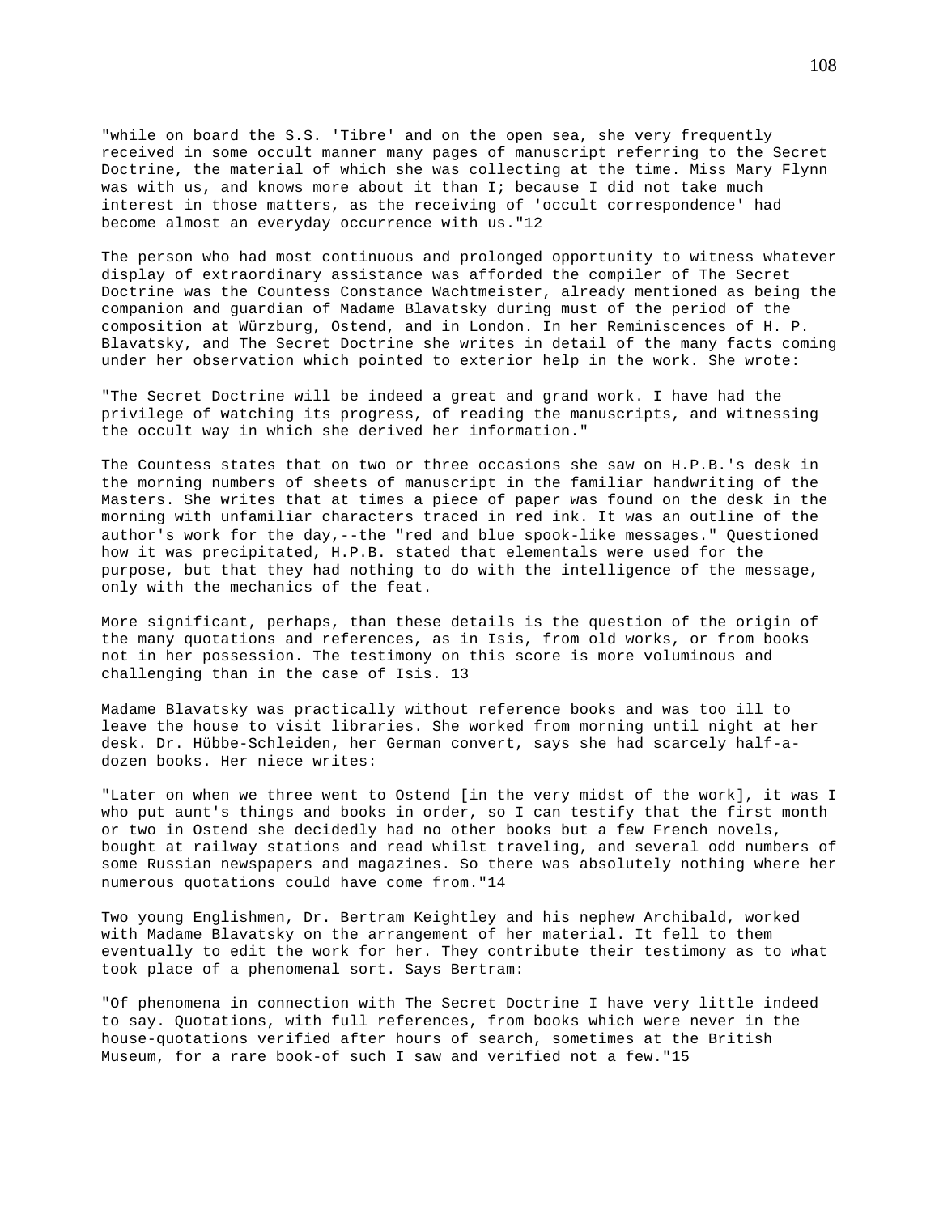"while on board the S.S. 'Tibre' and on the open sea, she very frequently received in some occult manner many pages of manuscript referring to the Secret Doctrine, the material of which she was collecting at the time. Miss Mary Flynn was with us, and knows more about it than I; because I did not take much interest in those matters, as the receiving of 'occult correspondence' had become almost an everyday occurrence with us."12

The person who had most continuous and prolonged opportunity to witness whatever display of extraordinary assistance was afforded the compiler of The Secret Doctrine was the Countess Constance Wachtmeister, already mentioned as being the companion and guardian of Madame Blavatsky during must of the period of the composition at Würzburg, Ostend, and in London. In her Reminiscences of H. P. Blavatsky, and The Secret Doctrine she writes in detail of the many facts coming under her observation which pointed to exterior help in the work. She wrote:

"The Secret Doctrine will be indeed a great and grand work. I have had the privilege of watching its progress, of reading the manuscripts, and witnessing the occult way in which she derived her information."

The Countess states that on two or three occasions she saw on H.P.B.'s desk in the morning numbers of sheets of manuscript in the familiar handwriting of the Masters. She writes that at times a piece of paper was found on the desk in the morning with unfamiliar characters traced in red ink. It was an outline of the author's work for the day,--the "red and blue spook-like messages." Questioned how it was precipitated, H.P.B. stated that elementals were used for the purpose, but that they had nothing to do with the intelligence of the message, only with the mechanics of the feat.

More significant, perhaps, than these details is the question of the origin of the many quotations and references, as in Isis, from old works, or from books not in her possession. The testimony on this score is more voluminous and challenging than in the case of Isis. 13

Madame Blavatsky was practically without reference books and was too ill to leave the house to visit libraries. She worked from morning until night at her desk. Dr. Hübbe-Schleiden, her German convert, says she had scarcely half-a-dozen books. Her niece writes:

"Later on when we three went to Ostend [in the very midst of the work], it was I who put aunt's things and books in order, so I can testify that the first month or two in Ostend she decidedly had no other books but a few French novels, bought at railway stations and read whilst traveling, and several odd numbers of some Russian newspapers and magazines. So there was absolutely nothing where her numerous quotations could have come from."14

Two young Englishmen, Dr. Bertram Keightley and his nephew Archibald, worked with Madame Blavatsky on the arrangement of her material. It fell to them eventually to edit the work for her. They contribute their testimony as to what took place of a phenomenal sort. Says Bertram:

"Of phenomena in connection with The Secret Doctrine I have very little indeed to say. Quotations, with full references, from books which were never in the house-quotations verified after hours of search, sometimes at the British Museum, for a rare book-of such I saw and verified not a few."15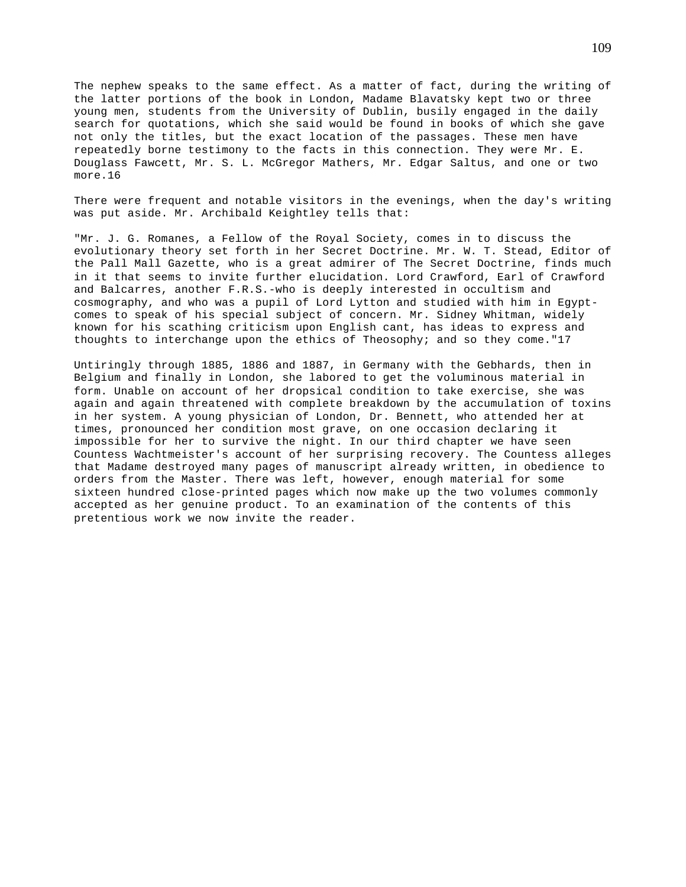The nephew speaks to the same effect. As a matter of fact, during the writing of the latter portions of the book in London, Madame Blavatsky kept two or three young men, students from the University of Dublin, busily engaged in the daily search for quotations, which she said would be found in books of which she gave not only the titles, but the exact location of the passages. These men have repeatedly borne testimony to the facts in this connection. They were Mr. E. Douglass Fawcett, Mr. S. L. McGregor Mathers, Mr. Edgar Saltus, and one or two more.16

There were frequent and notable visitors in the evenings, when the day's writing was put aside. Mr. Archibald Keightley tells that:

"Mr. J. G. Romanes, a Fellow of the Royal Society, comes in to discuss the evolutionary theory set forth in her Secret Doctrine. Mr. W. T. Stead, Editor of the Pall Mall Gazette, who is a great admirer of The Secret Doctrine, finds much in it that seems to invite further elucidation. Lord Crawford, Earl of Crawford and Balcarres, another F.R.S.-who is deeply interested in occultism and cosmography, and who was a pupil of Lord Lytton and studied with him in Egypt-comes to speak of his special subject of concern. Mr. Sidney Whitman, widely known for his scathing criticism upon English cant, has ideas to express and thoughts to interchange upon the ethics of Theosophy; and so they come."17

Untiringly through 1885, 1886 and 1887, in Germany with the Gebhards, then in Belgium and finally in London, she labored to get the voluminous material in form. Unable on account of her dropsical condition to take exercise, she was again and again threatened with complete breakdown by the accumulation of toxins in her system. A young physician of London, Dr. Bennett, who attended her at times, pronounced her condition most grave, on one occasion declaring it impossible for her to survive the night. In our third chapter we have seen Countess Wachtmeister's account of her surprising recovery. The Countess alleges that Madame destroyed many pages of manuscript already written, in obedience to orders from the Master. There was left, however, enough material for some sixteen hundred close-printed pages which now make up the two volumes commonly accepted as her genuine product. To an examination of the contents of this pretentious work we now invite the reader.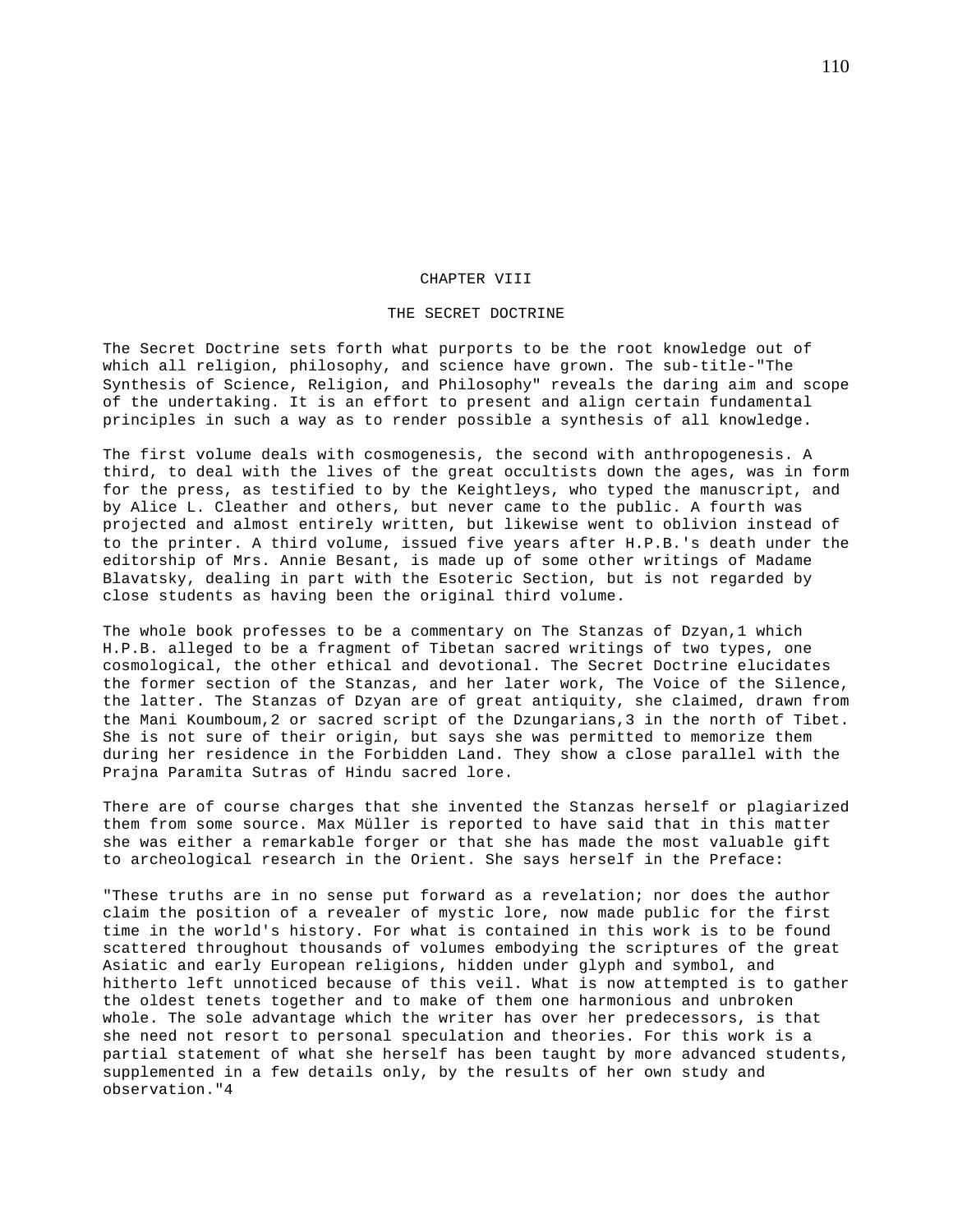# CHAPTER VIII

## THE SECRET DOCTRINE

The Secret Doctrine sets forth what purports to be the root knowledge out of which all religion, philosophy, and science have grown. The sub-title-"The Synthesis of Science, Religion, and Philosophy" reveals the daring aim and scope of the undertaking. It is an effort to present and align certain fundamental principles in such a way as to render possible a synthesis of all knowledge.

The first volume deals with cosmogenesis, the second with anthropogenesis. A third, to deal with the lives of the great occultists down the ages, was in form for the press, as testified to by the Keightleys, who typed the manuscript, and by Alice L. Cleather and others, but never came to the public. A fourth was projected and almost entirely written, but likewise went to oblivion instead of to the printer. A third volume, issued five years after H.P.B.'s death under the editorship of Mrs. Annie Besant, is made up of some other writings of Madame Blavatsky, dealing in part with the Esoteric Section, but is not regarded by close students as having been the original third volume.

The whole book professes to be a commentary on The Stanzas of Dzyan,[1] which H.P.B. alleged to be a fragment of Tibetan sacred writings of two types, one cosmological, the other ethical and devotional. The Secret Doctrine elucidates the former section of the Stanzas, and her later work, The Voice of the Silence, the latter. The Stanzas of Dzyan are of great antiquity, she claimed, drawn from the Mani Koumboum,[2] or sacred script of the Dzungarians,[3] in the north of Tibet. She is not sure of their origin, but says she was permitted to memorize them during her residence in the Forbidden Land. They show a close parallel with the Prajna Paramita Sutras of Hindu sacred lore.

There are of course charges that she invented the Stanzas herself or plagiarized them from some source. Max Müller is reported to have said that in this matter she was either a remarkable forger or that she has made the most valuable gift to archeological research in the Orient. She says herself in the Preface:

"These truths are in no sense put forward as a revelation; nor does the author claim the position of a revealer of mystic lore, now made public for the first time in the world's history. For what is contained in this work is to be found scattered throughout thousands of volumes embodying the scriptures of the great Asiatic and early European religions, hidden under glyph and symbol, and hitherto left unnoticed because of this veil. What is now attempted is to gather the oldest tenets together and to make of them one harmonious and unbroken whole. The sole advantage which the writer has over her predecessors, is that she need not resort to personal speculation and theories. For this work is a partial statement of what she herself has been taught by more advanced students, supplemented in a few details only, by the results of her own study and observation."[4]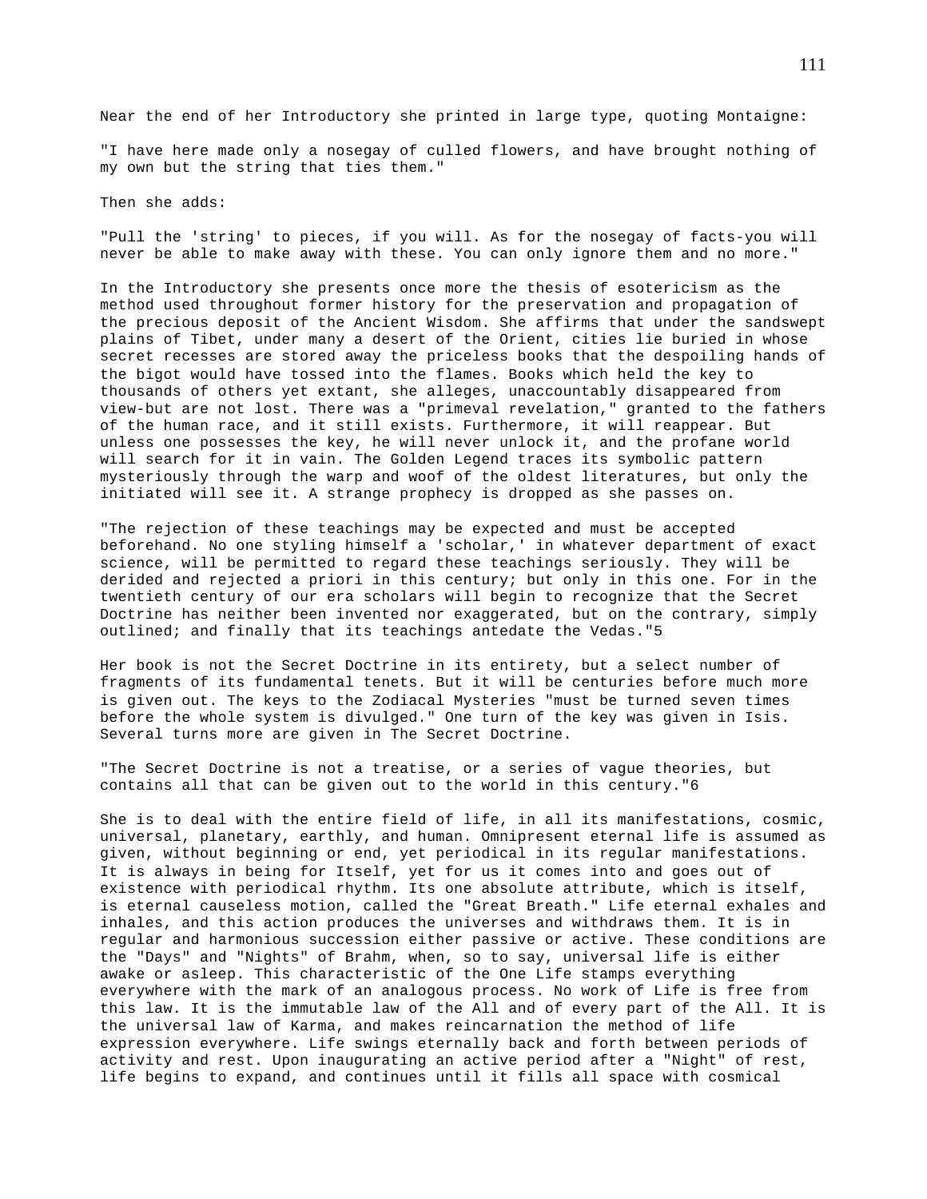Near the end of her Introductory she printed in large type, quoting Montaigne:

"I have here made only a nosegay of culled flowers, and have brought nothing of my own but the string that ties them."

Then she adds:

"Pull the 'string' to pieces, if you will. As for the nosegay of facts-you will never be able to make away with these. You can only ignore them and no more."

In the Introductory she presents once more the thesis of esotericism as the method used throughout former history for the preservation and propagation of the precious deposit of the Ancient Wisdom. She affirms that under the sandswept plains of Tibet, under many a desert of the Orient, cities lie buried in whose secret recesses are stored away the priceless books that the despoiling hands of the bigot would have tossed into the flames. Books which held the key to thousands of others yet extant, she alleges, unaccountably disappeared from view-but are not lost. There was a "primeval revelation," granted to the fathers of the human race, and it still exists. Furthermore, it will reappear. But unless one possesses the key, he will never unlock it, and the profane world will search for it in vain. The Golden Legend traces its symbolic pattern mysteriously through the warp and woof of the oldest literatures, but only the initiated will see it. A strange prophecy is dropped as she passes on.

"The rejection of these teachings may be expected and must be accepted beforehand. No one styling himself a 'scholar,' in whatever department of exact science, will be permitted to regard these teachings seriously. They will be derided and rejected a priori in this century; but only in this one. For in the twentieth century of our era scholars will begin to recognize that the Secret Doctrine has neither been invented nor exaggerated, but on the contrary, simply outlined; and finally that its teachings antedate the Vedas."5

Her book is not the Secret Doctrine in its entirety, but a select number of fragments of its fundamental tenets. But it will be centuries before much more is given out. The keys to the Zodiacal Mysteries "must be turned seven times before the whole system is divulged." One turn of the key was given in Isis. Several turns more are given in The Secret Doctrine.

"The Secret Doctrine is not a treatise, or a series of vague theories, but contains all that can be given out to the world in this century."6

She is to deal with the entire field of life, in all its manifestations, cosmic, universal, planetary, earthly, and human. Omnipresent eternal life is assumed as given, without beginning or end, yet periodical in its regular manifestations. It is always in being for Itself, yet for us it comes into and goes out of existence with periodical rhythm. Its one absolute attribute, which is itself, is eternal causeless motion, called the "Great Breath." Life eternal exhales and inhales, and this action produces the universes and withdraws them. It is in regular and harmonious succession either passive or active. These conditions are the "Days" and "Nights" of Brahm, when, so to say, universal life is either awake or asleep. This characteristic of the One Life stamps everything everywhere with the mark of an analogous process. No work of Life is free from this law. It is the immutable law of the All and of every part of the All. It is the universal law of Karma, and makes reincarnation the method of life expression everywhere. Life swings eternally back and forth between periods of activity and rest. Upon inaugurating an active period after a "Night" of rest, life begins to expand, and continues until it fills all space with cosmical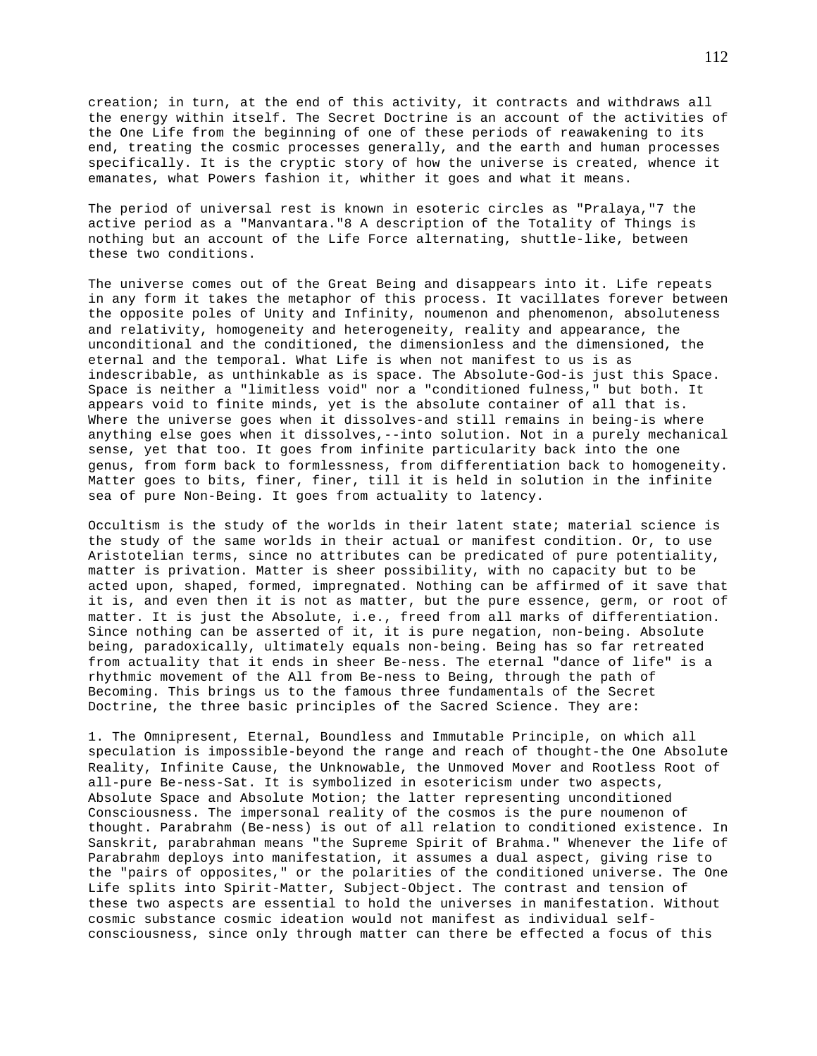creation; in turn, at the end of this activity, it contracts and withdraws all the energy within itself. The Secret Doctrine is an account of the activities of the One Life from the beginning of one of these periods of reawakening to its end, treating the cosmic processes generally, and the earth and human processes specifically. It is the cryptic story of how the universe is created, whence it emanates, what Powers fashion it, whither it goes and what it means.

The period of universal rest is known in esoteric circles as "Pralaya,"7 the active period as a "Manvantara."8 A description of the Totality of Things is nothing but an account of the Life Force alternating, shuttle-like, between these two conditions.

The universe comes out of the Great Being and disappears into it. Life repeats in any form it takes the metaphor of this process. It vacillates forever between the opposite poles of Unity and Infinity, noumenon and phenomenon, absoluteness and relativity, homogeneity and heterogeneity, reality and appearance, the unconditional and the conditioned, the dimensionless and the dimensioned, the eternal and the temporal. What Life is when not manifest to us is as indescribable, as unthinkable as is space. The Absolute-God-is just this Space. Space is neither a "limitless void" nor a "conditioned fulness," but both. It appears void to finite minds, yet is the absolute container of all that is. Where the universe goes when it dissolves-and still remains in being-is where anything else goes when it dissolves,--into solution. Not in a purely mechanical sense, yet that too. It goes from infinite particularity back into the one genus, from form back to formlessness, from differentiation back to homogeneity. Matter goes to bits, finer, finer, till it is held in solution in the infinite sea of pure Non-Being. It goes from actuality to latency.

Occultism is the study of the worlds in their latent state; material science is the study of the same worlds in their actual or manifest condition. Or, to use Aristotelian terms, since no attributes can be predicated of pure potentiality, matter is privation. Matter is sheer possibility, with no capacity but to be acted upon, shaped, formed, impregnated. Nothing can be affirmed of it save that it is, and even then it is not as matter, but the pure essence, germ, or root of matter. It is just the Absolute, i.e., freed from all marks of differentiation. Since nothing can be asserted of it, it is pure negation, non-being. Absolute being, paradoxically, ultimately equals non-being. Being has so far retreated from actuality that it ends in sheer Be-ness. The eternal "dance of life" is a rhythmic movement of the All from Be-ness to Being, through the path of Becoming. This brings us to the famous three fundamentals of the Secret Doctrine, the three basic principles of the Sacred Science. They are:

1. The Omnipresent, Eternal, Boundless and Immutable Principle, on which all speculation is impossible-beyond the range and reach of thought-the One Absolute Reality, Infinite Cause, the Unknowable, the Unmoved Mover and Rootless Root of all-pure Be-ness-Sat. It is symbolized in esotericism under two aspects, Absolute Space and Absolute Motion; the latter representing unconditioned Consciousness. The impersonal reality of the cosmos is the pure noumenon of thought. Parabrahm (Be-ness) is out of all relation to conditioned existence. In Sanskrit, parabrahman means "the Supreme Spirit of Brahma." Whenever the life of Parabrahm deploys into manifestation, it assumes a dual aspect, giving rise to the "pairs of opposites," or the polarities of the conditioned universe. The One Life splits into Spirit-Matter, Subject-Object. The contrast and tension of these two aspects are essential to hold the universes in manifestation. Without cosmic substance cosmic ideation would not manifest as individual self-consciousness, since only through matter can there be effected a focus of this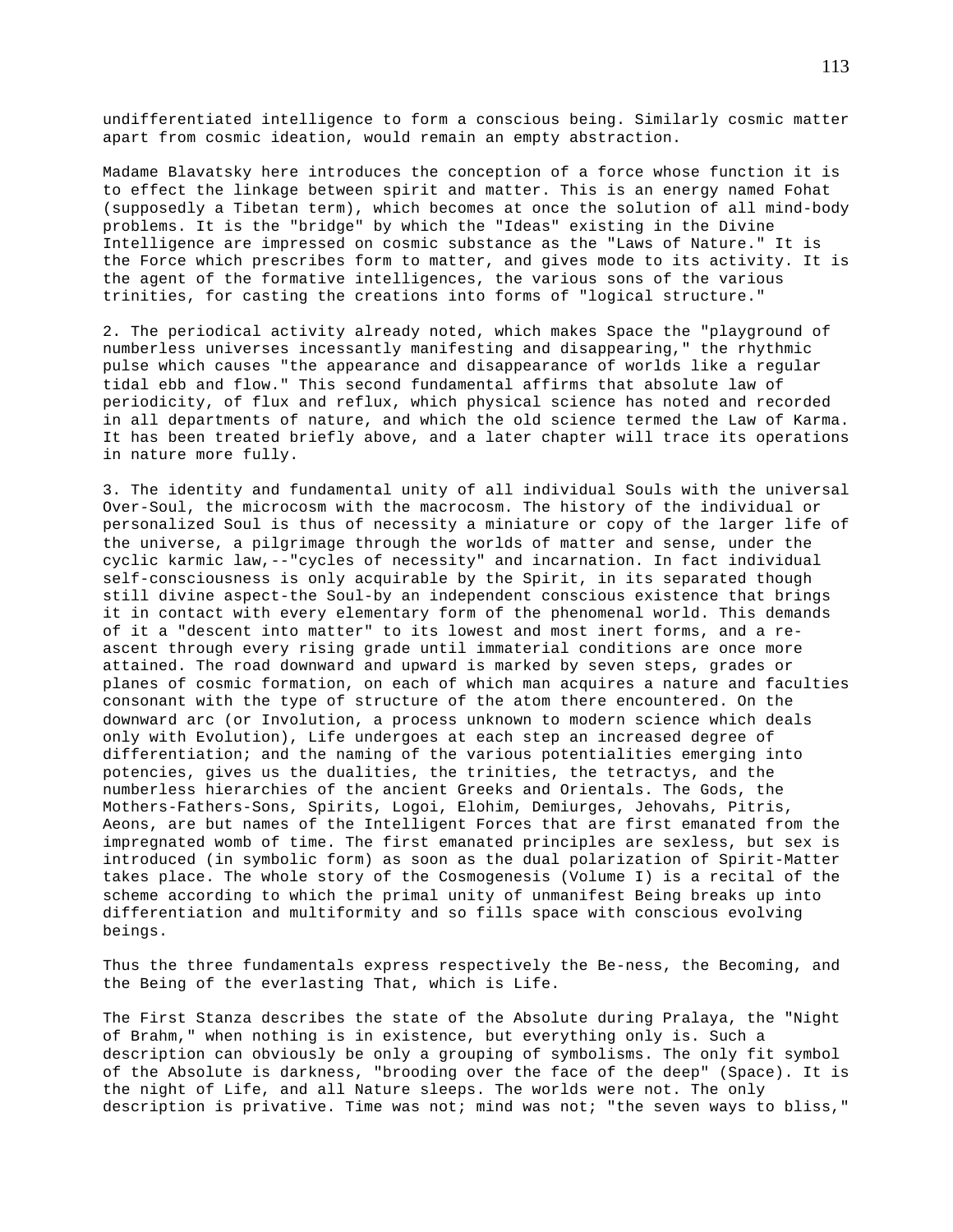undifferentiated intelligence to form a conscious being. Similarly cosmic matter apart from cosmic ideation, would remain an empty abstraction.

Madame Blavatsky here introduces the conception of a force whose function it is to effect the linkage between spirit and matter. This is an energy named Fohat (supposedly a Tibetan term), which becomes at once the solution of all mind-body problems. It is the "bridge" by which the "Ideas" existing in the Divine Intelligence are impressed on cosmic substance as the "Laws of Nature." It is the Force which prescribes form to matter, and gives mode to its activity. It is the agent of the formative intelligences, the various sons of the various trinities, for casting the creations into forms of "logical structure."

2. The periodical activity already noted, which makes Space the "playground of numberless universes incessantly manifesting and disappearing," the rhythmic pulse which causes "the appearance and disappearance of worlds like a regular tidal ebb and flow." This second fundamental affirms that absolute law of periodicity, of flux and reflux, which physical science has noted and recorded in all departments of nature, and which the old science termed the Law of Karma. It has been treated briefly above, and a later chapter will trace its operations in nature more fully.

3. The identity and fundamental unity of all individual Souls with the universal Over-Soul, the microcosm with the macrocosm. The history of the individual or personalized Soul is thus of necessity a miniature or copy of the larger life of the universe, a pilgrimage through the worlds of matter and sense, under the cyclic karmic law,--"cycles of necessity" and incarnation. In fact individual self-consciousness is only acquirable by the Spirit, in its separated though still divine aspect-the Soul-by an independent conscious existence that brings it in contact with every elementary form of the phenomenal world. This demands of it a "descent into matter" to its lowest and most inert forms, and a re-ascent through every rising grade until immaterial conditions are once more attained. The road downward and upward is marked by seven steps, grades or planes of cosmic formation, on each of which man acquires a nature and faculties consonant with the type of structure of the atom there encountered. On the downward arc (or Involution, a process unknown to modern science which deals only with Evolution), Life undergoes at each step an increased degree of differentiation; and the naming of the various potentialities emerging into potencies, gives us the dualities, the trinities, the tetractys, and the numberless hierarchies of the ancient Greeks and Orientals. The Gods, the Mothers-Fathers-Sons, Spirits, Logoi, Elohim, Demiurges, Jehovahs, Pitris, Aeons, are but names of the Intelligent Forces that are first emanated from the impregnated womb of time. The first emanated principles are sexless, but sex is introduced (in symbolic form) as soon as the dual polarization of Spirit-Matter takes place. The whole story of the Cosmogenesis (Volume I) is a recital of the scheme according to which the primal unity of unmanifest Being breaks up into differentiation and multiformity and so fills space with conscious evolving beings.

Thus the three fundamentals express respectively the Be-ness, the Becoming, and the Being of the everlasting That, which is Life.

The First Stanza describes the state of the Absolute during Pralaya, the "Night of Brahm," when nothing is in existence, but everything only is. Such a description can obviously be only a grouping of symbolisms. The only fit symbol of the Absolute is darkness, "brooding over the face of the deep" (Space). It is the night of Life, and all Nature sleeps. The worlds were not. The only description is privative. Time was not; mind was not; "the seven ways to bliss,"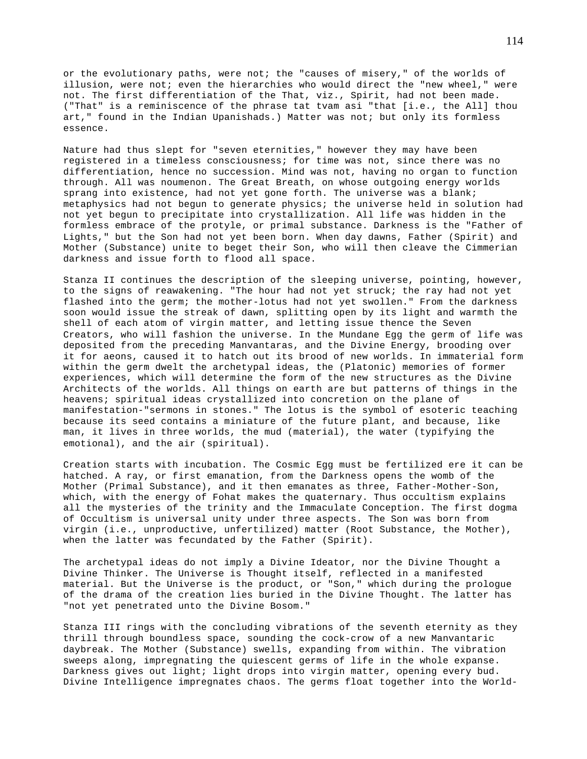or the evolutionary paths, were not; the "causes of misery," of the worlds of illusion, were not; even the hierarchies who would direct the "new wheel," were not. The first differentiation of the That, viz., Spirit, had not been made. ("That" is a reminiscence of the phrase tat tvam asi "that [i.e., the All] thou art," found in the Indian Upanishads.) Matter was not; but only its formless essence.

Nature had thus slept for "seven eternities," however they may have been registered in a timeless consciousness; for time was not, since there was no differentiation, hence no succession. Mind was not, having no organ to function through. All was noumenon. The Great Breath, on whose outgoing energy worlds sprang into existence, had not yet gone forth. The universe was a blank; metaphysics had not begun to generate physics; the universe held in solution had not yet begun to precipitate into crystallization. All life was hidden in the formless embrace of the protyle, or primal substance. Darkness is the "Father of Lights," but the Son had not yet been born. When day dawns, Father (Spirit) and Mother (Substance) unite to beget their Son, who will then cleave the Cimmerian darkness and issue forth to flood all space.

Stanza II continues the description of the sleeping universe, pointing, however, to the signs of reawakening. "The hour had not yet struck; the ray had not yet flashed into the germ; the mother-lotus had not yet swollen." From the darkness soon would issue the streak of dawn, splitting open by its light and warmth the shell of each atom of virgin matter, and letting issue thence the Seven Creators, who will fashion the universe. In the Mundane Egg the germ of life was deposited from the preceding Manvantaras, and the Divine Energy, brooding over it for aeons, caused it to hatch out its brood of new worlds. In immaterial form within the germ dwelt the archetypal ideas, the (Platonic) memories of former experiences, which will determine the form of the new structures as the Divine Architects of the worlds. All things on earth are but patterns of things in the heavens; spiritual ideas crystallized into concretion on the plane of manifestation-"sermons in stones." The lotus is the symbol of esoteric teaching because its seed contains a miniature of the future plant, and because, like man, it lives in three worlds, the mud (material), the water (typifying the emotional), and the air (spiritual).

Creation starts with incubation. The Cosmic Egg must be fertilized ere it can be hatched. A ray, or first emanation, from the Darkness opens the womb of the Mother (Primal Substance), and it then emanates as three, Father-Mother-Son, which, with the energy of Fohat makes the quaternary. Thus occultism explains all the mysteries of the trinity and the Immaculate Conception. The first dogma of Occultism is universal unity under three aspects. The Son was born from virgin (i.e., unproductive, unfertilized) matter (Root Substance, the Mother), when the latter was fecundated by the Father (Spirit).

The archetypal ideas do not imply a Divine Ideator, nor the Divine Thought a Divine Thinker. The Universe is Thought itself, reflected in a manifested material. But the Universe is the product, or "Son," which during the prologue of the drama of the creation lies buried in the Divine Thought. The latter has "not yet penetrated unto the Divine Bosom."

Stanza III rings with the concluding vibrations of the seventh eternity as they thrill through boundless space, sounding the cock-crow of a new Manvantaric daybreak. The Mother (Substance) swells, expanding from within. The vibration sweeps along, impregnating the quiescent germs of life in the whole expanse. Darkness gives out light; light drops into virgin matter, opening every bud. Divine Intelligence impregnates chaos. The germs float together into the World-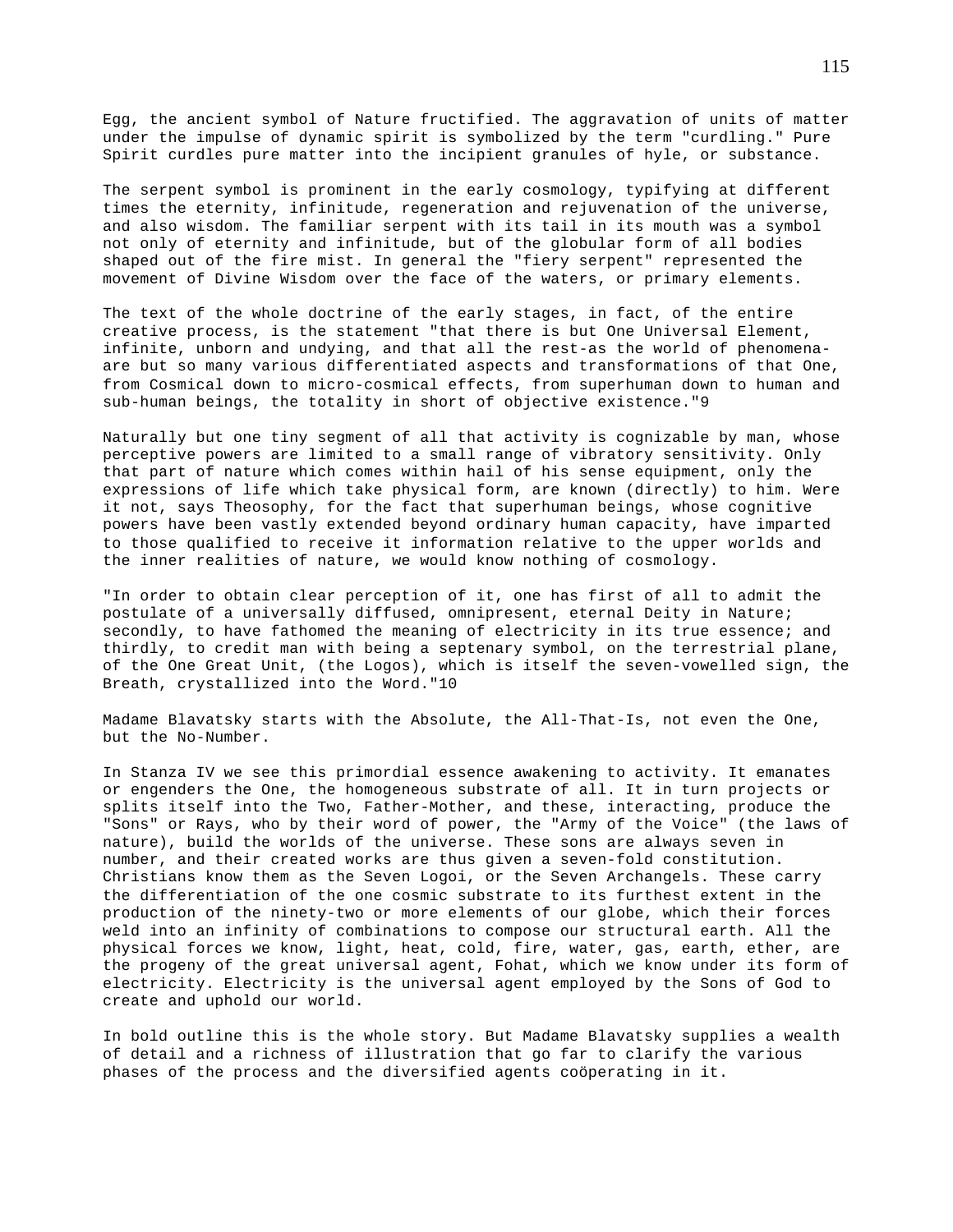Egg, the ancient symbol of Nature fructified. The aggravation of units of matter under the impulse of dynamic spirit is symbolized by the term "curdling." Pure Spirit curdles pure matter into the incipient granules of hyle, or substance.

The serpent symbol is prominent in the early cosmology, typifying at different times the eternity, infinitude, regeneration and rejuvenation of the universe, and also wisdom. The familiar serpent with its tail in its mouth was a symbol not only of eternity and infinitude, but of the globular form of all bodies shaped out of the fire mist. In general the "fiery serpent" represented the movement of Divine Wisdom over the face of the waters, or primary elements.

The text of the whole doctrine of the early stages, in fact, of the entire creative process, is the statement "that there is but One Universal Element, infinite, unborn and undying, and that all the rest-as the world of phenomena-are but so many various differentiated aspects and transformations of that One, from Cosmical down to micro-cosmical effects, from superhuman down to human and sub-human beings, the totality in short of objective existence."9

Naturally but one tiny segment of all that activity is cognizable by man, whose perceptive powers are limited to a small range of vibratory sensitivity. Only that part of nature which comes within hail of his sense equipment, only the expressions of life which take physical form, are known (directly) to him. Were it not, says Theosophy, for the fact that superhuman beings, whose cognitive powers have been vastly extended beyond ordinary human capacity, have imparted to those qualified to receive it information relative to the upper worlds and the inner realities of nature, we would know nothing of cosmology.

"In order to obtain clear perception of it, one has first of all to admit the postulate of a universally diffused, omnipresent, eternal Deity in Nature; secondly, to have fathomed the meaning of electricity in its true essence; and thirdly, to credit man with being a septenary symbol, on the terrestrial plane, of the One Great Unit, (the Logos), which is itself the seven-vowelled sign, the Breath, crystallized into the Word."10

Madame Blavatsky starts with the Absolute, the All-That-Is, not even the One, but the No-Number.

In Stanza IV we see this primordial essence awakening to activity. It emanates or engenders the One, the homogeneous substrate of all. It in turn projects or splits itself into the Two, Father-Mother, and these, interacting, produce the "Sons" or Rays, who by their word of power, the "Army of the Voice" (the laws of nature), build the worlds of the universe. These sons are always seven in number, and their created works are thus given a seven-fold constitution. Christians know them as the Seven Logoi, or the Seven Archangels. These carry the differentiation of the one cosmic substrate to its furthest extent in the production of the ninety-two or more elements of our globe, which their forces weld into an infinity of combinations to compose our structural earth. All the physical forces we know, light, heat, cold, fire, water, gas, earth, ether, are the progeny of the great universal agent, Fohat, which we know under its form of electricity. Electricity is the universal agent employed by the Sons of God to create and uphold our world.

In bold outline this is the whole story. But Madame Blavatsky supplies a wealth of detail and a richness of illustration that go far to clarify the various phases of the process and the diversified agents coöperating in it.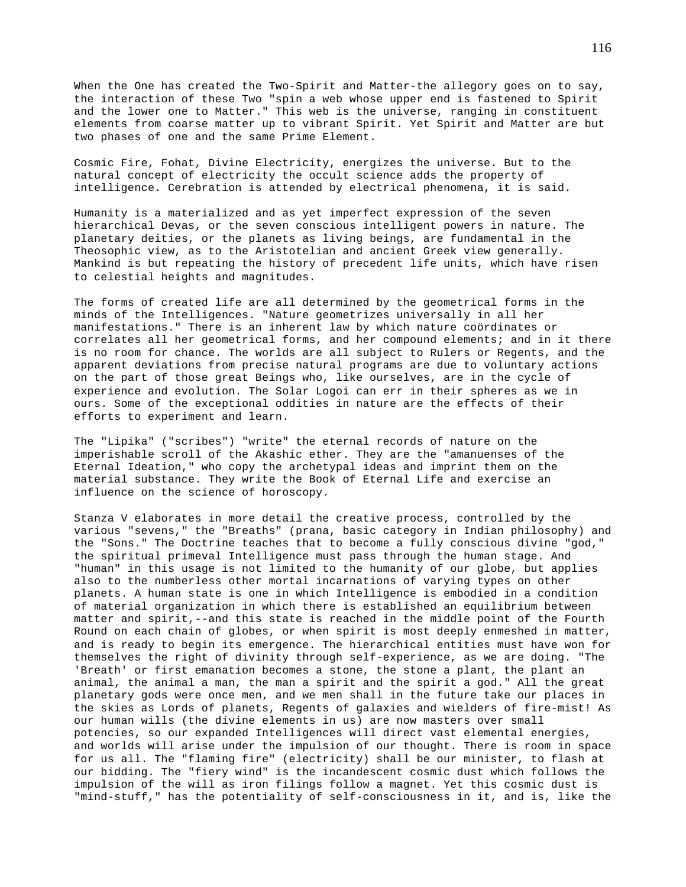When the One has created the Two-Spirit and Matter-the allegory goes on to say, the interaction of these Two "spin a web whose upper end is fastened to Spirit and the lower one to Matter." This web is the universe, ranging in constituent elements from coarse matter up to vibrant Spirit. Yet Spirit and Matter are but two phases of one and the same Prime Element.

Cosmic Fire, Fohat, Divine Electricity, energizes the universe. But to the natural concept of electricity the occult science adds the property of intelligence. Cerebration is attended by electrical phenomena, it is said.

Humanity is a materialized and as yet imperfect expression of the seven hierarchical Devas, or the seven conscious intelligent powers in nature. The planetary deities, or the planets as living beings, are fundamental in the Theosophic view, as to the Aristotelian and ancient Greek view generally. Mankind is but repeating the history of precedent life units, which have risen to celestial heights and magnitudes.

The forms of created life are all determined by the geometrical forms in the minds of the Intelligences. "Nature geometrizes universally in all her manifestations." There is an inherent law by which nature coördinates or correlates all her geometrical forms, and her compound elements; and in it there is no room for chance. The worlds are all subject to Rulers or Regents, and the apparent deviations from precise natural programs are due to voluntary actions on the part of those great Beings who, like ourselves, are in the cycle of experience and evolution. The Solar Logoi can err in their spheres as we in ours. Some of the exceptional oddities in nature are the effects of their efforts to experiment and learn.

The "Lipika" ("scribes") "write" the eternal records of nature on the imperishable scroll of the Akashic ether. They are the "amanuenses of the Eternal Ideation," who copy the archetypal ideas and imprint them on the material substance. They write the Book of Eternal Life and exercise an influence on the science of horoscopy.

Stanza V elaborates in more detail the creative process, controlled by the various "sevens," the "Breaths" (prana, basic category in Indian philosophy) and the "Sons." The Doctrine teaches that to become a fully conscious divine "god," the spiritual primeval Intelligence must pass through the human stage. And "human" in this usage is not limited to the humanity of our globe, but applies also to the numberless other mortal incarnations of varying types on other planets. A human state is one in which Intelligence is embodied in a condition of material organization in which there is established an equilibrium between matter and spirit,--and this state is reached in the middle point of the Fourth Round on each chain of globes, or when spirit is most deeply enmeshed in matter, and is ready to begin its emergence. The hierarchical entities must have won for themselves the right of divinity through self-experience, as we are doing. "The 'Breath' or first emanation becomes a stone, the stone a plant, the plant an animal, the animal a man, the man a spirit and the spirit a god." All the great planetary gods were once men, and we men shall in the future take our places in the skies as Lords of planets, Regents of galaxies and wielders of fire-mist! As our human wills (the divine elements in us) are now masters over small potencies, so our expanded Intelligences will direct vast elemental energies, and worlds will arise under the impulsion of our thought. There is room in space for us all. The "flaming fire" (electricity) shall be our minister, to flash at our bidding. The "fiery wind" is the incandescent cosmic dust which follows the impulsion of the will as iron filings follow a magnet. Yet this cosmic dust is "mind-stuff," has the potentiality of self-consciousness in it, and is, like the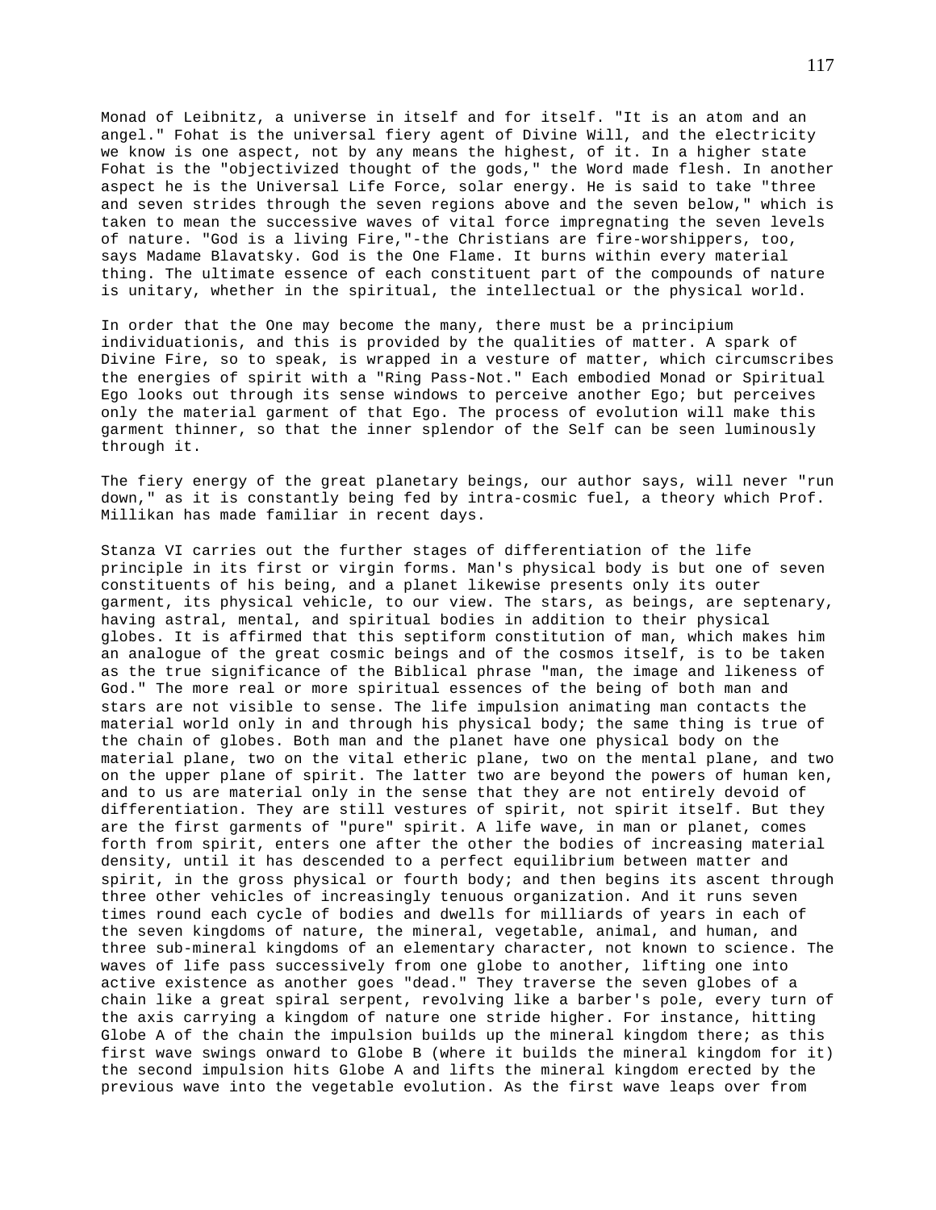Monad of Leibnitz, a universe in itself and for itself. "It is an atom and an angel." Fohat is the universal fiery agent of Divine Will, and the electricity we know is one aspect, not by any means the highest, of it. In a higher state Fohat is the "objectivized thought of the gods," the Word made flesh. In another aspect he is the Universal Life Force, solar energy. He is said to take "three and seven strides through the seven regions above and the seven below," which is taken to mean the successive waves of vital force impregnating the seven levels of nature. "God is a living Fire,"-the Christians are fire-worshippers, too, says Madame Blavatsky. God is the One Flame. It burns within every material thing. The ultimate essence of each constituent part of the compounds of nature is unitary, whether in the spiritual, the intellectual or the physical world.

In order that the One may become the many, there must be a principium individuationis, and this is provided by the qualities of matter. A spark of Divine Fire, so to speak, is wrapped in a vesture of matter, which circumscribes the energies of spirit with a "Ring Pass-Not." Each embodied Monad or Spiritual Ego looks out through its sense windows to perceive another Ego; but perceives only the material garment of that Ego. The process of evolution will make this garment thinner, so that the inner splendor of the Self can be seen luminously through it.

The fiery energy of the great planetary beings, our author says, will never "run down," as it is constantly being fed by intra-cosmic fuel, a theory which Prof. Millikan has made familiar in recent days.

Stanza VI carries out the further stages of differentiation of the life principle in its first or virgin forms. Man's physical body is but one of seven constituents of his being, and a planet likewise presents only its outer garment, its physical vehicle, to our view. The stars, as beings, are septenary, having astral, mental, and spiritual bodies in addition to their physical globes. It is affirmed that this septiform constitution of man, which makes him an analogue of the great cosmic beings and of the cosmos itself, is to be taken as the true significance of the Biblical phrase "man, the image and likeness of God." The more real or more spiritual essences of the being of both man and stars are not visible to sense. The life impulsion animating man contacts the material world only in and through his physical body; the same thing is true of the chain of globes. Both man and the planet have one physical body on the material plane, two on the vital etheric plane, two on the mental plane, and two on the upper plane of spirit. The latter two are beyond the powers of human ken, and to us are material only in the sense that they are not entirely devoid of differentiation. They are still vestures of spirit, not spirit itself. But they are the first garments of "pure" spirit. A life wave, in man or planet, comes forth from spirit, enters one after the other the bodies of increasing material density, until it has descended to a perfect equilibrium between matter and spirit, in the gross physical or fourth body; and then begins its ascent through three other vehicles of increasingly tenuous organization. And it runs seven times round each cycle of bodies and dwells for milliards of years in each of the seven kingdoms of nature, the mineral, vegetable, animal, and human, and three sub-mineral kingdoms of an elementary character, not known to science. The waves of life pass successively from one globe to another, lifting one into active existence as another goes "dead." They traverse the seven globes of a chain like a great spiral serpent, revolving like a barber's pole, every turn of the axis carrying a kingdom of nature one stride higher. For instance, hitting Globe A of the chain the impulsion builds up the mineral kingdom there; as this first wave swings onward to Globe B (where it builds the mineral kingdom for it) the second impulsion hits Globe A and lifts the mineral kingdom erected by the previous wave into the vegetable evolution. As the first wave leaps over from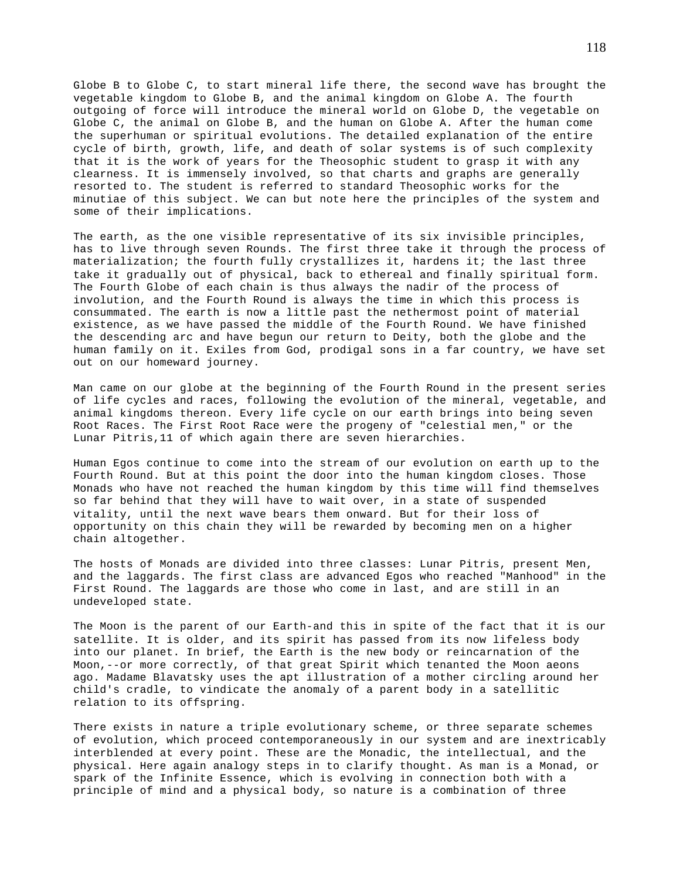Globe B to Globe C, to start mineral life there, the second wave has brought the vegetable kingdom to Globe B, and the animal kingdom on Globe A. The fourth outgoing of force will introduce the mineral world on Globe D, the vegetable on Globe C, the animal on Globe B, and the human on Globe A. After the human come the superhuman or spiritual evolutions. The detailed explanation of the entire cycle of birth, growth, life, and death of solar systems is of such complexity that it is the work of years for the Theosophic student to grasp it with any clearness. It is immensely involved, so that charts and graphs are generally resorted to. The student is referred to standard Theosophic works for the minutiae of this subject. We can but note here the principles of the system and some of their implications.

The earth, as the one visible representative of its six invisible principles, has to live through seven Rounds. The first three take it through the process of materialization; the fourth fully crystallizes it, hardens it; the last three take it gradually out of physical, back to ethereal and finally spiritual form. The Fourth Globe of each chain is thus always the nadir of the process of involution, and the Fourth Round is always the time in which this process is consummated. The earth is now a little past the nethermost point of material existence, as we have passed the middle of the Fourth Round. We have finished the descending arc and have begun our return to Deity, both the globe and the human family on it. Exiles from God, prodigal sons in a far country, we have set out on our homeward journey.

Man came on our globe at the beginning of the Fourth Round in the present series of life cycles and races, following the evolution of the mineral, vegetable, and animal kingdoms thereon. Every life cycle on our earth brings into being seven Root Races. The First Root Race were the progeny of "celestial men," or the Lunar Pitris,[11] of which again there are seven hierarchies.

Human Egos continue to come into the stream of our evolution on earth up to the Fourth Round. But at this point the door into the human kingdom closes. Those Monads who have not reached the human kingdom by this time will find themselves so far behind that they will have to wait over, in a state of suspended vitality, until the next wave bears them onward. But for their loss of opportunity on this chain they will be rewarded by becoming men on a higher chain altogether.

The hosts of Monads are divided into three classes: Lunar Pitris, present Men, and the laggards. The first class are advanced Egos who reached "Manhood" in the First Round. The laggards are those who come in last, and are still in an undeveloped state.

The Moon is the parent of our Earth-and this in spite of the fact that it is our satellite. It is older, and its spirit has passed from its now lifeless body into our planet. In brief, the Earth is the new body or reincarnation of the Moon,--or more correctly, of that great Spirit which tenanted the Moon aeons ago. Madame Blavatsky uses the apt illustration of a mother circling around her child's cradle, to vindicate the anomaly of a parent body in a satellitic relation to its offspring.

There exists in nature a triple evolutionary scheme, or three separate schemes of evolution, which proceed contemporaneously in our system and are inextricably interblended at every point. These are the Monadic, the intellectual, and the physical. Here again analogy steps in to clarify thought. As man is a Monad, or spark of the Infinite Essence, which is evolving in connection both with a principle of mind and a physical body, so nature is a combination of three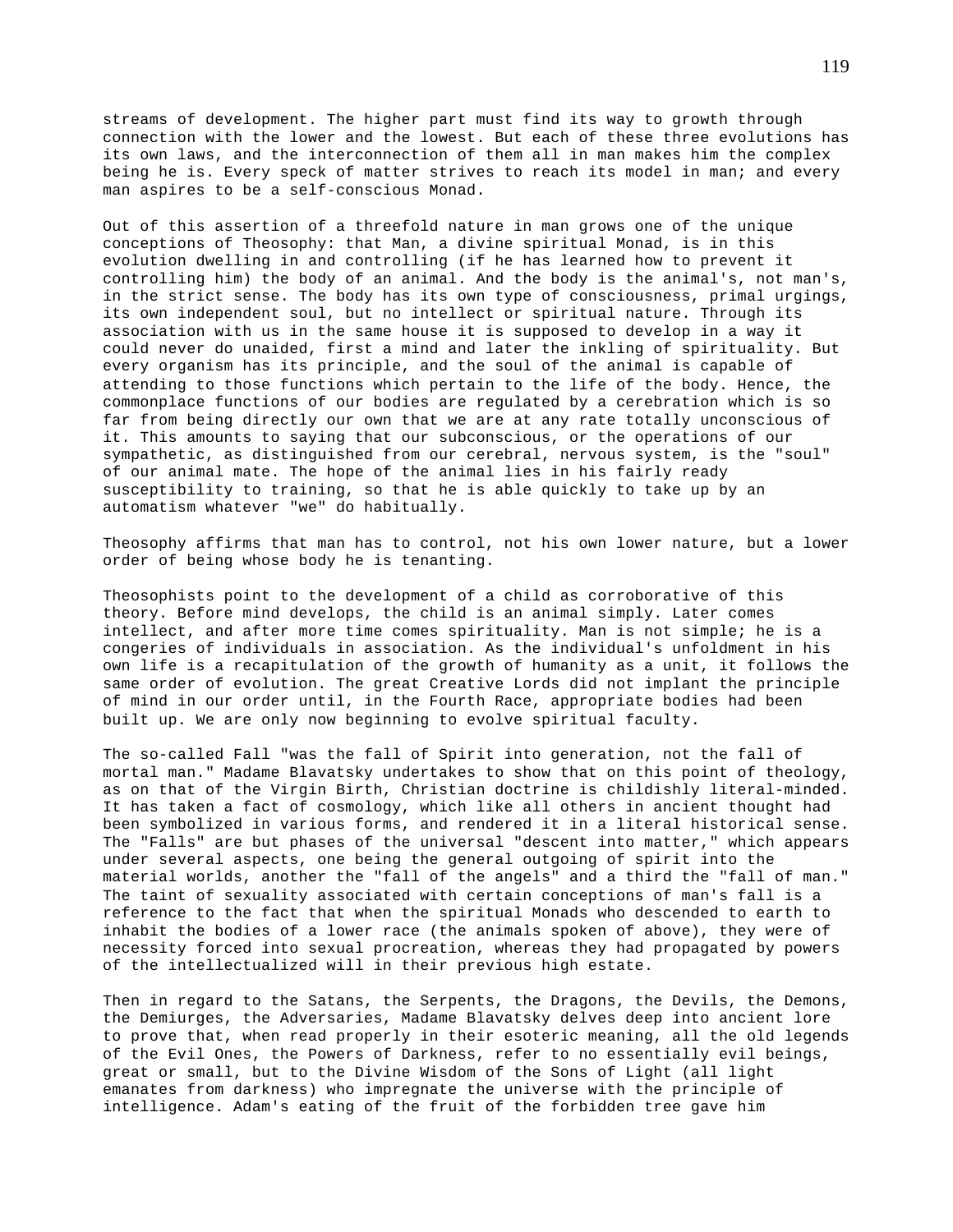streams of development. The higher part must find its way to growth through connection with the lower and the lowest. But each of these three evolutions has its own laws, and the interconnection of them all in man makes him the complex being he is. Every speck of matter strives to reach its model in man; and every man aspires to be a self-conscious Monad.

Out of this assertion of a threefold nature in man grows one of the unique conceptions of Theosophy: that Man, a divine spiritual Monad, is in this evolution dwelling in and controlling (if he has learned how to prevent it controlling him) the body of an animal. And the body is the animal's, not man's, in the strict sense. The body has its own type of consciousness, primal urgings, its own independent soul, but no intellect or spiritual nature. Through its association with us in the same house it is supposed to develop in a way it could never do unaided, first a mind and later the inkling of spirituality. But every organism has its principle, and the soul of the animal is capable of attending to those functions which pertain to the life of the body. Hence, the commonplace functions of our bodies are regulated by a cerebration which is so far from being directly our own that we are at any rate totally unconscious of it. This amounts to saying that our subconscious, or the operations of our sympathetic, as distinguished from our cerebral, nervous system, is the "soul" of our animal mate. The hope of the animal lies in his fairly ready susceptibility to training, so that he is able quickly to take up by an automatism whatever "we" do habitually.

Theosophy affirms that man has to control, not his own lower nature, but a lower order of being whose body he is tenanting.

Theosophists point to the development of a child as corroborative of this theory. Before mind develops, the child is an animal simply. Later comes intellect, and after more time comes spirituality. Man is not simple; he is a congeries of individuals in association. As the individual's unfoldment in his own life is a recapitulation of the growth of humanity as a unit, it follows the same order of evolution. The great Creative Lords did not implant the principle of mind in our order until, in the Fourth Race, appropriate bodies had been built up. We are only now beginning to evolve spiritual faculty.

The so-called Fall "was the fall of Spirit into generation, not the fall of mortal man." Madame Blavatsky undertakes to show that on this point of theology, as on that of the Virgin Birth, Christian doctrine is childishly literal-minded. It has taken a fact of cosmology, which like all others in ancient thought had been symbolized in various forms, and rendered it in a literal historical sense. The "Falls" are but phases of the universal "descent into matter," which appears under several aspects, one being the general outgoing of spirit into the material worlds, another the "fall of the angels" and a third the "fall of man." The taint of sexuality associated with certain conceptions of man's fall is a reference to the fact that when the spiritual Monads who descended to earth to inhabit the bodies of a lower race (the animals spoken of above), they were of necessity forced into sexual procreation, whereas they had propagated by powers of the intellectualized will in their previous high estate.

Then in regard to the Satans, the Serpents, the Dragons, the Devils, the Demons, the Demiurges, the Adversaries, Madame Blavatsky delves deep into ancient lore to prove that, when read properly in their esoteric meaning, all the old legends of the Evil Ones, the Powers of Darkness, refer to no essentially evil beings, great or small, but to the Divine Wisdom of the Sons of Light (all light emanates from darkness) who impregnate the universe with the principle of intelligence. Adam's eating of the fruit of the forbidden tree gave him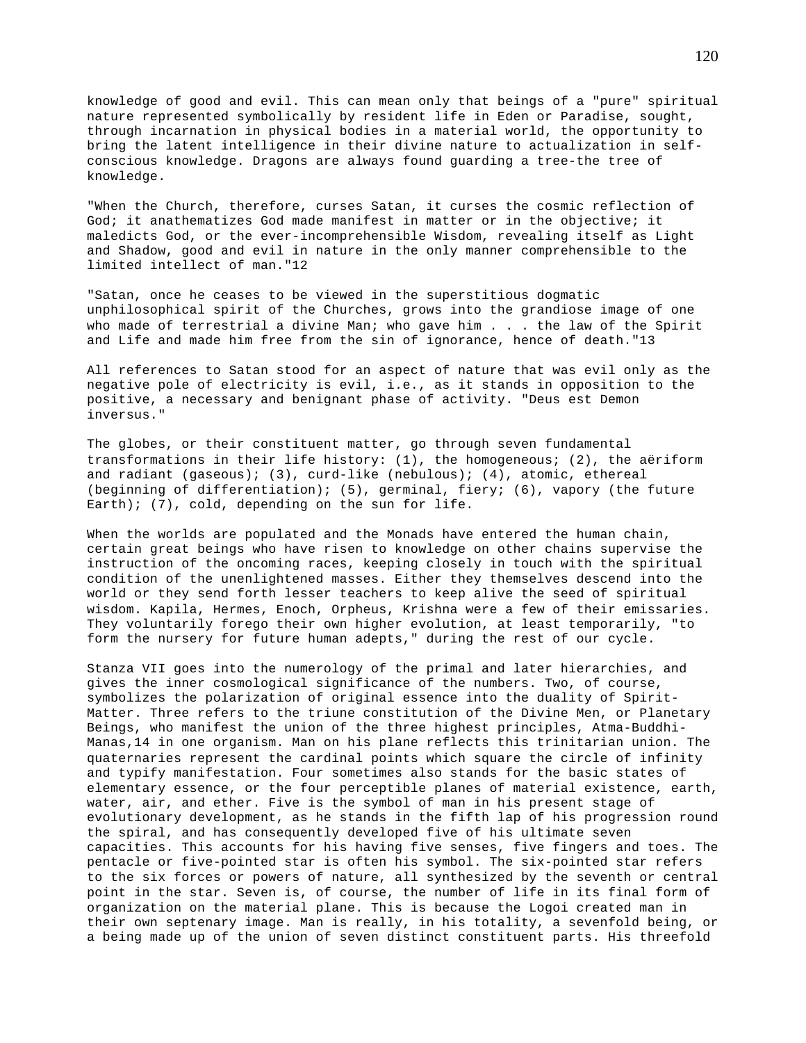knowledge of good and evil. This can mean only that beings of a "pure" spiritual nature represented symbolically by resident life in Eden or Paradise, sought, through incarnation in physical bodies in a material world, the opportunity to bring the latent intelligence in their divine nature to actualization in self-conscious knowledge. Dragons are always found guarding a tree-the tree of knowledge.

"When the Church, therefore, curses Satan, it curses the cosmic reflection of God; it anathematizes God made manifest in matter or in the objective; it maledicts God, or the ever-incomprehensible Wisdom, revealing itself as Light and Shadow, good and evil in nature in the only manner comprehensible to the limited intellect of man."12

"Satan, once he ceases to be viewed in the superstitious dogmatic unphilosophical spirit of the Churches, grows into the grandiose image of one who made of terrestrial a divine Man; who gave him . . . the law of the Spirit and Life and made him free from the sin of ignorance, hence of death."13

All references to Satan stood for an aspect of nature that was evil only as the negative pole of electricity is evil, i.e., as it stands in opposition to the positive, a necessary and benignant phase of activity. "Deus est Demon inversus."

The globes, or their constituent matter, go through seven fundamental transformations in their life history: (1), the homogeneous; (2), the aëriform and radiant (gaseous); (3), curd-like (nebulous); (4), atomic, ethereal (beginning of differentiation); (5), germinal, fiery; (6), vapory (the future Earth); (7), cold, depending on the sun for life.

When the worlds are populated and the Monads have entered the human chain, certain great beings who have risen to knowledge on other chains supervise the instruction of the oncoming races, keeping closely in touch with the spiritual condition of the unenlightened masses. Either they themselves descend into the world or they send forth lesser teachers to keep alive the seed of spiritual wisdom. Kapila, Hermes, Enoch, Orpheus, Krishna were a few of their emissaries. They voluntarily forego their own higher evolution, at least temporarily, "to form the nursery for future human adepts," during the rest of our cycle.

Stanza VII goes into the numerology of the primal and later hierarchies, and gives the inner cosmological significance of the numbers. Two, of course, symbolizes the polarization of original essence into the duality of Spirit-Matter. Three refers to the triune constitution of the Divine Men, or Planetary Beings, who manifest the union of the three highest principles, Atma-Buddhi-Manas,14 in one organism. Man on his plane reflects this trinitarian union. The quaternaries represent the cardinal points which square the circle of infinity and typify manifestation. Four sometimes also stands for the basic states of elementary essence, or the four perceptible planes of material existence, earth, water, air, and ether. Five is the symbol of man in his present stage of evolutionary development, as he stands in the fifth lap of his progression round the spiral, and has consequently developed five of his ultimate seven capacities. This accounts for his having five senses, five fingers and toes. The pentacle or five-pointed star is often his symbol. The six-pointed star refers to the six forces or powers of nature, all synthesized by the seventh or central point in the star. Seven is, of course, the number of life in its final form of organization on the material plane. This is because the Logoi created man in their own septenary image. Man is really, in his totality, a sevenfold being, or a being made up of the union of seven distinct constituent parts. His threefold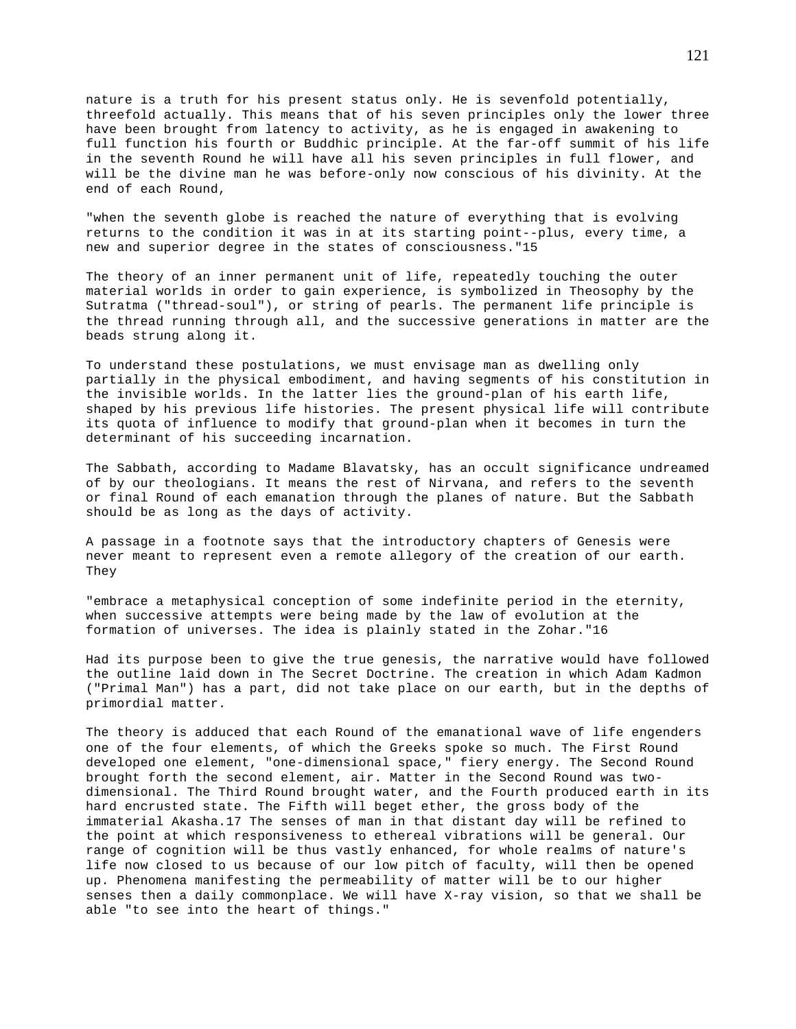nature is a truth for his present status only. He is sevenfold potentially, threefold actually. This means that of his seven principles only the lower three have been brought from latency to activity, as he is engaged in awakening to full function his fourth or Buddhic principle. At the far-off summit of his life in the seventh Round he will have all his seven principles in full flower, and will be the divine man he was before-only now conscious of his divinity. At the end of each Round,

"when the seventh globe is reached the nature of everything that is evolving returns to the condition it was in at its starting point--plus, every time, a new and superior degree in the states of consciousness."15

The theory of an inner permanent unit of life, repeatedly touching the outer material worlds in order to gain experience, is symbolized in Theosophy by the Sutratma ("thread-soul"), or string of pearls. The permanent life principle is the thread running through all, and the successive generations in matter are the beads strung along it.

To understand these postulations, we must envisage man as dwelling only partially in the physical embodiment, and having segments of his constitution in the invisible worlds. In the latter lies the ground-plan of his earth life, shaped by his previous life histories. The present physical life will contribute its quota of influence to modify that ground-plan when it becomes in turn the determinant of his succeeding incarnation.

The Sabbath, according to Madame Blavatsky, has an occult significance undreamed of by our theologians. It means the rest of Nirvana, and refers to the seventh or final Round of each emanation through the planes of nature. But the Sabbath should be as long as the days of activity.

A passage in a footnote says that the introductory chapters of Genesis were never meant to represent even a remote allegory of the creation of our earth. They

"embrace a metaphysical conception of some indefinite period in the eternity, when successive attempts were being made by the law of evolution at the formation of universes. The idea is plainly stated in the Zohar."16

Had its purpose been to give the true genesis, the narrative would have followed the outline laid down in The Secret Doctrine. The creation in which Adam Kadmon ("Primal Man") has a part, did not take place on our earth, but in the depths of primordial matter.

The theory is adduced that each Round of the emanational wave of life engenders one of the four elements, of which the Greeks spoke so much. The First Round developed one element, "one-dimensional space," fiery energy. The Second Round brought forth the second element, air. Matter in the Second Round was two-dimensional. The Third Round brought water, and the Fourth produced earth in its hard encrusted state. The Fifth will beget ether, the gross body of the immaterial Akasha.17 The senses of man in that distant day will be refined to the point at which responsiveness to ethereal vibrations will be general. Our range of cognition will be thus vastly enhanced, for whole realms of nature's life now closed to us because of our low pitch of faculty, will then be opened up. Phenomena manifesting the permeability of matter will be to our higher senses then a daily commonplace. We will have X-ray vision, so that we shall be able "to see into the heart of things."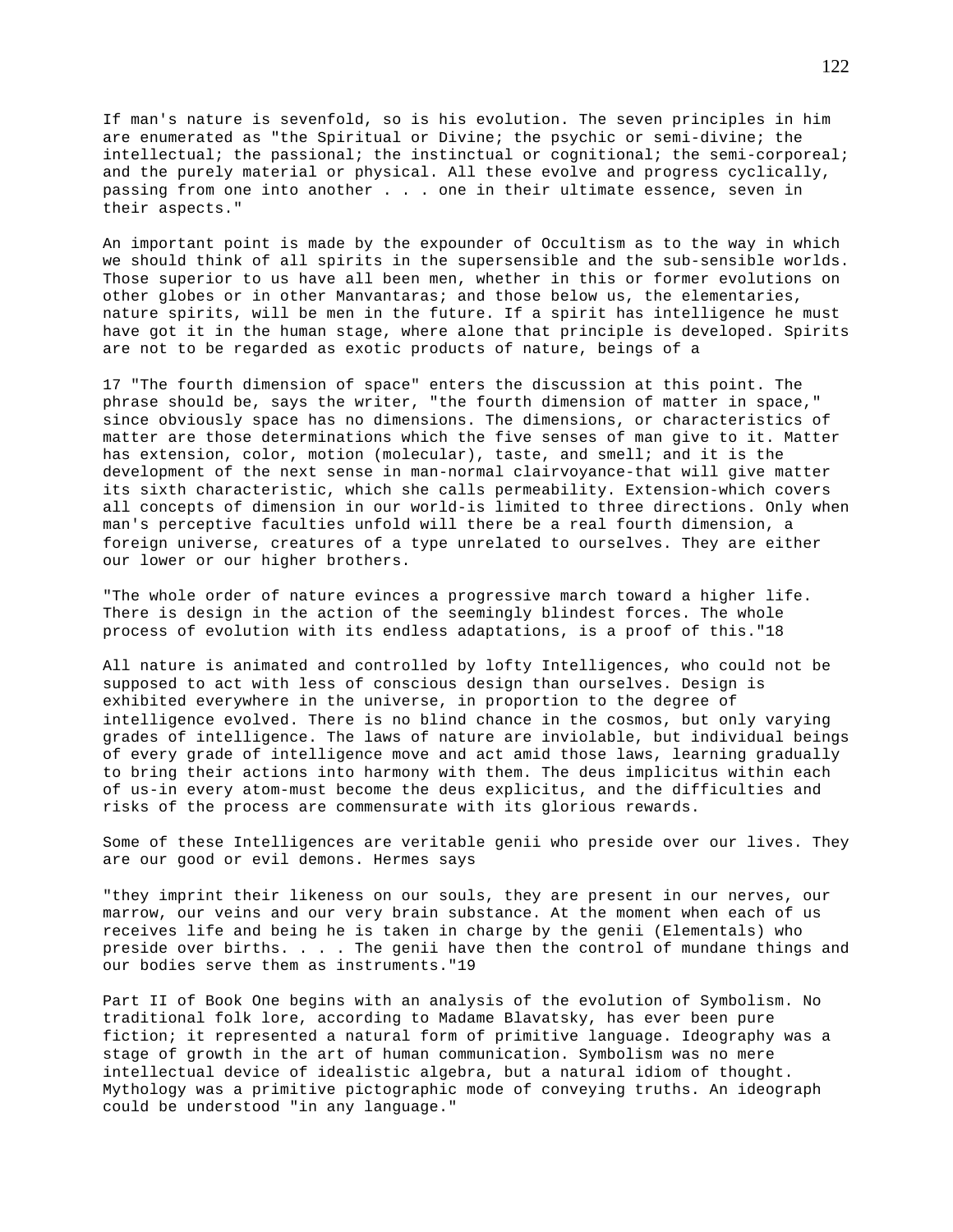If man's nature is sevenfold, so is his evolution. The seven principles in him are enumerated as "the Spiritual or Divine; the psychic or semi-divine; the intellectual; the passional; the instinctual or cognitional; the semi-corporeal; and the purely material or physical. All these evolve and progress cyclically, passing from one into another . . . one in their ultimate essence, seven in their aspects."

An important point is made by the expounder of Occultism as to the way in which we should think of all spirits in the supersensible and the sub-sensible worlds. Those superior to us have all been men, whether in this or former evolutions on other globes or in other Manvantaras; and those below us, the elementaries, nature spirits, will be men in the future. If a spirit has intelligence he must have got it in the human stage, where alone that principle is developed. Spirits are not to be regarded as exotic products of nature, beings of a

17 "The fourth dimension of space" enters the discussion at this point. The phrase should be, says the writer, "the fourth dimension of matter in space," since obviously space has no dimensions. The dimensions, or characteristics of matter are those determinations which the five senses of man give to it. Matter has extension, color, motion (molecular), taste, and smell; and it is the development of the next sense in man-normal clairvoyance-that will give matter its sixth characteristic, which she calls permeability. Extension-which covers all concepts of dimension in our world-is limited to three directions. Only when man's perceptive faculties unfold will there be a real fourth dimension, a foreign universe, creatures of a type unrelated to ourselves. They are either our lower or our higher brothers.

"The whole order of nature evinces a progressive march toward a higher life. There is design in the action of the seemingly blindest forces. The whole process of evolution with its endless adaptations, is a proof of this."18

All nature is animated and controlled by lofty Intelligences, who could not be supposed to act with less of conscious design than ourselves. Design is exhibited everywhere in the universe, in proportion to the degree of intelligence evolved. There is no blind chance in the cosmos, but only varying grades of intelligence. The laws of nature are inviolable, but individual beings of every grade of intelligence move and act amid those laws, learning gradually to bring their actions into harmony with them. The deus implicitus within each of us-in every atom-must become the deus explicitus, and the difficulties and risks of the process are commensurate with its glorious rewards.

Some of these Intelligences are veritable genii who preside over our lives. They are our good or evil demons. Hermes says

"they imprint their likeness on our souls, they are present in our nerves, our marrow, our veins and our very brain substance. At the moment when each of us receives life and being he is taken in charge by the genii (Elementals) who preside over births. . . . The genii have then the control of mundane things and our bodies serve them as instruments."19

Part II of Book One begins with an analysis of the evolution of Symbolism. No traditional folk lore, according to Madame Blavatsky, has ever been pure fiction; it represented a natural form of primitive language. Ideography was a stage of growth in the art of human communication. Symbolism was no mere intellectual device of idealistic algebra, but a natural idiom of thought. Mythology was a primitive pictographic mode of conveying truths. An ideograph could be understood "in any language."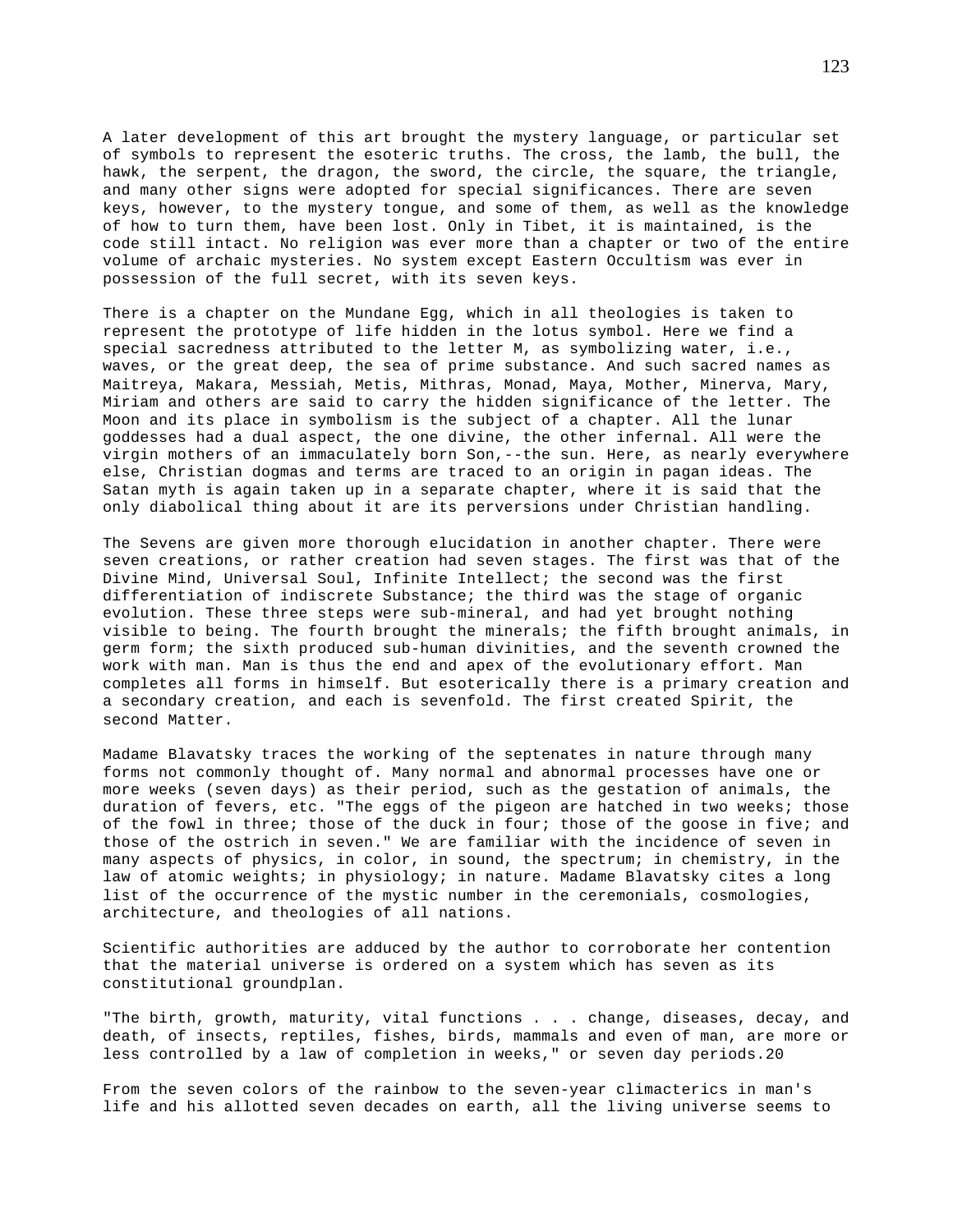A later development of this art brought the mystery language, or particular set of symbols to represent the esoteric truths. The cross, the lamb, the bull, the hawk, the serpent, the dragon, the sword, the circle, the square, the triangle, and many other signs were adopted for special significances. There are seven keys, however, to the mystery tongue, and some of them, as well as the knowledge of how to turn them, have been lost. Only in Tibet, it is maintained, is the code still intact. No religion was ever more than a chapter or two of the entire volume of archaic mysteries. No system except Eastern Occultism was ever in possession of the full secret, with its seven keys.

There is a chapter on the Mundane Egg, which in all theologies is taken to represent the prototype of life hidden in the lotus symbol. Here we find a special sacredness attributed to the letter M, as symbolizing water, i.e., waves, or the great deep, the sea of prime substance. And such sacred names as Maitreya, Makara, Messiah, Metis, Mithras, Monad, Maya, Mother, Minerva, Mary, Miriam and others are said to carry the hidden significance of the letter. The Moon and its place in symbolism is the subject of a chapter. All the lunar goddesses had a dual aspect, the one divine, the other infernal. All were the virgin mothers of an immaculately born Son,--the sun. Here, as nearly everywhere else, Christian dogmas and terms are traced to an origin in pagan ideas. The Satan myth is again taken up in a separate chapter, where it is said that the only diabolical thing about it are its perversions under Christian handling.

The Sevens are given more thorough elucidation in another chapter. There were seven creations, or rather creation had seven stages. The first was that of the Divine Mind, Universal Soul, Infinite Intellect; the second was the first differentiation of indiscrete Substance; the third was the stage of organic evolution. These three steps were sub-mineral, and had yet brought nothing visible to being. The fourth brought the minerals; the fifth brought animals, in germ form; the sixth produced sub-human divinities, and the seventh crowned the work with man. Man is thus the end and apex of the evolutionary effort. Man completes all forms in himself. But esoterically there is a primary creation and a secondary creation, and each is sevenfold. The first created Spirit, the second Matter.

Madame Blavatsky traces the working of the septenates in nature through many forms not commonly thought of. Many normal and abnormal processes have one or more weeks (seven days) as their period, such as the gestation of animals, the duration of fevers, etc. "The eggs of the pigeon are hatched in two weeks; those of the fowl in three; those of the duck in four; those of the goose in five; and those of the ostrich in seven." We are familiar with the incidence of seven in many aspects of physics, in color, in sound, the spectrum; in chemistry, in the law of atomic weights; in physiology; in nature. Madame Blavatsky cites a long list of the occurrence of the mystic number in the ceremonials, cosmologies, architecture, and theologies of all nations.

Scientific authorities are adduced by the author to corroborate her contention that the material universe is ordered on a system which has seven as its constitutional groundplan.

"The birth, growth, maturity, vital functions . . . change, diseases, decay, and death, of insects, reptiles, fishes, birds, mammals and even of man, are more or less controlled by a law of completion in weeks," or seven day periods.[20]

From the seven colors of the rainbow to the seven-year climacterics in man's life and his allotted seven decades on earth, all the living universe seems to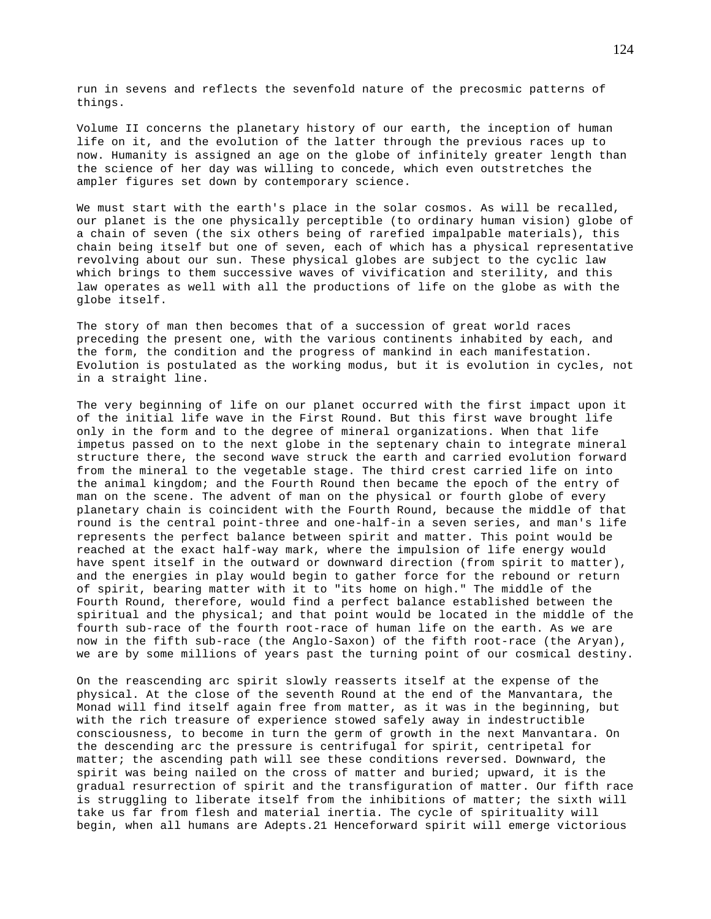run in sevens and reflects the sevenfold nature of the precosmic patterns of things.

Volume II concerns the planetary history of our earth, the inception of human life on it, and the evolution of the latter through the previous races up to now. Humanity is assigned an age on the globe of infinitely greater length than the science of her day was willing to concede, which even outstretches the ampler figures set down by contemporary science.

We must start with the earth's place in the solar cosmos. As will be recalled, our planet is the one physically perceptible (to ordinary human vision) globe of a chain of seven (the six others being of rarefied impalpable materials), this chain being itself but one of seven, each of which has a physical representative revolving about our sun. These physical globes are subject to the cyclic law which brings to them successive waves of vivification and sterility, and this law operates as well with all the productions of life on the globe as with the globe itself.

The story of man then becomes that of a succession of great world races preceding the present one, with the various continents inhabited by each, and the form, the condition and the progress of mankind in each manifestation. Evolution is postulated as the working modus, but it is evolution in cycles, not in a straight line.

The very beginning of life on our planet occurred with the first impact upon it of the initial life wave in the First Round. But this first wave brought life only in the form and to the degree of mineral organizations. When that life impetus passed on to the next globe in the septenary chain to integrate mineral structure there, the second wave struck the earth and carried evolution forward from the mineral to the vegetable stage. The third crest carried life on into the animal kingdom; and the Fourth Round then became the epoch of the entry of man on the scene. The advent of man on the physical or fourth globe of every planetary chain is coincident with the Fourth Round, because the middle of that round is the central point-three and one-half-in a seven series, and man's life represents the perfect balance between spirit and matter. This point would be reached at the exact half-way mark, where the impulsion of life energy would have spent itself in the outward or downward direction (from spirit to matter), and the energies in play would begin to gather force for the rebound or return of spirit, bearing matter with it to "its home on high." The middle of the Fourth Round, therefore, would find a perfect balance established between the spiritual and the physical; and that point would be located in the middle of the fourth sub-race of the fourth root-race of human life on the earth. As we are now in the fifth sub-race (the Anglo-Saxon) of the fifth root-race (the Aryan), we are by some millions of years past the turning point of our cosmical destiny.

On the reascending arc spirit slowly reasserts itself at the expense of the physical. At the close of the seventh Round at the end of the Manvantara, the Monad will find itself again free from matter, as it was in the beginning, but with the rich treasure of experience stowed safely away in indestructible consciousness, to become in turn the germ of growth in the next Manvantara. On the descending arc the pressure is centrifugal for spirit, centripetal for matter; the ascending path will see these conditions reversed. Downward, the spirit was being nailed on the cross of matter and buried; upward, it is the gradual resurrection of spirit and the transfiguration of matter. Our fifth race is struggling to liberate itself from the inhibitions of matter; the sixth will take us far from flesh and material inertia. The cycle of spirituality will begin, when all humans are Adepts.[21] Henceforward spirit will emerge victorious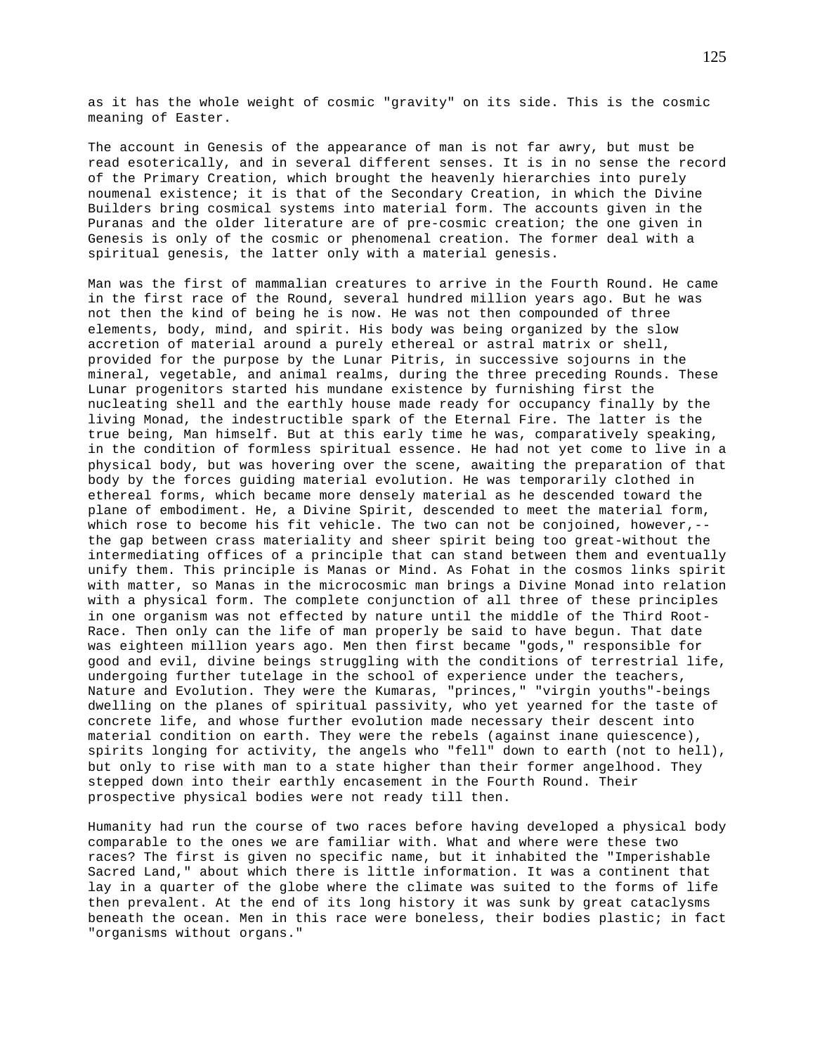as it has the whole weight of cosmic "gravity" on its side. This is the cosmic meaning of Easter.

The account in Genesis of the appearance of man is not far awry, but must be read esoterically, and in several different senses. It is in no sense the record of the Primary Creation, which brought the heavenly hierarchies into purely noumenal existence; it is that of the Secondary Creation, in which the Divine Builders bring cosmical systems into material form. The accounts given in the Puranas and the older literature are of pre-cosmic creation; the one given in Genesis is only of the cosmic or phenomenal creation. The former deal with a spiritual genesis, the latter only with a material genesis.

Man was the first of mammalian creatures to arrive in the Fourth Round. He came in the first race of the Round, several hundred million years ago. But he was not then the kind of being he is now. He was not then compounded of three elements, body, mind, and spirit. His body was being organized by the slow accretion of material around a purely ethereal or astral matrix or shell, provided for the purpose by the Lunar Pitris, in successive sojourns in the mineral, vegetable, and animal realms, during the three preceding Rounds. These Lunar progenitors started his mundane existence by furnishing first the nucleating shell and the earthly house made ready for occupancy finally by the living Monad, the indestructible spark of the Eternal Fire. The latter is the true being, Man himself. But at this early time he was, comparatively speaking, in the condition of formless spiritual essence. He had not yet come to live in a physical body, but was hovering over the scene, awaiting the preparation of that body by the forces guiding material evolution. He was temporarily clothed in ethereal forms, which became more densely material as he descended toward the plane of embodiment. He, a Divine Spirit, descended to meet the material form, which rose to become his fit vehicle. The two can not be conjoined, however,--the gap between crass materiality and sheer spirit being too great-without the intermediating offices of a principle that can stand between them and eventually unify them. This principle is Manas or Mind. As Fohat in the cosmos links spirit with matter, so Manas in the microcosmic man brings a Divine Monad into relation with a physical form. The complete conjunction of all three of these principles in one organism was not effected by nature until the middle of the Third Root-Race. Then only can the life of man properly be said to have begun. That date was eighteen million years ago. Men then first became "gods," responsible for good and evil, divine beings struggling with the conditions of terrestrial life, undergoing further tutelage in the school of experience under the teachers, Nature and Evolution. They were the Kumaras, "princes," "virgin youths"-beings dwelling on the planes of spiritual passivity, who yet yearned for the taste of concrete life, and whose further evolution made necessary their descent into material condition on earth. They were the rebels (against inane quiescence), spirits longing for activity, the angels who "fell" down to earth (not to hell), but only to rise with man to a state higher than their former angelhood. They stepped down into their earthly encasement in the Fourth Round. Their prospective physical bodies were not ready till then.

Humanity had run the course of two races before having developed a physical body comparable to the ones we are familiar with. What and where were these two races? The first is given no specific name, but it inhabited the "Imperishable Sacred Land," about which there is little information. It was a continent that lay in a quarter of the globe where the climate was suited to the forms of life then prevalent. At the end of its long history it was sunk by great cataclysms beneath the ocean. Men in this race were boneless, their bodies plastic; in fact "organisms without organs."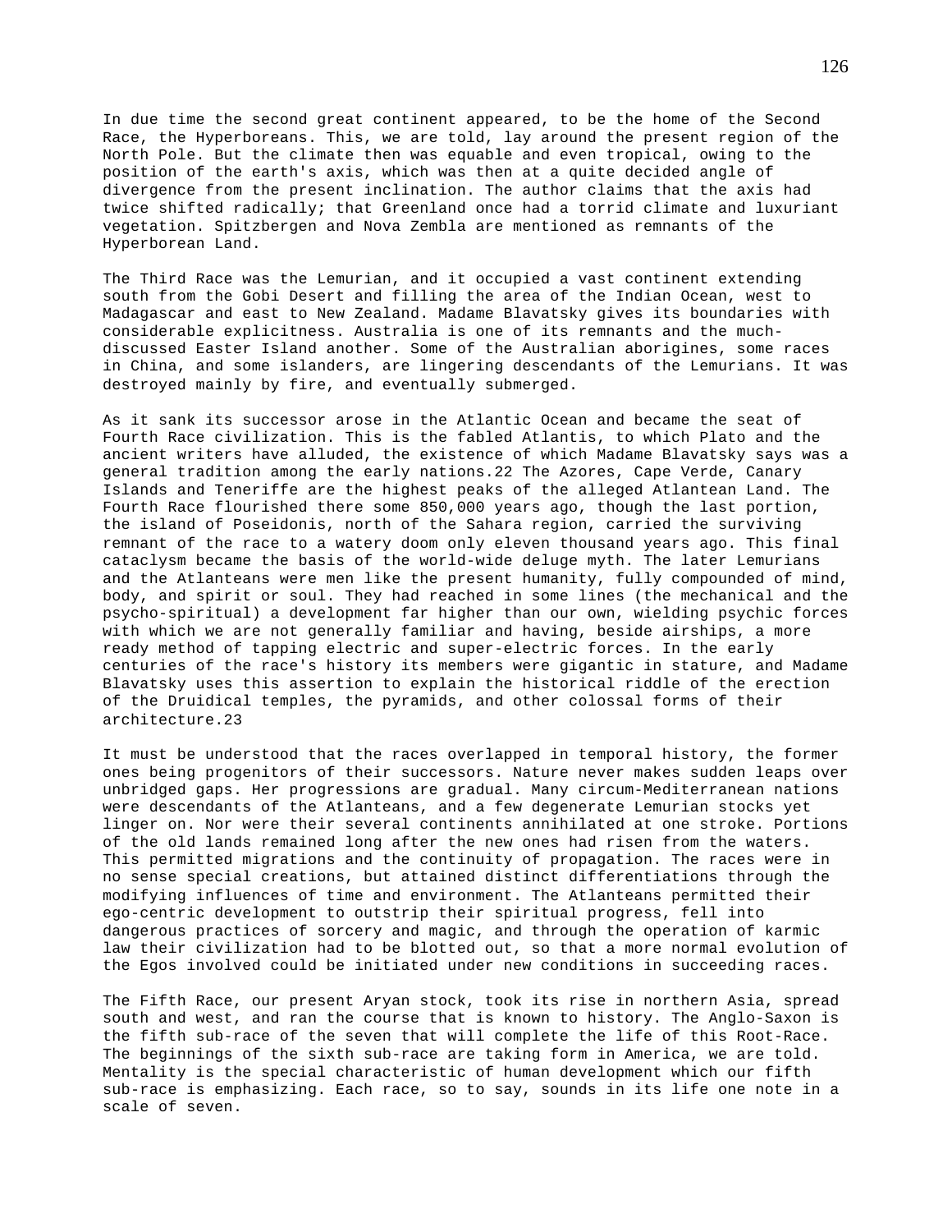In due time the second great continent appeared, to be the home of the Second Race, the Hyperboreans. This, we are told, lay around the present region of the North Pole. But the climate then was equable and even tropical, owing to the position of the earth's axis, which was then at a quite decided angle of divergence from the present inclination. The author claims that the axis had twice shifted radically; that Greenland once had a torrid climate and luxuriant vegetation. Spitzbergen and Nova Zembla are mentioned as remnants of the Hyperborean Land.

The Third Race was the Lemurian, and it occupied a vast continent extending south from the Gobi Desert and filling the area of the Indian Ocean, west to Madagascar and east to New Zealand. Madame Blavatsky gives its boundaries with considerable explicitness. Australia is one of its remnants and the much-discussed Easter Island another. Some of the Australian aborigines, some races in China, and some islanders, are lingering descendants of the Lemurians. It was destroyed mainly by fire, and eventually submerged.

As it sank its successor arose in the Atlantic Ocean and became the seat of Fourth Race civilization. This is the fabled Atlantis, to which Plato and the ancient writers have alluded, the existence of which Madame Blavatsky says was a general tradition among the early nations.22 The Azores, Cape Verde, Canary Islands and Teneriffe are the highest peaks of the alleged Atlantean Land. The Fourth Race flourished there some 850,000 years ago, though the last portion, the island of Poseidonis, north of the Sahara region, carried the surviving remnant of the race to a watery doom only eleven thousand years ago. This final cataclysm became the basis of the world-wide deluge myth. The later Lemurians and the Atlanteans were men like the present humanity, fully compounded of mind, body, and spirit or soul. They had reached in some lines (the mechanical and the psycho-spiritual) a development far higher than our own, wielding psychic forces with which we are not generally familiar and having, beside airships, a more ready method of tapping electric and super-electric forces. In the early centuries of the race's history its members were gigantic in stature, and Madame Blavatsky uses this assertion to explain the historical riddle of the erection of the Druidical temples, the pyramids, and other colossal forms of their architecture.23

It must be understood that the races overlapped in temporal history, the former ones being progenitors of their successors. Nature never makes sudden leaps over unbridged gaps. Her progressions are gradual. Many circum-Mediterranean nations were descendants of the Atlanteans, and a few degenerate Lemurian stocks yet linger on. Nor were their several continents annihilated at one stroke. Portions of the old lands remained long after the new ones had risen from the waters. This permitted migrations and the continuity of propagation. The races were in no sense special creations, but attained distinct differentiations through the modifying influences of time and environment. The Atlanteans permitted their ego-centric development to outstrip their spiritual progress, fell into dangerous practices of sorcery and magic, and through the operation of karmic law their civilization had to be blotted out, so that a more normal evolution of the Egos involved could be initiated under new conditions in succeeding races.

The Fifth Race, our present Aryan stock, took its rise in northern Asia, spread south and west, and ran the course that is known to history. The Anglo-Saxon is the fifth sub-race of the seven that will complete the life of this Root-Race. The beginnings of the sixth sub-race are taking form in America, we are told. Mentality is the special characteristic of human development which our fifth sub-race is emphasizing. Each race, so to say, sounds in its life one note in a scale of seven.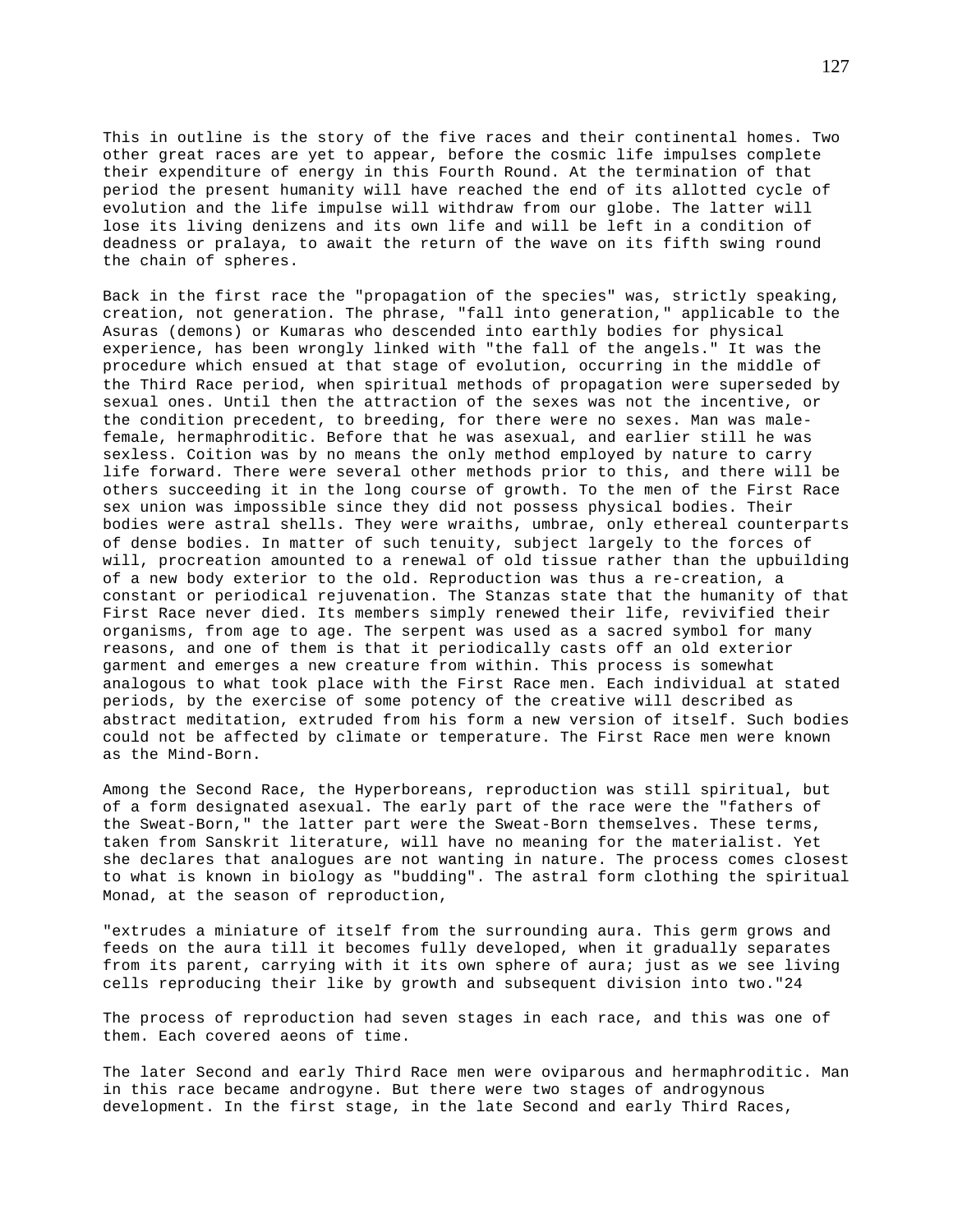This in outline is the story of the five races and their continental homes. Two other great races are yet to appear, before the cosmic life impulses complete their expenditure of energy in this Fourth Round. At the termination of that period the present humanity will have reached the end of its allotted cycle of evolution and the life impulse will withdraw from our globe. The latter will lose its living denizens and its own life and will be left in a condition of deadness or pralaya, to await the return of the wave on its fifth swing round the chain of spheres.

Back in the first race the "propagation of the species" was, strictly speaking, creation, not generation. The phrase, "fall into generation," applicable to the Asuras (demons) or Kumaras who descended into earthly bodies for physical experience, has been wrongly linked with "the fall of the angels." It was the procedure which ensued at that stage of evolution, occurring in the middle of the Third Race period, when spiritual methods of propagation were superseded by sexual ones. Until then the attraction of the sexes was not the incentive, or the condition precedent, to breeding, for there were no sexes. Man was male-female, hermaphroditic. Before that he was asexual, and earlier still he was sexless. Coition was by no means the only method employed by nature to carry life forward. There were several other methods prior to this, and there will be others succeeding it in the long course of growth. To the men of the First Race sex union was impossible since they did not possess physical bodies. Their bodies were astral shells. They were wraiths, umbrae, only ethereal counterparts of dense bodies. In matter of such tenuity, subject largely to the forces of will, procreation amounted to a renewal of old tissue rather than the upbuilding of a new body exterior to the old. Reproduction was thus a re-creation, a constant or periodical rejuvenation. The Stanzas state that the humanity of that First Race never died. Its members simply renewed their life, revivified their organisms, from age to age. The serpent was used as a sacred symbol for many reasons, and one of them is that it periodically casts off an old exterior garment and emerges a new creature from within. This process is somewhat analogous to what took place with the First Race men. Each individual at stated periods, by the exercise of some potency of the creative will described as abstract meditation, extruded from his form a new version of itself. Such bodies could not be affected by climate or temperature. The First Race men were known as the Mind-Born.

Among the Second Race, the Hyperboreans, reproduction was still spiritual, but of a form designated asexual. The early part of the race were the "fathers of the Sweat-Born," the latter part were the Sweat-Born themselves. These terms, taken from Sanskrit literature, will have no meaning for the materialist. Yet she declares that analogues are not wanting in nature. The process comes closest to what is known in biology as "budding". The astral form clothing the spiritual Monad, at the season of reproduction,

"extrudes a miniature of itself from the surrounding aura. This germ grows and feeds on the aura till it becomes fully developed, when it gradually separates from its parent, carrying with it its own sphere of aura; just as we see living cells reproducing their like by growth and subsequent division into two."24

The process of reproduction had seven stages in each race, and this was one of them. Each covered aeons of time.

The later Second and early Third Race men were oviparous and hermaphroditic. Man in this race became androgyne. But there were two stages of androgynous development. In the first stage, in the late Second and early Third Races,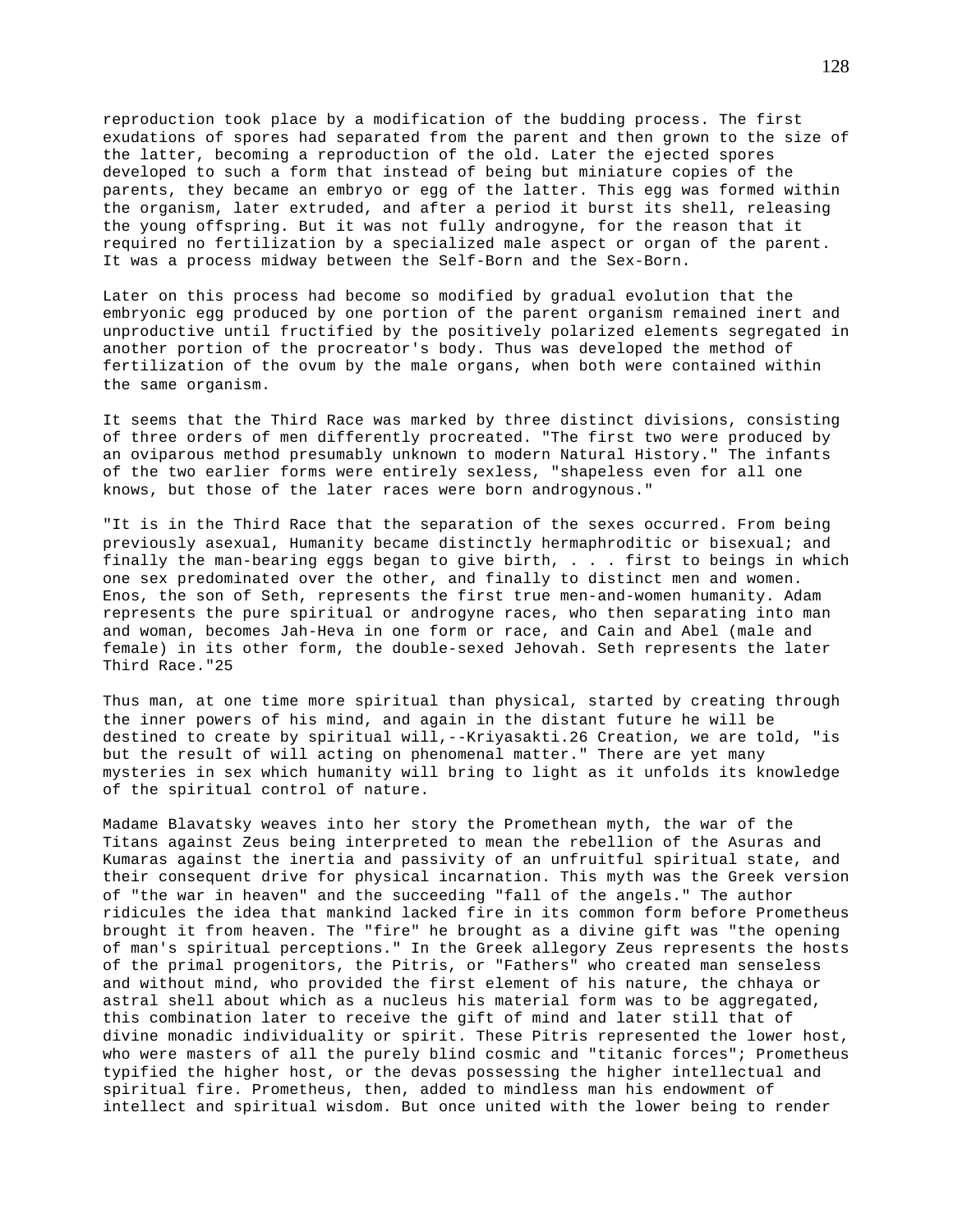reproduction took place by a modification of the budding process. The first exudations of spores had separated from the parent and then grown to the size of the latter, becoming a reproduction of the old. Later the ejected spores developed to such a form that instead of being but miniature copies of the parents, they became an embryo or egg of the latter. This egg was formed within the organism, later extruded, and after a period it burst its shell, releasing the young offspring. But it was not fully androgyne, for the reason that it required no fertilization by a specialized male aspect or organ of the parent. It was a process midway between the Self-Born and the Sex-Born.

Later on this process had become so modified by gradual evolution that the embryonic egg produced by one portion of the parent organism remained inert and unproductive until fructified by the positively polarized elements segregated in another portion of the procreator's body. Thus was developed the method of fertilization of the ovum by the male organs, when both were contained within the same organism.

It seems that the Third Race was marked by three distinct divisions, consisting of three orders of men differently procreated. "The first two were produced by an oviparous method presumably unknown to modern Natural History." The infants of the two earlier forms were entirely sexless, "shapeless even for all one knows, but those of the later races were born androgynous."

"It is in the Third Race that the separation of the sexes occurred. From being previously asexual, Humanity became distinctly hermaphroditic or bisexual; and finally the man-bearing eggs began to give birth, . . . first to beings in which one sex predominated over the other, and finally to distinct men and women. Enos, the son of Seth, represents the first true men-and-women humanity. Adam represents the pure spiritual or androgyne races, who then separating into man and woman, becomes Jah-Heva in one form or race, and Cain and Abel (male and female) in its other form, the double-sexed Jehovah. Seth represents the later Third Race."25

Thus man, at one time more spiritual than physical, started by creating through the inner powers of his mind, and again in the distant future he will be destined to create by spiritual will,--Kriyasakti.26 Creation, we are told, "is but the result of will acting on phenomenal matter." There are yet many mysteries in sex which humanity will bring to light as it unfolds its knowledge of the spiritual control of nature.

Madame Blavatsky weaves into her story the Promethean myth, the war of the Titans against Zeus being interpreted to mean the rebellion of the Asuras and Kumaras against the inertia and passivity of an unfruitful spiritual state, and their consequent drive for physical incarnation. This myth was the Greek version of "the war in heaven" and the succeeding "fall of the angels." The author ridicules the idea that mankind lacked fire in its common form before Prometheus brought it from heaven. The "fire" he brought as a divine gift was "the opening of man's spiritual perceptions." In the Greek allegory Zeus represents the hosts of the primal progenitors, the Pitris, or "Fathers" who created man senseless and without mind, who provided the first element of his nature, the chhaya or astral shell about which as a nucleus his material form was to be aggregated, this combination later to receive the gift of mind and later still that of divine monadic individuality or spirit. These Pitris represented the lower host, who were masters of all the purely blind cosmic and "titanic forces"; Prometheus typified the higher host, or the devas possessing the higher intellectual and spiritual fire. Prometheus, then, added to mindless man his endowment of intellect and spiritual wisdom. But once united with the lower being to render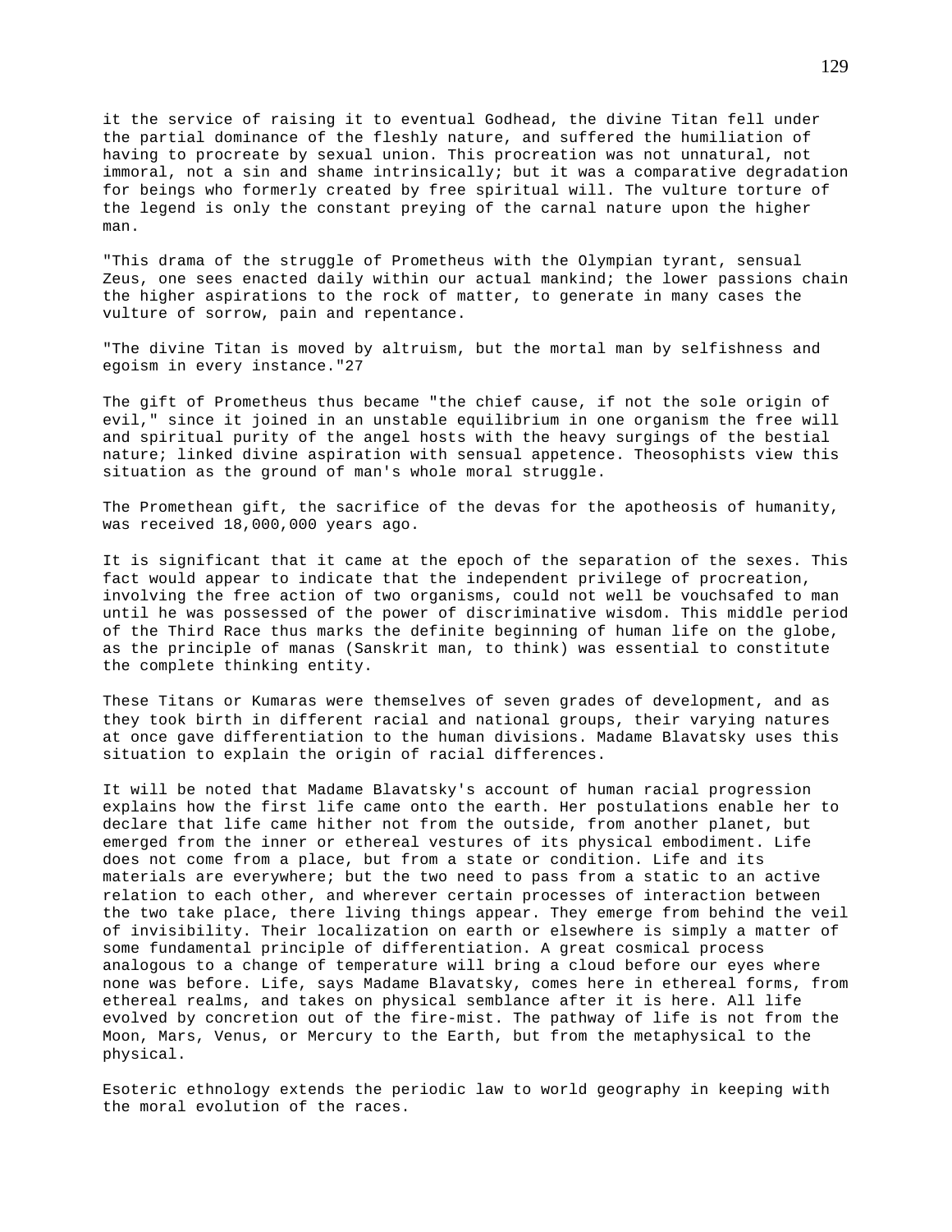it the service of raising it to eventual Godhead, the divine Titan fell under the partial dominance of the fleshly nature, and suffered the humiliation of having to procreate by sexual union. This procreation was not unnatural, not immoral, not a sin and shame intrinsically; but it was a comparative degradation for beings who formerly created by free spiritual will. The vulture torture of the legend is only the constant preying of the carnal nature upon the higher man.

"This drama of the struggle of Prometheus with the Olympian tyrant, sensual Zeus, one sees enacted daily within our actual mankind; the lower passions chain the higher aspirations to the rock of matter, to generate in many cases the vulture of sorrow, pain and repentance.

"The divine Titan is moved by altruism, but the mortal man by selfishness and egoism in every instance."27

The gift of Prometheus thus became "the chief cause, if not the sole origin of evil," since it joined in an unstable equilibrium in one organism the free will and spiritual purity of the angel hosts with the heavy surgings of the bestial nature; linked divine aspiration with sensual appetence. Theosophists view this situation as the ground of man's whole moral struggle.

The Promethean gift, the sacrifice of the devas for the apotheosis of humanity, was received 18,000,000 years ago.

It is significant that it came at the epoch of the separation of the sexes. This fact would appear to indicate that the independent privilege of procreation, involving the free action of two organisms, could not well be vouchsafed to man until he was possessed of the power of discriminative wisdom. This middle period of the Third Race thus marks the definite beginning of human life on the globe, as the principle of manas (Sanskrit man, to think) was essential to constitute the complete thinking entity.

These Titans or Kumaras were themselves of seven grades of development, and as they took birth in different racial and national groups, their varying natures at once gave differentiation to the human divisions. Madame Blavatsky uses this situation to explain the origin of racial differences.

It will be noted that Madame Blavatsky's account of human racial progression explains how the first life came onto the earth. Her postulations enable her to declare that life came hither not from the outside, from another planet, but emerged from the inner or ethereal vestures of its physical embodiment. Life does not come from a place, but from a state or condition. Life and its materials are everywhere; but the two need to pass from a static to an active relation to each other, and wherever certain processes of interaction between the two take place, there living things appear. They emerge from behind the veil of invisibility. Their localization on earth or elsewhere is simply a matter of some fundamental principle of differentiation. A great cosmical process analogous to a change of temperature will bring a cloud before our eyes where none was before. Life, says Madame Blavatsky, comes here in ethereal forms, from ethereal realms, and takes on physical semblance after it is here. All life evolved by concretion out of the fire-mist. The pathway of life is not from the Moon, Mars, Venus, or Mercury to the Earth, but from the metaphysical to the physical.

Esoteric ethnology extends the periodic law to world geography in keeping with the moral evolution of the races.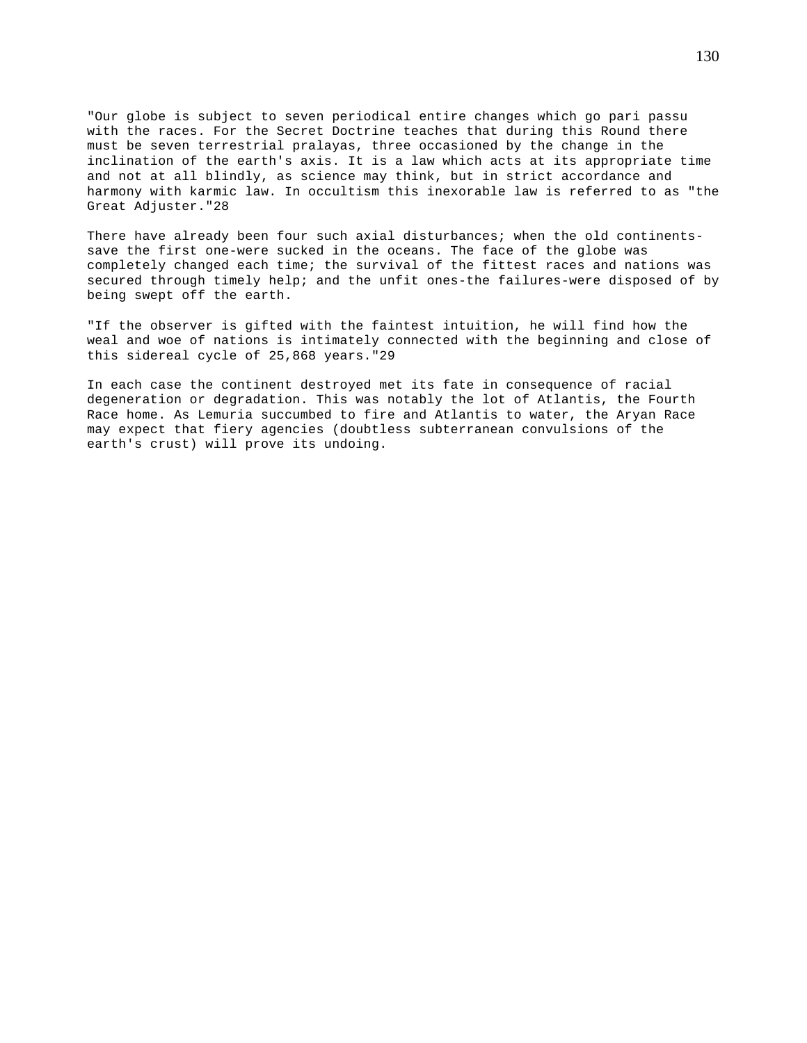"Our globe is subject to seven periodical entire changes which go pari passu with the races. For the Secret Doctrine teaches that during this Round there must be seven terrestrial pralayas, three occasioned by the change in the inclination of the earth's axis. It is a law which acts at its appropriate time and not at all blindly, as science may think, but in strict accordance and harmony with karmic law. In occultism this inexorable law is referred to as "the Great Adjuster."28

There have already been four such axial disturbances; when the old continents-save the first one-were sucked in the oceans. The face of the globe was completely changed each time; the survival of the fittest races and nations was secured through timely help; and the unfit ones-the failures-were disposed of by being swept off the earth.

"If the observer is gifted with the faintest intuition, he will find how the weal and woe of nations is intimately connected with the beginning and close of this sidereal cycle of 25,868 years."29

In each case the continent destroyed met its fate in consequence of racial degeneration or degradation. This was notably the lot of Atlantis, the Fourth Race home. As Lemuria succumbed to fire and Atlantis to water, the Aryan Race may expect that fiery agencies (doubtless subterranean convulsions of the earth's crust) will prove its undoing.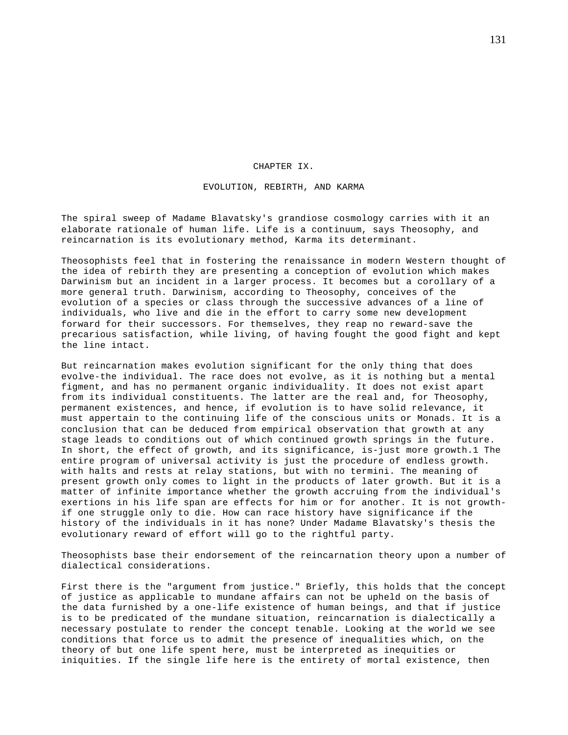# CHAPTER IX.

## EVOLUTION, REBIRTH, AND KARMA

The spiral sweep of Madame Blavatsky's grandiose cosmology carries with it an elaborate rationale of human life. Life is a continuum, says Theosophy, and reincarnation is its evolutionary method, Karma its determinant.

Theosophists feel that in fostering the renaissance in modern Western thought of the idea of rebirth they are presenting a conception of evolution which makes Darwinism but an incident in a larger process. It becomes but a corollary of a more general truth. Darwinism, according to Theosophy, conceives of the evolution of a species or class through the successive advances of a line of individuals, who live and die in the effort to carry some new development forward for their successors. For themselves, they reap no reward-save the precarious satisfaction, while living, of having fought the good fight and kept the line intact.

But reincarnation makes evolution significant for the only thing that does evolve-the individual. The race does not evolve, as it is nothing but a mental figment, and has no permanent organic individuality. It does not exist apart from its individual constituents. The latter are the real and, for Theosophy, permanent existences, and hence, if evolution is to have solid relevance, it must appertain to the continuing life of the conscious units or Monads. It is a conclusion that can be deduced from empirical observation that growth at any stage leads to conditions out of which continued growth springs in the future. In short, the effect of growth, and its significance, is-just more growth.[1] The entire program of universal activity is just the procedure of endless growth. with halts and rests at relay stations, but with no termini. The meaning of present growth only comes to light in the products of later growth. But it is a matter of infinite importance whether the growth accruing from the individual's exertions in his life span are effects for him or for another. It is not growth-if one struggle only to die. How can race history have significance if the history of the individuals in it has none? Under Madame Blavatsky's thesis the evolutionary reward of effort will go to the rightful party.

Theosophists base their endorsement of the reincarnation theory upon a number of dialectical considerations.

First there is the "argument from justice." Briefly, this holds that the concept of justice as applicable to mundane affairs can not be upheld on the basis of the data furnished by a one-life existence of human beings, and that if justice is to be predicated of the mundane situation, reincarnation is dialectically a necessary postulate to render the concept tenable. Looking at the world we see conditions that force us to admit the presence of inequalities which, on the theory of but one life spent here, must be interpreted as inequities or iniquities. If the single life here is the entirety of mortal existence, then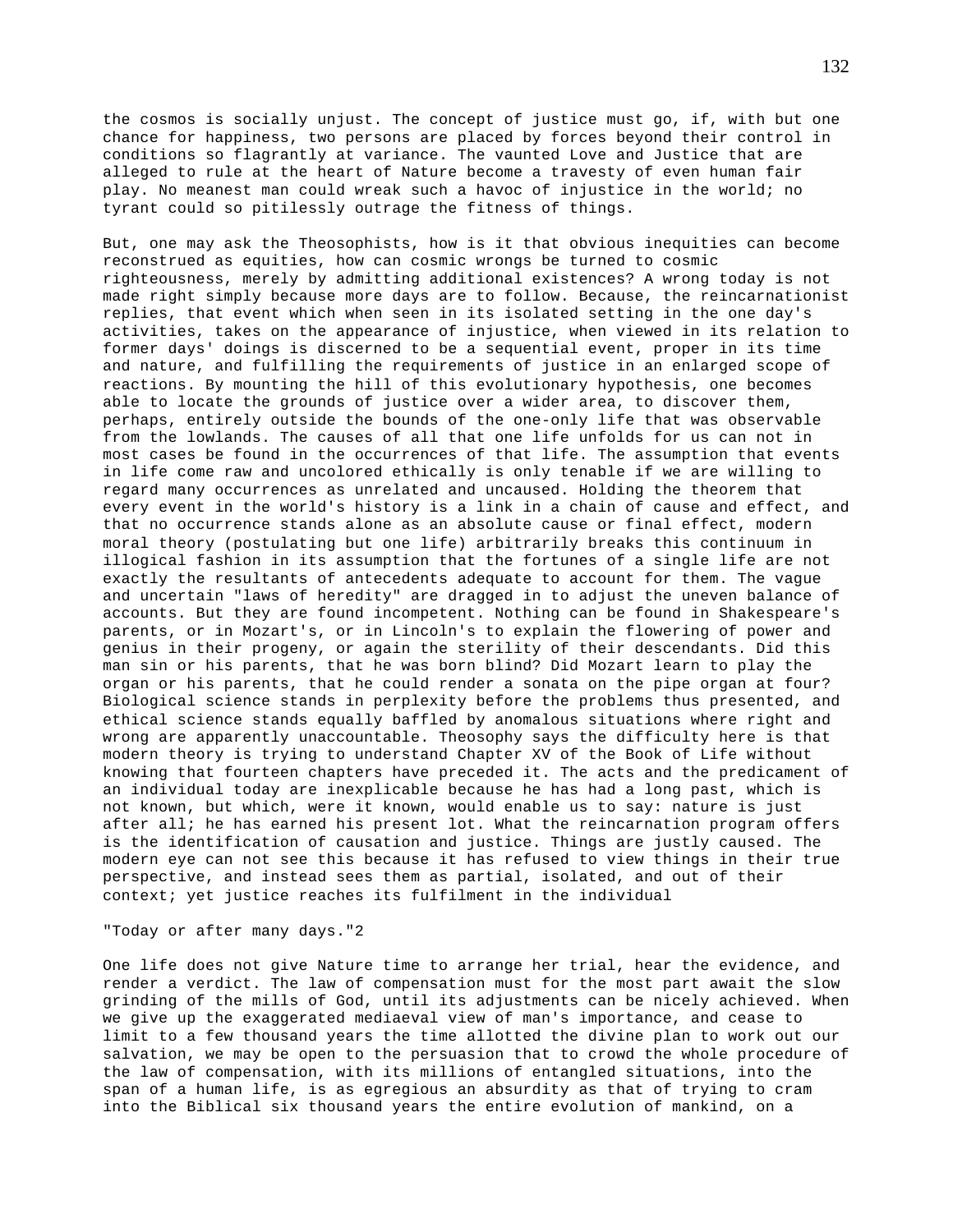the cosmos is socially unjust. The concept of justice must go, if, with but one chance for happiness, two persons are placed by forces beyond their control in conditions so flagrantly at variance. The vaunted Love and Justice that are alleged to rule at the heart of Nature become a travesty of even human fair play. No meanest man could wreak such a havoc of injustice in the world; no tyrant could so pitilessly outrage the fitness of things.

But, one may ask the Theosophists, how is it that obvious inequities can become reconstrued as equities, how can cosmic wrongs be turned to cosmic righteousness, merely by admitting additional existences? A wrong today is not made right simply because more days are to follow. Because, the reincarnationist replies, that event which when seen in its isolated setting in the one day's activities, takes on the appearance of injustice, when viewed in its relation to former days' doings is discerned to be a sequential event, proper in its time and nature, and fulfilling the requirements of justice in an enlarged scope of reactions. By mounting the hill of this evolutionary hypothesis, one becomes able to locate the grounds of justice over a wider area, to discover them, perhaps, entirely outside the bounds of the one-only life that was observable from the lowlands. The causes of all that one life unfolds for us can not in most cases be found in the occurrences of that life. The assumption that events in life come raw and uncolored ethically is only tenable if we are willing to regard many occurrences as unrelated and uncaused. Holding the theorem that every event in the world's history is a link in a chain of cause and effect, and that no occurrence stands alone as an absolute cause or final effect, modern moral theory (postulating but one life) arbitrarily breaks this continuum in illogical fashion in its assumption that the fortunes of a single life are not exactly the resultants of antecedents adequate to account for them. The vague and uncertain "laws of heredity" are dragged in to adjust the uneven balance of accounts. But they are found incompetent. Nothing can be found in Shakespeare's parents, or in Mozart's, or in Lincoln's to explain the flowering of power and genius in their progeny, or again the sterility of their descendants. Did this man sin or his parents, that he was born blind? Did Mozart learn to play the organ or his parents, that he could render a sonata on the pipe organ at four? Biological science stands in perplexity before the problems thus presented, and ethical science stands equally baffled by anomalous situations where right and wrong are apparently unaccountable. Theosophy says the difficulty here is that modern theory is trying to understand Chapter XV of the Book of Life without knowing that fourteen chapters have preceded it. The acts and the predicament of an individual today are inexplicable because he has had a long past, which is not known, but which, were it known, would enable us to say: nature is just after all; he has earned his present lot. What the reincarnation program offers is the identification of causation and justice. Things are justly caused. The modern eye can not see this because it has refused to view things in their true perspective, and instead sees them as partial, isolated, and out of their context; yet justice reaches its fulfilment in the individual

"Today or after many days."[2]

One life does not give Nature time to arrange her trial, hear the evidence, and render a verdict. The law of compensation must for the most part await the slow grinding of the mills of God, until its adjustments can be nicely achieved. When we give up the exaggerated mediaeval view of man's importance, and cease to limit to a few thousand years the time allotted the divine plan to work out our salvation, we may be open to the persuasion that to crowd the whole procedure of the law of compensation, with its millions of entangled situations, into the span of a human life, is as egregious an absurdity as that of trying to cram into the Biblical six thousand years the entire evolution of mankind, on a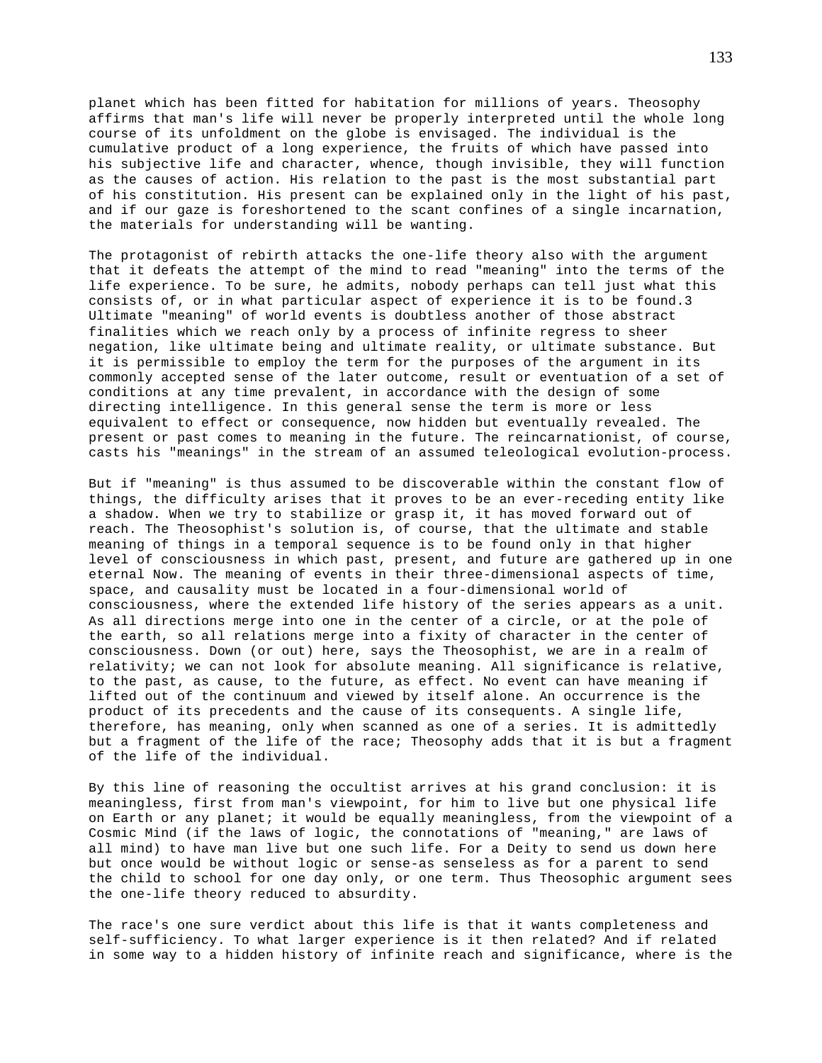planet which has been fitted for habitation for millions of years. Theosophy affirms that man's life will never be properly interpreted until the whole long course of its unfoldment on the globe is envisaged. The individual is the cumulative product of a long experience, the fruits of which have passed into his subjective life and character, whence, though invisible, they will function as the causes of action. His relation to the past is the most substantial part of his constitution. His present can be explained only in the light of his past, and if our gaze is foreshortened to the scant confines of a single incarnation, the materials for understanding will be wanting.

The protagonist of rebirth attacks the one-life theory also with the argument that it defeats the attempt of the mind to read "meaning" into the terms of the life experience. To be sure, he admits, nobody perhaps can tell just what this consists of, or in what particular aspect of experience it is to be found.3 Ultimate "meaning" of world events is doubtless another of those abstract finalities which we reach only by a process of infinite regress to sheer negation, like ultimate being and ultimate reality, or ultimate substance. But it is permissible to employ the term for the purposes of the argument in its commonly accepted sense of the later outcome, result or eventuation of a set of conditions at any time prevalent, in accordance with the design of some directing intelligence. In this general sense the term is more or less equivalent to effect or consequence, now hidden but eventually revealed. The present or past comes to meaning in the future. The reincarnationist, of course, casts his "meanings" in the stream of an assumed teleological evolution-process.

But if "meaning" is thus assumed to be discoverable within the constant flow of things, the difficulty arises that it proves to be an ever-receding entity like a shadow. When we try to stabilize or grasp it, it has moved forward out of reach. The Theosophist's solution is, of course, that the ultimate and stable meaning of things in a temporal sequence is to be found only in that higher level of consciousness in which past, present, and future are gathered up in one eternal Now. The meaning of events in their three-dimensional aspects of time, space, and causality must be located in a four-dimensional world of consciousness, where the extended life history of the series appears as a unit. As all directions merge into one in the center of a circle, or at the pole of the earth, so all relations merge into a fixity of character in the center of consciousness. Down (or out) here, says the Theosophist, we are in a realm of relativity; we can not look for absolute meaning. All significance is relative, to the past, as cause, to the future, as effect. No event can have meaning if lifted out of the continuum and viewed by itself alone. An occurrence is the product of its precedents and the cause of its consequents. A single life, therefore, has meaning, only when scanned as one of a series. It is admittedly but a fragment of the life of the race; Theosophy adds that it is but a fragment of the life of the individual.

By this line of reasoning the occultist arrives at his grand conclusion: it is meaningless, first from man's viewpoint, for him to live but one physical life on Earth or any planet; it would be equally meaningless, from the viewpoint of a Cosmic Mind (if the laws of logic, the connotations of "meaning," are laws of all mind) to have man live but one such life. For a Deity to send us down here but once would be without logic or sense-as senseless as for a parent to send the child to school for one day only, or one term. Thus Theosophic argument sees the one-life theory reduced to absurdity.

The race's one sure verdict about this life is that it wants completeness and self-sufficiency. To what larger experience is it then related? And if related in some way to a hidden history of infinite reach and significance, where is the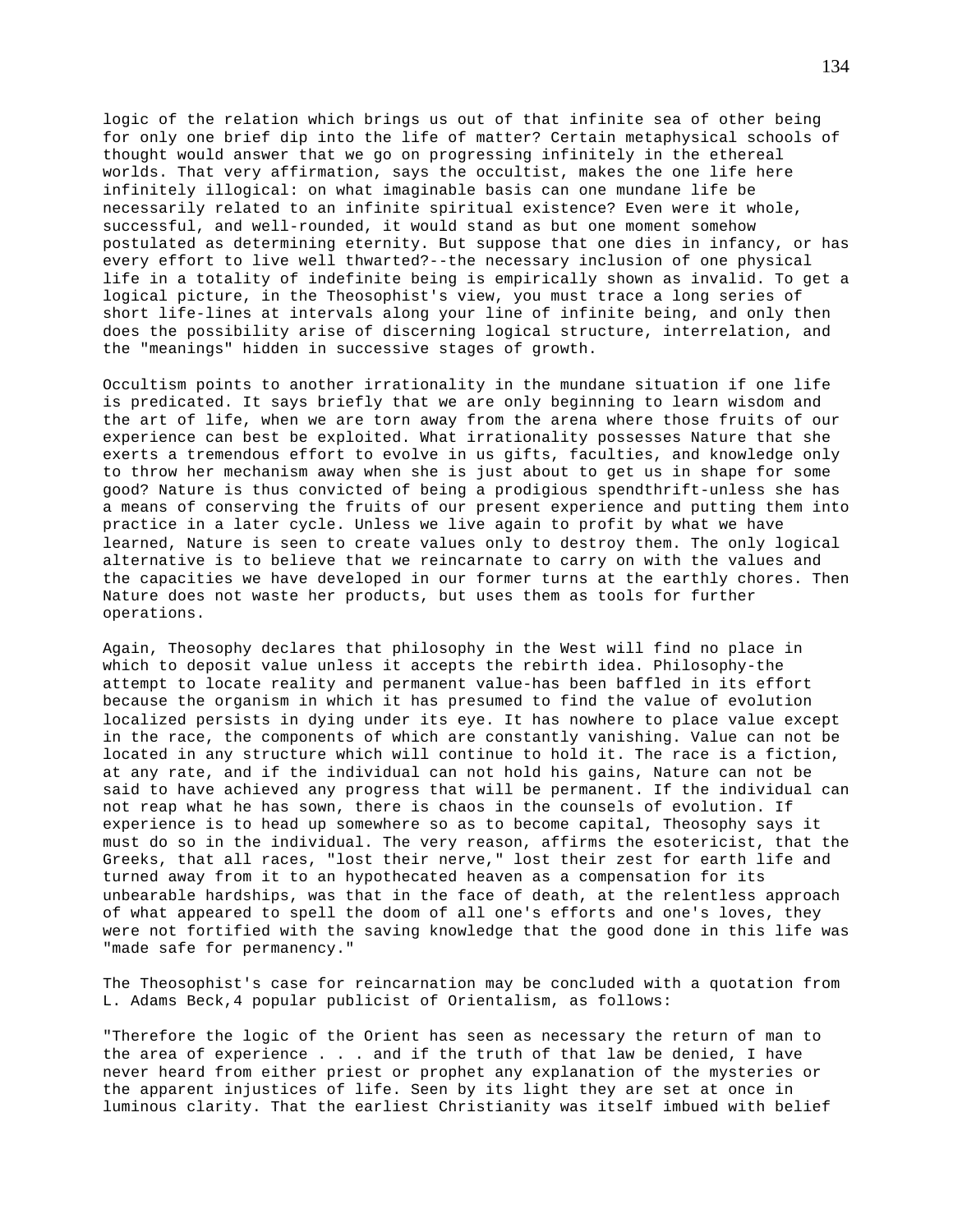logic of the relation which brings us out of that infinite sea of other being for only one brief dip into the life of matter? Certain metaphysical schools of thought would answer that we go on progressing infinitely in the ethereal worlds. That very affirmation, says the occultist, makes the one life here infinitely illogical: on what imaginable basis can one mundane life be necessarily related to an infinite spiritual existence? Even were it whole, successful, and well-rounded, it would stand as but one moment somehow postulated as determining eternity. But suppose that one dies in infancy, or has every effort to live well thwarted?--the necessary inclusion of one physical life in a totality of indefinite being is empirically shown as invalid. To get a logical picture, in the Theosophist's view, you must trace a long series of short life-lines at intervals along your line of infinite being, and only then does the possibility arise of discerning logical structure, interrelation, and the "meanings" hidden in successive stages of growth.

Occultism points to another irrationality in the mundane situation if one life is predicated. It says briefly that we are only beginning to learn wisdom and the art of life, when we are torn away from the arena where those fruits of our experience can best be exploited. What irrationality possesses Nature that she exerts a tremendous effort to evolve in us gifts, faculties, and knowledge only to throw her mechanism away when she is just about to get us in shape for some good? Nature is thus convicted of being a prodigious spendthrift-unless she has a means of conserving the fruits of our present experience and putting them into practice in a later cycle. Unless we live again to profit by what we have learned, Nature is seen to create values only to destroy them. The only logical alternative is to believe that we reincarnate to carry on with the values and the capacities we have developed in our former turns at the earthly chores. Then Nature does not waste her products, but uses them as tools for further operations.

Again, Theosophy declares that philosophy in the West will find no place in which to deposit value unless it accepts the rebirth idea. Philosophy-the attempt to locate reality and permanent value-has been baffled in its effort because the organism in which it has presumed to find the value of evolution localized persists in dying under its eye. It has nowhere to place value except in the race, the components of which are constantly vanishing. Value can not be located in any structure which will continue to hold it. The race is a fiction, at any rate, and if the individual can not hold his gains, Nature can not be said to have achieved any progress that will be permanent. If the individual can not reap what he has sown, there is chaos in the counsels of evolution. If experience is to head up somewhere so as to become capital, Theosophy says it must do so in the individual. The very reason, affirms the esotericist, that the Greeks, that all races, "lost their nerve," lost their zest for earth life and turned away from it to an hypothecated heaven as a compensation for its unbearable hardships, was that in the face of death, at the relentless approach of what appeared to spell the doom of all one's efforts and one's loves, they were not fortified with the saving knowledge that the good done in this life was "made safe for permanency."

The Theosophist's case for reincarnation may be concluded with a quotation from L. Adams Beck,4 popular publicist of Orientalism, as follows:

"Therefore the logic of the Orient has seen as necessary the return of man to the area of experience . . . and if the truth of that law be denied, I have never heard from either priest or prophet any explanation of the mysteries or the apparent injustices of life. Seen by its light they are set at once in luminous clarity. That the earliest Christianity was itself imbued with belief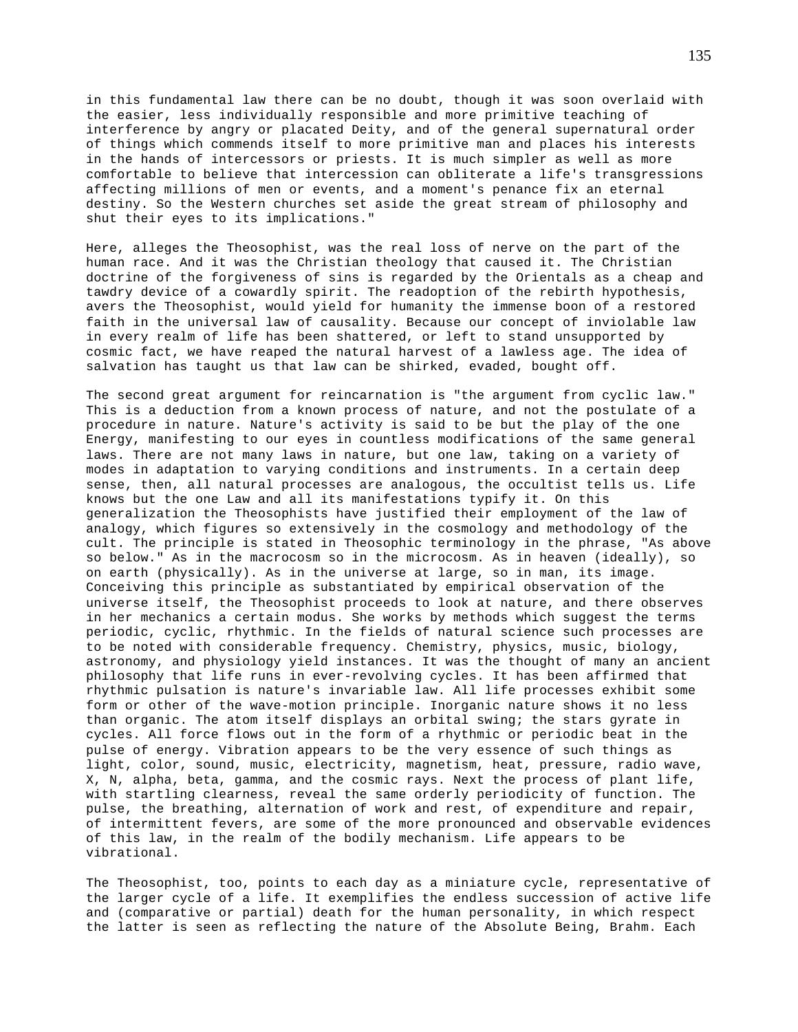in this fundamental law there can be no doubt, though it was soon overlaid with the easier, less individually responsible and more primitive teaching of interference by angry or placated Deity, and of the general supernatural order of things which commends itself to more primitive man and places his interests in the hands of intercessors or priests. It is much simpler as well as more comfortable to believe that intercession can obliterate a life's transgressions affecting millions of men or events, and a moment's penance fix an eternal destiny. So the Western churches set aside the great stream of philosophy and shut their eyes to its implications."

Here, alleges the Theosophist, was the real loss of nerve on the part of the human race. And it was the Christian theology that caused it. The Christian doctrine of the forgiveness of sins is regarded by the Orientals as a cheap and tawdry device of a cowardly spirit. The readoption of the rebirth hypothesis, avers the Theosophist, would yield for humanity the immense boon of a restored faith in the universal law of causality. Because our concept of inviolable law in every realm of life has been shattered, or left to stand unsupported by cosmic fact, we have reaped the natural harvest of a lawless age. The idea of salvation has taught us that law can be shirked, evaded, bought off.

The second great argument for reincarnation is "the argument from cyclic law." This is a deduction from a known process of nature, and not the postulate of a procedure in nature. Nature's activity is said to be but the play of the one Energy, manifesting to our eyes in countless modifications of the same general laws. There are not many laws in nature, but one law, taking on a variety of modes in adaptation to varying conditions and instruments. In a certain deep sense, then, all natural processes are analogous, the occultist tells us. Life knows but the one Law and all its manifestations typify it. On this generalization the Theosophists have justified their employment of the law of analogy, which figures so extensively in the cosmology and methodology of the cult. The principle is stated in Theosophic terminology in the phrase, "As above so below." As in the macrocosm so in the microcosm. As in heaven (ideally), so on earth (physically). As in the universe at large, so in man, its image. Conceiving this principle as substantiated by empirical observation of the universe itself, the Theosophist proceeds to look at nature, and there observes in her mechanics a certain modus. She works by methods which suggest the terms periodic, cyclic, rhythmic. In the fields of natural science such processes are to be noted with considerable frequency. Chemistry, physics, music, biology, astronomy, and physiology yield instances. It was the thought of many an ancient philosophy that life runs in ever-revolving cycles. It has been affirmed that rhythmic pulsation is nature's invariable law. All life processes exhibit some form or other of the wave-motion principle. Inorganic nature shows it no less than organic. The atom itself displays an orbital swing; the stars gyrate in cycles. All force flows out in the form of a rhythmic or periodic beat in the pulse of energy. Vibration appears to be the very essence of such things as light, color, sound, music, electricity, magnetism, heat, pressure, radio wave, X, N, alpha, beta, gamma, and the cosmic rays. Next the process of plant life, with startling clearness, reveal the same orderly periodicity of function. The pulse, the breathing, alternation of work and rest, of expenditure and repair, of intermittent fevers, are some of the more pronounced and observable evidences of this law, in the realm of the bodily mechanism. Life appears to be vibrational.

The Theosophist, too, points to each day as a miniature cycle, representative of the larger cycle of a life. It exemplifies the endless succession of active life and (comparative or partial) death for the human personality, in which respect the latter is seen as reflecting the nature of the Absolute Being, Brahm. Each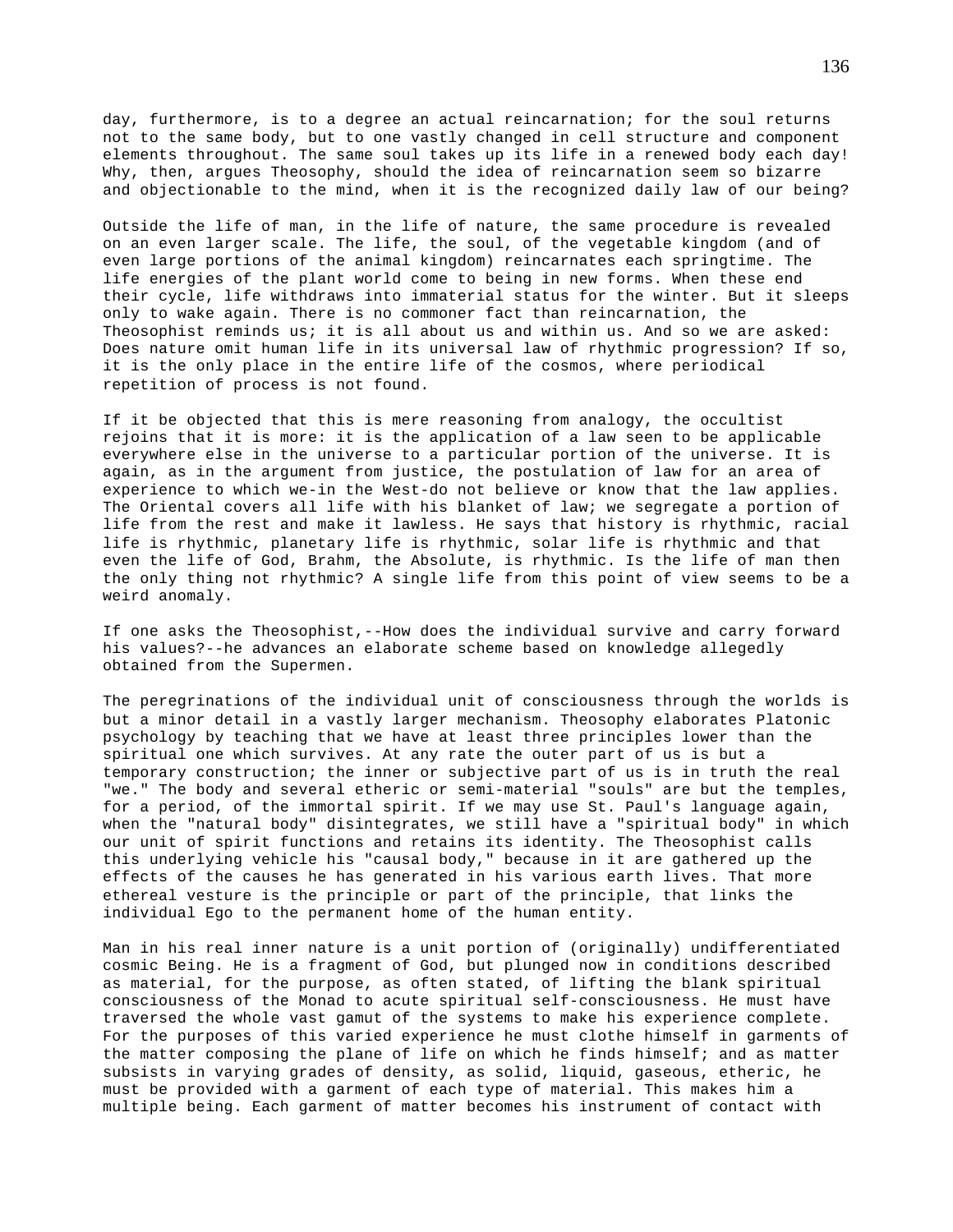day, furthermore, is to a degree an actual reincarnation; for the soul returns not to the same body, but to one vastly changed in cell structure and component elements throughout. The same soul takes up its life in a renewed body each day! Why, then, argues Theosophy, should the idea of reincarnation seem so bizarre and objectionable to the mind, when it is the recognized daily law of our being?

Outside the life of man, in the life of nature, the same procedure is revealed on an even larger scale. The life, the soul, of the vegetable kingdom (and of even large portions of the animal kingdom) reincarnates each springtime. The life energies of the plant world come to being in new forms. When these end their cycle, life withdraws into immaterial status for the winter. But it sleeps only to wake again. There is no commoner fact than reincarnation, the Theosophist reminds us; it is all about us and within us. And so we are asked: Does nature omit human life in its universal law of rhythmic progression? If so, it is the only place in the entire life of the cosmos, where periodical repetition of process is not found.

If it be objected that this is mere reasoning from analogy, the occultist rejoins that it is more: it is the application of a law seen to be applicable everywhere else in the universe to a particular portion of the universe. It is again, as in the argument from justice, the postulation of law for an area of experience to which we-in the West-do not believe or know that the law applies. The Oriental covers all life with his blanket of law; we segregate a portion of life from the rest and make it lawless. He says that history is rhythmic, racial life is rhythmic, planetary life is rhythmic, solar life is rhythmic and that even the life of God, Brahm, the Absolute, is rhythmic. Is the life of man then the only thing not rhythmic? A single life from this point of view seems to be a weird anomaly.

If one asks the Theosophist,--How does the individual survive and carry forward his values?--he advances an elaborate scheme based on knowledge allegedly obtained from the Supermen.

The peregrinations of the individual unit of consciousness through the worlds is but a minor detail in a vastly larger mechanism. Theosophy elaborates Platonic psychology by teaching that we have at least three principles lower than the spiritual one which survives. At any rate the outer part of us is but a temporary construction; the inner or subjective part of us is in truth the real "we." The body and several etheric or semi-material "souls" are but the temples, for a period, of the immortal spirit. If we may use St. Paul's language again, when the "natural body" disintegrates, we still have a "spiritual body" in which our unit of spirit functions and retains its identity. The Theosophist calls this underlying vehicle his "causal body," because in it are gathered up the effects of the causes he has generated in his various earth lives. That more ethereal vesture is the principle or part of the principle, that links the individual Ego to the permanent home of the human entity.

Man in his real inner nature is a unit portion of (originally) undifferentiated cosmic Being. He is a fragment of God, but plunged now in conditions described as material, for the purpose, as often stated, of lifting the blank spiritual consciousness of the Monad to acute spiritual self-consciousness. He must have traversed the whole vast gamut of the systems to make his experience complete. For the purposes of this varied experience he must clothe himself in garments of the matter composing the plane of life on which he finds himself; and as matter subsists in varying grades of density, as solid, liquid, gaseous, etheric, he must be provided with a garment of each type of material. This makes him a multiple being. Each garment of matter becomes his instrument of contact with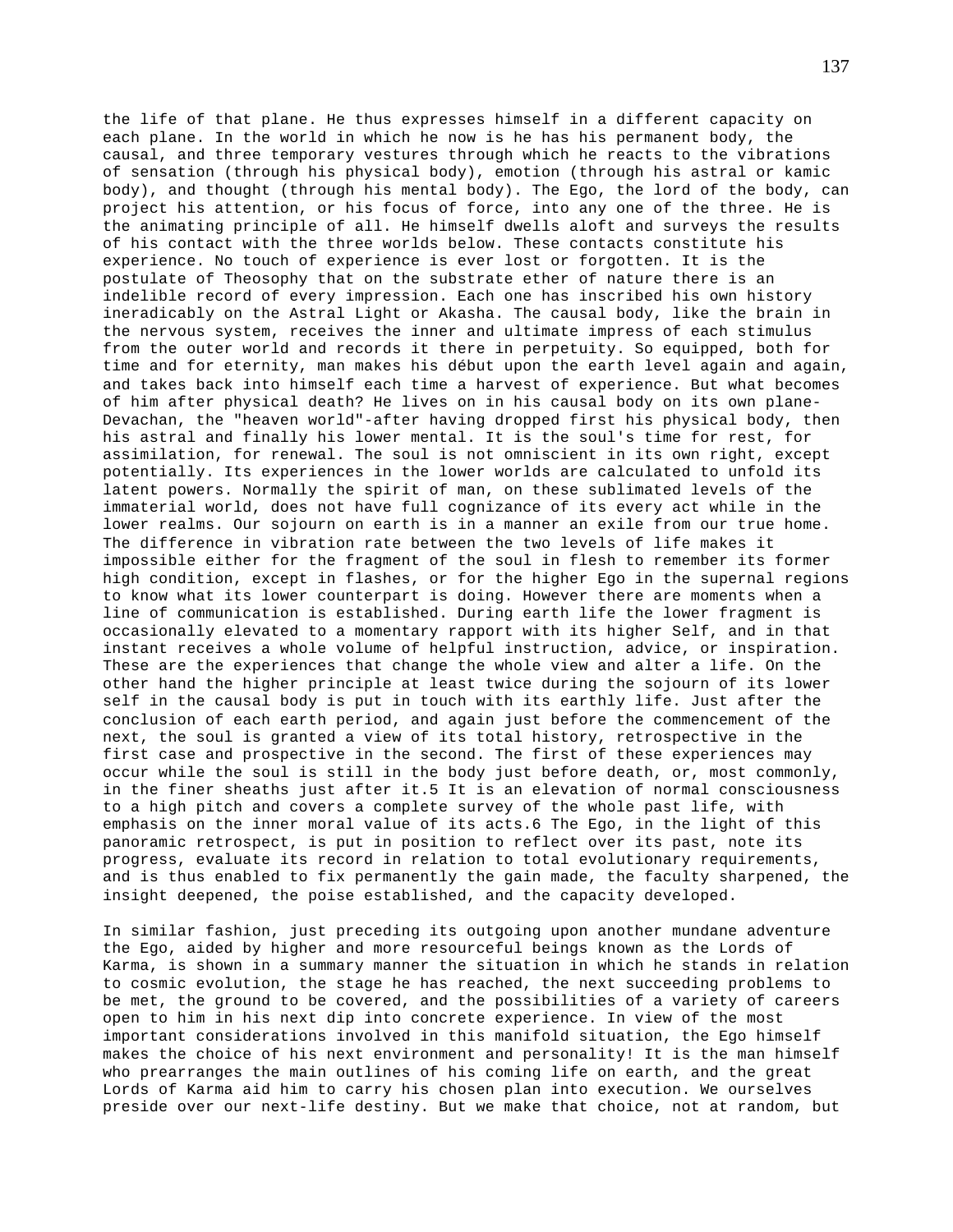the life of that plane. He thus expresses himself in a different capacity on each plane. In the world in which he now is he has his permanent body, the causal, and three temporary vestures through which he reacts to the vibrations of sensation (through his physical body), emotion (through his astral or kamic body), and thought (through his mental body). The Ego, the lord of the body, can project his attention, or his focus of force, into any one of the three. He is the animating principle of all. He himself dwells aloft and surveys the results of his contact with the three worlds below. These contacts constitute his experience. No touch of experience is ever lost or forgotten. It is the postulate of Theosophy that on the substrate ether of nature there is an indelible record of every impression. Each one has inscribed his own history ineradicably on the Astral Light or Akasha. The causal body, like the brain in the nervous system, receives the inner and ultimate impress of each stimulus from the outer world and records it there in perpetuity. So equipped, both for time and for eternity, man makes his début upon the earth level again and again, and takes back into himself each time a harvest of experience. But what becomes of him after physical death? He lives on in his causal body on its own plane-Devachan, the "heaven world"-after having dropped first his physical body, then his astral and finally his lower mental. It is the soul's time for rest, for assimilation, for renewal. The soul is not omniscient in its own right, except potentially. Its experiences in the lower worlds are calculated to unfold its latent powers. Normally the spirit of man, on these sublimated levels of the immaterial world, does not have full cognizance of its every act while in the lower realms. Our sojourn on earth is in a manner an exile from our true home. The difference in vibration rate between the two levels of life makes it impossible either for the fragment of the soul in flesh to remember its former high condition, except in flashes, or for the higher Ego in the supernal regions to know what its lower counterpart is doing. However there are moments when a line of communication is established. During earth life the lower fragment is occasionally elevated to a momentary rapport with its higher Self, and in that instant receives a whole volume of helpful instruction, advice, or inspiration. These are the experiences that change the whole view and alter a life. On the other hand the higher principle at least twice during the sojourn of its lower self in the causal body is put in touch with its earthly life. Just after the conclusion of each earth period, and again just before the commencement of the next, the soul is granted a view of its total history, retrospective in the first case and prospective in the second. The first of these experiences may occur while the soul is still in the body just before death, or, most commonly, in the finer sheaths just after it.5 It is an elevation of normal consciousness to a high pitch and covers a complete survey of the whole past life, with emphasis on the inner moral value of its acts.6 The Ego, in the light of this panoramic retrospect, is put in position to reflect over its past, note its progress, evaluate its record in relation to total evolutionary requirements, and is thus enabled to fix permanently the gain made, the faculty sharpened, the insight deepened, the poise established, and the capacity developed.

In similar fashion, just preceding its outgoing upon another mundane adventure the Ego, aided by higher and more resourceful beings known as the Lords of Karma, is shown in a summary manner the situation in which he stands in relation to cosmic evolution, the stage he has reached, the next succeeding problems to be met, the ground to be covered, and the possibilities of a variety of careers open to him in his next dip into concrete experience. In view of the most important considerations involved in this manifold situation, the Ego himself makes the choice of his next environment and personality! It is the man himself who prearranges the main outlines of his coming life on earth, and the great Lords of Karma aid him to carry his chosen plan into execution. We ourselves preside over our next-life destiny. But we make that choice, not at random, but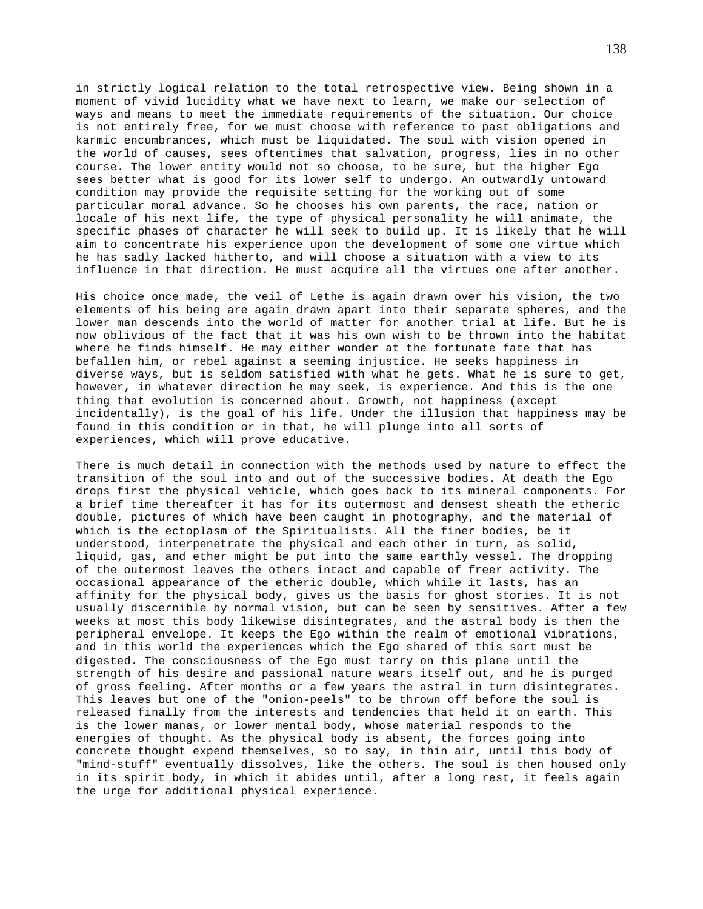in strictly logical relation to the total retrospective view. Being shown in a moment of vivid lucidity what we have next to learn, we make our selection of ways and means to meet the immediate requirements of the situation. Our choice is not entirely free, for we must choose with reference to past obligations and karmic encumbrances, which must be liquidated. The soul with vision opened in the world of causes, sees oftentimes that salvation, progress, lies in no other course. The lower entity would not so choose, to be sure, but the higher Ego sees better what is good for its lower self to undergo. An outwardly untoward condition may provide the requisite setting for the working out of some particular moral advance. So he chooses his own parents, the race, nation or locale of his next life, the type of physical personality he will animate, the specific phases of character he will seek to build up. It is likely that he will aim to concentrate his experience upon the development of some one virtue which he has sadly lacked hitherto, and will choose a situation with a view to its influence in that direction. He must acquire all the virtues one after another.

His choice once made, the veil of Lethe is again drawn over his vision, the two elements of his being are again drawn apart into their separate spheres, and the lower man descends into the world of matter for another trial at life. But he is now oblivious of the fact that it was his own wish to be thrown into the habitat where he finds himself. He may either wonder at the fortunate fate that has befallen him, or rebel against a seeming injustice. He seeks happiness in diverse ways, but is seldom satisfied with what he gets. What he is sure to get, however, in whatever direction he may seek, is experience. And this is the one thing that evolution is concerned about. Growth, not happiness (except incidentally), is the goal of his life. Under the illusion that happiness may be found in this condition or in that, he will plunge into all sorts of experiences, which will prove educative.

There is much detail in connection with the methods used by nature to effect the transition of the soul into and out of the successive bodies. At death the Ego drops first the physical vehicle, which goes back to its mineral components. For a brief time thereafter it has for its outermost and densest sheath the etheric double, pictures of which have been caught in photography, and the material of which is the ectoplasm of the Spiritualists. All the finer bodies, be it understood, interpenetrate the physical and each other in turn, as solid, liquid, gas, and ether might be put into the same earthly vessel. The dropping of the outermost leaves the others intact and capable of freer activity. The occasional appearance of the etheric double, which while it lasts, has an affinity for the physical body, gives us the basis for ghost stories. It is not usually discernible by normal vision, but can be seen by sensitives. After a few weeks at most this body likewise disintegrates, and the astral body is then the peripheral envelope. It keeps the Ego within the realm of emotional vibrations, and in this world the experiences which the Ego shared of this sort must be digested. The consciousness of the Ego must tarry on this plane until the strength of his desire and passional nature wears itself out, and he is purged of gross feeling. After months or a few years the astral in turn disintegrates. This leaves but one of the "onion-peels" to be thrown off before the soul is released finally from the interests and tendencies that held it on earth. This is the lower manas, or lower mental body, whose material responds to the energies of thought. As the physical body is absent, the forces going into concrete thought expend themselves, so to say, in thin air, until this body of "mind-stuff" eventually dissolves, like the others. The soul is then housed only in its spirit body, in which it abides until, after a long rest, it feels again the urge for additional physical experience.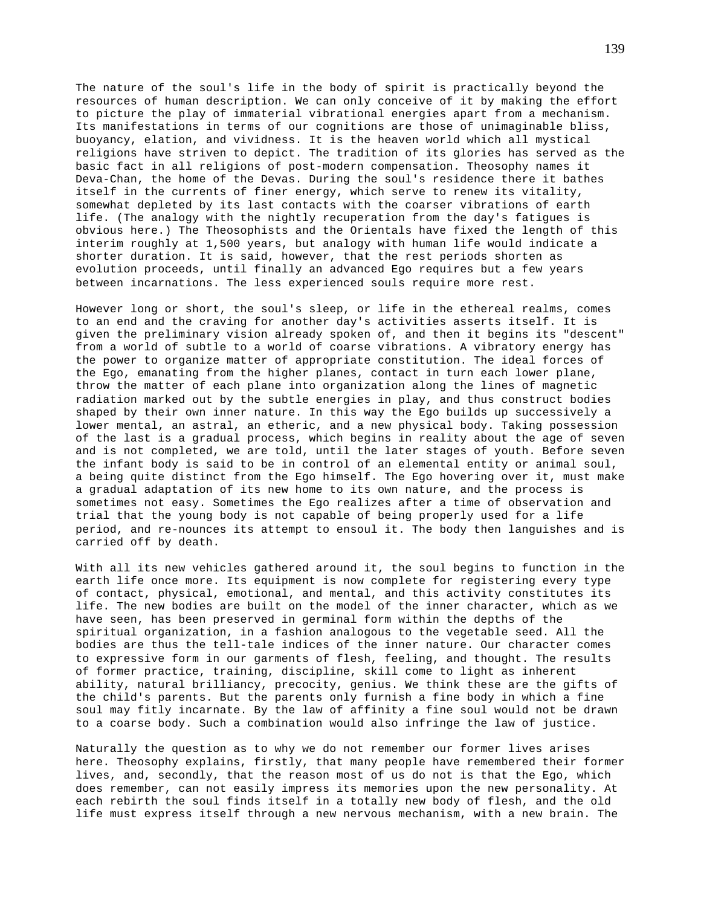The nature of the soul's life in the body of spirit is practically beyond the resources of human description. We can only conceive of it by making the effort to picture the play of immaterial vibrational energies apart from a mechanism. Its manifestations in terms of our cognitions are those of unimaginable bliss, buoyancy, elation, and vividness. It is the heaven world which all mystical religions have striven to depict. The tradition of its glories has served as the basic fact in all religions of post-modern compensation. Theosophy names it Deva-Chan, the home of the Devas. During the soul's residence there it bathes itself in the currents of finer energy, which serve to renew its vitality, somewhat depleted by its last contacts with the coarser vibrations of earth life. (The analogy with the nightly recuperation from the day's fatigues is obvious here.) The Theosophists and the Orientals have fixed the length of this interim roughly at 1,500 years, but analogy with human life would indicate a shorter duration. It is said, however, that the rest periods shorten as evolution proceeds, until finally an advanced Ego requires but a few years between incarnations. The less experienced souls require more rest.

However long or short, the soul's sleep, or life in the ethereal realms, comes to an end and the craving for another day's activities asserts itself. It is given the preliminary vision already spoken of, and then it begins its "descent" from a world of subtle to a world of coarse vibrations. A vibratory energy has the power to organize matter of appropriate constitution. The ideal forces of the Ego, emanating from the higher planes, contact in turn each lower plane, throw the matter of each plane into organization along the lines of magnetic radiation marked out by the subtle energies in play, and thus construct bodies shaped by their own inner nature. In this way the Ego builds up successively a lower mental, an astral, an etheric, and a new physical body. Taking possession of the last is a gradual process, which begins in reality about the age of seven and is not completed, we are told, until the later stages of youth. Before seven the infant body is said to be in control of an elemental entity or animal soul, a being quite distinct from the Ego himself. The Ego hovering over it, must make a gradual adaptation of its new home to its own nature, and the process is sometimes not easy. Sometimes the Ego realizes after a time of observation and trial that the young body is not capable of being properly used for a life period, and re-nounces its attempt to ensoul it. The body then languishes and is carried off by death.

With all its new vehicles gathered around it, the soul begins to function in the earth life once more. Its equipment is now complete for registering every type of contact, physical, emotional, and mental, and this activity constitutes its life. The new bodies are built on the model of the inner character, which as we have seen, has been preserved in germinal form within the depths of the spiritual organization, in a fashion analogous to the vegetable seed. All the bodies are thus the tell-tale indices of the inner nature. Our character comes to expressive form in our garments of flesh, feeling, and thought. The results of former practice, training, discipline, skill come to light as inherent ability, natural brilliancy, precocity, genius. We think these are the gifts of the child's parents. But the parents only furnish a fine body in which a fine soul may fitly incarnate. By the law of affinity a fine soul would not be drawn to a coarse body. Such a combination would also infringe the law of justice.

Naturally the question as to why we do not remember our former lives arises here. Theosophy explains, firstly, that many people have remembered their former lives, and, secondly, that the reason most of us do not is that the Ego, which does remember, can not easily impress its memories upon the new personality. At each rebirth the soul finds itself in a totally new body of flesh, and the old life must express itself through a new nervous mechanism, with a new brain. The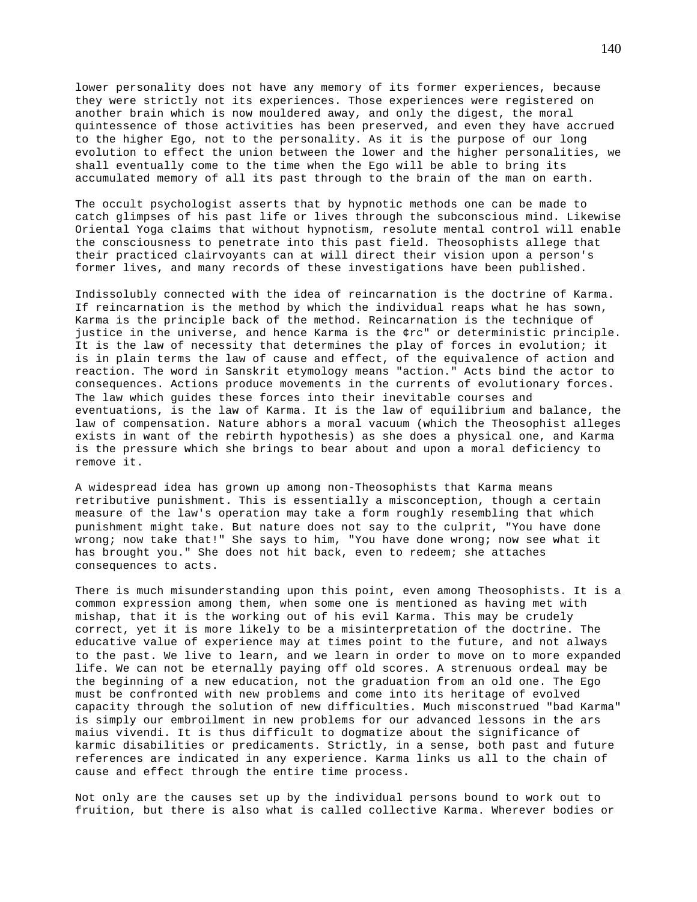lower personality does not have any memory of its former experiences, because they were strictly not its experiences. Those experiences were registered on another brain which is now mouldered away, and only the digest, the moral quintessence of those activities has been preserved, and even they have accrued to the higher Ego, not to the personality. As it is the purpose of our long evolution to effect the union between the lower and the higher personalities, we shall eventually come to the time when the Ego will be able to bring its accumulated memory of all its past through to the brain of the man on earth.

The occult psychologist asserts that by hypnotic methods one can be made to catch glimpses of his past life or lives through the subconscious mind. Likewise Oriental Yoga claims that without hypnotism, resolute mental control will enable the consciousness to penetrate into this past field. Theosophists allege that their practiced clairvoyants can at will direct their vision upon a person's former lives, and many records of these investigations have been published.

Indissolubly connected with the idea of reincarnation is the doctrine of Karma. If reincarnation is the method by which the individual reaps what he has sown, Karma is the principle back of the method. Reincarnation is the technique of justice in the universe, and hence Karma is the ¢rc" or deterministic principle. It is the law of necessity that determines the play of forces in evolution; it is in plain terms the law of cause and effect, of the equivalence of action and reaction. The word in Sanskrit etymology means "action." Acts bind the actor to consequences. Actions produce movements in the currents of evolutionary forces. The law which guides these forces into their inevitable courses and eventuations, is the law of Karma. It is the law of equilibrium and balance, the law of compensation. Nature abhors a moral vacuum (which the Theosophist alleges exists in want of the rebirth hypothesis) as she does a physical one, and Karma is the pressure which she brings to bear about and upon a moral deficiency to remove it.

A widespread idea has grown up among non-Theosophists that Karma means retributive punishment. This is essentially a misconception, though a certain measure of the law's operation may take a form roughly resembling that which punishment might take. But nature does not say to the culprit, "You have done wrong; now take that!" She says to him, "You have done wrong; now see what it has brought you." She does not hit back, even to redeem; she attaches consequences to acts.

There is much misunderstanding upon this point, even among Theosophists. It is a common expression among them, when some one is mentioned as having met with mishap, that it is the working out of his evil Karma. This may be crudely correct, yet it is more likely to be a misinterpretation of the doctrine. The educative value of experience may at times point to the future, and not always to the past. We live to learn, and we learn in order to move on to more expanded life. We can not be eternally paying off old scores. A strenuous ordeal may be the beginning of a new education, not the graduation from an old one. The Ego must be confronted with new problems and come into its heritage of evolved capacity through the solution of new difficulties. Much misconstrued "bad Karma" is simply our embroilment in new problems for our advanced lessons in the ars maius vivendi. It is thus difficult to dogmatize about the significance of karmic disabilities or predicaments. Strictly, in a sense, both past and future references are indicated in any experience. Karma links us all to the chain of cause and effect through the entire time process.

Not only are the causes set up by the individual persons bound to work out to fruition, but there is also what is called collective Karma. Wherever bodies or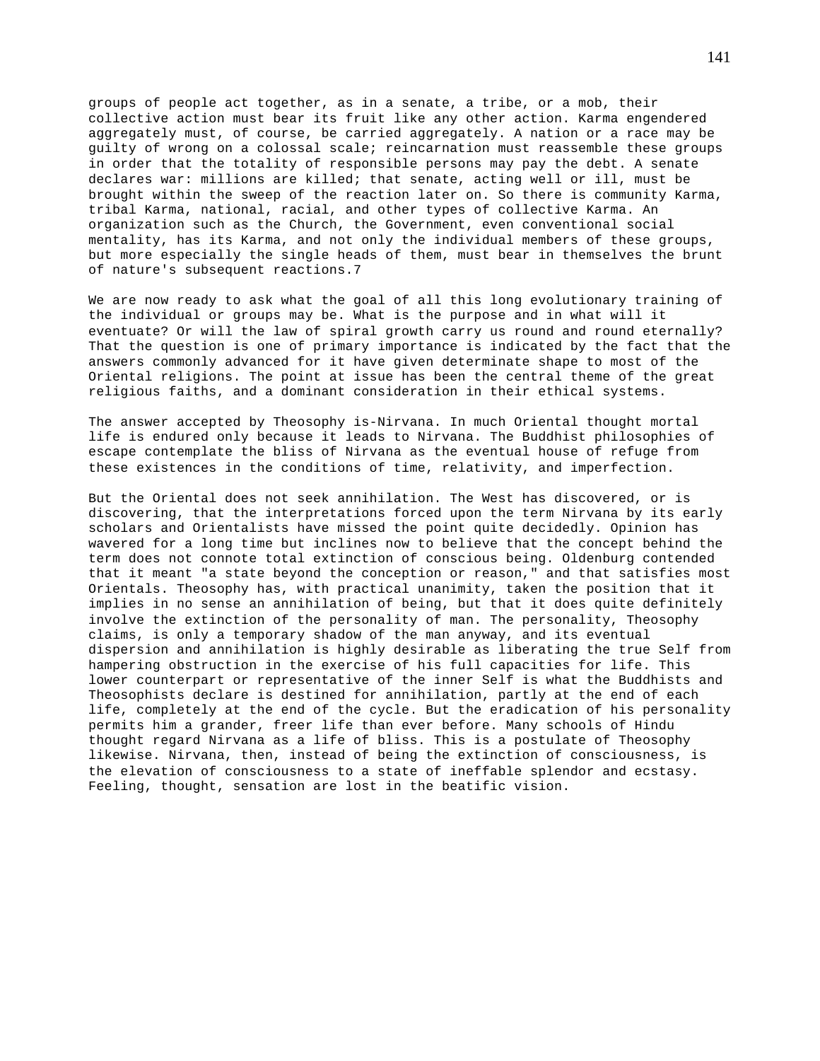groups of people act together, as in a senate, a tribe, or a mob, their collective action must bear its fruit like any other action. Karma engendered aggregately must, of course, be carried aggregately. A nation or a race may be guilty of wrong on a colossal scale; reincarnation must reassemble these groups in order that the totality of responsible persons may pay the debt. A senate declares war: millions are killed; that senate, acting well or ill, must be brought within the sweep of the reaction later on. So there is community Karma, tribal Karma, national, racial, and other types of collective Karma. An organization such as the Church, the Government, even conventional social mentality, has its Karma, and not only the individual members of these groups, but more especially the single heads of them, must bear in themselves the brunt of nature's subsequent reactions.7

We are now ready to ask what the goal of all this long evolutionary training of the individual or groups may be. What is the purpose and in what will it eventuate? Or will the law of spiral growth carry us round and round eternally? That the question is one of primary importance is indicated by the fact that the answers commonly advanced for it have given determinate shape to most of the Oriental religions. The point at issue has been the central theme of the great religious faiths, and a dominant consideration in their ethical systems.

The answer accepted by Theosophy is-Nirvana. In much Oriental thought mortal life is endured only because it leads to Nirvana. The Buddhist philosophies of escape contemplate the bliss of Nirvana as the eventual house of refuge from these existences in the conditions of time, relativity, and imperfection.

But the Oriental does not seek annihilation. The West has discovered, or is discovering, that the interpretations forced upon the term Nirvana by its early scholars and Orientalists have missed the point quite decidedly. Opinion has wavered for a long time but inclines now to believe that the concept behind the term does not connote total extinction of conscious being. Oldenburg contended that it meant "a state beyond the conception or reason," and that satisfies most Orientals. Theosophy has, with practical unanimity, taken the position that it implies in no sense an annihilation of being, but that it does quite definitely involve the extinction of the personality of man. The personality, Theosophy claims, is only a temporary shadow of the man anyway, and its eventual dispersion and annihilation is highly desirable as liberating the true Self from hampering obstruction in the exercise of his full capacities for life. This lower counterpart or representative of the inner Self is what the Buddhists and Theosophists declare is destined for annihilation, partly at the end of each life, completely at the end of the cycle. But the eradication of his personality permits him a grander, freer life than ever before. Many schools of Hindu thought regard Nirvana as a life of bliss. This is a postulate of Theosophy likewise. Nirvana, then, instead of being the extinction of consciousness, is the elevation of consciousness to a state of ineffable splendor and ecstasy. Feeling, thought, sensation are lost in the beatific vision.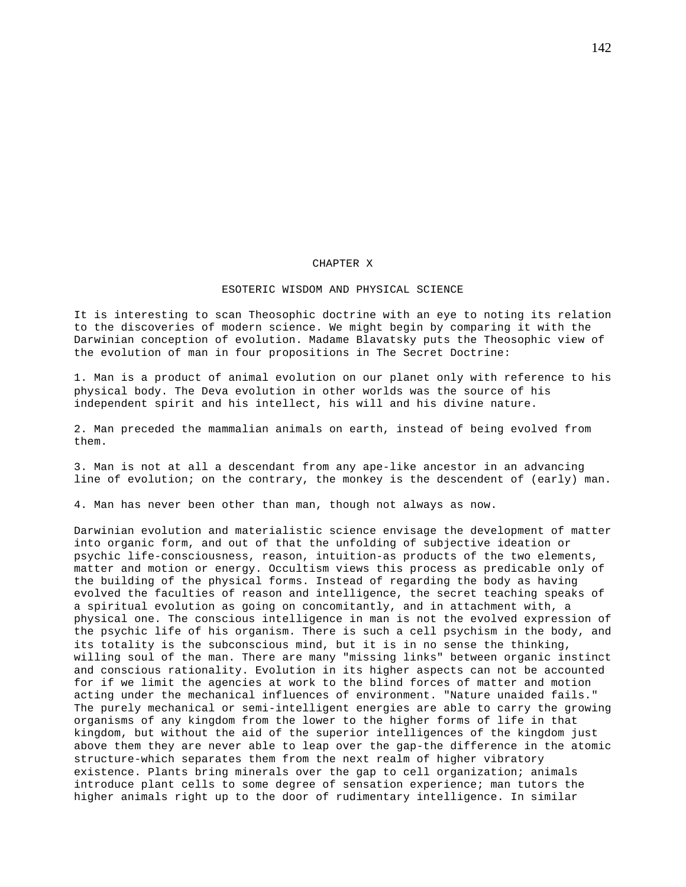# CHAPTER X

## ESOTERIC WISDOM AND PHYSICAL SCIENCE

It is interesting to scan Theosophic doctrine with an eye to noting its relation to the discoveries of modern science. We might begin by comparing it with the Darwinian conception of evolution. Madame Blavatsky puts the Theosophic view of the evolution of man in four propositions in The Secret Doctrine:

1. Man is a product of animal evolution on our planet only with reference to his physical body. The Deva evolution in other worlds was the source of his independent spirit and his intellect, his will and his divine nature.

2. Man preceded the mammalian animals on earth, instead of being evolved from them.

3. Man is not at all a descendant from any ape-like ancestor in an advancing line of evolution; on the contrary, the monkey is the descendent of (early) man.

4. Man has never been other than man, though not always as now.

Darwinian evolution and materialistic science envisage the development of matter into organic form, and out of that the unfolding of subjective ideation or psychic life-consciousness, reason, intuition-as products of the two elements, matter and motion or energy. Occultism views this process as predicable only of the building of the physical forms. Instead of regarding the body as having evolved the faculties of reason and intelligence, the secret teaching speaks of a spiritual evolution as going on concomitantly, and in attachment with, a physical one. The conscious intelligence in man is not the evolved expression of the psychic life of his organism. There is such a cell psychism in the body, and its totality is the subconscious mind, but it is in no sense the thinking, willing soul of the man. There are many "missing links" between organic instinct and conscious rationality. Evolution in its higher aspects can not be accounted for if we limit the agencies at work to the blind forces of matter and motion acting under the mechanical influences of environment. "Nature unaided fails." The purely mechanical or semi-intelligent energies are able to carry the growing organisms of any kingdom from the lower to the higher forms of life in that kingdom, but without the aid of the superior intelligences of the kingdom just above them they are never able to leap over the gap-the difference in the atomic structure-which separates them from the next realm of higher vibratory existence. Plants bring minerals over the gap to cell organization; animals introduce plant cells to some degree of sensation experience; man tutors the higher animals right up to the door of rudimentary intelligence. In similar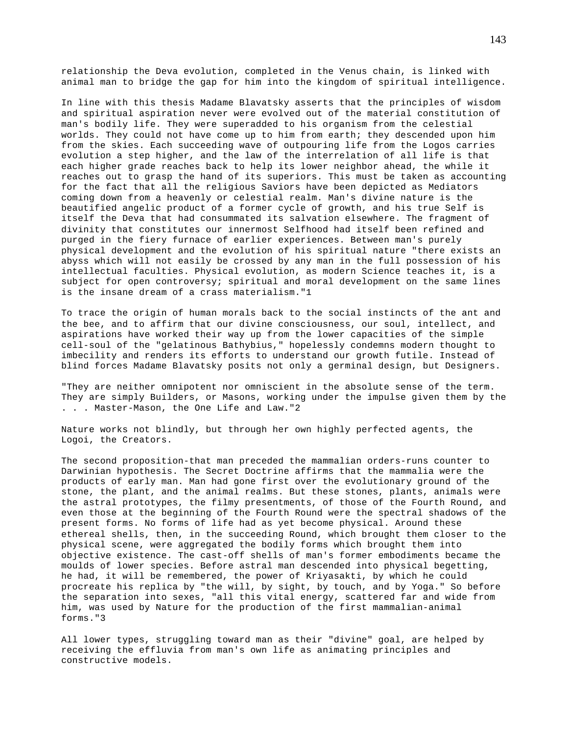relationship the Deva evolution, completed in the Venus chain, is linked with animal man to bridge the gap for him into the kingdom of spiritual intelligence.

In line with this thesis Madame Blavatsky asserts that the principles of wisdom and spiritual aspiration never were evolved out of the material constitution of man's bodily life. They were superadded to his organism from the celestial worlds. They could not have come up to him from earth; they descended upon him from the skies. Each succeeding wave of outpouring life from the Logos carries evolution a step higher, and the law of the interrelation of all life is that each higher grade reaches back to help its lower neighbor ahead, the while it reaches out to grasp the hand of its superiors. This must be taken as accounting for the fact that all the religious Saviors have been depicted as Mediators coming down from a heavenly or celestial realm. Man's divine nature is the beautified angelic product of a former cycle of growth, and his true Self is itself the Deva that had consummated its salvation elsewhere. The fragment of divinity that constitutes our innermost Selfhood had itself been refined and purged in the fiery furnace of earlier experiences. Between man's purely physical development and the evolution of his spiritual nature "there exists an abyss which will not easily be crossed by any man in the full possession of his intellectual faculties. Physical evolution, as modern Science teaches it, is a subject for open controversy; spiritual and moral development on the same lines is the insane dream of a crass materialism."[1]

To trace the origin of human morals back to the social instincts of the ant and the bee, and to affirm that our divine consciousness, our soul, intellect, and aspirations have worked their way up from the lower capacities of the simple cell-soul of the "gelatinous Bathybius," hopelessly condemns modern thought to imbecility and renders its efforts to understand our growth futile. Instead of blind forces Madame Blavatsky posits not only a germinal design, but Designers.

"They are neither omnipotent nor omniscient in the absolute sense of the term. They are simply Builders, or Masons, working under the impulse given them by the . . . Master-Mason, the One Life and Law."[2]

Nature works not blindly, but through her own highly perfected agents, the Logoi, the Creators.

The second proposition-that man preceded the mammalian orders-runs counter to Darwinian hypothesis. The Secret Doctrine affirms that the mammalia were the products of early man. Man had gone first over the evolutionary ground of the stone, the plant, and the animal realms. But these stones, plants, animals were the astral prototypes, the filmy presentments, of those of the Fourth Round, and even those at the beginning of the Fourth Round were the spectral shadows of the present forms. No forms of life had as yet become physical. Around these ethereal shells, then, in the succeeding Round, which brought them closer to the physical scene, were aggregated the bodily forms which brought them into objective existence. The cast-off shells of man's former embodiments became the moulds of lower species. Before astral man descended into physical begetting, he had, it will be remembered, the power of Kriyasakti, by which he could procreate his replica by "the will, by sight, by touch, and by Yoga." So before the separation into sexes, "all this vital energy, scattered far and wide from him, was used by Nature for the production of the first mammalian-animal forms."[3]

All lower types, struggling toward man as their "divine" goal, are helped by receiving the effluvia from man's own life as animating principles and constructive models.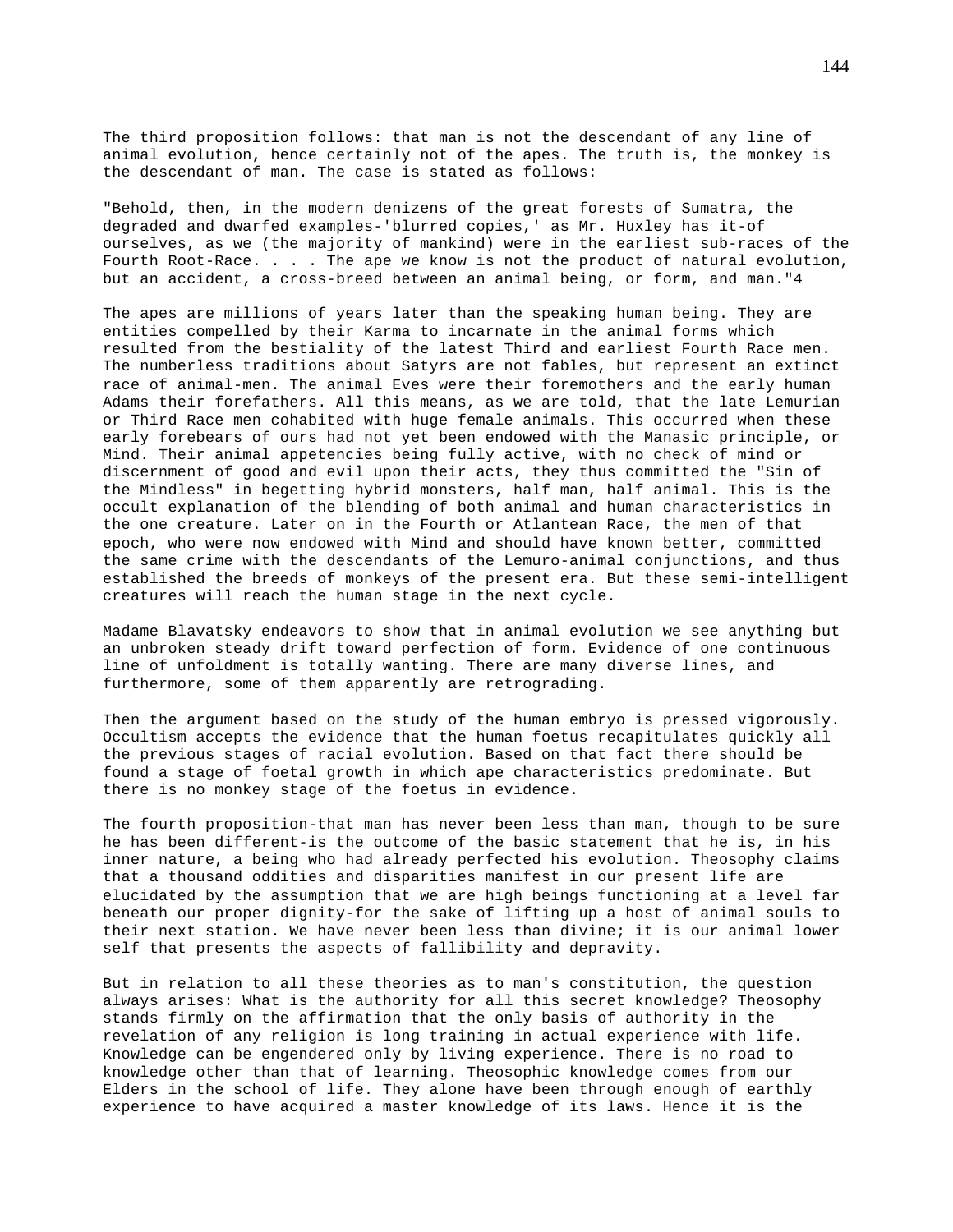The third proposition follows: that man is not the descendant of any line of animal evolution, hence certainly not of the apes. The truth is, the monkey is the descendant of man. The case is stated as follows:

"Behold, then, in the modern denizens of the great forests of Sumatra, the degraded and dwarfed examples-'blurred copies,' as Mr. Huxley has it-of ourselves, as we (the majority of mankind) were in the earliest sub-races of the Fourth Root-Race. . . . The ape we know is not the product of natural evolution, but an accident, a cross-breed between an animal being, or form, and man."4

The apes are millions of years later than the speaking human being. They are entities compelled by their Karma to incarnate in the animal forms which resulted from the bestiality of the latest Third and earliest Fourth Race men. The numberless traditions about Satyrs are not fables, but represent an extinct race of animal-men. The animal Eves were their foremothers and the early human Adams their forefathers. All this means, as we are told, that the late Lemurian or Third Race men cohabited with huge female animals. This occurred when these early forebears of ours had not yet been endowed with the Manasic principle, or Mind. Their animal appetencies being fully active, with no check of mind or discernment of good and evil upon their acts, they thus committed the "Sin of the Mindless" in begetting hybrid monsters, half man, half animal. This is the occult explanation of the blending of both animal and human characteristics in the one creature. Later on in the Fourth or Atlantean Race, the men of that epoch, who were now endowed with Mind and should have known better, committed the same crime with the descendants of the Lemuro-animal conjunctions, and thus established the breeds of monkeys of the present era. But these semi-intelligent creatures will reach the human stage in the next cycle.

Madame Blavatsky endeavors to show that in animal evolution we see anything but an unbroken steady drift toward perfection of form. Evidence of one continuous line of unfoldment is totally wanting. There are many diverse lines, and furthermore, some of them apparently are retrograding.

Then the argument based on the study of the human embryo is pressed vigorously. Occultism accepts the evidence that the human foetus recapitulates quickly all the previous stages of racial evolution. Based on that fact there should be found a stage of foetal growth in which ape characteristics predominate. But there is no monkey stage of the foetus in evidence.

The fourth proposition-that man has never been less than man, though to be sure he has been different-is the outcome of the basic statement that he is, in his inner nature, a being who had already perfected his evolution. Theosophy claims that a thousand oddities and disparities manifest in our present life are elucidated by the assumption that we are high beings functioning at a level far beneath our proper dignity-for the sake of lifting up a host of animal souls to their next station. We have never been less than divine; it is our animal lower self that presents the aspects of fallibility and depravity.

But in relation to all these theories as to man's constitution, the question always arises: What is the authority for all this secret knowledge? Theosophy stands firmly on the affirmation that the only basis of authority in the revelation of any religion is long training in actual experience with life. Knowledge can be engendered only by living experience. There is no road to knowledge other than that of learning. Theosophic knowledge comes from our Elders in the school of life. They alone have been through enough of earthly experience to have acquired a master knowledge of its laws. Hence it is the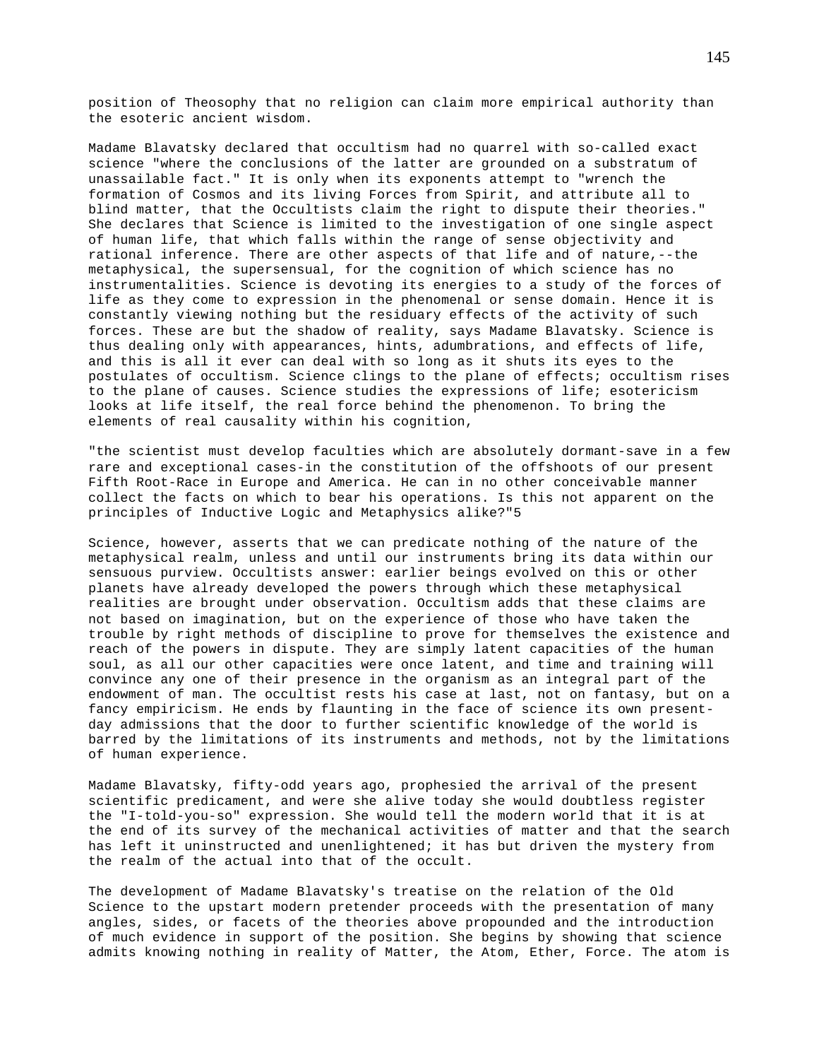position of Theosophy that no religion can claim more empirical authority than the esoteric ancient wisdom.

Madame Blavatsky declared that occultism had no quarrel with so-called exact science "where the conclusions of the latter are grounded on a substratum of unassailable fact." It is only when its exponents attempt to "wrench the formation of Cosmos and its living Forces from Spirit, and attribute all to blind matter, that the Occultists claim the right to dispute their theories." She declares that Science is limited to the investigation of one single aspect of human life, that which falls within the range of sense objectivity and rational inference. There are other aspects of that life and of nature,--the metaphysical, the supersensual, for the cognition of which science has no instrumentalities. Science is devoting its energies to a study of the forces of life as they come to expression in the phenomenal or sense domain. Hence it is constantly viewing nothing but the residuary effects of the activity of such forces. These are but the shadow of reality, says Madame Blavatsky. Science is thus dealing only with appearances, hints, adumbrations, and effects of life, and this is all it ever can deal with so long as it shuts its eyes to the postulates of occultism. Science clings to the plane of effects; occultism rises to the plane of causes. Science studies the expressions of life; esotericism looks at life itself, the real force behind the phenomenon. To bring the elements of real causality within his cognition,

"the scientist must develop faculties which are absolutely dormant-save in a few rare and exceptional cases-in the constitution of the offshoots of our present Fifth Root-Race in Europe and America. He can in no other conceivable manner collect the facts on which to bear his operations. Is this not apparent on the principles of Inductive Logic and Metaphysics alike?"5

Science, however, asserts that we can predicate nothing of the nature of the metaphysical realm, unless and until our instruments bring its data within our sensuous purview. Occultists answer: earlier beings evolved on this or other planets have already developed the powers through which these metaphysical realities are brought under observation. Occultism adds that these claims are not based on imagination, but on the experience of those who have taken the trouble by right methods of discipline to prove for themselves the existence and reach of the powers in dispute. They are simply latent capacities of the human soul, as all our other capacities were once latent, and time and training will convince any one of their presence in the organism as an integral part of the endowment of man. The occultist rests his case at last, not on fantasy, but on a fancy empiricism. He ends by flaunting in the face of science its own present-day admissions that the door to further scientific knowledge of the world is barred by the limitations of its instruments and methods, not by the limitations of human experience.

Madame Blavatsky, fifty-odd years ago, prophesied the arrival of the present scientific predicament, and were she alive today she would doubtless register the "I-told-you-so" expression. She would tell the modern world that it is at the end of its survey of the mechanical activities of matter and that the search has left it uninstructed and unenlightened; it has but driven the mystery from the realm of the actual into that of the occult.

The development of Madame Blavatsky's treatise on the relation of the Old Science to the upstart modern pretender proceeds with the presentation of many angles, sides, or facets of the theories above propounded and the introduction of much evidence in support of the position. She begins by showing that science admits knowing nothing in reality of Matter, the Atom, Ether, Force. The atom is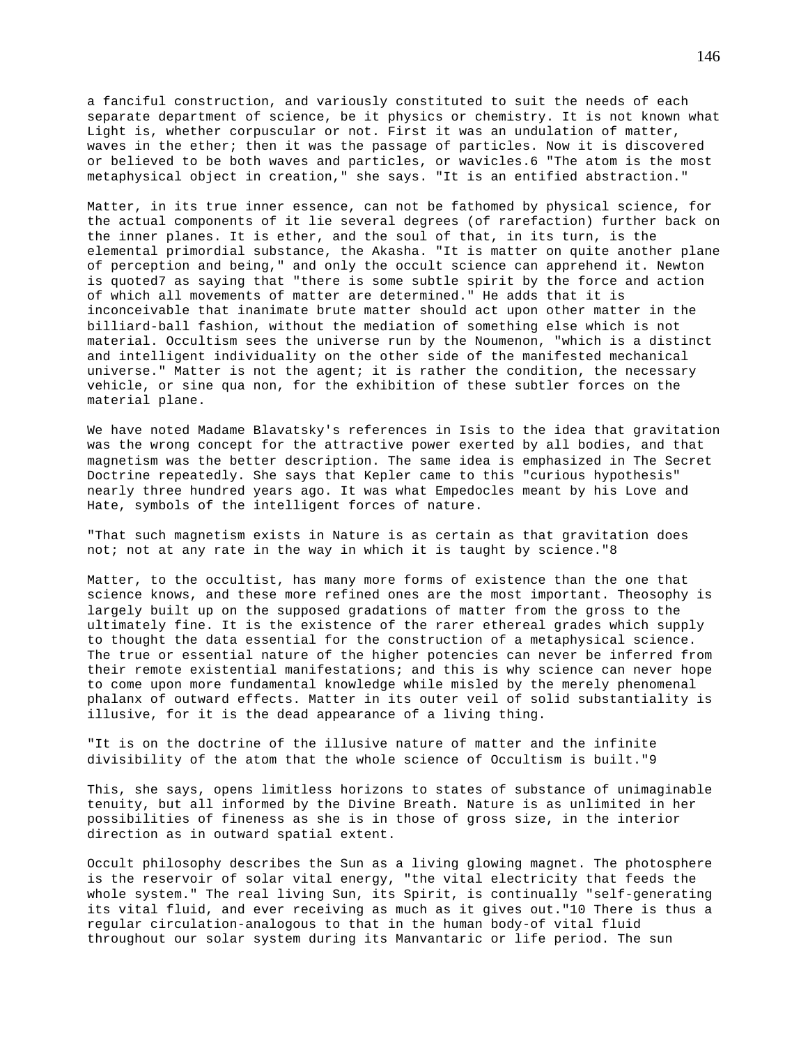a fanciful construction, and variously constituted to suit the needs of each separate department of science, be it physics or chemistry. It is not known what Light is, whether corpuscular or not. First it was an undulation of matter, waves in the ether; then it was the passage of particles. Now it is discovered or believed to be both waves and particles, or wavicles.[6] "The atom is the most metaphysical object in creation," she says. "It is an entified abstraction."

Matter, in its true inner essence, can not be fathomed by physical science, for the actual components of it lie several degrees (of rarefaction) further back on the inner planes. It is ether, and the soul of that, in its turn, is the elemental primordial substance, the Akasha. "It is matter on quite another plane of perception and being," and only the occult science can apprehend it. Newton is quoted[7] as saying that "there is some subtle spirit by the force and action of which all movements of matter are determined." He adds that it is inconceivable that inanimate brute matter should act upon other matter in the billiard-ball fashion, without the mediation of something else which is not material. Occultism sees the universe run by the Noumenon, "which is a distinct and intelligent individuality on the other side of the manifested mechanical universe." Matter is not the agent; it is rather the condition, the necessary vehicle, or sine qua non, for the exhibition of these subtler forces on the material plane.

We have noted Madame Blavatsky's references in Isis to the idea that gravitation was the wrong concept for the attractive power exerted by all bodies, and that magnetism was the better description. The same idea is emphasized in The Secret Doctrine repeatedly. She says that Kepler came to this "curious hypothesis" nearly three hundred years ago. It was what Empedocles meant by his Love and Hate, symbols of the intelligent forces of nature.

"That such magnetism exists in Nature is as certain as that gravitation does not; not at any rate in the way in which it is taught by science."[8]

Matter, to the occultist, has many more forms of existence than the one that science knows, and these more refined ones are the most important. Theosophy is largely built up on the supposed gradations of matter from the gross to the ultimately fine. It is the existence of the rarer ethereal grades which supply to thought the data essential for the construction of a metaphysical science. The true or essential nature of the higher potencies can never be inferred from their remote existential manifestations; and this is why science can never hope to come upon more fundamental knowledge while misled by the merely phenomenal phalanx of outward effects. Matter in its outer veil of solid substantiality is illusive, for it is the dead appearance of a living thing.

"It is on the doctrine of the illusive nature of matter and the infinite divisibility of the atom that the whole science of Occultism is built."[9]

This, she says, opens limitless horizons to states of substance of unimaginable tenuity, but all informed by the Divine Breath. Nature is as unlimited in her possibilities of fineness as she is in those of gross size, in the interior direction as in outward spatial extent.

Occult philosophy describes the Sun as a living glowing magnet. The photosphere is the reservoir of solar vital energy, "the vital electricity that feeds the whole system." The real living Sun, its Spirit, is continually "self-generating its vital fluid, and ever receiving as much as it gives out."[10] There is thus a regular circulation-analogous to that in the human body-of vital fluid throughout our solar system during its Manvantaric or life period. The sun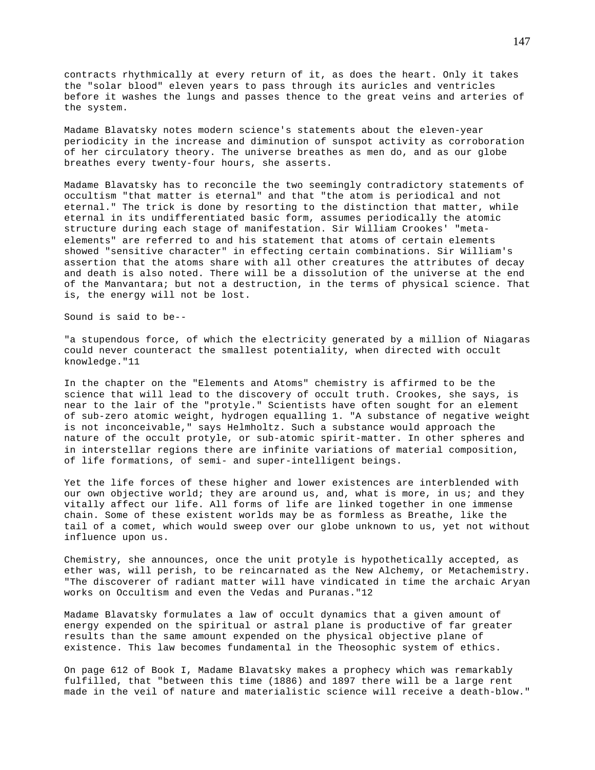contracts rhythmically at every return of it, as does the heart. Only it takes the "solar blood" eleven years to pass through its auricles and ventricles before it washes the lungs and passes thence to the great veins and arteries of the system.

Madame Blavatsky notes modern science's statements about the eleven-year periodicity in the increase and diminution of sunspot activity as corroboration of her circulatory theory. The universe breathes as men do, and as our globe breathes every twenty-four hours, she asserts.

Madame Blavatsky has to reconcile the two seemingly contradictory statements of occultism "that matter is eternal" and that "the atom is periodical and not eternal." The trick is done by resorting to the distinction that matter, while eternal in its undifferentiated basic form, assumes periodically the atomic structure during each stage of manifestation. Sir William Crookes' "meta-elements" are referred to and his statement that atoms of certain elements showed "sensitive character" in effecting certain combinations. Sir William's assertion that the atoms share with all other creatures the attributes of decay and death is also noted. There will be a dissolution of the universe at the end of the Manvantara; but not a destruction, in the terms of physical science. That is, the energy will not be lost.

Sound is said to be--

"a stupendous force, of which the electricity generated by a million of Niagaras could never counteract the smallest potentiality, when directed with occult knowledge."11

In the chapter on the "Elements and Atoms" chemistry is affirmed to be the science that will lead to the discovery of occult truth. Crookes, she says, is near to the lair of the "protyle." Scientists have often sought for an element of sub-zero atomic weight, hydrogen equalling 1. "A substance of negative weight is not inconceivable," says Helmholtz. Such a substance would approach the nature of the occult protyle, or sub-atomic spirit-matter. In other spheres and in interstellar regions there are infinite variations of material composition, of life formations, of semi- and super-intelligent beings.

Yet the life forces of these higher and lower existences are interblended with our own objective world; they are around us, and, what is more, in us; and they vitally affect our life. All forms of life are linked together in one immense chain. Some of these existent worlds may be as formless as Breathe, like the tail of a comet, which would sweep over our globe unknown to us, yet not without influence upon us.

Chemistry, she announces, once the unit protyle is hypothetically accepted, as ether was, will perish, to be reincarnated as the New Alchemy, or Metachemistry. "The discoverer of radiant matter will have vindicated in time the archaic Aryan works on Occultism and even the Vedas and Puranas."12

Madame Blavatsky formulates a law of occult dynamics that a given amount of energy expended on the spiritual or astral plane is productive of far greater results than the same amount expended on the physical objective plane of existence. This law becomes fundamental in the Theosophic system of ethics.

On page 612 of Book I, Madame Blavatsky makes a prophecy which was remarkably fulfilled, that "between this time (1886) and 1897 there will be a large rent made in the veil of nature and materialistic science will receive a death-blow."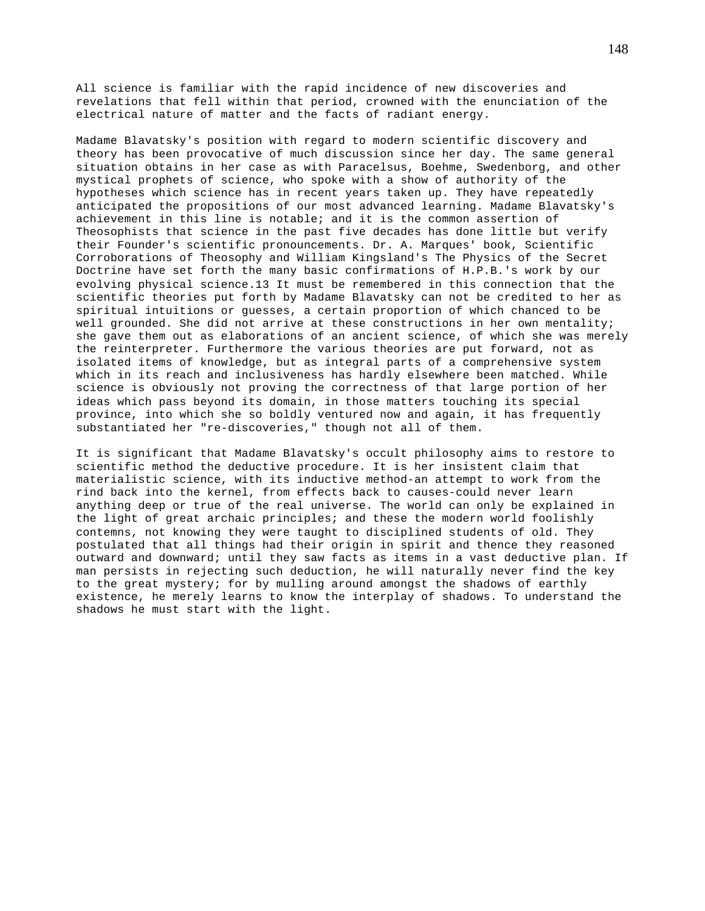All science is familiar with the rapid incidence of new discoveries and revelations that fell within that period, crowned with the enunciation of the electrical nature of matter and the facts of radiant energy.

Madame Blavatsky's position with regard to modern scientific discovery and theory has been provocative of much discussion since her day. The same general situation obtains in her case as with Paracelsus, Boehme, Swedenborg, and other mystical prophets of science, who spoke with a show of authority of the hypotheses which science has in recent years taken up. They have repeatedly anticipated the propositions of our most advanced learning. Madame Blavatsky's achievement in this line is notable; and it is the common assertion of Theosophists that science in the past five decades has done little but verify their Founder's scientific pronouncements. Dr. A. Marques' book, Scientific Corroborations of Theosophy and William Kingsland's The Physics of the Secret Doctrine have set forth the many basic confirmations of H.P.B.'s work by our evolving physical science.13 It must be remembered in this connection that the scientific theories put forth by Madame Blavatsky can not be credited to her as spiritual intuitions or guesses, a certain proportion of which chanced to be well grounded. She did not arrive at these constructions in her own mentality; she gave them out as elaborations of an ancient science, of which she was merely the reinterpreter. Furthermore the various theories are put forward, not as isolated items of knowledge, but as integral parts of a comprehensive system which in its reach and inclusiveness has hardly elsewhere been matched. While science is obviously not proving the correctness of that large portion of her ideas which pass beyond its domain, in those matters touching its special province, into which she so boldly ventured now and again, it has frequently substantiated her "re-discoveries," though not all of them.

It is significant that Madame Blavatsky's occult philosophy aims to restore to scientific method the deductive procedure. It is her insistent claim that materialistic science, with its inductive method-an attempt to work from the rind back into the kernel, from effects back to causes-could never learn anything deep or true of the real universe. The world can only be explained in the light of great archaic principles; and these the modern world foolishly contemns, not knowing they were taught to disciplined students of old. They postulated that all things had their origin in spirit and thence they reasoned outward and downward; until they saw facts as items in a vast deductive plan. If man persists in rejecting such deduction, he will naturally never find the key to the great mystery; for by mulling around amongst the shadows of earthly existence, he merely learns to know the interplay of shadows. To understand the shadows he must start with the light.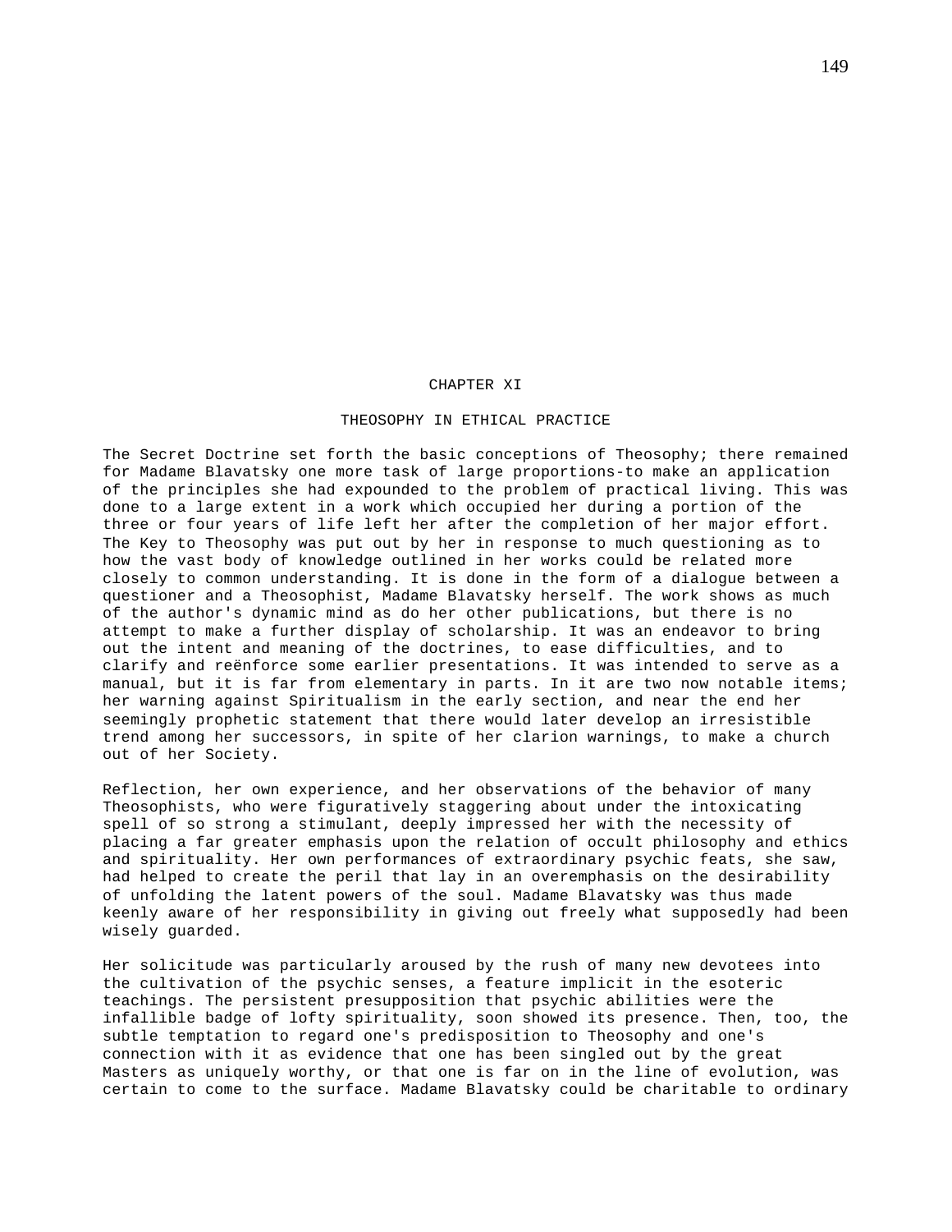# CHAPTER XI

## THEOSOPHY IN ETHICAL PRACTICE

The Secret Doctrine set forth the basic conceptions of Theosophy; there remained for Madame Blavatsky one more task of large proportions-to make an application of the principles she had expounded to the problem of practical living. This was done to a large extent in a work which occupied her during a portion of the three or four years of life left her after the completion of her major effort. The Key to Theosophy was put out by her in response to much questioning as to how the vast body of knowledge outlined in her works could be related more closely to common understanding. It is done in the form of a dialogue between a questioner and a Theosophist, Madame Blavatsky herself. The work shows as much of the author's dynamic mind as do her other publications, but there is no attempt to make a further display of scholarship. It was an endeavor to bring out the intent and meaning of the doctrines, to ease difficulties, and to clarify and reënforce some earlier presentations. It was intended to serve as a manual, but it is far from elementary in parts. In it are two now notable items; her warning against Spiritualism in the early section, and near the end her seemingly prophetic statement that there would later develop an irresistible trend among her successors, in spite of her clarion warnings, to make a church out of her Society.

Reflection, her own experience, and her observations of the behavior of many Theosophists, who were figuratively staggering about under the intoxicating spell of so strong a stimulant, deeply impressed her with the necessity of placing a far greater emphasis upon the relation of occult philosophy and ethics and spirituality. Her own performances of extraordinary psychic feats, she saw, had helped to create the peril that lay in an overemphasis on the desirability of unfolding the latent powers of the soul. Madame Blavatsky was thus made keenly aware of her responsibility in giving out freely what supposedly had been wisely guarded.

Her solicitude was particularly aroused by the rush of many new devotees into the cultivation of the psychic senses, a feature implicit in the esoteric teachings. The persistent presupposition that psychic abilities were the infallible badge of lofty spirituality, soon showed its presence. Then, too, the subtle temptation to regard one's predisposition to Theosophy and one's connection with it as evidence that one has been singled out by the great Masters as uniquely worthy, or that one is far on in the line of evolution, was certain to come to the surface. Madame Blavatsky could be charitable to ordinary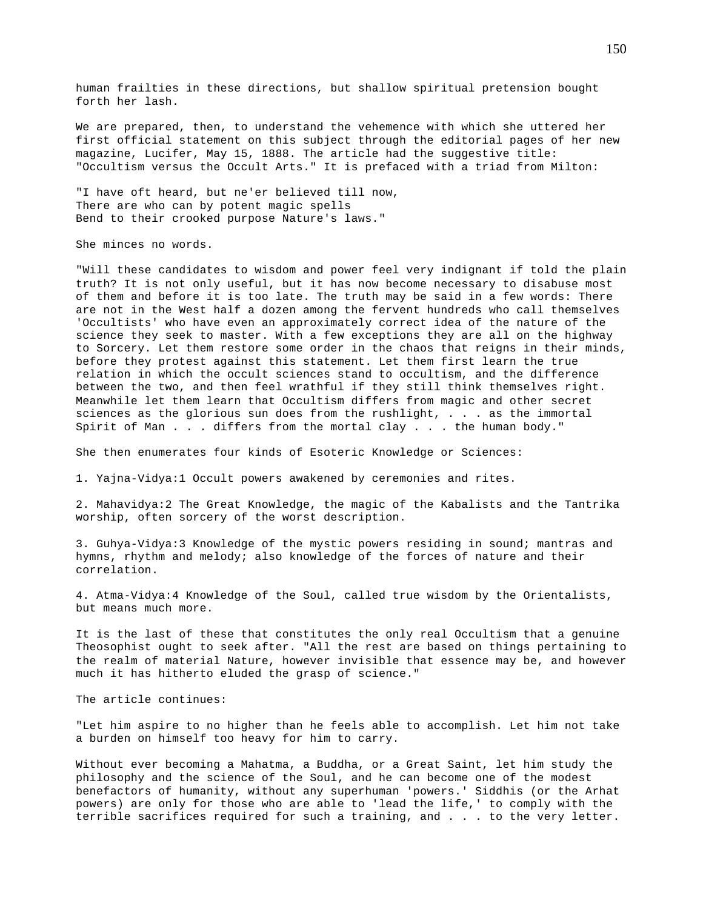human frailties in these directions, but shallow spiritual pretension bought forth her lash.

We are prepared, then, to understand the vehemence with which she uttered her first official statement on this subject through the editorial pages of her new magazine, Lucifer, May 15, 1888. The article had the suggestive title: "Occultism versus the Occult Arts." It is prefaced with a triad from Milton:

"I have oft heard, but ne'er believed till now,
There are who can by potent magic spells
Bend to their crooked purpose Nature's laws."

She minces no words.

"Will these candidates to wisdom and power feel very indignant if told the plain truth? It is not only useful, but it has now become necessary to disabuse most of them and before it is too late. The truth may be said in a few words: There are not in the West half a dozen among the fervent hundreds who call themselves 'Occultists' who have even an approximately correct idea of the nature of the science they seek to master. With a few exceptions they are all on the highway to Sorcery. Let them restore some order in the chaos that reigns in their minds, before they protest against this statement. Let them first learn the true relation in which the occult sciences stand to occultism, and the difference between the two, and then feel wrathful if they still think themselves right. Meanwhile let them learn that Occultism differs from magic and other secret sciences as the glorious sun does from the rushlight, . . . as the immortal Spirit of Man . . . differs from the mortal clay . . . the human body."

She then enumerates four kinds of Esoteric Knowledge or Sciences:

1. Yajna-Vidya:1 Occult powers awakened by ceremonies and rites.

2. Mahavidya:2 The Great Knowledge, the magic of the Kabalists and the Tantrika worship, often sorcery of the worst description.

3. Guhya-Vidya:3 Knowledge of the mystic powers residing in sound; mantras and hymns, rhythm and melody; also knowledge of the forces of nature and their correlation.

4. Atma-Vidya:4 Knowledge of the Soul, called true wisdom by the Orientalists, but means much more.

It is the last of these that constitutes the only real Occultism that a genuine Theosophist ought to seek after. "All the rest are based on things pertaining to the realm of material Nature, however invisible that essence may be, and however much it has hitherto eluded the grasp of science."

The article continues:

"Let him aspire to no higher than he feels able to accomplish. Let him not take a burden on himself too heavy for him to carry.

Without ever becoming a Mahatma, a Buddha, or a Great Saint, let him study the philosophy and the science of the Soul, and he can become one of the modest benefactors of humanity, without any superhuman 'powers.' Siddhis (or the Arhat powers) are only for those who are able to 'lead the life,' to comply with the terrible sacrifices required for such a training, and . . . to the very letter.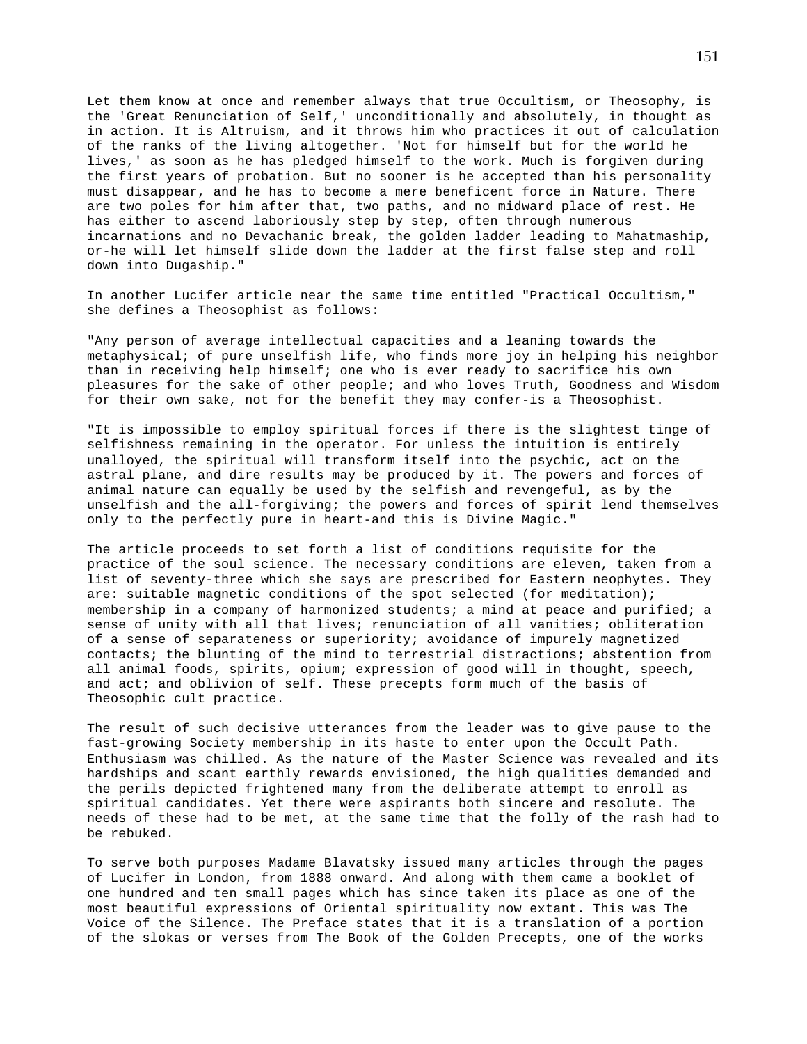Let them know at once and remember always that true Occultism, or Theosophy, is the 'Great Renunciation of Self,' unconditionally and absolutely, in thought as in action. It is Altruism, and it throws him who practices it out of calculation of the ranks of the living altogether. 'Not for himself but for the world he lives,' as soon as he has pledged himself to the work. Much is forgiven during the first years of probation. But no sooner is he accepted than his personality must disappear, and he has to become a mere beneficent force in Nature. There are two poles for him after that, two paths, and no midward place of rest. He has either to ascend laboriously step by step, often through numerous incarnations and no Devachanic break, the golden ladder leading to Mahatmaship, or-he will let himself slide down the ladder at the first false step and roll down into Dugaship."

In another Lucifer article near the same time entitled "Practical Occultism," she defines a Theosophist as follows:

"Any person of average intellectual capacities and a leaning towards the metaphysical; of pure unselfish life, who finds more joy in helping his neighbor than in receiving help himself; one who is ever ready to sacrifice his own pleasures for the sake of other people; and who loves Truth, Goodness and Wisdom for their own sake, not for the benefit they may confer-is a Theosophist.

"It is impossible to employ spiritual forces if there is the slightest tinge of selfishness remaining in the operator. For unless the intuition is entirely unalloyed, the spiritual will transform itself into the psychic, act on the astral plane, and dire results may be produced by it. The powers and forces of animal nature can equally be used by the selfish and revengeful, as by the unselfish and the all-forgiving; the powers and forces of spirit lend themselves only to the perfectly pure in heart-and this is Divine Magic."

The article proceeds to set forth a list of conditions requisite for the practice of the soul science. The necessary conditions are eleven, taken from a list of seventy-three which she says are prescribed for Eastern neophytes. They are: suitable magnetic conditions of the spot selected (for meditation); membership in a company of harmonized students; a mind at peace and purified; a sense of unity with all that lives; renunciation of all vanities; obliteration of a sense of separateness or superiority; avoidance of impurely magnetized contacts; the blunting of the mind to terrestrial distractions; abstention from all animal foods, spirits, opium; expression of good will in thought, speech, and act; and oblivion of self. These precepts form much of the basis of Theosophic cult practice.

The result of such decisive utterances from the leader was to give pause to the fast-growing Society membership in its haste to enter upon the Occult Path. Enthusiasm was chilled. As the nature of the Master Science was revealed and its hardships and scant earthly rewards envisioned, the high qualities demanded and the perils depicted frightened many from the deliberate attempt to enroll as spiritual candidates. Yet there were aspirants both sincere and resolute. The needs of these had to be met, at the same time that the folly of the rash had to be rebuked.

To serve both purposes Madame Blavatsky issued many articles through the pages of Lucifer in London, from 1888 onward. And along with them came a booklet of one hundred and ten small pages which has since taken its place as one of the most beautiful expressions of Oriental spirituality now extant. This was The Voice of the Silence. The Preface states that it is a translation of a portion of the slokas or verses from The Book of the Golden Precepts, one of the works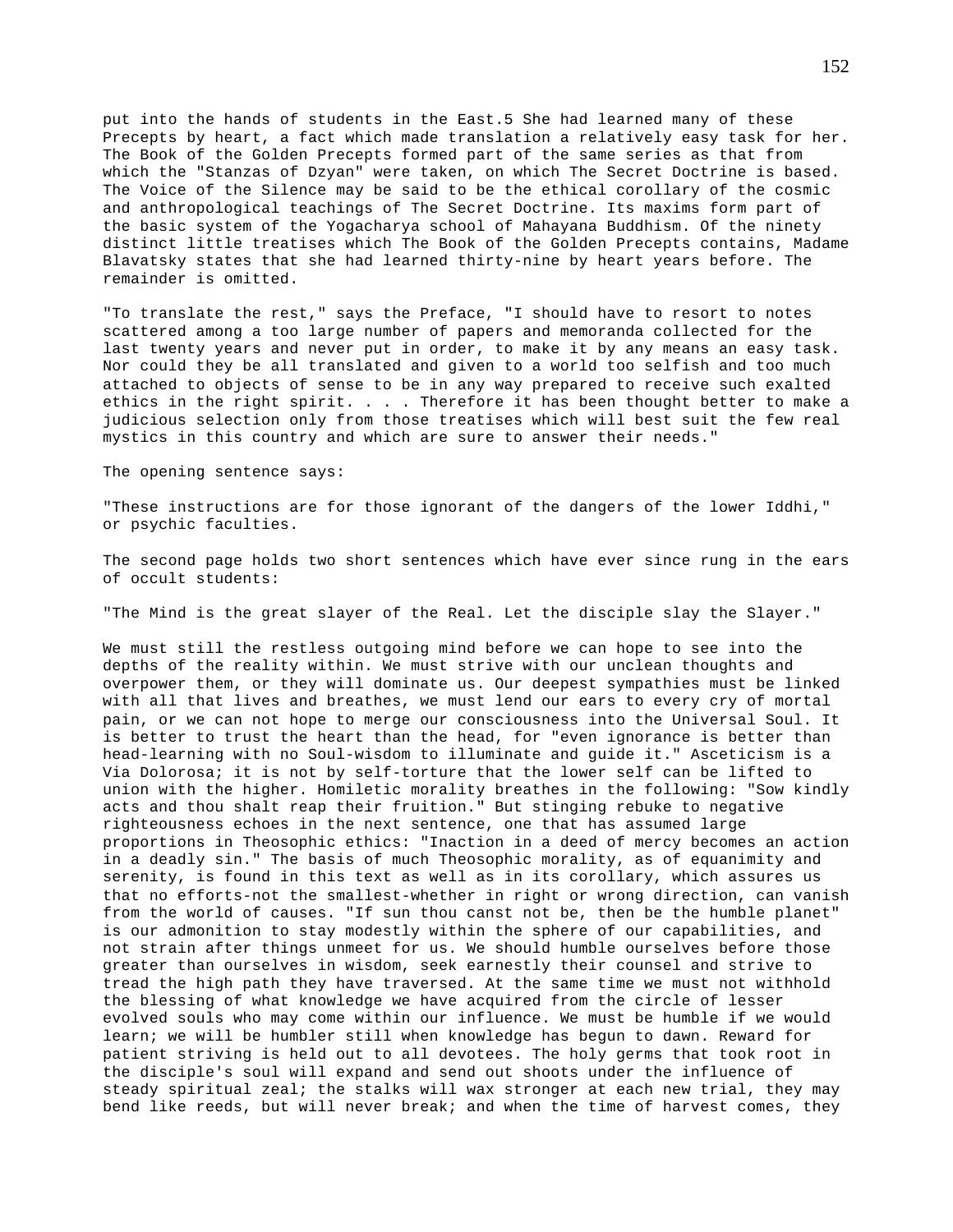put into the hands of students in the East.5 She had learned many of these Precepts by heart, a fact which made translation a relatively easy task for her. The Book of the Golden Precepts formed part of the same series as that from which the "Stanzas of Dzyan" were taken, on which The Secret Doctrine is based. The Voice of the Silence may be said to be the ethical corollary of the cosmic and anthropological teachings of The Secret Doctrine. Its maxims form part of the basic system of the Yogacharya school of Mahayana Buddhism. Of the ninety distinct little treatises which The Book of the Golden Precepts contains, Madame Blavatsky states that she had learned thirty-nine by heart years before. The remainder is omitted.

"To translate the rest," says the Preface, "I should have to resort to notes scattered among a too large number of papers and memoranda collected for the last twenty years and never put in order, to make it by any means an easy task. Nor could they be all translated and given to a world too selfish and too much attached to objects of sense to be in any way prepared to receive such exalted ethics in the right spirit. . . . Therefore it has been thought better to make a judicious selection only from those treatises which will best suit the few real mystics in this country and which are sure to answer their needs."

The opening sentence says:

"These instructions are for those ignorant of the dangers of the lower Iddhi," or psychic faculties.

The second page holds two short sentences which have ever since rung in the ears of occult students:

"The Mind is the great slayer of the Real. Let the disciple slay the Slayer."

We must still the restless outgoing mind before we can hope to see into the depths of the reality within. We must strive with our unclean thoughts and overpower them, or they will dominate us. Our deepest sympathies must be linked with all that lives and breathes, we must lend our ears to every cry of mortal pain, or we can not hope to merge our consciousness into the Universal Soul. It is better to trust the heart than the head, for "even ignorance is better than head-learning with no Soul-wisdom to illuminate and guide it." Asceticism is a Via Dolorosa; it is not by self-torture that the lower self can be lifted to union with the higher. Homiletic morality breathes in the following: "Sow kindly acts and thou shalt reap their fruition." But stinging rebuke to negative righteousness echoes in the next sentence, one that has assumed large proportions in Theosophic ethics: "Inaction in a deed of mercy becomes an action in a deadly sin." The basis of much Theosophic morality, as of equanimity and serenity, is found in this text as well as in its corollary, which assures us that no efforts-not the smallest-whether in right or wrong direction, can vanish from the world of causes. "If sun thou canst not be, then be the humble planet" is our admonition to stay modestly within the sphere of our capabilities, and not strain after things unmeet for us. We should humble ourselves before those greater than ourselves in wisdom, seek earnestly their counsel and strive to tread the high path they have traversed. At the same time we must not withhold the blessing of what knowledge we have acquired from the circle of lesser evolved souls who may come within our influence. We must be humble if we would learn; we will be humbler still when knowledge has begun to dawn. Reward for patient striving is held out to all devotees. The holy germs that took root in the disciple's soul will expand and send out shoots under the influence of steady spiritual zeal; the stalks will wax stronger at each new trial, they may bend like reeds, but will never break; and when the time of harvest comes, they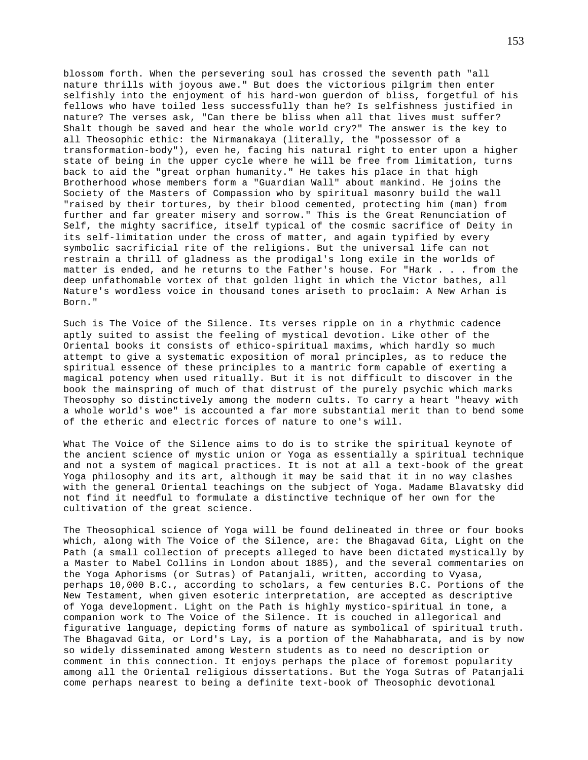blossom forth. When the persevering soul has crossed the seventh path "all nature thrills with joyous awe." But does the victorious pilgrim then enter selfishly into the enjoyment of his hard-won guerdon of bliss, forgetful of his fellows who have toiled less successfully than he? Is selfishness justified in nature? The verses ask, "Can there be bliss when all that lives must suffer? Shalt though be saved and hear the whole world cry?" The answer is the key to all Theosophic ethic: the Nirmanakaya (literally, the "possessor of a transformation-body"), even he, facing his natural right to enter upon a higher state of being in the upper cycle where he will be free from limitation, turns back to aid the "great orphan humanity." He takes his place in that high Brotherhood whose members form a "Guardian Wall" about mankind. He joins the Society of the Masters of Compassion who by spiritual masonry build the wall "raised by their tortures, by their blood cemented, protecting him (man) from further and far greater misery and sorrow." This is the Great Renunciation of Self, the mighty sacrifice, itself typical of the cosmic sacrifice of Deity in its self-limitation under the cross of matter, and again typified by every symbolic sacrificial rite of the religions. But the universal life can not restrain a thrill of gladness as the prodigal's long exile in the worlds of matter is ended, and he returns to the Father's house. For "Hark . . . from the deep unfathomable vortex of that golden light in which the Victor bathes, all Nature's wordless voice in thousand tones ariseth to proclaim: A New Arhan is Born."

Such is The Voice of the Silence. Its verses ripple on in a rhythmic cadence aptly suited to assist the feeling of mystical devotion. Like other of the Oriental books it consists of ethico-spiritual maxims, which hardly so much attempt to give a systematic exposition of moral principles, as to reduce the spiritual essence of these principles to a mantric form capable of exerting a magical potency when used ritually. But it is not difficult to discover in the book the mainspring of much of that distrust of the purely psychic which marks Theosophy so distinctively among the modern cults. To carry a heart "heavy with a whole world's woe" is accounted a far more substantial merit than to bend some of the etheric and electric forces of nature to one's will.

What The Voice of the Silence aims to do is to strike the spiritual keynote of the ancient science of mystic union or Yoga as essentially a spiritual technique and not a system of magical practices. It is not at all a text-book of the great Yoga philosophy and its art, although it may be said that it in no way clashes with the general Oriental teachings on the subject of Yoga. Madame Blavatsky did not find it needful to formulate a distinctive technique of her own for the cultivation of the great science.

The Theosophical science of Yoga will be found delineated in three or four books which, along with The Voice of the Silence, are: the Bhagavad Gita, Light on the Path (a small collection of precepts alleged to have been dictated mystically by a Master to Mabel Collins in London about 1885), and the several commentaries on the Yoga Aphorisms (or Sutras) of Patanjali, written, according to Vyasa, perhaps 10,000 B.C., according to scholars, a few centuries B.C. Portions of the New Testament, when given esoteric interpretation, are accepted as descriptive of Yoga development. Light on the Path is highly mystico-spiritual in tone, a companion work to The Voice of the Silence. It is couched in allegorical and figurative language, depicting forms of nature as symbolical of spiritual truth. The Bhagavad Gita, or Lord's Lay, is a portion of the Mahabharata, and is by now so widely disseminated among Western students as to need no description or comment in this connection. It enjoys perhaps the place of foremost popularity among all the Oriental religious dissertations. But the Yoga Sutras of Patanjali come perhaps nearest to being a definite text-book of Theosophic devotional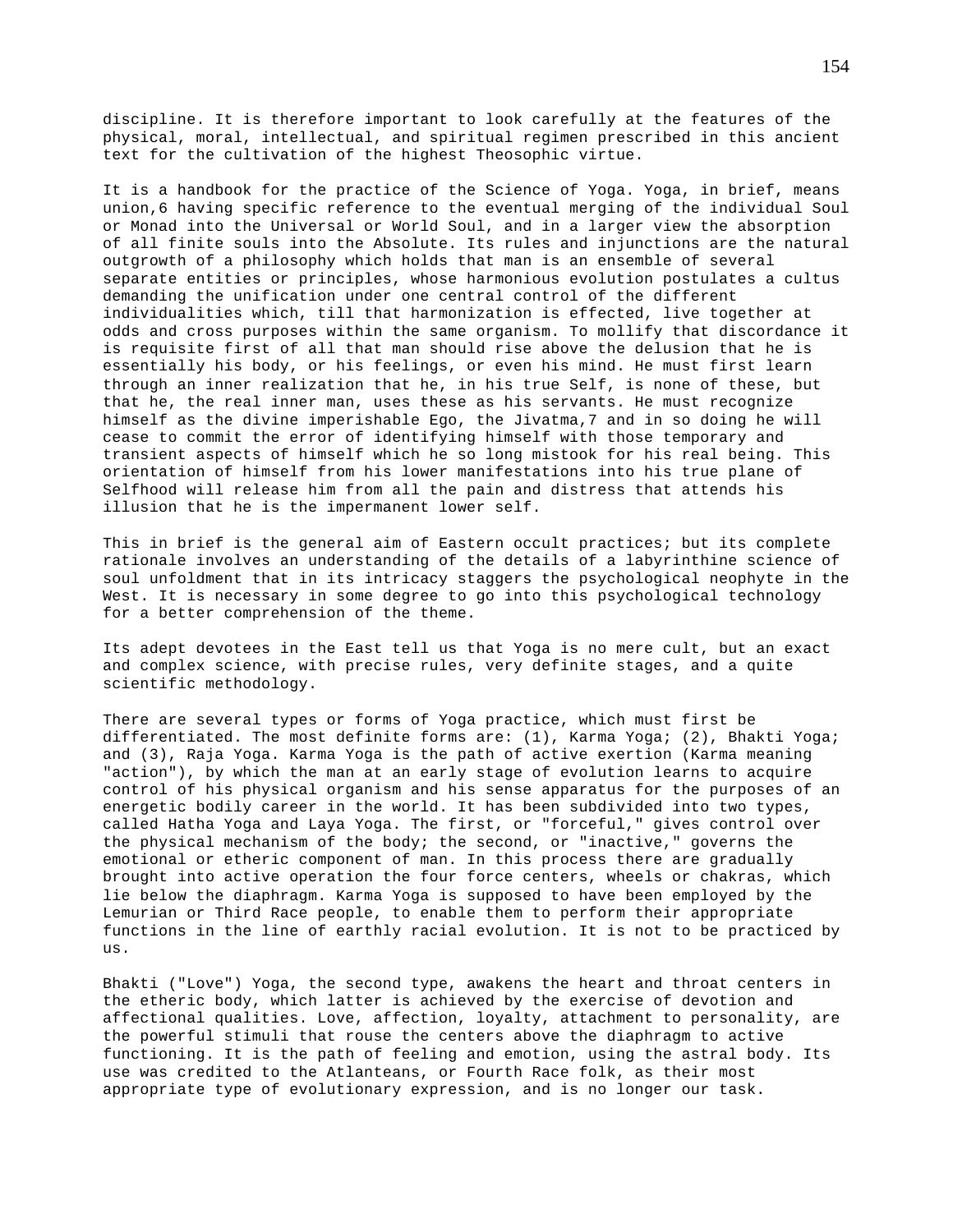discipline. It is therefore important to look carefully at the features of the physical, moral, intellectual, and spiritual regimen prescribed in this ancient text for the cultivation of the highest Theosophic virtue.

It is a handbook for the practice of the Science of Yoga. Yoga, in brief, means union,[6] having specific reference to the eventual merging of the individual Soul or Monad into the Universal or World Soul, and in a larger view the absorption of all finite souls into the Absolute. Its rules and injunctions are the natural outgrowth of a philosophy which holds that man is an ensemble of several separate entities or principles, whose harmonious evolution postulates a cultus demanding the unification under one central control of the different individualities which, till that harmonization is effected, live together at odds and cross purposes within the same organism. To mollify that discordance it is requisite first of all that man should rise above the delusion that he is essentially his body, or his feelings, or even his mind. He must first learn through an inner realization that he, in his true Self, is none of these, but that he, the real inner man, uses these as his servants. He must recognize himself as the divine imperishable Ego, the Jivatma,[7] and in so doing he will cease to commit the error of identifying himself with those temporary and transient aspects of himself which he so long mistook for his real being. This orientation of himself from his lower manifestations into his true plane of Selfhood will release him from all the pain and distress that attends his illusion that he is the impermanent lower self.

This in brief is the general aim of Eastern occult practices; but its complete rationale involves an understanding of the details of a labyrinthine science of soul unfoldment that in its intricacy staggers the psychological neophyte in the West. It is necessary in some degree to go into this psychological technology for a better comprehension of the theme.

Its adept devotees in the East tell us that Yoga is no mere cult, but an exact and complex science, with precise rules, very definite stages, and a quite scientific methodology.

There are several types or forms of Yoga practice, which must first be differentiated. The most definite forms are: (1), Karma Yoga; (2), Bhakti Yoga; and (3), Raja Yoga. Karma Yoga is the path of active exertion (Karma meaning "action"), by which the man at an early stage of evolution learns to acquire control of his physical organism and his sense apparatus for the purposes of an energetic bodily career in the world. It has been subdivided into two types, called Hatha Yoga and Laya Yoga. The first, or "forceful," gives control over the physical mechanism of the body; the second, or "inactive," governs the emotional or etheric component of man. In this process there are gradually brought into active operation the four force centers, wheels or chakras, which lie below the diaphragm. Karma Yoga is supposed to have been employed by the Lemurian or Third Race people, to enable them to perform their appropriate functions in the line of earthly racial evolution. It is not to be practiced by us.

Bhakti ("Love") Yoga, the second type, awakens the heart and throat centers in the etheric body, which latter is achieved by the exercise of devotion and affectional qualities. Love, affection, loyalty, attachment to personality, are the powerful stimuli that rouse the centers above the diaphragm to active functioning. It is the path of feeling and emotion, using the astral body. Its use was credited to the Atlanteans, or Fourth Race folk, as their most appropriate type of evolutionary expression, and is no longer our task.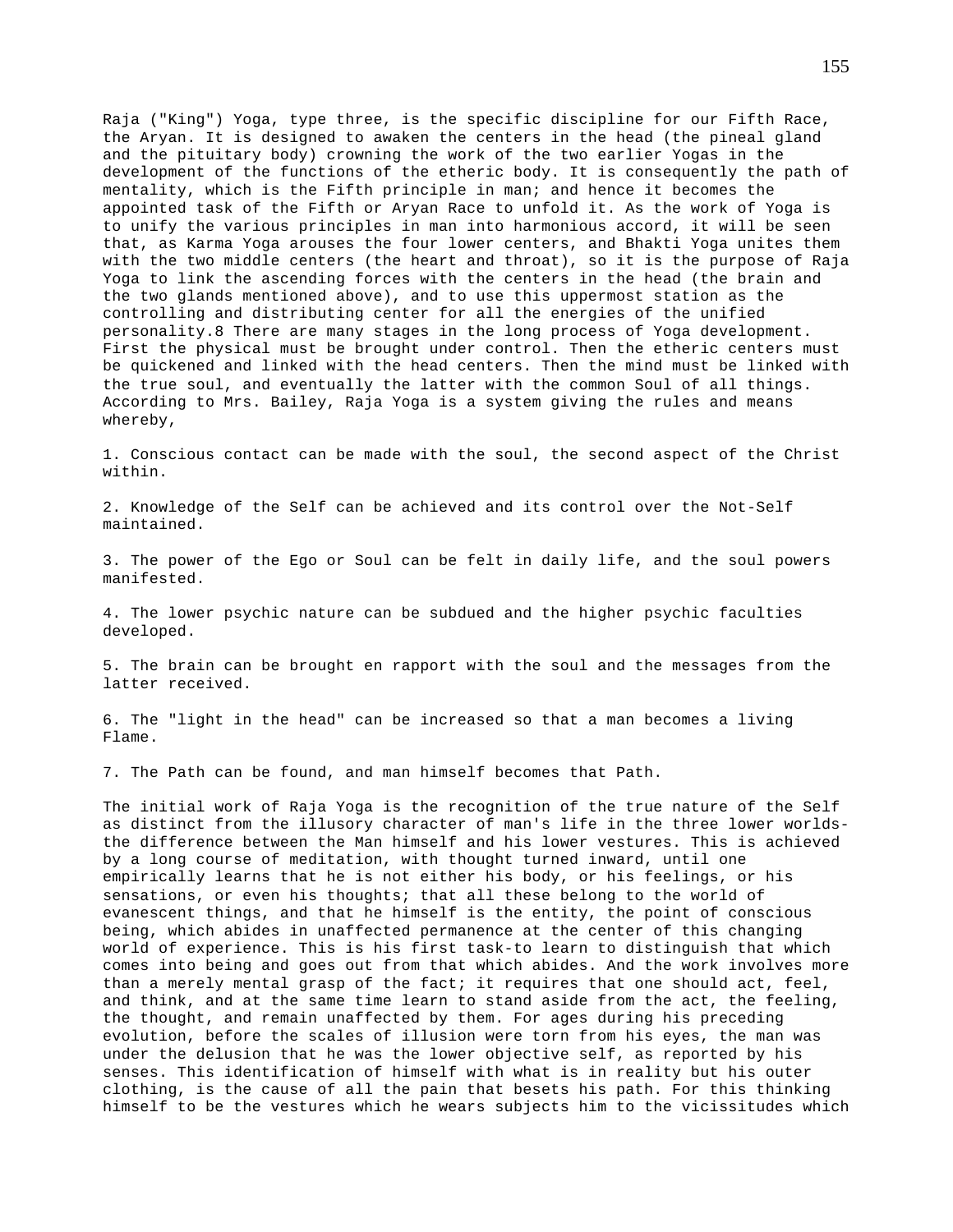Raja ("King") Yoga, type three, is the specific discipline for our Fifth Race, the Aryan. It is designed to awaken the centers in the head (the pineal gland and the pituitary body) crowning the work of the two earlier Yogas in the development of the functions of the etheric body. It is consequently the path of mentality, which is the Fifth principle in man; and hence it becomes the appointed task of the Fifth or Aryan Race to unfold it. As the work of Yoga is to unify the various principles in man into harmonious accord, it will be seen that, as Karma Yoga arouses the four lower centers, and Bhakti Yoga unites them with the two middle centers (the heart and throat), so it is the purpose of Raja Yoga to link the ascending forces with the centers in the head (the brain and the two glands mentioned above), and to use this uppermost station as the controlling and distributing center for all the energies of the unified personality.8 There are many stages in the long process of Yoga development. First the physical must be brought under control. Then the etheric centers must be quickened and linked with the head centers. Then the mind must be linked with the true soul, and eventually the latter with the common Soul of all things. According to Mrs. Bailey, Raja Yoga is a system giving the rules and means whereby,

1. Conscious contact can be made with the soul, the second aspect of the Christ within.

2. Knowledge of the Self can be achieved and its control over the Not-Self maintained.

3. The power of the Ego or Soul can be felt in daily life, and the soul powers manifested.

4. The lower psychic nature can be subdued and the higher psychic faculties developed.

5. The brain can be brought en rapport with the soul and the messages from the latter received.

6. The "light in the head" can be increased so that a man becomes a living Flame.

7. The Path can be found, and man himself becomes that Path.

The initial work of Raja Yoga is the recognition of the true nature of the Self as distinct from the illusory character of man's life in the three lower worlds-the difference between the Man himself and his lower vestures. This is achieved by a long course of meditation, with thought turned inward, until one empirically learns that he is not either his body, or his feelings, or his sensations, or even his thoughts; that all these belong to the world of evanescent things, and that he himself is the entity, the point of conscious being, which abides in unaffected permanence at the center of this changing world of experience. This is his first task-to learn to distinguish that which comes into being and goes out from that which abides. And the work involves more than a merely mental grasp of the fact; it requires that one should act, feel, and think, and at the same time learn to stand aside from the act, the feeling, the thought, and remain unaffected by them. For ages during his preceding evolution, before the scales of illusion were torn from his eyes, the man was under the delusion that he was the lower objective self, as reported by his senses. This identification of himself with what is in reality but his outer clothing, is the cause of all the pain that besets his path. For this thinking himself to be the vestures which he wears subjects him to the vicissitudes which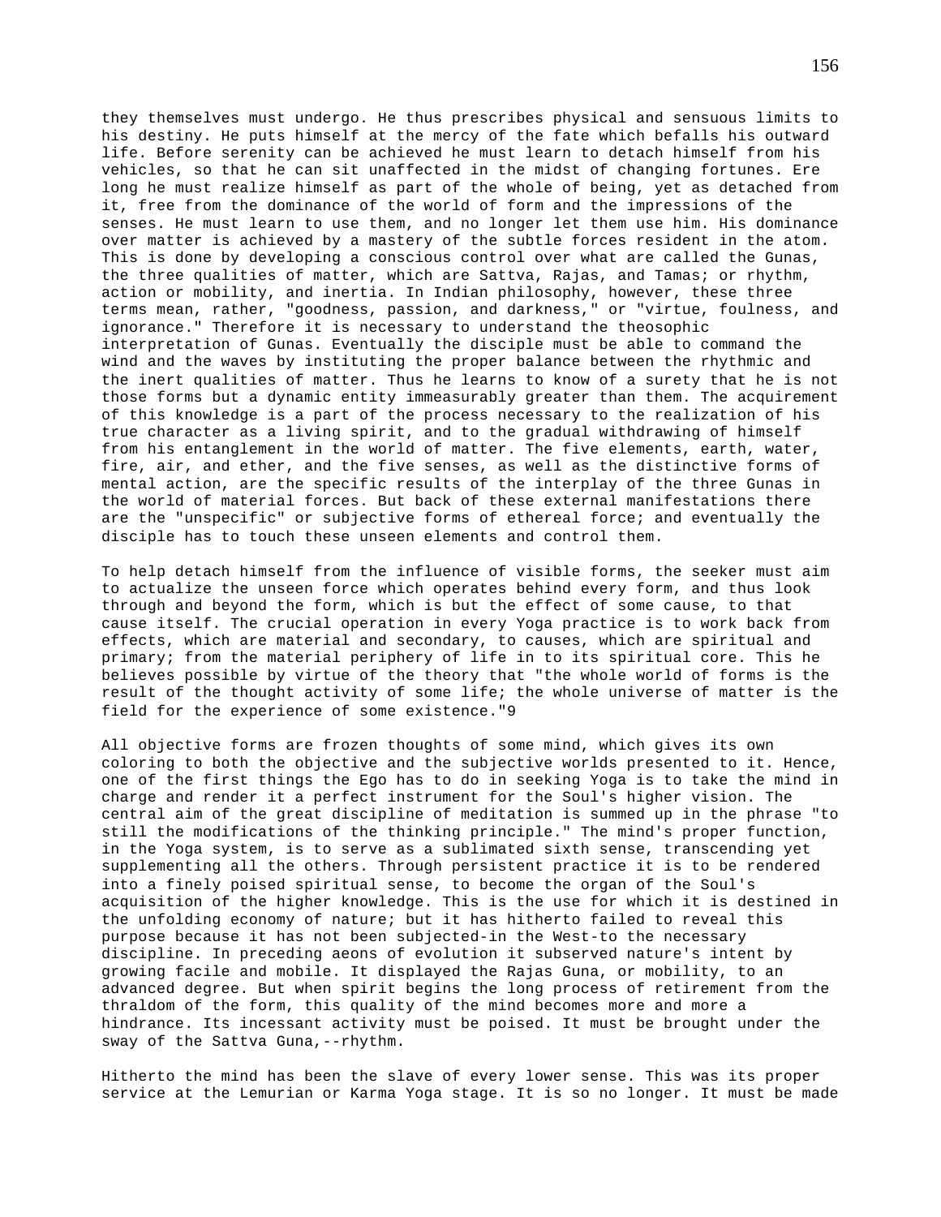they themselves must undergo. He thus prescribes physical and sensuous limits to his destiny. He puts himself at the mercy of the fate which befalls his outward life. Before serenity can be achieved he must learn to detach himself from his vehicles, so that he can sit unaffected in the midst of changing fortunes. Ere long he must realize himself as part of the whole of being, yet as detached from it, free from the dominance of the world of form and the impressions of the senses. He must learn to use them, and no longer let them use him. His dominance over matter is achieved by a mastery of the subtle forces resident in the atom. This is done by developing a conscious control over what are called the Gunas, the three qualities of matter, which are Sattva, Rajas, and Tamas; or rhythm, action or mobility, and inertia. In Indian philosophy, however, these three terms mean, rather, "goodness, passion, and darkness," or "virtue, foulness, and ignorance." Therefore it is necessary to understand the theosophic interpretation of Gunas. Eventually the disciple must be able to command the wind and the waves by instituting the proper balance between the rhythmic and the inert qualities of matter. Thus he learns to know of a surety that he is not those forms but a dynamic entity immeasurably greater than them. The acquirement of this knowledge is a part of the process necessary to the realization of his true character as a living spirit, and to the gradual withdrawing of himself from his entanglement in the world of matter. The five elements, earth, water, fire, air, and ether, and the five senses, as well as the distinctive forms of mental action, are the specific results of the interplay of the three Gunas in the world of material forces. But back of these external manifestations there are the "unspecific" or subjective forms of ethereal force; and eventually the disciple has to touch these unseen elements and control them.

To help detach himself from the influence of visible forms, the seeker must aim to actualize the unseen force which operates behind every form, and thus look through and beyond the form, which is but the effect of some cause, to that cause itself. The crucial operation in every Yoga practice is to work back from effects, which are material and secondary, to causes, which are spiritual and primary; from the material periphery of life in to its spiritual core. This he believes possible by virtue of the theory that "the whole world of forms is the result of the thought activity of some life; the whole universe of matter is the field for the experience of some existence."9

All objective forms are frozen thoughts of some mind, which gives its own coloring to both the objective and the subjective worlds presented to it. Hence, one of the first things the Ego has to do in seeking Yoga is to take the mind in charge and render it a perfect instrument for the Soul's higher vision. The central aim of the great discipline of meditation is summed up in the phrase "to still the modifications of the thinking principle." The mind's proper function, in the Yoga system, is to serve as a sublimated sixth sense, transcending yet supplementing all the others. Through persistent practice it is to be rendered into a finely poised spiritual sense, to become the organ of the Soul's acquisition of the higher knowledge. This is the use for which it is destined in the unfolding economy of nature; but it has hitherto failed to reveal this purpose because it has not been subjected-in the West-to the necessary discipline. In preceding aeons of evolution it subserved nature's intent by growing facile and mobile. It displayed the Rajas Guna, or mobility, to an advanced degree. But when spirit begins the long process of retirement from the thraldom of the form, this quality of the mind becomes more and more a hindrance. Its incessant activity must be poised. It must be brought under the sway of the Sattva Guna,--rhythm.

Hitherto the mind has been the slave of every lower sense. This was its proper service at the Lemurian or Karma Yoga stage. It is so no longer. It must be made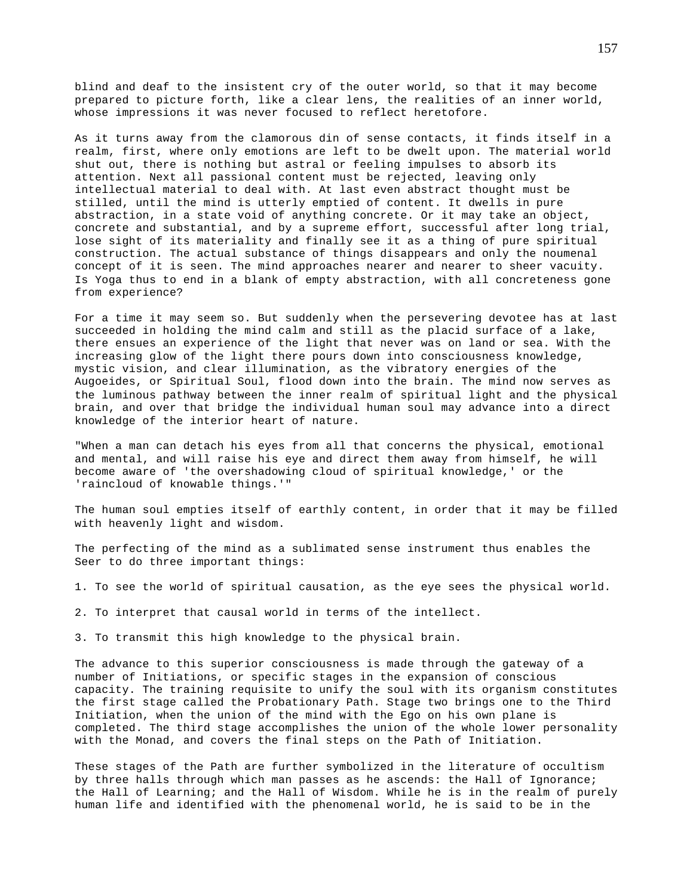blind and deaf to the insistent cry of the outer world, so that it may become prepared to picture forth, like a clear lens, the realities of an inner world, whose impressions it was never focused to reflect heretofore.

As it turns away from the clamorous din of sense contacts, it finds itself in a realm, first, where only emotions are left to be dwelt upon. The material world shut out, there is nothing but astral or feeling impulses to absorb its attention. Next all passional content must be rejected, leaving only intellectual material to deal with. At last even abstract thought must be stilled, until the mind is utterly emptied of content. It dwells in pure abstraction, in a state void of anything concrete. Or it may take an object, concrete and substantial, and by a supreme effort, successful after long trial, lose sight of its materiality and finally see it as a thing of pure spiritual construction. The actual substance of things disappears and only the noumenal concept of it is seen. The mind approaches nearer and nearer to sheer vacuity. Is Yoga thus to end in a blank of empty abstraction, with all concreteness gone from experience?

For a time it may seem so. But suddenly when the persevering devotee has at last succeeded in holding the mind calm and still as the placid surface of a lake, there ensues an experience of the light that never was on land or sea. With the increasing glow of the light there pours down into consciousness knowledge, mystic vision, and clear illumination, as the vibratory energies of the Augoeides, or Spiritual Soul, flood down into the brain. The mind now serves as the luminous pathway between the inner realm of spiritual light and the physical brain, and over that bridge the individual human soul may advance into a direct knowledge of the interior heart of nature.

"When a man can detach his eyes from all that concerns the physical, emotional and mental, and will raise his eye and direct them away from himself, he will become aware of 'the overshadowing cloud of spiritual knowledge,' or the 'raincloud of knowable things.'"

The human soul empties itself of earthly content, in order that it may be filled with heavenly light and wisdom.

The perfecting of the mind as a sublimated sense instrument thus enables the Seer to do three important things:

1. To see the world of spiritual causation, as the eye sees the physical world.

2. To interpret that causal world in terms of the intellect.

3. To transmit this high knowledge to the physical brain.

The advance to this superior consciousness is made through the gateway of a number of Initiations, or specific stages in the expansion of conscious capacity. The training requisite to unify the soul with its organism constitutes the first stage called the Probationary Path. Stage two brings one to the Third Initiation, when the union of the mind with the Ego on his own plane is completed. The third stage accomplishes the union of the whole lower personality with the Monad, and covers the final steps on the Path of Initiation.

These stages of the Path are further symbolized in the literature of occultism by three halls through which man passes as he ascends: the Hall of Ignorance; the Hall of Learning; and the Hall of Wisdom. While he is in the realm of purely human life and identified with the phenomenal world, he is said to be in the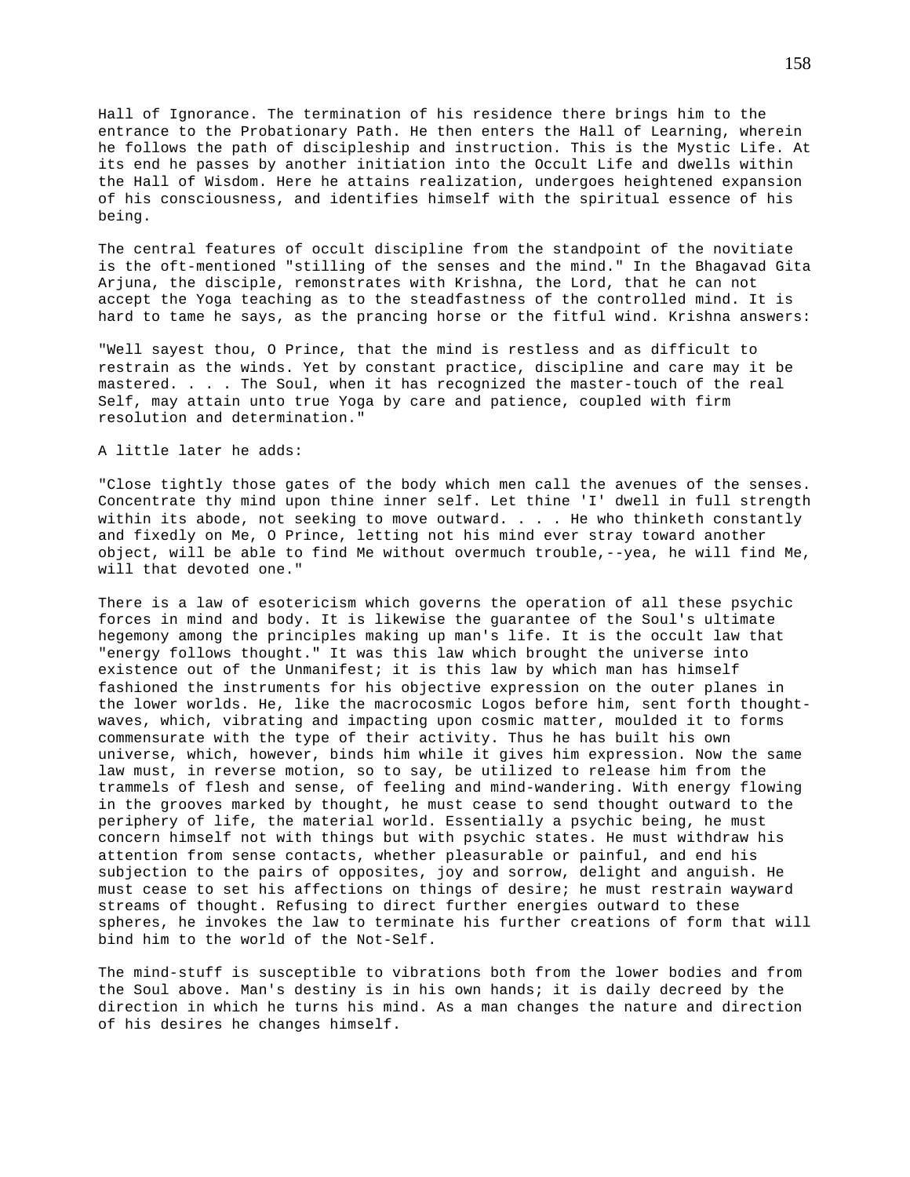Hall of Ignorance. The termination of his residence there brings him to the entrance to the Probationary Path. He then enters the Hall of Learning, wherein he follows the path of discipleship and instruction. This is the Mystic Life. At its end he passes by another initiation into the Occult Life and dwells within the Hall of Wisdom. Here he attains realization, undergoes heightened expansion of his consciousness, and identifies himself with the spiritual essence of his being.

The central features of occult discipline from the standpoint of the novitiate is the oft-mentioned "stilling of the senses and the mind." In the Bhagavad Gita Arjuna, the disciple, remonstrates with Krishna, the Lord, that he can not accept the Yoga teaching as to the steadfastness of the controlled mind. It is hard to tame he says, as the prancing horse or the fitful wind. Krishna answers:

"Well sayest thou, O Prince, that the mind is restless and as difficult to restrain as the winds. Yet by constant practice, discipline and care may it be mastered. . . . The Soul, when it has recognized the master-touch of the real Self, may attain unto true Yoga by care and patience, coupled with firm resolution and determination."

A little later he adds:

"Close tightly those gates of the body which men call the avenues of the senses. Concentrate thy mind upon thine inner self. Let thine 'I' dwell in full strength within its abode, not seeking to move outward. . . . He who thinketh constantly and fixedly on Me, O Prince, letting not his mind ever stray toward another object, will be able to find Me without overmuch trouble,--yea, he will find Me, will that devoted one."

There is a law of esotericism which governs the operation of all these psychic forces in mind and body. It is likewise the guarantee of the Soul's ultimate hegemony among the principles making up man's life. It is the occult law that "energy follows thought." It was this law which brought the universe into existence out of the Unmanifest; it is this law by which man has himself fashioned the instruments for his objective expression on the outer planes in the lower worlds. He, like the macrocosmic Logos before him, sent forth thought-waves, which, vibrating and impacting upon cosmic matter, moulded it to forms commensurate with the type of their activity. Thus he has built his own universe, which, however, binds him while it gives him expression. Now the same law must, in reverse motion, so to say, be utilized to release him from the trammels of flesh and sense, of feeling and mind-wandering. With energy flowing in the grooves marked by thought, he must cease to send thought outward to the periphery of life, the material world. Essentially a psychic being, he must concern himself not with things but with psychic states. He must withdraw his attention from sense contacts, whether pleasurable or painful, and end his subjection to the pairs of opposites, joy and sorrow, delight and anguish. He must cease to set his affections on things of desire; he must restrain wayward streams of thought. Refusing to direct further energies outward to these spheres, he invokes the law to terminate his further creations of form that will bind him to the world of the Not-Self.

The mind-stuff is susceptible to vibrations both from the lower bodies and from the Soul above. Man's destiny is in his own hands; it is daily decreed by the direction in which he turns his mind. As a man changes the nature and direction of his desires he changes himself.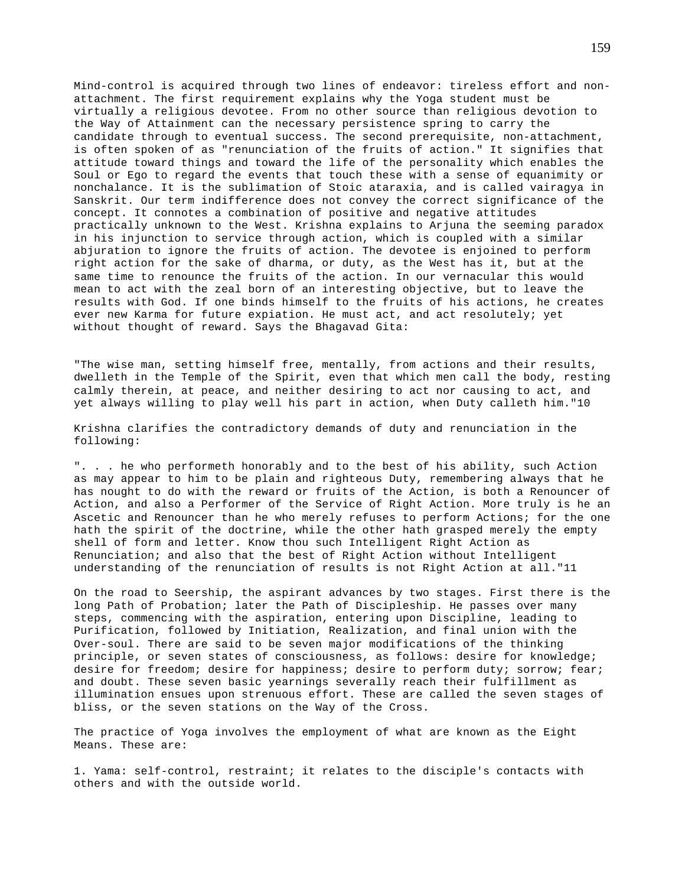Mind-control is acquired through two lines of endeavor: tireless effort and non-attachment. The first requirement explains why the Yoga student must be virtually a religious devotee. From no other source than religious devotion to the Way of Attainment can the necessary persistence spring to carry the candidate through to eventual success. The second prerequisite, non-attachment, is often spoken of as "renunciation of the fruits of action." It signifies that attitude toward things and toward the life of the personality which enables the Soul or Ego to regard the events that touch these with a sense of equanimity or nonchalance. It is the sublimation of Stoic ataraxia, and is called vairagya in Sanskrit. Our term indifference does not convey the correct significance of the concept. It connotes a combination of positive and negative attitudes practically unknown to the West. Krishna explains to Arjuna the seeming paradox in his injunction to service through action, which is coupled with a similar abjuration to ignore the fruits of action. The devotee is enjoined to perform right action for the sake of dharma, or duty, as the West has it, but at the same time to renounce the fruits of the action. In our vernacular this would mean to act with the zeal born of an interesting objective, but to leave the results with God. If one binds himself to the fruits of his actions, he creates ever new Karma for future expiation. He must act, and act resolutely; yet without thought of reward. Says the Bhagavad Gita:

"The wise man, setting himself free, mentally, from actions and their results, dwelleth in the Temple of the Spirit, even that which men call the body, resting calmly therein, at peace, and neither desiring to act nor causing to act, and yet always willing to play well his part in action, when Duty calleth him."10

Krishna clarifies the contradictory demands of duty and renunciation in the following:

". . . he who performeth honorably and to the best of his ability, such Action as may appear to him to be plain and righteous Duty, remembering always that he has nought to do with the reward or fruits of the Action, is both a Renouncer of Action, and also a Performer of the Service of Right Action. More truly is he an Ascetic and Renouncer than he who merely refuses to perform Actions; for the one hath the spirit of the doctrine, while the other hath grasped merely the empty shell of form and letter. Know thou such Intelligent Right Action as Renunciation; and also that the best of Right Action without Intelligent understanding of the renunciation of results is not Right Action at all."11

On the road to Seership, the aspirant advances by two stages. First there is the long Path of Probation; later the Path of Discipleship. He passes over many steps, commencing with the aspiration, entering upon Discipline, leading to Purification, followed by Initiation, Realization, and final union with the Over-soul. There are said to be seven major modifications of the thinking principle, or seven states of consciousness, as follows: desire for knowledge; desire for freedom; desire for happiness; desire to perform duty; sorrow; fear; and doubt. These seven basic yearnings severally reach their fulfillment as illumination ensues upon strenuous effort. These are called the seven stages of bliss, or the seven stations on the Way of the Cross.

The practice of Yoga involves the employment of what are known as the Eight Means. These are:

1. Yama: self-control, restraint; it relates to the disciple's contacts with others and with the outside world.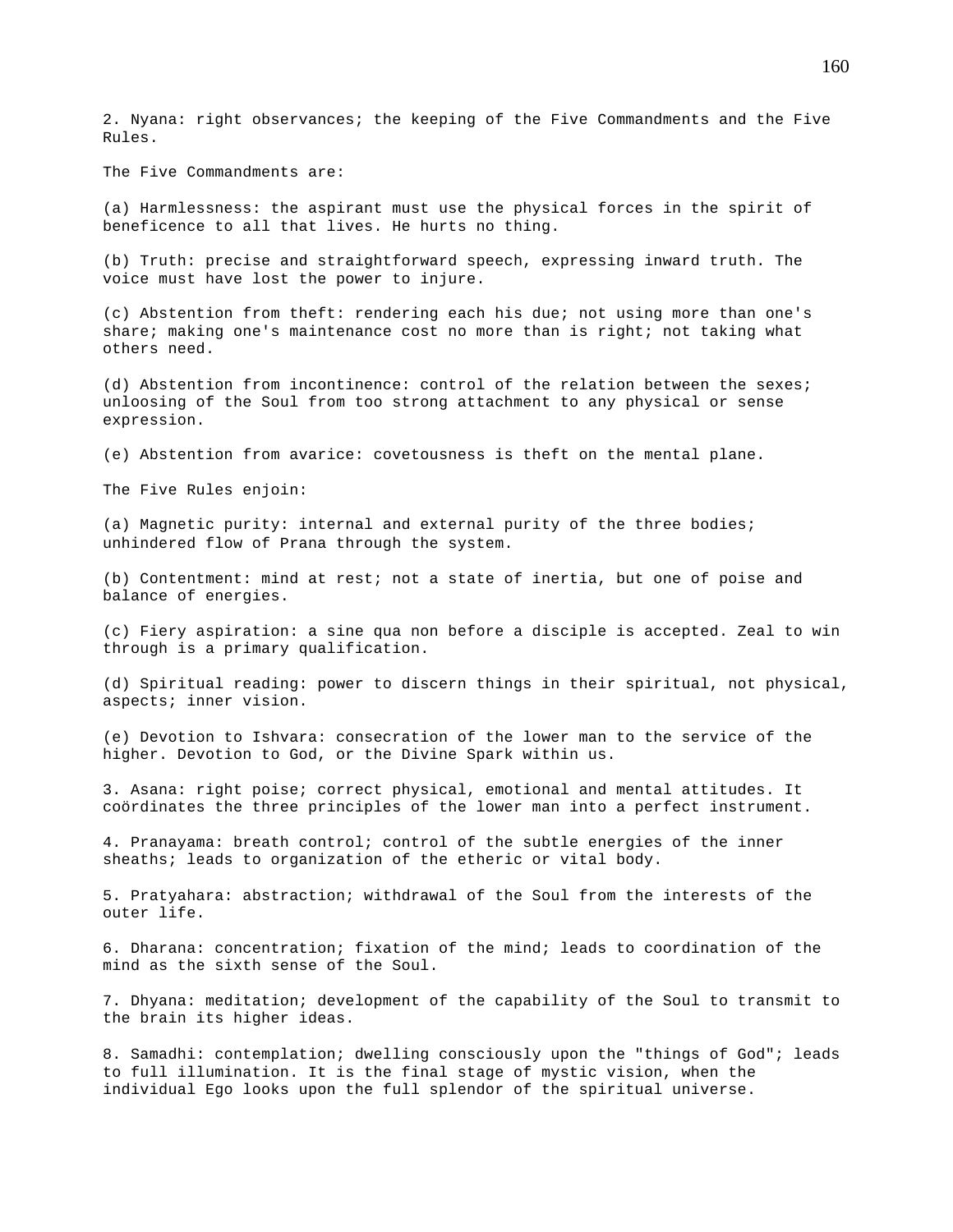2. Nyana: right observances; the keeping of the Five Commandments and the Five Rules.

The Five Commandments are:

(a) Harmlessness: the aspirant must use the physical forces in the spirit of beneficence to all that lives. He hurts no thing.

(b) Truth: precise and straightforward speech, expressing inward truth. The voice must have lost the power to injure.

(c) Abstention from theft: rendering each his due; not using more than one's share; making one's maintenance cost no more than is right; not taking what others need.

(d) Abstention from incontinence: control of the relation between the sexes; unloosing of the Soul from too strong attachment to any physical or sense expression.

(e) Abstention from avarice: covetousness is theft on the mental plane.

The Five Rules enjoin:

(a) Magnetic purity: internal and external purity of the three bodies; unhindered flow of Prana through the system.

(b) Contentment: mind at rest; not a state of inertia, but one of poise and balance of energies.

(c) Fiery aspiration: a sine qua non before a disciple is accepted. Zeal to win through is a primary qualification.

(d) Spiritual reading: power to discern things in their spiritual, not physical, aspects; inner vision.

(e) Devotion to Ishvara: consecration of the lower man to the service of the higher. Devotion to God, or the Divine Spark within us.

3. Asana: right poise; correct physical, emotional and mental attitudes. It coördinates the three principles of the lower man into a perfect instrument.

4. Pranayama: breath control; control of the subtle energies of the inner sheaths; leads to organization of the etheric or vital body.

5. Pratyahara: abstraction; withdrawal of the Soul from the interests of the outer life.

6. Dharana: concentration; fixation of the mind; leads to coordination of the mind as the sixth sense of the Soul.

7. Dhyana: meditation; development of the capability of the Soul to transmit to the brain its higher ideas.

8. Samadhi: contemplation; dwelling consciously upon the "things of God"; leads to full illumination. It is the final stage of mystic vision, when the individual Ego looks upon the full splendor of the spiritual universe.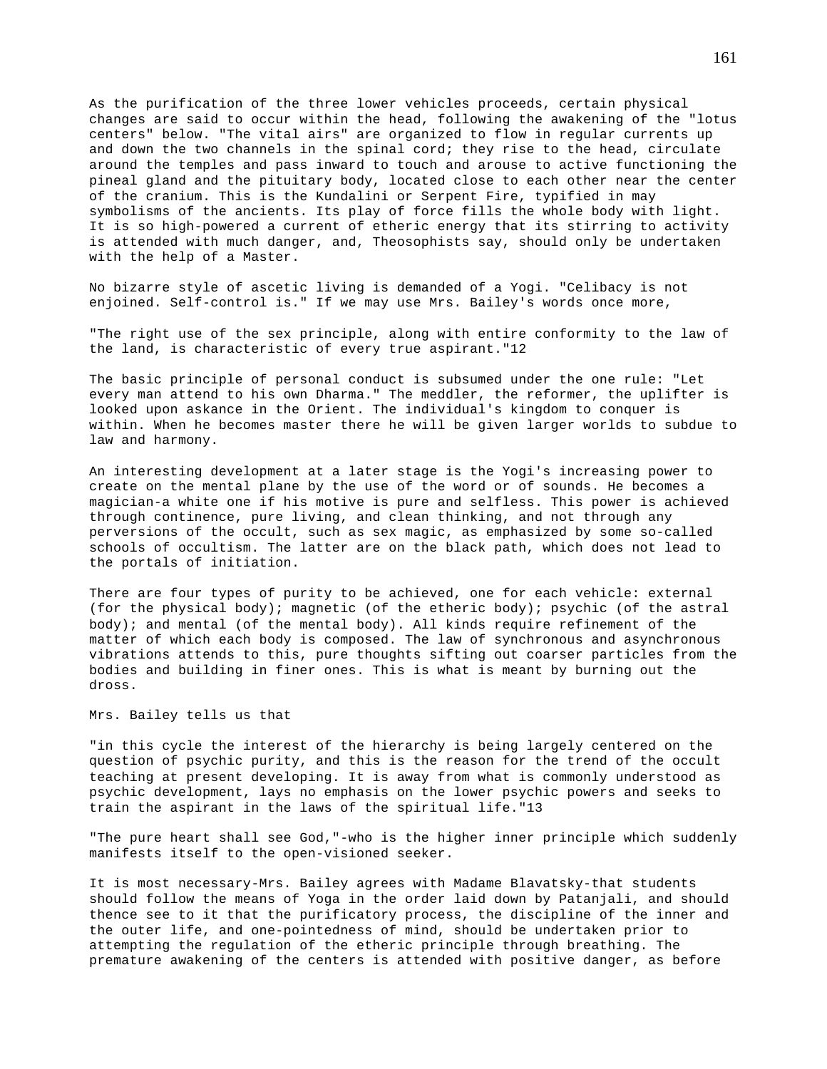As the purification of the three lower vehicles proceeds, certain physical changes are said to occur within the head, following the awakening of the "lotus centers" below. "The vital airs" are organized to flow in regular currents up and down the two channels in the spinal cord; they rise to the head, circulate around the temples and pass inward to touch and arouse to active functioning the pineal gland and the pituitary body, located close to each other near the center of the cranium. This is the Kundalini or Serpent Fire, typified in may symbolisms of the ancients. Its play of force fills the whole body with light. It is so high-powered a current of etheric energy that its stirring to activity is attended with much danger, and, Theosophists say, should only be undertaken with the help of a Master.

No bizarre style of ascetic living is demanded of a Yogi. "Celibacy is not enjoined. Self-control is." If we may use Mrs. Bailey's words once more,

"The right use of the sex principle, along with entire conformity to the law of the land, is characteristic of every true aspirant."12

The basic principle of personal conduct is subsumed under the one rule: "Let every man attend to his own Dharma." The meddler, the reformer, the uplifter is looked upon askance in the Orient. The individual's kingdom to conquer is within. When he becomes master there he will be given larger worlds to subdue to law and harmony.

An interesting development at a later stage is the Yogi's increasing power to create on the mental plane by the use of the word or of sounds. He becomes a magician-a white one if his motive is pure and selfless. This power is achieved through continence, pure living, and clean thinking, and not through any perversions of the occult, such as sex magic, as emphasized by some so-called schools of occultism. The latter are on the black path, which does not lead to the portals of initiation.

There are four types of purity to be achieved, one for each vehicle: external (for the physical body); magnetic (of the etheric body); psychic (of the astral body); and mental (of the mental body). All kinds require refinement of the matter of which each body is composed. The law of synchronous and asynchronous vibrations attends to this, pure thoughts sifting out coarser particles from the bodies and building in finer ones. This is what is meant by burning out the dross.

Mrs. Bailey tells us that

"in this cycle the interest of the hierarchy is being largely centered on the question of psychic purity, and this is the reason for the trend of the occult teaching at present developing. It is away from what is commonly understood as psychic development, lays no emphasis on the lower psychic powers and seeks to train the aspirant in the laws of the spiritual life."13

"The pure heart shall see God,"-who is the higher inner principle which suddenly manifests itself to the open-visioned seeker.

It is most necessary-Mrs. Bailey agrees with Madame Blavatsky-that students should follow the means of Yoga in the order laid down by Patanjali, and should thence see to it that the purificatory process, the discipline of the inner and the outer life, and one-pointedness of mind, should be undertaken prior to attempting the regulation of the etheric principle through breathing. The premature awakening of the centers is attended with positive danger, as before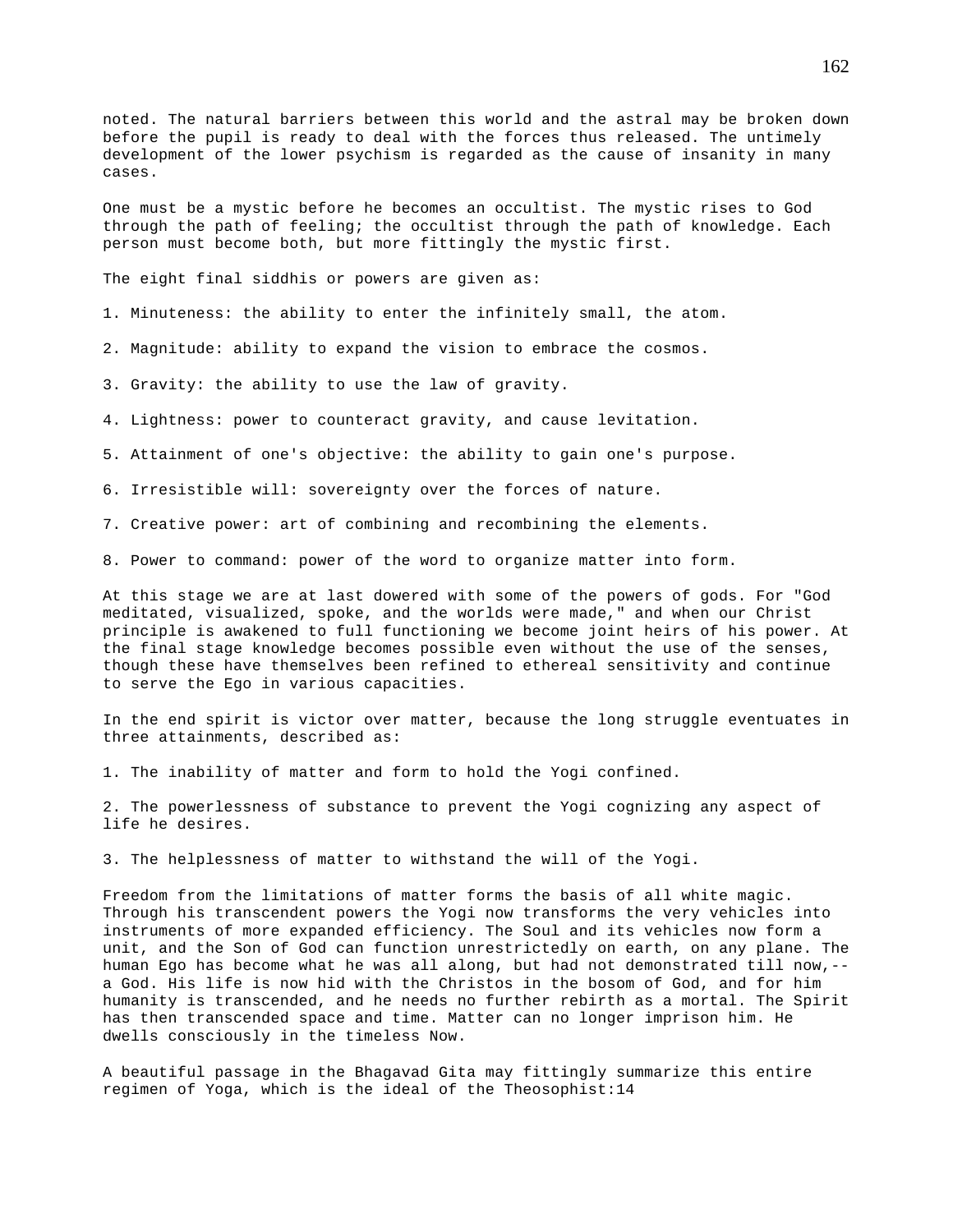noted. The natural barriers between this world and the astral may be broken down before the pupil is ready to deal with the forces thus released. The untimely development of the lower psychism is regarded as the cause of insanity in many cases.

One must be a mystic before he becomes an occultist. The mystic rises to God through the path of feeling; the occultist through the path of knowledge. Each person must become both, but more fittingly the mystic first.

The eight final siddhis or powers are given as:

1. Minuteness: the ability to enter the infinitely small, the atom.

2. Magnitude: ability to expand the vision to embrace the cosmos.

3. Gravity: the ability to use the law of gravity.

4. Lightness: power to counteract gravity, and cause levitation.

5. Attainment of one's objective: the ability to gain one's purpose.

6. Irresistible will: sovereignty over the forces of nature.

7. Creative power: art of combining and recombining the elements.

8. Power to command: power of the word to organize matter into form.

At this stage we are at last dowered with some of the powers of gods. For "God meditated, visualized, spoke, and the worlds were made," and when our Christ principle is awakened to full functioning we become joint heirs of his power. At the final stage knowledge becomes possible even without the use of the senses, though these have themselves been refined to ethereal sensitivity and continue to serve the Ego in various capacities.

In the end spirit is victor over matter, because the long struggle eventuates in three attainments, described as:

1. The inability of matter and form to hold the Yogi confined.

2. The powerlessness of substance to prevent the Yogi cognizing any aspect of life he desires.

3. The helplessness of matter to withstand the will of the Yogi.

Freedom from the limitations of matter forms the basis of all white magic. Through his transcendent powers the Yogi now transforms the very vehicles into instruments of more expanded efficiency. The Soul and its vehicles now form a unit, and the Son of God can function unrestrictedly on earth, on any plane. The human Ego has become what he was all along, but had not demonstrated till now,--a God. His life is now hid with the Christos in the bosom of God, and for him humanity is transcended, and he needs no further rebirth as a mortal. The Spirit has then transcended space and time. Matter can no longer imprison him. He dwells consciously in the timeless Now.

A beautiful passage in the Bhagavad Gita may fittingly summarize this entire regimen of Yoga, which is the ideal of the Theosophist:14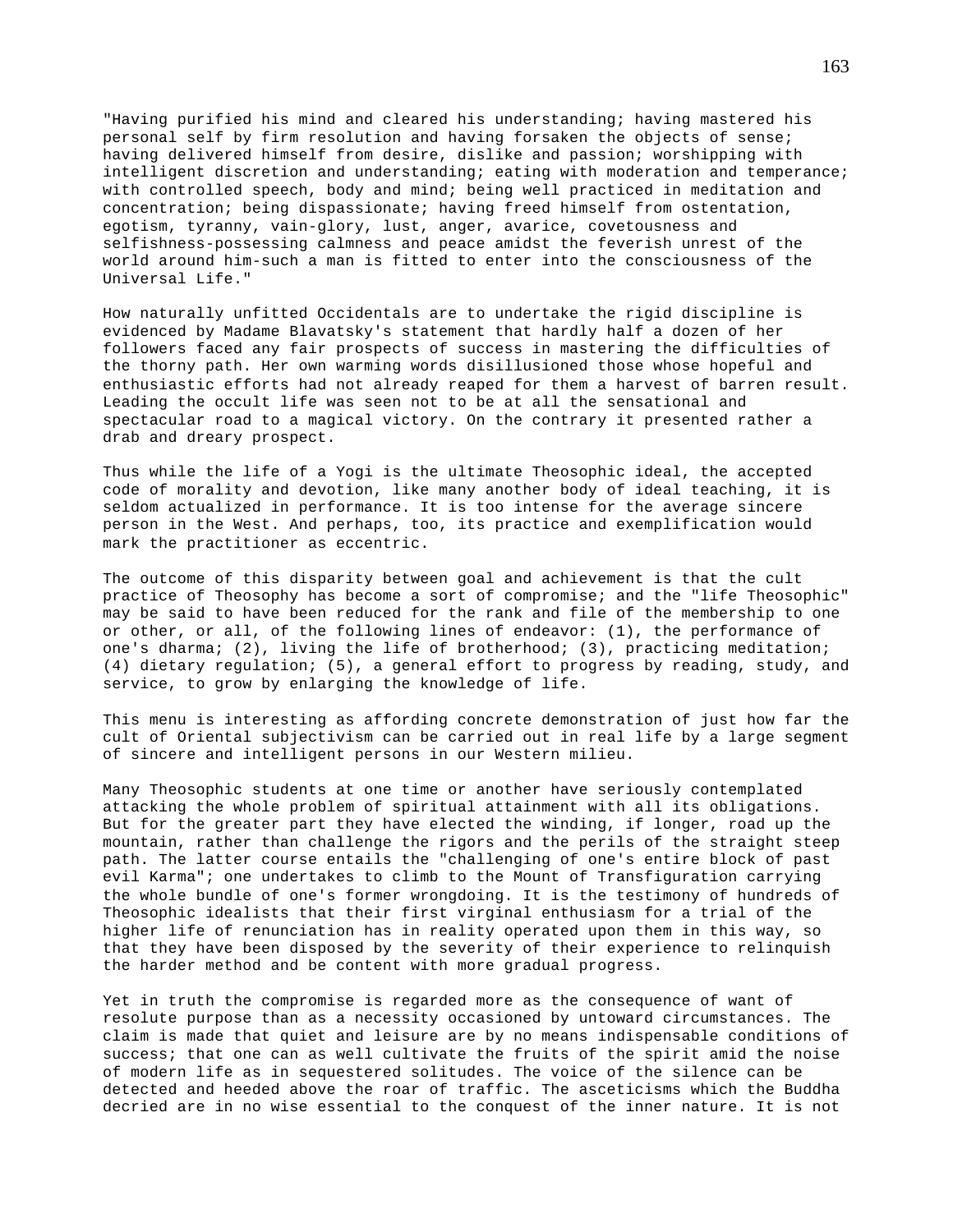"Having purified his mind and cleared his understanding; having mastered his personal self by firm resolution and having forsaken the objects of sense; having delivered himself from desire, dislike and passion; worshipping with intelligent discretion and understanding; eating with moderation and temperance; with controlled speech, body and mind; being well practiced in meditation and concentration; being dispassionate; having freed himself from ostentation, egotism, tyranny, vain-glory, lust, anger, avarice, covetousness and selfishness-possessing calmness and peace amidst the feverish unrest of the world around him-such a man is fitted to enter into the consciousness of the Universal Life."

How naturally unfitted Occidentals are to undertake the rigid discipline is evidenced by Madame Blavatsky's statement that hardly half a dozen of her followers faced any fair prospects of success in mastering the difficulties of the thorny path. Her own warming words disillusioned those whose hopeful and enthusiastic efforts had not already reaped for them a harvest of barren result. Leading the occult life was seen not to be at all the sensational and spectacular road to a magical victory. On the contrary it presented rather a drab and dreary prospect.

Thus while the life of a Yogi is the ultimate Theosophic ideal, the accepted code of morality and devotion, like many another body of ideal teaching, it is seldom actualized in performance. It is too intense for the average sincere person in the West. And perhaps, too, its practice and exemplification would mark the practitioner as eccentric.

The outcome of this disparity between goal and achievement is that the cult practice of Theosophy has become a sort of compromise; and the "life Theosophic" may be said to have been reduced for the rank and file of the membership to one or other, or all, of the following lines of endeavor: (1), the performance of one's dharma; (2), living the life of brotherhood; (3), practicing meditation; (4) dietary regulation; (5), a general effort to progress by reading, study, and service, to grow by enlarging the knowledge of life.

This menu is interesting as affording concrete demonstration of just how far the cult of Oriental subjectivism can be carried out in real life by a large segment of sincere and intelligent persons in our Western milieu.

Many Theosophic students at one time or another have seriously contemplated attacking the whole problem of spiritual attainment with all its obligations. But for the greater part they have elected the winding, if longer, road up the mountain, rather than challenge the rigors and the perils of the straight steep path. The latter course entails the "challenging of one's entire block of past evil Karma"; one undertakes to climb to the Mount of Transfiguration carrying the whole bundle of one's former wrongdoing. It is the testimony of hundreds of Theosophic idealists that their first virginal enthusiasm for a trial of the higher life of renunciation has in reality operated upon them in this way, so that they have been disposed by the severity of their experience to relinquish the harder method and be content with more gradual progress.

Yet in truth the compromise is regarded more as the consequence of want of resolute purpose than as a necessity occasioned by untoward circumstances. The claim is made that quiet and leisure are by no means indispensable conditions of success; that one can as well cultivate the fruits of the spirit amid the noise of modern life as in sequestered solitudes. The voice of the silence can be detected and heeded above the roar of traffic. The asceticisms which the Buddha decried are in no wise essential to the conquest of the inner nature. It is not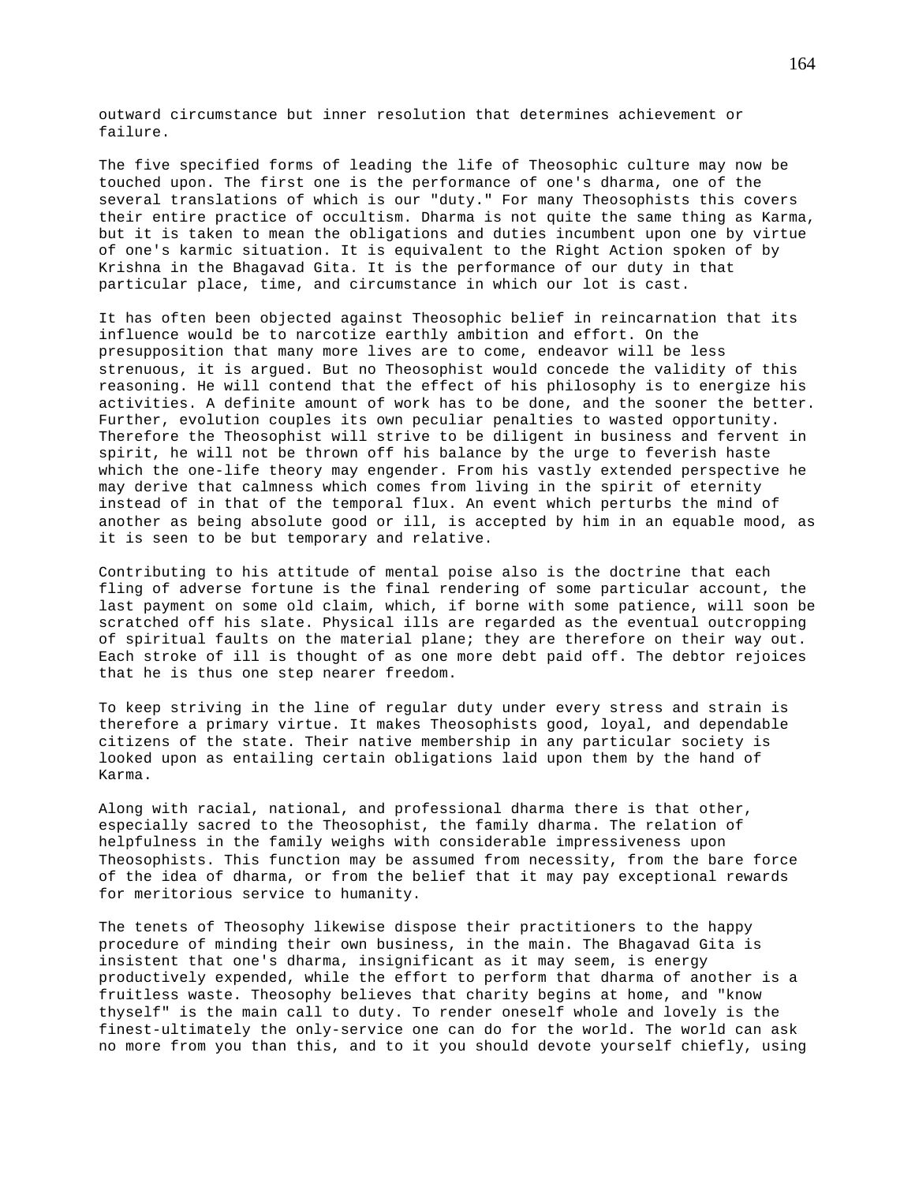outward circumstance but inner resolution that determines achievement or failure.

The five specified forms of leading the life of Theosophic culture may now be touched upon. The first one is the performance of one's dharma, one of the several translations of which is our "duty." For many Theosophists this covers their entire practice of occultism. Dharma is not quite the same thing as Karma, but it is taken to mean the obligations and duties incumbent upon one by virtue of one's karmic situation. It is equivalent to the Right Action spoken of by Krishna in the Bhagavad Gita. It is the performance of our duty in that particular place, time, and circumstance in which our lot is cast.

It has often been objected against Theosophic belief in reincarnation that its influence would be to narcotize earthly ambition and effort. On the presupposition that many more lives are to come, endeavor will be less strenuous, it is argued. But no Theosophist would concede the validity of this reasoning. He will contend that the effect of his philosophy is to energize his activities. A definite amount of work has to be done, and the sooner the better. Further, evolution couples its own peculiar penalties to wasted opportunity. Therefore the Theosophist will strive to be diligent in business and fervent in spirit, he will not be thrown off his balance by the urge to feverish haste which the one-life theory may engender. From his vastly extended perspective he may derive that calmness which comes from living in the spirit of eternity instead of in that of the temporal flux. An event which perturbs the mind of another as being absolute good or ill, is accepted by him in an equable mood, as it is seen to be but temporary and relative.

Contributing to his attitude of mental poise also is the doctrine that each fling of adverse fortune is the final rendering of some particular account, the last payment on some old claim, which, if borne with some patience, will soon be scratched off his slate. Physical ills are regarded as the eventual outcropping of spiritual faults on the material plane; they are therefore on their way out. Each stroke of ill is thought of as one more debt paid off. The debtor rejoices that he is thus one step nearer freedom.

To keep striving in the line of regular duty under every stress and strain is therefore a primary virtue. It makes Theosophists good, loyal, and dependable citizens of the state. Their native membership in any particular society is looked upon as entailing certain obligations laid upon them by the hand of Karma.

Along with racial, national, and professional dharma there is that other, especially sacred to the Theosophist, the family dharma. The relation of helpfulness in the family weighs with considerable impressiveness upon Theosophists. This function may be assumed from necessity, from the bare force of the idea of dharma, or from the belief that it may pay exceptional rewards for meritorious service to humanity.

The tenets of Theosophy likewise dispose their practitioners to the happy procedure of minding their own business, in the main. The Bhagavad Gita is insistent that one's dharma, insignificant as it may seem, is energy productively expended, while the effort to perform that dharma of another is a fruitless waste. Theosophy believes that charity begins at home, and "know thyself" is the main call to duty. To render oneself whole and lovely is the finest-ultimately the only-service one can do for the world. The world can ask no more from you than this, and to it you should devote yourself chiefly, using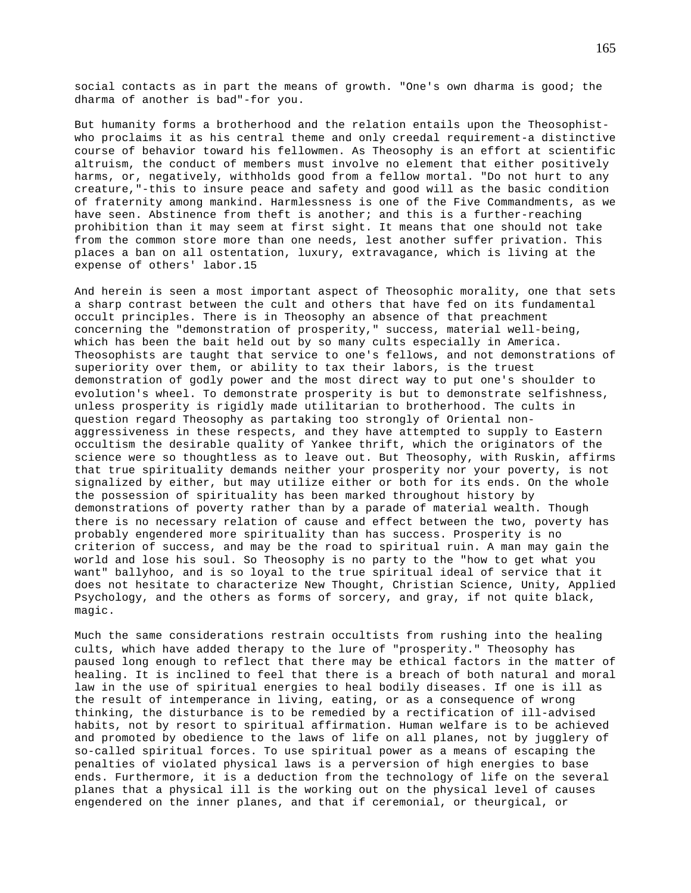social contacts as in part the means of growth. "One's own dharma is good; the dharma of another is bad"-for you.

But humanity forms a brotherhood and the relation entails upon the Theosophist-who proclaims it as his central theme and only creedal requirement-a distinctive course of behavior toward his fellowmen. As Theosophy is an effort at scientific altruism, the conduct of members must involve no element that either positively harms, or, negatively, withholds good from a fellow mortal. "Do not hurt to any creature,"-this to insure peace and safety and good will as the basic condition of fraternity among mankind. Harmlessness is one of the Five Commandments, as we have seen. Abstinence from theft is another; and this is a further-reaching prohibition than it may seem at first sight. It means that one should not take from the common store more than one needs, lest another suffer privation. This places a ban on all ostentation, luxury, extravagance, which is living at the expense of others' labor.15

And herein is seen a most important aspect of Theosophic morality, one that sets a sharp contrast between the cult and others that have fed on its fundamental occult principles. There is in Theosophy an absence of that preachment concerning the "demonstration of prosperity," success, material well-being, which has been the bait held out by so many cults especially in America. Theosophists are taught that service to one's fellows, and not demonstrations of superiority over them, or ability to tax their labors, is the truest demonstration of godly power and the most direct way to put one's shoulder to evolution's wheel. To demonstrate prosperity is but to demonstrate selfishness, unless prosperity is rigidly made utilitarian to brotherhood. The cults in question regard Theosophy as partaking too strongly of Oriental non-aggressiveness in these respects, and they have attempted to supply to Eastern occultism the desirable quality of Yankee thrift, which the originators of the science were so thoughtless as to leave out. But Theosophy, with Ruskin, affirms that true spirituality demands neither your prosperity nor your poverty, is not signalized by either, but may utilize either or both for its ends. On the whole the possession of spirituality has been marked throughout history by demonstrations of poverty rather than by a parade of material wealth. Though there is no necessary relation of cause and effect between the two, poverty has probably engendered more spirituality than has success. Prosperity is no criterion of success, and may be the road to spiritual ruin. A man may gain the world and lose his soul. So Theosophy is no party to the "how to get what you want" ballyhoo, and is so loyal to the true spiritual ideal of service that it does not hesitate to characterize New Thought, Christian Science, Unity, Applied Psychology, and the others as forms of sorcery, and gray, if not quite black, magic.

Much the same considerations restrain occultists from rushing into the healing cults, which have added therapy to the lure of "prosperity." Theosophy has paused long enough to reflect that there may be ethical factors in the matter of healing. It is inclined to feel that there is a breach of both natural and moral law in the use of spiritual energies to heal bodily diseases. If one is ill as the result of intemperance in living, eating, or as a consequence of wrong thinking, the disturbance is to be remedied by a rectification of ill-advised habits, not by resort to spiritual affirmation. Human welfare is to be achieved and promoted by obedience to the laws of life on all planes, not by jugglery of so-called spiritual forces. To use spiritual power as a means of escaping the penalties of violated physical laws is a perversion of high energies to base ends. Furthermore, it is a deduction from the technology of life on the several planes that a physical ill is the working out on the physical level of causes engendered on the inner planes, and that if ceremonial, or theurgical, or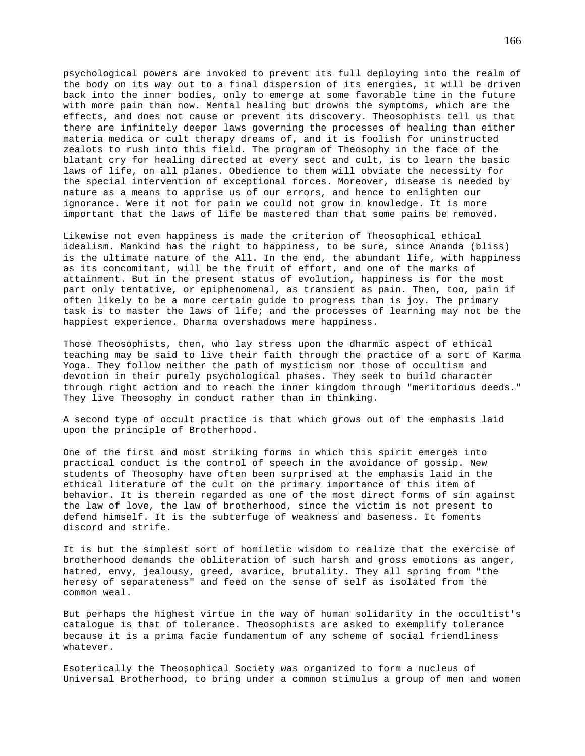psychological powers are invoked to prevent its full deploying into the realm of the body on its way out to a final dispersion of its energies, it will be driven back into the inner bodies, only to emerge at some favorable time in the future with more pain than now. Mental healing but drowns the symptoms, which are the effects, and does not cause or prevent its discovery. Theosophists tell us that there are infinitely deeper laws governing the processes of healing than either materia medica or cult therapy dreams of, and it is foolish for uninstructed zealots to rush into this field. The program of Theosophy in the face of the blatant cry for healing directed at every sect and cult, is to learn the basic laws of life, on all planes. Obedience to them will obviate the necessity for the special intervention of exceptional forces. Moreover, disease is needed by nature as a means to apprise us of our errors, and hence to enlighten our ignorance. Were it not for pain we could not grow in knowledge. It is more important that the laws of life be mastered than that some pains be removed.

Likewise not even happiness is made the criterion of Theosophical ethical idealism. Mankind has the right to happiness, to be sure, since Ananda (bliss) is the ultimate nature of the All. In the end, the abundant life, with happiness as its concomitant, will be the fruit of effort, and one of the marks of attainment. But in the present status of evolution, happiness is for the most part only tentative, or epiphenomenal, as transient as pain. Then, too, pain if often likely to be a more certain guide to progress than is joy. The primary task is to master the laws of life; and the processes of learning may not be the happiest experience. Dharma overshadows mere happiness.

Those Theosophists, then, who lay stress upon the dharmic aspect of ethical teaching may be said to live their faith through the practice of a sort of Karma Yoga. They follow neither the path of mysticism nor those of occultism and devotion in their purely psychological phases. They seek to build character through right action and to reach the inner kingdom through "meritorious deeds." They live Theosophy in conduct rather than in thinking.

A second type of occult practice is that which grows out of the emphasis laid upon the principle of Brotherhood.

One of the first and most striking forms in which this spirit emerges into practical conduct is the control of speech in the avoidance of gossip. New students of Theosophy have often been surprised at the emphasis laid in the ethical literature of the cult on the primary importance of this item of behavior. It is therein regarded as one of the most direct forms of sin against the law of love, the law of brotherhood, since the victim is not present to defend himself. It is the subterfuge of weakness and baseness. It foments discord and strife.

It is but the simplest sort of homiletic wisdom to realize that the exercise of brotherhood demands the obliteration of such harsh and gross emotions as anger, hatred, envy, jealousy, greed, avarice, brutality. They all spring from "the heresy of separateness" and feed on the sense of self as isolated from the common weal.

But perhaps the highest virtue in the way of human solidarity in the occultist's catalogue is that of tolerance. Theosophists are asked to exemplify tolerance because it is a prima facie fundamentum of any scheme of social friendliness whatever.

Esoterically the Theosophical Society was organized to form a nucleus of Universal Brotherhood, to bring under a common stimulus a group of men and women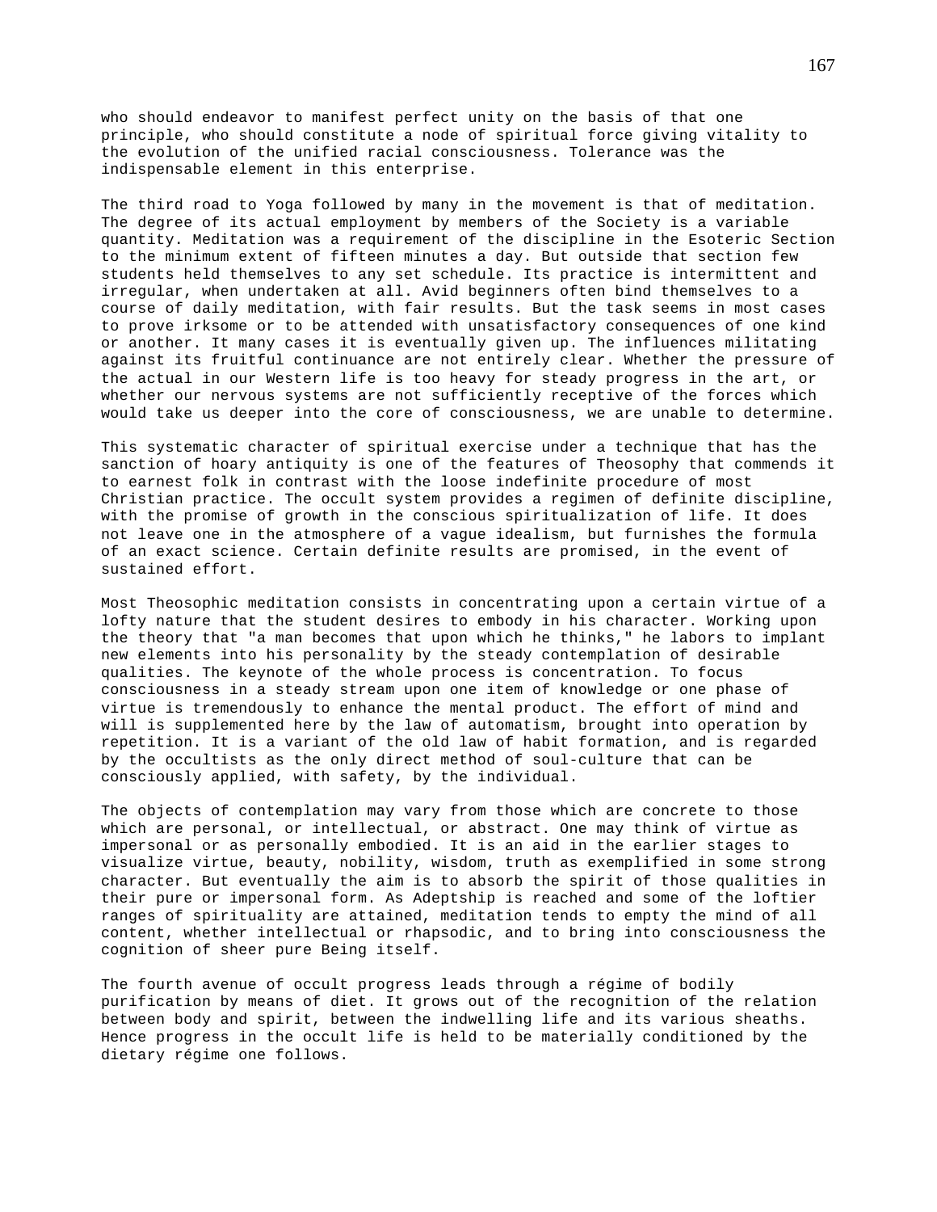who should endeavor to manifest perfect unity on the basis of that one principle, who should constitute a node of spiritual force giving vitality to the evolution of the unified racial consciousness. Tolerance was the indispensable element in this enterprise.

The third road to Yoga followed by many in the movement is that of meditation. The degree of its actual employment by members of the Society is a variable quantity. Meditation was a requirement of the discipline in the Esoteric Section to the minimum extent of fifteen minutes a day. But outside that section few students held themselves to any set schedule. Its practice is intermittent and irregular, when undertaken at all. Avid beginners often bind themselves to a course of daily meditation, with fair results. But the task seems in most cases to prove irksome or to be attended with unsatisfactory consequences of one kind or another. It many cases it is eventually given up. The influences militating against its fruitful continuance are not entirely clear. Whether the pressure of the actual in our Western life is too heavy for steady progress in the art, or whether our nervous systems are not sufficiently receptive of the forces which would take us deeper into the core of consciousness, we are unable to determine.

This systematic character of spiritual exercise under a technique that has the sanction of hoary antiquity is one of the features of Theosophy that commends it to earnest folk in contrast with the loose indefinite procedure of most Christian practice. The occult system provides a regimen of definite discipline, with the promise of growth in the conscious spiritualization of life. It does not leave one in the atmosphere of a vague idealism, but furnishes the formula of an exact science. Certain definite results are promised, in the event of sustained effort.

Most Theosophic meditation consists in concentrating upon a certain virtue of a lofty nature that the student desires to embody in his character. Working upon the theory that "a man becomes that upon which he thinks," he labors to implant new elements into his personality by the steady contemplation of desirable qualities. The keynote of the whole process is concentration. To focus consciousness in a steady stream upon one item of knowledge or one phase of virtue is tremendously to enhance the mental product. The effort of mind and will is supplemented here by the law of automatism, brought into operation by repetition. It is a variant of the old law of habit formation, and is regarded by the occultists as the only direct method of soul-culture that can be consciously applied, with safety, by the individual.

The objects of contemplation may vary from those which are concrete to those which are personal, or intellectual, or abstract. One may think of virtue as impersonal or as personally embodied. It is an aid in the earlier stages to visualize virtue, beauty, nobility, wisdom, truth as exemplified in some strong character. But eventually the aim is to absorb the spirit of those qualities in their pure or impersonal form. As Adeptship is reached and some of the loftier ranges of spirituality are attained, meditation tends to empty the mind of all content, whether intellectual or rhapsodic, and to bring into consciousness the cognition of sheer pure Being itself.

The fourth avenue of occult progress leads through a régime of bodily purification by means of diet. It grows out of the recognition of the relation between body and spirit, between the indwelling life and its various sheaths. Hence progress in the occult life is held to be materially conditioned by the dietary régime one follows.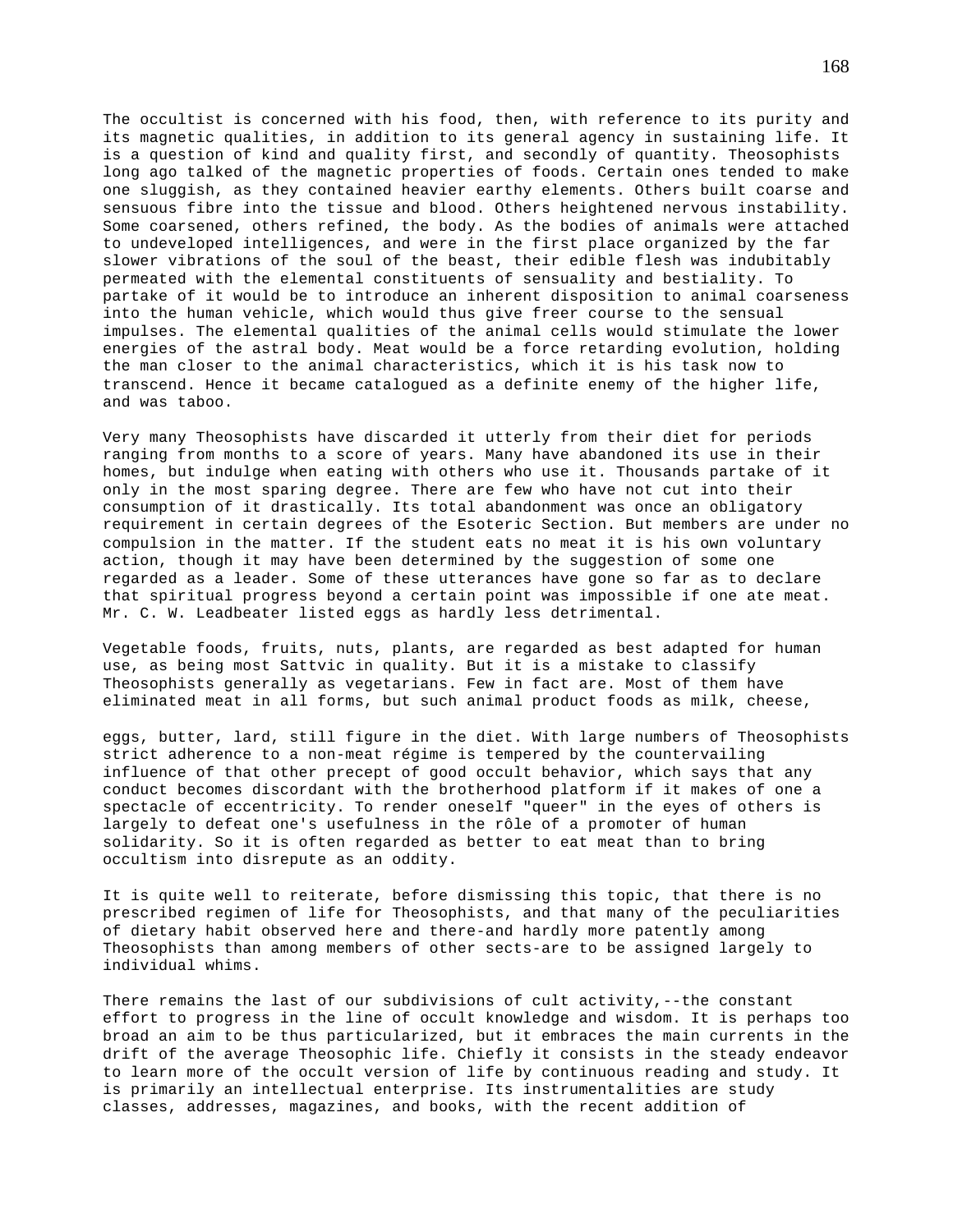The occultist is concerned with his food, then, with reference to its purity and its magnetic qualities, in addition to its general agency in sustaining life. It is a question of kind and quality first, and secondly of quantity. Theosophists long ago talked of the magnetic properties of foods. Certain ones tended to make one sluggish, as they contained heavier earthy elements. Others built coarse and sensuous fibre into the tissue and blood. Others heightened nervous instability. Some coarsened, others refined, the body. As the bodies of animals were attached to undeveloped intelligences, and were in the first place organized by the far slower vibrations of the soul of the beast, their edible flesh was indubitably permeated with the elemental constituents of sensuality and bestiality. To partake of it would be to introduce an inherent disposition to animal coarseness into the human vehicle, which would thus give freer course to the sensual impulses. The elemental qualities of the animal cells would stimulate the lower energies of the astral body. Meat would be a force retarding evolution, holding the man closer to the animal characteristics, which it is his task now to transcend. Hence it became catalogued as a definite enemy of the higher life, and was taboo.

Very many Theosophists have discarded it utterly from their diet for periods ranging from months to a score of years. Many have abandoned its use in their homes, but indulge when eating with others who use it. Thousands partake of it only in the most sparing degree. There are few who have not cut into their consumption of it drastically. Its total abandonment was once an obligatory requirement in certain degrees of the Esoteric Section. But members are under no compulsion in the matter. If the student eats no meat it is his own voluntary action, though it may have been determined by the suggestion of some one regarded as a leader. Some of these utterances have gone so far as to declare that spiritual progress beyond a certain point was impossible if one ate meat. Mr. C. W. Leadbeater listed eggs as hardly less detrimental.

Vegetable foods, fruits, nuts, plants, are regarded as best adapted for human use, as being most Sattvic in quality. But it is a mistake to classify Theosophists generally as vegetarians. Few in fact are. Most of them have eliminated meat in all forms, but such animal product foods as milk, cheese, eggs, butter, lard, still figure in the diet. With large numbers of Theosophists strict adherence to a non-meat régime is tempered by the countervailing influence of that other precept of good occult behavior, which says that any conduct becomes discordant with the brotherhood platform if it makes of one a spectacle of eccentricity. To render oneself "queer" in the eyes of others is largely to defeat one's usefulness in the rôle of a promoter of human solidarity. So it is often regarded as better to eat meat than to bring occultism into disrepute as an oddity.

It is quite well to reiterate, before dismissing this topic, that there is no prescribed regimen of life for Theosophists, and that many of the peculiarities of dietary habit observed here and there-and hardly more patently among Theosophists than among members of other sects-are to be assigned largely to individual whims.

There remains the last of our subdivisions of cult activity,--the constant effort to progress in the line of occult knowledge and wisdom. It is perhaps too broad an aim to be thus particularized, but it embraces the main currents in the drift of the average Theosophic life. Chiefly it consists in the steady endeavor to learn more of the occult version of life by continuous reading and study. It is primarily an intellectual enterprise. Its instrumentalities are study classes, addresses, magazines, and books, with the recent addition of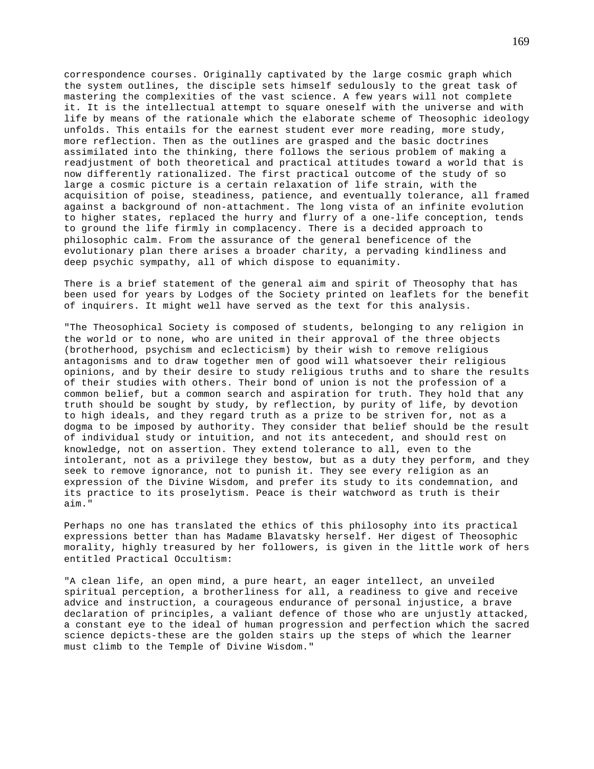correspondence courses. Originally captivated by the large cosmic graph which the system outlines, the disciple sets himself sedulously to the great task of mastering the complexities of the vast science. A few years will not complete it. It is the intellectual attempt to square oneself with the universe and with life by means of the rationale which the elaborate scheme of Theosophic ideology unfolds. This entails for the earnest student ever more reading, more study, more reflection. Then as the outlines are grasped and the basic doctrines assimilated into the thinking, there follows the serious problem of making a readjustment of both theoretical and practical attitudes toward a world that is now differently rationalized. The first practical outcome of the study of so large a cosmic picture is a certain relaxation of life strain, with the acquisition of poise, steadiness, patience, and eventually tolerance, all framed against a background of non-attachment. The long vista of an infinite evolution to higher states, replaced the hurry and flurry of a one-life conception, tends to ground the life firmly in complacency. There is a decided approach to philosophic calm. From the assurance of the general beneficence of the evolutionary plan there arises a broader charity, a pervading kindliness and deep psychic sympathy, all of which dispose to equanimity.

There is a brief statement of the general aim and spirit of Theosophy that has been used for years by Lodges of the Society printed on leaflets for the benefit of inquirers. It might well have served as the text for this analysis.

"The Theosophical Society is composed of students, belonging to any religion in the world or to none, who are united in their approval of the three objects (brotherhood, psychism and eclecticism) by their wish to remove religious antagonisms and to draw together men of good will whatsoever their religious opinions, and by their desire to study religious truths and to share the results of their studies with others. Their bond of union is not the profession of a common belief, but a common search and aspiration for truth. They hold that any truth should be sought by study, by reflection, by purity of life, by devotion to high ideals, and they regard truth as a prize to be striven for, not as a dogma to be imposed by authority. They consider that belief should be the result of individual study or intuition, and not its antecedent, and should rest on knowledge, not on assertion. They extend tolerance to all, even to the intolerant, not as a privilege they bestow, but as a duty they perform, and they seek to remove ignorance, not to punish it. They see every religion as an expression of the Divine Wisdom, and prefer its study to its condemnation, and its practice to its proselytism. Peace is their watchword as truth is their aim."

Perhaps no one has translated the ethics of this philosophy into its practical expressions better than has Madame Blavatsky herself. Her digest of Theosophic morality, highly treasured by her followers, is given in the little work of hers entitled Practical Occultism:

"A clean life, an open mind, a pure heart, an eager intellect, an unveiled spiritual perception, a brotherliness for all, a readiness to give and receive advice and instruction, a courageous endurance of personal injustice, a brave declaration of principles, a valiant defence of those who are unjustly attacked, a constant eye to the ideal of human progression and perfection which the sacred science depicts-these are the golden stairs up the steps of which the learner must climb to the Temple of Divine Wisdom."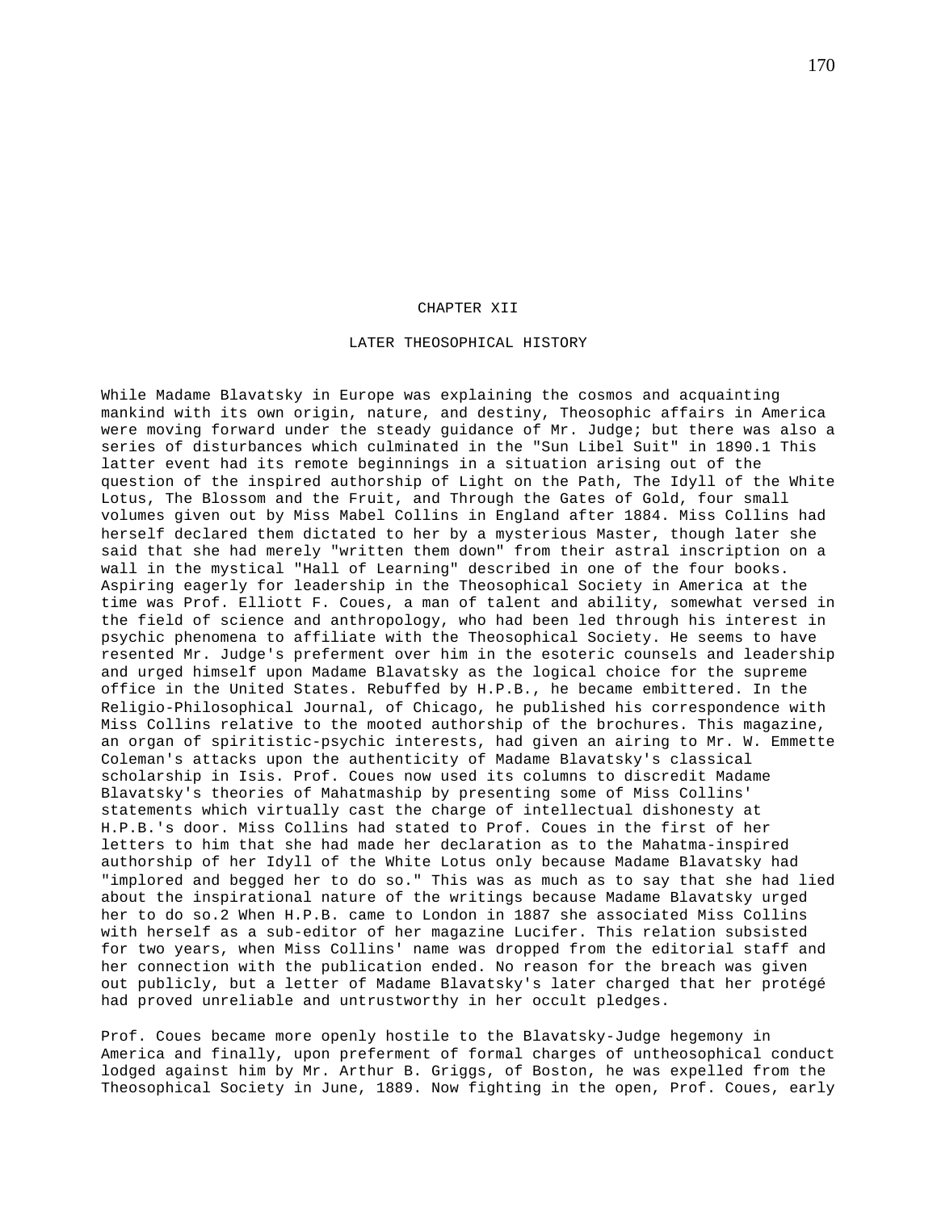# CHAPTER XII

## LATER THEOSOPHICAL HISTORY

While Madame Blavatsky in Europe was explaining the cosmos and acquainting mankind with its own origin, nature, and destiny, Theosophic affairs in America were moving forward under the steady guidance of Mr. Judge; but there was also a series of disturbances which culminated in the "Sun Libel Suit" in 1890.[1] This latter event had its remote beginnings in a situation arising out of the question of the inspired authorship of Light on the Path, The Idyll of the White Lotus, The Blossom and the Fruit, and Through the Gates of Gold, four small volumes given out by Miss Mabel Collins in England after 1884. Miss Collins had herself declared them dictated to her by a mysterious Master, though later she said that she had merely "written them down" from their astral inscription on a wall in the mystical "Hall of Learning" described in one of the four books. Aspiring eagerly for leadership in the Theosophical Society in America at the time was Prof. Elliott F. Coues, a man of talent and ability, somewhat versed in the field of science and anthropology, who had been led through his interest in psychic phenomena to affiliate with the Theosophical Society. He seems to have resented Mr. Judge's preferment over him in the esoteric counsels and leadership and urged himself upon Madame Blavatsky as the logical choice for the supreme office in the United States. Rebuffed by H.P.B., he became embittered. In the Religio-Philosophical Journal, of Chicago, he published his correspondence with Miss Collins relative to the mooted authorship of the brochures. This magazine, an organ of spiritistic-psychic interests, had given an airing to Mr. W. Emmette Coleman's attacks upon the authenticity of Madame Blavatsky's classical scholarship in Isis. Prof. Coues now used its columns to discredit Madame Blavatsky's theories of Mahatmaship by presenting some of Miss Collins' statements which virtually cast the charge of intellectual dishonesty at H.P.B.'s door. Miss Collins had stated to Prof. Coues in the first of her letters to him that she had made her declaration as to the Mahatma-inspired authorship of her Idyll of the White Lotus only because Madame Blavatsky had "implored and begged her to do so." This was as much as to say that she had lied about the inspirational nature of the writings because Madame Blavatsky urged her to do so.[2] When H.P.B. came to London in 1887 she associated Miss Collins with herself as a sub-editor of her magazine Lucifer. This relation subsisted for two years, when Miss Collins' name was dropped from the editorial staff and her connection with the publication ended. No reason for the breach was given out publicly, but a letter of Madame Blavatsky's later charged that her protégé had proved unreliable and untrustworthy in her occult pledges.

Prof. Coues became more openly hostile to the Blavatsky-Judge hegemony in America and finally, upon preferment of formal charges of untheosophical conduct lodged against him by Mr. Arthur B. Griggs, of Boston, he was expelled from the Theosophical Society in June, 1889. Now fighting in the open, Prof. Coues, early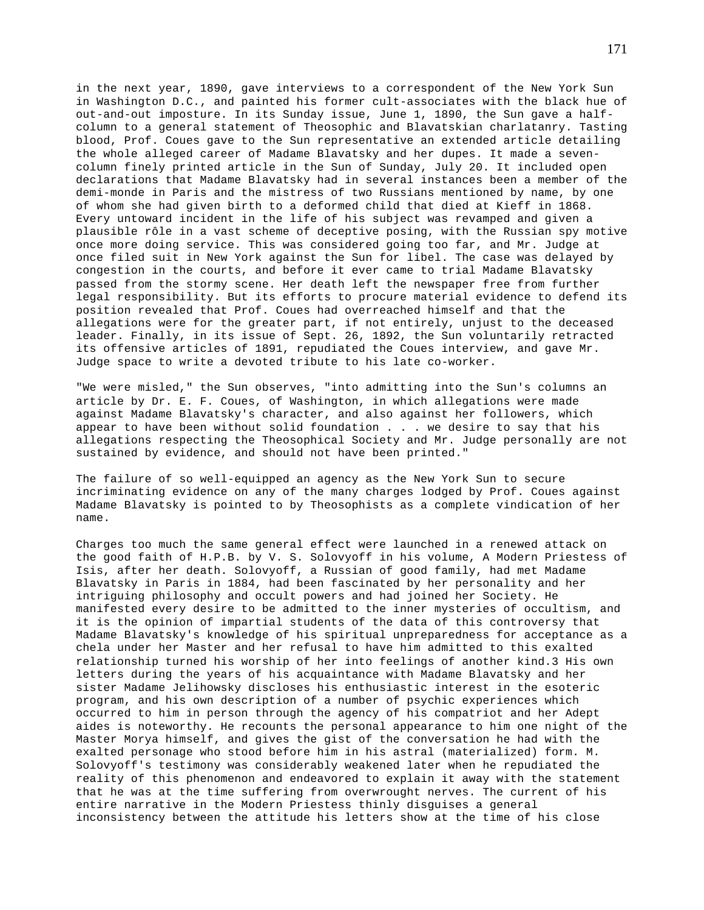in the next year, 1890, gave interviews to a correspondent of the New York Sun in Washington D.C., and painted his former cult-associates with the black hue of out-and-out imposture. In its Sunday issue, June 1, 1890, the Sun gave a half-column to a general statement of Theosophic and Blavatskian charlatanry. Tasting blood, Prof. Coues gave to the Sun representative an extended article detailing the whole alleged career of Madame Blavatsky and her dupes. It made a seven-column finely printed article in the Sun of Sunday, July 20. It included open declarations that Madame Blavatsky had in several instances been a member of the demi-monde in Paris and the mistress of two Russians mentioned by name, by one of whom she had given birth to a deformed child that died at Kieff in 1868. Every untoward incident in the life of his subject was revamped and given a plausible rôle in a vast scheme of deceptive posing, with the Russian spy motive once more doing service. This was considered going too far, and Mr. Judge at once filed suit in New York against the Sun for libel. The case was delayed by congestion in the courts, and before it ever came to trial Madame Blavatsky passed from the stormy scene. Her death left the newspaper free from further legal responsibility. But its efforts to procure material evidence to defend its position revealed that Prof. Coues had overreached himself and that the allegations were for the greater part, if not entirely, unjust to the deceased leader. Finally, in its issue of Sept. 26, 1892, the Sun voluntarily retracted its offensive articles of 1891, repudiated the Coues interview, and gave Mr. Judge space to write a devoted tribute to his late co-worker.

"We were misled," the Sun observes, "into admitting into the Sun's columns an article by Dr. E. F. Coues, of Washington, in which allegations were made against Madame Blavatsky's character, and also against her followers, which appear to have been without solid foundation . . . we desire to say that his allegations respecting the Theosophical Society and Mr. Judge personally are not sustained by evidence, and should not have been printed."

The failure of so well-equipped an agency as the New York Sun to secure incriminating evidence on any of the many charges lodged by Prof. Coues against Madame Blavatsky is pointed to by Theosophists as a complete vindication of her name.

Charges too much the same general effect were launched in a renewed attack on the good faith of H.P.B. by V. S. Solovyoff in his volume, A Modern Priestess of Isis, after her death. Solovyoff, a Russian of good family, had met Madame Blavatsky in Paris in 1884, had been fascinated by her personality and her intriguing philosophy and occult powers and had joined her Society. He manifested every desire to be admitted to the inner mysteries of occultism, and it is the opinion of impartial students of the data of this controversy that Madame Blavatsky's knowledge of his spiritual unpreparedness for acceptance as a chela under her Master and her refusal to have him admitted to this exalted relationship turned his worship of her into feelings of another kind.3 His own letters during the years of his acquaintance with Madame Blavatsky and her sister Madame Jelihowsky discloses his enthusiastic interest in the esoteric program, and his own description of a number of psychic experiences which occurred to him in person through the agency of his compatriot and her Adept aides is noteworthy. He recounts the personal appearance to him one night of the Master Morya himself, and gives the gist of the conversation he had with the exalted personage who stood before him in his astral (materialized) form. M. Solovyoff's testimony was considerably weakened later when he repudiated the reality of this phenomenon and endeavored to explain it away with the statement that he was at the time suffering from overwrought nerves. The current of his entire narrative in the Modern Priestess thinly disguises a general inconsistency between the attitude his letters show at the time of his close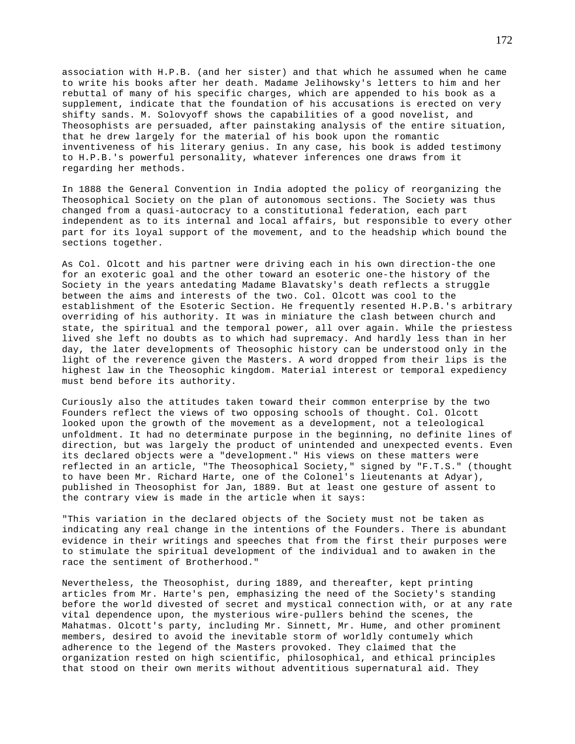association with H.P.B. (and her sister) and that which he assumed when he came to write his books after her death. Madame Jelihowsky's letters to him and her rebuttal of many of his specific charges, which are appended to his book as a supplement, indicate that the foundation of his accusations is erected on very shifty sands. M. Solovyoff shows the capabilities of a good novelist, and Theosophists are persuaded, after painstaking analysis of the entire situation, that he drew largely for the material of his book upon the romantic inventiveness of his literary genius. In any case, his book is added testimony to H.P.B.'s powerful personality, whatever inferences one draws from it regarding her methods.

In 1888 the General Convention in India adopted the policy of reorganizing the Theosophical Society on the plan of autonomous sections. The Society was thus changed from a quasi-autocracy to a constitutional federation, each part independent as to its internal and local affairs, but responsible to every other part for its loyal support of the movement, and to the headship which bound the sections together.

As Col. Olcott and his partner were driving each in his own direction-the one for an exoteric goal and the other toward an esoteric one-the history of the Society in the years antedating Madame Blavatsky's death reflects a struggle between the aims and interests of the two. Col. Olcott was cool to the establishment of the Esoteric Section. He frequently resented H.P.B.'s arbitrary overriding of his authority. It was in miniature the clash between church and state, the spiritual and the temporal power, all over again. While the priestess lived she left no doubts as to which had supremacy. And hardly less than in her day, the later developments of Theosophic history can be understood only in the light of the reverence given the Masters. A word dropped from their lips is the highest law in the Theosophic kingdom. Material interest or temporal expediency must bend before its authority.

Curiously also the attitudes taken toward their common enterprise by the two Founders reflect the views of two opposing schools of thought. Col. Olcott looked upon the growth of the movement as a development, not a teleological unfoldment. It had no determinate purpose in the beginning, no definite lines of direction, but was largely the product of unintended and unexpected events. Even its declared objects were a "development." His views on these matters were reflected in an article, "The Theosophical Society," signed by "F.T.S." (thought to have been Mr. Richard Harte, one of the Colonel's lieutenants at Adyar), published in Theosophist for Jan, 1889. But at least one gesture of assent to the contrary view is made in the article when it says:

"This variation in the declared objects of the Society must not be taken as indicating any real change in the intentions of the Founders. There is abundant evidence in their writings and speeches that from the first their purposes were to stimulate the spiritual development of the individual and to awaken in the race the sentiment of Brotherhood."

Nevertheless, the Theosophist, during 1889, and thereafter, kept printing articles from Mr. Harte's pen, emphasizing the need of the Society's standing before the world divested of secret and mystical connection with, or at any rate vital dependence upon, the mysterious wire-pullers behind the scenes, the Mahatmas. Olcott's party, including Mr. Sinnett, Mr. Hume, and other prominent members, desired to avoid the inevitable storm of worldly contumely which adherence to the legend of the Masters provoked. They claimed that the organization rested on high scientific, philosophical, and ethical principles that stood on their own merits without adventitious supernatural aid. They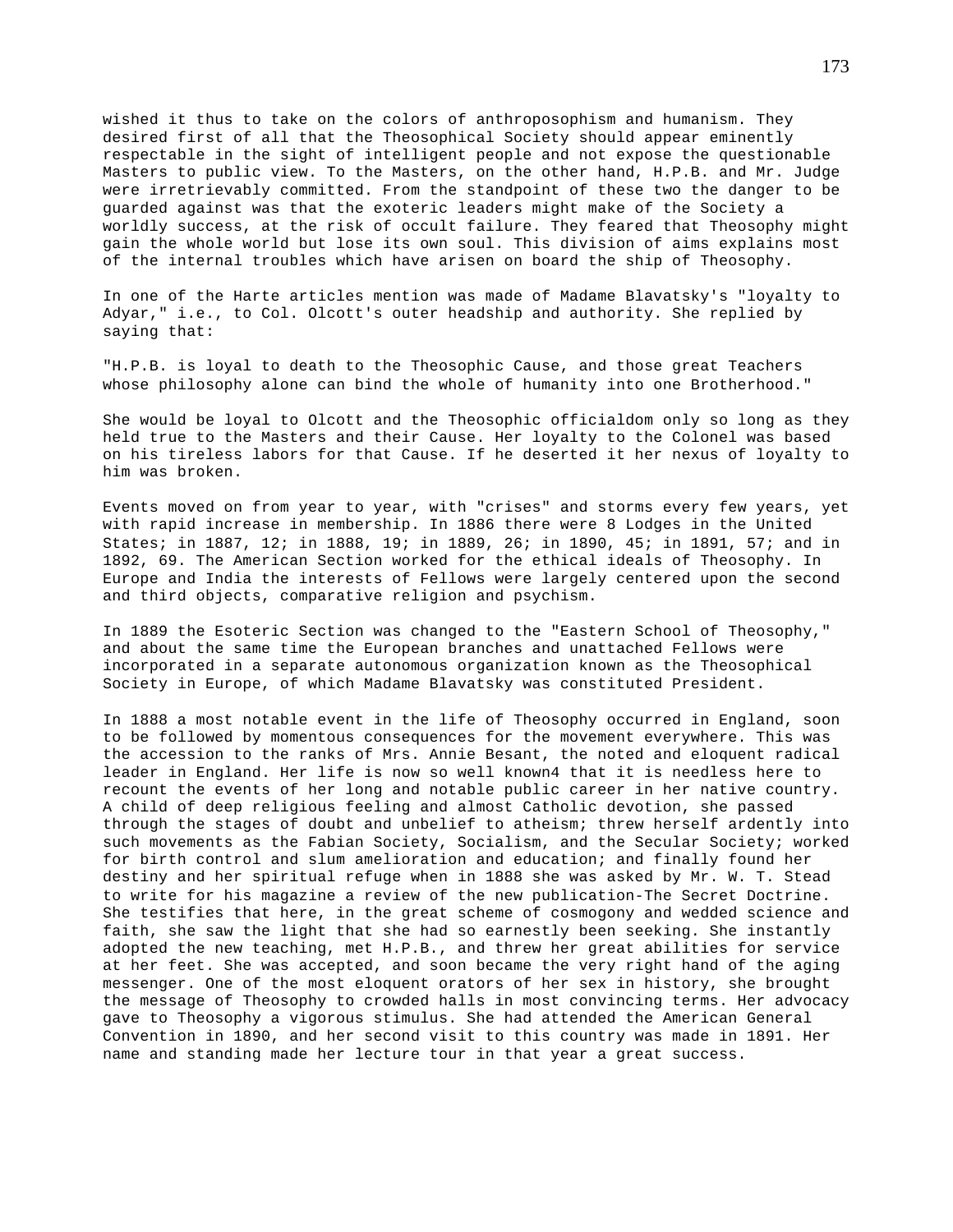wished it thus to take on the colors of anthroposophism and humanism. They desired first of all that the Theosophical Society should appear eminently respectable in the sight of intelligent people and not expose the questionable Masters to public view. To the Masters, on the other hand, H.P.B. and Mr. Judge were irretrievably committed. From the standpoint of these two the danger to be guarded against was that the exoteric leaders might make of the Society a worldly success, at the risk of occult failure. They feared that Theosophy might gain the whole world but lose its own soul. This division of aims explains most of the internal troubles which have arisen on board the ship of Theosophy.

In one of the Harte articles mention was made of Madame Blavatsky's "loyalty to Adyar," i.e., to Col. Olcott's outer headship and authority. She replied by saying that:

"H.P.B. is loyal to death to the Theosophic Cause, and those great Teachers whose philosophy alone can bind the whole of humanity into one Brotherhood."

She would be loyal to Olcott and the Theosophic officialdom only so long as they held true to the Masters and their Cause. Her loyalty to the Colonel was based on his tireless labors for that Cause. If he deserted it her nexus of loyalty to him was broken.

Events moved on from year to year, with "crises" and storms every few years, yet with rapid increase in membership. In 1886 there were 8 Lodges in the United States; in 1887, 12; in 1888, 19; in 1889, 26; in 1890, 45; in 1891, 57; and in 1892, 69. The American Section worked for the ethical ideals of Theosophy. In Europe and India the interests of Fellows were largely centered upon the second and third objects, comparative religion and psychism.

In 1889 the Esoteric Section was changed to the "Eastern School of Theosophy," and about the same time the European branches and unattached Fellows were incorporated in a separate autonomous organization known as the Theosophical Society in Europe, of which Madame Blavatsky was constituted President.

In 1888 a most notable event in the life of Theosophy occurred in England, soon to be followed by momentous consequences for the movement everywhere. This was the accession to the ranks of Mrs. Annie Besant, the noted and eloquent radical leader in England. Her life is now so well known4 that it is needless here to recount the events of her long and notable public career in her native country. A child of deep religious feeling and almost Catholic devotion, she passed through the stages of doubt and unbelief to atheism; threw herself ardently into such movements as the Fabian Society, Socialism, and the Secular Society; worked for birth control and slum amelioration and education; and finally found her destiny and her spiritual refuge when in 1888 she was asked by Mr. W. T. Stead to write for his magazine a review of the new publication-The Secret Doctrine. She testifies that here, in the great scheme of cosmogony and wedded science and faith, she saw the light that she had so earnestly been seeking. She instantly adopted the new teaching, met H.P.B., and threw her great abilities for service at her feet. She was accepted, and soon became the very right hand of the aging messenger. One of the most eloquent orators of her sex in history, she brought the message of Theosophy to crowded halls in most convincing terms. Her advocacy gave to Theosophy a vigorous stimulus. She had attended the American General Convention in 1890, and her second visit to this country was made in 1891. Her name and standing made her lecture tour in that year a great success.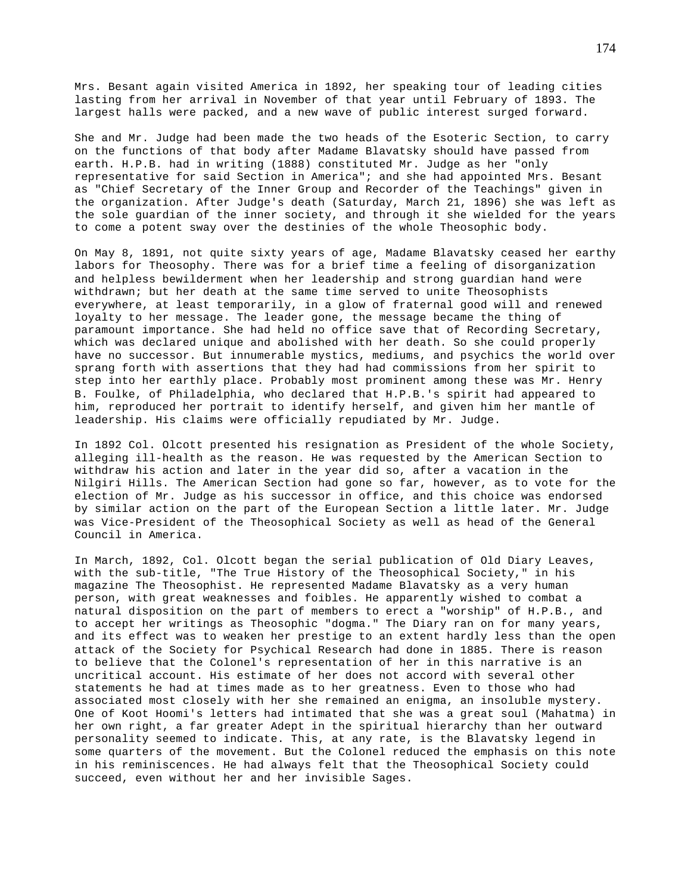Mrs. Besant again visited America in 1892, her speaking tour of leading cities lasting from her arrival in November of that year until February of 1893. The largest halls were packed, and a new wave of public interest surged forward.

She and Mr. Judge had been made the two heads of the Esoteric Section, to carry on the functions of that body after Madame Blavatsky should have passed from earth. H.P.B. had in writing (1888) constituted Mr. Judge as her "only representative for said Section in America"; and she had appointed Mrs. Besant as "Chief Secretary of the Inner Group and Recorder of the Teachings" given in the organization. After Judge's death (Saturday, March 21, 1896) she was left as the sole guardian of the inner society, and through it she wielded for the years to come a potent sway over the destinies of the whole Theosophic body.

On May 8, 1891, not quite sixty years of age, Madame Blavatsky ceased her earthy labors for Theosophy. There was for a brief time a feeling of disorganization and helpless bewilderment when her leadership and strong guardian hand were withdrawn; but her death at the same time served to unite Theosophists everywhere, at least temporarily, in a glow of fraternal good will and renewed loyalty to her message. The leader gone, the message became the thing of paramount importance. She had held no office save that of Recording Secretary, which was declared unique and abolished with her death. So she could properly have no successor. But innumerable mystics, mediums, and psychics the world over sprang forth with assertions that they had had commissions from her spirit to step into her earthly place. Probably most prominent among these was Mr. Henry B. Foulke, of Philadelphia, who declared that H.P.B.'s spirit had appeared to him, reproduced her portrait to identify herself, and given him her mantle of leadership. His claims were officially repudiated by Mr. Judge.

In 1892 Col. Olcott presented his resignation as President of the whole Society, alleging ill-health as the reason. He was requested by the American Section to withdraw his action and later in the year did so, after a vacation in the Nilgiri Hills. The American Section had gone so far, however, as to vote for the election of Mr. Judge as his successor in office, and this choice was endorsed by similar action on the part of the European Section a little later. Mr. Judge was Vice-President of the Theosophical Society as well as head of the General Council in America.

In March, 1892, Col. Olcott began the serial publication of Old Diary Leaves, with the sub-title, "The True History of the Theosophical Society," in his magazine The Theosophist. He represented Madame Blavatsky as a very human person, with great weaknesses and foibles. He apparently wished to combat a natural disposition on the part of members to erect a "worship" of H.P.B., and to accept her writings as Theosophic "dogma." The Diary ran on for many years, and its effect was to weaken her prestige to an extent hardly less than the open attack of the Society for Psychical Research had done in 1885. There is reason to believe that the Colonel's representation of her in this narrative is an uncritical account. His estimate of her does not accord with several other statements he had at times made as to her greatness. Even to those who had associated most closely with her she remained an enigma, an insoluble mystery. One of Koot Hoomi's letters had intimated that she was a great soul (Mahatma) in her own right, a far greater Adept in the spiritual hierarchy than her outward personality seemed to indicate. This, at any rate, is the Blavatsky legend in some quarters of the movement. But the Colonel reduced the emphasis on this note in his reminiscences. He had always felt that the Theosophical Society could succeed, even without her and her invisible Sages.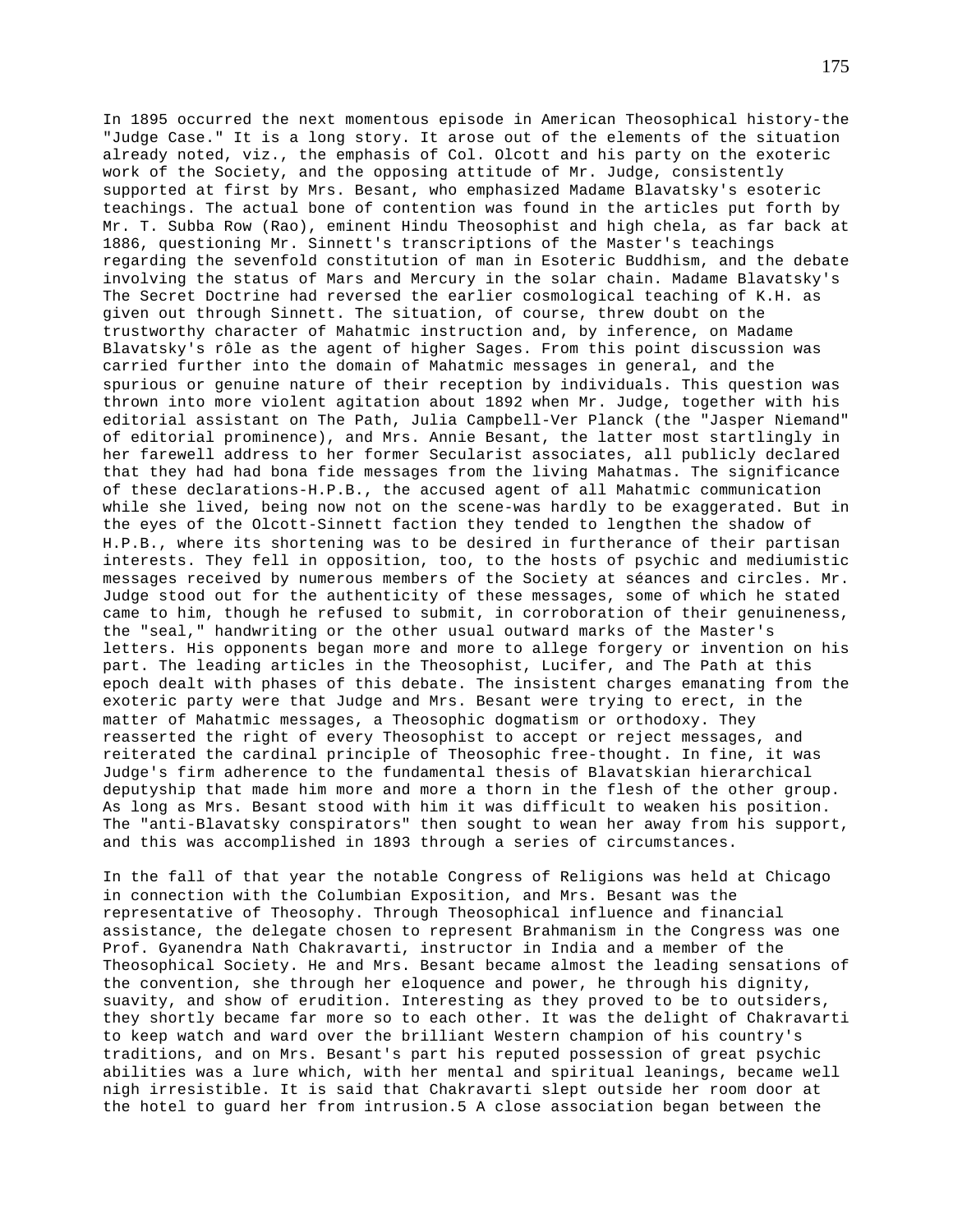In 1895 occurred the next momentous episode in American Theosophical history-the "Judge Case." It is a long story. It arose out of the elements of the situation already noted, viz., the emphasis of Col. Olcott and his party on the exoteric work of the Society, and the opposing attitude of Mr. Judge, consistently supported at first by Mrs. Besant, who emphasized Madame Blavatsky's esoteric teachings. The actual bone of contention was found in the articles put forth by Mr. T. Subba Row (Rao), eminent Hindu Theosophist and high chela, as far back at 1886, questioning Mr. Sinnett's transcriptions of the Master's teachings regarding the sevenfold constitution of man in Esoteric Buddhism, and the debate involving the status of Mars and Mercury in the solar chain. Madame Blavatsky's The Secret Doctrine had reversed the earlier cosmological teaching of K.H. as given out through Sinnett. The situation, of course, threw doubt on the trustworthy character of Mahatmic instruction and, by inference, on Madame Blavatsky's rôle as the agent of higher Sages. From this point discussion was carried further into the domain of Mahatmic messages in general, and the spurious or genuine nature of their reception by individuals. This question was thrown into more violent agitation about 1892 when Mr. Judge, together with his editorial assistant on The Path, Julia Campbell-Ver Planck (the "Jasper Niemand" of editorial prominence), and Mrs. Annie Besant, the latter most startlingly in her farewell address to her former Secularist associates, all publicly declared that they had had bona fide messages from the living Mahatmas. The significance of these declarations-H.P.B., the accused agent of all Mahatmic communication while she lived, being now not on the scene-was hardly to be exaggerated. But in the eyes of the Olcott-Sinnett faction they tended to lengthen the shadow of H.P.B., where its shortening was to be desired in furtherance of their partisan interests. They fell in opposition, too, to the hosts of psychic and mediumistic messages received by numerous members of the Society at séances and circles. Mr. Judge stood out for the authenticity of these messages, some of which he stated came to him, though he refused to submit, in corroboration of their genuineness, the "seal," handwriting or the other usual outward marks of the Master's letters. His opponents began more and more to allege forgery or invention on his part. The leading articles in the Theosophist, Lucifer, and The Path at this epoch dealt with phases of this debate. The insistent charges emanating from the exoteric party were that Judge and Mrs. Besant were trying to erect, in the matter of Mahatmic messages, a Theosophic dogmatism or orthodoxy. They reasserted the right of every Theosophist to accept or reject messages, and reiterated the cardinal principle of Theosophic free-thought. In fine, it was Judge's firm adherence to the fundamental thesis of Blavatskian hierarchical deputyship that made him more and more a thorn in the flesh of the other group. As long as Mrs. Besant stood with him it was difficult to weaken his position. The "anti-Blavatsky conspirators" then sought to wean her away from his support, and this was accomplished in 1893 through a series of circumstances.

In the fall of that year the notable Congress of Religions was held at Chicago in connection with the Columbian Exposition, and Mrs. Besant was the representative of Theosophy. Through Theosophical influence and financial assistance, the delegate chosen to represent Brahmanism in the Congress was one Prof. Gyanendra Nath Chakravarti, instructor in India and a member of the Theosophical Society. He and Mrs. Besant became almost the leading sensations of the convention, she through her eloquence and power, he through his dignity, suavity, and show of erudition. Interesting as they proved to be to outsiders, they shortly became far more so to each other. It was the delight of Chakravarti to keep watch and ward over the brilliant Western champion of his country's traditions, and on Mrs. Besant's part his reputed possession of great psychic abilities was a lure which, with her mental and spiritual leanings, became well nigh irresistible. It is said that Chakravarti slept outside her room door at the hotel to guard her from intrusion.[5] A close association began between the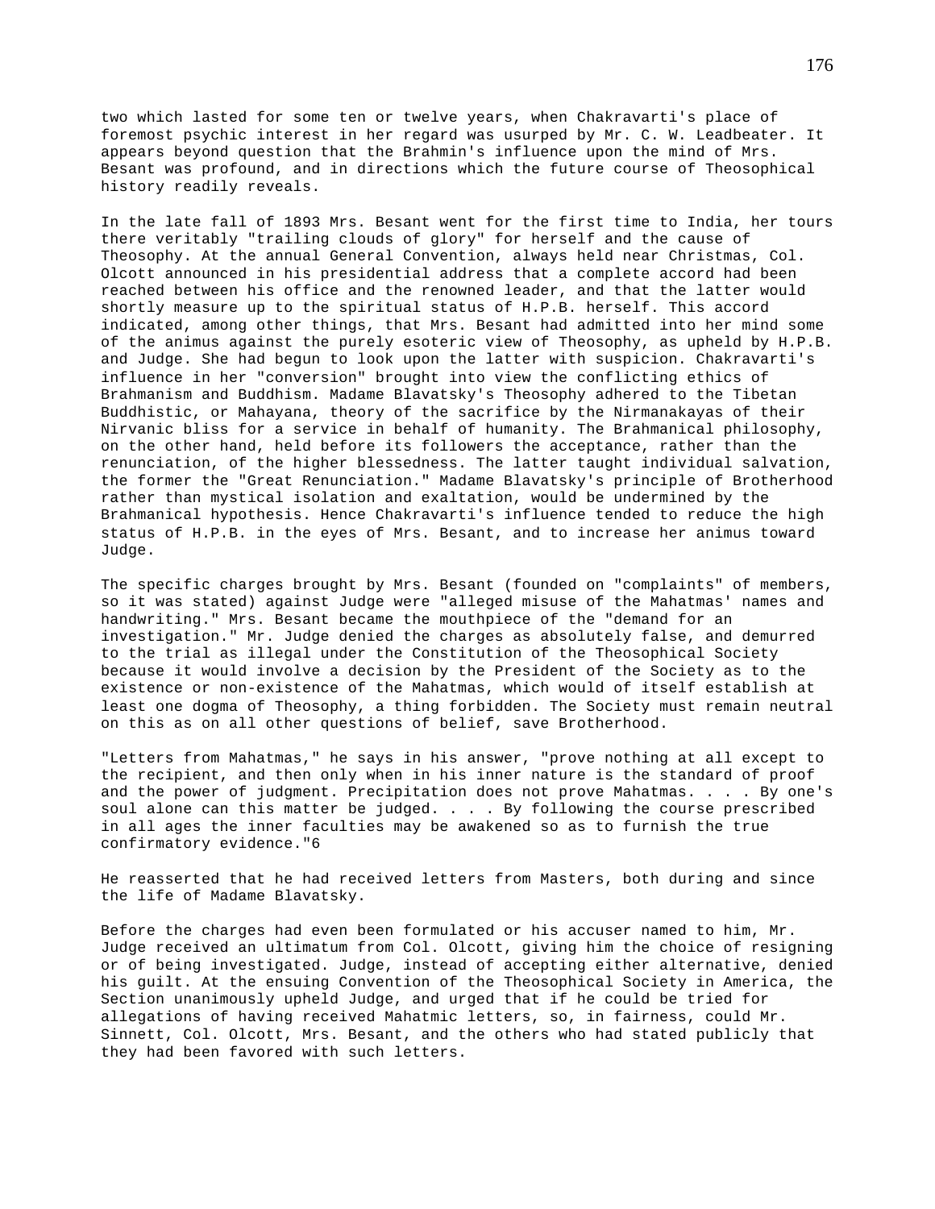two which lasted for some ten or twelve years, when Chakravarti's place of foremost psychic interest in her regard was usurped by Mr. C. W. Leadbeater. It appears beyond question that the Brahmin's influence upon the mind of Mrs. Besant was profound, and in directions which the future course of Theosophical history readily reveals.

In the late fall of 1893 Mrs. Besant went for the first time to India, her tours there veritably "trailing clouds of glory" for herself and the cause of Theosophy. At the annual General Convention, always held near Christmas, Col. Olcott announced in his presidential address that a complete accord had been reached between his office and the renowned leader, and that the latter would shortly measure up to the spiritual status of H.P.B. herself. This accord indicated, among other things, that Mrs. Besant had admitted into her mind some of the animus against the purely esoteric view of Theosophy, as upheld by H.P.B. and Judge. She had begun to look upon the latter with suspicion. Chakravarti's influence in her "conversion" brought into view the conflicting ethics of Brahmanism and Buddhism. Madame Blavatsky's Theosophy adhered to the Tibetan Buddhistic, or Mahayana, theory of the sacrifice by the Nirmanakayas of their Nirvanic bliss for a service in behalf of humanity. The Brahmanical philosophy, on the other hand, held before its followers the acceptance, rather than the renunciation, of the higher blessedness. The latter taught individual salvation, the former the "Great Renunciation." Madame Blavatsky's principle of Brotherhood rather than mystical isolation and exaltation, would be undermined by the Brahmanical hypothesis. Hence Chakravarti's influence tended to reduce the high status of H.P.B. in the eyes of Mrs. Besant, and to increase her animus toward Judge.

The specific charges brought by Mrs. Besant (founded on "complaints" of members, so it was stated) against Judge were "alleged misuse of the Mahatmas' names and handwriting." Mrs. Besant became the mouthpiece of the "demand for an investigation." Mr. Judge denied the charges as absolutely false, and demurred to the trial as illegal under the Constitution of the Theosophical Society because it would involve a decision by the President of the Society as to the existence or non-existence of the Mahatmas, which would of itself establish at least one dogma of Theosophy, a thing forbidden. The Society must remain neutral on this as on all other questions of belief, save Brotherhood.

"Letters from Mahatmas," he says in his answer, "prove nothing at all except to the recipient, and then only when in his inner nature is the standard of proof and the power of judgment. Precipitation does not prove Mahatmas. . . . By one's soul alone can this matter be judged. . . . By following the course prescribed in all ages the inner faculties may be awakened so as to furnish the true confirmatory evidence."[6]

He reasserted that he had received letters from Masters, both during and since the life of Madame Blavatsky.

Before the charges had even been formulated or his accuser named to him, Mr. Judge received an ultimatum from Col. Olcott, giving him the choice of resigning or of being investigated. Judge, instead of accepting either alternative, denied his guilt. At the ensuing Convention of the Theosophical Society in America, the Section unanimously upheld Judge, and urged that if he could be tried for allegations of having received Mahatmic letters, so, in fairness, could Mr. Sinnett, Col. Olcott, Mrs. Besant, and the others who had stated publicly that they had been favored with such letters.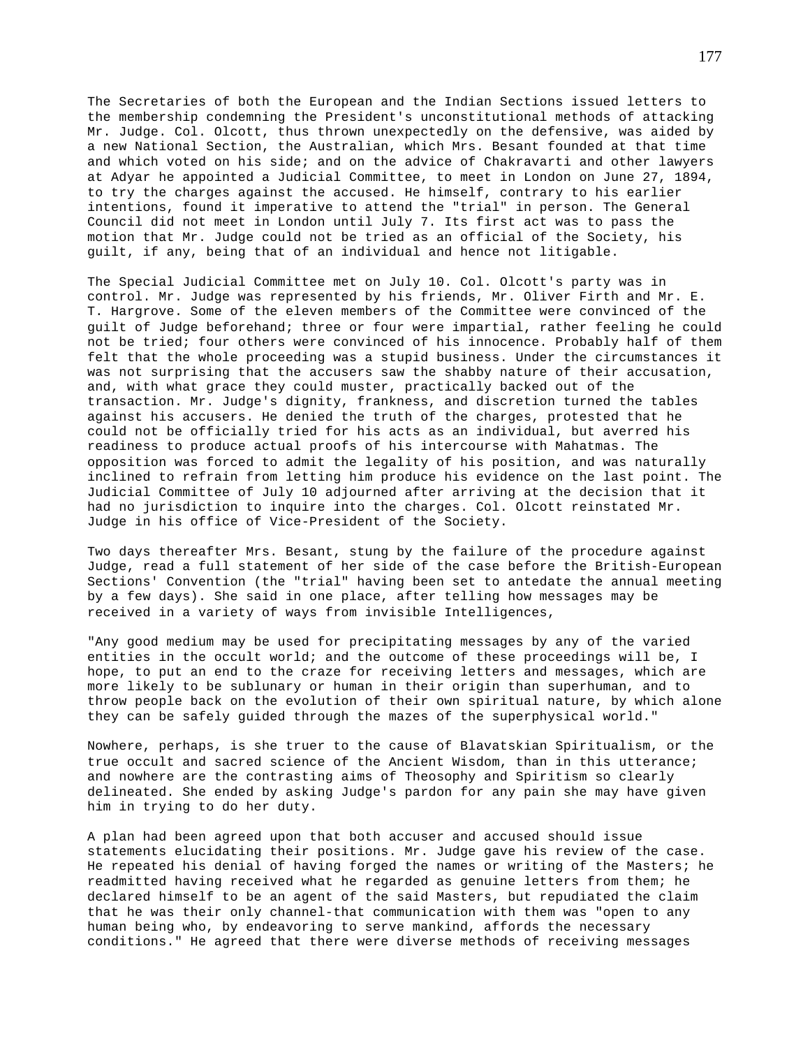The Secretaries of both the European and the Indian Sections issued letters to the membership condemning the President's unconstitutional methods of attacking Mr. Judge. Col. Olcott, thus thrown unexpectedly on the defensive, was aided by a new National Section, the Australian, which Mrs. Besant founded at that time and which voted on his side; and on the advice of Chakravarti and other lawyers at Adyar he appointed a Judicial Committee, to meet in London on June 27, 1894, to try the charges against the accused. He himself, contrary to his earlier intentions, found it imperative to attend the "trial" in person. The General Council did not meet in London until July 7. Its first act was to pass the motion that Mr. Judge could not be tried as an official of the Society, his guilt, if any, being that of an individual and hence not litigable.

The Special Judicial Committee met on July 10. Col. Olcott's party was in control. Mr. Judge was represented by his friends, Mr. Oliver Firth and Mr. E. T. Hargrove. Some of the eleven members of the Committee were convinced of the guilt of Judge beforehand; three or four were impartial, rather feeling he could not be tried; four others were convinced of his innocence. Probably half of them felt that the whole proceeding was a stupid business. Under the circumstances it was not surprising that the accusers saw the shabby nature of their accusation, and, with what grace they could muster, practically backed out of the transaction. Mr. Judge's dignity, frankness, and discretion turned the tables against his accusers. He denied the truth of the charges, protested that he could not be officially tried for his acts as an individual, but averred his readiness to produce actual proofs of his intercourse with Mahatmas. The opposition was forced to admit the legality of his position, and was naturally inclined to refrain from letting him produce his evidence on the last point. The Judicial Committee of July 10 adjourned after arriving at the decision that it had no jurisdiction to inquire into the charges. Col. Olcott reinstated Mr. Judge in his office of Vice-President of the Society.

Two days thereafter Mrs. Besant, stung by the failure of the procedure against Judge, read a full statement of her side of the case before the British-European Sections' Convention (the "trial" having been set to antedate the annual meeting by a few days). She said in one place, after telling how messages may be received in a variety of ways from invisible Intelligences,

"Any good medium may be used for precipitating messages by any of the varied entities in the occult world; and the outcome of these proceedings will be, I hope, to put an end to the craze for receiving letters and messages, which are more likely to be sublunary or human in their origin than superhuman, and to throw people back on the evolution of their own spiritual nature, by which alone they can be safely guided through the mazes of the superphysical world."

Nowhere, perhaps, is she truer to the cause of Blavatskian Spiritualism, or the true occult and sacred science of the Ancient Wisdom, than in this utterance; and nowhere are the contrasting aims of Theosophy and Spiritism so clearly delineated. She ended by asking Judge's pardon for any pain she may have given him in trying to do her duty.

A plan had been agreed upon that both accuser and accused should issue statements elucidating their positions. Mr. Judge gave his review of the case. He repeated his denial of having forged the names or writing of the Masters; he readmitted having received what he regarded as genuine letters from them; he declared himself to be an agent of the said Masters, but repudiated the claim that he was their only channel-that communication with them was "open to any human being who, by endeavoring to serve mankind, affords the necessary conditions." He agreed that there were diverse methods of receiving messages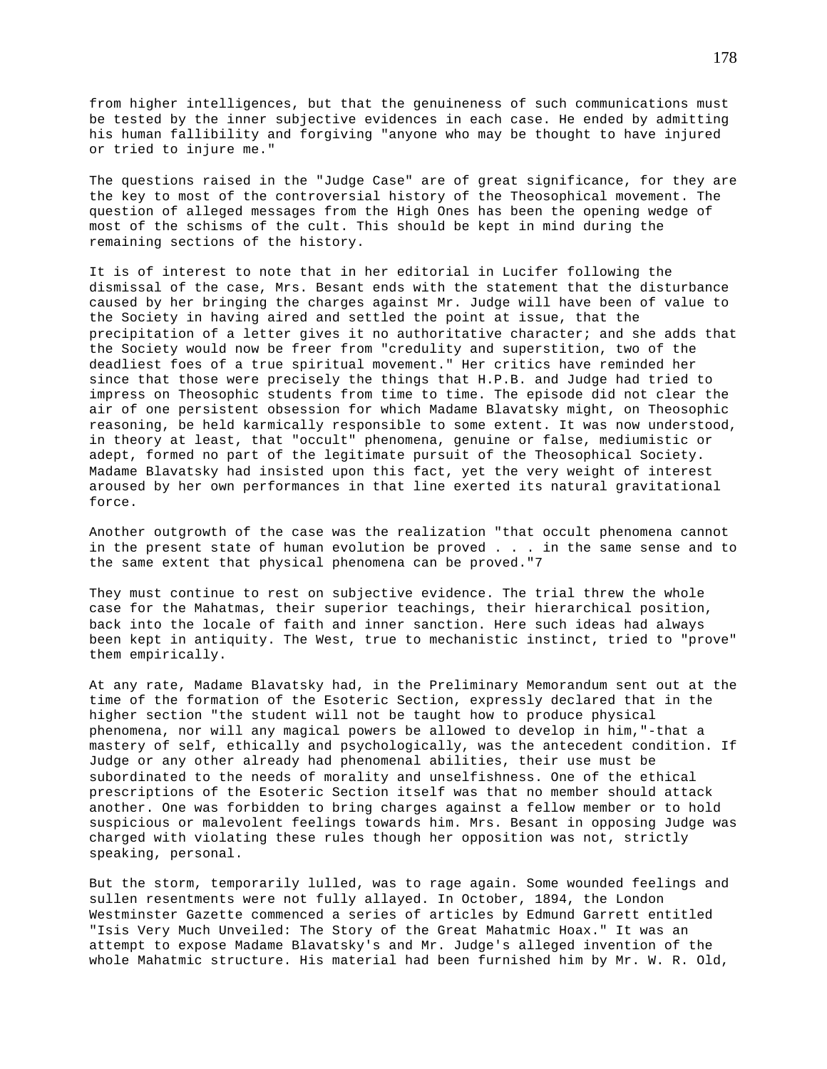from higher intelligences, but that the genuineness of such communications must be tested by the inner subjective evidences in each case. He ended by admitting his human fallibility and forgiving "anyone who may be thought to have injured or tried to injure me."

The questions raised in the "Judge Case" are of great significance, for they are the key to most of the controversial history of the Theosophical movement. The question of alleged messages from the High Ones has been the opening wedge of most of the schisms of the cult. This should be kept in mind during the remaining sections of the history.

It is of interest to note that in her editorial in Lucifer following the dismissal of the case, Mrs. Besant ends with the statement that the disturbance caused by her bringing the charges against Mr. Judge will have been of value to the Society in having aired and settled the point at issue, that the precipitation of a letter gives it no authoritative character; and she adds that the Society would now be freer from "credulity and superstition, two of the deadliest foes of a true spiritual movement." Her critics have reminded her since that those were precisely the things that H.P.B. and Judge had tried to impress on Theosophic students from time to time. The episode did not clear the air of one persistent obsession for which Madame Blavatsky might, on Theosophic reasoning, be held karmically responsible to some extent. It was now understood, in theory at least, that "occult" phenomena, genuine or false, mediumistic or adept, formed no part of the legitimate pursuit of the Theosophical Society. Madame Blavatsky had insisted upon this fact, yet the very weight of interest aroused by her own performances in that line exerted its natural gravitational force.

Another outgrowth of the case was the realization "that occult phenomena cannot in the present state of human evolution be proved . . . in the same sense and to the same extent that physical phenomena can be proved."[7]

They must continue to rest on subjective evidence. The trial threw the whole case for the Mahatmas, their superior teachings, their hierarchical position, back into the locale of faith and inner sanction. Here such ideas had always been kept in antiquity. The West, true to mechanistic instinct, tried to "prove" them empirically.

At any rate, Madame Blavatsky had, in the Preliminary Memorandum sent out at the time of the formation of the Esoteric Section, expressly declared that in the higher section "the student will not be taught how to produce physical phenomena, nor will any magical powers be allowed to develop in him,"-that a mastery of self, ethically and psychologically, was the antecedent condition. If Judge or any other already had phenomenal abilities, their use must be subordinated to the needs of morality and unselfishness. One of the ethical prescriptions of the Esoteric Section itself was that no member should attack another. One was forbidden to bring charges against a fellow member or to hold suspicious or malevolent feelings towards him. Mrs. Besant in opposing Judge was charged with violating these rules though her opposition was not, strictly speaking, personal.

But the storm, temporarily lulled, was to rage again. Some wounded feelings and sullen resentments were not fully allayed. In October, 1894, the London Westminster Gazette commenced a series of articles by Edmund Garrett entitled "Isis Very Much Unveiled: The Story of the Great Mahatmic Hoax." It was an attempt to expose Madame Blavatsky's and Mr. Judge's alleged invention of the whole Mahatmic structure. His material had been furnished him by Mr. W. R. Old,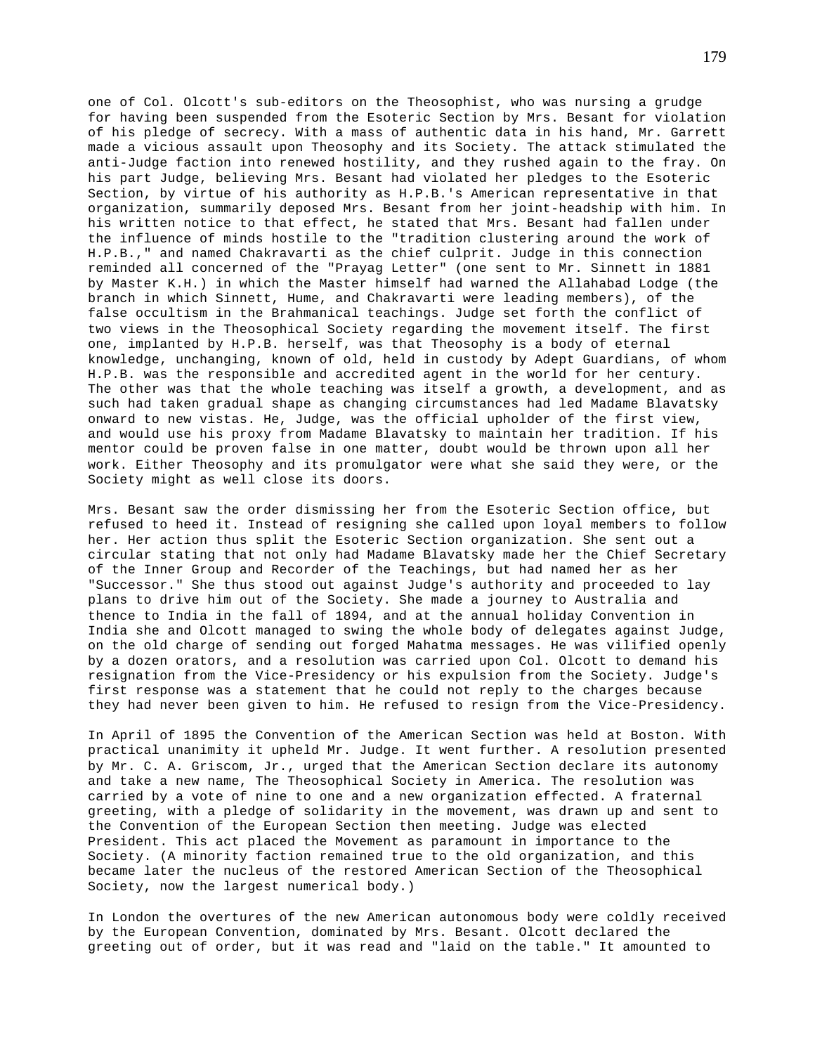one of Col. Olcott's sub-editors on the Theosophist, who was nursing a grudge for having been suspended from the Esoteric Section by Mrs. Besant for violation of his pledge of secrecy. With a mass of authentic data in his hand, Mr. Garrett made a vicious assault upon Theosophy and its Society. The attack stimulated the anti-Judge faction into renewed hostility, and they rushed again to the fray. On his part Judge, believing Mrs. Besant had violated her pledges to the Esoteric Section, by virtue of his authority as H.P.B.'s American representative in that organization, summarily deposed Mrs. Besant from her joint-headship with him. In his written notice to that effect, he stated that Mrs. Besant had fallen under the influence of minds hostile to the "tradition clustering around the work of H.P.B.," and named Chakravarti as the chief culprit. Judge in this connection reminded all concerned of the "Prayag Letter" (one sent to Mr. Sinnett in 1881 by Master K.H.) in which the Master himself had warned the Allahabad Lodge (the branch in which Sinnett, Hume, and Chakravarti were leading members), of the false occultism in the Brahmanical teachings. Judge set forth the conflict of two views in the Theosophical Society regarding the movement itself. The first one, implanted by H.P.B. herself, was that Theosophy is a body of eternal knowledge, unchanging, known of old, held in custody by Adept Guardians, of whom H.P.B. was the responsible and accredited agent in the world for her century. The other was that the whole teaching was itself a growth, a development, and as such had taken gradual shape as changing circumstances had led Madame Blavatsky onward to new vistas. He, Judge, was the official upholder of the first view, and would use his proxy from Madame Blavatsky to maintain her tradition. If his mentor could be proven false in one matter, doubt would be thrown upon all her work. Either Theosophy and its promulgator were what she said they were, or the Society might as well close its doors.

Mrs. Besant saw the order dismissing her from the Esoteric Section office, but refused to heed it. Instead of resigning she called upon loyal members to follow her. Her action thus split the Esoteric Section organization. She sent out a circular stating that not only had Madame Blavatsky made her the Chief Secretary of the Inner Group and Recorder of the Teachings, but had named her as her "Successor." She thus stood out against Judge's authority and proceeded to lay plans to drive him out of the Society. She made a journey to Australia and thence to India in the fall of 1894, and at the annual holiday Convention in India she and Olcott managed to swing the whole body of delegates against Judge, on the old charge of sending out forged Mahatma messages. He was vilified openly by a dozen orators, and a resolution was carried upon Col. Olcott to demand his resignation from the Vice-Presidency or his expulsion from the Society. Judge's first response was a statement that he could not reply to the charges because they had never been given to him. He refused to resign from the Vice-Presidency.

In April of 1895 the Convention of the American Section was held at Boston. With practical unanimity it upheld Mr. Judge. It went further. A resolution presented by Mr. C. A. Griscom, Jr., urged that the American Section declare its autonomy and take a new name, The Theosophical Society in America. The resolution was carried by a vote of nine to one and a new organization effected. A fraternal greeting, with a pledge of solidarity in the movement, was drawn up and sent to the Convention of the European Section then meeting. Judge was elected President. This act placed the Movement as paramount in importance to the Society. (A minority faction remained true to the old organization, and this became later the nucleus of the restored American Section of the Theosophical Society, now the largest numerical body.)

In London the overtures of the new American autonomous body were coldly received by the European Convention, dominated by Mrs. Besant. Olcott declared the greeting out of order, but it was read and "laid on the table." It amounted to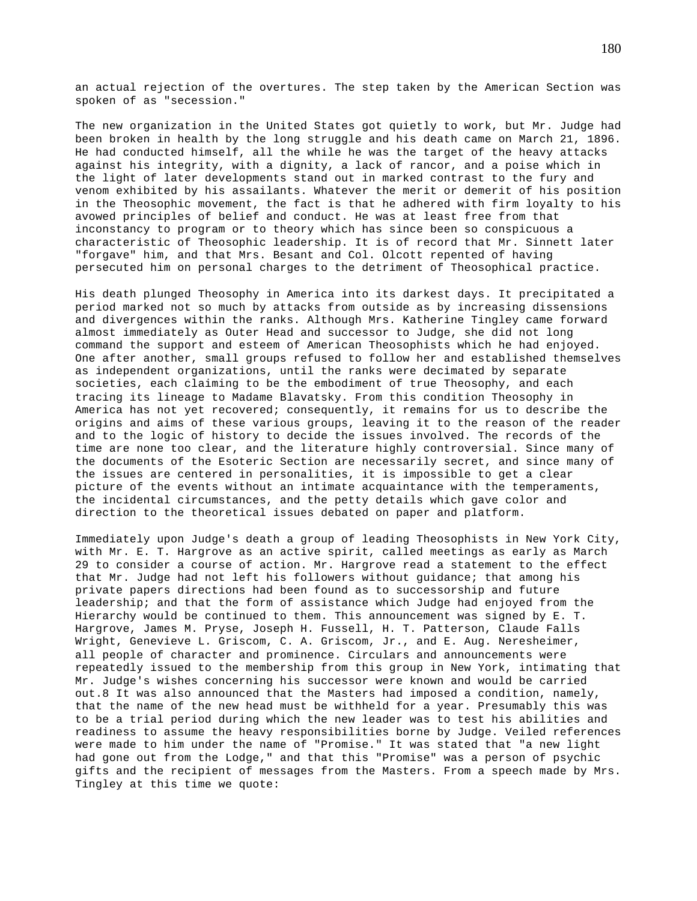an actual rejection of the overtures. The step taken by the American Section was spoken of as "secession."

The new organization in the United States got quietly to work, but Mr. Judge had been broken in health by the long struggle and his death came on March 21, 1896. He had conducted himself, all the while he was the target of the heavy attacks against his integrity, with a dignity, a lack of rancor, and a poise which in the light of later developments stand out in marked contrast to the fury and venom exhibited by his assailants. Whatever the merit or demerit of his position in the Theosophic movement, the fact is that he adhered with firm loyalty to his avowed principles of belief and conduct. He was at least free from that inconstancy to program or to theory which has since been so conspicuous a characteristic of Theosophic leadership. It is of record that Mr. Sinnett later "forgave" him, and that Mrs. Besant and Col. Olcott repented of having persecuted him on personal charges to the detriment of Theosophical practice.

His death plunged Theosophy in America into its darkest days. It precipitated a period marked not so much by attacks from outside as by increasing dissensions and divergences within the ranks. Although Mrs. Katherine Tingley came forward almost immediately as Outer Head and successor to Judge, she did not long command the support and esteem of American Theosophists which he had enjoyed. One after another, small groups refused to follow her and established themselves as independent organizations, until the ranks were decimated by separate societies, each claiming to be the embodiment of true Theosophy, and each tracing its lineage to Madame Blavatsky. From this condition Theosophy in America has not yet recovered; consequently, it remains for us to describe the origins and aims of these various groups, leaving it to the reason of the reader and to the logic of history to decide the issues involved. The records of the time are none too clear, and the literature highly controversial. Since many of the documents of the Esoteric Section are necessarily secret, and since many of the issues are centered in personalities, it is impossible to get a clear picture of the events without an intimate acquaintance with the temperaments, the incidental circumstances, and the petty details which gave color and direction to the theoretical issues debated on paper and platform.

Immediately upon Judge's death a group of leading Theosophists in New York City, with Mr. E. T. Hargrove as an active spirit, called meetings as early as March 29 to consider a course of action. Mr. Hargrove read a statement to the effect that Mr. Judge had not left his followers without guidance; that among his private papers directions had been found as to successorship and future leadership; and that the form of assistance which Judge had enjoyed from the Hierarchy would be continued to them. This announcement was signed by E. T. Hargrove, James M. Pryse, Joseph H. Fussell, H. T. Patterson, Claude Falls Wright, Genevieve L. Griscom, C. A. Griscom, Jr., and E. Aug. Neresheimer, all people of character and prominence. Circulars and announcements were repeatedly issued to the membership from this group in New York, intimating that Mr. Judge's wishes concerning his successor were known and would be carried out.8 It was also announced that the Masters had imposed a condition, namely, that the name of the new head must be withheld for a year. Presumably this was to be a trial period during which the new leader was to test his abilities and readiness to assume the heavy responsibilities borne by Judge. Veiled references were made to him under the name of "Promise." It was stated that "a new light had gone out from the Lodge," and that this "Promise" was a person of psychic gifts and the recipient of messages from the Masters. From a speech made by Mrs. Tingley at this time we quote: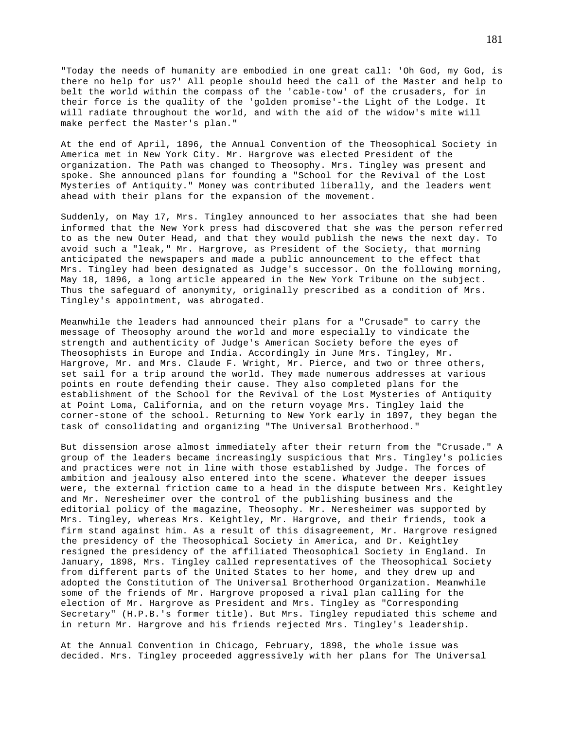"Today the needs of humanity are embodied in one great call: 'Oh God, my God, is there no help for us?' All people should heed the call of the Master and help to belt the world within the compass of the 'cable-tow' of the crusaders, for in their force is the quality of the 'golden promise'-the Light of the Lodge. It will radiate throughout the world, and with the aid of the widow's mite will make perfect the Master's plan."

At the end of April, 1896, the Annual Convention of the Theosophical Society in America met in New York City. Mr. Hargrove was elected President of the organization. The Path was changed to Theosophy. Mrs. Tingley was present and spoke. She announced plans for founding a "School for the Revival of the Lost Mysteries of Antiquity." Money was contributed liberally, and the leaders went ahead with their plans for the expansion of the movement.

Suddenly, on May 17, Mrs. Tingley announced to her associates that she had been informed that the New York press had discovered that she was the person referred to as the new Outer Head, and that they would publish the news the next day. To avoid such a "leak," Mr. Hargrove, as President of the Society, that morning anticipated the newspapers and made a public announcement to the effect that Mrs. Tingley had been designated as Judge's successor. On the following morning, May 18, 1896, a long article appeared in the New York Tribune on the subject. Thus the safeguard of anonymity, originally prescribed as a condition of Mrs. Tingley's appointment, was abrogated.

Meanwhile the leaders had announced their plans for a "Crusade" to carry the message of Theosophy around the world and more especially to vindicate the strength and authenticity of Judge's American Society before the eyes of Theosophists in Europe and India. Accordingly in June Mrs. Tingley, Mr. Hargrove, Mr. and Mrs. Claude F. Wright, Mr. Pierce, and two or three others, set sail for a trip around the world. They made numerous addresses at various points en route defending their cause. They also completed plans for the establishment of the School for the Revival of the Lost Mysteries of Antiquity at Point Loma, California, and on the return voyage Mrs. Tingley laid the corner-stone of the school. Returning to New York early in 1897, they began the task of consolidating and organizing "The Universal Brotherhood."

But dissension arose almost immediately after their return from the "Crusade." A group of the leaders became increasingly suspicious that Mrs. Tingley's policies and practices were not in line with those established by Judge. The forces of ambition and jealousy also entered into the scene. Whatever the deeper issues were, the external friction came to a head in the dispute between Mrs. Keightley and Mr. Neresheimer over the control of the publishing business and the editorial policy of the magazine, Theosophy. Mr. Neresheimer was supported by Mrs. Tingley, whereas Mrs. Keightley, Mr. Hargrove, and their friends, took a firm stand against him. As a result of this disagreement, Mr. Hargrove resigned the presidency of the Theosophical Society in America, and Dr. Keightley resigned the presidency of the affiliated Theosophical Society in England. In January, 1898, Mrs. Tingley called representatives of the Theosophical Society from different parts of the United States to her home, and they drew up and adopted the Constitution of The Universal Brotherhood Organization. Meanwhile some of the friends of Mr. Hargrove proposed a rival plan calling for the election of Mr. Hargrove as President and Mrs. Tingley as "Corresponding Secretary" (H.P.B.'s former title). But Mrs. Tingley repudiated this scheme and in return Mr. Hargrove and his friends rejected Mrs. Tingley's leadership.

At the Annual Convention in Chicago, February, 1898, the whole issue was decided. Mrs. Tingley proceeded aggressively with her plans for The Universal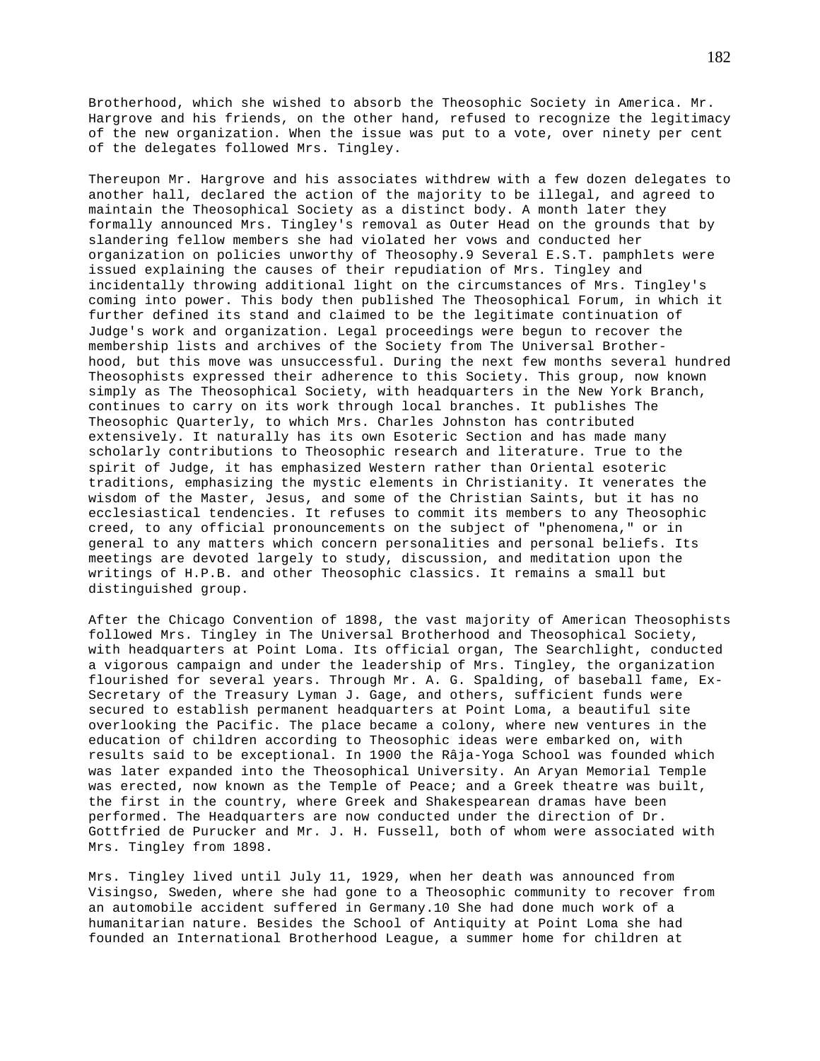Brotherhood, which she wished to absorb the Theosophic Society in America. Mr. Hargrove and his friends, on the other hand, refused to recognize the legitimacy of the new organization. When the issue was put to a vote, over ninety per cent of the delegates followed Mrs. Tingley.

Thereupon Mr. Hargrove and his associates withdrew with a few dozen delegates to another hall, declared the action of the majority to be illegal, and agreed to maintain the Theosophical Society as a distinct body. A month later they formally announced Mrs. Tingley's removal as Outer Head on the grounds that by slandering fellow members she had violated her vows and conducted her organization on policies unworthy of Theosophy.9 Several E.S.T. pamphlets were issued explaining the causes of their repudiation of Mrs. Tingley and incidentally throwing additional light on the circumstances of Mrs. Tingley's coming into power. This body then published The Theosophical Forum, in which it further defined its stand and claimed to be the legitimate continuation of Judge's work and organization. Legal proceedings were begun to recover the membership lists and archives of the Society from The Universal Brotherhood, but this move was unsuccessful. During the next few months several hundred Theosophists expressed their adherence to this Society. This group, now known simply as The Theosophical Society, with headquarters in the New York Branch, continues to carry on its work through local branches. It publishes The Theosophic Quarterly, to which Mrs. Charles Johnston has contributed extensively. It naturally has its own Esoteric Section and has made many scholarly contributions to Theosophic research and literature. True to the spirit of Judge, it has emphasized Western rather than Oriental esoteric traditions, emphasizing the mystic elements in Christianity. It venerates the wisdom of the Master, Jesus, and some of the Christian Saints, but it has no ecclesiastical tendencies. It refuses to commit its members to any Theosophic creed, to any official pronouncements on the subject of "phenomena," or in general to any matters which concern personalities and personal beliefs. Its meetings are devoted largely to study, discussion, and meditation upon the writings of H.P.B. and other Theosophic classics. It remains a small but distinguished group.

After the Chicago Convention of 1898, the vast majority of American Theosophists followed Mrs. Tingley in The Universal Brotherhood and Theosophical Society, with headquarters at Point Loma. Its official organ, The Searchlight, conducted a vigorous campaign and under the leadership of Mrs. Tingley, the organization flourished for several years. Through Mr. A. G. Spalding, of baseball fame, Ex-Secretary of the Treasury Lyman J. Gage, and others, sufficient funds were secured to establish permanent headquarters at Point Loma, a beautiful site overlooking the Pacific. The place became a colony, where new ventures in the education of children according to Theosophic ideas were embarked on, with results said to be exceptional. In 1900 the Râja-Yoga School was founded which was later expanded into the Theosophical University. An Aryan Memorial Temple was erected, now known as the Temple of Peace; and a Greek theatre was built, the first in the country, where Greek and Shakespearean dramas have been performed. The Headquarters are now conducted under the direction of Dr. Gottfried de Purucker and Mr. J. H. Fussell, both of whom were associated with Mrs. Tingley from 1898.

Mrs. Tingley lived until July 11, 1929, when her death was announced from Visingso, Sweden, where she had gone to a Theosophic community to recover from an automobile accident suffered in Germany.10 She had done much work of a humanitarian nature. Besides the School of Antiquity at Point Loma she had founded an International Brotherhood League, a summer home for children at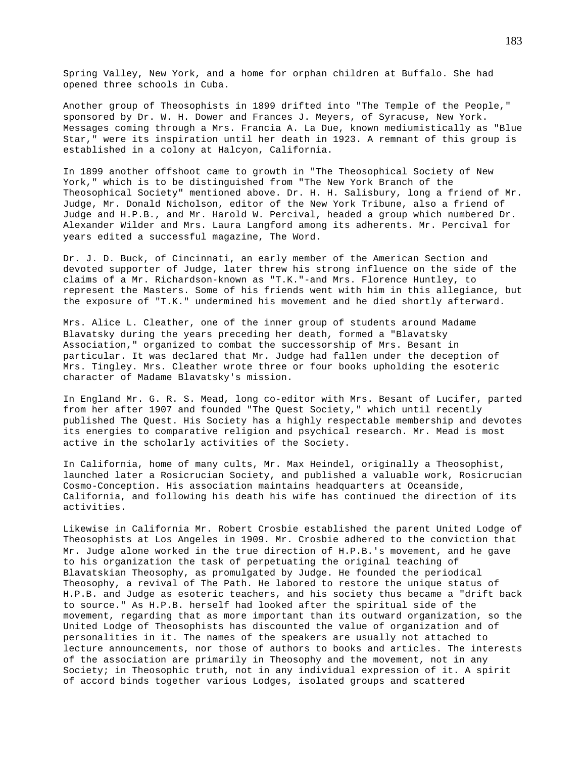Spring Valley, New York, and a home for orphan children at Buffalo. She had opened three schools in Cuba.

Another group of Theosophists in 1899 drifted into "The Temple of the People," sponsored by Dr. W. H. Dower and Frances J. Meyers, of Syracuse, New York. Messages coming through a Mrs. Francia A. La Due, known mediumistically as "Blue Star," were its inspiration until her death in 1923. A remnant of this group is established in a colony at Halcyon, California.

In 1899 another offshoot came to growth in "The Theosophical Society of New York," which is to be distinguished from "The New York Branch of the Theosophical Society" mentioned above. Dr. H. H. Salisbury, long a friend of Mr. Judge, Mr. Donald Nicholson, editor of the New York Tribune, also a friend of Judge and H.P.B., and Mr. Harold W. Percival, headed a group which numbered Dr. Alexander Wilder and Mrs. Laura Langford among its adherents. Mr. Percival for years edited a successful magazine, The Word.

Dr. J. D. Buck, of Cincinnati, an early member of the American Section and devoted supporter of Judge, later threw his strong influence on the side of the claims of a Mr. Richardson-known as "T.K."-and Mrs. Florence Huntley, to represent the Masters. Some of his friends went with him in this allegiance, but the exposure of "T.K." undermined his movement and he died shortly afterward.

Mrs. Alice L. Cleather, one of the inner group of students around Madame Blavatsky during the years preceding her death, formed a "Blavatsky Association," organized to combat the successorship of Mrs. Besant in particular. It was declared that Mr. Judge had fallen under the deception of Mrs. Tingley. Mrs. Cleather wrote three or four books upholding the esoteric character of Madame Blavatsky's mission.

In England Mr. G. R. S. Mead, long co-editor with Mrs. Besant of Lucifer, parted from her after 1907 and founded "The Quest Society," which until recently published The Quest. His Society has a highly respectable membership and devotes its energies to comparative religion and psychical research. Mr. Mead is most active in the scholarly activities of the Society.

In California, home of many cults, Mr. Max Heindel, originally a Theosophist, launched later a Rosicrucian Society, and published a valuable work, Rosicrucian Cosmo-Conception. His association maintains headquarters at Oceanside, California, and following his death his wife has continued the direction of its activities.

Likewise in California Mr. Robert Crosbie established the parent United Lodge of Theosophists at Los Angeles in 1909. Mr. Crosbie adhered to the conviction that Mr. Judge alone worked in the true direction of H.P.B.'s movement, and he gave to his organization the task of perpetuating the original teaching of Blavatskian Theosophy, as promulgated by Judge. He founded the periodical Theosophy, a revival of The Path. He labored to restore the unique status of H.P.B. and Judge as esoteric teachers, and his society thus became a "drift back to source." As H.P.B. herself had looked after the spiritual side of the movement, regarding that as more important than its outward organization, so the United Lodge of Theosophists has discounted the value of organization and of personalities in it. The names of the speakers are usually not attached to lecture announcements, nor those of authors to books and articles. The interests of the association are primarily in Theosophy and the movement, not in any Society; in Theosophic truth, not in any individual expression of it. A spirit of accord binds together various Lodges, isolated groups and scattered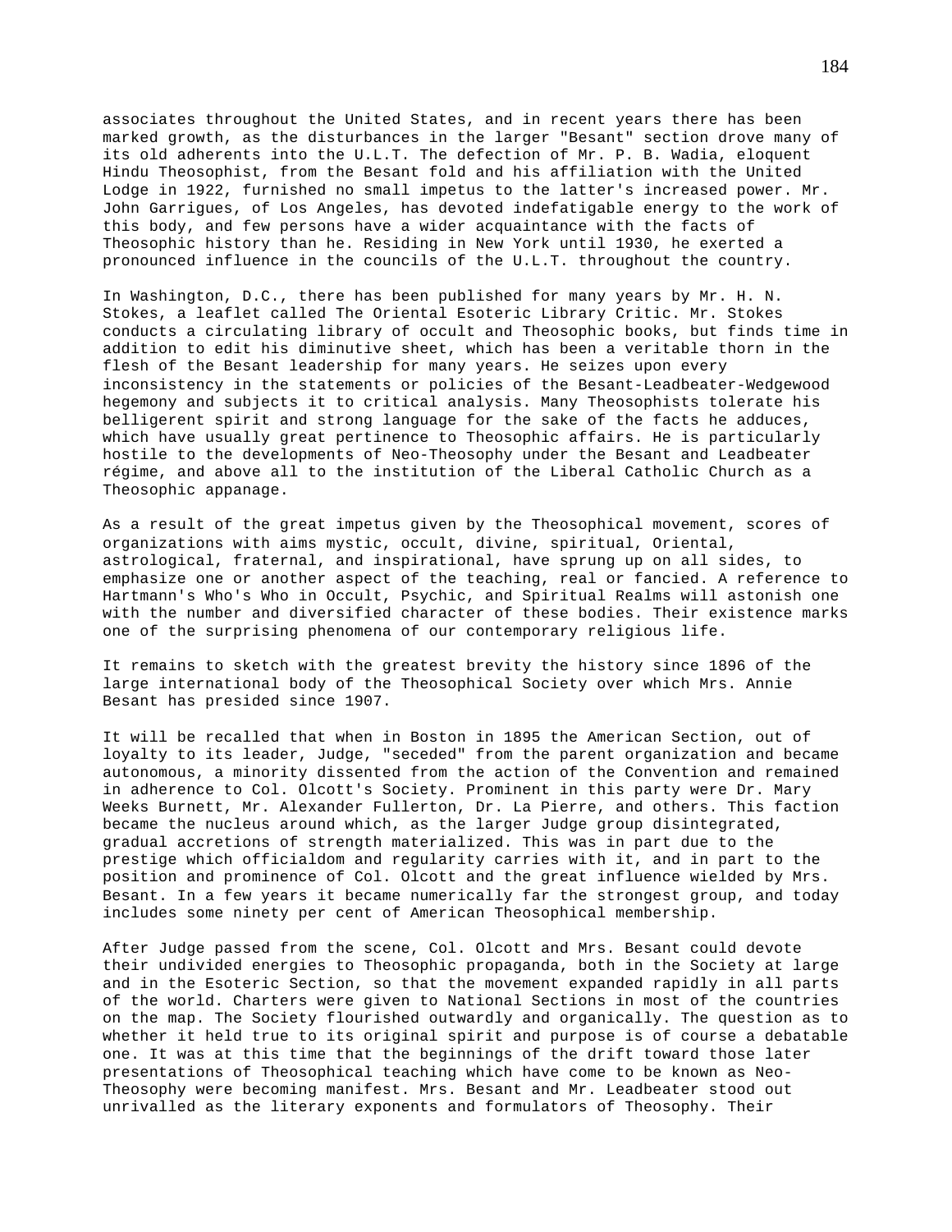associates throughout the United States, and in recent years there has been marked growth, as the disturbances in the larger "Besant" section drove many of its old adherents into the U.L.T. The defection of Mr. P. B. Wadia, eloquent Hindu Theosophist, from the Besant fold and his affiliation with the United Lodge in 1922, furnished no small impetus to the latter's increased power. Mr. John Garrigues, of Los Angeles, has devoted indefatigable energy to the work of this body, and few persons have a wider acquaintance with the facts of Theosophic history than he. Residing in New York until 1930, he exerted a pronounced influence in the councils of the U.L.T. throughout the country.

In Washington, D.C., there has been published for many years by Mr. H. N. Stokes, a leaflet called The Oriental Esoteric Library Critic. Mr. Stokes conducts a circulating library of occult and Theosophic books, but finds time in addition to edit his diminutive sheet, which has been a veritable thorn in the flesh of the Besant leadership for many years. He seizes upon every inconsistency in the statements or policies of the Besant-Leadbeater-Wedgewood hegemony and subjects it to critical analysis. Many Theosophists tolerate his belligerent spirit and strong language for the sake of the facts he adduces, which have usually great pertinence to Theosophic affairs. He is particularly hostile to the developments of Neo-Theosophy under the Besant and Leadbeater régime, and above all to the institution of the Liberal Catholic Church as a Theosophic appanage.

As a result of the great impetus given by the Theosophical movement, scores of organizations with aims mystic, occult, divine, spiritual, Oriental, astrological, fraternal, and inspirational, have sprung up on all sides, to emphasize one or another aspect of the teaching, real or fancied. A reference to Hartmann's Who's Who in Occult, Psychic, and Spiritual Realms will astonish one with the number and diversified character of these bodies. Their existence marks one of the surprising phenomena of our contemporary religious life.

It remains to sketch with the greatest brevity the history since 1896 of the large international body of the Theosophical Society over which Mrs. Annie Besant has presided since 1907.

It will be recalled that when in Boston in 1895 the American Section, out of loyalty to its leader, Judge, "seceded" from the parent organization and became autonomous, a minority dissented from the action of the Convention and remained in adherence to Col. Olcott's Society. Prominent in this party were Dr. Mary Weeks Burnett, Mr. Alexander Fullerton, Dr. La Pierre, and others. This faction became the nucleus around which, as the larger Judge group disintegrated, gradual accretions of strength materialized. This was in part due to the prestige which officialdom and regularity carries with it, and in part to the position and prominence of Col. Olcott and the great influence wielded by Mrs. Besant. In a few years it became numerically far the strongest group, and today includes some ninety per cent of American Theosophical membership.

After Judge passed from the scene, Col. Olcott and Mrs. Besant could devote their undivided energies to Theosophic propaganda, both in the Society at large and in the Esoteric Section, so that the movement expanded rapidly in all parts of the world. Charters were given to National Sections in most of the countries on the map. The Society flourished outwardly and organically. The question as to whether it held true to its original spirit and purpose is of course a debatable one. It was at this time that the beginnings of the drift toward those later presentations of Theosophical teaching which have come to be known as Neo-Theosophy were becoming manifest. Mrs. Besant and Mr. Leadbeater stood out unrivalled as the literary exponents and formulators of Theosophy. Their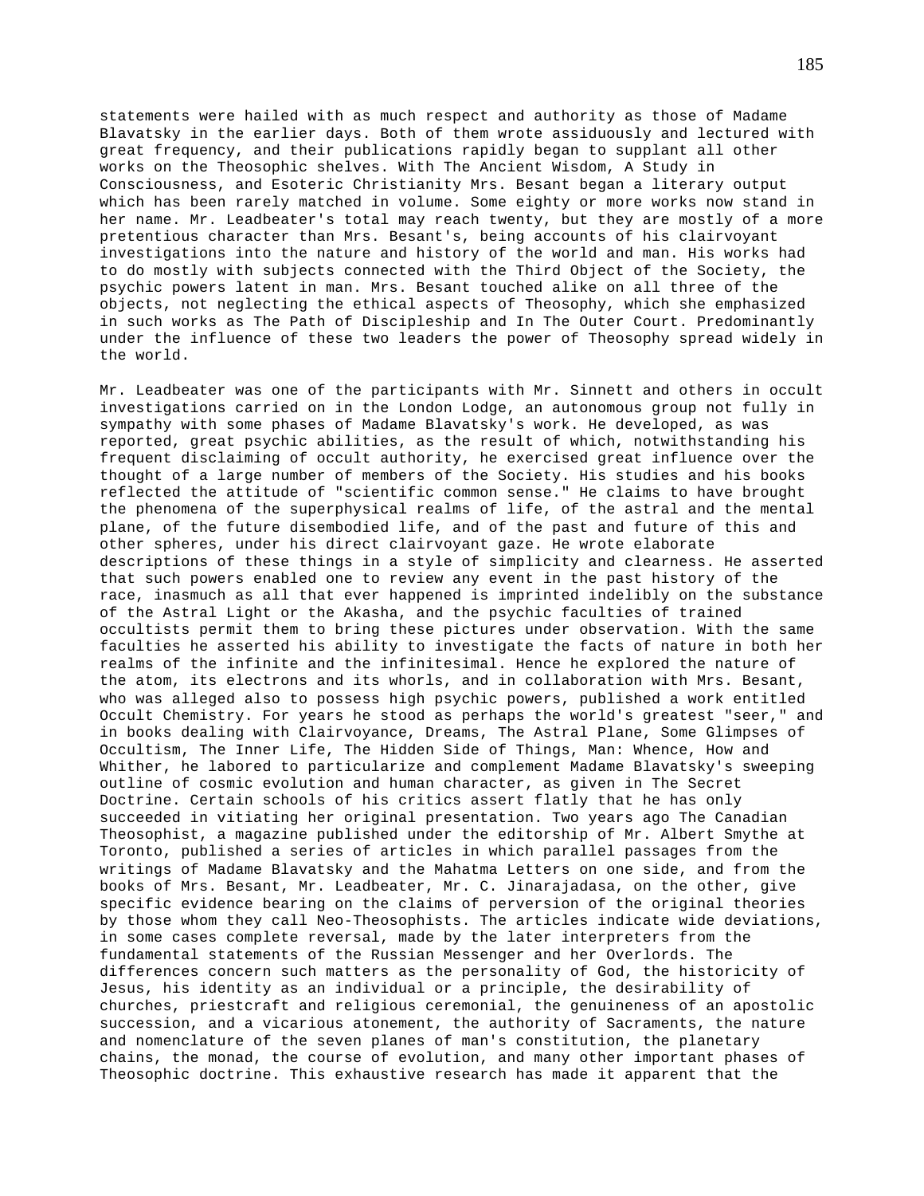statements were hailed with as much respect and authority as those of Madame Blavatsky in the earlier days. Both of them wrote assiduously and lectured with great frequency, and their publications rapidly began to supplant all other works on the Theosophic shelves. With The Ancient Wisdom, A Study in Consciousness, and Esoteric Christianity Mrs. Besant began a literary output which has been rarely matched in volume. Some eighty or more works now stand in her name. Mr. Leadbeater's total may reach twenty, but they are mostly of a more pretentious character than Mrs. Besant's, being accounts of his clairvoyant investigations into the nature and history of the world and man. His works had to do mostly with subjects connected with the Third Object of the Society, the psychic powers latent in man. Mrs. Besant touched alike on all three of the objects, not neglecting the ethical aspects of Theosophy, which she emphasized in such works as The Path of Discipleship and In The Outer Court. Predominantly under the influence of these two leaders the power of Theosophy spread widely in the world.

Mr. Leadbeater was one of the participants with Mr. Sinnett and others in occult investigations carried on in the London Lodge, an autonomous group not fully in sympathy with some phases of Madame Blavatsky's work. He developed, as was reported, great psychic abilities, as the result of which, notwithstanding his frequent disclaiming of occult authority, he exercised great influence over the thought of a large number of members of the Society. His studies and his books reflected the attitude of "scientific common sense." He claims to have brought the phenomena of the superphysical realms of life, of the astral and the mental plane, of the future disembodied life, and of the past and future of this and other spheres, under his direct clairvoyant gaze. He wrote elaborate descriptions of these things in a style of simplicity and clearness. He asserted that such powers enabled one to review any event in the past history of the race, inasmuch as all that ever happened is imprinted indelibly on the substance of the Astral Light or the Akasha, and the psychic faculties of trained occultists permit them to bring these pictures under observation. With the same faculties he asserted his ability to investigate the facts of nature in both her realms of the infinite and the infinitesimal. Hence he explored the nature of the atom, its electrons and its whorls, and in collaboration with Mrs. Besant, who was alleged also to possess high psychic powers, published a work entitled Occult Chemistry. For years he stood as perhaps the world's greatest "seer," and in books dealing with Clairvoyance, Dreams, The Astral Plane, Some Glimpses of Occultism, The Inner Life, The Hidden Side of Things, Man: Whence, How and Whither, he labored to particularize and complement Madame Blavatsky's sweeping outline of cosmic evolution and human character, as given in The Secret Doctrine. Certain schools of his critics assert flatly that he has only succeeded in vitiating her original presentation. Two years ago The Canadian Theosophist, a magazine published under the editorship of Mr. Albert Smythe at Toronto, published a series of articles in which parallel passages from the writings of Madame Blavatsky and the Mahatma Letters on one side, and from the books of Mrs. Besant, Mr. Leadbeater, Mr. C. Jinarajadasa, on the other, give specific evidence bearing on the claims of perversion of the original theories by those whom they call Neo-Theosophists. The articles indicate wide deviations, in some cases complete reversal, made by the later interpreters from the fundamental statements of the Russian Messenger and her Overlords. The differences concern such matters as the personality of God, the historicity of Jesus, his identity as an individual or a principle, the desirability of churches, priestcraft and religious ceremonial, the genuineness of an apostolic succession, and a vicarious atonement, the authority of Sacraments, the nature and nomenclature of the seven planes of man's constitution, the planetary chains, the monad, the course of evolution, and many other important phases of Theosophic doctrine. This exhaustive research has made it apparent that the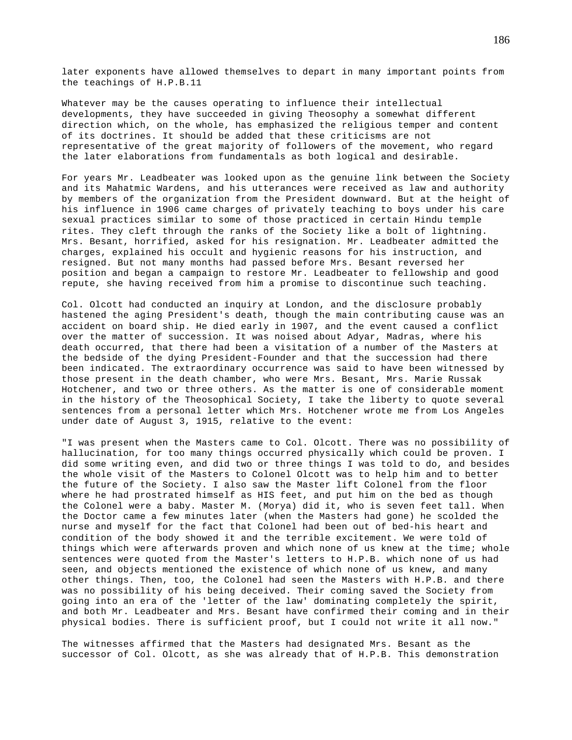later exponents have allowed themselves to depart in many important points from the teachings of H.P.B.11

Whatever may be the causes operating to influence their intellectual developments, they have succeeded in giving Theosophy a somewhat different direction which, on the whole, has emphasized the religious temper and content of its doctrines. It should be added that these criticisms are not representative of the great majority of followers of the movement, who regard the later elaborations from fundamentals as both logical and desirable.

For years Mr. Leadbeater was looked upon as the genuine link between the Society and its Mahatmic Wardens, and his utterances were received as law and authority by members of the organization from the President downward. But at the height of his influence in 1906 came charges of privately teaching to boys under his care sexual practices similar to some of those practiced in certain Hindu temple rites. They cleft through the ranks of the Society like a bolt of lightning. Mrs. Besant, horrified, asked for his resignation. Mr. Leadbeater admitted the charges, explained his occult and hygienic reasons for his instruction, and resigned. But not many months had passed before Mrs. Besant reversed her position and began a campaign to restore Mr. Leadbeater to fellowship and good repute, she having received from him a promise to discontinue such teaching.

Col. Olcott had conducted an inquiry at London, and the disclosure probably hastened the aging President's death, though the main contributing cause was an accident on board ship. He died early in 1907, and the event caused a conflict over the matter of succession. It was noised about Adyar, Madras, where his death occurred, that there had been a visitation of a number of the Masters at the bedside of the dying President-Founder and that the succession had there been indicated. The extraordinary occurrence was said to have been witnessed by those present in the death chamber, who were Mrs. Besant, Mrs. Marie Russak Hotchener, and two or three others. As the matter is one of considerable moment in the history of the Theosophical Society, I take the liberty to quote several sentences from a personal letter which Mrs. Hotchener wrote me from Los Angeles under date of August 3, 1915, relative to the event:

"I was present when the Masters came to Col. Olcott. There was no possibility of hallucination, for too many things occurred physically which could be proven. I did some writing even, and did two or three things I was told to do, and besides the whole visit of the Masters to Colonel Olcott was to help him and to better the future of the Society. I also saw the Master lift Colonel from the floor where he had prostrated himself as HIS feet, and put him on the bed as though the Colonel were a baby. Master M. (Morya) did it, who is seven feet tall. When the Doctor came a few minutes later (when the Masters had gone) he scolded the nurse and myself for the fact that Colonel had been out of bed-his heart and condition of the body showed it and the terrible excitement. We were told of things which were afterwards proven and which none of us knew at the time; whole sentences were quoted from the Master's letters to H.P.B. which none of us had seen, and objects mentioned the existence of which none of us knew, and many other things. Then, too, the Colonel had seen the Masters with H.P.B. and there was no possibility of his being deceived. Their coming saved the Society from going into an era of the 'letter of the law' dominating completely the spirit, and both Mr. Leadbeater and Mrs. Besant have confirmed their coming and in their physical bodies. There is sufficient proof, but I could not write it all now."

The witnesses affirmed that the Masters had designated Mrs. Besant as the successor of Col. Olcott, as she was already that of H.P.B. This demonstration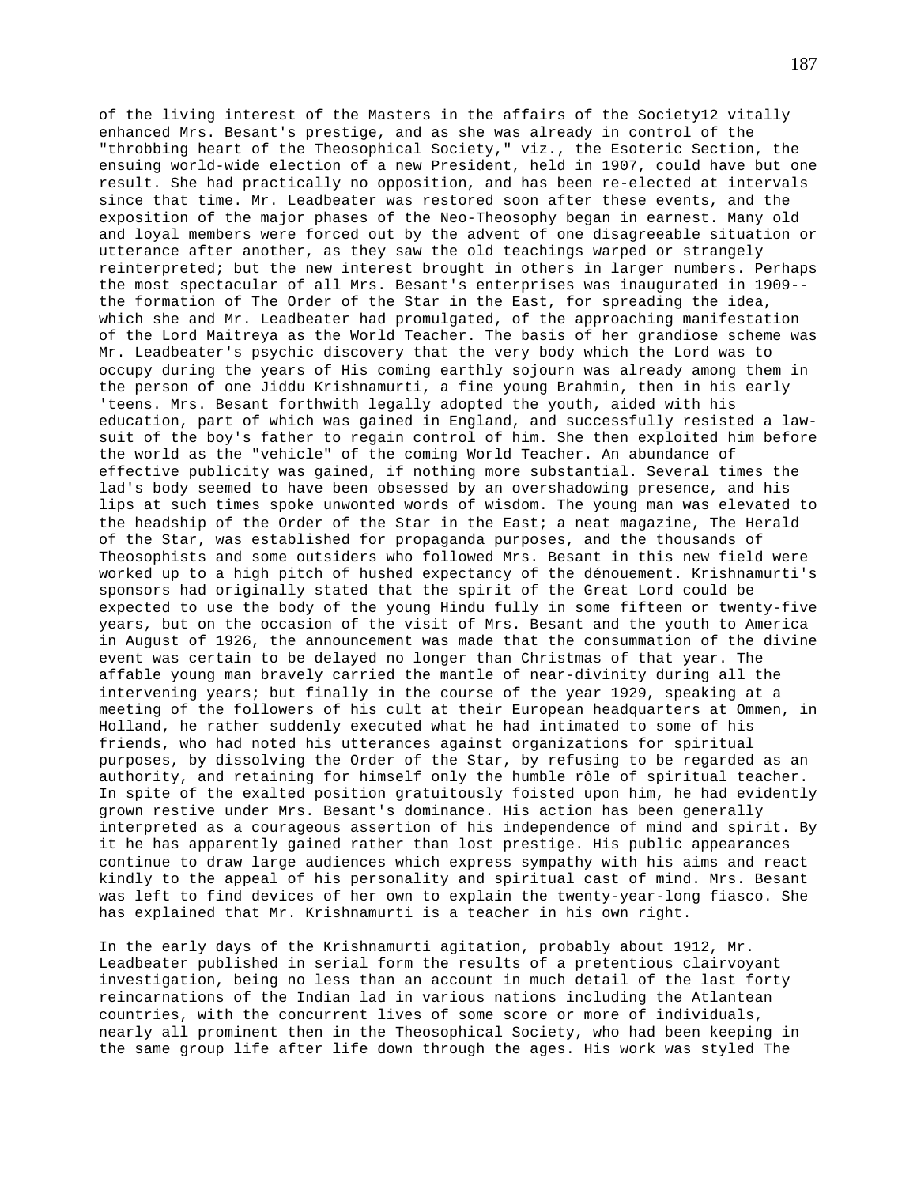of the living interest of the Masters in the affairs of the Society12 vitally enhanced Mrs. Besant's prestige, and as she was already in control of the "throbbing heart of the Theosophical Society," viz., the Esoteric Section, the ensuing world-wide election of a new President, held in 1907, could have but one result. She had practically no opposition, and has been re-elected at intervals since that time. Mr. Leadbeater was restored soon after these events, and the exposition of the major phases of the Neo-Theosophy began in earnest. Many old and loyal members were forced out by the advent of one disagreeable situation or utterance after another, as they saw the old teachings warped or strangely reinterpreted; but the new interest brought in others in larger numbers. Perhaps the most spectacular of all Mrs. Besant's enterprises was inaugurated in 1909--the formation of The Order of the Star in the East, for spreading the idea, which she and Mr. Leadbeater had promulgated, of the approaching manifestation of the Lord Maitreya as the World Teacher. The basis of her grandiose scheme was Mr. Leadbeater's psychic discovery that the very body which the Lord was to occupy during the years of His coming earthly sojourn was already among them in the person of one Jiddu Krishnamurti, a fine young Brahmin, then in his early 'teens. Mrs. Besant forthwith legally adopted the youth, aided with his education, part of which was gained in England, and successfully resisted a law-suit of the boy's father to regain control of him. She then exploited him before the world as the "vehicle" of the coming World Teacher. An abundance of effective publicity was gained, if nothing more substantial. Several times the lad's body seemed to have been obsessed by an overshadowing presence, and his lips at such times spoke unwonted words of wisdom. The young man was elevated to the headship of the Order of the Star in the East; a neat magazine, The Herald of the Star, was established for propaganda purposes, and the thousands of Theosophists and some outsiders who followed Mrs. Besant in this new field were worked up to a high pitch of hushed expectancy of the dénouement. Krishnamurti's sponsors had originally stated that the spirit of the Great Lord could be expected to use the body of the young Hindu fully in some fifteen or twenty-five years, but on the occasion of the visit of Mrs. Besant and the youth to America in August of 1926, the announcement was made that the consummation of the divine event was certain to be delayed no longer than Christmas of that year. The affable young man bravely carried the mantle of near-divinity during all the intervening years; but finally in the course of the year 1929, speaking at a meeting of the followers of his cult at their European headquarters at Ommen, in Holland, he rather suddenly executed what he had intimated to some of his friends, who had noted his utterances against organizations for spiritual purposes, by dissolving the Order of the Star, by refusing to be regarded as an authority, and retaining for himself only the humble rôle of spiritual teacher. In spite of the exalted position gratuitously foisted upon him, he had evidently grown restive under Mrs. Besant's dominance. His action has been generally interpreted as a courageous assertion of his independence of mind and spirit. By it he has apparently gained rather than lost prestige. His public appearances continue to draw large audiences which express sympathy with his aims and react kindly to the appeal of his personality and spiritual cast of mind. Mrs. Besant was left to find devices of her own to explain the twenty-year-long fiasco. She has explained that Mr. Krishnamurti is a teacher in his own right.

In the early days of the Krishnamurti agitation, probably about 1912, Mr. Leadbeater published in serial form the results of a pretentious clairvoyant investigation, being no less than an account in much detail of the last forty reincarnations of the Indian lad in various nations including the Atlantean countries, with the concurrent lives of some score or more of individuals, nearly all prominent then in the Theosophical Society, who had been keeping in the same group life after life down through the ages. His work was styled The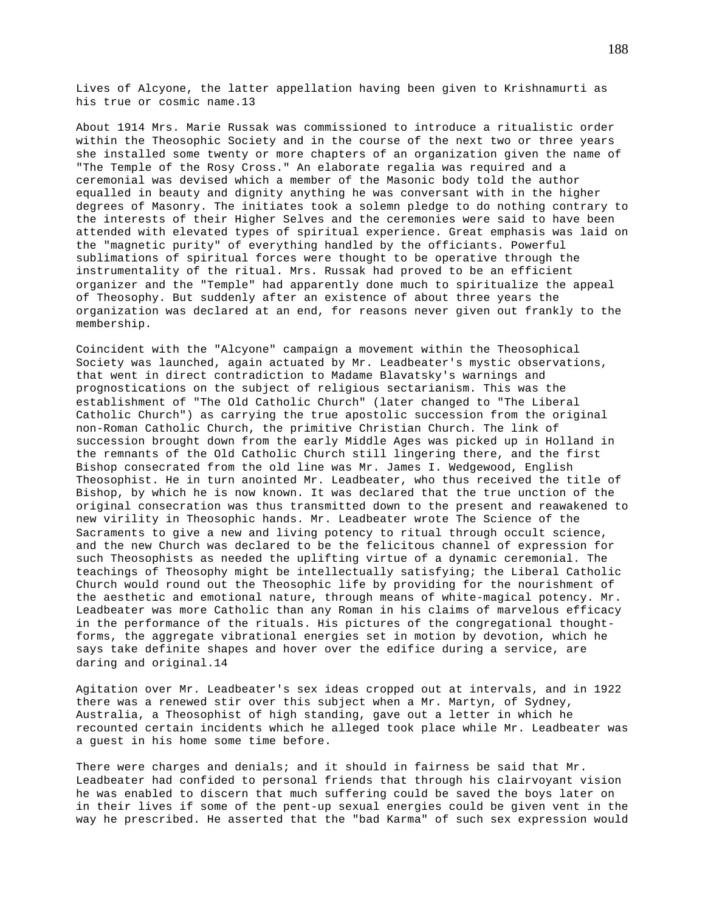Lives of Alcyone, the latter appellation having been given to Krishnamurti as his true or cosmic name.13

About 1914 Mrs. Marie Russak was commissioned to introduce a ritualistic order within the Theosophic Society and in the course of the next two or three years she installed some twenty or more chapters of an organization given the name of "The Temple of the Rosy Cross." An elaborate regalia was required and a ceremonial was devised which a member of the Masonic body told the author equalled in beauty and dignity anything he was conversant with in the higher degrees of Masonry. The initiates took a solemn pledge to do nothing contrary to the interests of their Higher Selves and the ceremonies were said to have been attended with elevated types of spiritual experience. Great emphasis was laid on the "magnetic purity" of everything handled by the officiants. Powerful sublimations of spiritual forces were thought to be operative through the instrumentality of the ritual. Mrs. Russak had proved to be an efficient organizer and the "Temple" had apparently done much to spiritualize the appeal of Theosophy. But suddenly after an existence of about three years the organization was declared at an end, for reasons never given out frankly to the membership.

Coincident with the "Alcyone" campaign a movement within the Theosophical Society was launched, again actuated by Mr. Leadbeater's mystic observations, that went in direct contradiction to Madame Blavatsky's warnings and prognostications on the subject of religious sectarianism. This was the establishment of "The Old Catholic Church" (later changed to "The Liberal Catholic Church") as carrying the true apostolic succession from the original non-Roman Catholic Church, the primitive Christian Church. The link of succession brought down from the early Middle Ages was picked up in Holland in the remnants of the Old Catholic Church still lingering there, and the first Bishop consecrated from the old line was Mr. James I. Wedgewood, English Theosophist. He in turn anointed Mr. Leadbeater, who thus received the title of Bishop, by which he is now known. It was declared that the true unction of the original consecration was thus transmitted down to the present and reawakened to new virility in Theosophic hands. Mr. Leadbeater wrote The Science of the Sacraments to give a new and living potency to ritual through occult science, and the new Church was declared to be the felicitous channel of expression for such Theosophists as needed the uplifting virtue of a dynamic ceremonial. The teachings of Theosophy might be intellectually satisfying; the Liberal Catholic Church would round out the Theosophic life by providing for the nourishment of the aesthetic and emotional nature, through means of white-magical potency. Mr. Leadbeater was more Catholic than any Roman in his claims of marvelous efficacy in the performance of the rituals. His pictures of the congregational thought-forms, the aggregate vibrational energies set in motion by devotion, which he says take definite shapes and hover over the edifice during a service, are daring and original.14

Agitation over Mr. Leadbeater's sex ideas cropped out at intervals, and in 1922 there was a renewed stir over this subject when a Mr. Martyn, of Sydney, Australia, a Theosophist of high standing, gave out a letter in which he recounted certain incidents which he alleged took place while Mr. Leadbeater was a guest in his home some time before.

There were charges and denials; and it should in fairness be said that Mr. Leadbeater had confided to personal friends that through his clairvoyant vision he was enabled to discern that much suffering could be saved the boys later on in their lives if some of the pent-up sexual energies could be given vent in the way he prescribed. He asserted that the "bad Karma" of such sex expression would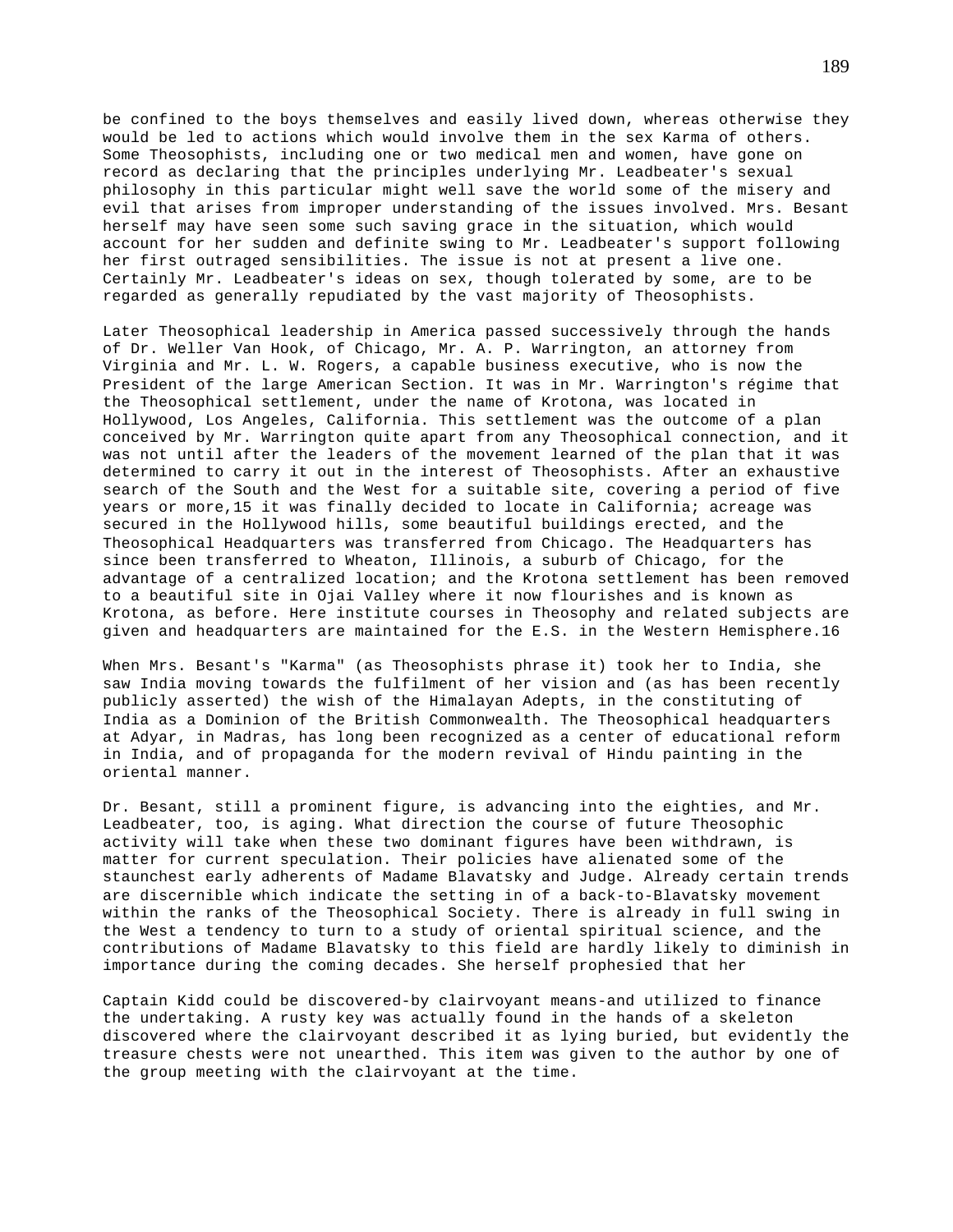be confined to the boys themselves and easily lived down, whereas otherwise they would be led to actions which would involve them in the sex Karma of others. Some Theosophists, including one or two medical men and women, have gone on record as declaring that the principles underlying Mr. Leadbeater's sexual philosophy in this particular might well save the world some of the misery and evil that arises from improper understanding of the issues involved. Mrs. Besant herself may have seen some such saving grace in the situation, which would account for her sudden and definite swing to Mr. Leadbeater's support following her first outraged sensibilities. The issue is not at present a live one. Certainly Mr. Leadbeater's ideas on sex, though tolerated by some, are to be regarded as generally repudiated by the vast majority of Theosophists.

Later Theosophical leadership in America passed successively through the hands of Dr. Weller Van Hook, of Chicago, Mr. A. P. Warrington, an attorney from Virginia and Mr. L. W. Rogers, a capable business executive, who is now the President of the large American Section. It was in Mr. Warrington's régime that the Theosophical settlement, under the name of Krotona, was located in Hollywood, Los Angeles, California. This settlement was the outcome of a plan conceived by Mr. Warrington quite apart from any Theosophical connection, and it was not until after the leaders of the movement learned of the plan that it was determined to carry it out in the interest of Theosophists. After an exhaustive search of the South and the West for a suitable site, covering a period of five years or more,15 it was finally decided to locate in California; acreage was secured in the Hollywood hills, some beautiful buildings erected, and the Theosophical Headquarters was transferred from Chicago. The Headquarters has since been transferred to Wheaton, Illinois, a suburb of Chicago, for the advantage of a centralized location; and the Krotona settlement has been removed to a beautiful site in Ojai Valley where it now flourishes and is known as Krotona, as before. Here institute courses in Theosophy and related subjects are given and headquarters are maintained for the E.S. in the Western Hemisphere.16

When Mrs. Besant's "Karma" (as Theosophists phrase it) took her to India, she saw India moving towards the fulfilment of her vision and (as has been recently publicly asserted) the wish of the Himalayan Adepts, in the constituting of India as a Dominion of the British Commonwealth. The Theosophical headquarters at Adyar, in Madras, has long been recognized as a center of educational reform in India, and of propaganda for the modern revival of Hindu painting in the oriental manner.

Dr. Besant, still a prominent figure, is advancing into the eighties, and Mr. Leadbeater, too, is aging. What direction the course of future Theosophic activity will take when these two dominant figures have been withdrawn, is matter for current speculation. Their policies have alienated some of the staunchest early adherents of Madame Blavatsky and Judge. Already certain trends are discernible which indicate the setting in of a back-to-Blavatsky movement within the ranks of the Theosophical Society. There is already in full swing in the West a tendency to turn to a study of oriental spiritual science, and the contributions of Madame Blavatsky to this field are hardly likely to diminish in importance during the coming decades. She herself prophesied that her

Captain Kidd could be discovered-by clairvoyant means-and utilized to finance the undertaking. A rusty key was actually found in the hands of a skeleton discovered where the clairvoyant described it as lying buried, but evidently the treasure chests were not unearthed. This item was given to the author by one of the group meeting with the clairvoyant at the time.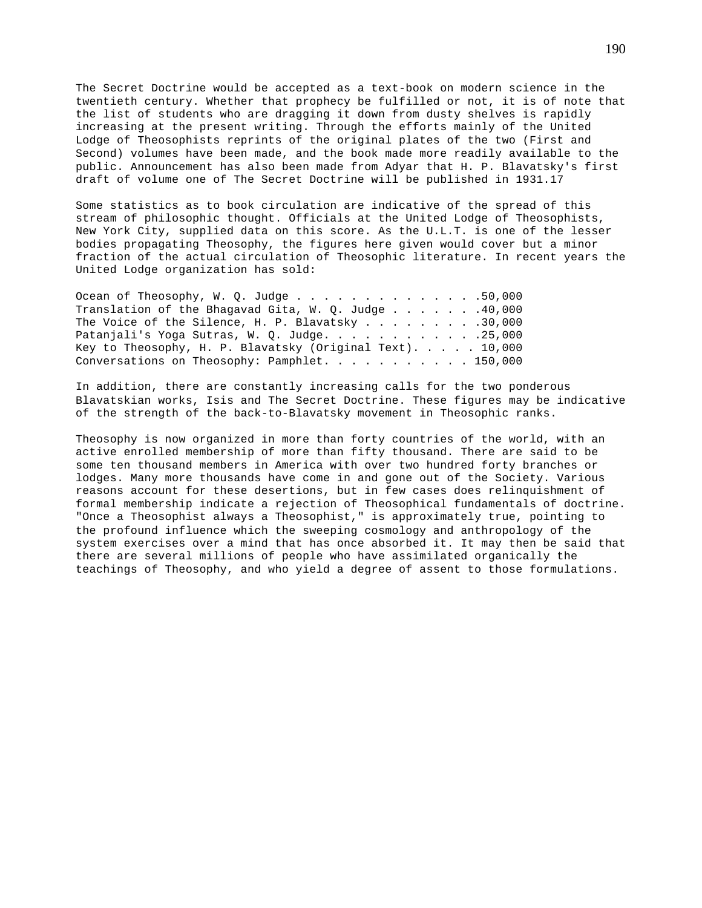The Secret Doctrine would be accepted as a text-book on modern science in the twentieth century. Whether that prophecy be fulfilled or not, it is of note that the list of students who are dragging it down from dusty shelves is rapidly increasing at the present writing. Through the efforts mainly of the United Lodge of Theosophists reprints of the original plates of the two (First and Second) volumes have been made, and the book made more readily available to the public. Announcement has also been made from Adyar that H. P. Blavatsky's first draft of volume one of The Secret Doctrine will be published in 1931.17

Some statistics as to book circulation are indicative of the spread of this stream of philosophic thought. Officials at the United Lodge of Theosophists, New York City, supplied data on this score. As the U.L.T. is one of the lesser bodies propagating Theosophy, the figures here given would cover but a minor fraction of the actual circulation of Theosophic literature. In recent years the United Lodge organization has sold:

| | |
|---|---|
| Ocean of Theosophy, W. Q. Judge | 50,000 |
| Translation of the Bhagavad Gita, W. Q. Judge | 40,000 |
| The Voice of the Silence, H. P. Blavatsky | 30,000 |
| Patanjali's Yoga Sutras, W. Q. Judge. | 25,000 |
| Key to Theosophy, H. P. Blavatsky (Original Text). | 10,000 |
| Conversations on Theosophy: Pamphlet. | 150,000 |

In addition, there are constantly increasing calls for the two ponderous Blavatskian works, Isis and The Secret Doctrine. These figures may be indicative of the strength of the back-to-Blavatsky movement in Theosophic ranks.

Theosophy is now organized in more than forty countries of the world, with an active enrolled membership of more than fifty thousand. There are said to be some ten thousand members in America with over two hundred forty branches or lodges. Many more thousands have come in and gone out of the Society. Various reasons account for these desertions, but in few cases does relinquishment of formal membership indicate a rejection of Theosophical fundamentals of doctrine. "Once a Theosophist always a Theosophist," is approximately true, pointing to the profound influence which the sweeping cosmology and anthropology of the system exercises over a mind that has once absorbed it. It may then be said that there are several millions of people who have assimilated organically the teachings of Theosophy, and who yield a degree of assent to those formulations.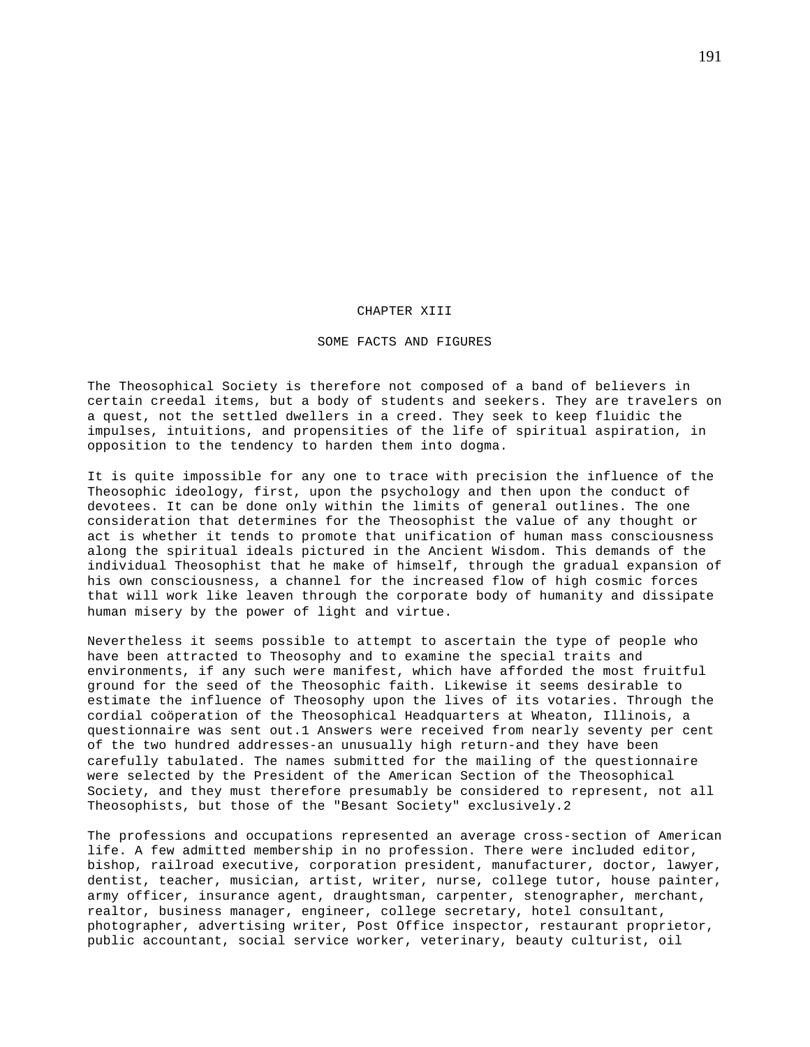# CHAPTER XIII

## SOME FACTS AND FIGURES

The Theosophical Society is therefore not composed of a band of believers in certain creedal items, but a body of students and seekers. They are travelers on a quest, not the settled dwellers in a creed. They seek to keep fluidic the impulses, intuitions, and propensities of the life of spiritual aspiration, in opposition to the tendency to harden them into dogma.

It is quite impossible for any one to trace with precision the influence of the Theosophic ideology, first, upon the psychology and then upon the conduct of devotees. It can be done only within the limits of general outlines. The one consideration that determines for the Theosophist the value of any thought or act is whether it tends to promote that unification of human mass consciousness along the spiritual ideals pictured in the Ancient Wisdom. This demands of the individual Theosophist that he make of himself, through the gradual expansion of his own consciousness, a channel for the increased flow of high cosmic forces that will work like leaven through the corporate body of humanity and dissipate human misery by the power of light and virtue.

Nevertheless it seems possible to attempt to ascertain the type of people who have been attracted to Theosophy and to examine the special traits and environments, if any such were manifest, which have afforded the most fruitful ground for the seed of the Theosophic faith. Likewise it seems desirable to estimate the influence of Theosophy upon the lives of its votaries. Through the cordial coöperation of the Theosophical Headquarters at Wheaton, Illinois, a questionnaire was sent out.[1] Answers were received from nearly seventy per cent of the two hundred addresses-an unusually high return-and they have been carefully tabulated. The names submitted for the mailing of the questionnaire were selected by the President of the American Section of the Theosophical Society, and they must therefore presumably be considered to represent, not all Theosophists, but those of the "Besant Society" exclusively.[2]

The professions and occupations represented an average cross-section of American life. A few admitted membership in no profession. There were included editor, bishop, railroad executive, corporation president, manufacturer, doctor, lawyer, dentist, teacher, musician, artist, writer, nurse, college tutor, house painter, army officer, insurance agent, draughtsman, carpenter, stenographer, merchant, realtor, business manager, engineer, college secretary, hotel consultant, photographer, advertising writer, Post Office inspector, restaurant proprietor, public accountant, social service worker, veterinary, beauty culturist, oil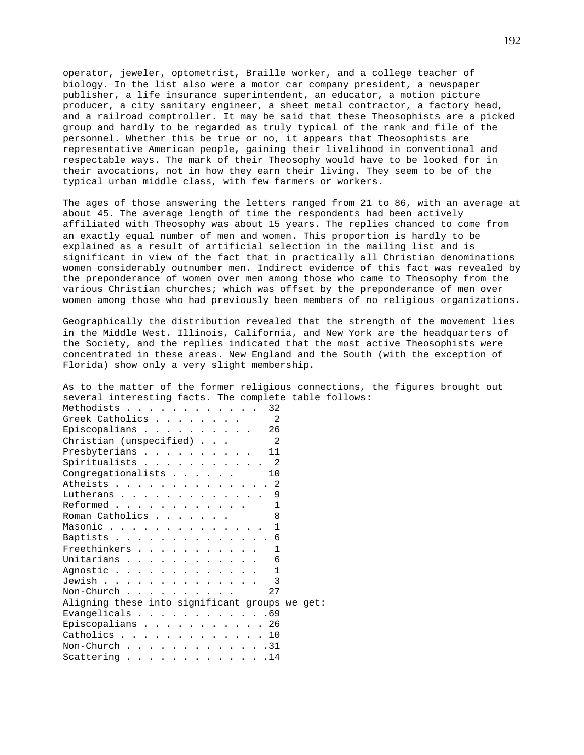operator, jeweler, optometrist, Braille worker, and a college teacher of biology. In the list also were a motor car company president, a newspaper publisher, a life insurance superintendent, an educator, a motion picture producer, a city sanitary engineer, a sheet metal contractor, a factory head, and a railroad comptroller. It may be said that these Theosophists are a picked group and hardly to be regarded as truly typical of the rank and file of the personnel. Whether this be true or no, it appears that Theosophists are representative American people, gaining their livelihood in conventional and respectable ways. The mark of their Theosophy would have to be looked for in their avocations, not in how they earn their living. They seem to be of the typical urban middle class, with few farmers or workers.

The ages of those answering the letters ranged from 21 to 86, with an average at about 45. The average length of time the respondents had been actively affiliated with Theosophy was about 15 years. The replies chanced to come from an exactly equal number of men and women. This proportion is hardly to be explained as a result of artificial selection in the mailing list and is significant in view of the fact that in practically all Christian denominations women considerably outnumber men. Indirect evidence of this fact was revealed by the preponderance of women over men among those who came to Theosophy from the various Christian churches; which was offset by the preponderance of men over women among those who had previously been members of no religious organizations.

Geographically the distribution revealed that the strength of the movement lies in the Middle West. Illinois, California, and New York are the headquarters of the Society, and the replies indicated that the most active Theosophists were concentrated in these areas. New England and the South (with the exception of Florida) show only a very slight membership.

As to the matter of the former religious connections, the figures brought out several interesting facts. The complete table follows:

| Denomination | Number |
|---|---|
| Methodists | 32 |
| Greek Catholics | 2 |
| Episcopalians | 26 |
| Christian (unspecified) | 2 |
| Presbyterians | 11 |
| Spiritualists | 2 |
| Congregationalists | 10 |
| Atheists | 2 |
| Lutherans | 9 |
| Reformed | 1 |
| Roman Catholics | 8 |
| Masonic | 1 |
| Baptists | 6 |
| Freethinkers | 1 |
| Unitarians | 6 |
| Agnostic | 1 |
| Jewish | 3 |
| Non-Church | 27 |

Aligning these into significant groups we get:

| Group | Number |
|---|---|
| Evangelicals | 69 |
| Episcopalians | 26 |
| Catholics | 10 |
| Non-Church | 31 |
| Scattering | 14 |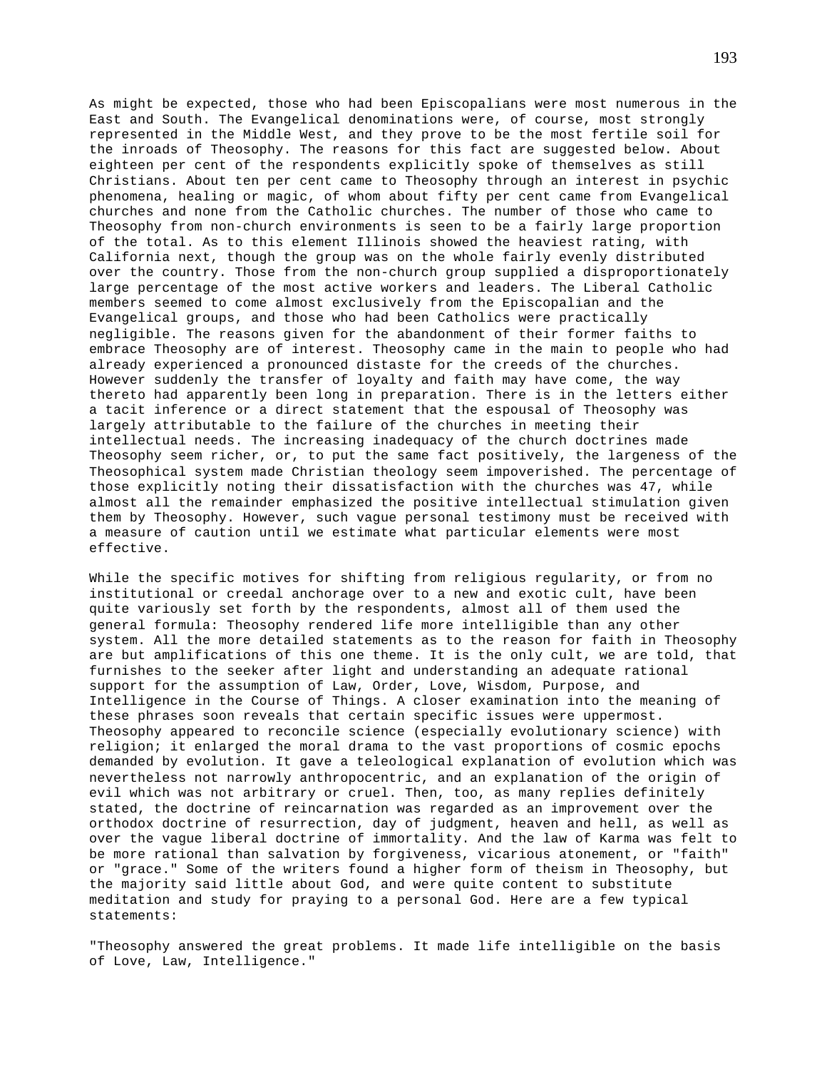As might be expected, those who had been Episcopalians were most numerous in the East and South. The Evangelical denominations were, of course, most strongly represented in the Middle West, and they prove to be the most fertile soil for the inroads of Theosophy. The reasons for this fact are suggested below. About eighteen per cent of the respondents explicitly spoke of themselves as still Christians. About ten per cent came to Theosophy through an interest in psychic phenomena, healing or magic, of whom about fifty per cent came from Evangelical churches and none from the Catholic churches. The number of those who came to Theosophy from non-church environments is seen to be a fairly large proportion of the total. As to this element Illinois showed the heaviest rating, with California next, though the group was on the whole fairly evenly distributed over the country. Those from the non-church group supplied a disproportionately large percentage of the most active workers and leaders. The Liberal Catholic members seemed to come almost exclusively from the Episcopalian and the Evangelical groups, and those who had been Catholics were practically negligible. The reasons given for the abandonment of their former faiths to embrace Theosophy are of interest. Theosophy came in the main to people who had already experienced a pronounced distaste for the creeds of the churches. However suddenly the transfer of loyalty and faith may have come, the way thereto had apparently been long in preparation. There is in the letters either a tacit inference or a direct statement that the espousal of Theosophy was largely attributable to the failure of the churches in meeting their intellectual needs. The increasing inadequacy of the church doctrines made Theosophy seem richer, or, to put the same fact positively, the largeness of the Theosophical system made Christian theology seem impoverished. The percentage of those explicitly noting their dissatisfaction with the churches was 47, while almost all the remainder emphasized the positive intellectual stimulation given them by Theosophy. However, such vague personal testimony must be received with a measure of caution until we estimate what particular elements were most effective.

While the specific motives for shifting from religious regularity, or from no institutional or creedal anchorage over to a new and exotic cult, have been quite variously set forth by the respondents, almost all of them used the general formula: Theosophy rendered life more intelligible than any other system. All the more detailed statements as to the reason for faith in Theosophy are but amplifications of this one theme. It is the only cult, we are told, that furnishes to the seeker after light and understanding an adequate rational support for the assumption of Law, Order, Love, Wisdom, Purpose, and Intelligence in the Course of Things. A closer examination into the meaning of these phrases soon reveals that certain specific issues were uppermost. Theosophy appeared to reconcile science (especially evolutionary science) with religion; it enlarged the moral drama to the vast proportions of cosmic epochs demanded by evolution. It gave a teleological explanation of evolution which was nevertheless not narrowly anthropocentric, and an explanation of the origin of evil which was not arbitrary or cruel. Then, too, as many replies definitely stated, the doctrine of reincarnation was regarded as an improvement over the orthodox doctrine of resurrection, day of judgment, heaven and hell, as well as over the vague liberal doctrine of immortality. And the law of Karma was felt to be more rational than salvation by forgiveness, vicarious atonement, or "faith" or "grace." Some of the writers found a higher form of theism in Theosophy, but the majority said little about God, and were quite content to substitute meditation and study for praying to a personal God. Here are a few typical statements:

"Theosophy answered the great problems. It made life intelligible on the basis of Love, Law, Intelligence."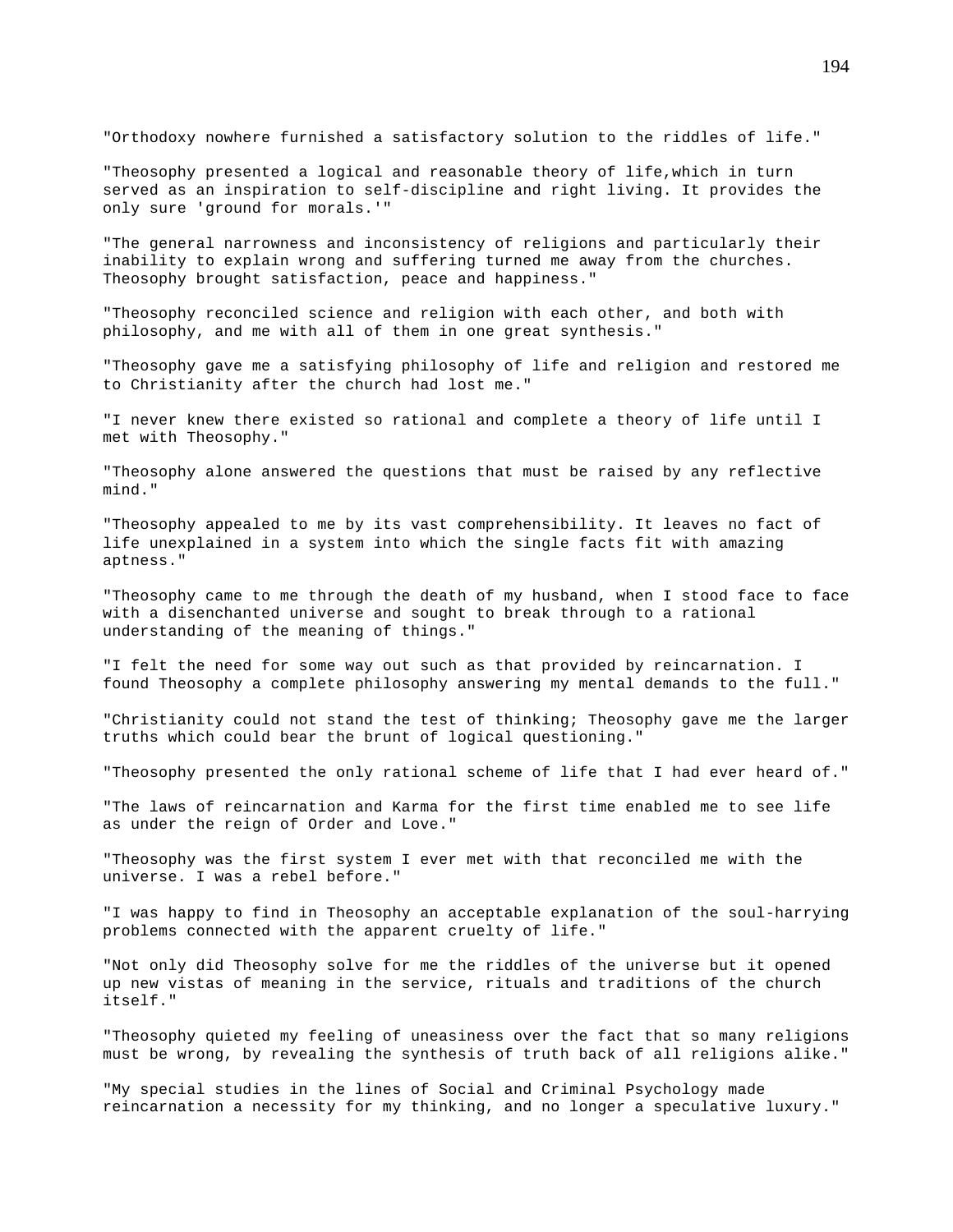"Orthodoxy nowhere furnished a satisfactory solution to the riddles of life."

"Theosophy presented a logical and reasonable theory of life,which in turn served as an inspiration to self-discipline and right living. It provides the only sure 'ground for morals.'"

"The general narrowness and inconsistency of religions and particularly their inability to explain wrong and suffering turned me away from the churches. Theosophy brought satisfaction, peace and happiness."

"Theosophy reconciled science and religion with each other, and both with philosophy, and me with all of them in one great synthesis."

"Theosophy gave me a satisfying philosophy of life and religion and restored me to Christianity after the church had lost me."

"I never knew there existed so rational and complete a theory of life until I met with Theosophy."

"Theosophy alone answered the questions that must be raised by any reflective mind."

"Theosophy appealed to me by its vast comprehensibility. It leaves no fact of life unexplained in a system into which the single facts fit with amazing aptness."

"Theosophy came to me through the death of my husband, when I stood face to face with a disenchanted universe and sought to break through to a rational understanding of the meaning of things."

"I felt the need for some way out such as that provided by reincarnation. I found Theosophy a complete philosophy answering my mental demands to the full."

"Christianity could not stand the test of thinking; Theosophy gave me the larger truths which could bear the brunt of logical questioning."

"Theosophy presented the only rational scheme of life that I had ever heard of."

"The laws of reincarnation and Karma for the first time enabled me to see life as under the reign of Order and Love."

"Theosophy was the first system I ever met with that reconciled me with the universe. I was a rebel before."

"I was happy to find in Theosophy an acceptable explanation of the soul-harrying problems connected with the apparent cruelty of life."

"Not only did Theosophy solve for me the riddles of the universe but it opened up new vistas of meaning in the service, rituals and traditions of the church itself."

"Theosophy quieted my feeling of uneasiness over the fact that so many religions must be wrong, by revealing the synthesis of truth back of all religions alike."

"My special studies in the lines of Social and Criminal Psychology made reincarnation a necessity for my thinking, and no longer a speculative luxury."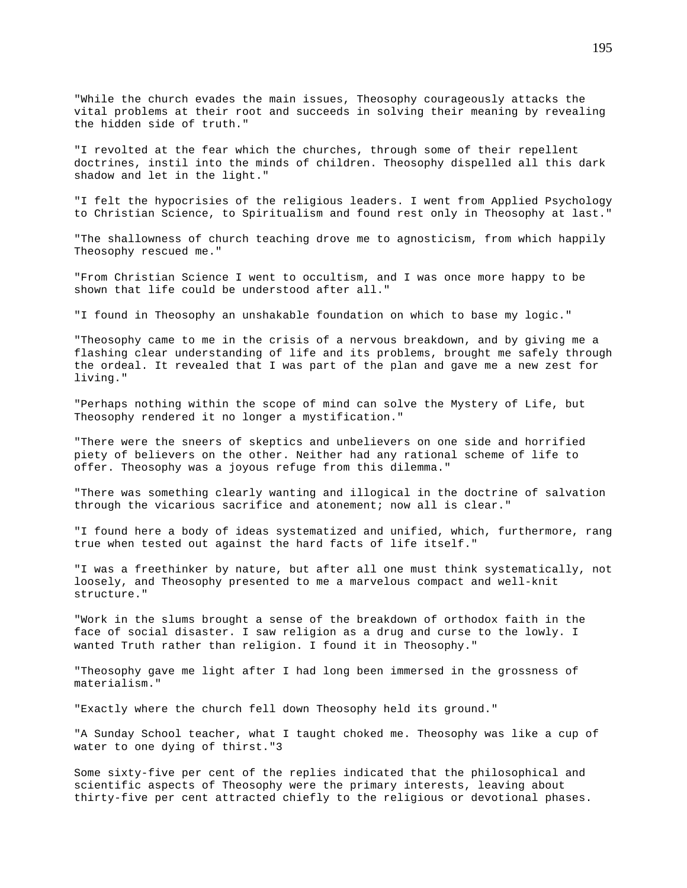"While the church evades the main issues, Theosophy courageously attacks the vital problems at their root and succeeds in solving their meaning by revealing the hidden side of truth."

"I revolted at the fear which the churches, through some of their repellent doctrines, instil into the minds of children. Theosophy dispelled all this dark shadow and let in the light."

"I felt the hypocrisies of the religious leaders. I went from Applied Psychology to Christian Science, to Spiritualism and found rest only in Theosophy at last."

"The shallowness of church teaching drove me to agnosticism, from which happily Theosophy rescued me."

"From Christian Science I went to occultism, and I was once more happy to be shown that life could be understood after all."

"I found in Theosophy an unshakable foundation on which to base my logic."

"Theosophy came to me in the crisis of a nervous breakdown, and by giving me a flashing clear understanding of life and its problems, brought me safely through the ordeal. It revealed that I was part of the plan and gave me a new zest for living."

"Perhaps nothing within the scope of mind can solve the Mystery of Life, but Theosophy rendered it no longer a mystification."

"There were the sneers of skeptics and unbelievers on one side and horrified piety of believers on the other. Neither had any rational scheme of life to offer. Theosophy was a joyous refuge from this dilemma."

"There was something clearly wanting and illogical in the doctrine of salvation through the vicarious sacrifice and atonement; now all is clear."

"I found here a body of ideas systematized and unified, which, furthermore, rang true when tested out against the hard facts of life itself."

"I was a freethinker by nature, but after all one must think systematically, not loosely, and Theosophy presented to me a marvelous compact and well-knit structure."

"Work in the slums brought a sense of the breakdown of orthodox faith in the face of social disaster. I saw religion as a drug and curse to the lowly. I wanted Truth rather than religion. I found it in Theosophy."

"Theosophy gave me light after I had long been immersed in the grossness of materialism."

"Exactly where the church fell down Theosophy held its ground."

"A Sunday School teacher, what I taught choked me. Theosophy was like a cup of water to one dying of thirst."[3]

Some sixty-five per cent of the replies indicated that the philosophical and scientific aspects of Theosophy were the primary interests, leaving about thirty-five per cent attracted chiefly to the religious or devotional phases.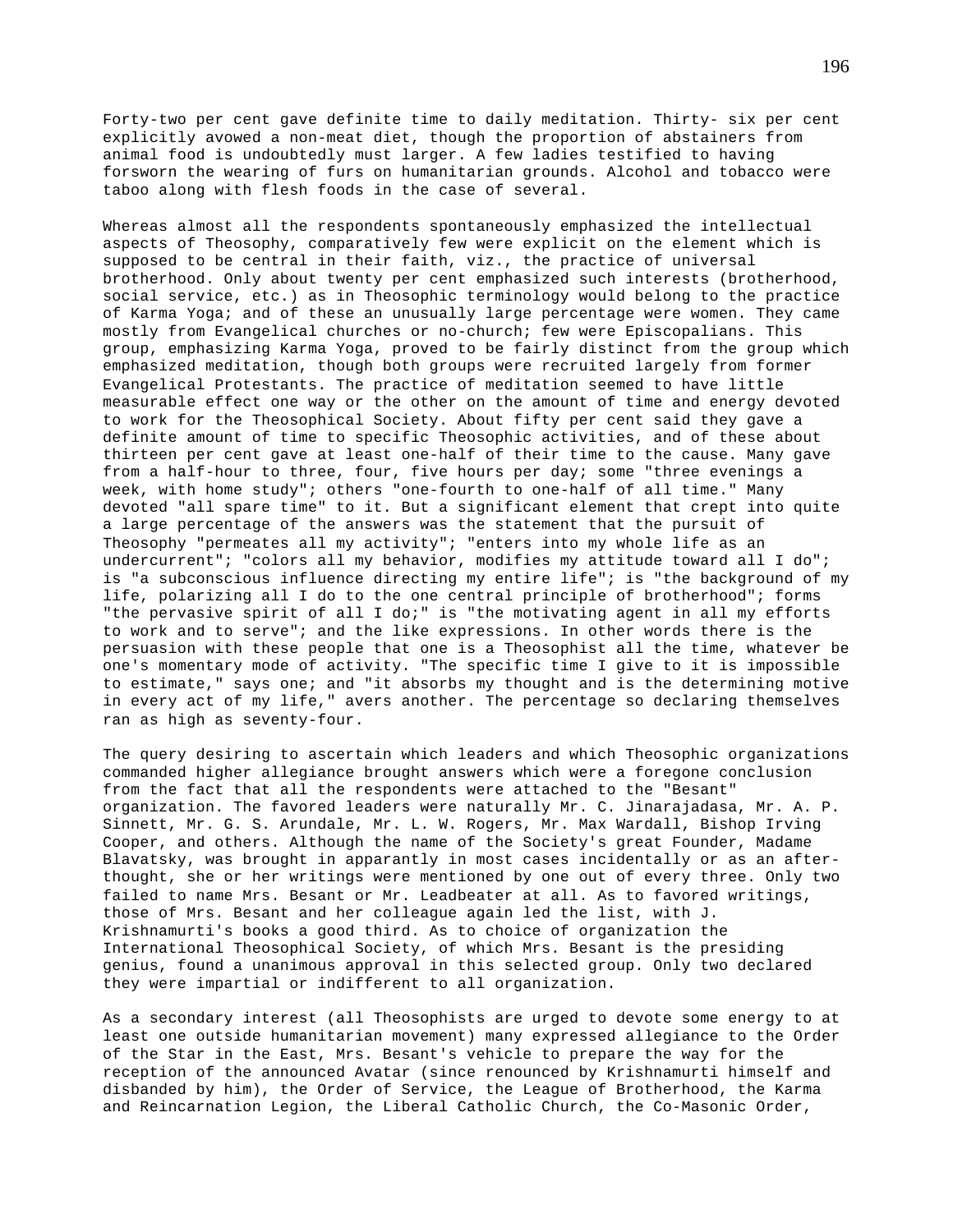Forty-two per cent gave definite time to daily meditation. Thirty- six per cent explicitly avowed a non-meat diet, though the proportion of abstainers from animal food is undoubtedly must larger. A few ladies testified to having forsworn the wearing of furs on humanitarian grounds. Alcohol and tobacco were taboo along with flesh foods in the case of several.

Whereas almost all the respondents spontaneously emphasized the intellectual aspects of Theosophy, comparatively few were explicit on the element which is supposed to be central in their faith, viz., the practice of universal brotherhood. Only about twenty per cent emphasized such interests (brotherhood, social service, etc.) as in Theosophic terminology would belong to the practice of Karma Yoga; and of these an unusually large percentage were women. They came mostly from Evangelical churches or no-church; few were Episcopalians. This group, emphasizing Karma Yoga, proved to be fairly distinct from the group which emphasized meditation, though both groups were recruited largely from former Evangelical Protestants. The practice of meditation seemed to have little measurable effect one way or the other on the amount of time and energy devoted to work for the Theosophical Society. About fifty per cent said they gave a definite amount of time to specific Theosophic activities, and of these about thirteen per cent gave at least one-half of their time to the cause. Many gave from a half-hour to three, four, five hours per day; some "three evenings a week, with home study"; others "one-fourth to one-half of all time." Many devoted "all spare time" to it. But a significant element that crept into quite a large percentage of the answers was the statement that the pursuit of Theosophy "permeates all my activity"; "enters into my whole life as an undercurrent"; "colors all my behavior, modifies my attitude toward all I do"; is "a subconscious influence directing my entire life"; is "the background of my life, polarizing all I do to the one central principle of brotherhood"; forms "the pervasive spirit of all I do;" is "the motivating agent in all my efforts to work and to serve"; and the like expressions. In other words there is the persuasion with these people that one is a Theosophist all the time, whatever be one's momentary mode of activity. "The specific time I give to it is impossible to estimate," says one; and "it absorbs my thought and is the determining motive in every act of my life," avers another. The percentage so declaring themselves ran as high as seventy-four.

The query desiring to ascertain which leaders and which Theosophic organizations commanded higher allegiance brought answers which were a foregone conclusion from the fact that all the respondents were attached to the "Besant" organization. The favored leaders were naturally Mr. C. Jinarajadasa, Mr. A. P. Sinnett, Mr. G. S. Arundale, Mr. L. W. Rogers, Mr. Max Wardall, Bishop Irving Cooper, and others. Although the name of the Society's great Founder, Madame Blavatsky, was brought in apparantly in most cases incidentally or as an after-thought, she or her writings were mentioned by one out of every three. Only two failed to name Mrs. Besant or Mr. Leadbeater at all. As to favored writings, those of Mrs. Besant and her colleague again led the list, with J. Krishnamurti's books a good third. As to choice of organization the International Theosophical Society, of which Mrs. Besant is the presiding genius, found a unanimous approval in this selected group. Only two declared they were impartial or indifferent to all organization.

As a secondary interest (all Theosophists are urged to devote some energy to at least one outside humanitarian movement) many expressed allegiance to the Order of the Star in the East, Mrs. Besant's vehicle to prepare the way for the reception of the announced Avatar (since renounced by Krishnamurti himself and disbanded by him), the Order of Service, the League of Brotherhood, the Karma and Reincarnation Legion, the Liberal Catholic Church, the Co-Masonic Order,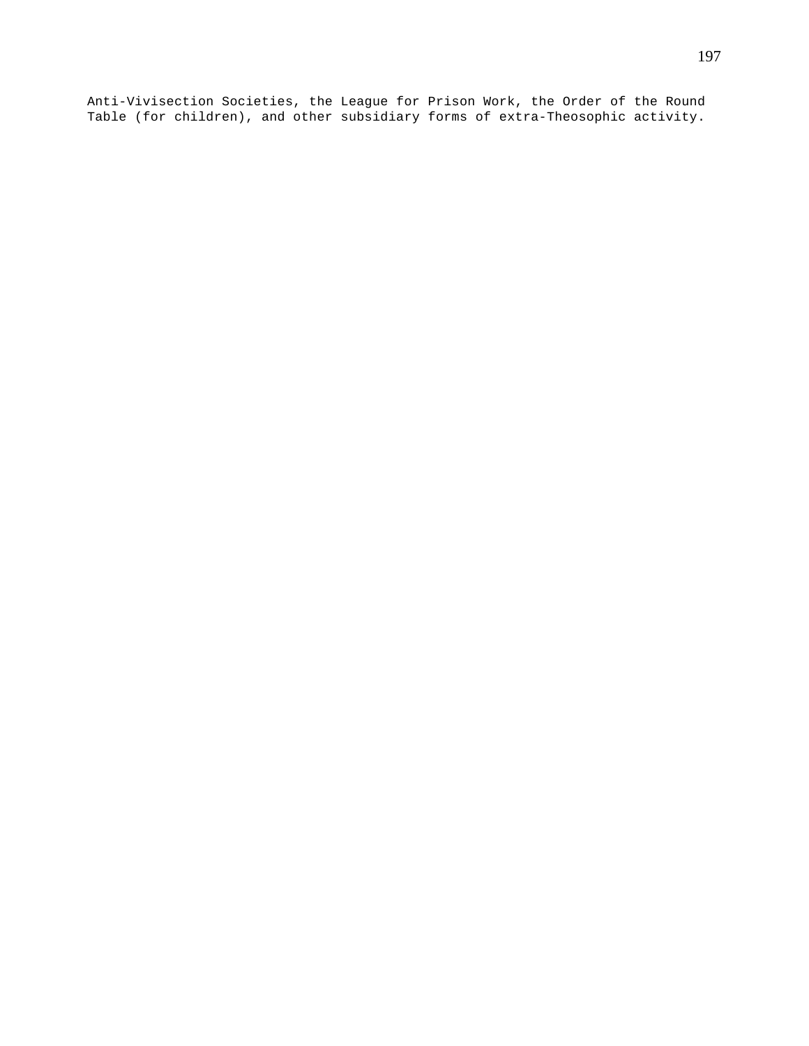Anti-Vivisection Societies, the League for Prison Work, the Order of the Round Table (for children), and other subsidiary forms of extra-Theosophic activity.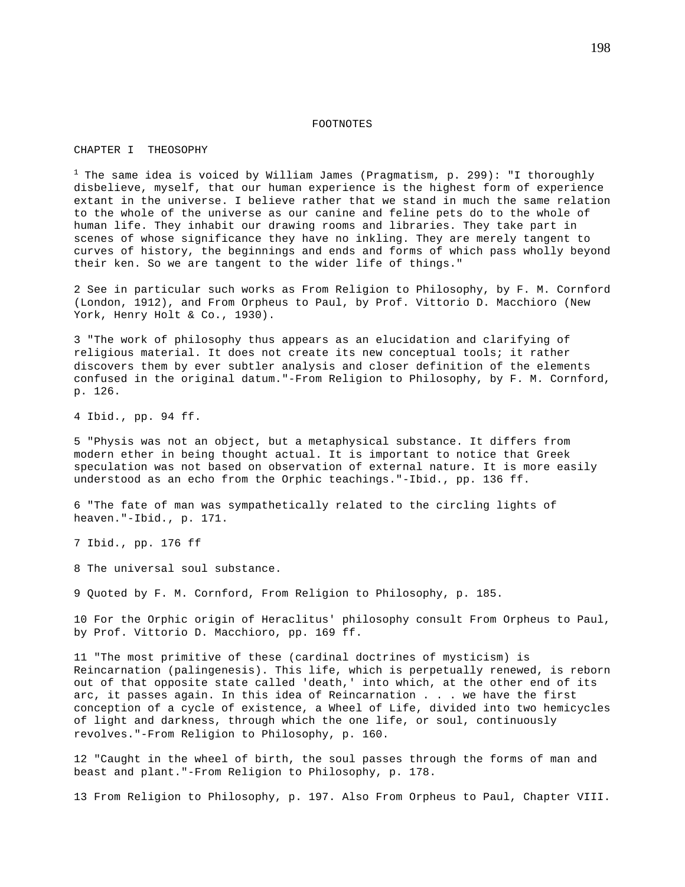# FOOTNOTES

## CHAPTER I THEOSOPHY

[1] The same idea is voiced by William James (Pragmatism, p. 299): "I thoroughly disbelieve, myself, that our human experience is the highest form of experience extant in the universe. I believe rather that we stand in much the same relation to the whole of the universe as our canine and feline pets do to the whole of human life. They inhabit our drawing rooms and libraries. They take part in scenes of whose significance they have no inkling. They are merely tangent to curves of history, the beginnings and ends and forms of which pass wholly beyond their ken. So we are tangent to the wider life of things."

2 See in particular such works as From Religion to Philosophy, by F. M. Cornford (London, 1912), and From Orpheus to Paul, by Prof. Vittorio D. Macchioro (New York, Henry Holt & Co., 1930).

3 "The work of philosophy thus appears as an elucidation and clarifying of religious material. It does not create its new conceptual tools; it rather discovers them by ever subtler analysis and closer definition of the elements confused in the original datum."-From Religion to Philosophy, by F. M. Cornford, p. 126.

4 Ibid., pp. 94 ff.

5 "Physis was not an object, but a metaphysical substance. It differs from modern ether in being thought actual. It is important to notice that Greek speculation was not based on observation of external nature. It is more easily understood as an echo from the Orphic teachings."-Ibid., pp. 136 ff.

6 "The fate of man was sympathetically related to the circling lights of heaven."-Ibid., p. 171.

7 Ibid., pp. 176 ff

8 The universal soul substance.

9 Quoted by F. M. Cornford, From Religion to Philosophy, p. 185.

10 For the Orphic origin of Heraclitus' philosophy consult From Orpheus to Paul, by Prof. Vittorio D. Macchioro, pp. 169 ff.

11 "The most primitive of these (cardinal doctrines of mysticism) is Reincarnation (palingenesis). This life, which is perpetually renewed, is reborn out of that opposite state called 'death,' into which, at the other end of its arc, it passes again. In this idea of Reincarnation . . . we have the first conception of a cycle of existence, a Wheel of Life, divided into two hemicycles of light and darkness, through which the one life, or soul, continuously revolves."-From Religion to Philosophy, p. 160.

12 "Caught in the wheel of birth, the soul passes through the forms of man and beast and plant."-From Religion to Philosophy, p. 178.

13 From Religion to Philosophy, p. 197. Also From Orpheus to Paul, Chapter VIII.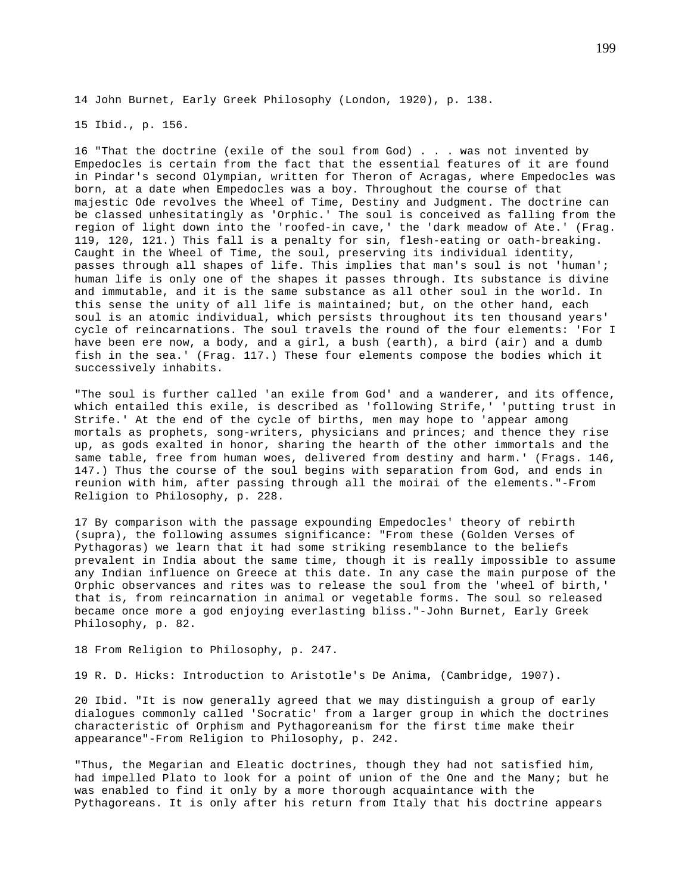14 John Burnet, Early Greek Philosophy (London, 1920), p. 138.

15 Ibid., p. 156.

16 "That the doctrine (exile of the soul from God) . . . was not invented by Empedocles is certain from the fact that the essential features of it are found in Pindar's second Olympian, written for Theron of Acragas, where Empedocles was born, at a date when Empedocles was a boy. Throughout the course of that majestic Ode revolves the Wheel of Time, Destiny and Judgment. The doctrine can be classed unhesitatingly as 'Orphic.' The soul is conceived as falling from the region of light down into the 'roofed-in cave,' the 'dark meadow of Ate.' (Frag. 119, 120, 121.) This fall is a penalty for sin, flesh-eating or oath-breaking. Caught in the Wheel of Time, the soul, preserving its individual identity, passes through all shapes of life. This implies that man's soul is not 'human'; human life is only one of the shapes it passes through. Its substance is divine and immutable, and it is the same substance as all other soul in the world. In this sense the unity of all life is maintained; but, on the other hand, each soul is an atomic individual, which persists throughout its ten thousand years' cycle of reincarnations. The soul travels the round of the four elements: 'For I have been ere now, a body, and a girl, a bush (earth), a bird (air) and a dumb fish in the sea.' (Frag. 117.) These four elements compose the bodies which it successively inhabits.

"The soul is further called 'an exile from God' and a wanderer, and its offence, which entailed this exile, is described as 'following Strife,' 'putting trust in Strife.' At the end of the cycle of births, men may hope to 'appear among mortals as prophets, song-writers, physicians and princes; and thence they rise up, as gods exalted in honor, sharing the hearth of the other immortals and the same table, free from human woes, delivered from destiny and harm.' (Frags. 146, 147.) Thus the course of the soul begins with separation from God, and ends in reunion with him, after passing through all the moirai of the elements."-From Religion to Philosophy, p. 228.

17 By comparison with the passage expounding Empedocles' theory of rebirth (supra), the following assumes significance: "From these (Golden Verses of Pythagoras) we learn that it had some striking resemblance to the beliefs prevalent in India about the same time, though it is really impossible to assume any Indian influence on Greece at this date. In any case the main purpose of the Orphic observances and rites was to release the soul from the 'wheel of birth,' that is, from reincarnation in animal or vegetable forms. The soul so released became once more a god enjoying everlasting bliss."-John Burnet, Early Greek Philosophy, p. 82.

18 From Religion to Philosophy, p. 247.

19 R. D. Hicks: Introduction to Aristotle's De Anima, (Cambridge, 1907).

20 Ibid. "It is now generally agreed that we may distinguish a group of early dialogues commonly called 'Socratic' from a larger group in which the doctrines characteristic of Orphism and Pythagoreanism for the first time make their appearance"-From Religion to Philosophy, p. 242.

"Thus, the Megarian and Eleatic doctrines, though they had not satisfied him, had impelled Plato to look for a point of union of the One and the Many; but he was enabled to find it only by a more thorough acquaintance with the Pythagoreans. It is only after his return from Italy that his doctrine appears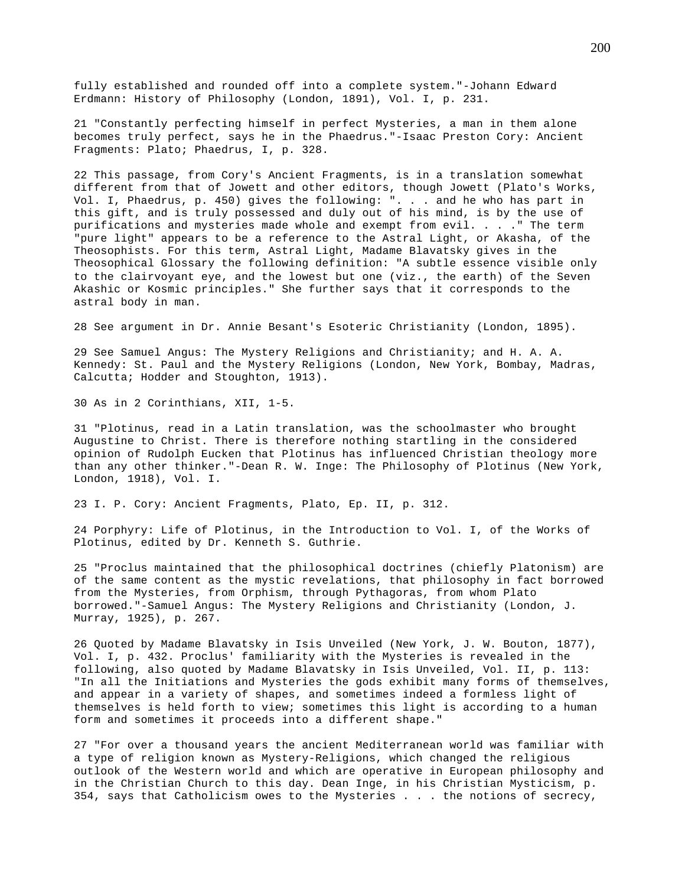fully established and rounded off into a complete system."-Johann Edward Erdmann: History of Philosophy (London, 1891), Vol. I, p. 231.

21 "Constantly perfecting himself in perfect Mysteries, a man in them alone becomes truly perfect, says he in the Phaedrus."-Isaac Preston Cory: Ancient Fragments: Plato; Phaedrus, I, p. 328.

22 This passage, from Cory's Ancient Fragments, is in a translation somewhat different from that of Jowett and other editors, though Jowett (Plato's Works, Vol. I, Phaedrus, p. 450) gives the following: ". . . and he who has part in this gift, and is truly possessed and duly out of his mind, is by the use of purifications and mysteries made whole and exempt from evil. . . ." The term "pure light" appears to be a reference to the Astral Light, or Akasha, of the Theosophists. For this term, Astral Light, Madame Blavatsky gives in the Theosophical Glossary the following definition: "A subtle essence visible only to the clairvoyant eye, and the lowest but one (viz., the earth) of the Seven Akashic or Kosmic principles." She further says that it corresponds to the astral body in man.

28 See argument in Dr. Annie Besant's Esoteric Christianity (London, 1895).

29 See Samuel Angus: The Mystery Religions and Christianity; and H. A. A. Kennedy: St. Paul and the Mystery Religions (London, New York, Bombay, Madras, Calcutta; Hodder and Stoughton, 1913).

30 As in 2 Corinthians, XII, 1-5.

31 "Plotinus, read in a Latin translation, was the schoolmaster who brought Augustine to Christ. There is therefore nothing startling in the considered opinion of Rudolph Eucken that Plotinus has influenced Christian theology more than any other thinker."-Dean R. W. Inge: The Philosophy of Plotinus (New York, London, 1918), Vol. I.

23 I. P. Cory: Ancient Fragments, Plato, Ep. II, p. 312.

24 Porphyry: Life of Plotinus, in the Introduction to Vol. I, of the Works of Plotinus, edited by Dr. Kenneth S. Guthrie.

25 "Proclus maintained that the philosophical doctrines (chiefly Platonism) are of the same content as the mystic revelations, that philosophy in fact borrowed from the Mysteries, from Orphism, through Pythagoras, from whom Plato borrowed."-Samuel Angus: The Mystery Religions and Christianity (London, J. Murray, 1925), p. 267.

26 Quoted by Madame Blavatsky in Isis Unveiled (New York, J. W. Bouton, 1877), Vol. I, p. 432. Proclus' familiarity with the Mysteries is revealed in the following, also quoted by Madame Blavatsky in Isis Unveiled, Vol. II, p. 113: "In all the Initiations and Mysteries the gods exhibit many forms of themselves, and appear in a variety of shapes, and sometimes indeed a formless light of themselves is held forth to view; sometimes this light is according to a human form and sometimes it proceeds into a different shape."

27 "For over a thousand years the ancient Mediterranean world was familiar with a type of religion known as Mystery-Religions, which changed the religious outlook of the Western world and which are operative in European philosophy and in the Christian Church to this day. Dean Inge, in his Christian Mysticism, p. 354, says that Catholicism owes to the Mysteries . . . the notions of secrecy,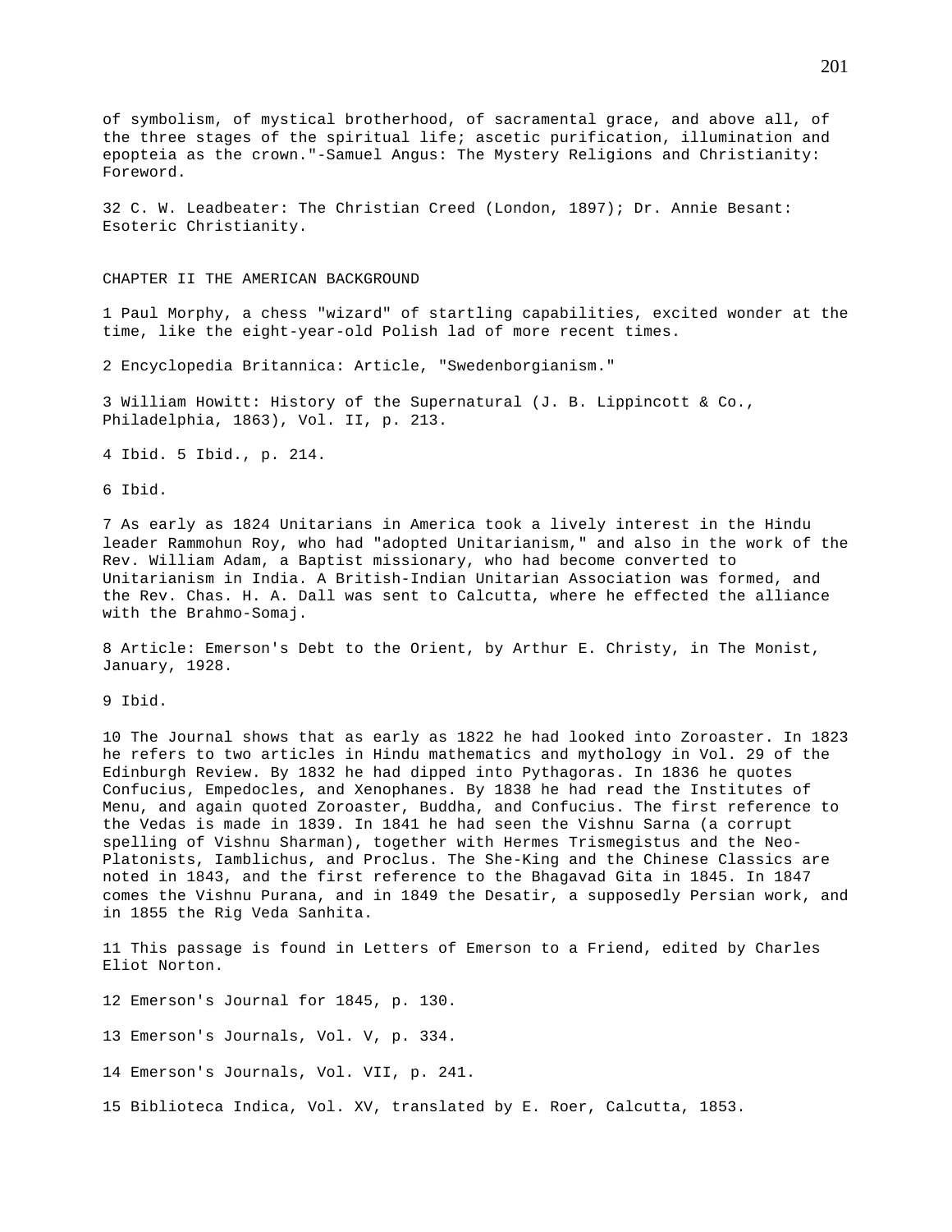of symbolism, of mystical brotherhood, of sacramental grace, and above all, of the three stages of the spiritual life; ascetic purification, illumination and epopteia as the crown."-Samuel Angus: The Mystery Religions and Christianity: Foreword.

32 C. W. Leadbeater: The Christian Creed (London, 1897); Dr. Annie Besant: Esoteric Christianity.

## CHAPTER II THE AMERICAN BACKGROUND

1 Paul Morphy, a chess "wizard" of startling capabilities, excited wonder at the time, like the eight-year-old Polish lad of more recent times.

2 Encyclopedia Britannica: Article, "Swedenborgianism."

3 William Howitt: History of the Supernatural (J. B. Lippincott & Co., Philadelphia, 1863), Vol. II, p. 213.

4 Ibid. 5 Ibid., p. 214.

6 Ibid.

7 As early as 1824 Unitarians in America took a lively interest in the Hindu leader Rammohun Roy, who had "adopted Unitarianism," and also in the work of the Rev. William Adam, a Baptist missionary, who had become converted to Unitarianism in India. A British-Indian Unitarian Association was formed, and the Rev. Chas. H. A. Dall was sent to Calcutta, where he effected the alliance with the Brahmo-Somaj.

8 Article: Emerson's Debt to the Orient, by Arthur E. Christy, in The Monist, January, 1928.

9 Ibid.

10 The Journal shows that as early as 1822 he had looked into Zoroaster. In 1823 he refers to two articles in Hindu mathematics and mythology in Vol. 29 of the Edinburgh Review. By 1832 he had dipped into Pythagoras. In 1836 he quotes Confucius, Empedocles, and Xenophanes. By 1838 he had read the Institutes of Menu, and again quoted Zoroaster, Buddha, and Confucius. The first reference to the Vedas is made in 1839. In 1841 he had seen the Vishnu Sarna (a corrupt spelling of Vishnu Sharman), together with Hermes Trismegistus and the Neo-Platonists, Iamblichus, and Proclus. The She-King and the Chinese Classics are noted in 1843, and the first reference to the Bhagavad Gita in 1845. In 1847 comes the Vishnu Purana, and in 1849 the Desatir, a supposedly Persian work, and in 1855 the Rig Veda Sanhita.

11 This passage is found in Letters of Emerson to a Friend, edited by Charles Eliot Norton.

12 Emerson's Journal for 1845, p. 130.

13 Emerson's Journals, Vol. V, p. 334.

14 Emerson's Journals, Vol. VII, p. 241.

15 Biblioteca Indica, Vol. XV, translated by E. Roer, Calcutta, 1853.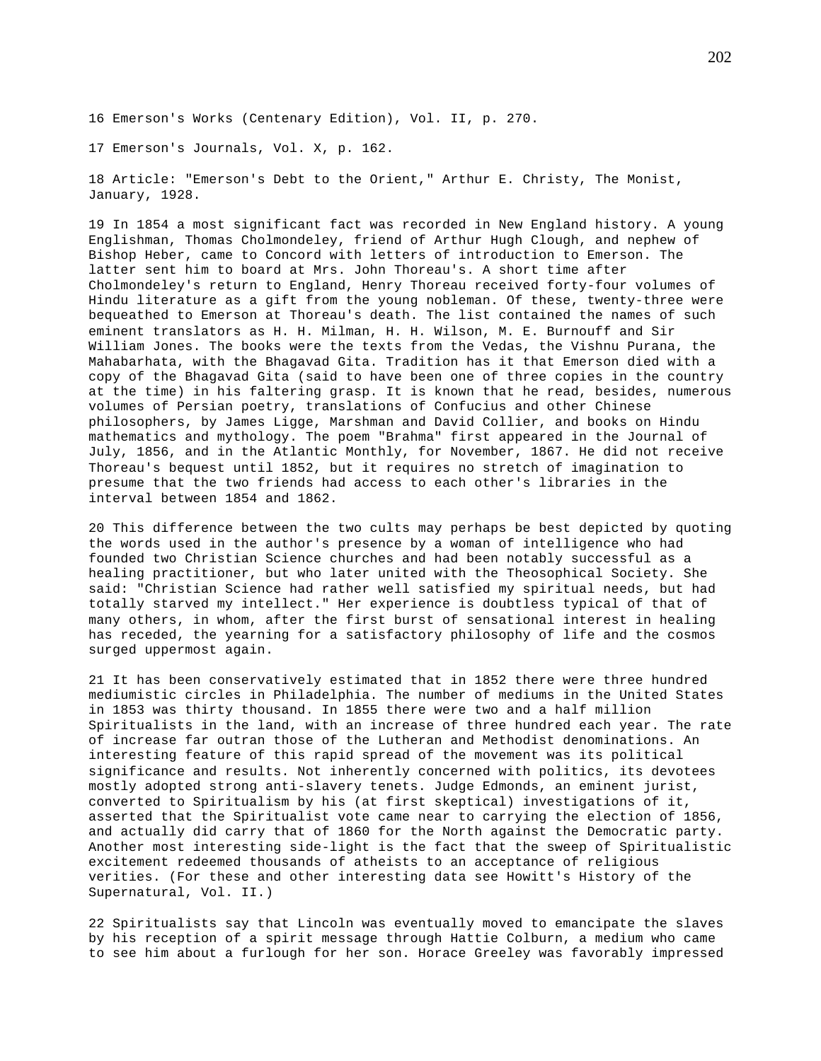16 Emerson's Works (Centenary Edition), Vol. II, p. 270.

17 Emerson's Journals, Vol. X, p. 162.

18 Article: "Emerson's Debt to the Orient," Arthur E. Christy, The Monist, January, 1928.

19 In 1854 a most significant fact was recorded in New England history. A young Englishman, Thomas Cholmondeley, friend of Arthur Hugh Clough, and nephew of Bishop Heber, came to Concord with letters of introduction to Emerson. The latter sent him to board at Mrs. John Thoreau's. A short time after Cholmondeley's return to England, Henry Thoreau received forty-four volumes of Hindu literature as a gift from the young nobleman. Of these, twenty-three were bequeathed to Emerson at Thoreau's death. The list contained the names of such eminent translators as H. H. Milman, H. H. Wilson, M. E. Burnouff and Sir William Jones. The books were the texts from the Vedas, the Vishnu Purana, the Mahabarhata, with the Bhagavad Gita. Tradition has it that Emerson died with a copy of the Bhagavad Gita (said to have been one of three copies in the country at the time) in his faltering grasp. It is known that he read, besides, numerous volumes of Persian poetry, translations of Confucius and other Chinese philosophers, by James Ligge, Marshman and David Collier, and books on Hindu mathematics and mythology. The poem "Brahma" first appeared in the Journal of July, 1856, and in the Atlantic Monthly, for November, 1867. He did not receive Thoreau's bequest until 1852, but it requires no stretch of imagination to presume that the two friends had access to each other's libraries in the interval between 1854 and 1862.

20 This difference between the two cults may perhaps be best depicted by quoting the words used in the author's presence by a woman of intelligence who had founded two Christian Science churches and had been notably successful as a healing practitioner, but who later united with the Theosophical Society. She said: "Christian Science had rather well satisfied my spiritual needs, but had totally starved my intellect." Her experience is doubtless typical of that of many others, in whom, after the first burst of sensational interest in healing has receded, the yearning for a satisfactory philosophy of life and the cosmos surged uppermost again.

21 It has been conservatively estimated that in 1852 there were three hundred mediumistic circles in Philadelphia. The number of mediums in the United States in 1853 was thirty thousand. In 1855 there were two and a half million Spiritualists in the land, with an increase of three hundred each year. The rate of increase far outran those of the Lutheran and Methodist denominations. An interesting feature of this rapid spread of the movement was its political significance and results. Not inherently concerned with politics, its devotees mostly adopted strong anti-slavery tenets. Judge Edmonds, an eminent jurist, converted to Spiritualism by his (at first skeptical) investigations of it, asserted that the Spiritualist vote came near to carrying the election of 1856, and actually did carry that of 1860 for the North against the Democratic party. Another most interesting side-light is the fact that the sweep of Spiritualistic excitement redeemed thousands of atheists to an acceptance of religious verities. (For these and other interesting data see Howitt's History of the Supernatural, Vol. II.)

22 Spiritualists say that Lincoln was eventually moved to emancipate the slaves by his reception of a spirit message through Hattie Colburn, a medium who came to see him about a furlough for her son. Horace Greeley was favorably impressed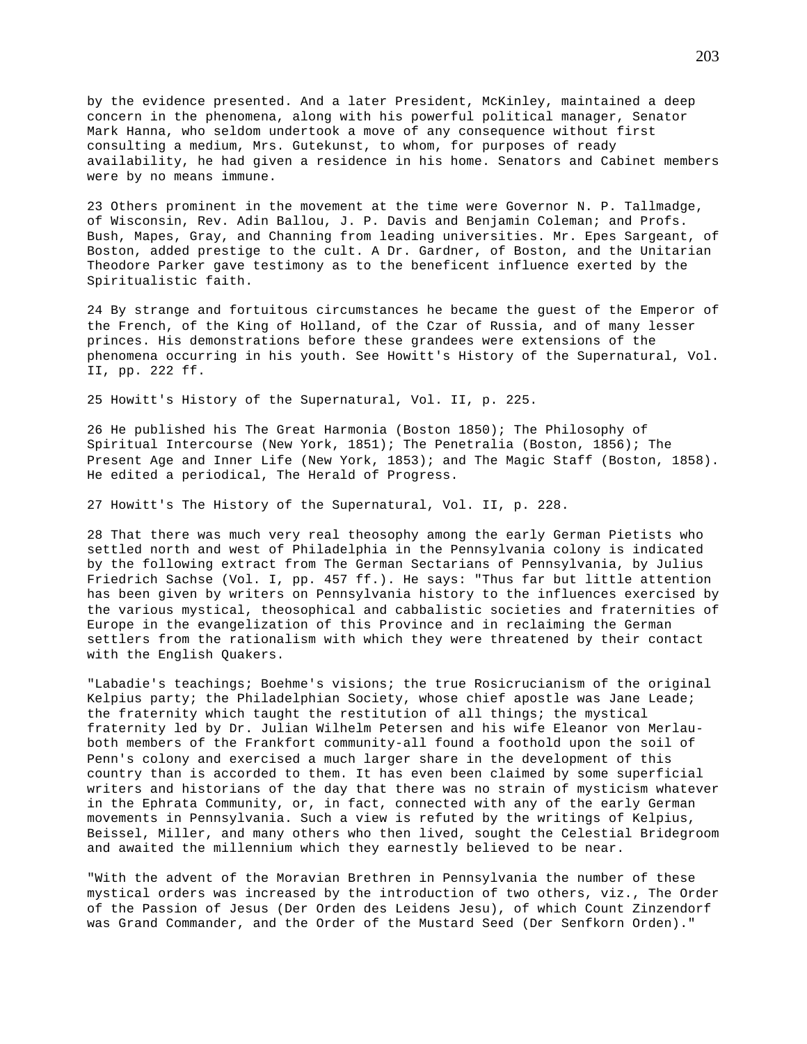by the evidence presented. And a later President, McKinley, maintained a deep concern in the phenomena, along with his powerful political manager, Senator Mark Hanna, who seldom undertook a move of any consequence without first consulting a medium, Mrs. Gutekunst, to whom, for purposes of ready availability, he had given a residence in his home. Senators and Cabinet members were by no means immune.

23 Others prominent in the movement at the time were Governor N. P. Tallmadge, of Wisconsin, Rev. Adin Ballou, J. P. Davis and Benjamin Coleman; and Profs. Bush, Mapes, Gray, and Channing from leading universities. Mr. Epes Sargeant, of Boston, added prestige to the cult. A Dr. Gardner, of Boston, and the Unitarian Theodore Parker gave testimony as to the beneficent influence exerted by the Spiritualistic faith.

24 By strange and fortuitous circumstances he became the guest of the Emperor of the French, of the King of Holland, of the Czar of Russia, and of many lesser princes. His demonstrations before these grandees were extensions of the phenomena occurring in his youth. See Howitt's History of the Supernatural, Vol. II, pp. 222 ff.

25 Howitt's History of the Supernatural, Vol. II, p. 225.

26 He published his The Great Harmonia (Boston 1850); The Philosophy of Spiritual Intercourse (New York, 1851); The Penetralia (Boston, 1856); The Present Age and Inner Life (New York, 1853); and The Magic Staff (Boston, 1858). He edited a periodical, The Herald of Progress.

27 Howitt's The History of the Supernatural, Vol. II, p. 228.

28 That there was much very real theosophy among the early German Pietists who settled north and west of Philadelphia in the Pennsylvania colony is indicated by the following extract from The German Sectarians of Pennsylvania, by Julius Friedrich Sachse (Vol. I, pp. 457 ff.). He says: "Thus far but little attention has been given by writers on Pennsylvania history to the influences exercised by the various mystical, theosophical and cabbalistic societies and fraternities of Europe in the evangelization of this Province and in reclaiming the German settlers from the rationalism with which they were threatened by their contact with the English Quakers.

"Labadie's teachings; Boehme's visions; the true Rosicrucianism of the original Kelpius party; the Philadelphian Society, whose chief apostle was Jane Leade; the fraternity which taught the restitution of all things; the mystical fraternity led by Dr. Julian Wilhelm Petersen and his wife Eleanor von Merlau-both members of the Frankfort community-all found a foothold upon the soil of Penn's colony and exercised a much larger share in the development of this country than is accorded to them. It has even been claimed by some superficial writers and historians of the day that there was no strain of mysticism whatever in the Ephrata Community, or, in fact, connected with any of the early German movements in Pennsylvania. Such a view is refuted by the writings of Kelpius, Beissel, Miller, and many others who then lived, sought the Celestial Bridegroom and awaited the millennium which they earnestly believed to be near.

"With the advent of the Moravian Brethren in Pennsylvania the number of these mystical orders was increased by the introduction of two others, viz., The Order of the Passion of Jesus (Der Orden des Leidens Jesu), of which Count Zinzendorf was Grand Commander, and the Order of the Mustard Seed (Der Senfkorn Orden)."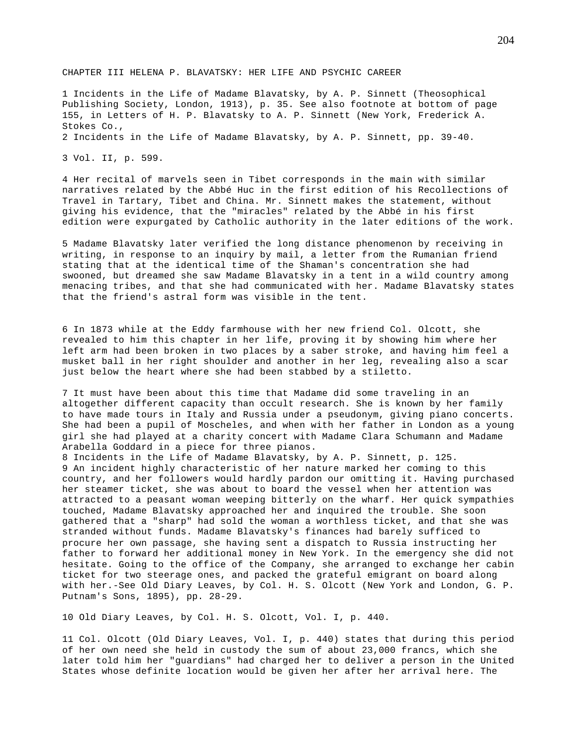CHAPTER III HELENA P. BLAVATSKY: HER LIFE AND PSYCHIC CAREER

1 Incidents in the Life of Madame Blavatsky, by A. P. Sinnett (Theosophical Publishing Society, London, 1913), p. 35. See also footnote at bottom of page 155, in Letters of H. P. Blavatsky to A. P. Sinnett (New York, Frederick A. Stokes Co.,

2 Incidents in the Life of Madame Blavatsky, by A. P. Sinnett, pp. 39-40.

3 Vol. II, p. 599.

4 Her recital of marvels seen in Tibet corresponds in the main with similar narratives related by the Abbé Huc in the first edition of his Recollections of Travel in Tartary, Tibet and China. Mr. Sinnett makes the statement, without giving his evidence, that the "miracles" related by the Abbé in his first edition were expurgated by Catholic authority in the later editions of the work.

5 Madame Blavatsky later verified the long distance phenomenon by receiving in writing, in response to an inquiry by mail, a letter from the Rumanian friend stating that at the identical time of the Shaman's concentration she had swooned, but dreamed she saw Madame Blavatsky in a tent in a wild country among menacing tribes, and that she had communicated with her. Madame Blavatsky states that the friend's astral form was visible in the tent.

6 In 1873 while at the Eddy farmhouse with her new friend Col. Olcott, she revealed to him this chapter in her life, proving it by showing him where her left arm had been broken in two places by a saber stroke, and having him feel a musket ball in her right shoulder and another in her leg, revealing also a scar just below the heart where she had been stabbed by a stiletto.

7 It must have been about this time that Madame did some traveling in an altogether different capacity than occult research. She is known by her family to have made tours in Italy and Russia under a pseudonym, giving piano concerts. She had been a pupil of Moscheles, and when with her father in London as a young girl she had played at a charity concert with Madame Clara Schumann and Madame Arabella Goddard in a piece for three pianos.

8 Incidents in the Life of Madame Blavatsky, by A. P. Sinnett, p. 125.

9 An incident highly characteristic of her nature marked her coming to this country, and her followers would hardly pardon our omitting it. Having purchased her steamer ticket, she was about to board the vessel when her attention was attracted to a peasant woman weeping bitterly on the wharf. Her quick sympathies touched, Madame Blavatsky approached her and inquired the trouble. She soon gathered that a "sharp" had sold the woman a worthless ticket, and that she was stranded without funds. Madame Blavatsky's finances had barely sufficed to procure her own passage, she having sent a dispatch to Russia instructing her father to forward her additional money in New York. In the emergency she did not hesitate. Going to the office of the Company, she arranged to exchange her cabin ticket for two steerage ones, and packed the grateful emigrant on board along with her.-See Old Diary Leaves, by Col. H. S. Olcott (New York and London, G. P. Putnam's Sons, 1895), pp. 28-29.

10 Old Diary Leaves, by Col. H. S. Olcott, Vol. I, p. 440.

11 Col. Olcott (Old Diary Leaves, Vol. I, p. 440) states that during this period of her own need she held in custody the sum of about 23,000 francs, which she later told him her "guardians" had charged her to deliver a person in the United States whose definite location would be given her after her arrival here. The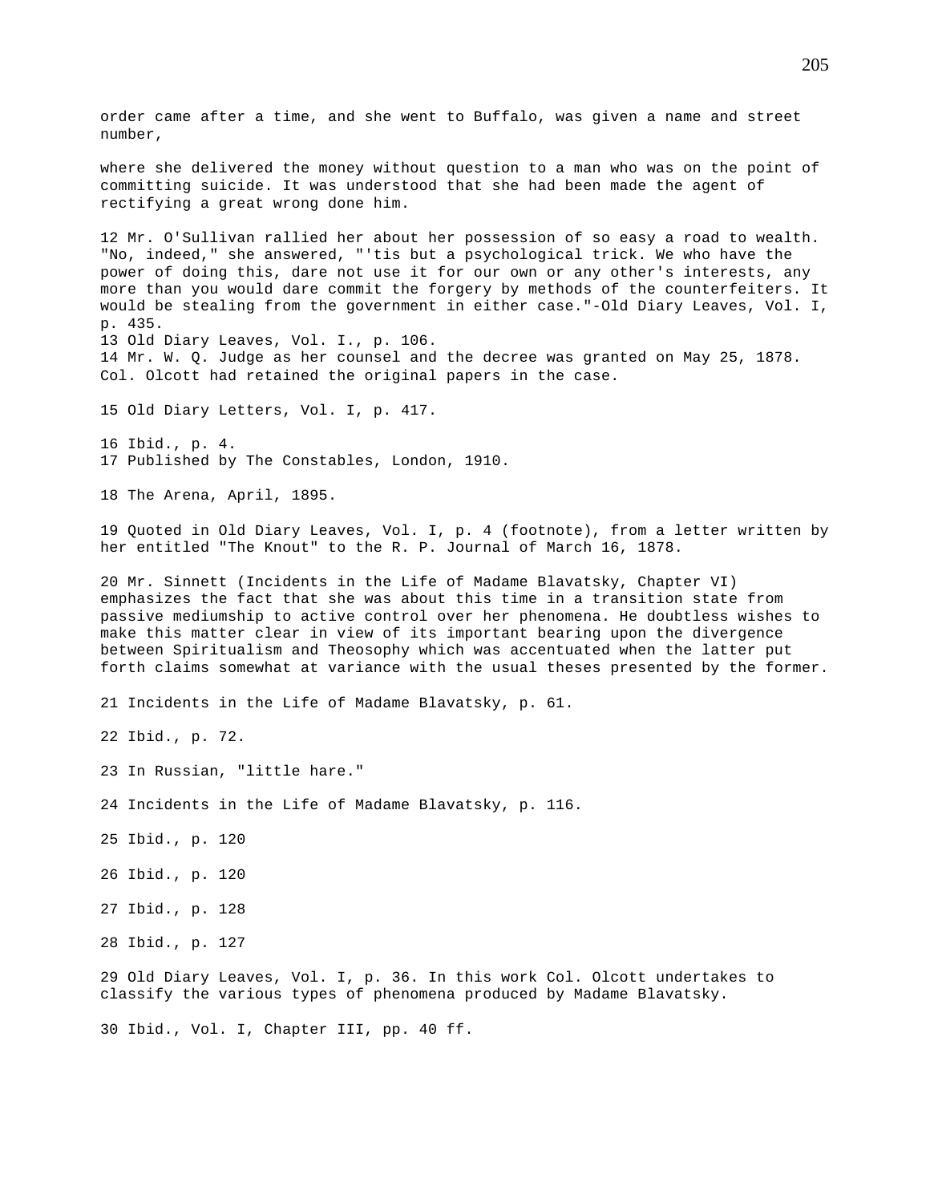order came after a time, and she went to Buffalo, was given a name and street number,

where she delivered the money without question to a man who was on the point of committing suicide. It was understood that she had been made the agent of rectifying a great wrong done him.

12 Mr. O'Sullivan rallied her about her possession of so easy a road to wealth. "No, indeed," she answered, "'tis but a psychological trick. We who have the power of doing this, dare not use it for our own or any other's interests, any more than you would dare commit the forgery by methods of the counterfeiters. It would be stealing from the government in either case."-Old Diary Leaves, Vol. I, p. 435.
13 Old Diary Leaves, Vol. I., p. 106.
14 Mr. W. Q. Judge as her counsel and the decree was granted on May 25, 1878. Col. Olcott had retained the original papers in the case.

15 Old Diary Letters, Vol. I, p. 417.

16 Ibid., p. 4.
17 Published by The Constables, London, 1910.

18 The Arena, April, 1895.

19 Quoted in Old Diary Leaves, Vol. I, p. 4 (footnote), from a letter written by her entitled "The Knout" to the R. P. Journal of March 16, 1878.

20 Mr. Sinnett (Incidents in the Life of Madame Blavatsky, Chapter VI) emphasizes the fact that she was about this time in a transition state from passive mediumship to active control over her phenomena. He doubtless wishes to make this matter clear in view of its important bearing upon the divergence between Spiritualism and Theosophy which was accentuated when the latter put forth claims somewhat at variance with the usual theses presented by the former.

21 Incidents in the Life of Madame Blavatsky, p. 61.

22 Ibid., p. 72.

23 In Russian, "little hare."

24 Incidents in the Life of Madame Blavatsky, p. 116.

25 Ibid., p. 120

26 Ibid., p. 120

27 Ibid., p. 128

28 Ibid., p. 127

29 Old Diary Leaves, Vol. I, p. 36. In this work Col. Olcott undertakes to classify the various types of phenomena produced by Madame Blavatsky.

30 Ibid., Vol. I, Chapter III, pp. 40 ff.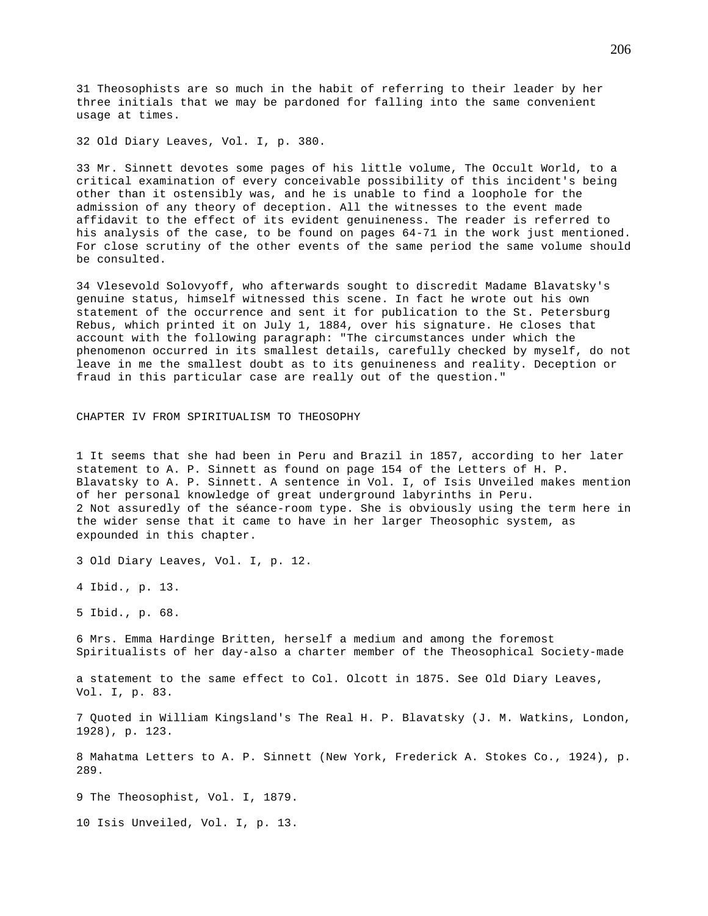31 Theosophists are so much in the habit of referring to their leader by her three initials that we may be pardoned for falling into the same convenient usage at times.

32 Old Diary Leaves, Vol. I, p. 380.

33 Mr. Sinnett devotes some pages of his little volume, The Occult World, to a critical examination of every conceivable possibility of this incident's being other than it ostensibly was, and he is unable to find a loophole for the admission of any theory of deception. All the witnesses to the event made affidavit to the effect of its evident genuineness. The reader is referred to his analysis of the case, to be found on pages 64-71 in the work just mentioned. For close scrutiny of the other events of the same period the same volume should be consulted.

34 Vlesevold Solovyoff, who afterwards sought to discredit Madame Blavatsky's genuine status, himself witnessed this scene. In fact he wrote out his own statement of the occurrence and sent it for publication to the St. Petersburg Rebus, which printed it on July 1, 1884, over his signature. He closes that account with the following paragraph: "The circumstances under which the phenomenon occurred in its smallest details, carefully checked by myself, do not leave in me the smallest doubt as to its genuineness and reality. Deception or fraud in this particular case are really out of the question."

## CHAPTER IV FROM SPIRITUALISM TO THEOSOPHY

1 It seems that she had been in Peru and Brazil in 1857, according to her later statement to A. P. Sinnett as found on page 154 of the Letters of H. P. Blavatsky to A. P. Sinnett. A sentence in Vol. I, of Isis Unveiled makes mention of her personal knowledge of great underground labyrinths in Peru.
2 Not assuredly of the séance-room type. She is obviously using the term here in the wider sense that it came to have in her larger Theosophic system, as expounded in this chapter.

3 Old Diary Leaves, Vol. I, p. 12.

4 Ibid., p. 13.

5 Ibid., p. 68.

6 Mrs. Emma Hardinge Britten, herself a medium and among the foremost Spiritualists of her day-also a charter member of the Theosophical Society-made a statement to the same effect to Col. Olcott in 1875. See Old Diary Leaves, Vol. I, p. 83.

7 Quoted in William Kingsland's The Real H. P. Blavatsky (J. M. Watkins, London, 1928), p. 123.

8 Mahatma Letters to A. P. Sinnett (New York, Frederick A. Stokes Co., 1924), p. 289.

9 The Theosophist, Vol. I, 1879.

10 Isis Unveiled, Vol. I, p. 13.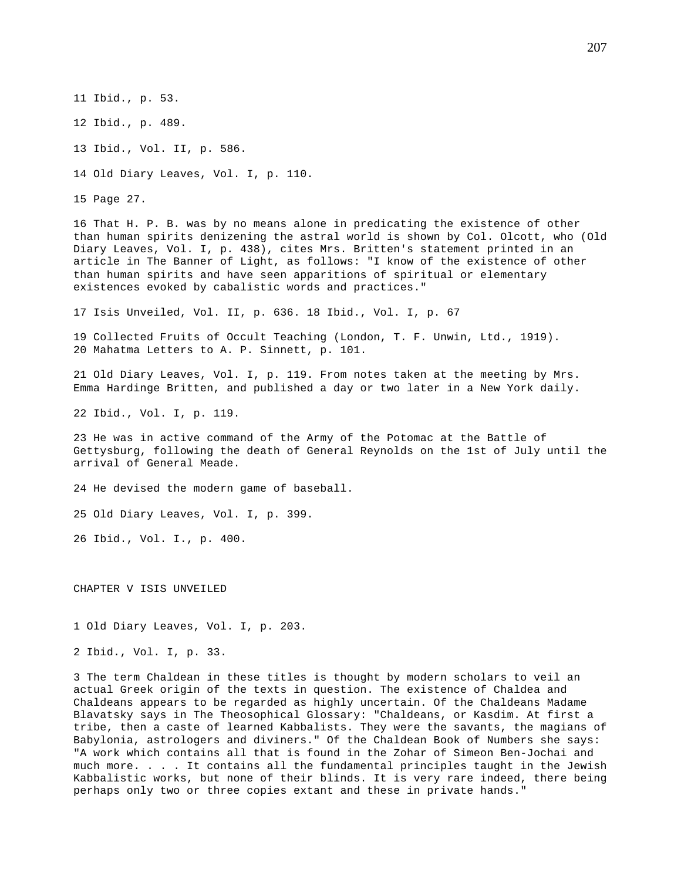11 Ibid., p. 53.

12 Ibid., p. 489.

13 Ibid., Vol. II, p. 586.

14 Old Diary Leaves, Vol. I, p. 110.

15 Page 27.

16 That H. P. B. was by no means alone in predicating the existence of other than human spirits denizening the astral world is shown by Col. Olcott, who (Old Diary Leaves, Vol. I, p. 438), cites Mrs. Britten's statement printed in an article in The Banner of Light, as follows: "I know of the existence of other than human spirits and have seen apparitions of spiritual or elementary existences evoked by cabalistic words and practices."

17 Isis Unveiled, Vol. II, p. 636. 18 Ibid., Vol. I, p. 67

19 Collected Fruits of Occult Teaching (London, T. F. Unwin, Ltd., 1919).
20 Mahatma Letters to A. P. Sinnett, p. 101.

21 Old Diary Leaves, Vol. I, p. 119. From notes taken at the meeting by Mrs. Emma Hardinge Britten, and published a day or two later in a New York daily.

22 Ibid., Vol. I, p. 119.

23 He was in active command of the Army of the Potomac at the Battle of Gettysburg, following the death of General Reynolds on the 1st of July until the arrival of General Meade.

24 He devised the modern game of baseball.

25 Old Diary Leaves, Vol. I, p. 399.

26 Ibid., Vol. I., p. 400.

## CHAPTER V ISIS UNVEILED

1 Old Diary Leaves, Vol. I, p. 203.

2 Ibid., Vol. I, p. 33.

3 The term Chaldean in these titles is thought by modern scholars to veil an actual Greek origin of the texts in question. The existence of Chaldea and Chaldeans appears to be regarded as highly uncertain. Of the Chaldeans Madame Blavatsky says in The Theosophical Glossary: "Chaldeans, or Kasdim. At first a tribe, then a caste of learned Kabbalists. They were the savants, the magians of Babylonia, astrologers and diviners." Of the Chaldean Book of Numbers she says: "A work which contains all that is found in the Zohar of Simeon Ben-Jochai and much more. . . . It contains all the fundamental principles taught in the Jewish Kabbalistic works, but none of their blinds. It is very rare indeed, there being perhaps only two or three copies extant and these in private hands."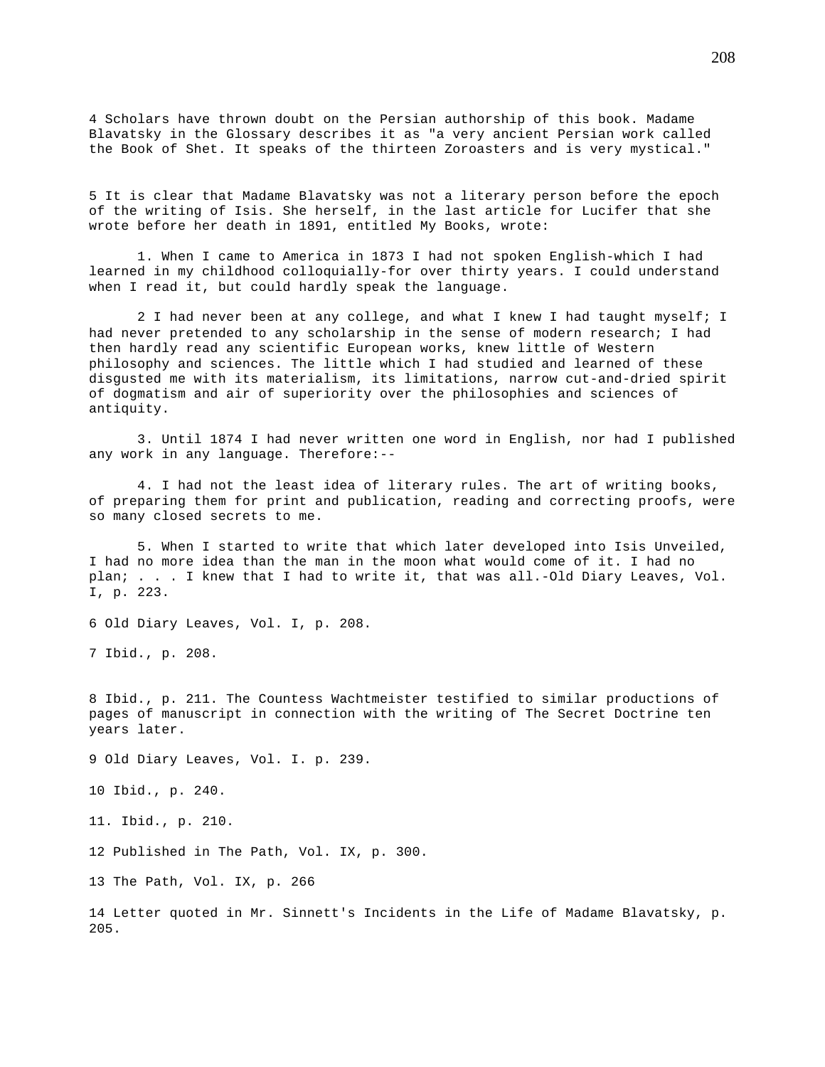4 Scholars have thrown doubt on the Persian authorship of this book. Madame Blavatsky in the Glossary describes it as "a very ancient Persian work called the Book of Shet. It speaks of the thirteen Zoroasters and is very mystical."

5 It is clear that Madame Blavatsky was not a literary person before the epoch of the writing of Isis. She herself, in the last article for Lucifer that she wrote before her death in 1891, entitled My Books, wrote:

1. When I came to America in 1873 I had not spoken English-which I had learned in my childhood colloquially-for over thirty years. I could understand when I read it, but could hardly speak the language.

2 I had never been at any college, and what I knew I had taught myself; I had never pretended to any scholarship in the sense of modern research; I had then hardly read any scientific European works, knew little of Western philosophy and sciences. The little which I had studied and learned of these disgusted me with its materialism, its limitations, narrow cut-and-dried spirit of dogmatism and air of superiority over the philosophies and sciences of antiquity.

3. Until 1874 I had never written one word in English, nor had I published any work in any language. Therefore:--

4. I had not the least idea of literary rules. The art of writing books, of preparing them for print and publication, reading and correcting proofs, were so many closed secrets to me.

5. When I started to write that which later developed into Isis Unveiled, I had no more idea than the man in the moon what would come of it. I had no plan; . . . I knew that I had to write it, that was all.-Old Diary Leaves, Vol. I, p. 223.

6 Old Diary Leaves, Vol. I, p. 208.

7 Ibid., p. 208.

8 Ibid., p. 211. The Countess Wachtmeister testified to similar productions of pages of manuscript in connection with the writing of The Secret Doctrine ten years later.

9 Old Diary Leaves, Vol. I. p. 239.

10 Ibid., p. 240.

11. Ibid., p. 210.

12 Published in The Path, Vol. IX, p. 300.

13 The Path, Vol. IX, p. 266

14 Letter quoted in Mr. Sinnett's Incidents in the Life of Madame Blavatsky, p. 205.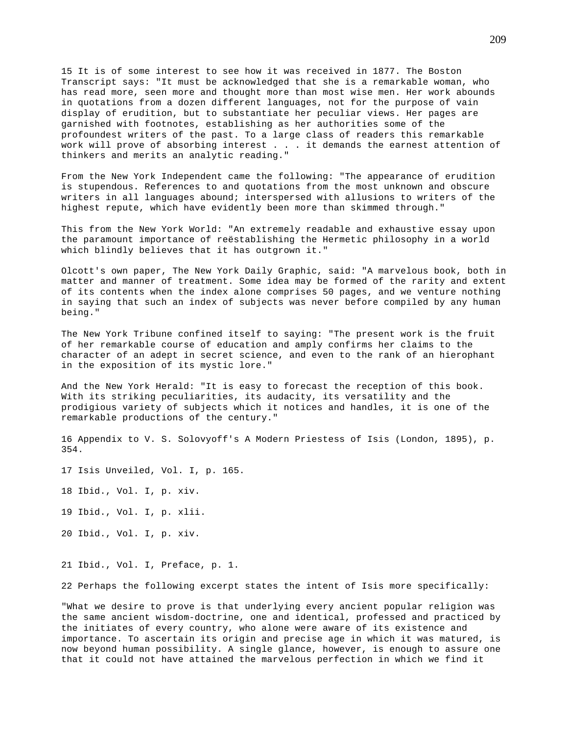15 It is of some interest to see how it was received in 1877. The Boston Transcript says: "It must be acknowledged that she is a remarkable woman, who has read more, seen more and thought more than most wise men. Her work abounds in quotations from a dozen different languages, not for the purpose of vain display of erudition, but to substantiate her peculiar views. Her pages are garnished with footnotes, establishing as her authorities some of the profoundest writers of the past. To a large class of readers this remarkable work will prove of absorbing interest . . . it demands the earnest attention of thinkers and merits an analytic reading."

From the New York Independent came the following: "The appearance of erudition is stupendous. References to and quotations from the most unknown and obscure writers in all languages abound; interspersed with allusions to writers of the highest repute, which have evidently been more than skimmed through."

This from the New York World: "An extremely readable and exhaustive essay upon the paramount importance of reëstablishing the Hermetic philosophy in a world which blindly believes that it has outgrown it."

Olcott's own paper, The New York Daily Graphic, said: "A marvelous book, both in matter and manner of treatment. Some idea may be formed of the rarity and extent of its contents when the index alone comprises 50 pages, and we venture nothing in saying that such an index of subjects was never before compiled by any human being."

The New York Tribune confined itself to saying: "The present work is the fruit of her remarkable course of education and amply confirms her claims to the character of an adept in secret science, and even to the rank of an hierophant in the exposition of its mystic lore."

And the New York Herald: "It is easy to forecast the reception of this book. With its striking peculiarities, its audacity, its versatility and the prodigious variety of subjects which it notices and handles, it is one of the remarkable productions of the century."

16 Appendix to V. S. Solovyoff's A Modern Priestess of Isis (London, 1895), p. 354.

17 Isis Unveiled, Vol. I, p. 165.

18 Ibid., Vol. I, p. xiv.

19 Ibid., Vol. I, p. xlii.

20 Ibid., Vol. I, p. xiv.

21 Ibid., Vol. I, Preface, p. 1.

22 Perhaps the following excerpt states the intent of Isis more specifically:

"What we desire to prove is that underlying every ancient popular religion was the same ancient wisdom-doctrine, one and identical, professed and practiced by the initiates of every country, who alone were aware of its existence and importance. To ascertain its origin and precise age in which it was matured, is now beyond human possibility. A single glance, however, is enough to assure one that it could not have attained the marvelous perfection in which we find it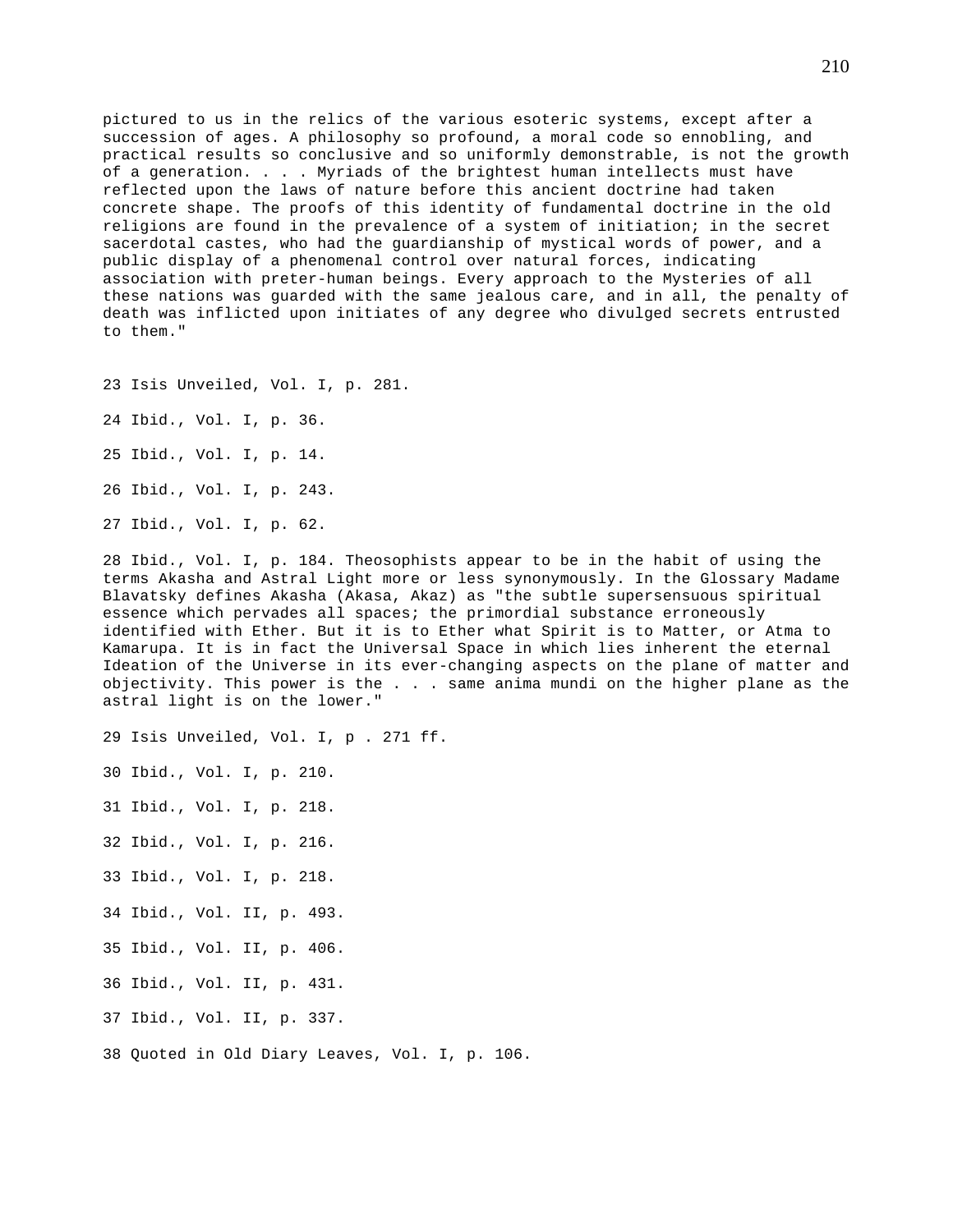pictured to us in the relics of the various esoteric systems, except after a succession of ages. A philosophy so profound, a moral code so ennobling, and practical results so conclusive and so uniformly demonstrable, is not the growth of a generation. . . . Myriads of the brightest human intellects must have reflected upon the laws of nature before this ancient doctrine had taken concrete shape. The proofs of this identity of fundamental doctrine in the old religions are found in the prevalence of a system of initiation; in the secret sacerdotal castes, who had the guardianship of mystical words of power, and a public display of a phenomenal control over natural forces, indicating association with preter-human beings. Every approach to the Mysteries of all these nations was guarded with the same jealous care, and in all, the penalty of death was inflicted upon initiates of any degree who divulged secrets entrusted to them."

23 Isis Unveiled, Vol. I, p. 281.

24 Ibid., Vol. I, p. 36.

25 Ibid., Vol. I, p. 14.

26 Ibid., Vol. I, p. 243.

27 Ibid., Vol. I, p. 62.

28 Ibid., Vol. I, p. 184. Theosophists appear to be in the habit of using the terms Akasha and Astral Light more or less synonymously. In the Glossary Madame Blavatsky defines Akasha (Akasa, Akaz) as "the subtle supersensuous spiritual essence which pervades all spaces; the primordial substance erroneously identified with Ether. But it is to Ether what Spirit is to Matter, or Atma to Kamarupa. It is in fact the Universal Space in which lies inherent the eternal Ideation of the Universe in its ever-changing aspects on the plane of matter and objectivity. This power is the . . . same anima mundi on the higher plane as the astral light is on the lower."

29 Isis Unveiled, Vol. I, p . 271 ff.

30 Ibid., Vol. I, p. 210.

31 Ibid., Vol. I, p. 218.

32 Ibid., Vol. I, p. 216.

33 Ibid., Vol. I, p. 218.

34 Ibid., Vol. II, p. 493.

35 Ibid., Vol. II, p. 406.

36 Ibid., Vol. II, p. 431.

37 Ibid., Vol. II, p. 337.

38 Quoted in Old Diary Leaves, Vol. I, p. 106.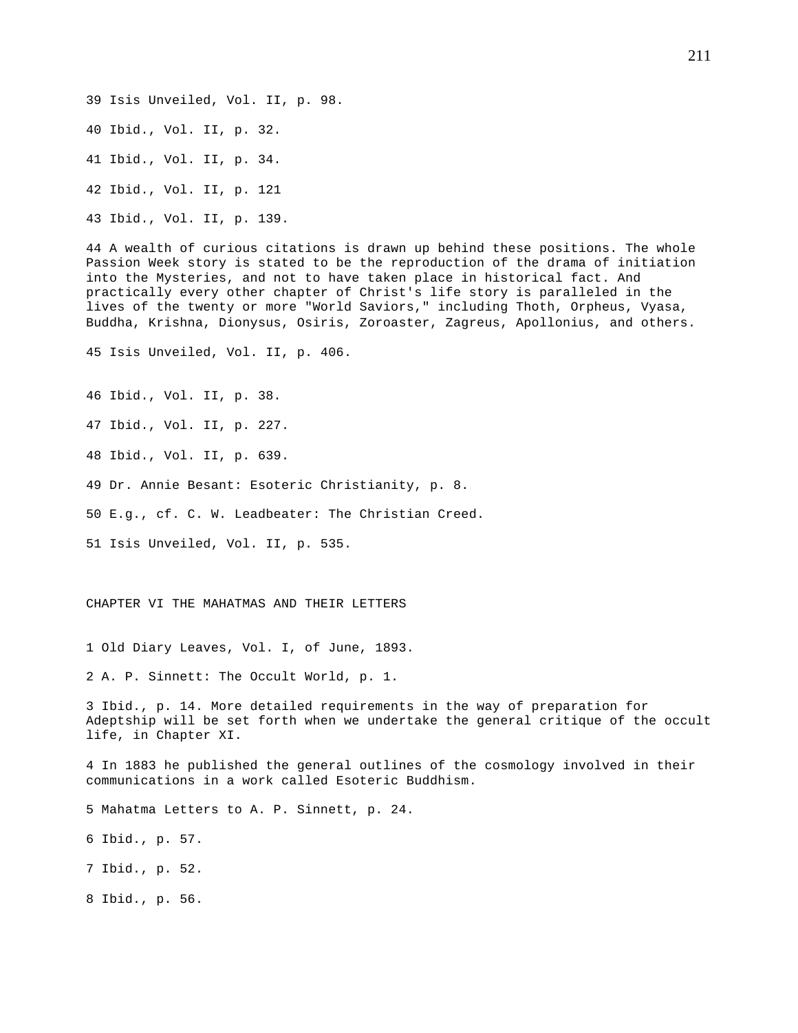39 Isis Unveiled, Vol. II, p. 98.

40 Ibid., Vol. II, p. 32.

41 Ibid., Vol. II, p. 34.

42 Ibid., Vol. II, p. 121

43 Ibid., Vol. II, p. 139.

44 A wealth of curious citations is drawn up behind these positions. The whole Passion Week story is stated to be the reproduction of the drama of initiation into the Mysteries, and not to have taken place in historical fact. And practically every other chapter of Christ's life story is paralleled in the lives of the twenty or more "World Saviors," including Thoth, Orpheus, Vyasa, Buddha, Krishna, Dionysus, Osiris, Zoroaster, Zagreus, Apollonius, and others.

45 Isis Unveiled, Vol. II, p. 406.

46 Ibid., Vol. II, p. 38.

47 Ibid., Vol. II, p. 227.

48 Ibid., Vol. II, p. 639.

49 Dr. Annie Besant: Esoteric Christianity, p. 8.

50 E.g., cf. C. W. Leadbeater: The Christian Creed.

51 Isis Unveiled, Vol. II, p. 535.

## CHAPTER VI THE MAHATMAS AND THEIR LETTERS

1 Old Diary Leaves, Vol. I, of June, 1893.

2 A. P. Sinnett: The Occult World, p. 1.

3 Ibid., p. 14. More detailed requirements in the way of preparation for Adeptship will be set forth when we undertake the general critique of the occult life, in Chapter XI.

4 In 1883 he published the general outlines of the cosmology involved in their communications in a work called Esoteric Buddhism.

5 Mahatma Letters to A. P. Sinnett, p. 24.

6 Ibid., p. 57.

7 Ibid., p. 52.

8 Ibid., p. 56.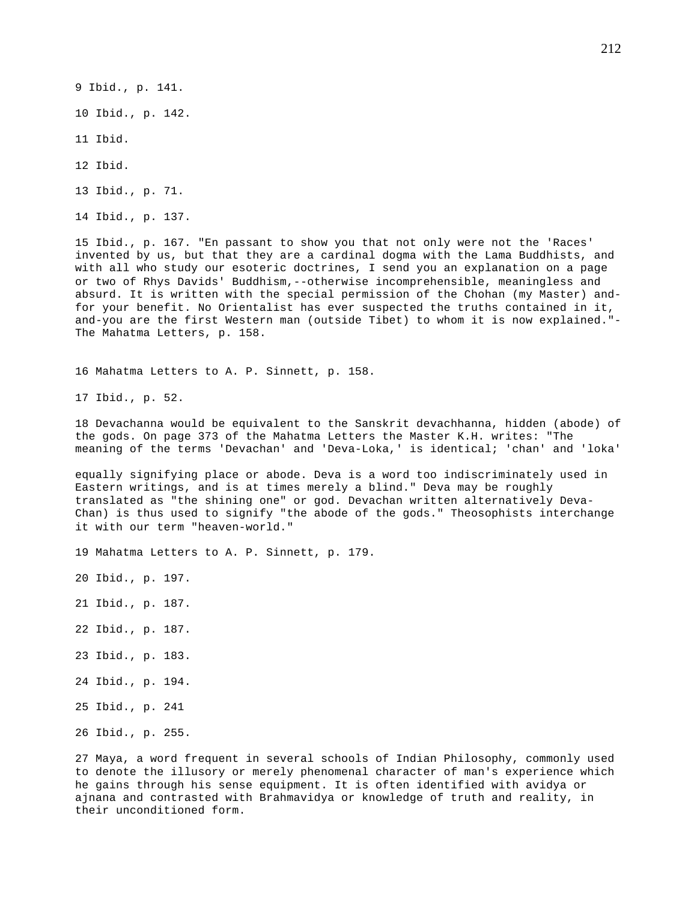9 Ibid., p. 141.

10 Ibid., p. 142.

11 Ibid.

12 Ibid.

13 Ibid., p. 71.

14 Ibid., p. 137.

15 Ibid., p. 167. "En passant to show you that not only were not the 'Races' invented by us, but that they are a cardinal dogma with the Lama Buddhists, and with all who study our esoteric doctrines, I send you an explanation on a page or two of Rhys Davids' Buddhism,--otherwise incomprehensible, meaningless and absurd. It is written with the special permission of the Chohan (my Master) and-for your benefit. No Orientalist has ever suspected the truths contained in it, and-you are the first Western man (outside Tibet) to whom it is now explained."-The Mahatma Letters, p. 158.

16 Mahatma Letters to A. P. Sinnett, p. 158.

17 Ibid., p. 52.

18 Devachanna would be equivalent to the Sanskrit devachhanna, hidden (abode) of the gods. On page 373 of the Mahatma Letters the Master K.H. writes: "The meaning of the terms 'Devachan' and 'Deva-Loka,' is identical; 'chan' and 'loka' equally signifying place or abode. Deva is a word too indiscriminately used in Eastern writings, and is at times merely a blind." Deva may be roughly translated as "the shining one" or god. Devachan written alternatively Deva-Chan) is thus used to signify "the abode of the gods." Theosophists interchange it with our term "heaven-world."

19 Mahatma Letters to A. P. Sinnett, p. 179.

20 Ibid., p. 197.

21 Ibid., p. 187.

22 Ibid., p. 187.

23 Ibid., p. 183.

24 Ibid., p. 194.

25 Ibid., p. 241

26 Ibid., p. 255.

27 Maya, a word frequent in several schools of Indian Philosophy, commonly used to denote the illusory or merely phenomenal character of man's experience which he gains through his sense equipment. It is often identified with avidya or ajnana and contrasted with Brahmavidya or knowledge of truth and reality, in their unconditioned form.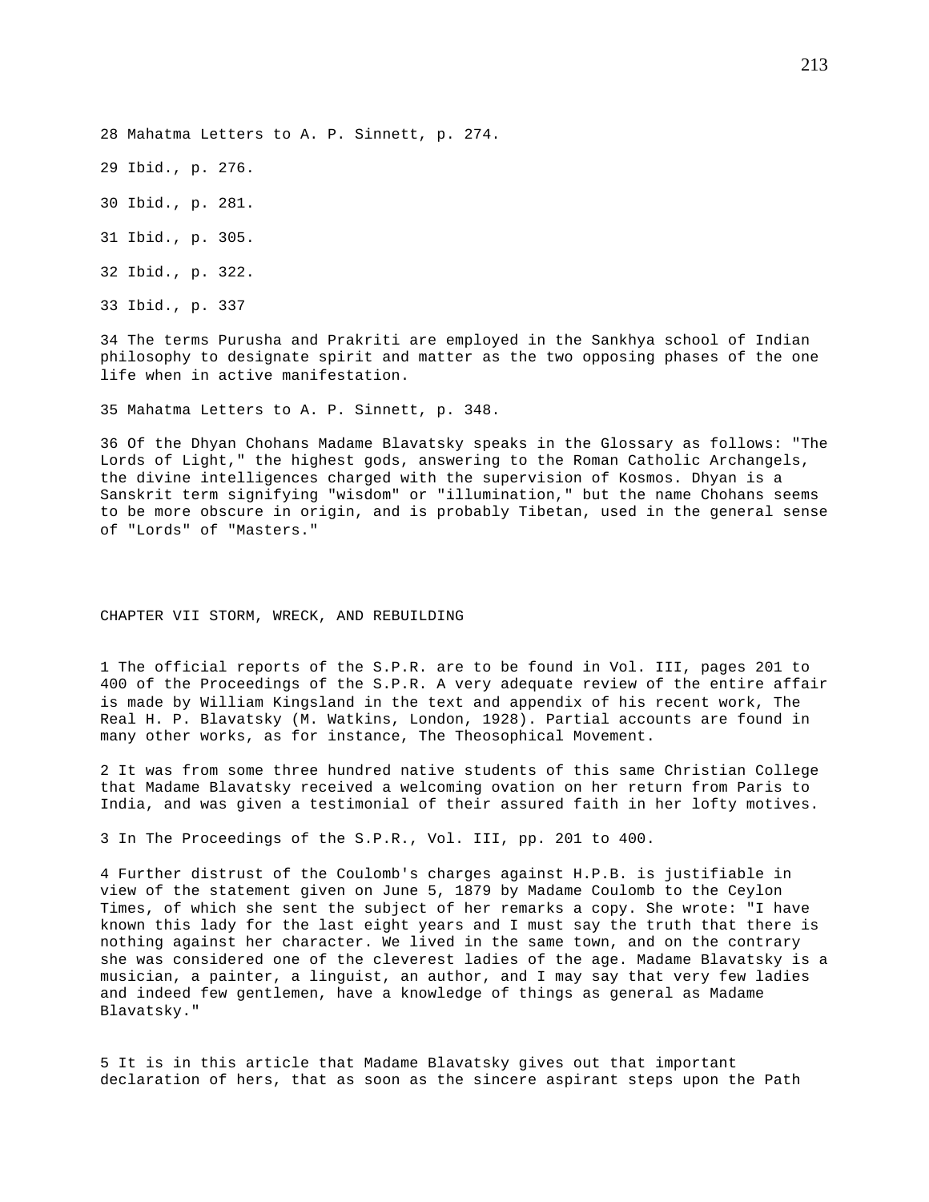28 Mahatma Letters to A. P. Sinnett, p. 274.

29 Ibid., p. 276.

30 Ibid., p. 281.

31 Ibid., p. 305.

32 Ibid., p. 322.

33 Ibid., p. 337

34 The terms Purusha and Prakriti are employed in the Sankhya school of Indian philosophy to designate spirit and matter as the two opposing phases of the one life when in active manifestation.

35 Mahatma Letters to A. P. Sinnett, p. 348.

36 Of the Dhyan Chohans Madame Blavatsky speaks in the Glossary as follows: "The Lords of Light," the highest gods, answering to the Roman Catholic Archangels, the divine intelligences charged with the supervision of Kosmos. Dhyan is a Sanskrit term signifying "wisdom" or "illumination," but the name Chohans seems to be more obscure in origin, and is probably Tibetan, used in the general sense of "Lords" of "Masters."

## CHAPTER VII STORM, WRECK, AND REBUILDING

1 The official reports of the S.P.R. are to be found in Vol. III, pages 201 to 400 of the Proceedings of the S.P.R. A very adequate review of the entire affair is made by William Kingsland in the text and appendix of his recent work, The Real H. P. Blavatsky (M. Watkins, London, 1928). Partial accounts are found in many other works, as for instance, The Theosophical Movement.

2 It was from some three hundred native students of this same Christian College that Madame Blavatsky received a welcoming ovation on her return from Paris to India, and was given a testimonial of their assured faith in her lofty motives.

3 In The Proceedings of the S.P.R., Vol. III, pp. 201 to 400.

4 Further distrust of the Coulomb's charges against H.P.B. is justifiable in view of the statement given on June 5, 1879 by Madame Coulomb to the Ceylon Times, of which she sent the subject of her remarks a copy. She wrote: "I have known this lady for the last eight years and I must say the truth that there is nothing against her character. We lived in the same town, and on the contrary she was considered one of the cleverest ladies of the age. Madame Blavatsky is a musician, a painter, a linguist, an author, and I may say that very few ladies and indeed few gentlemen, have a knowledge of things as general as Madame Blavatsky."

5 It is in this article that Madame Blavatsky gives out that important declaration of hers, that as soon as the sincere aspirant steps upon the Path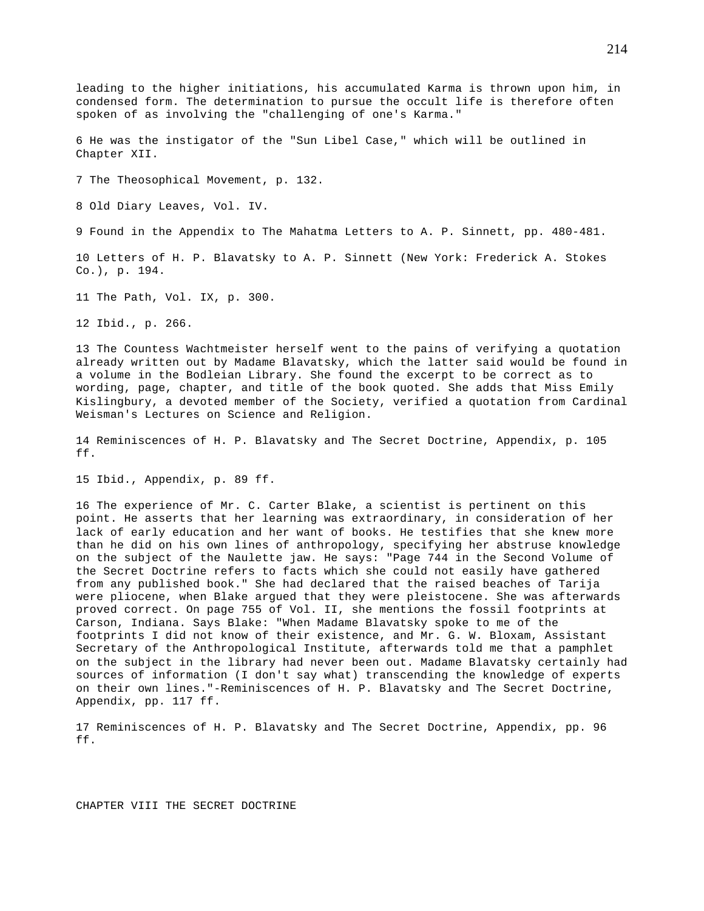leading to the higher initiations, his accumulated Karma is thrown upon him, in condensed form. The determination to pursue the occult life is therefore often spoken of as involving the "challenging of one's Karma."

6 He was the instigator of the "Sun Libel Case," which will be outlined in Chapter XII.

7 The Theosophical Movement, p. 132.

8 Old Diary Leaves, Vol. IV.

9 Found in the Appendix to The Mahatma Letters to A. P. Sinnett, pp. 480-481.

10 Letters of H. P. Blavatsky to A. P. Sinnett (New York: Frederick A. Stokes Co.), p. 194.

11 The Path, Vol. IX, p. 300.

12 Ibid., p. 266.

13 The Countess Wachtmeister herself went to the pains of verifying a quotation already written out by Madame Blavatsky, which the latter said would be found in a volume in the Bodleian Library. She found the excerpt to be correct as to wording, page, chapter, and title of the book quoted. She adds that Miss Emily Kislingbury, a devoted member of the Society, verified a quotation from Cardinal Weisman's Lectures on Science and Religion.

14 Reminiscences of H. P. Blavatsky and The Secret Doctrine, Appendix, p. 105 ff.

15 Ibid., Appendix, p. 89 ff.

16 The experience of Mr. C. Carter Blake, a scientist is pertinent on this point. He asserts that her learning was extraordinary, in consideration of her lack of early education and her want of books. He testifies that she knew more than he did on his own lines of anthropology, specifying her abstruse knowledge on the subject of the Naulette jaw. He says: "Page 744 in the Second Volume of the Secret Doctrine refers to facts which she could not easily have gathered from any published book." She had declared that the raised beaches of Tarija were pliocene, when Blake argued that they were pleistocene. She was afterwards proved correct. On page 755 of Vol. II, she mentions the fossil footprints at Carson, Indiana. Says Blake: "When Madame Blavatsky spoke to me of the footprints I did not know of their existence, and Mr. G. W. Bloxam, Assistant Secretary of the Anthropological Institute, afterwards told me that a pamphlet on the subject in the library had never been out. Madame Blavatsky certainly had sources of information (I don't say what) transcending the knowledge of experts on their own lines."-Reminiscences of H. P. Blavatsky and The Secret Doctrine, Appendix, pp. 117 ff.

17 Reminiscences of H. P. Blavatsky and The Secret Doctrine, Appendix, pp. 96 ff.

# CHAPTER VIII THE SECRET DOCTRINE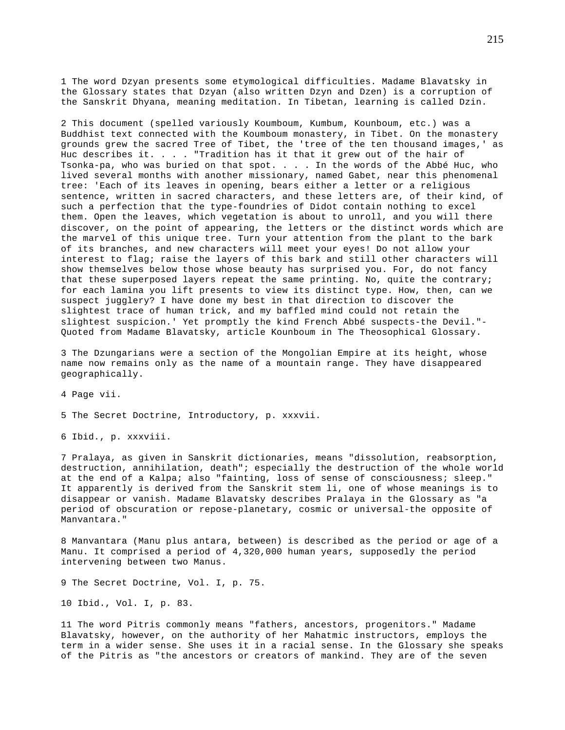1 The word Dzyan presents some etymological difficulties. Madame Blavatsky in the Glossary states that Dzyan (also written Dzyn and Dzen) is a corruption of the Sanskrit Dhyana, meaning meditation. In Tibetan, learning is called Dzin.

2 This document (spelled variously Koumboum, Kumbum, Kounboum, etc.) was a Buddhist text connected with the Koumboum monastery, in Tibet. On the monastery grounds grew the sacred Tree of Tibet, the 'tree of the ten thousand images,' as Huc describes it. . . . "Tradition has it that it grew out of the hair of Tsonka-pa, who was buried on that spot. . . . In the words of the Abbé Huc, who lived several months with another missionary, named Gabet, near this phenomenal tree: 'Each of its leaves in opening, bears either a letter or a religious sentence, written in sacred characters, and these letters are, of their kind, of such a perfection that the type-foundries of Didot contain nothing to excel them. Open the leaves, which vegetation is about to unroll, and you will there discover, on the point of appearing, the letters or the distinct words which are the marvel of this unique tree. Turn your attention from the plant to the bark of its branches, and new characters will meet your eyes! Do not allow your interest to flag; raise the layers of this bark and still other characters will show themselves below those whose beauty has surprised you. For, do not fancy that these superposed layers repeat the same printing. No, quite the contrary; for each lamina you lift presents to view its distinct type. How, then, can we suspect jugglery? I have done my best in that direction to discover the slightest trace of human trick, and my baffled mind could not retain the slightest suspicion.' Yet promptly the kind French Abbé suspects-the Devil."- Quoted from Madame Blavatsky, article Kounboum in The Theosophical Glossary.

3 The Dzungarians were a section of the Mongolian Empire at its height, whose name now remains only as the name of a mountain range. They have disappeared geographically.

4 Page vii.

5 The Secret Doctrine, Introductory, p. xxxvii.

6 Ibid., p. xxxviii.

7 Pralaya, as given in Sanskrit dictionaries, means "dissolution, reabsorption, destruction, annihilation, death"; especially the destruction of the whole world at the end of a Kalpa; also "fainting, loss of sense of consciousness; sleep." It apparently is derived from the Sanskrit stem li, one of whose meanings is to disappear or vanish. Madame Blavatsky describes Pralaya in the Glossary as "a period of obscuration or repose-planetary, cosmic or universal-the opposite of Manvantara."

8 Manvantara (Manu plus antara, between) is described as the period or age of a Manu. It comprised a period of 4,320,000 human years, supposedly the period intervening between two Manus.

9 The Secret Doctrine, Vol. I, p. 75.

10 Ibid., Vol. I, p. 83.

11 The word Pitris commonly means "fathers, ancestors, progenitors." Madame Blavatsky, however, on the authority of her Mahatmic instructors, employs the term in a wider sense. She uses it in a racial sense. In the Glossary she speaks of the Pitris as "the ancestors or creators of mankind. They are of the seven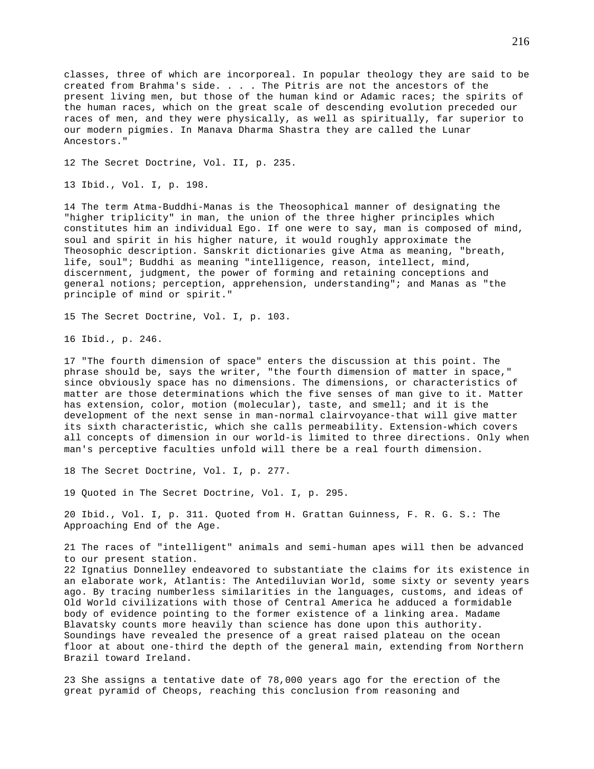classes, three of which are incorporeal. In popular theology they are said to be created from Brahma's side. . . . The Pitris are not the ancestors of the present living men, but those of the human kind or Adamic races; the spirits of the human races, which on the great scale of descending evolution preceded our races of men, and they were physically, as well as spiritually, far superior to our modern pigmies. In Manava Dharma Shastra they are called the Lunar Ancestors."

12 The Secret Doctrine, Vol. II, p. 235.

13 Ibid., Vol. I, p. 198.

14 The term Atma-Buddhi-Manas is the Theosophical manner of designating the "higher triplicity" in man, the union of the three higher principles which constitutes him an individual Ego. If one were to say, man is composed of mind, soul and spirit in his higher nature, it would roughly approximate the Theosophic description. Sanskrit dictionaries give Atma as meaning, "breath, life, soul"; Buddhi as meaning "intelligence, reason, intellect, mind, discernment, judgment, the power of forming and retaining conceptions and general notions; perception, apprehension, understanding"; and Manas as "the principle of mind or spirit."

15 The Secret Doctrine, Vol. I, p. 103.

16 Ibid., p. 246.

17 "The fourth dimension of space" enters the discussion at this point. The phrase should be, says the writer, "the fourth dimension of matter in space," since obviously space has no dimensions. The dimensions, or characteristics of matter are those determinations which the five senses of man give to it. Matter has extension, color, motion (molecular), taste, and smell; and it is the development of the next sense in man-normal clairvoyance-that will give matter its sixth characteristic, which she calls permeability. Extension-which covers all concepts of dimension in our world-is limited to three directions. Only when man's perceptive faculties unfold will there be a real fourth dimension.

18 The Secret Doctrine, Vol. I, p. 277.

19 Quoted in The Secret Doctrine, Vol. I, p. 295.

20 Ibid., Vol. I, p. 311. Quoted from H. Grattan Guinness, F. R. G. S.: The Approaching End of the Age.

21 The races of "intelligent" animals and semi-human apes will then be advanced to our present station.

22 Ignatius Donnelley endeavored to substantiate the claims for its existence in an elaborate work, Atlantis: The Antediluvian World, some sixty or seventy years ago. By tracing numberless similarities in the languages, customs, and ideas of Old World civilizations with those of Central America he adduced a formidable body of evidence pointing to the former existence of a linking area. Madame Blavatsky counts more heavily than science has done upon this authority. Soundings have revealed the presence of a great raised plateau on the ocean floor at about one-third the depth of the general main, extending from Northern Brazil toward Ireland.

23 She assigns a tentative date of 78,000 years ago for the erection of the great pyramid of Cheops, reaching this conclusion from reasoning and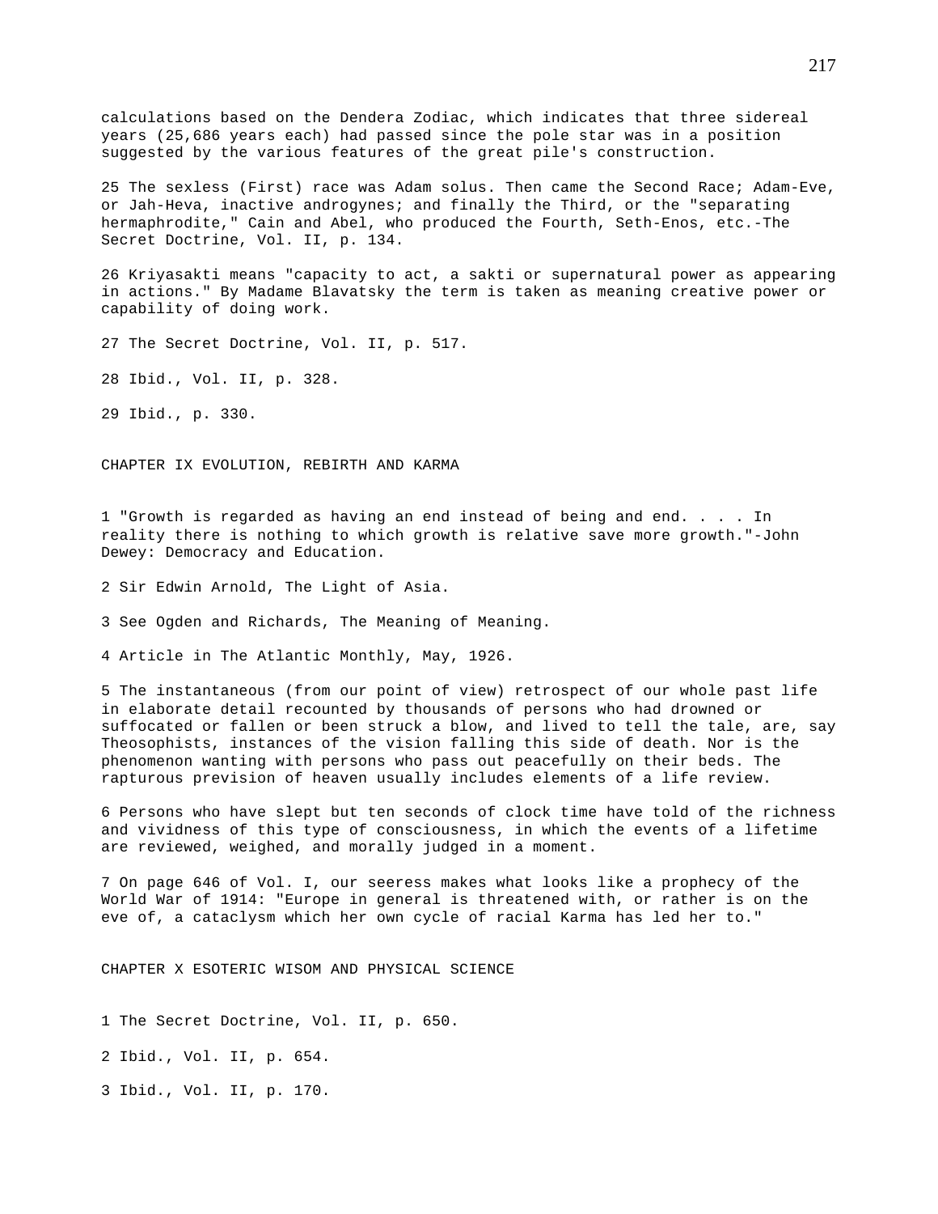calculations based on the Dendera Zodiac, which indicates that three sidereal years (25,686 years each) had passed since the pole star was in a position suggested by the various features of the great pile's construction.

25 The sexless (First) race was Adam solus. Then came the Second Race; Adam-Eve, or Jah-Heva, inactive androgynes; and finally the Third, or the "separating hermaphrodite," Cain and Abel, who produced the Fourth, Seth-Enos, etc.-The Secret Doctrine, Vol. II, p. 134.

26 Kriyasakti means "capacity to act, a sakti or supernatural power as appearing in actions." By Madame Blavatsky the term is taken as meaning creative power or capability of doing work.

27 The Secret Doctrine, Vol. II, p. 517.

28 Ibid., Vol. II, p. 328.

29 Ibid., p. 330.

## CHAPTER IX EVOLUTION, REBIRTH AND KARMA

1 "Growth is regarded as having an end instead of being and end. . . . In reality there is nothing to which growth is relative save more growth."-John Dewey: Democracy and Education.

2 Sir Edwin Arnold, The Light of Asia.

3 See Ogden and Richards, The Meaning of Meaning.

4 Article in The Atlantic Monthly, May, 1926.

5 The instantaneous (from our point of view) retrospect of our whole past life in elaborate detail recounted by thousands of persons who had drowned or suffocated or fallen or been struck a blow, and lived to tell the tale, are, say Theosophists, instances of the vision falling this side of death. Nor is the phenomenon wanting with persons who pass out peacefully on their beds. The rapturous prevision of heaven usually includes elements of a life review.

6 Persons who have slept but ten seconds of clock time have told of the richness and vividness of this type of consciousness, in which the events of a lifetime are reviewed, weighed, and morally judged in a moment.

7 On page 646 of Vol. I, our seeress makes what looks like a prophecy of the World War of 1914: "Europe in general is threatened with, or rather is on the eve of, a cataclysm which her own cycle of racial Karma has led her to."

## CHAPTER X ESOTERIC WISOM AND PHYSICAL SCIENCE

1 The Secret Doctrine, Vol. II, p. 650.

2 Ibid., Vol. II, p. 654.

3 Ibid., Vol. II, p. 170.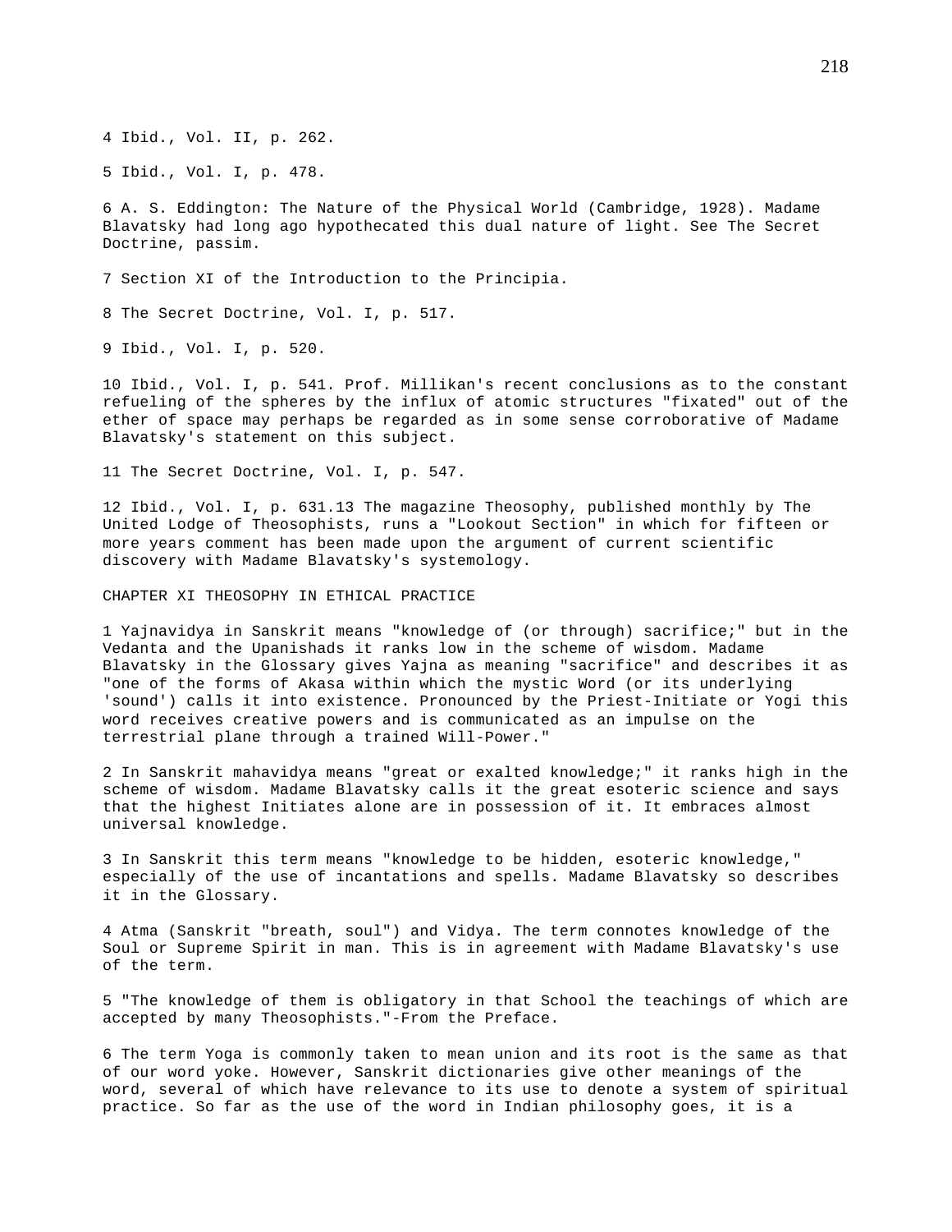4 Ibid., Vol. II, p. 262.

5 Ibid., Vol. I, p. 478.

6 A. S. Eddington: The Nature of the Physical World (Cambridge, 1928). Madame Blavatsky had long ago hypothecated this dual nature of light. See The Secret Doctrine, passim.

7 Section XI of the Introduction to the Principia.

8 The Secret Doctrine, Vol. I, p. 517.

9 Ibid., Vol. I, p. 520.

10 Ibid., Vol. I, p. 541. Prof. Millikan's recent conclusions as to the constant refueling of the spheres by the influx of atomic structures "fixated" out of the ether of space may perhaps be regarded as in some sense corroborative of Madame Blavatsky's statement on this subject.

11 The Secret Doctrine, Vol. I, p. 547.

12 Ibid., Vol. I, p. 631.13 The magazine Theosophy, published monthly by The United Lodge of Theosophists, runs a "Lookout Section" in which for fifteen or more years comment has been made upon the argument of current scientific discovery with Madame Blavatsky's systemology.

## CHAPTER XI THEOSOPHY IN ETHICAL PRACTICE

1 Yajnavidya in Sanskrit means "knowledge of (or through) sacrifice;" but in the Vedanta and the Upanishads it ranks low in the scheme of wisdom. Madame Blavatsky in the Glossary gives Yajna as meaning "sacrifice" and describes it as "one of the forms of Akasa within which the mystic Word (or its underlying 'sound') calls it into existence. Pronounced by the Priest-Initiate or Yogi this word receives creative powers and is communicated as an impulse on the terrestrial plane through a trained Will-Power."

2 In Sanskrit mahavidya means "great or exalted knowledge;" it ranks high in the scheme of wisdom. Madame Blavatsky calls it the great esoteric science and says that the highest Initiates alone are in possession of it. It embraces almost universal knowledge.

3 In Sanskrit this term means "knowledge to be hidden, esoteric knowledge," especially of the use of incantations and spells. Madame Blavatsky so describes it in the Glossary.

4 Atma (Sanskrit "breath, soul") and Vidya. The term connotes knowledge of the Soul or Supreme Spirit in man. This is in agreement with Madame Blavatsky's use of the term.

5 "The knowledge of them is obligatory in that School the teachings of which are accepted by many Theosophists."-From the Preface.

6 The term Yoga is commonly taken to mean union and its root is the same as that of our word yoke. However, Sanskrit dictionaries give other meanings of the word, several of which have relevance to its use to denote a system of spiritual practice. So far as the use of the word in Indian philosophy goes, it is a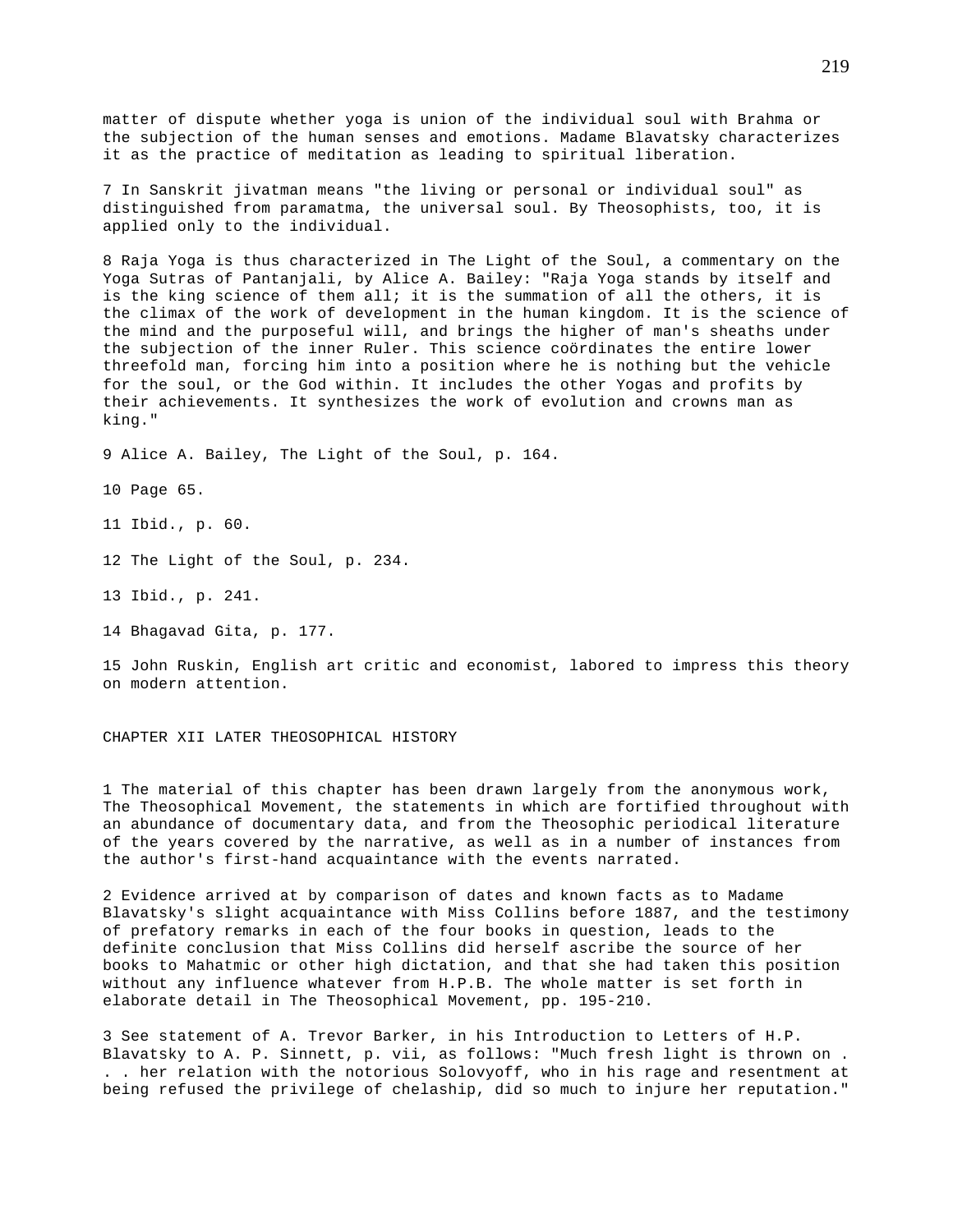matter of dispute whether yoga is union of the individual soul with Brahma or the subjection of the human senses and emotions. Madame Blavatsky characterizes it as the practice of meditation as leading to spiritual liberation.

7 In Sanskrit jivatman means "the living or personal or individual soul" as distinguished from paramatma, the universal soul. By Theosophists, too, it is applied only to the individual.

8 Raja Yoga is thus characterized in The Light of the Soul, a commentary on the Yoga Sutras of Pantanjali, by Alice A. Bailey: "Raja Yoga stands by itself and is the king science of them all; it is the summation of all the others, it is the climax of the work of development in the human kingdom. It is the science of the mind and the purposeful will, and brings the higher of man's sheaths under the subjection of the inner Ruler. This science coördinates the entire lower threefold man, forcing him into a position where he is nothing but the vehicle for the soul, or the God within. It includes the other Yogas and profits by their achievements. It synthesizes the work of evolution and crowns man as king."

9 Alice A. Bailey, The Light of the Soul, p. 164.

10 Page 65.

11 Ibid., p. 60.

12 The Light of the Soul, p. 234.

13 Ibid., p. 241.

14 Bhagavad Gita, p. 177.

15 John Ruskin, English art critic and economist, labored to impress this theory on modern attention.

## CHAPTER XII LATER THEOSOPHICAL HISTORY

1 The material of this chapter has been drawn largely from the anonymous work, The Theosophical Movement, the statements in which are fortified throughout with an abundance of documentary data, and from the Theosophic periodical literature of the years covered by the narrative, as well as in a number of instances from the author's first-hand acquaintance with the events narrated.

2 Evidence arrived at by comparison of dates and known facts as to Madame Blavatsky's slight acquaintance with Miss Collins before 1887, and the testimony of prefatory remarks in each of the four books in question, leads to the definite conclusion that Miss Collins did herself ascribe the source of her books to Mahatmic or other high dictation, and that she had taken this position without any influence whatever from H.P.B. The whole matter is set forth in elaborate detail in The Theosophical Movement, pp. 195-210.

3 See statement of A. Trevor Barker, in his Introduction to Letters of H.P. Blavatsky to A. P. Sinnett, p. vii, as follows: "Much fresh light is thrown on . . . her relation with the notorious Solovyoff, who in his rage and resentment at being refused the privilege of chelaship, did so much to injure her reputation."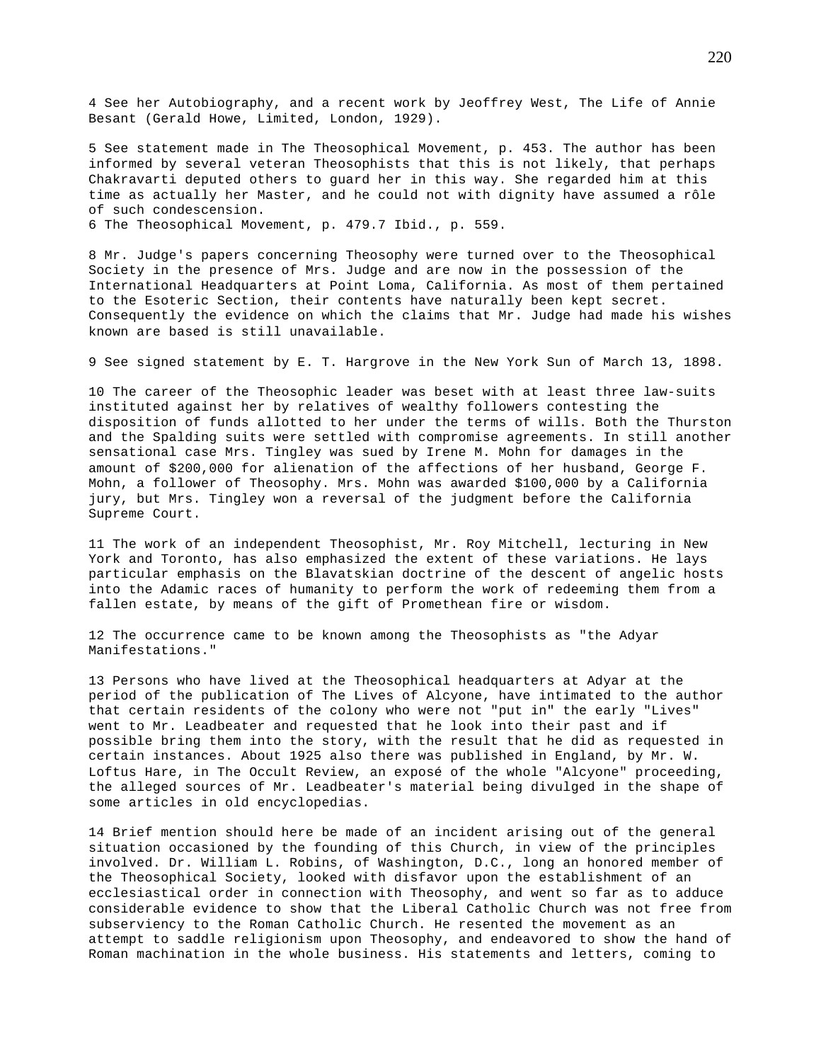4 See her Autobiography, and a recent work by Jeoffrey West, The Life of Annie Besant (Gerald Howe, Limited, London, 1929).

5 See statement made in The Theosophical Movement, p. 453. The author has been informed by several veteran Theosophists that this is not likely, that perhaps Chakravarti deputed others to guard her in this way. She regarded him at this time as actually her Master, and he could not with dignity have assumed a rôle of such condescension.

6 The Theosophical Movement, p. 479.7 Ibid., p. 559.

8 Mr. Judge's papers concerning Theosophy were turned over to the Theosophical Society in the presence of Mrs. Judge and are now in the possession of the International Headquarters at Point Loma, California. As most of them pertained to the Esoteric Section, their contents have naturally been kept secret. Consequently the evidence on which the claims that Mr. Judge had made his wishes known are based is still unavailable.

9 See signed statement by E. T. Hargrove in the New York Sun of March 13, 1898.

10 The career of the Theosophic leader was beset with at least three law-suits instituted against her by relatives of wealthy followers contesting the disposition of funds allotted to her under the terms of wills. Both the Thurston and the Spalding suits were settled with compromise agreements. In still another sensational case Mrs. Tingley was sued by Irene M. Mohn for damages in the amount of $200,000 for alienation of the affections of her husband, George F. Mohn, a follower of Theosophy. Mrs. Mohn was awarded $100,000 by a California jury, but Mrs. Tingley won a reversal of the judgment before the California Supreme Court.

11 The work of an independent Theosophist, Mr. Roy Mitchell, lecturing in New York and Toronto, has also emphasized the extent of these variations. He lays particular emphasis on the Blavatskian doctrine of the descent of angelic hosts into the Adamic races of humanity to perform the work of redeeming them from a fallen estate, by means of the gift of Promethean fire or wisdom.

12 The occurrence came to be known among the Theosophists as "the Adyar Manifestations."

13 Persons who have lived at the Theosophical headquarters at Adyar at the period of the publication of The Lives of Alcyone, have intimated to the author that certain residents of the colony who were not "put in" the early "Lives" went to Mr. Leadbeater and requested that he look into their past and if possible bring them into the story, with the result that he did as requested in certain instances. About 1925 also there was published in England, by Mr. W. Loftus Hare, in The Occult Review, an exposé of the whole "Alcyone" proceeding, the alleged sources of Mr. Leadbeater's material being divulged in the shape of some articles in old encyclopedias.

14 Brief mention should here be made of an incident arising out of the general situation occasioned by the founding of this Church, in view of the principles involved. Dr. William L. Robins, of Washington, D.C., long an honored member of the Theosophical Society, looked with disfavor upon the establishment of an ecclesiastical order in connection with Theosophy, and went so far as to adduce considerable evidence to show that the Liberal Catholic Church was not free from subserviency to the Roman Catholic Church. He resented the movement as an attempt to saddle religionism upon Theosophy, and endeavored to show the hand of Roman machination in the whole business. His statements and letters, coming to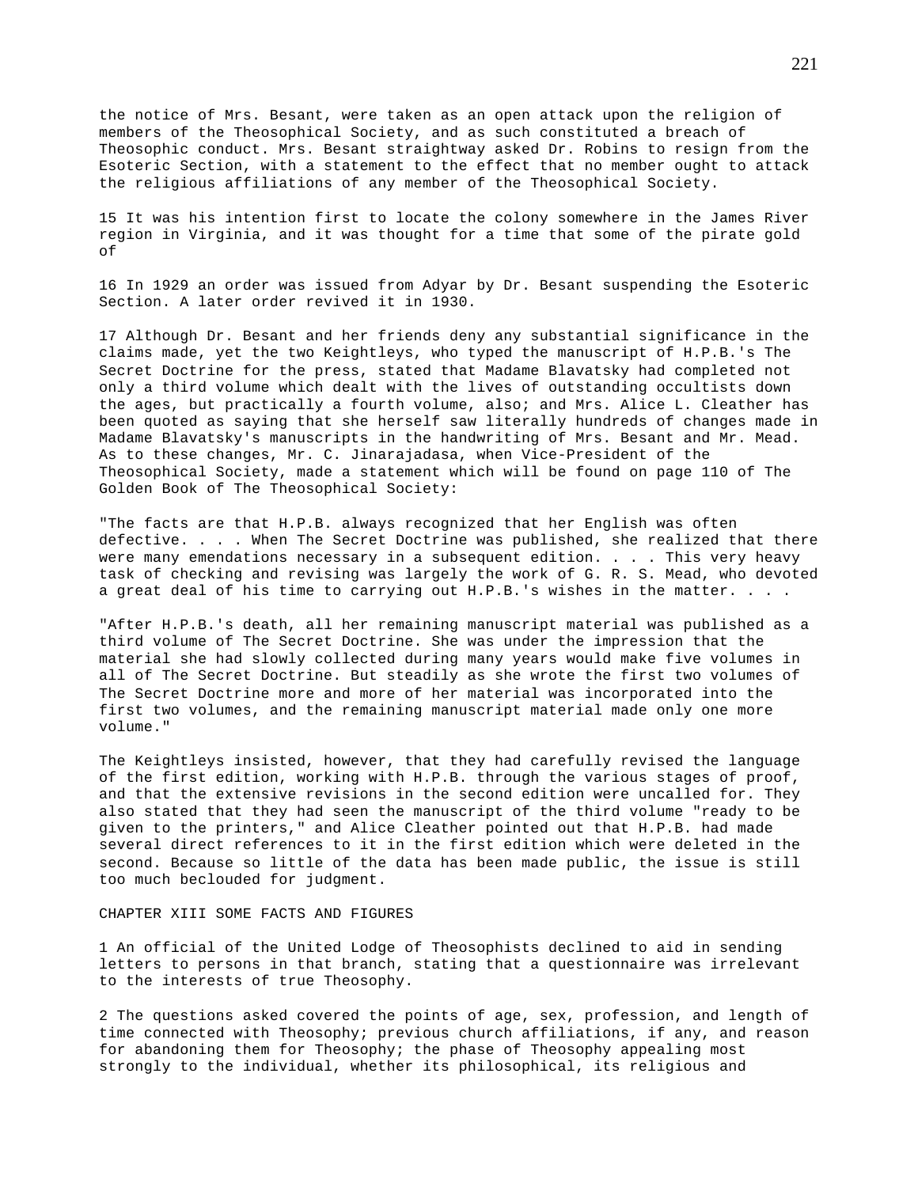the notice of Mrs. Besant, were taken as an open attack upon the religion of members of the Theosophical Society, and as such constituted a breach of Theosophic conduct. Mrs. Besant straightway asked Dr. Robins to resign from the Esoteric Section, with a statement to the effect that no member ought to attack the religious affiliations of any member of the Theosophical Society.

15 It was his intention first to locate the colony somewhere in the James River region in Virginia, and it was thought for a time that some of the pirate gold of

16 In 1929 an order was issued from Adyar by Dr. Besant suspending the Esoteric Section. A later order revived it in 1930.

17 Although Dr. Besant and her friends deny any substantial significance in the claims made, yet the two Keightleys, who typed the manuscript of H.P.B.'s The Secret Doctrine for the press, stated that Madame Blavatsky had completed not only a third volume which dealt with the lives of outstanding occultists down the ages, but practically a fourth volume, also; and Mrs. Alice L. Cleather has been quoted as saying that she herself saw literally hundreds of changes made in Madame Blavatsky's manuscripts in the handwriting of Mrs. Besant and Mr. Mead. As to these changes, Mr. C. Jinarajadasa, when Vice-President of the Theosophical Society, made a statement which will be found on page 110 of The Golden Book of The Theosophical Society:

"The facts are that H.P.B. always recognized that her English was often defective. . . . When The Secret Doctrine was published, she realized that there were many emendations necessary in a subsequent edition. . . . This very heavy task of checking and revising was largely the work of G. R. S. Mead, who devoted a great deal of his time to carrying out H.P.B.'s wishes in the matter. . . .

"After H.P.B.'s death, all her remaining manuscript material was published as a third volume of The Secret Doctrine. She was under the impression that the material she had slowly collected during many years would make five volumes in all of The Secret Doctrine. But steadily as she wrote the first two volumes of The Secret Doctrine more and more of her material was incorporated into the first two volumes, and the remaining manuscript material made only one more volume."

The Keightleys insisted, however, that they had carefully revised the language of the first edition, working with H.P.B. through the various stages of proof, and that the extensive revisions in the second edition were uncalled for. They also stated that they had seen the manuscript of the third volume "ready to be given to the printers," and Alice Cleather pointed out that H.P.B. had made several direct references to it in the first edition which were deleted in the second. Because so little of the data has been made public, the issue is still too much beclouded for judgment.

## CHAPTER XIII SOME FACTS AND FIGURES

1 An official of the United Lodge of Theosophists declined to aid in sending letters to persons in that branch, stating that a questionnaire was irrelevant to the interests of true Theosophy.

2 The questions asked covered the points of age, sex, profession, and length of time connected with Theosophy; previous church affiliations, if any, and reason for abandoning them for Theosophy; the phase of Theosophy appealing most strongly to the individual, whether its philosophical, its religious and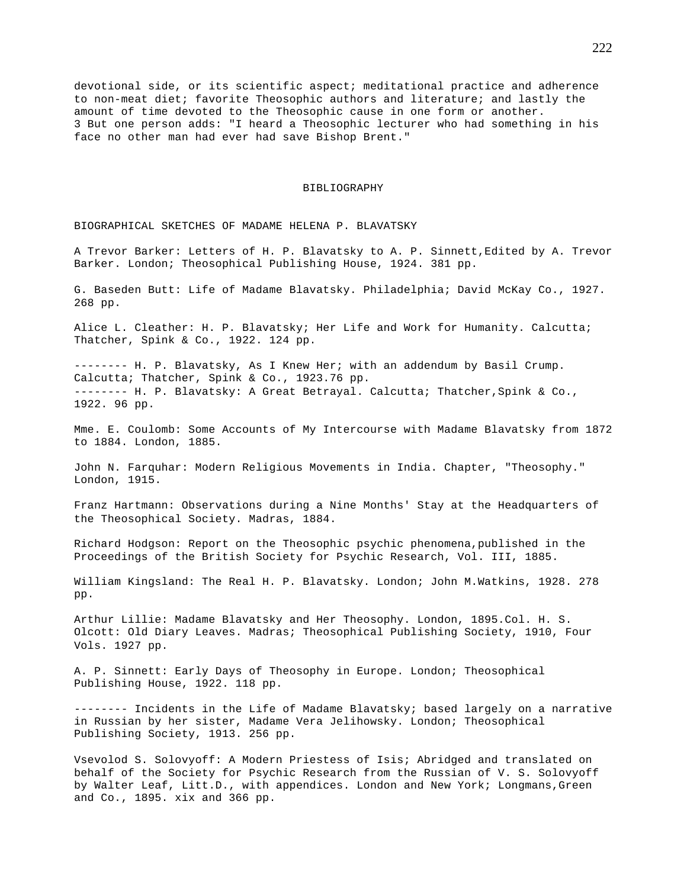devotional side, or its scientific aspect; meditational practice and adherence to non-meat diet; favorite Theosophic authors and literature; and lastly the amount of time devoted to the Theosophic cause in one form or another.

3 But one person adds: "I heard a Theosophic lecturer who had something in his face no other man had ever had save Bishop Brent."

## BIBLIOGRAPHY

### BIOGRAPHICAL SKETCHES OF MADAME HELENA P. BLAVATSKY

A Trevor Barker: Letters of H. P. Blavatsky to A. P. Sinnett,Edited by A. Trevor Barker. London; Theosophical Publishing House, 1924. 381 pp.

G. Baseden Butt: Life of Madame Blavatsky. Philadelphia; David McKay Co., 1927. 268 pp.

Alice L. Cleather: H. P. Blavatsky; Her Life and Work for Humanity. Calcutta; Thatcher, Spink & Co., 1922. 124 pp.

-------- H. P. Blavatsky, As I Knew Her; with an addendum by Basil Crump. Calcutta; Thatcher, Spink & Co., 1923.76 pp.

-------- H. P. Blavatsky: A Great Betrayal. Calcutta; Thatcher,Spink & Co., 1922. 96 pp.

Mme. E. Coulomb: Some Accounts of My Intercourse with Madame Blavatsky from 1872 to 1884. London, 1885.

John N. Farquhar: Modern Religious Movements in India. Chapter, "Theosophy." London, 1915.

Franz Hartmann: Observations during a Nine Months' Stay at the Headquarters of the Theosophical Society. Madras, 1884.

Richard Hodgson: Report on the Theosophic psychic phenomena,published in the Proceedings of the British Society for Psychic Research, Vol. III, 1885.

William Kingsland: The Real H. P. Blavatsky. London; John M.Watkins, 1928. 278 pp.

Arthur Lillie: Madame Blavatsky and Her Theosophy. London, 1895.Col. H. S. Olcott: Old Diary Leaves. Madras; Theosophical Publishing Society, 1910, Four Vols. 1927 pp.

A. P. Sinnett: Early Days of Theosophy in Europe. London; Theosophical Publishing House, 1922. 118 pp.

-------- Incidents in the Life of Madame Blavatsky; based largely on a narrative in Russian by her sister, Madame Vera Jelihowsky. London; Theosophical Publishing Society, 1913. 256 pp.

Vsevolod S. Solovyoff: A Modern Priestess of Isis; Abridged and translated on behalf of the Society for Psychic Research from the Russian of V. S. Solovyoff by Walter Leaf, Litt.D., with appendices. London and New York; Longmans,Green and Co., 1895. xix and 366 pp.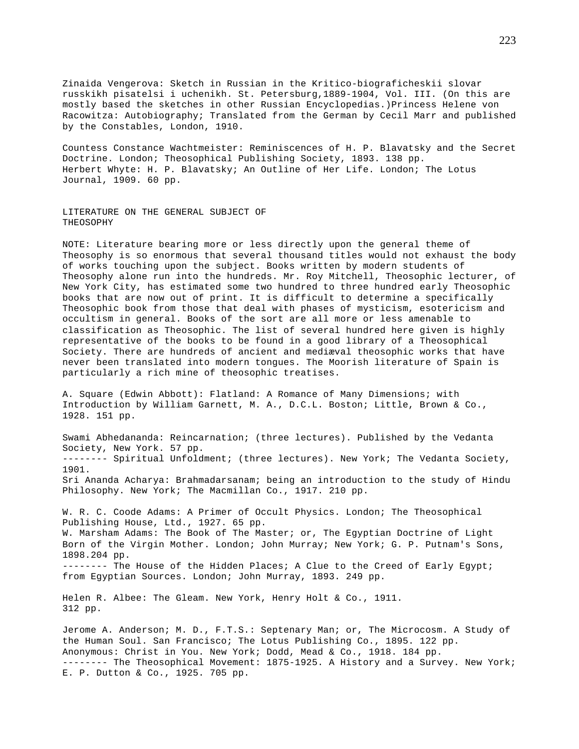Zinaida Vengerova: Sketch in Russian in the Kritico-biograficheskii slovar russkikh pisatelsi i uchenikh. St. Petersburg,1889-1904, Vol. III. (On this are mostly based the sketches in other Russian Encyclopedias.)Princess Helene von Racowitza: Autobiography; Translated from the German by Cecil Marr and published by the Constables, London, 1910.

Countess Constance Wachtmeister: Reminiscences of H. P. Blavatsky and the Secret Doctrine. London; Theosophical Publishing Society, 1893. 138 pp.
Herbert Whyte: H. P. Blavatsky; An Outline of Her Life. London; The Lotus Journal, 1909. 60 pp.

## LITERATURE ON THE GENERAL SUBJECT OF THEOSOPHY

NOTE: Literature bearing more or less directly upon the general theme of Theosophy is so enormous that several thousand titles would not exhaust the body of works touching upon the subject. Books written by modern students of Theosophy alone run into the hundreds. Mr. Roy Mitchell, Theosophic lecturer, of New York City, has estimated some two hundred to three hundred early Theosophic books that are now out of print. It is difficult to determine a specifically Theosophic book from those that deal with phases of mysticism, esotericism and occultism in general. Books of the sort are all more or less amenable to classification as Theosophic. The list of several hundred here given is highly representative of the books to be found in a good library of a Theosophical Society. There are hundreds of ancient and mediæval theosophic works that have never been translated into modern tongues. The Moorish literature of Spain is particularly a rich mine of theosophic treatises.

A. Square (Edwin Abbott): Flatland: A Romance of Many Dimensions; with Introduction by William Garnett, M. A., D.C.L. Boston; Little, Brown & Co., 1928. 151 pp.

Swami Abhedananda: Reincarnation; (three lectures). Published by the Vedanta Society, New York. 57 pp.
-------- Spiritual Unfoldment; (three lectures). New York; The Vedanta Society, 1901.
Sri Ananda Acharya: Brahmadarsanam; being an introduction to the study of Hindu Philosophy. New York; The Macmillan Co., 1917. 210 pp.

W. R. C. Coode Adams: A Primer of Occult Physics. London; The Theosophical Publishing House, Ltd., 1927. 65 pp.
W. Marsham Adams: The Book of The Master; or, The Egyptian Doctrine of Light Born of the Virgin Mother. London; John Murray; New York; G. P. Putnam's Sons, 1898.204 pp.
-------- The House of the Hidden Places; A Clue to the Creed of Early Egypt; from Egyptian Sources. London; John Murray, 1893. 249 pp.

Helen R. Albee: The Gleam. New York, Henry Holt & Co., 1911. 312 pp.

Jerome A. Anderson; M. D., F.T.S.: Septenary Man; or, The Microcosm. A Study of the Human Soul. San Francisco; The Lotus Publishing Co., 1895. 122 pp.
Anonymous: Christ in You. New York; Dodd, Mead & Co., 1918. 184 pp.
-------- The Theosophical Movement: 1875-1925. A History and a Survey. New York; E. P. Dutton & Co., 1925. 705 pp.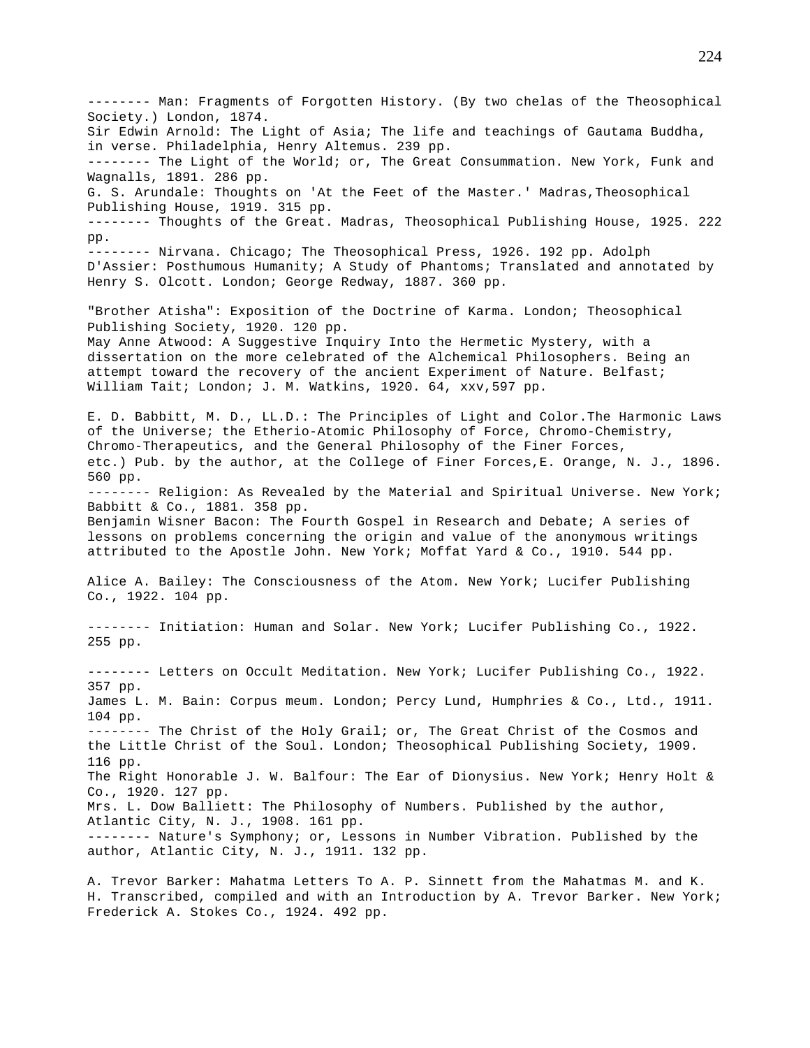-------- Man: Fragments of Forgotten History. (By two chelas of the Theosophical Society.) London, 1874.

Sir Edwin Arnold: The Light of Asia; The life and teachings of Gautama Buddha, in verse. Philadelphia, Henry Altemus. 239 pp.

-------- The Light of the World; or, The Great Consummation. New York, Funk and Wagnalls, 1891. 286 pp.

G. S. Arundale: Thoughts on 'At the Feet of the Master.' Madras,Theosophical Publishing House, 1919. 315 pp.

-------- Thoughts of the Great. Madras, Theosophical Publishing House, 1925. 222 pp.

-------- Nirvana. Chicago; The Theosophical Press, 1926. 192 pp. Adolph D'Assier: Posthumous Humanity; A Study of Phantoms; Translated and annotated by Henry S. Olcott. London; George Redway, 1887. 360 pp.

"Brother Atisha": Exposition of the Doctrine of Karma. London; Theosophical Publishing Society, 1920. 120 pp.

May Anne Atwood: A Suggestive Inquiry Into the Hermetic Mystery, with a dissertation on the more celebrated of the Alchemical Philosophers. Being an attempt toward the recovery of the ancient Experiment of Nature. Belfast; William Tait; London; J. M. Watkins, 1920. 64, xxv,597 pp.

E. D. Babbitt, M. D., LL.D.: The Principles of Light and Color.The Harmonic Laws of the Universe; the Etherio-Atomic Philosophy of Force, Chromo-Chemistry, Chromo-Therapeutics, and the General Philosophy of the Finer Forces, etc.) Pub. by the author, at the College of Finer Forces,E. Orange, N. J., 1896. 560 pp.

-------- Religion: As Revealed by the Material and Spiritual Universe. New York; Babbitt & Co., 1881. 358 pp.

Benjamin Wisner Bacon: The Fourth Gospel in Research and Debate; A series of lessons on problems concerning the origin and value of the anonymous writings attributed to the Apostle John. New York; Moffat Yard & Co., 1910. 544 pp.

Alice A. Bailey: The Consciousness of the Atom. New York; Lucifer Publishing Co., 1922. 104 pp.

-------- Initiation: Human and Solar. New York; Lucifer Publishing Co., 1922. 255 pp.

-------- Letters on Occult Meditation. New York; Lucifer Publishing Co., 1922. 357 pp.

James L. M. Bain: Corpus meum. London; Percy Lund, Humphries & Co., Ltd., 1911. 104 pp.

-------- The Christ of the Holy Grail; or, The Great Christ of the Cosmos and the Little Christ of the Soul. London; Theosophical Publishing Society, 1909. 116 pp.

The Right Honorable J. W. Balfour: The Ear of Dionysius. New York; Henry Holt & Co., 1920. 127 pp.

Mrs. L. Dow Balliett: The Philosophy of Numbers. Published by the author, Atlantic City, N. J., 1908. 161 pp.

-------- Nature's Symphony; or, Lessons in Number Vibration. Published by the author, Atlantic City, N. J., 1911. 132 pp.

A. Trevor Barker: Mahatma Letters To A. P. Sinnett from the Mahatmas M. and K. H. Transcribed, compiled and with an Introduction by A. Trevor Barker. New York; Frederick A. Stokes Co., 1924. 492 pp.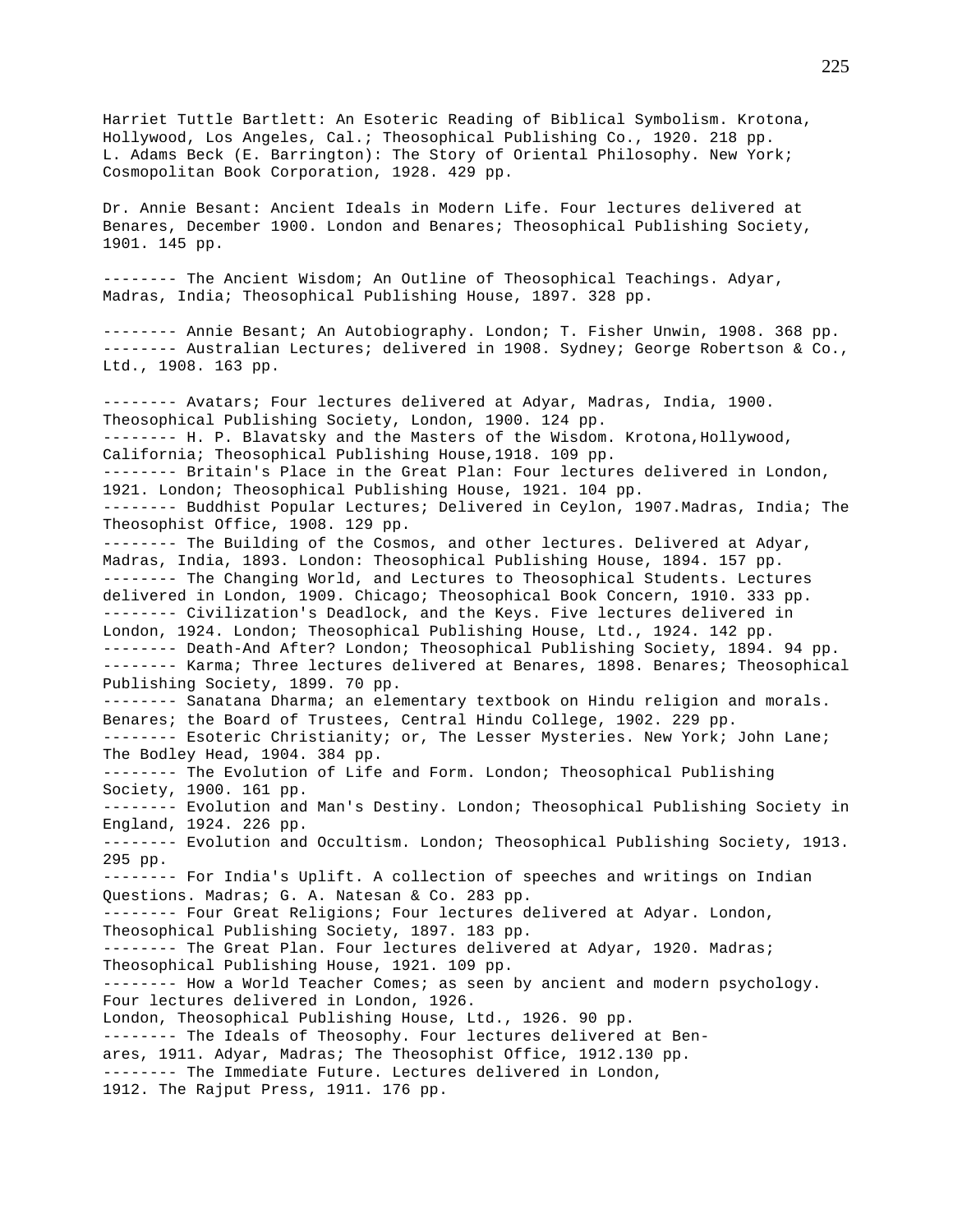Harriet Tuttle Bartlett: An Esoteric Reading of Biblical Symbolism. Krotona, Hollywood, Los Angeles, Cal.; Theosophical Publishing Co., 1920. 218 pp.
L. Adams Beck (E. Barrington): The Story of Oriental Philosophy. New York; Cosmopolitan Book Corporation, 1928. 429 pp.

Dr. Annie Besant: Ancient Ideals in Modern Life. Four lectures delivered at Benares, December 1900. London and Benares; Theosophical Publishing Society, 1901. 145 pp.

-------- The Ancient Wisdom; An Outline of Theosophical Teachings. Adyar, Madras, India; Theosophical Publishing House, 1897. 328 pp.

-------- Annie Besant; An Autobiography. London; T. Fisher Unwin, 1908. 368 pp.
-------- Australian Lectures; delivered in 1908. Sydney; George Robertson & Co., Ltd., 1908. 163 pp.

-------- Avatars; Four lectures delivered at Adyar, Madras, India, 1900. Theosophical Publishing Society, London, 1900. 124 pp.
-------- H. P. Blavatsky and the Masters of the Wisdom. Krotona,Hollywood, California; Theosophical Publishing House,1918. 109 pp.
-------- Britain's Place in the Great Plan: Four lectures delivered in London, 1921. London; Theosophical Publishing House, 1921. 104 pp.
-------- Buddhist Popular Lectures; Delivered in Ceylon, 1907.Madras, India; The Theosophist Office, 1908. 129 pp.
-------- The Building of the Cosmos, and other lectures. Delivered at Adyar, Madras, India, 1893. London: Theosophical Publishing House, 1894. 157 pp.
-------- The Changing World, and Lectures to Theosophical Students. Lectures delivered in London, 1909. Chicago; Theosophical Book Concern, 1910. 333 pp.
-------- Civilization's Deadlock, and the Keys. Five lectures delivered in London, 1924. London; Theosophical Publishing House, Ltd., 1924. 142 pp.
-------- Death-And After? London; Theosophical Publishing Society, 1894. 94 pp.
-------- Karma; Three lectures delivered at Benares, 1898. Benares; Theosophical Publishing Society, 1899. 70 pp.
-------- Sanatana Dharma; an elementary textbook on Hindu religion and morals. Benares; the Board of Trustees, Central Hindu College, 1902. 229 pp.
-------- Esoteric Christianity; or, The Lesser Mysteries. New York; John Lane; The Bodley Head, 1904. 384 pp.
-------- The Evolution of Life and Form. London; Theosophical Publishing Society, 1900. 161 pp.
-------- Evolution and Man's Destiny. London; Theosophical Publishing Society in England, 1924. 226 pp.
-------- Evolution and Occultism. London; Theosophical Publishing Society, 1913. 295 pp.
-------- For India's Uplift. A collection of speeches and writings on Indian Questions. Madras; G. A. Natesan & Co. 283 pp.
-------- Four Great Religions; Four lectures delivered at Adyar. London, Theosophical Publishing Society, 1897. 183 pp.
-------- The Great Plan. Four lectures delivered at Adyar, 1920. Madras; Theosophical Publishing House, 1921. 109 pp.
-------- How a World Teacher Comes; as seen by ancient and modern psychology. Four lectures delivered in London, 1926.
London, Theosophical Publishing House, Ltd., 1926. 90 pp.
-------- The Ideals of Theosophy. Four lectures delivered at Benares, 1911. Adyar, Madras; The Theosophist Office, 1912.130 pp.
-------- The Immediate Future. Lectures delivered in London, 1912. The Rajput Press, 1911. 176 pp.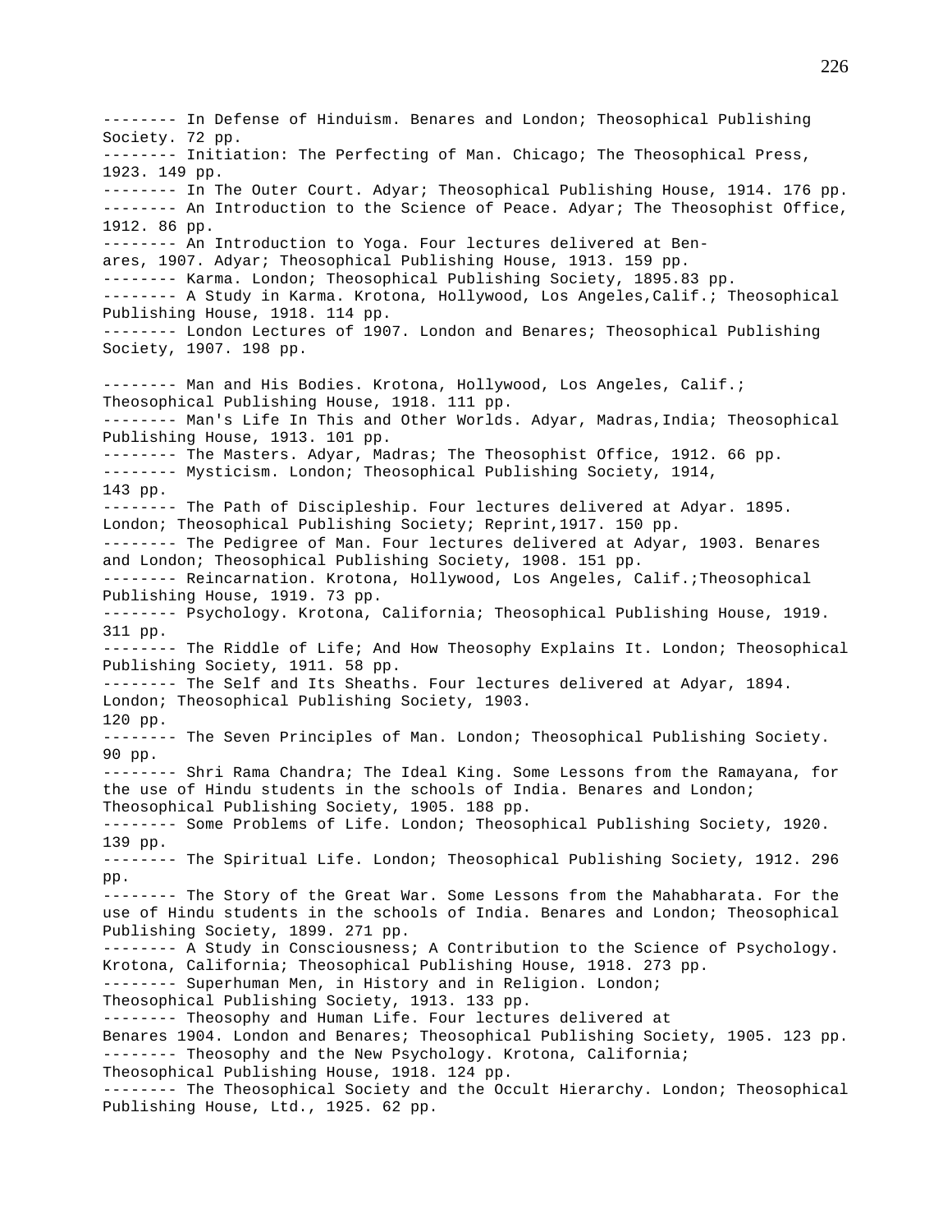-------- In Defense of Hinduism. Benares and London; Theosophical Publishing Society. 72 pp.

-------- Initiation: The Perfecting of Man. Chicago; The Theosophical Press, 1923. 149 pp.

-------- In The Outer Court. Adyar; Theosophical Publishing House, 1914. 176 pp.

-------- An Introduction to the Science of Peace. Adyar; The Theosophist Office, 1912. 86 pp.

-------- An Introduction to Yoga. Four lectures delivered at Benares, 1907. Adyar; Theosophical Publishing House, 1913. 159 pp.

-------- Karma. London; Theosophical Publishing Society, 1895.83 pp.

-------- A Study in Karma. Krotona, Hollywood, Los Angeles,Calif.; Theosophical Publishing House, 1918. 114 pp.

-------- London Lectures of 1907. London and Benares; Theosophical Publishing Society, 1907. 198 pp.

-------- Man and His Bodies. Krotona, Hollywood, Los Angeles, Calif.; Theosophical Publishing House, 1918. 111 pp.

-------- Man's Life In This and Other Worlds. Adyar, Madras,India; Theosophical Publishing House, 1913. 101 pp.

-------- The Masters. Adyar, Madras; The Theosophist Office, 1912. 66 pp.

-------- Mysticism. London; Theosophical Publishing Society, 1914, 143 pp.

-------- The Path of Discipleship. Four lectures delivered at Adyar. 1895. London; Theosophical Publishing Society; Reprint,1917. 150 pp.

-------- The Pedigree of Man. Four lectures delivered at Adyar, 1903. Benares and London; Theosophical Publishing Society, 1908. 151 pp.

-------- Reincarnation. Krotona, Hollywood, Los Angeles, Calif.;Theosophical Publishing House, 1919. 73 pp.

-------- Psychology. Krotona, California; Theosophical Publishing House, 1919. 311 pp.

-------- The Riddle of Life; And How Theosophy Explains It. London; Theosophical Publishing Society, 1911. 58 pp.

-------- The Self and Its Sheaths. Four lectures delivered at Adyar, 1894. London; Theosophical Publishing Society, 1903. 120 pp.

-------- The Seven Principles of Man. London; Theosophical Publishing Society. 90 pp.

-------- Shri Rama Chandra; The Ideal King. Some Lessons from the Ramayana, for the use of Hindu students in the schools of India. Benares and London; Theosophical Publishing Society, 1905. 188 pp.

-------- Some Problems of Life. London; Theosophical Publishing Society, 1920. 139 pp.

-------- The Spiritual Life. London; Theosophical Publishing Society, 1912. 296 pp.

-------- The Story of the Great War. Some Lessons from the Mahabharata. For the use of Hindu students in the schools of India. Benares and London; Theosophical Publishing Society, 1899. 271 pp.

-------- A Study in Consciousness; A Contribution to the Science of Psychology. Krotona, California; Theosophical Publishing House, 1918. 273 pp.

-------- Superhuman Men, in History and in Religion. London; Theosophical Publishing Society, 1913. 133 pp.

-------- Theosophy and Human Life. Four lectures delivered at Benares 1904. London and Benares; Theosophical Publishing Society, 1905. 123 pp.

-------- Theosophy and the New Psychology. Krotona, California; Theosophical Publishing House, 1918. 124 pp.

-------- The Theosophical Society and the Occult Hierarchy. London; Theosophical Publishing House, Ltd., 1925. 62 pp.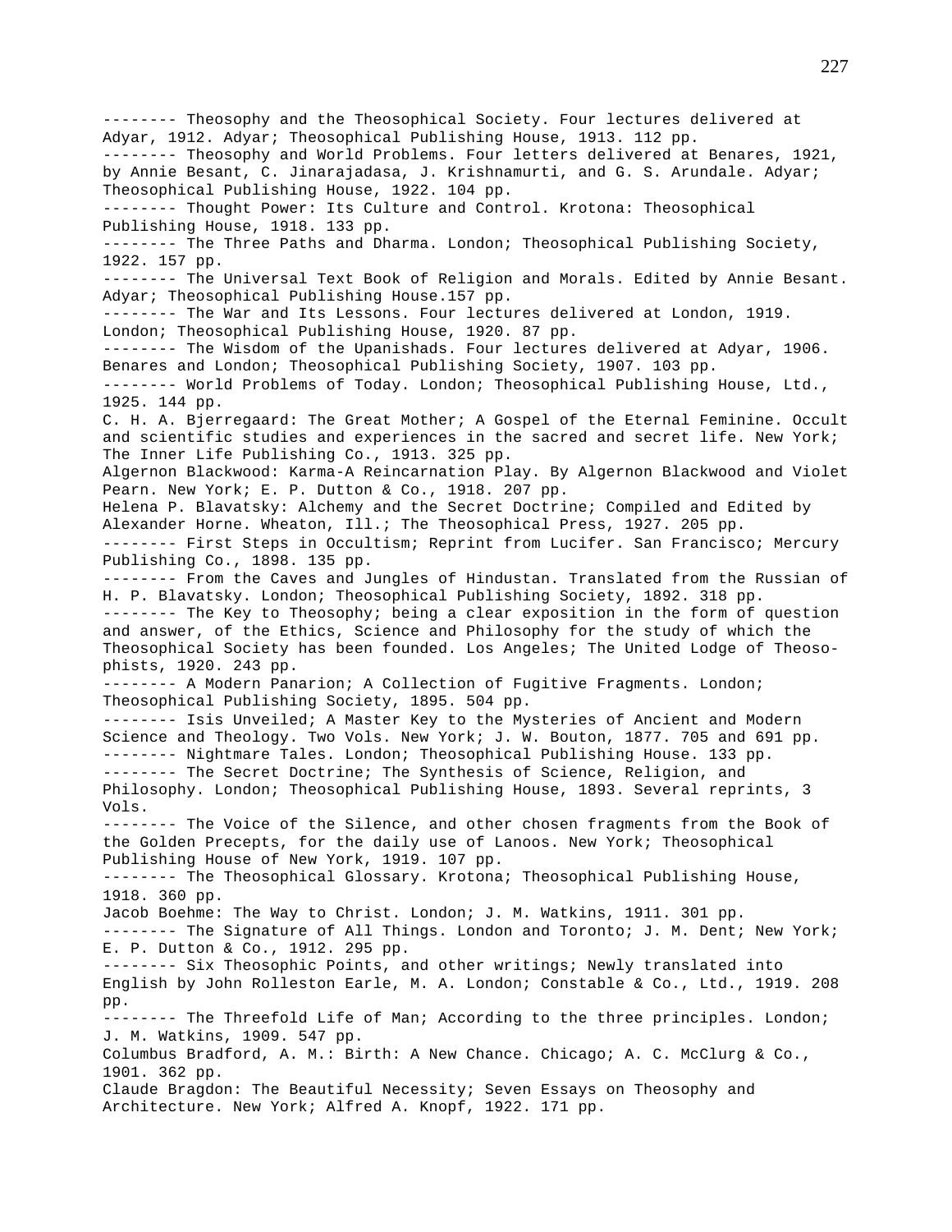-------- Theosophy and the Theosophical Society. Four lectures delivered at Adyar, 1912. Adyar; Theosophical Publishing House, 1913. 112 pp.

-------- Theosophy and World Problems. Four letters delivered at Benares, 1921, by Annie Besant, C. Jinarajadasa, J. Krishnamurti, and G. S. Arundale. Adyar; Theosophical Publishing House, 1922. 104 pp.

-------- Thought Power: Its Culture and Control. Krotona: Theosophical Publishing House, 1918. 133 pp.

-------- The Three Paths and Dharma. London; Theosophical Publishing Society, 1922. 157 pp.

-------- The Universal Text Book of Religion and Morals. Edited by Annie Besant. Adyar; Theosophical Publishing House.157 pp.

-------- The War and Its Lessons. Four lectures delivered at London, 1919. London; Theosophical Publishing House, 1920. 87 pp.

-------- The Wisdom of the Upanishads. Four lectures delivered at Adyar, 1906. Benares and London; Theosophical Publishing Society, 1907. 103 pp.

-------- World Problems of Today. London; Theosophical Publishing House, Ltd., 1925. 144 pp.

C. H. A. Bjerregaard: The Great Mother; A Gospel of the Eternal Feminine. Occult and scientific studies and experiences in the sacred and secret life. New York; The Inner Life Publishing Co., 1913. 325 pp.

Algernon Blackwood: Karma-A Reincarnation Play. By Algernon Blackwood and Violet Pearn. New York; E. P. Dutton & Co., 1918. 207 pp.

Helena P. Blavatsky: Alchemy and the Secret Doctrine; Compiled and Edited by Alexander Horne. Wheaton, Ill.; The Theosophical Press, 1927. 205 pp.

-------- First Steps in Occultism; Reprint from Lucifer. San Francisco; Mercury Publishing Co., 1898. 135 pp.

-------- From the Caves and Jungles of Hindustan. Translated from the Russian of H. P. Blavatsky. London; Theosophical Publishing Society, 1892. 318 pp.

-------- The Key to Theosophy; being a clear exposition in the form of question and answer, of the Ethics, Science and Philosophy for the study of which the Theosophical Society has been founded. Los Angeles; The United Lodge of Theosophists, 1920. 243 pp.

-------- A Modern Panarion; A Collection of Fugitive Fragments. London; Theosophical Publishing Society, 1895. 504 pp.

-------- Isis Unveiled; A Master Key to the Mysteries of Ancient and Modern Science and Theology. Two Vols. New York; J. W. Bouton, 1877. 705 and 691 pp.

-------- Nightmare Tales. London; Theosophical Publishing House. 133 pp.

-------- The Secret Doctrine; The Synthesis of Science, Religion, and Philosophy. London; Theosophical Publishing House, 1893. Several reprints, 3 Vols.

-------- The Voice of the Silence, and other chosen fragments from the Book of the Golden Precepts, for the daily use of Lanoos. New York; Theosophical Publishing House of New York, 1919. 107 pp.

-------- The Theosophical Glossary. Krotona; Theosophical Publishing House, 1918. 360 pp.

Jacob Boehme: The Way to Christ. London; J. M. Watkins, 1911. 301 pp.

-------- The Signature of All Things. London and Toronto; J. M. Dent; New York; E. P. Dutton & Co., 1912. 295 pp.

-------- Six Theosophic Points, and other writings; Newly translated into English by John Rolleston Earle, M. A. London; Constable & Co., Ltd., 1919. 208 pp.

-------- The Threefold Life of Man; According to the three principles. London; J. M. Watkins, 1909. 547 pp.

Columbus Bradford, A. M.: Birth: A New Chance. Chicago; A. C. McClurg & Co., 1901. 362 pp.

Claude Bragdon: The Beautiful Necessity; Seven Essays on Theosophy and Architecture. New York; Alfred A. Knopf, 1922. 171 pp.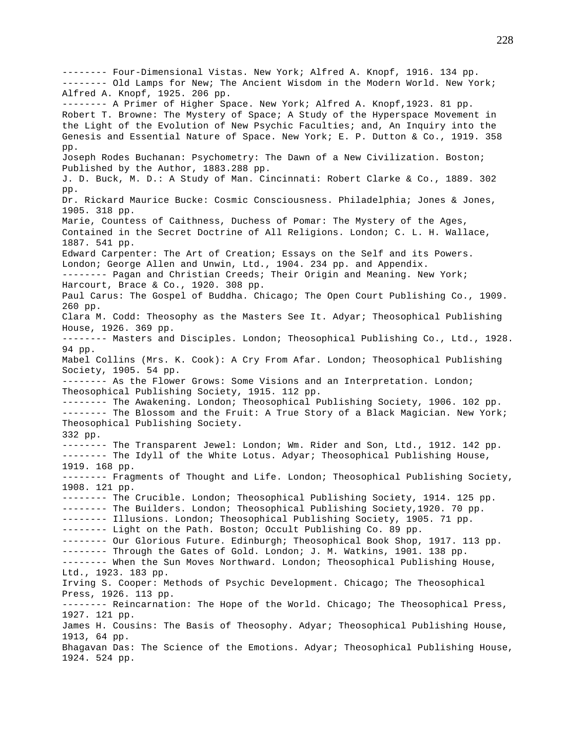-------- Four-Dimensional Vistas. New York; Alfred A. Knopf, 1916. 134 pp.
-------- Old Lamps for New; The Ancient Wisdom in the Modern World. New York; Alfred A. Knopf, 1925. 206 pp.
-------- A Primer of Higher Space. New York; Alfred A. Knopf,1923. 81 pp.
Robert T. Browne: The Mystery of Space; A Study of the Hyperspace Movement in the Light of the Evolution of New Psychic Faculties; and, An Inquiry into the Genesis and Essential Nature of Space. New York; E. P. Dutton & Co., 1919. 358 pp.
Joseph Rodes Buchanan: Psychometry: The Dawn of a New Civilization. Boston; Published by the Author, 1883.288 pp.
J. D. Buck, M. D.: A Study of Man. Cincinnati: Robert Clarke & Co., 1889. 302 pp.
Dr. Rickard Maurice Bucke: Cosmic Consciousness. Philadelphia; Jones & Jones, 1905. 318 pp.
Marie, Countess of Caithness, Duchess of Pomar: The Mystery of the Ages, Contained in the Secret Doctrine of All Religions. London; C. L. H. Wallace, 1887. 541 pp.
Edward Carpenter: The Art of Creation; Essays on the Self and its Powers. London; George Allen and Unwin, Ltd., 1904. 234 pp. and Appendix.
-------- Pagan and Christian Creeds; Their Origin and Meaning. New York; Harcourt, Brace & Co., 1920. 308 pp.
Paul Carus: The Gospel of Buddha. Chicago; The Open Court Publishing Co., 1909. 260 pp.
Clara M. Codd: Theosophy as the Masters See It. Adyar; Theosophical Publishing House, 1926. 369 pp.
-------- Masters and Disciples. London; Theosophical Publishing Co., Ltd., 1928. 94 pp.
Mabel Collins (Mrs. K. Cook): A Cry From Afar. London; Theosophical Publishing Society, 1905. 54 pp.
-------- As the Flower Grows: Some Visions and an Interpretation. London; Theosophical Publishing Society, 1915. 112 pp.
-------- The Awakening. London; Theosophical Publishing Society, 1906. 102 pp.
-------- The Blossom and the Fruit: A True Story of a Black Magician. New York; Theosophical Publishing Society.
332 pp.
-------- The Transparent Jewel: London; Wm. Rider and Son, Ltd., 1912. 142 pp.
-------- The Idyll of the White Lotus. Adyar; Theosophical Publishing House, 1919. 168 pp.
-------- Fragments of Thought and Life. London; Theosophical Publishing Society, 1908. 121 pp.
-------- The Crucible. London; Theosophical Publishing Society, 1914. 125 pp.
-------- The Builders. London; Theosophical Publishing Society,1920. 70 pp.
-------- Illusions. London; Theosophical Publishing Society, 1905. 71 pp.
-------- Light on the Path. Boston; Occult Publishing Co. 89 pp.
-------- Our Glorious Future. Edinburgh; Theosophical Book Shop, 1917. 113 pp.
-------- Through the Gates of Gold. London; J. M. Watkins, 1901. 138 pp.
-------- When the Sun Moves Northward. London; Theosophical Publishing House, Ltd., 1923. 183 pp.
Irving S. Cooper: Methods of Psychic Development. Chicago; The Theosophical Press, 1926. 113 pp.
-------- Reincarnation: The Hope of the World. Chicago; The Theosophical Press, 1927. 121 pp.
James H. Cousins: The Basis of Theosophy. Adyar; Theosophical Publishing House, 1913, 64 pp.
Bhagavan Das: The Science of the Emotions. Adyar; Theosophical Publishing House, 1924. 524 pp.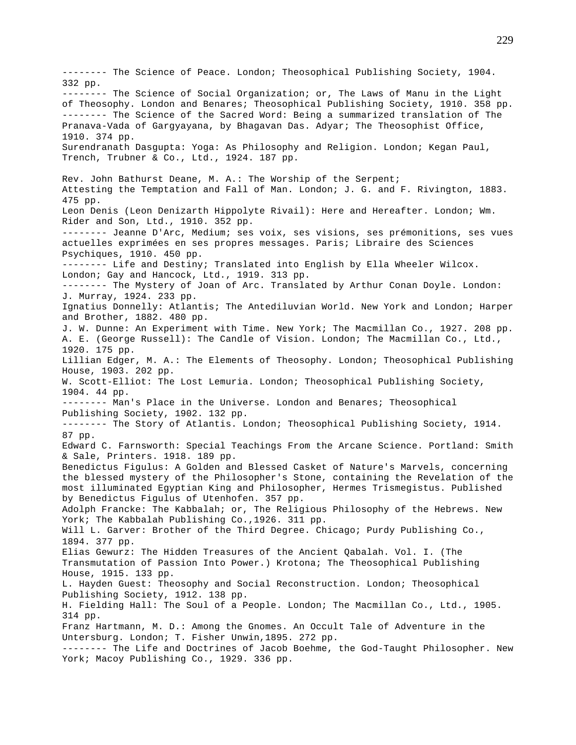-------- The Science of Peace. London; Theosophical Publishing Society, 1904. 332 pp.

-------- The Science of Social Organization; or, The Laws of Manu in the Light of Theosophy. London and Benares; Theosophical Publishing Society, 1910. 358 pp.

-------- The Science of the Sacred Word: Being a summarized translation of The Pranava-Vada of Gargyayana, by Bhagavan Das. Adyar; The Theosophist Office, 1910. 374 pp.

Surendranath Dasgupta: Yoga: As Philosophy and Religion. London; Kegan Paul, Trench, Trubner & Co., Ltd., 1924. 187 pp.

Rev. John Bathurst Deane, M. A.: The Worship of the Serpent; Attesting the Temptation and Fall of Man. London; J. G. and F. Rivington, 1883. 475 pp.

Leon Denis (Leon Denizarth Hippolyte Rivail): Here and Hereafter. London; Wm. Rider and Son, Ltd., 1910. 352 pp.

-------- Jeanne D'Arc, Medium; ses voix, ses visions, ses prémonitions, ses vues actuelles exprimées en ses propres messages. Paris; Libraire des Sciences Psychiques, 1910. 450 pp.

-------- Life and Destiny; Translated into English by Ella Wheeler Wilcox. London; Gay and Hancock, Ltd., 1919. 313 pp.

-------- The Mystery of Joan of Arc. Translated by Arthur Conan Doyle. London: J. Murray, 1924. 233 pp.

Ignatius Donnelly: Atlantis; The Antediluvian World. New York and London; Harper and Brother, 1882. 480 pp.

J. W. Dunne: An Experiment with Time. New York; The Macmillan Co., 1927. 208 pp.

A. E. (George Russell): The Candle of Vision. London; The Macmillan Co., Ltd., 1920. 175 pp.

Lillian Edger, M. A.: The Elements of Theosophy. London; Theosophical Publishing House, 1903. 202 pp.

W. Scott-Elliot: The Lost Lemuria. London; Theosophical Publishing Society, 1904. 44 pp.

-------- Man's Place in the Universe. London and Benares; Theosophical Publishing Society, 1902. 132 pp.

-------- The Story of Atlantis. London; Theosophical Publishing Society, 1914. 87 pp.

Edward C. Farnsworth: Special Teachings From the Arcane Science. Portland: Smith & Sale, Printers. 1918. 189 pp.

Benedictus Figulus: A Golden and Blessed Casket of Nature's Marvels, concerning the blessed mystery of the Philosopher's Stone, containing the Revelation of the most illuminated Egyptian King and Philosopher, Hermes Trismegistus. Published by Benedictus Figulus of Utenhofen. 357 pp.

Adolph Francke: The Kabbalah; or, The Religious Philosophy of the Hebrews. New York; The Kabbalah Publishing Co.,1926. 311 pp.

Will L. Garver: Brother of the Third Degree. Chicago; Purdy Publishing Co., 1894. 377 pp.

Elias Gewurz: The Hidden Treasures of the Ancient Qabalah. Vol. I. (The Transmutation of Passion Into Power.) Krotona; The Theosophical Publishing House, 1915. 133 pp.

L. Hayden Guest: Theosophy and Social Reconstruction. London; Theosophical Publishing Society, 1912. 138 pp.

H. Fielding Hall: The Soul of a People. London; The Macmillan Co., Ltd., 1905. 314 pp.

Franz Hartmann, M. D.: Among the Gnomes. An Occult Tale of Adventure in the Untersburg. London; T. Fisher Unwin,1895. 272 pp.

-------- The Life and Doctrines of Jacob Boehme, the God-Taught Philosopher. New York; Macoy Publishing Co., 1929. 336 pp.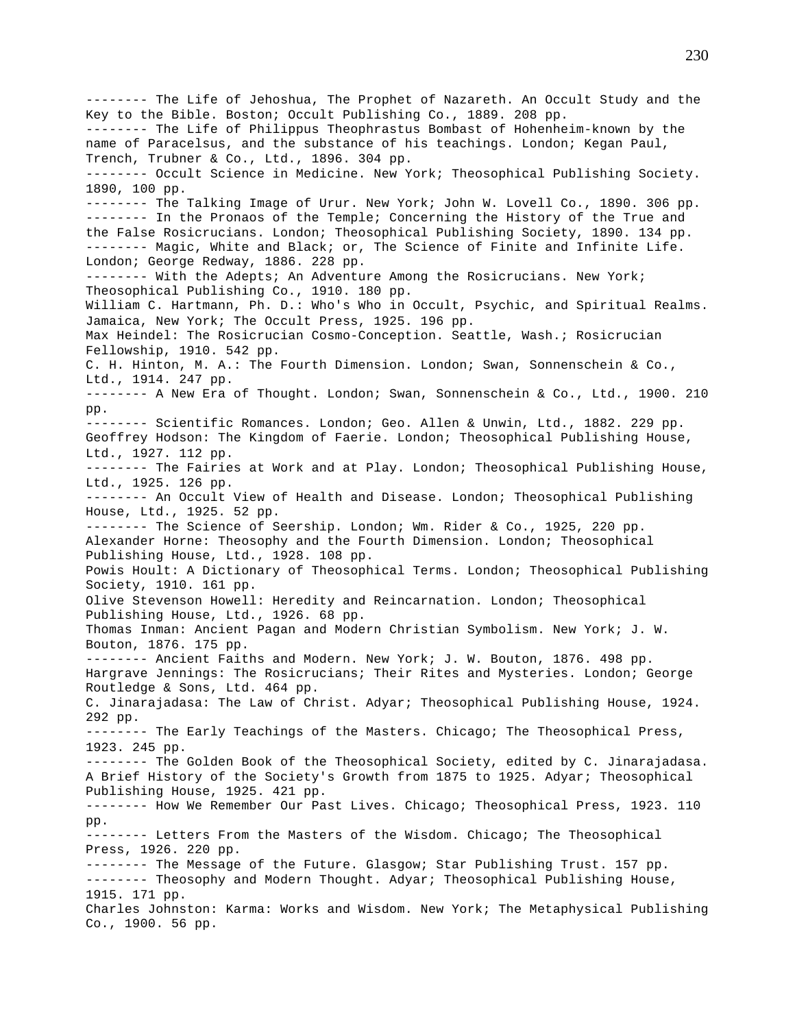-------- The Life of Jehoshua, The Prophet of Nazareth. An Occult Study and the Key to the Bible. Boston; Occult Publishing Co., 1889. 208 pp.

-------- The Life of Philippus Theophrastus Bombast of Hohenheim-known by the name of Paracelsus, and the substance of his teachings. London; Kegan Paul, Trench, Trubner & Co., Ltd., 1896. 304 pp.

-------- Occult Science in Medicine. New York; Theosophical Publishing Society. 1890, 100 pp.

-------- The Talking Image of Urur. New York; John W. Lovell Co., 1890. 306 pp.

-------- In the Pronaos of the Temple; Concerning the History of the True and the False Rosicrucians. London; Theosophical Publishing Society, 1890. 134 pp.

-------- Magic, White and Black; or, The Science of Finite and Infinite Life. London; George Redway, 1886. 228 pp.

-------- With the Adepts; An Adventure Among the Rosicrucians. New York; Theosophical Publishing Co., 1910. 180 pp.

William C. Hartmann, Ph. D.: Who's Who in Occult, Psychic, and Spiritual Realms. Jamaica, New York; The Occult Press, 1925. 196 pp.

Max Heindel: The Rosicrucian Cosmo-Conception. Seattle, Wash.; Rosicrucian Fellowship, 1910. 542 pp.

C. H. Hinton, M. A.: The Fourth Dimension. London; Swan, Sonnenschein & Co., Ltd., 1914. 247 pp.

-------- A New Era of Thought. London; Swan, Sonnenschein & Co., Ltd., 1900. 210 pp.

-------- Scientific Romances. London; Geo. Allen & Unwin, Ltd., 1882. 229 pp.

Geoffrey Hodson: The Kingdom of Faerie. London; Theosophical Publishing House, Ltd., 1927. 112 pp.

-------- The Fairies at Work and at Play. London; Theosophical Publishing House, Ltd., 1925. 126 pp.

-------- An Occult View of Health and Disease. London; Theosophical Publishing House, Ltd., 1925. 52 pp.

-------- The Science of Seership. London; Wm. Rider & Co., 1925, 220 pp.

Alexander Horne: Theosophy and the Fourth Dimension. London; Theosophical Publishing House, Ltd., 1928. 108 pp.

Powis Hoult: A Dictionary of Theosophical Terms. London; Theosophical Publishing Society, 1910. 161 pp.

Olive Stevenson Howell: Heredity and Reincarnation. London; Theosophical Publishing House, Ltd., 1926. 68 pp.

Thomas Inman: Ancient Pagan and Modern Christian Symbolism. New York; J. W. Bouton, 1876. 175 pp.

-------- Ancient Faiths and Modern. New York; J. W. Bouton, 1876. 498 pp.

Hargrave Jennings: The Rosicrucians; Their Rites and Mysteries. London; George Routledge & Sons, Ltd. 464 pp.

C. Jinarajadasa: The Law of Christ. Adyar; Theosophical Publishing House, 1924. 292 pp.

-------- The Early Teachings of the Masters. Chicago; The Theosophical Press, 1923. 245 pp.

-------- The Golden Book of the Theosophical Society, edited by C. Jinarajadasa. A Brief History of the Society's Growth from 1875 to 1925. Adyar; Theosophical Publishing House, 1925. 421 pp.

-------- How We Remember Our Past Lives. Chicago; Theosophical Press, 1923. 110 pp.

-------- Letters From the Masters of the Wisdom. Chicago; The Theosophical Press, 1926. 220 pp.

-------- The Message of the Future. Glasgow; Star Publishing Trust. 157 pp.

-------- Theosophy and Modern Thought. Adyar; Theosophical Publishing House, 1915. 171 pp.

Charles Johnston: Karma: Works and Wisdom. New York; The Metaphysical Publishing Co., 1900. 56 pp.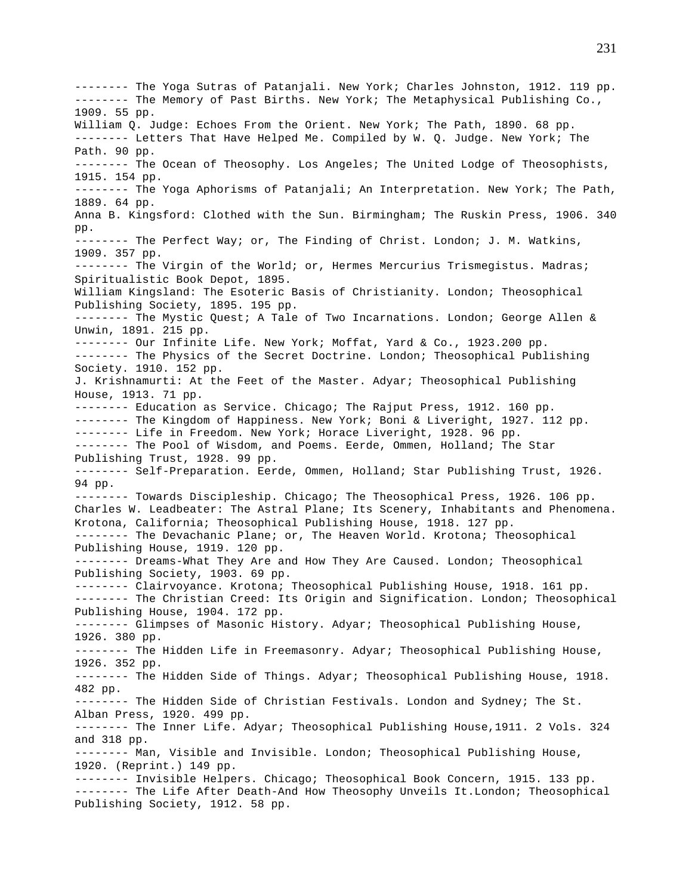-------- The Yoga Sutras of Patanjali. New York; Charles Johnston, 1912. 119 pp.
-------- The Memory of Past Births. New York; The Metaphysical Publishing Co., 1909. 55 pp.
William Q. Judge: Echoes From the Orient. New York; The Path, 1890. 68 pp.
-------- Letters That Have Helped Me. Compiled by W. Q. Judge. New York; The Path. 90 pp.
-------- The Ocean of Theosophy. Los Angeles; The United Lodge of Theosophists, 1915. 154 pp.
-------- The Yoga Aphorisms of Patanjali; An Interpretation. New York; The Path, 1889. 64 pp.
Anna B. Kingsford: Clothed with the Sun. Birmingham; The Ruskin Press, 1906. 340 pp.
-------- The Perfect Way; or, The Finding of Christ. London; J. M. Watkins, 1909. 357 pp.
-------- The Virgin of the World; or, Hermes Mercurius Trismegistus. Madras; Spiritualistic Book Depot, 1895.
William Kingsland: The Esoteric Basis of Christianity. London; Theosophical Publishing Society, 1895. 195 pp.
-------- The Mystic Quest; A Tale of Two Incarnations. London; George Allen & Unwin, 1891. 215 pp.
-------- Our Infinite Life. New York; Moffat, Yard & Co., 1923.200 pp.
-------- The Physics of the Secret Doctrine. London; Theosophical Publishing Society. 1910. 152 pp.
J. Krishnamurti: At the Feet of the Master. Adyar; Theosophical Publishing House, 1913. 71 pp.
-------- Education as Service. Chicago; The Rajput Press, 1912. 160 pp.
-------- The Kingdom of Happiness. New York; Boni & Liveright, 1927. 112 pp.
-------- Life in Freedom. New York; Horace Liveright, 1928. 96 pp.
-------- The Pool of Wisdom, and Poems. Eerde, Ommen, Holland; The Star Publishing Trust, 1928. 99 pp.
-------- Self-Preparation. Eerde, Ommen, Holland; Star Publishing Trust, 1926. 94 pp.
-------- Towards Discipleship. Chicago; The Theosophical Press, 1926. 106 pp.
Charles W. Leadbeater: The Astral Plane; Its Scenery, Inhabitants and Phenomena. Krotona, California; Theosophical Publishing House, 1918. 127 pp.
-------- The Devachanic Plane; or, The Heaven World. Krotona; Theosophical Publishing House, 1919. 120 pp.
-------- Dreams-What They Are and How They Are Caused. London; Theosophical Publishing Society, 1903. 69 pp.
-------- Clairvoyance. Krotona; Theosophical Publishing House, 1918. 161 pp.
-------- The Christian Creed: Its Origin and Signification. London; Theosophical Publishing House, 1904. 172 pp.
-------- Glimpses of Masonic History. Adyar; Theosophical Publishing House, 1926. 380 pp.
-------- The Hidden Life in Freemasonry. Adyar; Theosophical Publishing House, 1926. 352 pp.
-------- The Hidden Side of Things. Adyar; Theosophical Publishing House, 1918. 482 pp.
-------- The Hidden Side of Christian Festivals. London and Sydney; The St. Alban Press, 1920. 499 pp.
-------- The Inner Life. Adyar; Theosophical Publishing House,1911. 2 Vols. 324 and 318 pp.
-------- Man, Visible and Invisible. London; Theosophical Publishing House, 1920. (Reprint.) 149 pp.
-------- Invisible Helpers. Chicago; Theosophical Book Concern, 1915. 133 pp.
-------- The Life After Death-And How Theosophy Unveils It.London; Theosophical Publishing Society, 1912. 58 pp.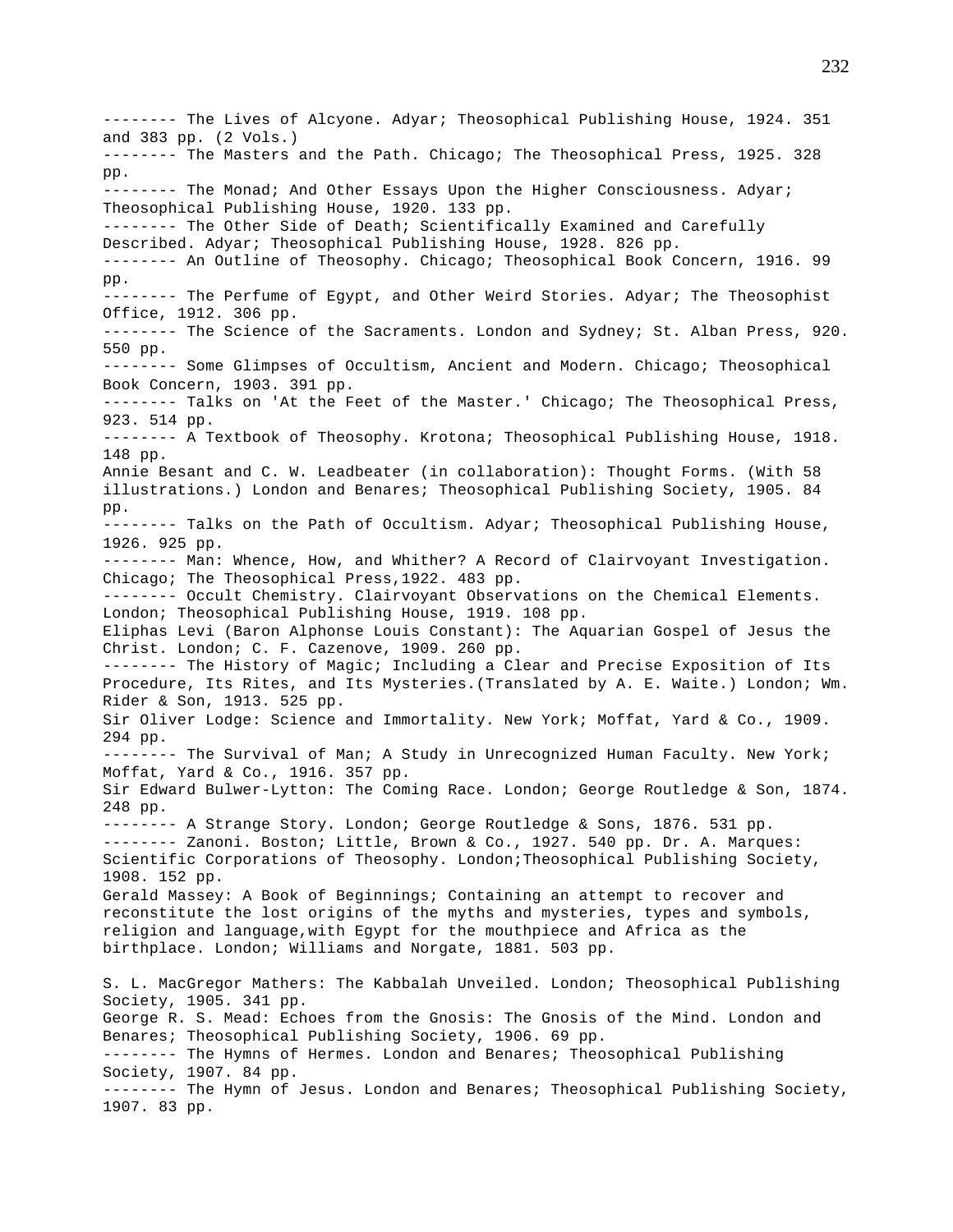-------- The Lives of Alcyone. Adyar; Theosophical Publishing House, 1924. 351 and 383 pp. (2 Vols.)
-------- The Masters and the Path. Chicago; The Theosophical Press, 1925. 328 pp.
-------- The Monad; And Other Essays Upon the Higher Consciousness. Adyar; Theosophical Publishing House, 1920. 133 pp.
-------- The Other Side of Death; Scientifically Examined and Carefully Described. Adyar; Theosophical Publishing House, 1928. 826 pp.
-------- An Outline of Theosophy. Chicago; Theosophical Book Concern, 1916. 99 pp.
-------- The Perfume of Egypt, and Other Weird Stories. Adyar; The Theosophist Office, 1912. 306 pp.
-------- The Science of the Sacraments. London and Sydney; St. Alban Press, 920. 550 pp.
-------- Some Glimpses of Occultism, Ancient and Modern. Chicago; Theosophical Book Concern, 1903. 391 pp.
-------- Talks on 'At the Feet of the Master.' Chicago; The Theosophical Press, 923. 514 pp.
-------- A Textbook of Theosophy. Krotona; Theosophical Publishing House, 1918. 148 pp.
Annie Besant and C. W. Leadbeater (in collaboration): Thought Forms. (With 58 illustrations.) London and Benares; Theosophical Publishing Society, 1905. 84 pp.
-------- Talks on the Path of Occultism. Adyar; Theosophical Publishing House, 1926. 925 pp.
-------- Man: Whence, How, and Whither? A Record of Clairvoyant Investigation. Chicago; The Theosophical Press,1922. 483 pp.
-------- Occult Chemistry. Clairvoyant Observations on the Chemical Elements. London; Theosophical Publishing House, 1919. 108 pp.
Eliphas Levi (Baron Alphonse Louis Constant): The Aquarian Gospel of Jesus the Christ. London; C. F. Cazenove, 1909. 260 pp.
-------- The History of Magic; Including a Clear and Precise Exposition of Its Procedure, Its Rites, and Its Mysteries.(Translated by A. E. Waite.) London; Wm. Rider & Son, 1913. 525 pp.
Sir Oliver Lodge: Science and Immortality. New York; Moffat, Yard & Co., 1909. 294 pp.
-------- The Survival of Man; A Study in Unrecognized Human Faculty. New York; Moffat, Yard & Co., 1916. 357 pp.
Sir Edward Bulwer-Lytton: The Coming Race. London; George Routledge & Son, 1874. 248 pp.
-------- A Strange Story. London; George Routledge & Sons, 1876. 531 pp.
-------- Zanoni. Boston; Little, Brown & Co., 1927. 540 pp. Dr. A. Marques: Scientific Corporations of Theosophy. London;Theosophical Publishing Society, 1908. 152 pp.
Gerald Massey: A Book of Beginnings; Containing an attempt to recover and reconstitute the lost origins of the myths and mysteries, types and symbols, religion and language,with Egypt for the mouthpiece and Africa as the birthplace. London; Williams and Norgate, 1881. 503 pp.

S. L. MacGregor Mathers: The Kabbalah Unveiled. London; Theosophical Publishing Society, 1905. 341 pp.
George R. S. Mead: Echoes from the Gnosis: The Gnosis of the Mind. London and Benares; Theosophical Publishing Society, 1906. 69 pp.
-------- The Hymns of Hermes. London and Benares; Theosophical Publishing Society, 1907. 84 pp.
-------- The Hymn of Jesus. London and Benares; Theosophical Publishing Society, 1907. 83 pp.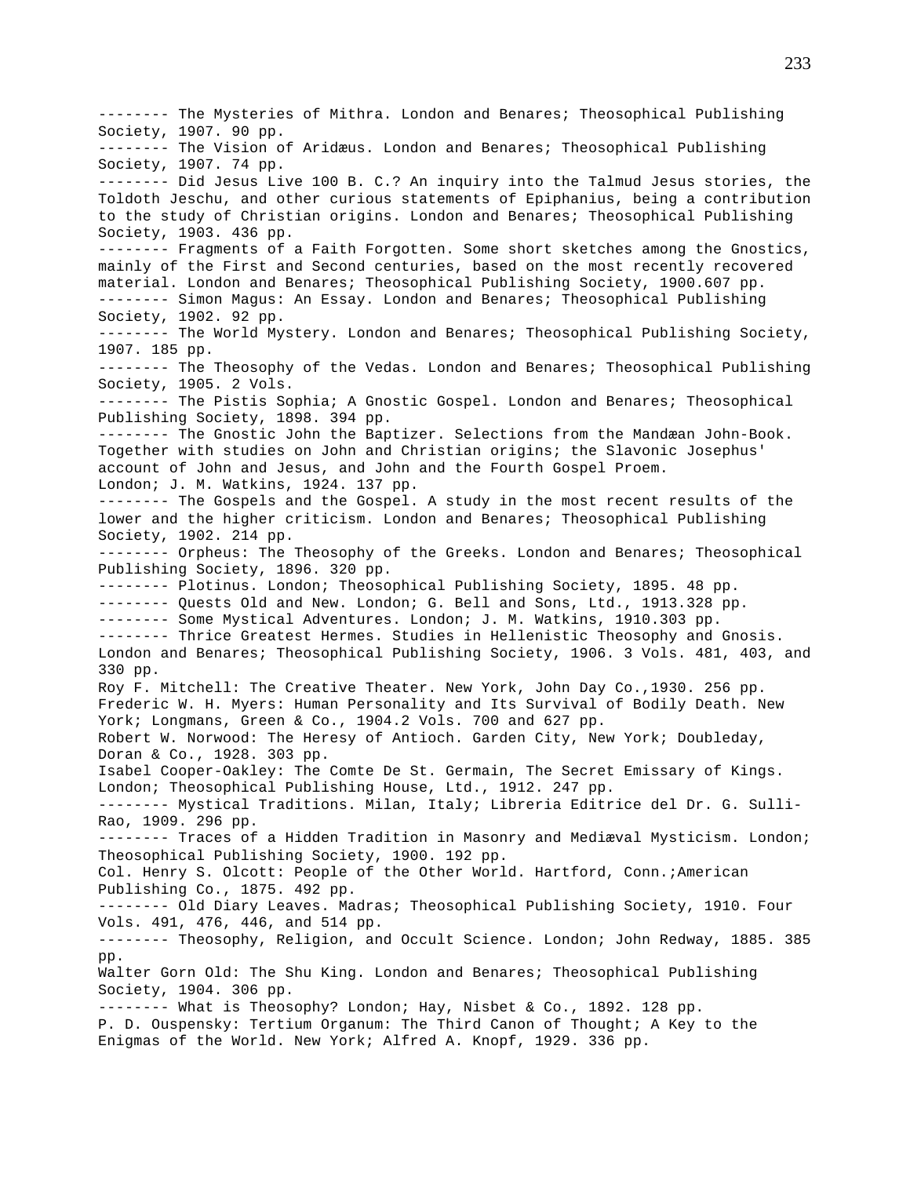-------- The Mysteries of Mithra. London and Benares; Theosophical Publishing Society, 1907. 90 pp.

-------- The Vision of Aridæus. London and Benares; Theosophical Publishing Society, 1907. 74 pp.

-------- Did Jesus Live 100 B. C.? An inquiry into the Talmud Jesus stories, the Toldoth Jeschu, and other curious statements of Epiphanius, being a contribution to the study of Christian origins. London and Benares; Theosophical Publishing Society, 1903. 436 pp.

-------- Fragments of a Faith Forgotten. Some short sketches among the Gnostics, mainly of the First and Second centuries, based on the most recently recovered material. London and Benares; Theosophical Publishing Society, 1900.607 pp.

-------- Simon Magus: An Essay. London and Benares; Theosophical Publishing Society, 1902. 92 pp.

-------- The World Mystery. London and Benares; Theosophical Publishing Society, 1907. 185 pp.

-------- The Theosophy of the Vedas. London and Benares; Theosophical Publishing Society, 1905. 2 Vols.

-------- The Pistis Sophia; A Gnostic Gospel. London and Benares; Theosophical Publishing Society, 1898. 394 pp.

-------- The Gnostic John the Baptizer. Selections from the Mandæan John-Book. Together with studies on John and Christian origins; the Slavonic Josephus' account of John and Jesus, and John and the Fourth Gospel Proem. London; J. M. Watkins, 1924. 137 pp.

-------- The Gospels and the Gospel. A study in the most recent results of the lower and the higher criticism. London and Benares; Theosophical Publishing Society, 1902. 214 pp.

-------- Orpheus: The Theosophy of the Greeks. London and Benares; Theosophical Publishing Society, 1896. 320 pp.

-------- Plotinus. London; Theosophical Publishing Society, 1895. 48 pp.

-------- Quests Old and New. London; G. Bell and Sons, Ltd., 1913.328 pp.

-------- Some Mystical Adventures. London; J. M. Watkins, 1910.303 pp.

-------- Thrice Greatest Hermes. Studies in Hellenistic Theosophy and Gnosis. London and Benares; Theosophical Publishing Society, 1906. 3 Vols. 481, 403, and 330 pp.

Roy F. Mitchell: The Creative Theater. New York, John Day Co.,1930. 256 pp.

Frederic W. H. Myers: Human Personality and Its Survival of Bodily Death. New York; Longmans, Green & Co., 1904.2 Vols. 700 and 627 pp.

Robert W. Norwood: The Heresy of Antioch. Garden City, New York; Doubleday, Doran & Co., 1928. 303 pp.

Isabel Cooper-Oakley: The Comte De St. Germain, The Secret Emissary of Kings. London; Theosophical Publishing House, Ltd., 1912. 247 pp.

-------- Mystical Traditions. Milan, Italy; Libreria Editrice del Dr. G. Sulli-Rao, 1909. 296 pp.

-------- Traces of a Hidden Tradition in Masonry and Mediæval Mysticism. London; Theosophical Publishing Society, 1900. 192 pp.

Col. Henry S. Olcott: People of the Other World. Hartford, Conn.;American Publishing Co., 1875. 492 pp.

-------- Old Diary Leaves. Madras; Theosophical Publishing Society, 1910. Four Vols. 491, 476, 446, and 514 pp.

-------- Theosophy, Religion, and Occult Science. London; John Redway, 1885. 385 pp.

Walter Gorn Old: The Shu King. London and Benares; Theosophical Publishing Society, 1904. 306 pp.

-------- What is Theosophy? London; Hay, Nisbet & Co., 1892. 128 pp.

P. D. Ouspensky: Tertium Organum: The Third Canon of Thought; A Key to the Enigmas of the World. New York; Alfred A. Knopf, 1929. 336 pp.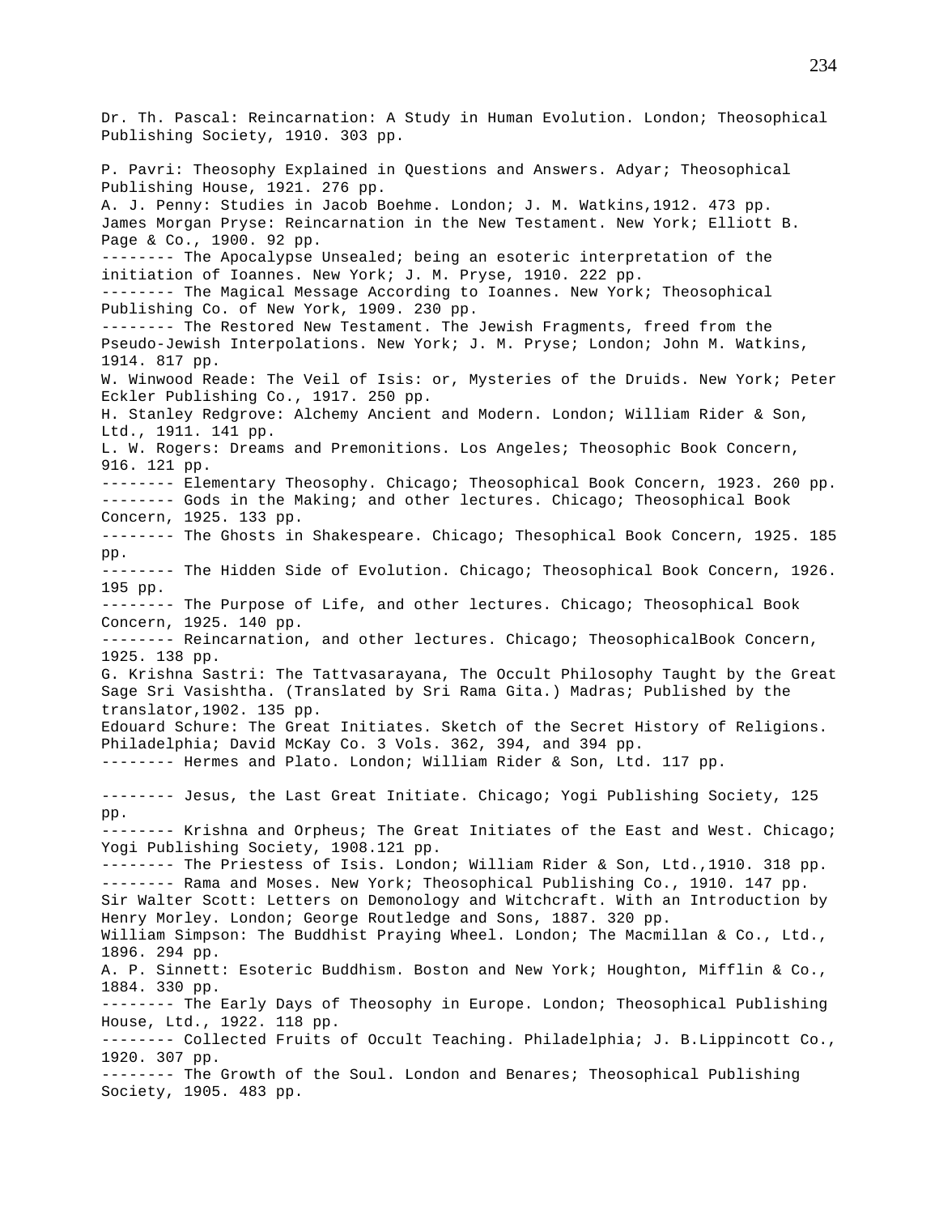Dr. Th. Pascal: Reincarnation: A Study in Human Evolution. London; Theosophical Publishing Society, 1910. 303 pp.

P. Pavri: Theosophy Explained in Questions and Answers. Adyar; Theosophical Publishing House, 1921. 276 pp.
A. J. Penny: Studies in Jacob Boehme. London; J. M. Watkins,1912. 473 pp.
James Morgan Pryse: Reincarnation in the New Testament. New York; Elliott B. Page & Co., 1900. 92 pp.
-------- The Apocalypse Unsealed; being an esoteric interpretation of the initiation of Ioannes. New York; J. M. Pryse, 1910. 222 pp.
-------- The Magical Message According to Ioannes. New York; Theosophical Publishing Co. of New York, 1909. 230 pp.
-------- The Restored New Testament. The Jewish Fragments, freed from the Pseudo-Jewish Interpolations. New York; J. M. Pryse; London; John M. Watkins, 1914. 817 pp.
W. Winwood Reade: The Veil of Isis: or, Mysteries of the Druids. New York; Peter Eckler Publishing Co., 1917. 250 pp.
H. Stanley Redgrove: Alchemy Ancient and Modern. London; William Rider & Son, Ltd., 1911. 141 pp.
L. W. Rogers: Dreams and Premonitions. Los Angeles; Theosophic Book Concern, 916. 121 pp.
-------- Elementary Theosophy. Chicago; Theosophical Book Concern, 1923. 260 pp.
-------- Gods in the Making; and other lectures. Chicago; Theosophical Book Concern, 1925. 133 pp.
-------- The Ghosts in Shakespeare. Chicago; Thesophical Book Concern, 1925. 185 pp.
-------- The Hidden Side of Evolution. Chicago; Theosophical Book Concern, 1926. 195 pp.
-------- The Purpose of Life, and other lectures. Chicago; Theosophical Book Concern, 1925. 140 pp.
-------- Reincarnation, and other lectures. Chicago; TheosophicalBook Concern, 1925. 138 pp.
G. Krishna Sastri: The Tattvasarayana, The Occult Philosophy Taught by the Great Sage Sri Vasishtha. (Translated by Sri Rama Gita.) Madras; Published by the translator,1902. 135 pp.
Edouard Schure: The Great Initiates. Sketch of the Secret History of Religions. Philadelphia; David McKay Co. 3 Vols. 362, 394, and 394 pp.
-------- Hermes and Plato. London; William Rider & Son, Ltd. 117 pp.

-------- Jesus, the Last Great Initiate. Chicago; Yogi Publishing Society, 125 pp.
-------- Krishna and Orpheus; The Great Initiates of the East and West. Chicago; Yogi Publishing Society, 1908.121 pp.
-------- The Priestess of Isis. London; William Rider & Son, Ltd.,1910. 318 pp.
-------- Rama and Moses. New York; Theosophical Publishing Co., 1910. 147 pp.
Sir Walter Scott: Letters on Demonology and Witchcraft. With an Introduction by Henry Morley. London; George Routledge and Sons, 1887. 320 pp.
William Simpson: The Buddhist Praying Wheel. London; The Macmillan & Co., Ltd., 1896. 294 pp.
A. P. Sinnett: Esoteric Buddhism. Boston and New York; Houghton, Mifflin & Co., 1884. 330 pp.
-------- The Early Days of Theosophy in Europe. London; Theosophical Publishing House, Ltd., 1922. 118 pp.
-------- Collected Fruits of Occult Teaching. Philadelphia; J. B.Lippincott Co., 1920. 307 pp.
-------- The Growth of the Soul. London and Benares; Theosophical Publishing Society, 1905. 483 pp.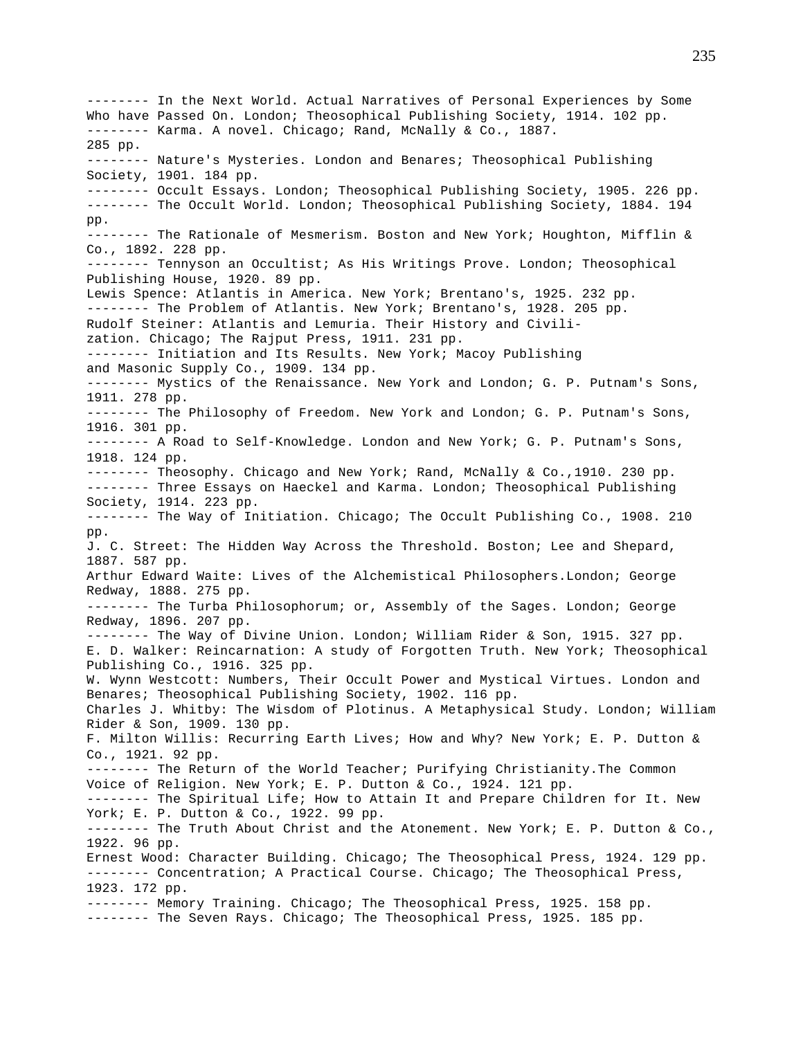-------- In the Next World. Actual Narratives of Personal Experiences by Some Who have Passed On. London; Theosophical Publishing Society, 1914. 102 pp.

-------- Karma. A novel. Chicago; Rand, McNally & Co., 1887. 285 pp.

-------- Nature's Mysteries. London and Benares; Theosophical Publishing Society, 1901. 184 pp.

-------- Occult Essays. London; Theosophical Publishing Society, 1905. 226 pp.

-------- The Occult World. London; Theosophical Publishing Society, 1884. 194 pp.

-------- The Rationale of Mesmerism. Boston and New York; Houghton, Mifflin & Co., 1892. 228 pp.

-------- Tennyson an Occultist; As His Writings Prove. London; Theosophical Publishing House, 1920. 89 pp.

Lewis Spence: Atlantis in America. New York; Brentano's, 1925. 232 pp.

-------- The Problem of Atlantis. New York; Brentano's, 1928. 205 pp.

Rudolf Steiner: Atlantis and Lemuria. Their History and Civilization. Chicago; The Rajput Press, 1911. 231 pp.

-------- Initiation and Its Results. New York; Macoy Publishing and Masonic Supply Co., 1909. 134 pp.

-------- Mystics of the Renaissance. New York and London; G. P. Putnam's Sons, 1911. 278 pp.

-------- The Philosophy of Freedom. New York and London; G. P. Putnam's Sons, 1916. 301 pp.

-------- A Road to Self-Knowledge. London and New York; G. P. Putnam's Sons, 1918. 124 pp.

-------- Theosophy. Chicago and New York; Rand, McNally & Co.,1910. 230 pp.

-------- Three Essays on Haeckel and Karma. London; Theosophical Publishing Society, 1914. 223 pp.

-------- The Way of Initiation. Chicago; The Occult Publishing Co., 1908. 210 pp.

J. C. Street: The Hidden Way Across the Threshold. Boston; Lee and Shepard, 1887. 587 pp.

Arthur Edward Waite: Lives of the Alchemistical Philosophers.London; George Redway, 1888. 275 pp.

-------- The Turba Philosophorum; or, Assembly of the Sages. London; George Redway, 1896. 207 pp.

-------- The Way of Divine Union. London; William Rider & Son, 1915. 327 pp.

E. D. Walker: Reincarnation: A study of Forgotten Truth. New York; Theosophical Publishing Co., 1916. 325 pp.

W. Wynn Westcott: Numbers, Their Occult Power and Mystical Virtues. London and Benares; Theosophical Publishing Society, 1902. 116 pp.

Charles J. Whitby: The Wisdom of Plotinus. A Metaphysical Study. London; William Rider & Son, 1909. 130 pp.

F. Milton Willis: Recurring Earth Lives; How and Why? New York; E. P. Dutton & Co., 1921. 92 pp.

-------- The Return of the World Teacher; Purifying Christianity.The Common Voice of Religion. New York; E. P. Dutton & Co., 1924. 121 pp.

-------- The Spiritual Life; How to Attain It and Prepare Children for It. New York; E. P. Dutton & Co., 1922. 99 pp.

-------- The Truth About Christ and the Atonement. New York; E. P. Dutton & Co., 1922. 96 pp.

Ernest Wood: Character Building. Chicago; The Theosophical Press, 1924. 129 pp.

-------- Concentration; A Practical Course. Chicago; The Theosophical Press, 1923. 172 pp.

-------- Memory Training. Chicago; The Theosophical Press, 1925. 158 pp.

-------- The Seven Rays. Chicago; The Theosophical Press, 1925. 185 pp.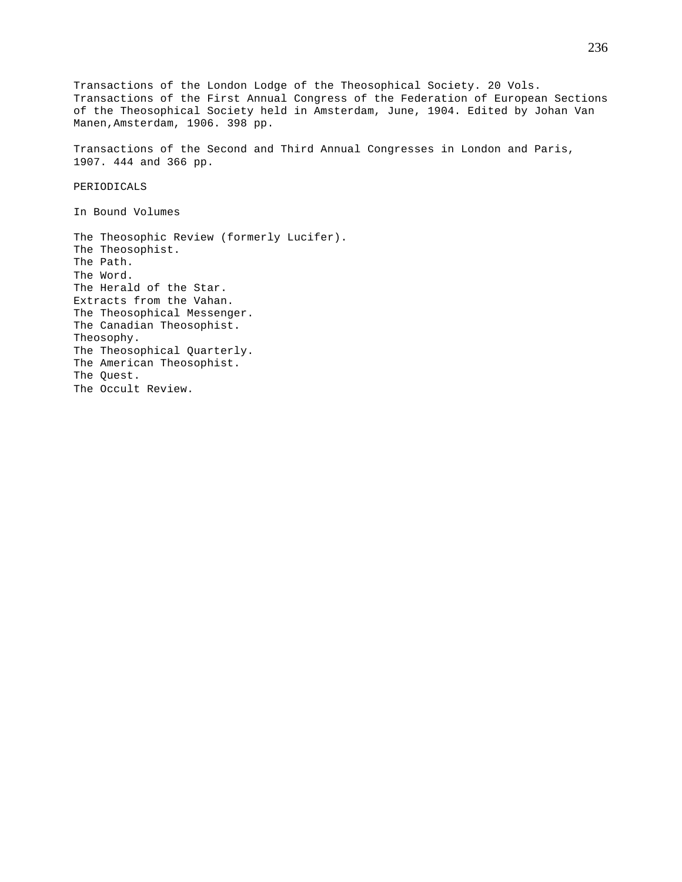Transactions of the London Lodge of the Theosophical Society. 20 Vols.
Transactions of the First Annual Congress of the Federation of European Sections of the Theosophical Society held in Amsterdam, June, 1904. Edited by Johan Van Manen,Amsterdam, 1906. 398 pp.

Transactions of the Second and Third Annual Congresses in London and Paris, 1907. 444 and 366 pp.

PERIODICALS

In Bound Volumes

The Theosophic Review (formerly Lucifer).
The Theosophist.
The Path.
The Word.
The Herald of the Star.
Extracts from the Vahan.
The Theosophical Messenger.
The Canadian Theosophist.
Theosophy.
The Theosophical Quarterly.
The American Theosophist.
The Quest.
The Occult Review.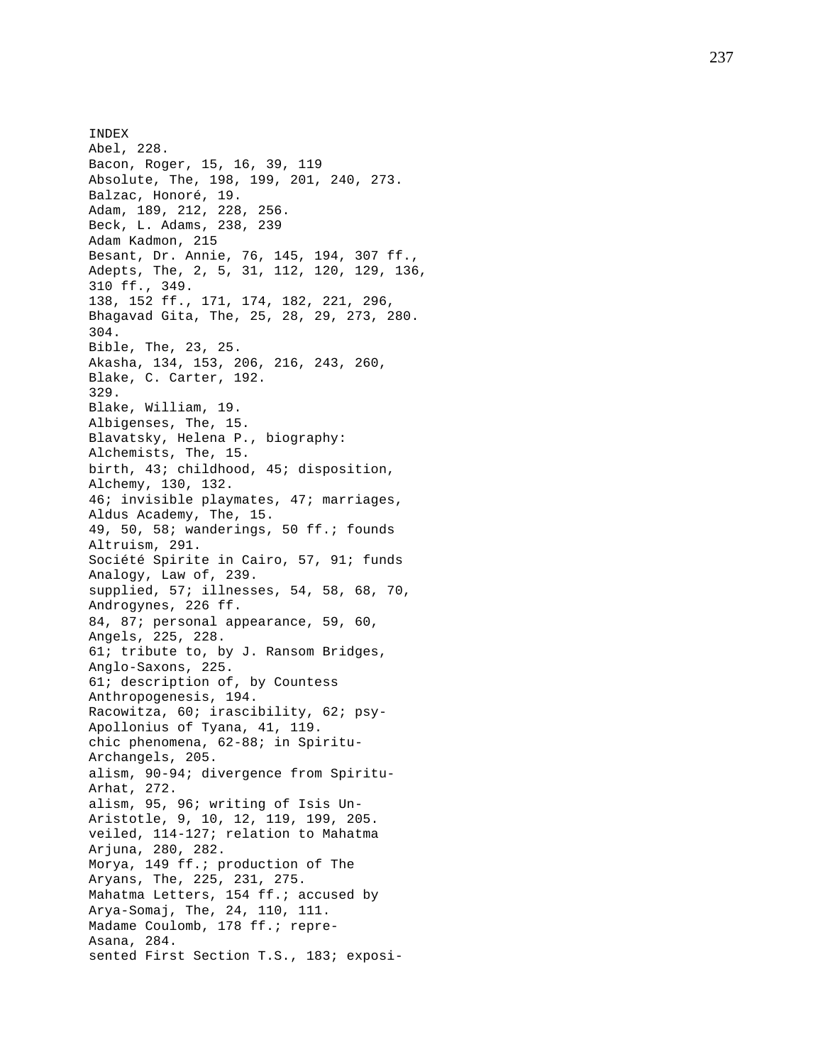INDEX

Abel, 228.
Absolute, The, 198, 199, 201, 240, 273.
Adam, 189, 212, 228, 256.
Adam Kadmon, 215
Adepts, The, 2, 5, 31, 112, 120, 129, 136, 138, 152 ff., 171, 174, 182, 221, 296, 304.
Akasha, 134, 153, 206, 216, 243, 260, 329.
Albigenses, The, 15.
Alchemists, The, 15.
Alchemy, 130, 132.
Aldus Academy, The, 15.
Altruism, 291.
Analogy, Law of, 239.
Androgynes, 226 ff.
Angels, 225, 228.
Anglo-Saxons, 225.
Anthropogenesis, 194.
Apollonius of Tyana, 41, 119.
Archangels, 205.
Arhat, 272.
Aristotle, 9, 10, 12, 119, 199, 205.
Arjuna, 280, 282.
Aryans, The, 225, 231, 275.
Arya-Somaj, The, 24, 110, 111.
Asana, 284.

Bacon, Roger, 15, 16, 39, 119
Balzac, Honoré, 19.
Beck, L. Adams, 238, 239
Besant, Dr. Annie, 76, 145, 194, 307 ff., 310 ff., 349.
Bhagavad Gita, The, 25, 28, 29, 273, 280.
Bible, The, 23, 25.
Blake, C. Carter, 192.
Blake, William, 19.
Blavatsky, Helena P., biography:
birth, 43; childhood, 45; disposition, 46; invisible playmates, 47; marriages, 49, 50, 58; wanderings, 50 ff.; founds Société Spirite in Cairo, 57, 91; funds supplied, 57; illnesses, 54, 58, 68, 70, 84, 87; personal appearance, 59, 60, 61; tribute to, by J. Ransom Bridges, 61; description of, by Countess Racowitza, 60; irascibility, 62; psychic phenomena, 62-88; in Spiritualism, 90-94; divergence from Spiritualism, 95, 96; writing of Isis Unveiled, 114-127; relation to Mahatma Morya, 149 ff.; production of The Mahatma Letters, 154 ff.; accused by Madame Coulomb, 178 ff.; represented First Section T.S., 183; exposi-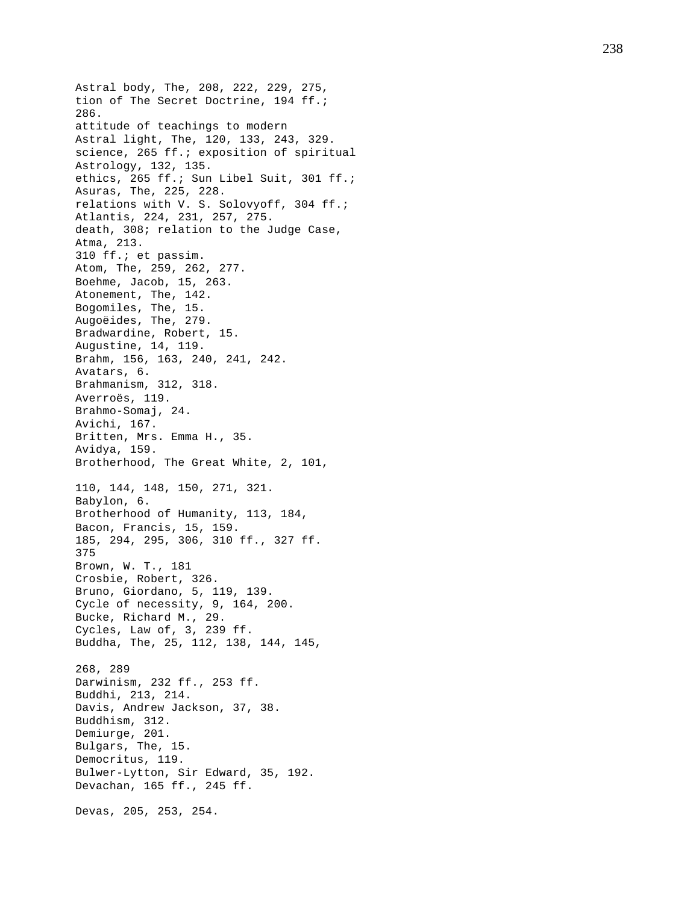Astral body, The, 208, 222, 229, 275,
tion of The Secret Doctrine, 194 ff.;
286.
attitude of teachings to modern
Astral light, The, 120, 133, 243, 329.
science, 265 ff.; exposition of spiritual
Astrology, 132, 135.
ethics, 265 ff.; Sun Libel Suit, 301 ff.;
Asuras, The, 225, 228.
relations with V. S. Solovyoff, 304 ff.;
Atlantis, 224, 231, 257, 275.
death, 308; relation to the Judge Case,
Atma, 213.
310 ff.; et passim.
Atom, The, 259, 262, 277.
Boehme, Jacob, 15, 263.
Atonement, The, 142.
Bogomiles, The, 15.
Augoëides, The, 279.
Bradwardine, Robert, 15.
Augustine, 14, 119.
Brahm, 156, 163, 240, 241, 242.
Avatars, 6.
Brahmanism, 312, 318.
Averroës, 119.
Brahmo-Somaj, 24.
Avichi, 167.
Britten, Mrs. Emma H., 35.
Avidya, 159.
Brotherhood, The Great White, 2, 101,

110, 144, 148, 150, 271, 321.
Babylon, 6.
Brotherhood of Humanity, 113, 184,
Bacon, Francis, 15, 159.
185, 294, 295, 306, 310 ff., 327 ff.
375
Brown, W. T., 181
Crosbie, Robert, 326.
Bruno, Giordano, 5, 119, 139.
Cycle of necessity, 9, 164, 200.
Bucke, Richard M., 29.
Cycles, Law of, 3, 239 ff.
Buddha, The, 25, 112, 138, 144, 145,

268, 289
Darwinism, 232 ff., 253 ff.
Buddhi, 213, 214.
Davis, Andrew Jackson, 37, 38.
Buddhism, 312.
Demiurge, 201.
Bulgars, The, 15.
Democritus, 119.
Bulwer-Lytton, Sir Edward, 35, 192.
Devachan, 165 ff., 245 ff.

Devas, 205, 253, 254.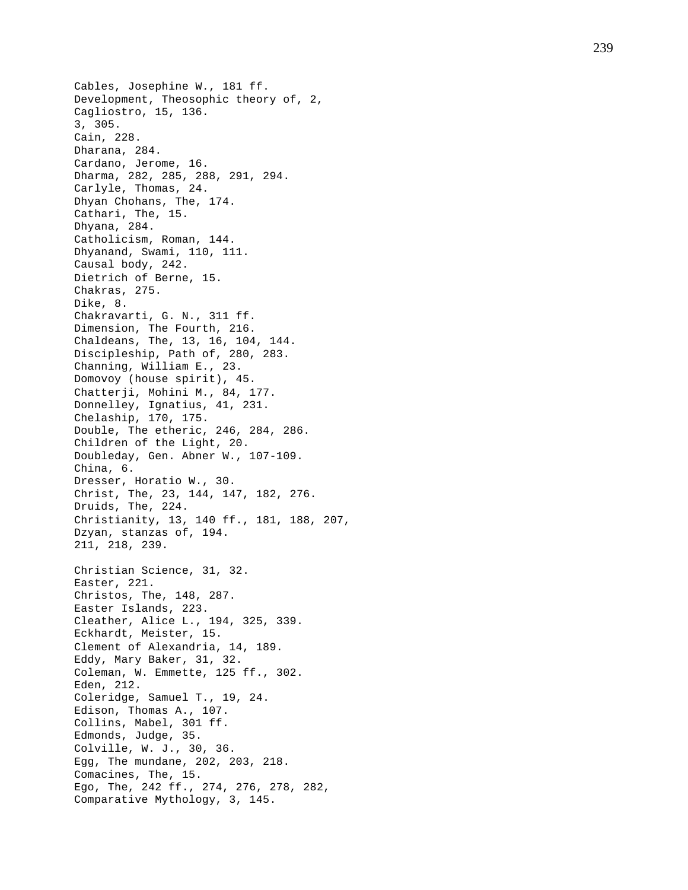Cables, Josephine W., 181 ff.
Development, Theosophic theory of, 2,
Cagliostro, 15, 136.
3, 305.
Cain, 228.
Dharana, 284.
Cardano, Jerome, 16.
Dharma, 282, 285, 288, 291, 294.
Carlyle, Thomas, 24.
Dhyan Chohans, The, 174.
Cathari, The, 15.
Dhyana, 284.
Catholicism, Roman, 144.
Dhyanand, Swami, 110, 111.
Causal body, 242.
Dietrich of Berne, 15.
Chakras, 275.
Dike, 8.
Chakravarti, G. N., 311 ff.
Dimension, The Fourth, 216.
Chaldeans, The, 13, 16, 104, 144.
Discipleship, Path of, 280, 283.
Channing, William E., 23.
Domovoy (house spirit), 45.
Chatterji, Mohini M., 84, 177.
Donnelley, Ignatius, 41, 231.
Chelaship, 170, 175.
Double, The etheric, 246, 284, 286.
Children of the Light, 20.
Doubleday, Gen. Abner W., 107-109.
China, 6.
Dresser, Horatio W., 30.
Christ, The, 23, 144, 147, 182, 276.
Druids, The, 224.
Christianity, 13, 140 ff., 181, 188, 207,
Dzyan, stanzas of, 194.
211, 218, 239.

Christian Science, 31, 32.
Easter, 221.
Christos, The, 148, 287.
Easter Islands, 223.
Cleather, Alice L., 194, 325, 339.
Eckhardt, Meister, 15.
Clement of Alexandria, 14, 189.
Eddy, Mary Baker, 31, 32.
Coleman, W. Emmette, 125 ff., 302.
Eden, 212.
Coleridge, Samuel T., 19, 24.
Edison, Thomas A., 107.
Collins, Mabel, 301 ff.
Edmonds, Judge, 35.
Colville, W. J., 30, 36.
Egg, The mundane, 202, 203, 218.
Comacines, The, 15.
Ego, The, 242 ff., 274, 276, 278, 282,
Comparative Mythology, 3, 145.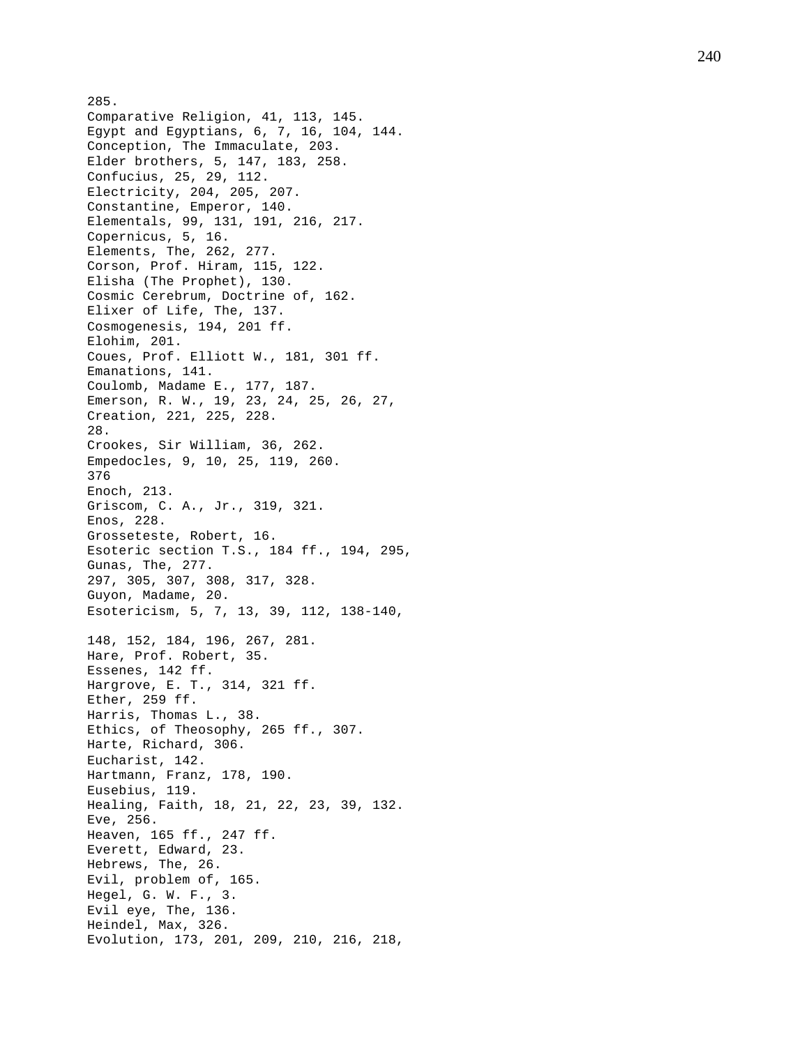285.
Comparative Religion, 41, 113, 145.
Egypt and Egyptians, 6, 7, 16, 104, 144.
Conception, The Immaculate, 203.
Elder brothers, 5, 147, 183, 258.
Confucius, 25, 29, 112.
Electricity, 204, 205, 207.
Constantine, Emperor, 140.
Elementals, 99, 131, 191, 216, 217.
Copernicus, 5, 16.
Elements, The, 262, 277.
Corson, Prof. Hiram, 115, 122.
Elisha (The Prophet), 130.
Cosmic Cerebrum, Doctrine of, 162.
Elixer of Life, The, 137.
Cosmogenesis, 194, 201 ff.
Elohim, 201.
Coues, Prof. Elliott W., 181, 301 ff.
Emanations, 141.
Coulomb, Madame E., 177, 187.
Emerson, R. W., 19, 23, 24, 25, 26, 27,
Creation, 221, 225, 228.
28.
Crookes, Sir William, 36, 262.
Empedocles, 9, 10, 25, 119, 260.
376
Enoch, 213.
Griscom, C. A., Jr., 319, 321.
Enos, 228.
Grosseteste, Robert, 16.
Esoteric section T.S., 184 ff., 194, 295,
Gunas, The, 277.
297, 305, 307, 308, 317, 328.
Guyon, Madame, 20.
Esotericism, 5, 7, 13, 39, 112, 138-140,

148, 152, 184, 196, 267, 281.
Hare, Prof. Robert, 35.
Essenes, 142 ff.
Hargrove, E. T., 314, 321 ff.
Ether, 259 ff.
Harris, Thomas L., 38.
Ethics, of Theosophy, 265 ff., 307.
Harte, Richard, 306.
Eucharist, 142.
Hartmann, Franz, 178, 190.
Eusebius, 119.
Healing, Faith, 18, 21, 22, 23, 39, 132.
Eve, 256.
Heaven, 165 ff., 247 ff.
Everett, Edward, 23.
Hebrews, The, 26.
Evil, problem of, 165.
Hegel, G. W. F., 3.
Evil eye, The, 136.
Heindel, Max, 326.
Evolution, 173, 201, 209, 210, 216, 218,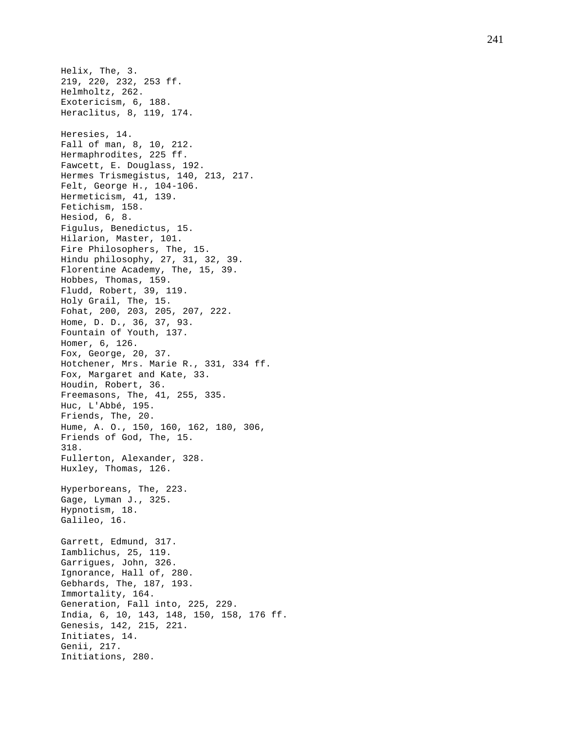Helix, The, 3.
219, 220, 232, 253 ff.
Helmholtz, 262.
Exotericism, 6, 188.
Heraclitus, 8, 119, 174.

Heresies, 14.
Fall of man, 8, 10, 212.
Hermaphrodites, 225 ff.
Fawcett, E. Douglass, 192.
Hermes Trismegistus, 140, 213, 217.
Felt, George H., 104-106.
Hermeticism, 41, 139.
Fetichism, 158.
Hesiod, 6, 8.
Figulus, Benedictus, 15.
Hilarion, Master, 101.
Fire Philosophers, The, 15.
Hindu philosophy, 27, 31, 32, 39.
Florentine Academy, The, 15, 39.
Hobbes, Thomas, 159.
Fludd, Robert, 39, 119.
Holy Grail, The, 15.
Fohat, 200, 203, 205, 207, 222.
Home, D. D., 36, 37, 93.
Fountain of Youth, 137.
Homer, 6, 126.
Fox, George, 20, 37.
Hotchener, Mrs. Marie R., 331, 334 ff.
Fox, Margaret and Kate, 33.
Houdin, Robert, 36.
Freemasons, The, 41, 255, 335.
Huc, L'Abbé, 195.
Friends, The, 20.
Hume, A. O., 150, 160, 162, 180, 306,
Friends of God, The, 15.
318.
Fullerton, Alexander, 328.
Huxley, Thomas, 126.

Hyperboreans, The, 223.
Gage, Lyman J., 325.
Hypnotism, 18.
Galileo, 16.

Garrett, Edmund, 317.
Iamblichus, 25, 119.
Garrigues, John, 326.
Ignorance, Hall of, 280.
Gebhards, The, 187, 193.
Immortality, 164.
Generation, Fall into, 225, 229.
India, 6, 10, 143, 148, 150, 158, 176 ff.
Genesis, 142, 215, 221.
Initiates, 14.
Genii, 217.
Initiations, 280.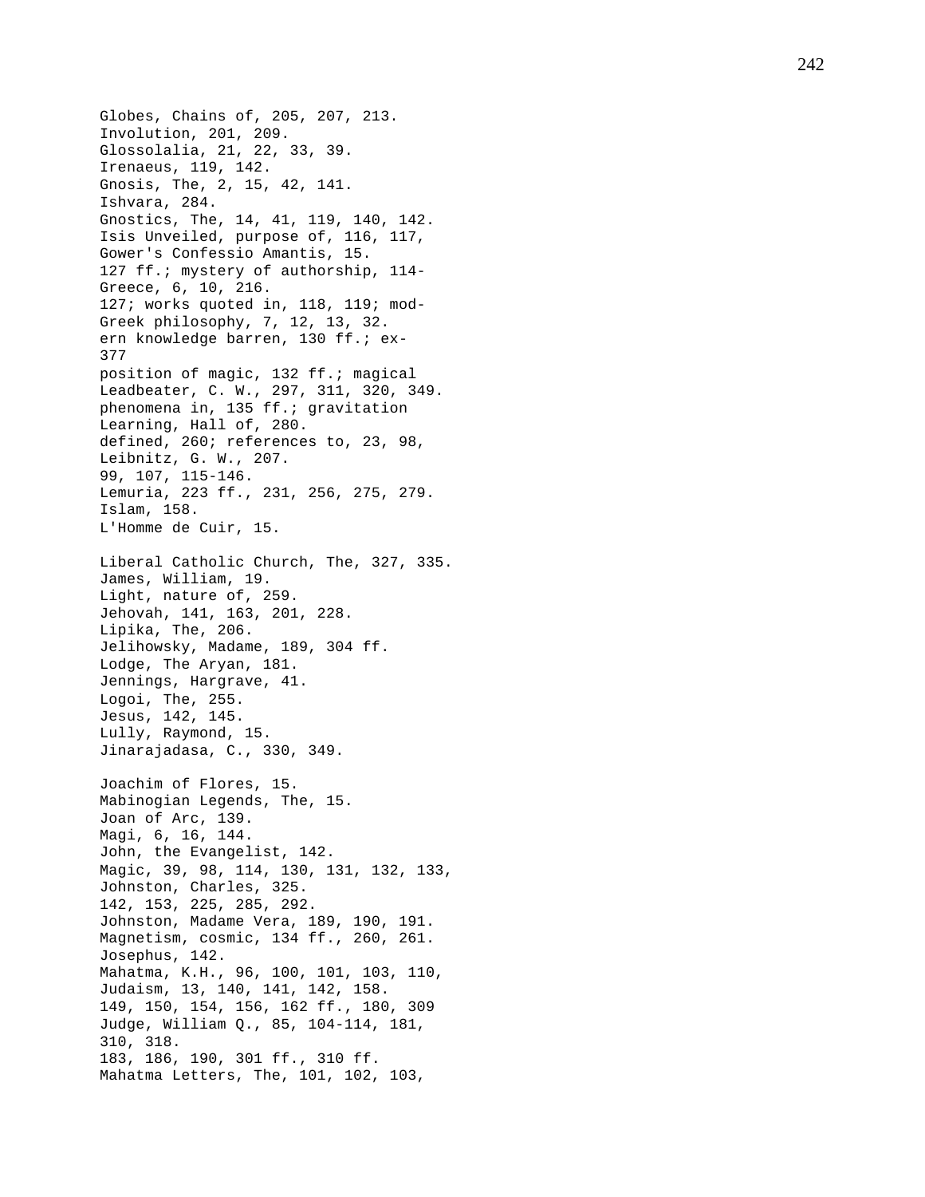Globes, Chains of, 205, 207, 213.
Glossolalia, 21, 22, 33, 39.
Gnosis, The, 2, 15, 42, 141.
Gnostics, The, 14, 41, 119, 140, 142.
Gower's Confessio Amantis, 15.
Greece, 6, 10, 216.
Greek philosophy, 7, 12, 13, 32.

Involution, 201, 209.
Irenaeus, 119, 142.
Ishvara, 284.
Isis Unveiled, purpose of, 116, 117, 127 ff.; mystery of authorship, 114-127; works quoted in, 118, 119; modern knowledge barren, 130 ff.; exposition of magic, 132 ff.; magical phenomena in, 135 ff.; gravitation defined, 260; references to, 23, 98, 99, 107, 115-146.
Islam, 158.

James, William, 19.
Jehovah, 141, 163, 201, 228.
Jelihowsky, Madame, 189, 304 ff.
Jennings, Hargrave, 41.
Jesus, 142, 145.
Jinarajadasa, C., 330, 349.

Joachim of Flores, 15.
Joan of Arc, 139.
John, the Evangelist, 142.
Johnston, Charles, 325.
Johnston, Madame Vera, 189, 190, 191.
Josephus, 142.
Judaism, 13, 140, 141, 142, 158.
Judge, William Q., 85, 104-114, 181, 183, 186, 190, 301 ff., 310 ff.

Leadbeater, C. W., 297, 311, 320, 349.
Learning, Hall of, 280.
Leibnitz, G. W., 207.
Lemuria, 223 ff., 231, 256, 275, 279.
L'Homme de Cuir, 15.

Liberal Catholic Church, The, 327, 335.
Light, nature of, 259.
Lipika, The, 206.
Lodge, The Aryan, 181.
Logoi, The, 255.
Lully, Raymond, 15.

Mabinogian Legends, The, 15.
Magi, 6, 16, 144.
Magic, 39, 98, 114, 130, 131, 132, 133, 142, 153, 225, 285, 292.
Magnetism, cosmic, 134 ff., 260, 261.
Mahatma, K.H., 96, 100, 101, 103, 110, 149, 150, 154, 156, 162 ff., 180, 309 310, 318.
Mahatma Letters, The, 101, 102, 103,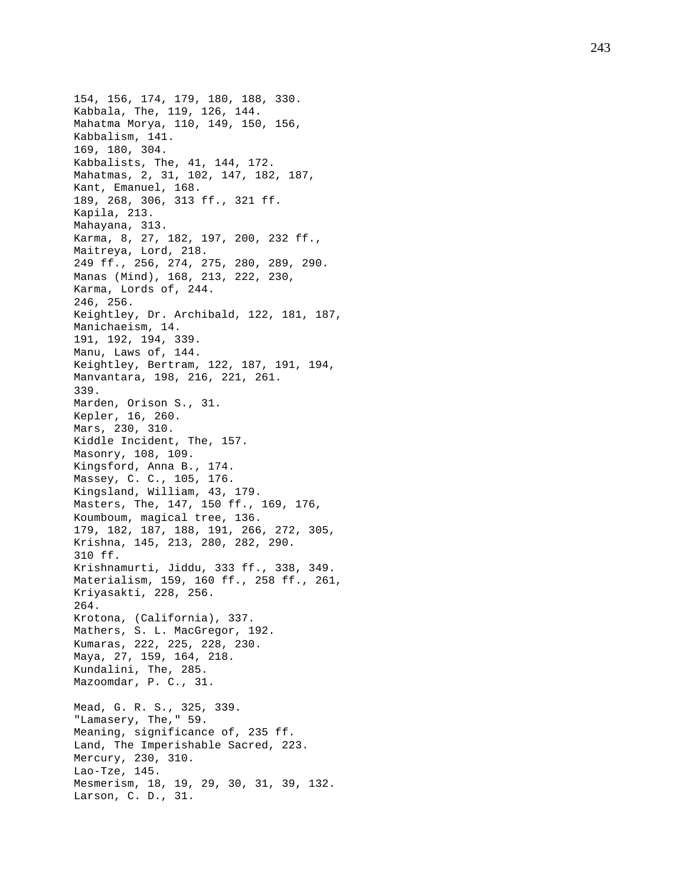154, 156, 174, 179, 180, 188, 330.
Kabbala, The, 119, 126, 144.
Mahatma Morya, 110, 149, 150, 156,
Kabbalism, 141.
169, 180, 304.
Kabbalists, The, 41, 144, 172.
Mahatmas, 2, 31, 102, 147, 182, 187,
Kant, Emanuel, 168.
189, 268, 306, 313 ff., 321 ff.
Kapila, 213.
Mahayana, 313.
Karma, 8, 27, 182, 197, 200, 232 ff.,
Maitreya, Lord, 218.
249 ff., 256, 274, 275, 280, 289, 290.
Manas (Mind), 168, 213, 222, 230,
Karma, Lords of, 244.
246, 256.
Keightley, Dr. Archibald, 122, 181, 187,
Manichaeism, 14.
191, 192, 194, 339.
Manu, Laws of, 144.
Keightley, Bertram, 122, 187, 191, 194,
Manvantara, 198, 216, 221, 261.
339.
Marden, Orison S., 31.
Kepler, 16, 260.
Mars, 230, 310.
Kiddle Incident, The, 157.
Masonry, 108, 109.
Kingsford, Anna B., 174.
Massey, C. C., 105, 176.
Kingsland, William, 43, 179.
Masters, The, 147, 150 ff., 169, 176,
Koumboum, magical tree, 136.
179, 182, 187, 188, 191, 266, 272, 305,
Krishna, 145, 213, 280, 282, 290.
310 ff.
Krishnamurti, Jiddu, 333 ff., 338, 349.
Materialism, 159, 160 ff., 258 ff., 261,
Kriyasakti, 228, 256.
264.
Krotona, (California), 337.
Mathers, S. L. MacGregor, 192.
Kumaras, 222, 225, 228, 230.
Maya, 27, 159, 164, 218.
Kundalini, The, 285.
Mazoomdar, P. C., 31.

Mead, G. R. S., 325, 339.
"Lamasery, The," 59.
Meaning, significance of, 235 ff.
Land, The Imperishable Sacred, 223.
Mercury, 230, 310.
Lao-Tze, 145.
Mesmerism, 18, 19, 29, 30, 31, 39, 132.
Larson, C. D., 31.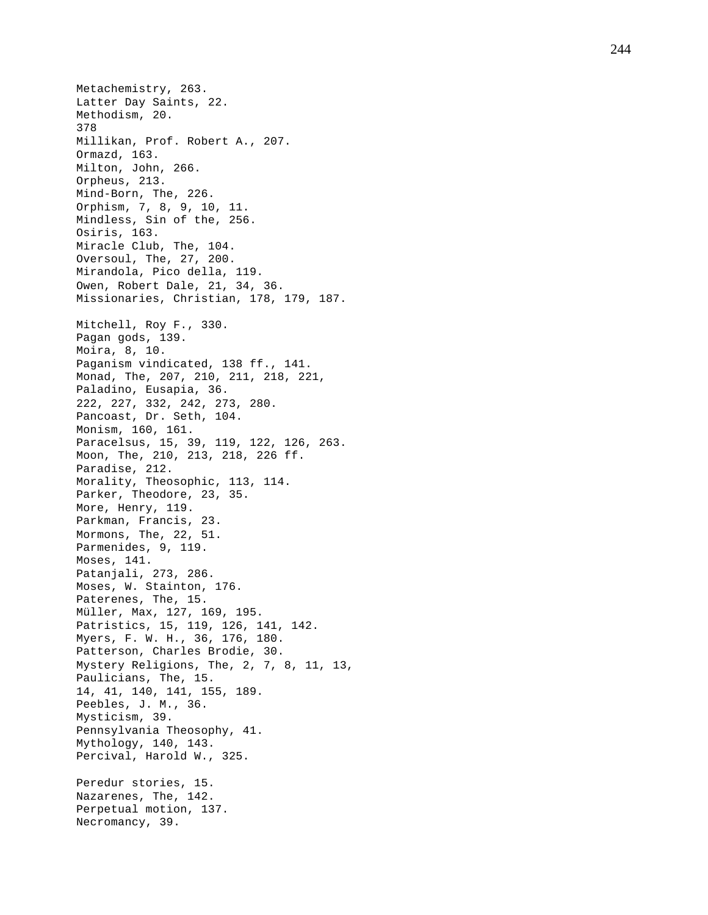Metachemistry, 263.
Latter Day Saints, 22.
Methodism, 20.
378
Millikan, Prof. Robert A., 207.
Ormazd, 163.
Milton, John, 266.
Orpheus, 213.
Mind-Born, The, 226.
Orphism, 7, 8, 9, 10, 11.
Mindless, Sin of the, 256.
Osiris, 163.
Miracle Club, The, 104.
Oversoul, The, 27, 200.
Mirandola, Pico della, 119.
Owen, Robert Dale, 21, 34, 36.
Missionaries, Christian, 178, 179, 187.

Mitchell, Roy F., 330.
Pagan gods, 139.
Moira, 8, 10.
Paganism vindicated, 138 ff., 141.
Monad, The, 207, 210, 211, 218, 221,
Paladino, Eusapia, 36.
222, 227, 332, 242, 273, 280.
Pancoast, Dr. Seth, 104.
Monism, 160, 161.
Paracelsus, 15, 39, 119, 122, 126, 263.
Moon, The, 210, 213, 218, 226 ff.
Paradise, 212.
Morality, Theosophic, 113, 114.
Parker, Theodore, 23, 35.
More, Henry, 119.
Parkman, Francis, 23.
Mormons, The, 22, 51.
Parmenides, 9, 119.
Moses, 141.
Patanjali, 273, 286.
Moses, W. Stainton, 176.
Paterenes, The, 15.
Müller, Max, 127, 169, 195.
Patristics, 15, 119, 126, 141, 142.
Myers, F. W. H., 36, 176, 180.
Patterson, Charles Brodie, 30.
Mystery Religions, The, 2, 7, 8, 11, 13,
Paulicians, The, 15.
14, 41, 140, 141, 155, 189.
Peebles, J. M., 36.
Mysticism, 39.
Pennsylvania Theosophy, 41.
Mythology, 140, 143.
Percival, Harold W., 325.

Peredur stories, 15.
Nazarenes, The, 142.
Perpetual motion, 137.
Necromancy, 39.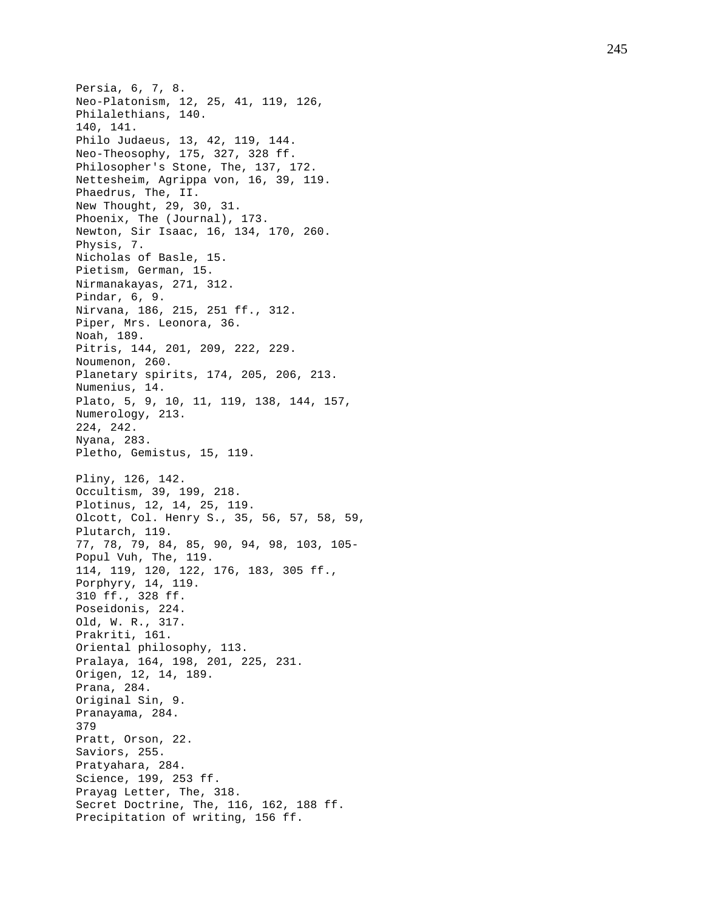Persia, 6, 7, 8.
Neo-Platonism, 12, 25, 41, 119, 126,
Philalethians, 140.
140, 141.
Philo Judaeus, 13, 42, 119, 144.
Neo-Theosophy, 175, 327, 328 ff.
Philosopher's Stone, The, 137, 172.
Nettesheim, Agrippa von, 16, 39, 119.
Phaedrus, The, II.
New Thought, 29, 30, 31.
Phoenix, The (Journal), 173.
Newton, Sir Isaac, 16, 134, 170, 260.
Physis, 7.
Nicholas of Basle, 15.
Pietism, German, 15.
Nirmanakayas, 271, 312.
Pindar, 6, 9.
Nirvana, 186, 215, 251 ff., 312.
Piper, Mrs. Leonora, 36.
Noah, 189.
Pitris, 144, 201, 209, 222, 229.
Noumenon, 260.
Planetary spirits, 174, 205, 206, 213.
Numenius, 14.
Plato, 5, 9, 10, 11, 119, 138, 144, 157,
Numerology, 213.
224, 242.
Nyana, 283.
Pletho, Gemistus, 15, 119.

Pliny, 126, 142.
Occultism, 39, 199, 218.
Plotinus, 12, 14, 25, 119.
Olcott, Col. Henry S., 35, 56, 57, 58, 59,
Plutarch, 119.
77, 78, 79, 84, 85, 90, 94, 98, 103, 105-
Popul Vuh, The, 119.
114, 119, 120, 122, 176, 183, 305 ff.,
Porphyry, 14, 119.
310 ff., 328 ff.
Poseidonis, 224.
Old, W. R., 317.
Prakriti, 161.
Oriental philosophy, 113.
Pralaya, 164, 198, 201, 225, 231.
Origen, 12, 14, 189.
Prana, 284.
Original Sin, 9.
Pranayama, 284.
379
Pratt, Orson, 22.
Saviors, 255.
Pratyahara, 284.
Science, 199, 253 ff.
Prayag Letter, The, 318.
Secret Doctrine, The, 116, 162, 188 ff.
Precipitation of writing, 156 ff.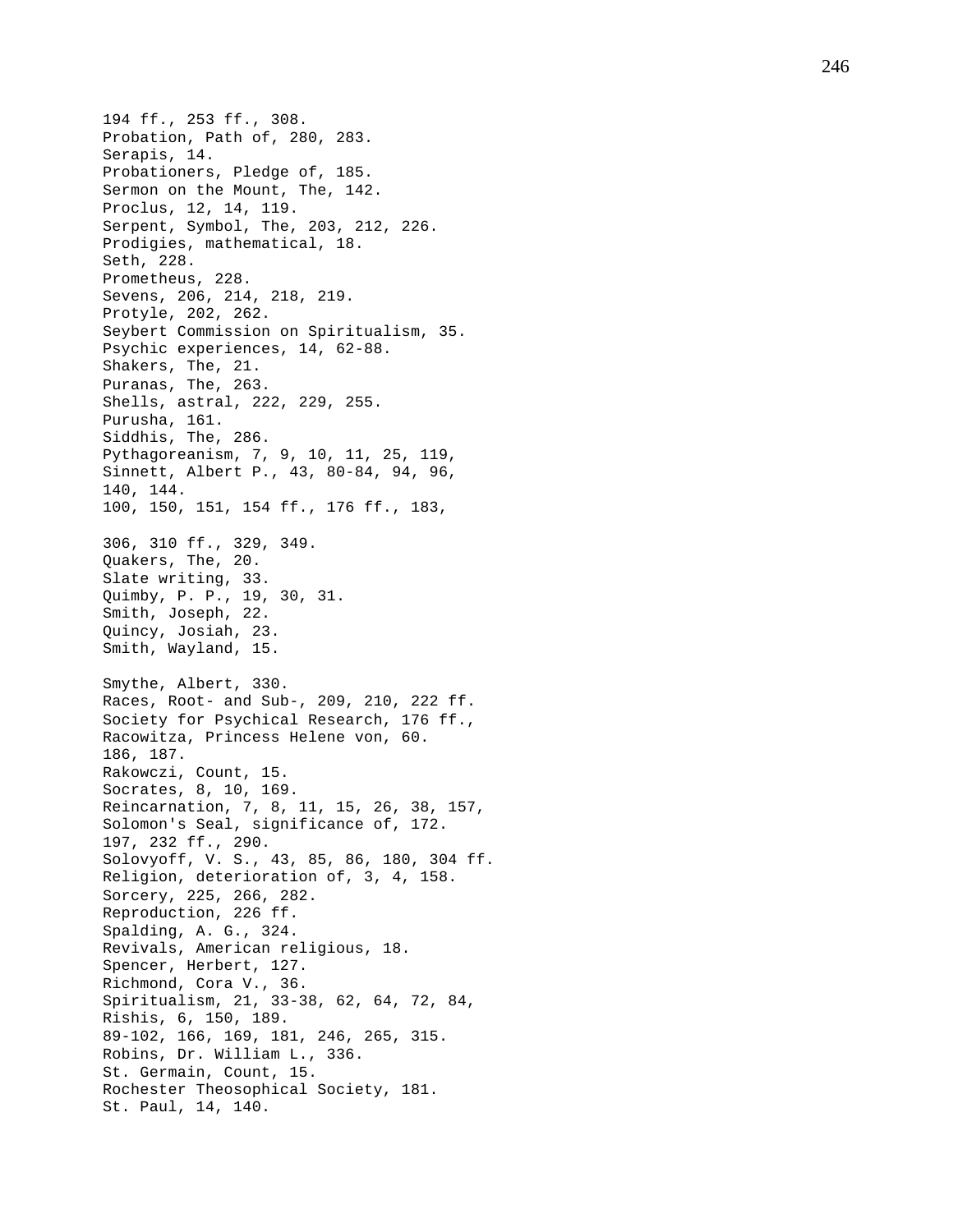194 ff., 253 ff., 308.
Probation, Path of, 280, 283.
Serapis, 14.
Probationers, Pledge of, 185.
Sermon on the Mount, The, 142.
Proclus, 12, 14, 119.
Serpent, Symbol, The, 203, 212, 226.
Prodigies, mathematical, 18.
Seth, 228.
Prometheus, 228.
Sevens, 206, 214, 218, 219.
Protyle, 202, 262.
Seybert Commission on Spiritualism, 35.
Psychic experiences, 14, 62-88.
Shakers, The, 21.
Puranas, The, 263.
Shells, astral, 222, 229, 255.
Purusha, 161.
Siddhis, The, 286.
Pythagoreanism, 7, 9, 10, 11, 25, 119,
Sinnett, Albert P., 43, 80-84, 94, 96,
140, 144.
100, 150, 151, 154 ff., 176 ff., 183,

306, 310 ff., 329, 349.
Quakers, The, 20.
Slate writing, 33.
Quimby, P. P., 19, 30, 31.
Smith, Joseph, 22.
Quincy, Josiah, 23.
Smith, Wayland, 15.

Smythe, Albert, 330.
Races, Root- and Sub-, 209, 210, 222 ff.
Society for Psychical Research, 176 ff.,
Racowitza, Princess Helene von, 60.
186, 187.
Rakowczi, Count, 15.
Socrates, 8, 10, 169.
Reincarnation, 7, 8, 11, 15, 26, 38, 157,
Solomon's Seal, significance of, 172.
197, 232 ff., 290.
Solovyoff, V. S., 43, 85, 86, 180, 304 ff.
Religion, deterioration of, 3, 4, 158.
Sorcery, 225, 266, 282.
Reproduction, 226 ff.
Spalding, A. G., 324.
Revivals, American religious, 18.
Spencer, Herbert, 127.
Richmond, Cora V., 36.
Spiritualism, 21, 33-38, 62, 64, 72, 84,
Rishis, 6, 150, 189.
89-102, 166, 169, 181, 246, 265, 315.
Robins, Dr. William L., 336.
St. Germain, Count, 15.
Rochester Theosophical Society, 181.
St. Paul, 14, 140.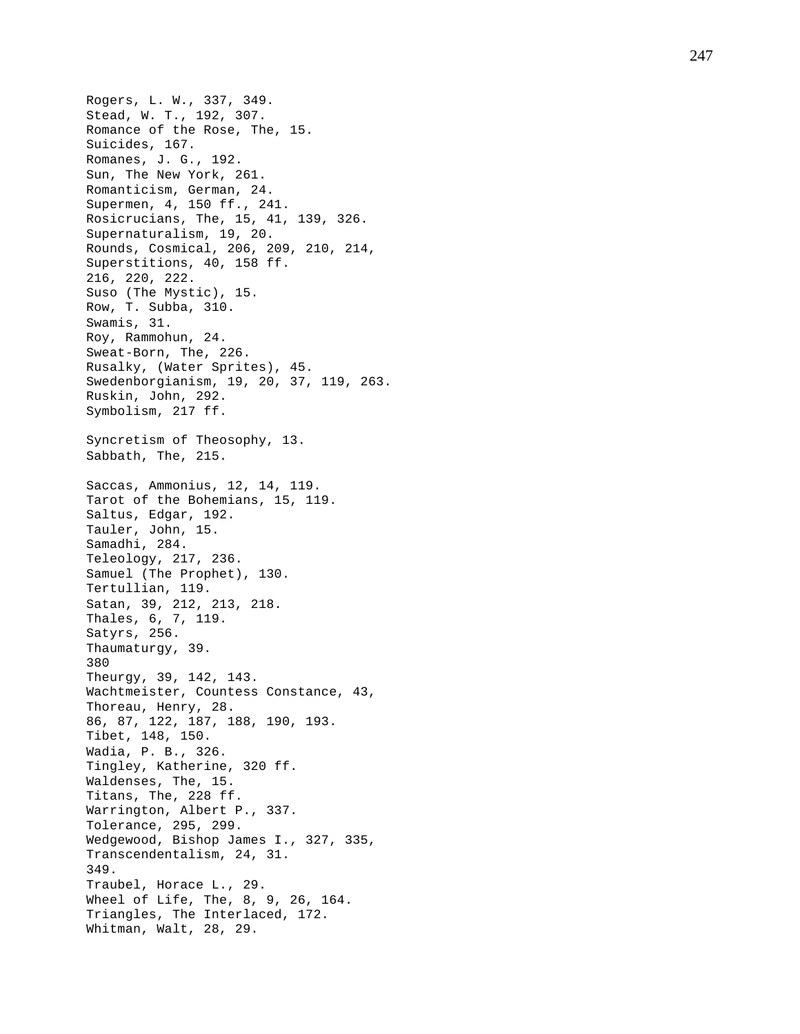Rogers, L. W., 337, 349.
Stead, W. T., 192, 307.
Romance of the Rose, The, 15.
Suicides, 167.
Romanes, J. G., 192.
Sun, The New York, 261.
Romanticism, German, 24.
Supermen, 4, 150 ff., 241.
Rosicrucians, The, 15, 41, 139, 326.
Supernaturalism, 19, 20.
Rounds, Cosmical, 206, 209, 210, 214,
Superstitions, 40, 158 ff.
216, 220, 222.
Suso (The Mystic), 15.
Row, T. Subba, 310.
Swamis, 31.
Roy, Rammohun, 24.
Sweat-Born, The, 226.
Rusalky, (Water Sprites), 45.
Swedenborgianism, 19, 20, 37, 119, 263.
Ruskin, John, 292.
Symbolism, 217 ff.

Syncretism of Theosophy, 13.
Sabbath, The, 215.

Saccas, Ammonius, 12, 14, 119.
Tarot of the Bohemians, 15, 119.
Saltus, Edgar, 192.
Tauler, John, 15.
Samadhi, 284.
Teleology, 217, 236.
Samuel (The Prophet), 130.
Tertullian, 119.
Satan, 39, 212, 213, 218.
Thales, 6, 7, 119.
Satyrs, 256.
Thaumaturgy, 39.
380
Theurgy, 39, 142, 143.
Wachtmeister, Countess Constance, 43,
Thoreau, Henry, 28.
86, 87, 122, 187, 188, 190, 193.
Tibet, 148, 150.
Wadia, P. B., 326.
Tingley, Katherine, 320 ff.
Waldenses, The, 15.
Titans, The, 228 ff.
Warrington, Albert P., 337.
Tolerance, 295, 299.
Wedgewood, Bishop James I., 327, 335,
Transcendentalism, 24, 31.
349.
Traubel, Horace L., 29.
Wheel of Life, The, 8, 9, 26, 164.
Triangles, The Interlaced, 172.
Whitman, Walt, 28, 29.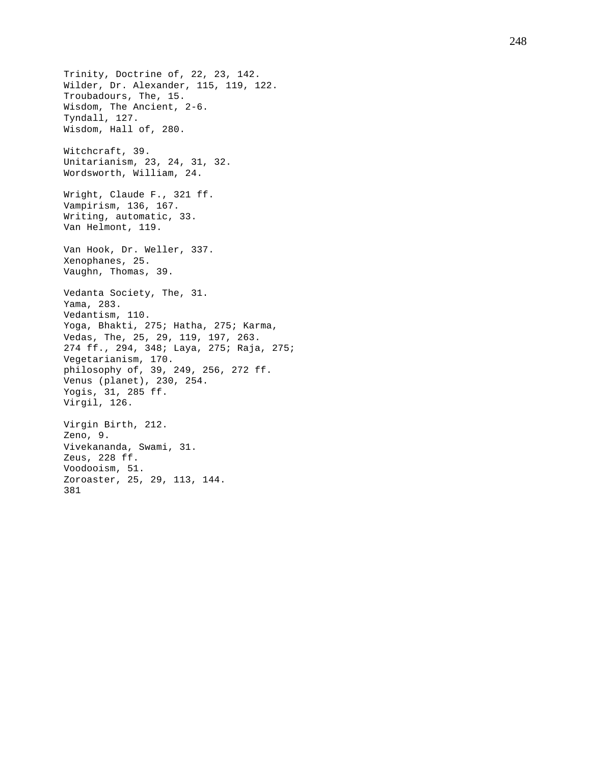Trinity, Doctrine of, 22, 23, 142.
Wilder, Dr. Alexander, 115, 119, 122.
Troubadours, The, 15.
Wisdom, The Ancient, 2-6.
Tyndall, 127.
Wisdom, Hall of, 280.

Witchcraft, 39.
Unitarianism, 23, 24, 31, 32.
Wordsworth, William, 24.

Wright, Claude F., 321 ff.
Vampirism, 136, 167.
Writing, automatic, 33.
Van Helmont, 119.

Van Hook, Dr. Weller, 337.
Xenophanes, 25.
Vaughn, Thomas, 39.

Vedanta Society, The, 31.
Yama, 283.
Vedantism, 110.
Yoga, Bhakti, 275; Hatha, 275; Karma,
Vedas, The, 25, 29, 119, 197, 263.
274 ff., 294, 348; Laya, 275; Raja, 275;
Vegetarianism, 170.
philosophy of, 39, 249, 256, 272 ff.
Venus (planet), 230, 254.
Yogis, 31, 285 ff.
Virgil, 126.

Virgin Birth, 212.
Zeno, 9.
Vivekananda, Swami, 31.
Zeus, 228 ff.
Voodooism, 51.
Zoroaster, 25, 29, 113, 144.
381